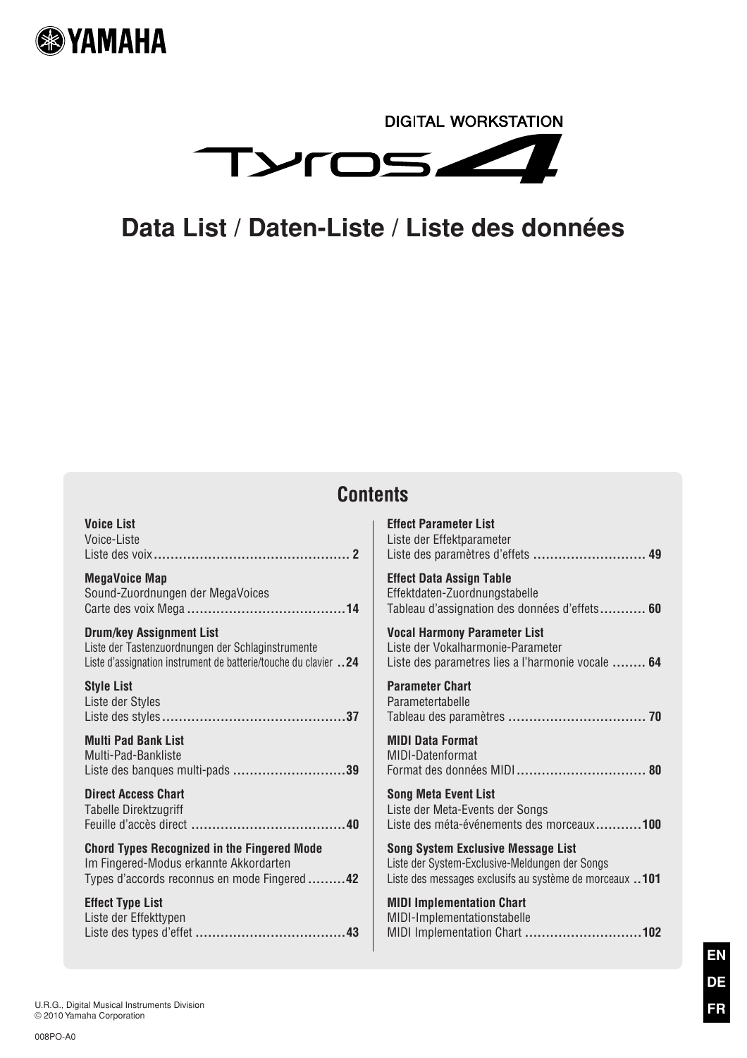YAMAHA

DIGITAL WORKSTATION

Tyros4

# Data List / Daten-Liste / Liste des données

## Contents

**Voice List**
Voice-Liste
Liste des voix .............................................. 2

**MegaVoice Map**
Sound-Zuordnungen der MegaVoices
Carte des voix Mega ......................................14

**Drum/key Assignment List**
Liste der Tastenzuordnungen der Schlaginstrumente
Liste d'assignation instrument de batterie/touche du clavier ..24

**Style List**
Liste der Styles
Liste des styles ............................................37

**Multi Pad Bank List**
Multi-Pad-Bankliste
Liste des banques multi-pads ..........................39

**Direct Access Chart**
Tabelle Direktzugriff
Feuille d'accès direct .....................................40

**Chord Types Recognized in the Fingered Mode**
Im Fingered-Modus erkannte Akkordarten
Types d'accords reconnus en mode Fingered .........42

**Effect Type List**
Liste der Effekttypen
Liste des types d'effet ....................................43

**Effect Parameter List**
Liste der Effektparameter
Liste des paramètres d'effets .......................... 49

**Effect Data Assign Table**
Effektdaten-Zuordnungstabelle
Tableau d'assignation des données d'effets........... 60

**Vocal Harmony Parameter List**
Liste der Vokalharmonie-Parameter
Liste des parametres lies a l'harmonie vocale ........ 64

**Parameter Chart**
Parametertabelle
Tableau des paramètres ................................. 70

**MIDI Data Format**
MIDI-Datenformat
Format des données MIDI ............................... 80

**Song Meta Event List**
Liste der Meta-Events der Songs
Liste des méta-événements des morceaux...........100

**Song System Exclusive Message List**
Liste der System-Exclusive-Meldungen der Songs
Liste des messages exclusifs au système de morceaux ..101

**MIDI Implementation Chart**
MIDI-Implementationstabelle
MIDI Implementation Chart ............................102

EN
DE
FR

U.R.G., Digital Musical Instruments Division
© 2010 Yamaha Corporation

008PO-A0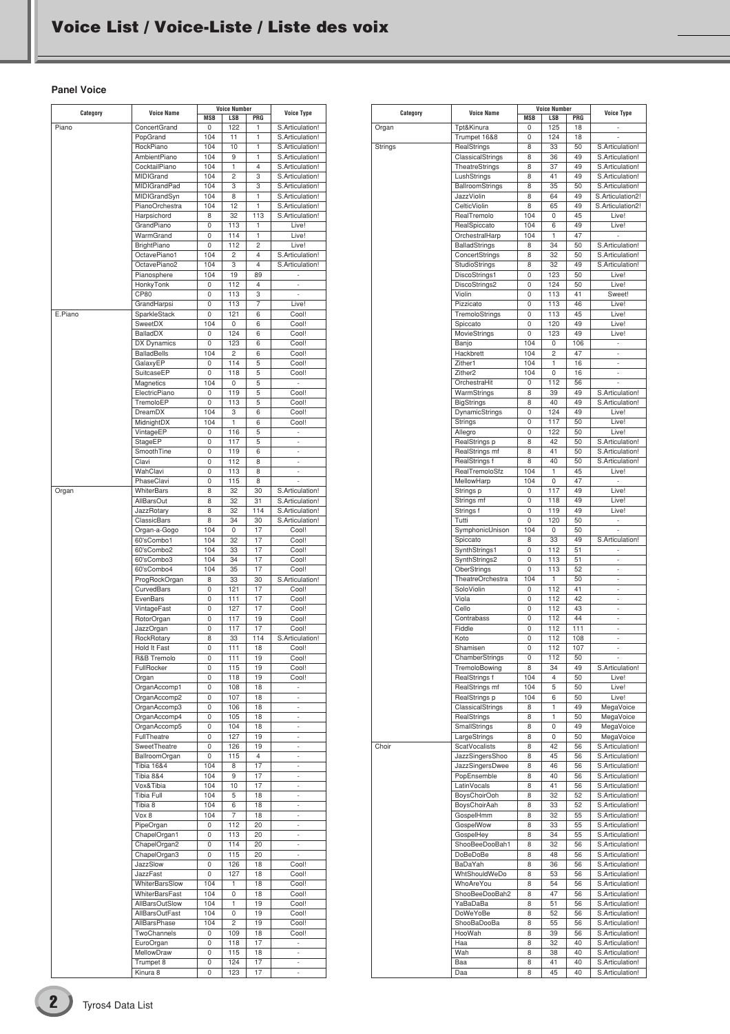# Voice List / Voice-Liste / Liste des voix

### Panel Voice

| Category | Voice Name | Voice Number | | | Voice Type |
|---|---|---|---|---|---|
| | | MSB | LSB | PRG | |
| Piano | ConcertGrand | 0 | 122 | 1 | S.Articulation! |
| | PopGrand | 104 | 11 | 1 | S.Articulation! |
| | RockPiano | 104 | 10 | 1 | S.Articulation! |
| | AmbientPiano | 104 | 9 | 1 | S.Articulation! |
| | CocktailPiano | 104 | 1 | 4 | S.Articulation! |
| | MIDIGrand | 104 | 2 | 3 | S.Articulation! |
| | MIDIGrandPad | 104 | 3 | 3 | S.Articulation! |
| | MIDIGrandSyn | 104 | 8 | 1 | S.Articulation! |
| | PianoOrchestra | 104 | 12 | 1 | S.Articulation! |
| | Harpsichord | 8 | 32 | 113 | S.Articulation! |
| | GrandPiano | 0 | 113 | 1 | Live! |
| | WarmGrand | 0 | 114 | 1 | Live! |
| | BrightPiano | 0 | 112 | 2 | Live! |
| | OctavePiano1 | 104 | 2 | 4 | S.Articulation! |
| | OctavePiano2 | 104 | 3 | 4 | S.Articulation! |
| | Pianosphere | 104 | 19 | 89 | - |
| | HonkyTonk | 0 | 112 | 4 | - |
| | CP80 | 0 | 113 | 3 | - |
| | GrandHarpsi | 0 | 113 | 7 | Live! |
| E.Piano | SparkleStack | 0 | 121 | 6 | Cool! |
| | SweetDX | 104 | 0 | 6 | Cool! |
| | BalladDX | 0 | 124 | 6 | Cool! |
| | DX Dynamics | 0 | 123 | 6 | Cool! |
| | BalladBells | 104 | 2 | 6 | Cool! |
| | GalaxyEP | 0 | 114 | 5 | Cool! |
| | SuitcaseEP | 0 | 118 | 5 | Cool! |
| | Magnetics | 104 | 0 | 5 | - |
| | ElectricPiano | 0 | 119 | 5 | Cool! |
| | TremoloEP | 0 | 113 | 5 | Cool! |
| | DreamDX | 104 | 3 | 6 | Cool! |
| | MidnightDX | 104 | 1 | 6 | Cool! |
| | VintageEP | 0 | 116 | 5 | - |
| | StageEP | 0 | 117 | 5 | - |
| | SmoothTine | 0 | 119 | 6 | - |
| | Clavi | 0 | 112 | 8 | - |
| | WahClavi | 0 | 113 | 8 | - |
| | PhaseClavi | 0 | 115 | 8 | - |
| Organ | WhiterBars | 8 | 32 | 30 | S.Articulation! |
| | AllBarsOut | 8 | 32 | 31 | S.Articulation! |
| | JazzRotary | 8 | 32 | 114 | S.Articulation! |
| | ClassicBars | 8 | 34 | 30 | S.Articulation! |
| | Organ-a-Gogo | 104 | 0 | 17 | Cool! |
| | 60'sCombo1 | 104 | 32 | 17 | Cool! |
| | 60'sCombo2 | 104 | 33 | 17 | Cool! |
| | 60'sCombo3 | 104 | 34 | 17 | Cool! |
| | 60'sCombo4 | 104 | 35 | 17 | Cool! |
| | ProgRockOrgan | 8 | 33 | 30 | S.Articulation! |
| | CurvedBars | 0 | 121 | 17 | Cool! |
| | EvenBars | 0 | 111 | 17 | Cool! |
| | VintageFast | 0 | 127 | 17 | Cool! |
| | RotorOrgan | 0 | 117 | 19 | Cool! |
| | JazzOrgan | 0 | 117 | 17 | Cool! |
| | RockRotary | 8 | 33 | 114 | S.Articulation! |
| | Hold It Fast | 0 | 111 | 18 | Cool! |
| | R&B Tremolo | 0 | 111 | 19 | Cool! |
| | FullRocker | 0 | 115 | 19 | Cool! |
| | Organ | 0 | 118 | 19 | Cool! |
| | OrganAccomp1 | 0 | 108 | 18 | - |
| | OrganAccomp2 | 0 | 107 | 18 | - |
| | OrganAccomp3 | 0 | 106 | 18 | - |
| | OrganAccomp4 | 0 | 105 | 18 | - |
| | OrganAccomp5 | 0 | 104 | 18 | - |
| | FullTheatre | 0 | 127 | 19 | - |
| | SweetTheatre | 0 | 126 | 19 | - |
| | BallroomOrgan | 0 | 115 | 4 | - |
| | Tibia 16&4 | 104 | 8 | 17 | - |
| | Tibia 8&4 | 104 | 9 | 17 | - |
| | Vox&Tibia | 104 | 10 | 17 | - |
| | Tibia Full | 104 | 5 | 18 | - |
| | Tibia 8 | 104 | 6 | 18 | - |
| | Vox 8 | 104 | 7 | 18 | - |
| | PipeOrgan | 0 | 112 | 20 | - |
| | ChapelOrgan1 | 0 | 113 | 20 | - |
| | ChapelOrgan2 | 0 | 114 | 20 | - |
| | ChapelOrgan3 | 0 | 115 | 20 | - |
| | JazzSlow | 0 | 126 | 18 | Cool! |
| | JazzFast | 0 | 127 | 18 | Cool! |
| | WhiterBarsSlow | 104 | 1 | 18 | Cool! |
| | WhiterBarsFast | 104 | 0 | 18 | Cool! |
| | AllBarsOutSlow | 104 | 1 | 19 | Cool! |
| | AllBarsOutFast | 104 | 0 | 19 | Cool! |
| | AllBarsPhase | 104 | 2 | 19 | Cool! |
| | TwoChannels | 0 | 109 | 18 | Cool! |
| | EuroOrgan | 0 | 118 | 17 | - |
| | MellowDraw | 0 | 115 | 18 | - |
| | Trumpet 8 | 0 | 124 | 17 | - |
| | Kinura 8 | 0 | 123 | 17 | - |
| Organ | Tpt&Kinura | 0 | 125 | 18 | - |
| | Trumpet 16&8 | 0 | 124 | 18 | - |
| Strings | RealStrings | 8 | 33 | 50 | S.Articulation! |
| | ClassicalStrings | 8 | 36 | 49 | S.Articulation! |
| | TheatreStrings | 8 | 37 | 49 | S.Articulation! |
| | LushStrings | 8 | 41 | 49 | S.Articulation! |
| | BallroomStrings | 8 | 35 | 50 | S.Articulation! |
| | JazzViolin | 8 | 64 | 49 | S.Articulation2! |
| | CelticViolin | 8 | 65 | 49 | S.Articulation2! |
| | RealTremolo | 104 | 0 | 45 | Live! |
| | RealSpiccato | 104 | 6 | 49 | Live! |
| | OrchestralHarp | 104 | 1 | 47 | - |
| | BalladStrings | 8 | 34 | 50 | S.Articulation! |
| | ConcertStrings | 8 | 32 | 50 | S.Articulation! |
| | StudioStrings | 8 | 32 | 49 | S.Articulation! |
| | DiscoStrings1 | 0 | 123 | 50 | Live! |
| | DiscoStrings2 | 0 | 124 | 50 | Live! |
| | Violin | 0 | 113 | 41 | Sweet! |
| | Pizzicato | 0 | 113 | 46 | Live! |
| | TremoloStrings | 0 | 113 | 45 | Live! |
| | Spiccato | 0 | 120 | 49 | Live! |
| | MovieStrings | 0 | 123 | 49 | Live! |
| | Banjo | 104 | 0 | 106 | - |
| | Hackbrett | 104 | 2 | 47 | - |
| | Zither1 | 104 | 1 | 16 | - |
| | Zither2 | 104 | 0 | 16 | - |
| | OrchestraHit | 0 | 112 | 56 | - |
| | WarmStrings | 8 | 39 | 49 | S.Articulation! |
| | BigStrings | 8 | 40 | 49 | S.Articulation! |
| | DynamicStrings | 0 | 124 | 49 | Live! |
| | Strings | 0 | 117 | 50 | Live! |
| | Allegro | 0 | 122 | 50 | Live! |
| | RealStrings p | 8 | 42 | 50 | S.Articulation! |
| | RealStrings mf | 8 | 41 | 50 | S.Articulation! |
| | RealStrings f | 8 | 40 | 50 | S.Articulation! |
| | RealTremoloSfz | 104 | 1 | 45 | Live! |
| | MellowHarp | 104 | 0 | 47 | - |
| | Strings p | 0 | 117 | 49 | Live! |
| | Strings mf | 0 | 118 | 49 | Live! |
| | Strings f | 0 | 119 | 49 | Live! |
| | Tutti | 0 | 120 | 50 | - |
| | SymphonicUnison | 104 | 0 | 50 | - |
| | Spiccato | 8 | 33 | 49 | S.Articulation! |
| | SynthStrings1 | 0 | 112 | 51 | - |
| | SynthStrings2 | 0 | 113 | 51 | - |
| | OberStrings | 0 | 113 | 52 | - |
| | TheatreOrchestra | 104 | 1 | 50 | - |
| | SoloViolin | 0 | 112 | 41 | - |
| | Viola | 0 | 112 | 42 | - |
| | Cello | 0 | 112 | 43 | - |
| | Contrabass | 0 | 112 | 44 | - |
| | Fiddle | 0 | 112 | 111 | - |
| | Koto | 0 | 112 | 108 | - |
| | Shamisen | 0 | 112 | 107 | - |
| | ChamberStrings | 0 | 112 | 50 | - |
| | TremoloBowing | 8 | 34 | 49 | S.Articulation! |
| | RealStrings f | 104 | 4 | 50 | Live! |
| | RealStrings mf | 104 | 5 | 50 | Live! |
| | RealStrings p | 104 | 6 | 50 | Live! |
| | ClassicalStrings | 8 | 1 | 49 | MegaVoice |
| | RealStrings | 8 | 1 | 50 | MegaVoice |
| | SmallStrings | 8 | 0 | 49 | MegaVoice |
| | LargeStrings | 8 | 0 | 50 | MegaVoice |
| Choir | ScatVocalists | 8 | 42 | 56 | S.Articulation! |
| | JazzSingersShoo | 8 | 45 | 56 | S.Articulation! |
| | JazzSingersDwee | 8 | 46 | 56 | S.Articulation! |
| | PopEnsemble | 8 | 40 | 56 | S.Articulation! |
| | LatinVocals | 8 | 41 | 56 | S.Articulation! |
| | BoysChoirOoh | 8 | 32 | 52 | S.Articulation! |
| | BoysChoirAah | 8 | 33 | 52 | S.Articulation! |
| | GospelHmm | 8 | 32 | 55 | S.Articulation! |
| | GospelWow | 8 | 33 | 55 | S.Articulation! |
| | GospelHey | 8 | 34 | 55 | S.Articulation! |
| | ShooBeeDooBah1 | 8 | 32 | 56 | S.Articulation! |
| | DoBeDoBe | 8 | 48 | 56 | S.Articulation! |
| | BaDaYah | 8 | 36 | 56 | S.Articulation! |
| | WhtShouldWeDo | 8 | 53 | 56 | S.Articulation! |
| | WhoAreYou | 8 | 54 | 56 | S.Articulation! |
| | ShooBeeDooBah2 | 8 | 47 | 56 | S.Articulation! |
| | YaBaDaBa | 8 | 51 | 56 | S.Articulation! |
| | DoWeYoBe | 8 | 52 | 56 | S.Articulation! |
| | ShooBaDooBa | 8 | 55 | 56 | S.Articulation! |
| | HooWah | 8 | 39 | 56 | S.Articulation! |
| | Haa | 8 | 32 | 40 | S.Articulation! |
| | Wah | 8 | 38 | 40 | S.Articulation! |
| | Baa | 8 | 41 | 40 | S.Articulation! |
| | Daa | 8 | 45 | 40 | S.Articulation! |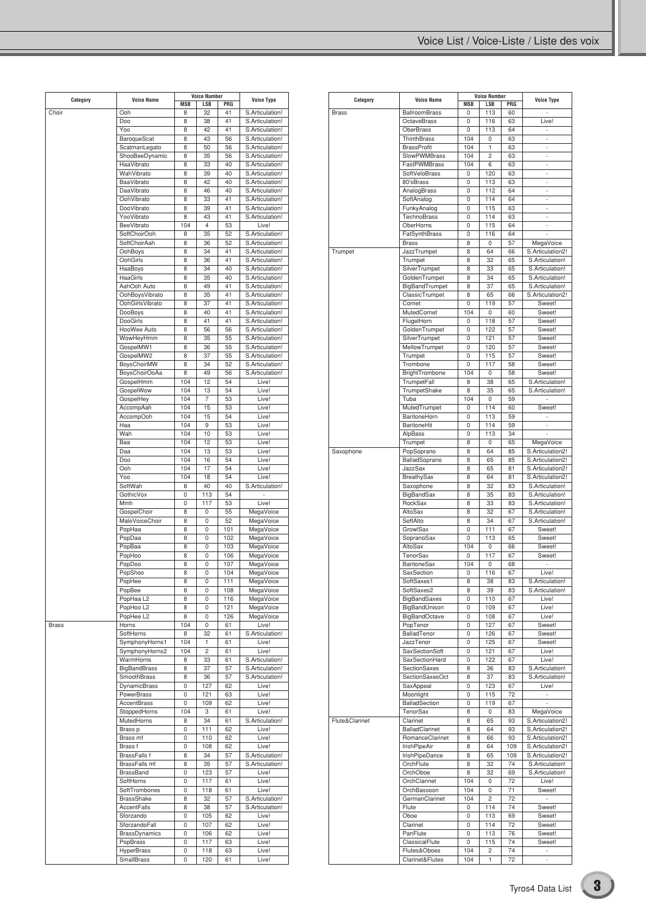| Category | Voice Name | Voice Number | | | Voice Type |
|---|---|---|---|---|---|
| | | MSB | LSB | PRG | |
| Choir | Ooh | 8 | 32 | 41 | S.Articulation! |
| | Doo | 8 | 38 | 41 | S.Articulation! |
| | Yoo | 8 | 42 | 41 | S.Articulation! |
| | BaroqueScat | 8 | 43 | 56 | S.Articulation! |
| | ScatmanLegato | 8 | 50 | 56 | S.Articulation! |
| | ShooBeeDynamic | 8 | 35 | 56 | S.Articulation! |
| | HaaVibrato | 8 | 33 | 40 | S.Articulation! |
| | WahVibrato | 8 | 39 | 40 | S.Articulation! |
| | BaaVibrato | 8 | 42 | 40 | S.Articulation! |
| | DaaVibrato | 8 | 46 | 40 | S.Articulation! |
| | OohVibrato | 8 | 33 | 41 | S.Articulation! |
| | DooVibrato | 8 | 39 | 41 | S.Articulation! |
| | YooVibrato | 8 | 43 | 41 | S.Articulation! |
| | BeeVibrato | 104 | 4 | 53 | Live! |
| | SoftChoirOoh | 8 | 35 | 52 | S.Articulation! |
| | SoftChoirAah | 8 | 36 | 52 | S.Articulation! |
| | OohBoys | 8 | 34 | 41 | S.Articulation! |
| | OohGirls | 8 | 36 | 41 | S.Articulation! |
| | HaaBoys | 8 | 34 | 40 | S.Articulation! |
| | HaaGirls | 8 | 35 | 40 | S.Articulation! |
| | AahOoh Auto | 8 | 49 | 41 | S.Articulation! |
| | OohBoysVibrato | 8 | 35 | 41 | S.Articulation! |
| | OohGirlsVibrato | 8 | 37 | 41 | S.Articulation! |
| | DooBoys | 8 | 40 | 41 | S.Articulation! |
| | DooGirls | 8 | 41 | 41 | S.Articulation! |
| | HooWee Auto | 8 | 56 | 56 | S.Articulation! |
| | WowHeyHmm | 8 | 35 | 55 | S.Articulation! |
| | GospelMW1 | 8 | 36 | 55 | S.Articulation! |
| | GospelMW2 | 8 | 37 | 55 | S.Articulation! |
| | BoysChoirMW | 8 | 34 | 52 | S.Articulation! |
| | BoysChoirOoAa | 8 | 49 | 56 | S.Articulation! |
| | GospelHmm | 104 | 12 | 54 | Live! |
| | GospelWow | 104 | 13 | 54 | Live! |
| | GospelHey | 104 | 7 | 53 | Live! |
| | AccompAah | 104 | 15 | 53 | Live! |
| | AccompOoh | 104 | 15 | 54 | Live! |
| | Haa | 104 | 9 | 53 | Live! |
| | Wah | 104 | 10 | 53 | Live! |
| | Baa | 104 | 12 | 53 | Live! |
| | Daa | 104 | 13 | 53 | Live! |
| | Doo | 104 | 16 | 54 | Live! |
| | Ooh | 104 | 17 | 54 | Live! |
| | Yoo | 104 | 18 | 54 | Live! |
| | SoftWah | 8 | 40 | 40 | S.Articulation! |
| | GothicVox | 0 | 113 | 54 | - |
| | Mmh | 0 | 117 | 53 | Live! |
| | GospelChoir | 8 | 0 | 55 | MegaVoice |
| | MaleVoiceChoir | 8 | 0 | 52 | MegaVoice |
| | PopHaa | 8 | 0 | 101 | MegaVoice |
| | PopDaa | 8 | 0 | 102 | MegaVoice |
| | PopBaa | 8 | 0 | 103 | MegaVoice |
| | PopHoo | 8 | 0 | 106 | MegaVoice |
| | PopDoo | 8 | 0 | 107 | MegaVoice |
| | PopShoo | 8 | 0 | 104 | MegaVoice |
| | PopHee | 8 | 0 | 111 | MegaVoice |
| | PopBee | 8 | 0 | 108 | MegaVoice |
| | PopHaa L2 | 8 | 0 | 116 | MegaVoice |
| | PopHoo L2 | 8 | 0 | 121 | MegaVoice |
| | PopHee L2 | 8 | 0 | 126 | MegaVoice |
| Brass | Horns | 104 | 0 | 61 | Live! |
| | SoftHorns | 8 | 32 | 61 | S.Articulation! |
| | SymphonyHorns1 | 104 | 1 | 61 | Live! |
| | SymphonyHorns2 | 104 | 2 | 61 | Live! |
| | WarmHorns | 8 | 33 | 61 | S.Articulation! |
| | BigBandBrass | 8 | 37 | 57 | S.Articulation! |
| | SmoothBrass | 8 | 36 | 57 | S.Articulation! |
| | DynamicBrass | 0 | 127 | 62 | Live! |
| | PowerBrass | 0 | 121 | 63 | Live! |
| | AccentBrass | 0 | 109 | 62 | Live! |
| | StoppedHorns | 104 | 3 | 61 | Live! |
| | MutedHorns | 8 | 34 | 61 | S.Articulation! |
| | Brass p | 0 | 111 | 62 | Live! |
| | Brass mf | 0 | 110 | 62 | Live! |
| | Brass f | 0 | 108 | 62 | Live! |
| | BrassFalls f | 8 | 34 | 57 | S.Articulation! |
| | BrassFalls mf | 8 | 35 | 57 | S.Articulation! |
| | BrassBand | 0 | 123 | 57 | Live! |
| | SoftHorns | 0 | 117 | 61 | Live! |
| | SoftTrombones | 0 | 118 | 61 | Live! |
| | BrassShake | 8 | 32 | 57 | S.Articulation! |
| | AccentFalls | 8 | 38 | 57 | S.Articulation! |
| | Sforzando | 0 | 105 | 62 | Live! |
| | SforzandoFall | 0 | 107 | 62 | Live! |
| | BrassDynamics | 0 | 106 | 62 | Live! |
| | PopBrass | 0 | 117 | 63 | Live! |
| | HyperBrass | 0 | 118 | 63 | Live! |
| | SmallBrass | 0 | 120 | 61 | Live! |
| Brass | BallroomBrass | 0 | 113 | 60 | - |
| | OctaveBrass | 0 | 116 | 63 | Live! |
| | OberBrass | 0 | 113 | 64 | - |
| | ThinthBrass | 104 | 0 | 63 | - |
| | BrassProfit | 104 | 1 | 63 | - |
| | SlowPWMBrass | 104 | 2 | 63 | - |
| | FastPWMBrass | 104 | 6 | 63 | - |
| | SoftVeloBrass | 0 | 120 | 63 | - |
| | 80'sBrass | 0 | 113 | 63 | - |
| | AnalogBrass | 0 | 112 | 64 | - |
| | SoftAnalog | 0 | 114 | 64 | - |
| | FunkyAnalog | 0 | 115 | 63 | - |
| | TechnoBrass | 0 | 114 | 63 | - |
| | OberHorns | 0 | 115 | 64 | - |
| | FatSynthBrass | 0 | 116 | 64 | - |
| | Brass | 8 | 0 | 57 | MegaVoice |
| Trumpet | JazzTrumpet | 8 | 64 | 66 | S.Articulation2! |
| | Trumpet | 8 | 32 | 65 | S.Articulation! |
| | SilverTrumpet | 8 | 33 | 65 | S.Articulation! |
| | GoldenTrumpet | 8 | 34 | 65 | S.Articulation! |
| | BigBandTrumpet | 8 | 37 | 65 | S.Articulation! |
| | ClassicTrumpet | 8 | 65 | 66 | S.Articulation2! |
| | Cornet | 0 | 119 | 57 | Sweet! |
| | MutedCornet | 104 | 0 | 60 | Sweet! |
| | FlugelHorn | 0 | 118 | 57 | Sweet! |
| | GoldenTrumpet | 0 | 122 | 57 | Sweet! |
| | SilverTrumpet | 0 | 121 | 57 | Sweet! |
| | MellowTrumpet | 0 | 120 | 57 | Sweet! |
| | Trumpet | 0 | 115 | 57 | Sweet! |
| | Trombone | 0 | 117 | 58 | Sweet! |
| | BrightTrombone | 104 | 0 | 58 | Sweet! |
| | TrumpetFall | 8 | 38 | 65 | S.Articulation! |
| | TrumpetShake | 8 | 35 | 65 | S.Articulation! |
| | Tuba | 104 | 0 | 59 | - |
| | MutedTrumpet | 0 | 114 | 60 | Sweet! |
| | BaritoneHorn | 0 | 113 | 59 | - |
| | BaritoneHit | 0 | 114 | 59 | - |
| | AlpBass | 0 | 113 | 34 | - |
| | Trumpet | 8 | 0 | 65 | MegaVoice |
| Saxophone | PopSoprano | 8 | 64 | 85 | S.Articulation2! |
| | BalladSoprano | 8 | 65 | 85 | S.Articulation2! |
| | JazzSax | 8 | 65 | 81 | S.Articulation2! |
| | BreathySax | 8 | 64 | 81 | S.Articulation2! |
| | Saxophone | 8 | 32 | 83 | S.Articulation! |
| | BigBandSax | 8 | 35 | 83 | S.Articulation! |
| | RockSax | 8 | 33 | 83 | S.Articulation! |
| | AltoSax | 8 | 32 | 67 | S.Articulation! |
| | SoftAlto | 8 | 34 | 67 | S.Articulation! |
| | GrowlSax | 0 | 111 | 67 | Sweet! |
| | SopranoSax | 0 | 113 | 65 | Sweet! |
| | AltoSax | 104 | 0 | 66 | Sweet! |
| | TenorSax | 0 | 117 | 67 | Sweet! |
| | BaritoneSax | 104 | 0 | 68 | - |
| | SaxSection | 0 | 116 | 67 | Live! |
| | SoftSaxes1 | 8 | 38 | 83 | S.Articulation! |
| | SoftSaxes2 | 8 | 39 | 83 | S.Articulation! |
| | BigBandSaxes | 0 | 110 | 67 | Live! |
| | BigBandUnison | 0 | 109 | 67 | Live! |
| | BigBandOctave | 0 | 108 | 67 | Live! |
| | PopTenor | 0 | 127 | 67 | Sweet! |
| | BalladTenor | 0 | 126 | 67 | Sweet! |
| | JazzTenor | 0 | 125 | 67 | Sweet! |
| | SaxSectionSoft | 0 | 121 | 67 | Live! |
| | SaxSectionHard | 0 | 122 | 67 | Live! |
| | SectionSaxes | 8 | 36 | 83 | S.Articulation! |
| | SectionSaxesOct | 8 | 37 | 83 | S.Articulation! |
| | SaxAppeal | 0 | 123 | 67 | Live! |
| | Moonlight | 0 | 115 | 72 | - |
| | BalladSection | 0 | 119 | 67 | - |
| | TenorSax | 8 | 0 | 83 | MegaVoice |
| Flute&Clarinet | Clarinet | 8 | 65 | 93 | S.Articulation2! |
| | BalladClarinet | 8 | 64 | 93 | S.Articulation2! |
| | RomanceClarinet | 8 | 66 | 93 | S.Articulation2! |
| | IrishPipeAir | 8 | 64 | 109 | S.Articulation2! |
| | IrishPipeDance | 8 | 65 | 109 | S.Articulation2! |
| | OrchFlute | 8 | 32 | 74 | S.Articulation! |
| | OrchOboe | 8 | 32 | 69 | S.Articulation! |
| | OrchClarinet | 104 | 0 | 72 | Live! |
| | OrchBassoon | 104 | 0 | 71 | Sweet! |
| | GermanClarinet | 104 | 2 | 72 | - |
| | Flute | 0 | 114 | 74 | Sweet! |
| | Oboe | 0 | 113 | 69 | Sweet! |
| | Clarinet | 0 | 114 | 72 | Sweet! |
| | PanFlute | 0 | 113 | 76 | Sweet! |
| | ClassicalFlute | 0 | 115 | 74 | Sweet! |
| | Flutes&Oboes | 104 | 2 | 74 | - |
| | Clarinet&Flutes | 104 | 1 | 72 | - |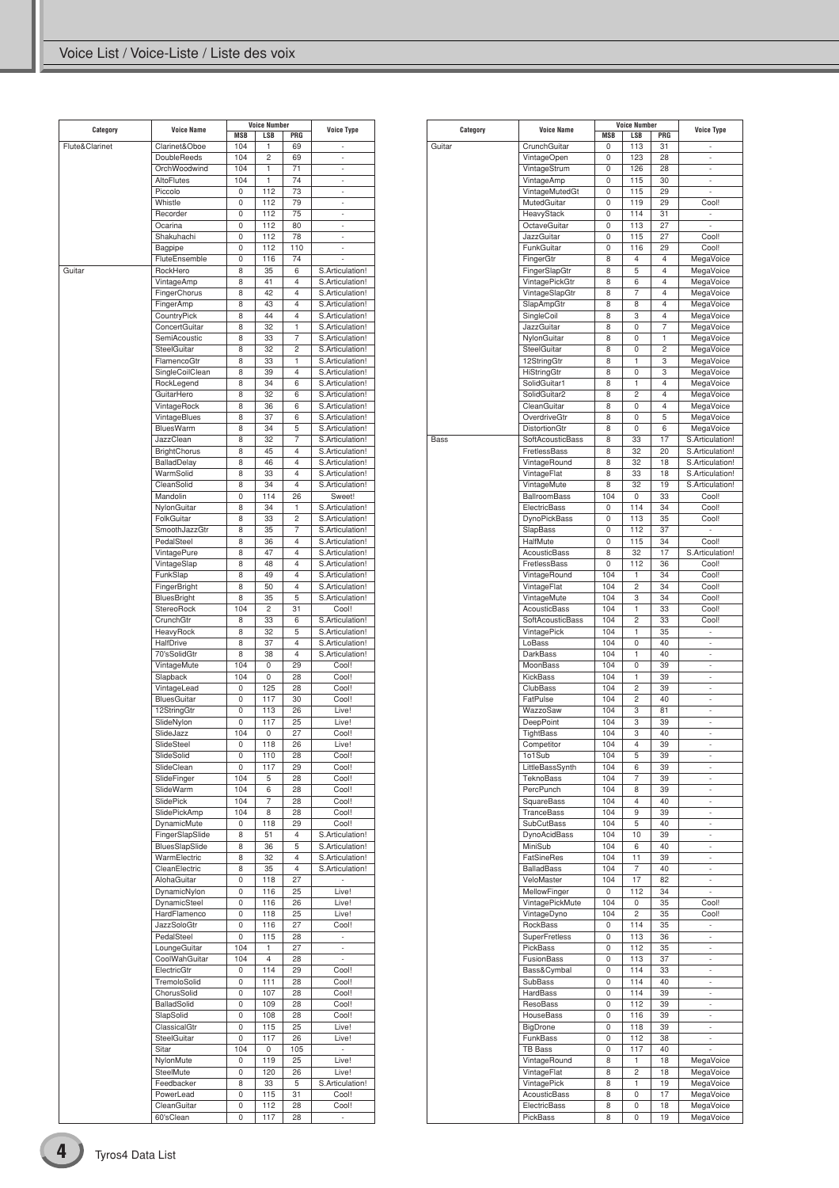# Voice List / Voice-Liste / Liste des voix

| Category | Voice Name | Voice Number | | | Voice Type |
|---|---|---|---|---|---|
| | | MSB | LSB | PRG | |
| Flute&Clarinet | Clarinet&Oboe | 104 | 1 | 69 | - |
| | DoubleReeds | 104 | 2 | 69 | - |
| | OrchWoodwind | 104 | 1 | 71 | - |
| | AltoFlutes | 104 | 1 | 74 | - |
| | Piccolo | 0 | 112 | 73 | - |
| | Whistle | 0 | 112 | 79 | - |
| | Recorder | 0 | 112 | 75 | - |
| | Ocarina | 0 | 112 | 80 | - |
| | Shakuhachi | 0 | 112 | 78 | - |
| | Bagpipe | 0 | 112 | 110 | - |
| | FluteEnsemble | 0 | 116 | 74 | - |
| Guitar | RockHero | 8 | 35 | 6 | S.Articulation! |
| | VintageAmp | 8 | 41 | 4 | S.Articulation! |
| | FingerChorus | 8 | 42 | 4 | S.Articulation! |
| | FingerAmp | 8 | 43 | 4 | S.Articulation! |
| | CountryPick | 8 | 44 | 4 | S.Articulation! |
| | ConcertGuitar | 8 | 32 | 1 | S.Articulation! |
| | SemiAcoustic | 8 | 33 | 7 | S.Articulation! |
| | SteelGuitar | 8 | 32 | 2 | S.Articulation! |
| | FlamencoGtr | 8 | 33 | 1 | S.Articulation! |
| | SingleCoilClean | 8 | 39 | 4 | S.Articulation! |
| | RockLegend | 8 | 34 | 6 | S.Articulation! |
| | GuitarHero | 8 | 32 | 6 | S.Articulation! |
| | VintageRock | 8 | 36 | 6 | S.Articulation! |
| | VintageBlues | 8 | 37 | 6 | S.Articulation! |
| | BluesWarm | 8 | 34 | 5 | S.Articulation! |
| | JazzClean | 8 | 32 | 7 | S.Articulation! |
| | BrightChorus | 8 | 45 | 4 | S.Articulation! |
| | BalladDelay | 8 | 46 | 4 | S.Articulation! |
| | WarmSolid | 8 | 33 | 4 | S.Articulation! |
| | CleanSolid | 8 | 34 | 4 | S.Articulation! |
| | Mandolin | 0 | 114 | 26 | Sweet! |
| | NylonGuitar | 8 | 34 | 1 | S.Articulation! |
| | FolkGuitar | 8 | 33 | 2 | S.Articulation! |
| | SmoothJazzGtr | 8 | 35 | 7 | S.Articulation! |
| | PedalSteel | 8 | 36 | 4 | S.Articulation! |
| | VintagePure | 8 | 47 | 4 | S.Articulation! |
| | VintageSlap | 8 | 48 | 4 | S.Articulation! |
| | FunkSlap | 8 | 49 | 4 | S.Articulation! |
| | FingerBright | 8 | 50 | 4 | S.Articulation! |
| | BluesBright | 8 | 35 | 5 | S.Articulation! |
| | StereoRock | 104 | 2 | 31 | Cool! |
| | CrunchGtr | 8 | 33 | 6 | S.Articulation! |
| | HeavyRock | 8 | 32 | 5 | S.Articulation! |
| | HalfDrive | 8 | 37 | 4 | S.Articulation! |
| | 70'sSolidGtr | 8 | 38 | 4 | S.Articulation! |
| | VintageMute | 104 | 0 | 29 | Cool! |
| | Slapback | 104 | 0 | 28 | Cool! |
| | VintageLead | 0 | 125 | 28 | Cool! |
| | BluesGuitar | 0 | 117 | 30 | Cool! |
| | 12StringGtr | 0 | 113 | 26 | Live! |
| | SlideNylon | 0 | 117 | 25 | Live! |
| | SlideJazz | 104 | 0 | 27 | Cool! |
| | SlideSteel | 0 | 118 | 26 | Live! |
| | SlideSolid | 0 | 110 | 28 | Cool! |
| | SlideClean | 0 | 117 | 29 | Cool! |
| | SlideFinger | 104 | 5 | 28 | Cool! |
| | SlideWarm | 104 | 6 | 28 | Cool! |
| | SlidePick | 104 | 7 | 28 | Cool! |
| | SlidePickAmp | 104 | 8 | 28 | Cool! |
| | DynamicMute | 0 | 118 | 29 | Cool! |
| | FingerSlapSlide | 8 | 51 | 4 | S.Articulation! |
| | BluesSlapSlide | 8 | 36 | 5 | S.Articulation! |
| | WarmElectric | 8 | 32 | 4 | S.Articulation! |
| | CleanElectric | 8 | 35 | 4 | S.Articulation! |
| | AlohaGuitar | 0 | 118 | 27 | - |
| | DynamicNylon | 0 | 116 | 25 | Live! |
| | DynamicSteel | 0 | 116 | 26 | Live! |
| | HardFlamenco | 0 | 118 | 25 | Live! |
| | JazzSoloGtr | 0 | 116 | 27 | Cool! |
| | PedalSteel | 0 | 115 | 28 | - |
| | LoungeGuitar | 104 | 1 | 27 | - |
| | CoolWahGuitar | 104 | 4 | 28 | - |
| | ElectricGtr | 0 | 114 | 29 | Cool! |
| | TremoloSolid | 0 | 111 | 28 | Cool! |
| | ChorusSolid | 0 | 107 | 28 | Cool! |
| | BalladSolid | 0 | 109 | 28 | Cool! |
| | SlapSolid | 0 | 108 | 28 | Cool! |
| | ClassicalGtr | 0 | 115 | 25 | Live! |
| | SteelGuitar | 0 | 117 | 26 | Live! |
| | Sitar | 104 | 0 | 105 | - |
| | NylonMute | 0 | 119 | 25 | Live! |
| | SteelMute | 0 | 120 | 26 | Live! |
| | Feedbacker | 8 | 33 | 5 | S.Articulation! |
| | PowerLead | 0 | 115 | 31 | Cool! |
| | CleanGuitar | 0 | 112 | 28 | Cool! |
| | 60'sClean | 0 | 117 | 28 | - |

| Category | Voice Name | Voice Number | | | Voice Type |
|---|---|---|---|---|---|
| | | MSB | LSB | PRG | |
| Guitar | CrunchGuitar | 0 | 113 | 31 | - |
| | VintageOpen | 0 | 123 | 28 | - |
| | VintageStrum | 0 | 126 | 28 | - |
| | VintageAmp | 0 | 115 | 30 | - |
| | VintageMutedGt | 0 | 115 | 29 | - |
| | MutedGuitar | 0 | 119 | 29 | Cool! |
| | HeavyStack | 0 | 114 | 31 | - |
| | OctaveGuitar | 0 | 113 | 27 | - |
| | JazzGuitar | 0 | 115 | 27 | Cool! |
| | FunkGuitar | 0 | 116 | 29 | Cool! |
| | FingerGtr | 8 | 4 | 4 | MegaVoice |
| | FingerSlapGtr | 8 | 5 | 4 | MegaVoice |
| | VintagePickGtr | 8 | 6 | 4 | MegaVoice |
| | VintageSlapGtr | 8 | 7 | 4 | MegaVoice |
| | SlapAmpGtr | 8 | 8 | 4 | MegaVoice |
| | SingleCoil | 8 | 3 | 4 | MegaVoice |
| | JazzGuitar | 8 | 0 | 7 | MegaVoice |
| | NylonGuitar | 8 | 0 | 1 | MegaVoice |
| | SteelGuitar | 8 | 0 | 2 | MegaVoice |
| | 12StringGtr | 8 | 1 | 3 | MegaVoice |
| | HiStringGtr | 8 | 0 | 3 | MegaVoice |
| | SolidGuitar1 | 8 | 1 | 4 | MegaVoice |
| | SolidGuitar2 | 8 | 2 | 4 | MegaVoice |
| | CleanGuitar | 8 | 0 | 4 | MegaVoice |
| | OverdriveGtr | 8 | 0 | 5 | MegaVoice |
| | DistortionGtr | 8 | 0 | 6 | MegaVoice |
| Bass | SoftAcousticBass | 8 | 33 | 17 | S.Articulation! |
| | FretlessBass | 8 | 32 | 20 | S.Articulation! |
| | VintageRound | 8 | 32 | 18 | S.Articulation! |
| | VintageFlat | 8 | 33 | 18 | S.Articulation! |
| | VintageMute | 8 | 32 | 19 | S.Articulation! |
| | BallroomBass | 104 | 0 | 33 | Cool! |
| | ElectricBass | 0 | 114 | 34 | Cool! |
| | DynoPickBass | 0 | 113 | 35 | Cool! |
| | SlapBass | 0 | 112 | 37 | - |
| | HalfMute | 0 | 115 | 34 | Cool! |
| | AcousticBass | 8 | 32 | 17 | S.Articulation! |
| | FretlessBass | 0 | 112 | 36 | Cool! |
| | VintageRound | 104 | 1 | 34 | Cool! |
| | VintageFlat | 104 | 2 | 34 | Cool! |
| | VintageMute | 104 | 3 | 34 | Cool! |
| | AcousticBass | 104 | 1 | 33 | Cool! |
| | SoftAcousticBass | 104 | 2 | 33 | Cool! |
| | VintagePick | 104 | 1 | 35 | - |
| | LoBass | 104 | 0 | 40 | - |
| | DarkBass | 104 | 1 | 40 | - |
| | MoonBass | 104 | 0 | 39 | - |
| | KickBass | 104 | 1 | 39 | - |
| | ClubBass | 104 | 2 | 39 | - |
| | FatPulse | 104 | 2 | 40 | - |
| | WazzoSaw | 104 | 3 | 81 | - |
| | DeepPoint | 104 | 3 | 39 | - |
| | TightBass | 104 | 3 | 40 | - |
| | Competitor | 104 | 4 | 39 | - |
| | 1o1Sub | 104 | 5 | 39 | - |
| | LittleBassSynth | 104 | 6 | 39 | - |
| | TeknoBass | 104 | 7 | 39 | - |
| | PercPunch | 104 | 8 | 39 | - |
| | SquareBass | 104 | 4 | 40 | - |
| | TranceBass | 104 | 9 | 39 | - |
| | SubCutBass | 104 | 5 | 40 | - |
| | DynoAcidBass | 104 | 10 | 39 | - |
| | MiniSub | 104 | 6 | 40 | - |
| | FatSineRes | 104 | 11 | 39 | - |
| | BalladBass | 104 | 7 | 40 | - |
| | VeloMaster | 104 | 17 | 82 | - |
| | MellowFinger | 0 | 112 | 34 | - |
| | VintagePickMute | 104 | 0 | 35 | Cool! |
| | VintageDyno | 104 | 2 | 35 | Cool! |
| | RockBass | 0 | 114 | 35 | - |
| | SuperFretless | 0 | 113 | 36 | - |
| | PickBass | 0 | 112 | 35 | - |
| | FusionBass | 0 | 113 | 37 | - |
| | Bass&Cymbal | 0 | 114 | 33 | - |
| | SubBass | 0 | 114 | 40 | - |
| | HardBass | 0 | 114 | 39 | - |
| | ResoBass | 0 | 112 | 39 | - |
| | HouseBass | 0 | 116 | 39 | - |
| | BigDrone | 0 | 118 | 39 | - |
| | FunkBass | 0 | 112 | 38 | - |
| | TB Bass | 0 | 117 | 40 | - |
| | VintageRound | 8 | 1 | 18 | MegaVoice |
| | VintageFlat | 8 | 2 | 18 | MegaVoice |
| | VintagePick | 8 | 1 | 19 | MegaVoice |
| | AcousticBass | 8 | 0 | 17 | MegaVoice |
| | ElectricBass | 8 | 0 | 18 | MegaVoice |
| | PickBass | 8 | 0 | 19 | MegaVoice |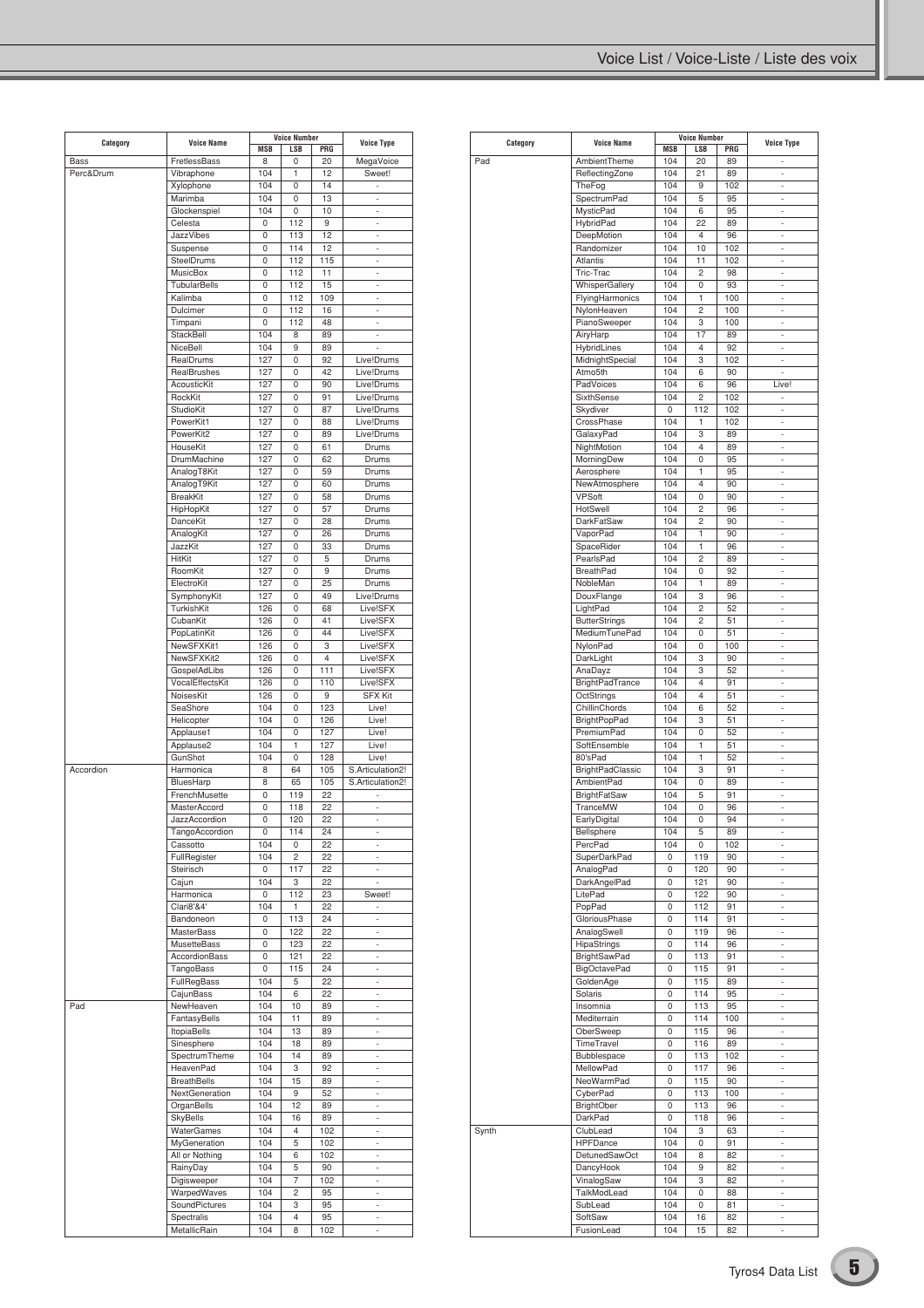| Category | Voice Name | Voice Number | | | Voice Type |
|---|---|---|---|---|---|
| | | MSB | LSB | PRG | |
| Bass | FretlessBass | 8 | 0 | 20 | MegaVoice |
| Perc&Drum | Vibraphone | 104 | 1 | 12 | Sweet! |
| | Xylophone | 104 | 0 | 14 | - |
| | Marimba | 104 | 0 | 13 | - |
| | Glockenspiel | 104 | 0 | 10 | - |
| | Celesta | 0 | 112 | 9 | - |
| | JazzVibes | 0 | 113 | 12 | - |
| | Suspense | 0 | 114 | 12 | - |
| | SteelDrums | 0 | 112 | 115 | - |
| | MusicBox | 0 | 112 | 11 | - |
| | TubularBells | 0 | 112 | 15 | - |
| | Kalimba | 0 | 112 | 109 | - |
| | Dulcimer | 0 | 112 | 16 | - |
| | Timpani | 0 | 112 | 48 | - |
| | StackBell | 104 | 8 | 89 | - |
| | NiceBell | 104 | 9 | 89 | - |
| | RealDrums | 127 | 0 | 92 | Live!Drums |
| | RealBrushes | 127 | 0 | 42 | Live!Drums |
| | AcousticKit | 127 | 0 | 90 | Live!Drums |
| | RockKit | 127 | 0 | 91 | Live!Drums |
| | StudioKit | 127 | 0 | 87 | Live!Drums |
| | PowerKit1 | 127 | 0 | 88 | Live!Drums |
| | PowerKit2 | 127 | 0 | 89 | Live!Drums |
| | HouseKit | 127 | 0 | 61 | Drums |
| | DrumMachine | 127 | 0 | 62 | Drums |
| | AnalogT8Kit | 127 | 0 | 59 | Drums |
| | AnalogT9Kit | 127 | 0 | 60 | Drums |
| | BreakKit | 127 | 0 | 58 | Drums |
| | HipHopKit | 127 | 0 | 57 | Drums |
| | DanceKit | 127 | 0 | 28 | Drums |
| | AnalogKit | 127 | 0 | 26 | Drums |
| | JazzKit | 127 | 0 | 33 | Drums |
| | HitKit | 127 | 0 | 5 | Drums |
| | RoomKit | 127 | 0 | 9 | Drums |
| | ElectroKit | 127 | 0 | 25 | Drums |
| | SymphonyKit | 127 | 0 | 49 | Live!Drums |
| | TurkishKit | 126 | 0 | 68 | Live!SFX |
| | CubanKit | 126 | 0 | 41 | Live!SFX |
| | PopLatinKit | 126 | 0 | 44 | Live!SFX |
| | NewSFXKit1 | 126 | 0 | 3 | Live!SFX |
| | NewSFXKit2 | 126 | 0 | 4 | Live!SFX |
| | GospelAdLibs | 126 | 0 | 111 | Live!SFX |
| | VocalEffectsKit | 126 | 0 | 110 | Live!SFX |
| | NoisesKit | 126 | 0 | 9 | SFX Kit |
| | SeaShore | 104 | 0 | 123 | Live! |
| | Helicopter | 104 | 0 | 126 | Live! |
| | Applause1 | 104 | 0 | 127 | Live! |
| | Applause2 | 104 | 1 | 127 | Live! |
| | GunShot | 104 | 0 | 128 | Live! |
| Accordion | Harmonica | 8 | 64 | 105 | S.Articulation2! |
| | BluesHarp | 8 | 65 | 105 | S.Articulation2! |
| | FrenchMusette | 0 | 119 | 22 | - |
| | MasterAccord | 0 | 118 | 22 | - |
| | JazzAccordion | 0 | 120 | 22 | - |
| | TangoAccordion | 0 | 114 | 24 | - |
| | Cassotto | 104 | 0 | 22 | - |
| | FullRegister | 104 | 2 | 22 | - |
| | Steirisch | 0 | 117 | 22 | - |
| | Cajun | 104 | 3 | 22 | - |
| | Harmonica | 0 | 112 | 23 | Sweet! |
| | Clari8'&4' | 104 | 1 | 22 | - |
| | Bandoneon | 0 | 113 | 24 | - |
| | MasterBass | 0 | 122 | 22 | - |
| | MusetteBass | 0 | 123 | 22 | - |
| | AccordionBass | 0 | 121 | 22 | - |
| | TangoBass | 0 | 115 | 24 | - |
| | FullRegBass | 104 | 5 | 22 | - |
| | CajunBass | 104 | 6 | 22 | - |
| Pad | NewHeaven | 104 | 10 | 89 | - |
| | FantasyBells | 104 | 11 | 89 | - |
| | ItopiaBells | 104 | 13 | 89 | - |
| | Sinesphere | 104 | 18 | 89 | - |
| | SpectrumTheme | 104 | 14 | 89 | - |
| | HeavenPad | 104 | 3 | 92 | - |
| | BreathBells | 104 | 15 | 89 | - |
| | NextGeneration | 104 | 9 | 52 | - |
| | OrganBells | 104 | 12 | 89 | - |
| | SkyBells | 104 | 16 | 89 | - |
| | WaterGames | 104 | 4 | 102 | - |
| | MyGeneration | 104 | 5 | 102 | - |
| | All or Nothing | 104 | 6 | 102 | - |
| | RainyDay | 104 | 5 | 90 | - |
| | Digisweeper | 104 | 7 | 102 | - |
| | WarpedWaves | 104 | 2 | 95 | - |
| | SoundPictures | 104 | 3 | 95 | - |
| | Spectralis | 104 | 4 | 95 | - |
| | MetallicRain | 104 | 8 | 102 | - |
| Pad | AmbientTheme | 104 | 20 | 89 | - |
| | ReflectingZone | 104 | 21 | 89 | - |
| | TheFog | 104 | 9 | 102 | - |
| | SpectrumPad | 104 | 5 | 95 | - |
| | MysticPad | 104 | 6 | 95 | - |
| | HybridPad | 104 | 22 | 89 | - |
| | DeepMotion | 104 | 4 | 96 | - |
| | Randomizer | 104 | 10 | 102 | - |
| | Atlantis | 104 | 11 | 102 | - |
| | Tric-Trac | 104 | 2 | 98 | - |
| | WhisperGallery | 104 | 0 | 93 | - |
| | FlyingHarmonics | 104 | 1 | 100 | - |
| | NylonHeaven | 104 | 2 | 100 | - |
| | PianoSweeper | 104 | 3 | 100 | - |
| | AiryHarp | 104 | 17 | 89 | - |
| | HybridLines | 104 | 4 | 92 | - |
| | MidnightSpecial | 104 | 3 | 102 | - |
| | Atmo5th | 104 | 6 | 90 | - |
| | PadVoices | 104 | 6 | 96 | Live! |
| | SixthSense | 104 | 2 | 102 | - |
| | Skydiver | 0 | 112 | 102 | - |
| | CrossPhase | 104 | 1 | 102 | - |
| | GalaxyPad | 104 | 3 | 89 | - |
| | NightMotion | 104 | 4 | 89 | - |
| | MorningDew | 104 | 0 | 95 | - |
| | Aerosphere | 104 | 1 | 95 | - |
| | NewAtmosphere | 104 | 4 | 90 | - |
| | VPSoft | 104 | 0 | 90 | - |
| | HotSwell | 104 | 2 | 96 | - |
| | DarkFatSaw | 104 | 2 | 90 | - |
| | VaporPad | 104 | 1 | 90 | - |
| | SpaceRider | 104 | 1 | 96 | - |
| | PearlsPad | 104 | 2 | 89 | - |
| | BreathPad | 104 | 0 | 92 | - |
| | NobleMan | 104 | 1 | 89 | - |
| | DouxFlange | 104 | 3 | 96 | - |
| | LightPad | 104 | 2 | 52 | - |
| | ButterStrings | 104 | 2 | 51 | - |
| | MediumTunePad | 104 | 0 | 51 | - |
| | NylonPad | 104 | 0 | 100 | - |
| | DarkLight | 104 | 3 | 90 | - |
| | AnaDayz | 104 | 3 | 52 | - |
| | BrightPadTrance | 104 | 4 | 91 | - |
| | OctStrings | 104 | 4 | 51 | - |
| | ChillinChords | 104 | 6 | 52 | - |
| | BrightPopPad | 104 | 3 | 51 | - |
| | PremiumPad | 104 | 0 | 52 | - |
| | SoftEnsemble | 104 | 1 | 51 | - |
| | 80'sPad | 104 | 1 | 52 | - |
| | BrightPadClassic | 104 | 3 | 91 | - |
| | AmbientPad | 104 | 0 | 89 | - |
| | BrightFatSaw | 104 | 5 | 91 | - |
| | TranceMW | 104 | 0 | 96 | - |
| | EarlyDigital | 104 | 0 | 94 | - |
| | Bellsphere | 104 | 5 | 89 | - |
| | PercPad | 104 | 0 | 102 | - |
| | SuperDarkPad | 0 | 119 | 90 | - |
| | AnalogPad | 0 | 120 | 90 | - |
| | DarkAngelPad | 0 | 121 | 90 | - |
| | LitePad | 0 | 122 | 90 | - |
| | PopPad | 0 | 112 | 91 | - |
| | GloriousPhase | 0 | 114 | 91 | - |
| | AnalogSwell | 0 | 119 | 96 | - |
| | HipaStrings | 0 | 114 | 96 | - |
| | BrightSawPad | 0 | 113 | 91 | - |
| | BigOctavePad | 0 | 115 | 91 | - |
| | GoldenAge | 0 | 115 | 89 | - |
| | Solaris | 0 | 114 | 95 | - |
| | Insomnia | 0 | 113 | 95 | - |
| | Mediterrain | 0 | 114 | 100 | - |
| | OberSweep | 0 | 115 | 96 | - |
| | TimeTravel | 0 | 116 | 89 | - |
| | Bubblespace | 0 | 113 | 102 | - |
| | MellowPad | 0 | 117 | 96 | - |
| | NeoWarmPad | 0 | 115 | 90 | - |
| | CyberPad | 0 | 113 | 100 | - |
| | BrightOber | 0 | 113 | 96 | - |
| | DarkPad | 0 | 118 | 96 | - |
| Synth | ClubLead | 104 | 3 | 63 | - |
| | HPFDance | 104 | 0 | 91 | - |
| | DetunedSawOct | 104 | 8 | 82 | - |
| | DancyHook | 104 | 9 | 82 | - |
| | VinalogSaw | 104 | 3 | 82 | - |
| | TalkModLead | 104 | 0 | 88 | - |
| | SubLead | 104 | 0 | 81 | - |
| | SoftSaw | 104 | 16 | 82 | - |
| | FusionLead | 104 | 15 | 82 | - |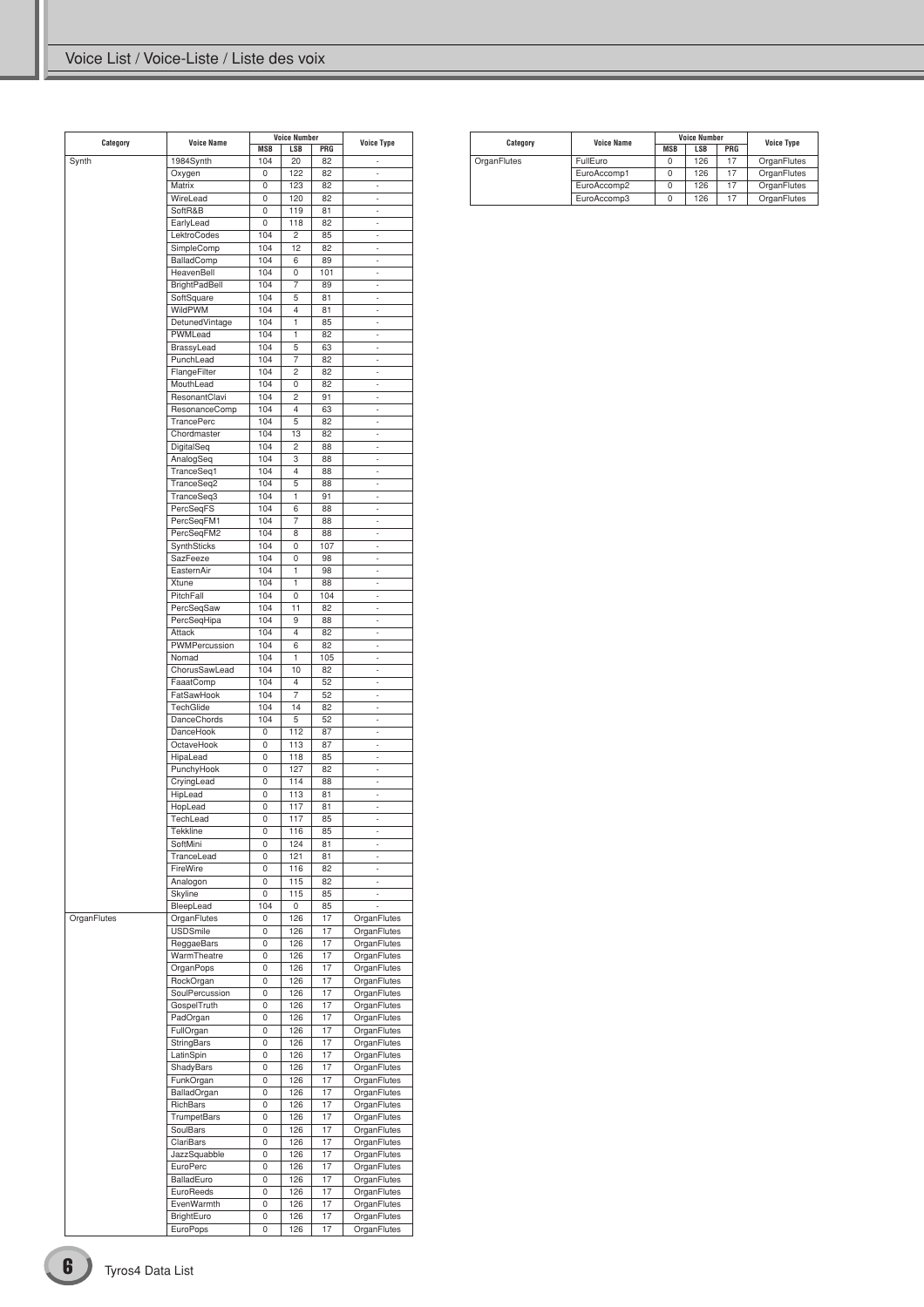## Voice List / Voice-Liste / Liste des voix

| Category | Voice Name | Voice Number | | | Voice Type |
|---|---|---|---|---|---|
| | | MSB | LSB | PRG | |
| Synth | 1984Synth | 104 | 20 | 82 | - |
| | Oxygen | 0 | 122 | 82 | - |
| | Matrix | 0 | 123 | 82 | - |
| | WireLead | 0 | 120 | 82 | - |
| | SoftR&B | 0 | 119 | 81 | - |
| | EarlyLead | 0 | 118 | 82 | - |
| | LektroCodes | 104 | 2 | 85 | - |
| | SimpleComp | 104 | 12 | 82 | - |
| | BalladComp | 104 | 6 | 89 | - |
| | HeavenBell | 104 | 0 | 101 | - |
| | BrightPadBell | 104 | 7 | 89 | - |
| | SoftSquare | 104 | 5 | 81 | - |
| | WildPWM | 104 | 4 | 81 | - |
| | DetunedVintage | 104 | 1 | 85 | - |
| | PWMLead | 104 | 1 | 82 | - |
| | BrassyLead | 104 | 5 | 63 | - |
| | PunchLead | 104 | 7 | 82 | - |
| | FlangeFilter | 104 | 2 | 82 | - |
| | MouthLead | 104 | 0 | 82 | - |
| | ResonantClavi | 104 | 2 | 91 | - |
| | ResonanceComp | 104 | 4 | 63 | - |
| | TrancePerc | 104 | 5 | 82 | - |
| | Chordmaster | 104 | 13 | 82 | - |
| | DigitalSeq | 104 | 2 | 88 | - |
| | AnalogSeq | 104 | 3 | 88 | - |
| | TranceSeq1 | 104 | 4 | 88 | - |
| | TranceSeq2 | 104 | 5 | 88 | - |
| | TranceSeq3 | 104 | 1 | 91 | - |
| | PercSeqFS | 104 | 6 | 88 | - |
| | PercSeqFM1 | 104 | 7 | 88 | - |
| | PercSeqFM2 | 104 | 8 | 88 | - |
| | SynthSticks | 104 | 0 | 107 | - |
| | SazFeeze | 104 | 0 | 98 | - |
| | EasternAir | 104 | 1 | 98 | - |
| | Xtune | 104 | 1 | 88 | - |
| | PitchFall | 104 | 0 | 104 | - |
| | PercSeqSaw | 104 | 11 | 82 | - |
| | PercSeqHipa | 104 | 9 | 88 | - |
| | Attack | 104 | 4 | 82 | - |
| | PWMPercussion | 104 | 6 | 82 | - |
| | Nomad | 104 | 1 | 105 | - |
| | ChorusSawLead | 104 | 10 | 82 | - |
| | FaaatComp | 104 | 4 | 52 | - |
| | FatSawHook | 104 | 7 | 52 | - |
| | TechGlide | 104 | 14 | 82 | - |
| | DanceChords | 104 | 5 | 52 | - |
| | DanceHook | 0 | 112 | 87 | - |
| | OctaveHook | 0 | 113 | 87 | - |
| | HipaLead | 0 | 118 | 85 | - |
| | PunchyHook | 0 | 127 | 82 | - |
| | CryingLead | 0 | 114 | 88 | - |
| | HipLead | 0 | 113 | 81 | - |
| | HopLead | 0 | 117 | 81 | - |
| | TechLead | 0 | 117 | 85 | - |
| | Tekkline | 0 | 116 | 85 | - |
| | SoftMini | 0 | 124 | 81 | - |
| | TranceLead | 0 | 121 | 81 | - |
| | FireWire | 0 | 116 | 82 | - |
| | Analogon | 0 | 115 | 82 | - |
| | Skyline | 0 | 115 | 85 | - |
| | BleepLead | 104 | 0 | 85 | - |
| OrganFlutes | OrganFlutes | 0 | 126 | 17 | OrganFlutes |
| | USDSmile | 0 | 126 | 17 | OrganFlutes |
| | ReggaeBars | 0 | 126 | 17 | OrganFlutes |
| | WarmTheatre | 0 | 126 | 17 | OrganFlutes |
| | OrganPops | 0 | 126 | 17 | OrganFlutes |
| | RockOrgan | 0 | 126 | 17 | OrganFlutes |
| | SoulPercussion | 0 | 126 | 17 | OrganFlutes |
| | GospelTruth | 0 | 126 | 17 | OrganFlutes |
| | PadOrgan | 0 | 126 | 17 | OrganFlutes |
| | FullOrgan | 0 | 126 | 17 | OrganFlutes |
| | StringBars | 0 | 126 | 17 | OrganFlutes |
| | LatinSpin | 0 | 126 | 17 | OrganFlutes |
| | ShadyBars | 0 | 126 | 17 | OrganFlutes |
| | FunkOrgan | 0 | 126 | 17 | OrganFlutes |
| | BalladOrgan | 0 | 126 | 17 | OrganFlutes |
| | RichBars | 0 | 126 | 17 | OrganFlutes |
| | TrumpetBars | 0 | 126 | 17 | OrganFlutes |
| | SoulBars | 0 | 126 | 17 | OrganFlutes |
| | ClariBars | 0 | 126 | 17 | OrganFlutes |
| | JazzSquabble | 0 | 126 | 17 | OrganFlutes |
| | EuroPerc | 0 | 126 | 17 | OrganFlutes |
| | BalladEuro | 0 | 126 | 17 | OrganFlutes |
| | EuroReeds | 0 | 126 | 17 | OrganFlutes |
| | EvenWarmth | 0 | 126 | 17 | OrganFlutes |
| | BrightEuro | 0 | 126 | 17 | OrganFlutes |
| | EuroPops | 0 | 126 | 17 | OrganFlutes |

| Category | Voice Name | Voice Number | | | Voice Type |
|---|---|---|---|---|---|
| | | MSB | LSB | PRG | |
| OrganFlutes | FullEuro | 0 | 126 | 17 | OrganFlutes |
| | EuroAccomp1 | 0 | 126 | 17 | OrganFlutes |
| | EuroAccomp2 | 0 | 126 | 17 | OrganFlutes |
| | EuroAccomp3 | 0 | 126 | 17 | OrganFlutes |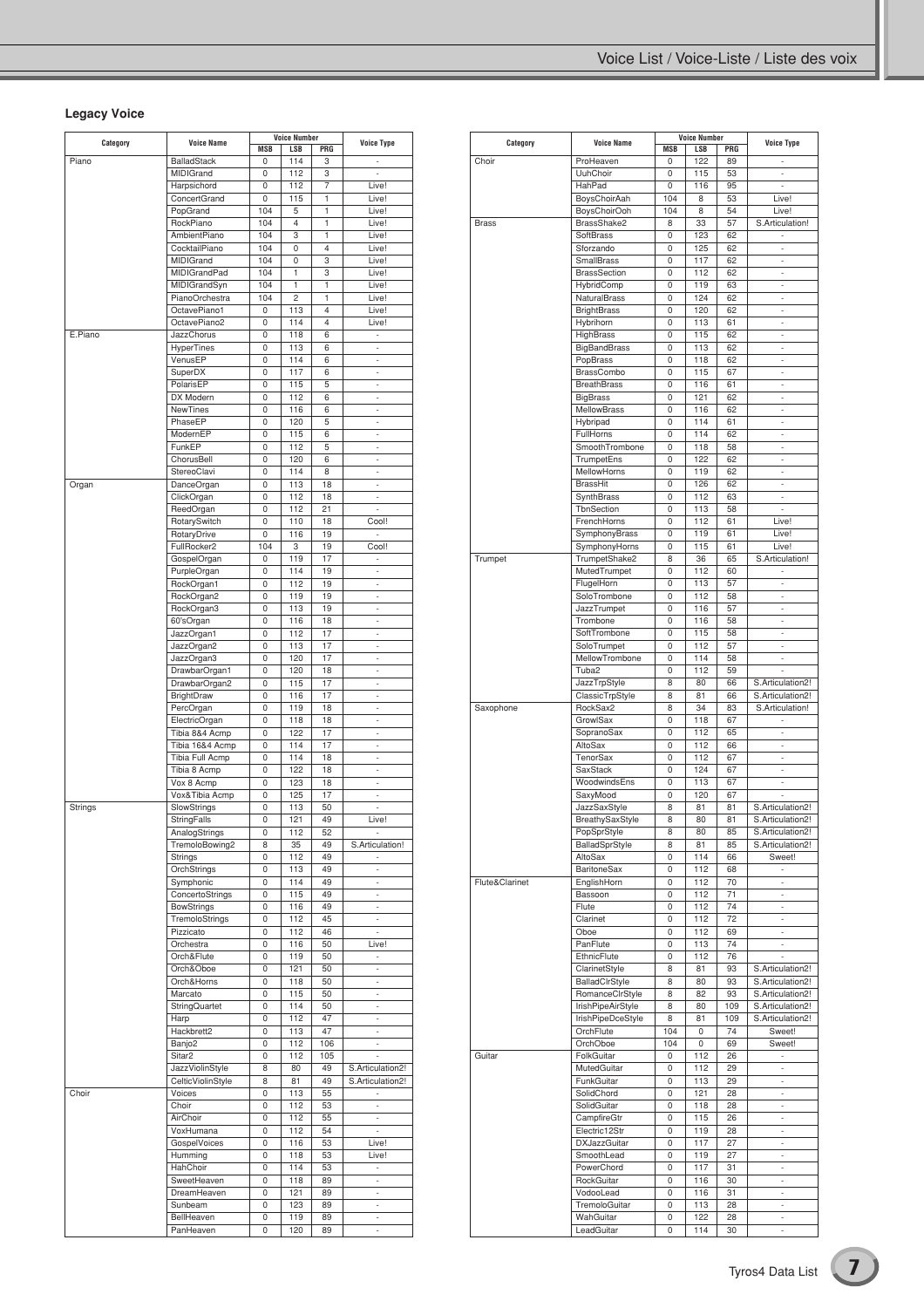## Legacy Voice

| Category | Voice Name | Voice Number | | | Voice Type |
|---|---|---|---|---|---|
| | | MSB | LSB | PRG | |
| Piano | BalladStack | 0 | 114 | 3 | - |
| | MIDIGrand | 0 | 112 | 3 | - |
| | Harpsichord | 0 | 112 | 7 | Live! |
| | ConcertGrand | 0 | 115 | 1 | Live! |
| | PopGrand | 104 | 5 | 1 | Live! |
| | RockPiano | 104 | 4 | 1 | Live! |
| | AmbientPiano | 104 | 3 | 1 | Live! |
| | CocktailPiano | 104 | 0 | 4 | Live! |
| | MIDIGrand | 104 | 0 | 3 | Live! |
| | MIDIGrandPad | 104 | 1 | 3 | Live! |
| | MIDIGrandSyn | 104 | 1 | 1 | Live! |
| | PianoOrchestra | 104 | 2 | 1 | Live! |
| | OctavePiano1 | 0 | 113 | 4 | Live! |
| | OctavePiano2 | 0 | 114 | 4 | Live! |
| E.Piano | JazzChorus | 0 | 118 | 6 | - |
| | HyperTines | 0 | 113 | 6 | - |
| | VenusEP | 0 | 114 | 6 | - |
| | SuperDX | 0 | 117 | 6 | - |
| | PolarisEP | 0 | 115 | 5 | - |
| | DX Modern | 0 | 112 | 6 | - |
| | NewTines | 0 | 116 | 6 | - |
| | PhaseEP | 0 | 120 | 5 | - |
| | ModernEP | 0 | 115 | 6 | - |
| | FunkEP | 0 | 112 | 5 | - |
| | ChorusBell | 0 | 120 | 6 | - |
| | StereoClavi | 0 | 114 | 8 | - |
| Organ | DanceOrgan | 0 | 113 | 18 | - |
| | ClickOrgan | 0 | 112 | 18 | - |
| | ReedOrgan | 0 | 112 | 21 | - |
| | RotarySwitch | 0 | 110 | 18 | Cool! |
| | RotaryDrive | 0 | 116 | 19 | - |
| | FullRocker2 | 104 | 3 | 19 | Cool! |
| | GospelOrgan | 0 | 119 | 17 | - |
| | PurpleOrgan | 0 | 114 | 19 | - |
| | RockOrgan1 | 0 | 112 | 19 | - |
| | RockOrgan2 | 0 | 119 | 19 | - |
| | RockOrgan3 | 0 | 113 | 19 | - |
| | 60'sOrgan | 0 | 116 | 18 | - |
| | JazzOrgan1 | 0 | 112 | 17 | - |
| | JazzOrgan2 | 0 | 113 | 17 | - |
| | JazzOrgan3 | 0 | 120 | 17 | - |
| | DrawbarOrgan1 | 0 | 120 | 18 | - |
| | DrawbarOrgan2 | 0 | 115 | 17 | - |
| | BrightDraw | 0 | 116 | 17 | - |
| | PercOrgan | 0 | 119 | 18 | - |
| | ElectricOrgan | 0 | 118 | 18 | - |
| | Tibia 8&4 Acmp | 0 | 122 | 17 | - |
| | Tibia 16&4 Acmp | 0 | 114 | 17 | - |
| | Tibia Full Acmp | 0 | 114 | 18 | - |
| | Tibia 8 Acmp | 0 | 122 | 18 | - |
| | Vox 8 Acmp | 0 | 123 | 18 | - |
| | Vox&Tibia Acmp | 0 | 125 | 17 | - |
| Strings | SlowStrings | 0 | 113 | 50 | - |
| | StringFalls | 0 | 121 | 49 | Live! |
| | AnalogStrings | 0 | 112 | 52 | - |
| | TremoloBowing2 | 8 | 35 | 49 | S.Articulation! |
| | Strings | 0 | 112 | 49 | - |
| | OrchStrings | 0 | 113 | 49 | - |
| | Symphonic | 0 | 114 | 49 | - |
| | ConcertoStrings | 0 | 115 | 49 | - |
| | BowStrings | 0 | 116 | 49 | - |
| | TremoloStrings | 0 | 112 | 45 | - |
| | Pizzicato | 0 | 112 | 46 | - |
| | Orchestra | 0 | 116 | 50 | Live! |
| | Orch&Flute | 0 | 119 | 50 | - |
| | Orch&Oboe | 0 | 121 | 50 | - |
| | Orch&Horns | 0 | 118 | 50 | - |
| | Marcato | 0 | 115 | 50 | - |
| | StringQuartet | 0 | 114 | 50 | - |
| | Harp | 0 | 112 | 47 | - |
| | Hackbrett2 | 0 | 113 | 47 | - |
| | Banjo2 | 0 | 112 | 106 | - |
| | Sitar2 | 0 | 112 | 105 | - |
| | JazzViolinStyle | 8 | 80 | 49 | S.Articulation2! |
| | CelticViolinStyle | 8 | 81 | 49 | S.Articulation2! |
| Choir | Voices | 0 | 113 | 55 | - |
| | Choir | 0 | 112 | 53 | - |
| | AirChoir | 0 | 112 | 55 | - |
| | VoxHumana | 0 | 112 | 54 | - |
| | GospelVoices | 0 | 116 | 53 | Live! |
| | Humming | 0 | 118 | 53 | Live! |
| | HahChoir | 0 | 114 | 53 | - |
| | SweetHeaven | 0 | 118 | 89 | - |
| | DreamHeaven | 0 | 121 | 89 | - |
| | Sunbeam | 0 | 123 | 89 | - |
| | BellHeaven | 0 | 119 | 89 | - |
| | PanHeaven | 0 | 120 | 89 | - |
| Choir | ProHeaven | 0 | 122 | 89 | - |
| | UuhChoir | 0 | 115 | 53 | - |
| | HahPad | 0 | 116 | 95 | - |
| | BoysChoirAah | 104 | 8 | 53 | Live! |
| | BoysChoirOoh | 104 | 8 | 54 | Live! |
| Brass | BrassShake2 | 8 | 33 | 57 | S.Articulation! |
| | SoftBrass | 0 | 123 | 62 | - |
| | Sforzando | 0 | 125 | 62 | - |
| | SmallBrass | 0 | 117 | 62 | - |
| | BrassSection | 0 | 112 | 62 | - |
| | HybridComp | 0 | 119 | 63 | - |
| | NaturalBrass | 0 | 124 | 62 | - |
| | BrightBrass | 0 | 120 | 62 | - |
| | Hybrihorn | 0 | 113 | 61 | - |
| | HighBrass | 0 | 115 | 62 | - |
| | BigBandBrass | 0 | 113 | 62 | - |
| | PopBrass | 0 | 118 | 62 | - |
| | BrassCombo | 0 | 115 | 67 | - |
| | BreathBrass | 0 | 116 | 61 | - |
| | BigBrass | 0 | 121 | 62 | - |
| | MellowBrass | 0 | 116 | 62 | - |
| | Hybripad | 0 | 114 | 61 | - |
| | FullHorns | 0 | 114 | 62 | - |
| | SmoothTrombone | 0 | 118 | 58 | - |
| | TrumpetEns | 0 | 122 | 62 | - |
| | MellowHorns | 0 | 119 | 62 | - |
| | BrassHit | 0 | 126 | 62 | - |
| | SynthBrass | 0 | 112 | 63 | - |
| | TbnSection | 0 | 113 | 58 | - |
| | FrenchHorns | 0 | 112 | 61 | Live! |
| | SymphonyBrass | 0 | 119 | 61 | Live! |
| | SymphonyHorns | 0 | 115 | 61 | Live! |
| Trumpet | TrumpetShake2 | 8 | 36 | 65 | S.Articulation! |
| | MutedTrumpet | 0 | 112 | 60 | - |
| | FlugelHorn | 0 | 113 | 57 | - |
| | SoloTrombone | 0 | 112 | 58 | - |
| | JazzTrumpet | 0 | 116 | 57 | - |
| | Trombone | 0 | 116 | 58 | - |
| | SoftTrombone | 0 | 115 | 58 | - |
| | SoloTrumpet | 0 | 112 | 57 | - |
| | MellowTrombone | 0 | 114 | 58 | - |
| | Tuba2 | 0 | 112 | 59 | - |
| | JazzTrpStyle | 8 | 80 | 66 | S.Articulation2! |
| | ClassicTrpStyle | 8 | 81 | 66 | S.Articulation2! |
| Saxophone | RockSax2 | 8 | 34 | 83 | S.Articulation! |
| | GrowlSax | 0 | 118 | 67 | - |
| | SopranoSax | 0 | 112 | 65 | - |
| | AltoSax | 0 | 112 | 66 | - |
| | TenorSax | 0 | 112 | 67 | - |
| | SaxStack | 0 | 124 | 67 | - |
| | WoodwindsEns | 0 | 113 | 67 | - |
| | SaxyMood | 0 | 120 | 67 | - |
| | JazzSaxStyle | 8 | 81 | 81 | S.Articulation2! |
| | BreathySaxStyle | 8 | 80 | 81 | S.Articulation2! |
| | PopSprStyle | 8 | 80 | 85 | S.Articulation2! |
| | BalladSprStyle | 8 | 81 | 85 | S.Articulation2! |
| | AltoSax | 0 | 114 | 66 | Sweet! |
| | BaritoneSax | 0 | 112 | 68 | - |
| Flute&Clarinet | EnglishHorn | 0 | 112 | 70 | - |
| | Bassoon | 0 | 112 | 71 | - |
| | Flute | 0 | 112 | 74 | - |
| | Clarinet | 0 | 112 | 72 | - |
| | Oboe | 0 | 112 | 69 | - |
| | PanFlute | 0 | 113 | 74 | - |
| | EthnicFlute | 0 | 112 | 76 | - |
| | ClarinetStyle | 8 | 81 | 93 | S.Articulation2! |
| | BalladClrStyle | 8 | 80 | 93 | S.Articulation2! |
| | RomanceClrStyle | 8 | 82 | 93 | S.Articulation2! |
| | IrishPipeAirStyle | 8 | 80 | 109 | S.Articulation2! |
| | IrishPipeDceStyle | 8 | 81 | 109 | S.Articulation2! |
| | OrchFlute | 104 | 0 | 74 | Sweet! |
| | OrchOboe | 104 | 0 | 69 | Sweet! |
| Guitar | FolkGuitar | 0 | 112 | 26 | - |
| | MutedGuitar | 0 | 112 | 29 | - |
| | FunkGuitar | 0 | 113 | 29 | - |
| | SolidChord | 0 | 121 | 28 | - |
| | SolidGuitar | 0 | 118 | 28 | - |
| | CampfireGtr | 0 | 115 | 26 | - |
| | Electric12Str | 0 | 119 | 28 | - |
| | DXJazzGuitar | 0 | 117 | 27 | - |
| | SmoothLead | 0 | 119 | 27 | - |
| | PowerChord | 0 | 117 | 31 | - |
| | RockGuitar | 0 | 116 | 30 | - |
| | VodooLead | 0 | 116 | 31 | - |
| | TremoloGuitar | 0 | 113 | 28 | - |
| | WahGuitar | 0 | 122 | 28 | - |
| | LeadGuitar | 0 | 114 | 30 | - |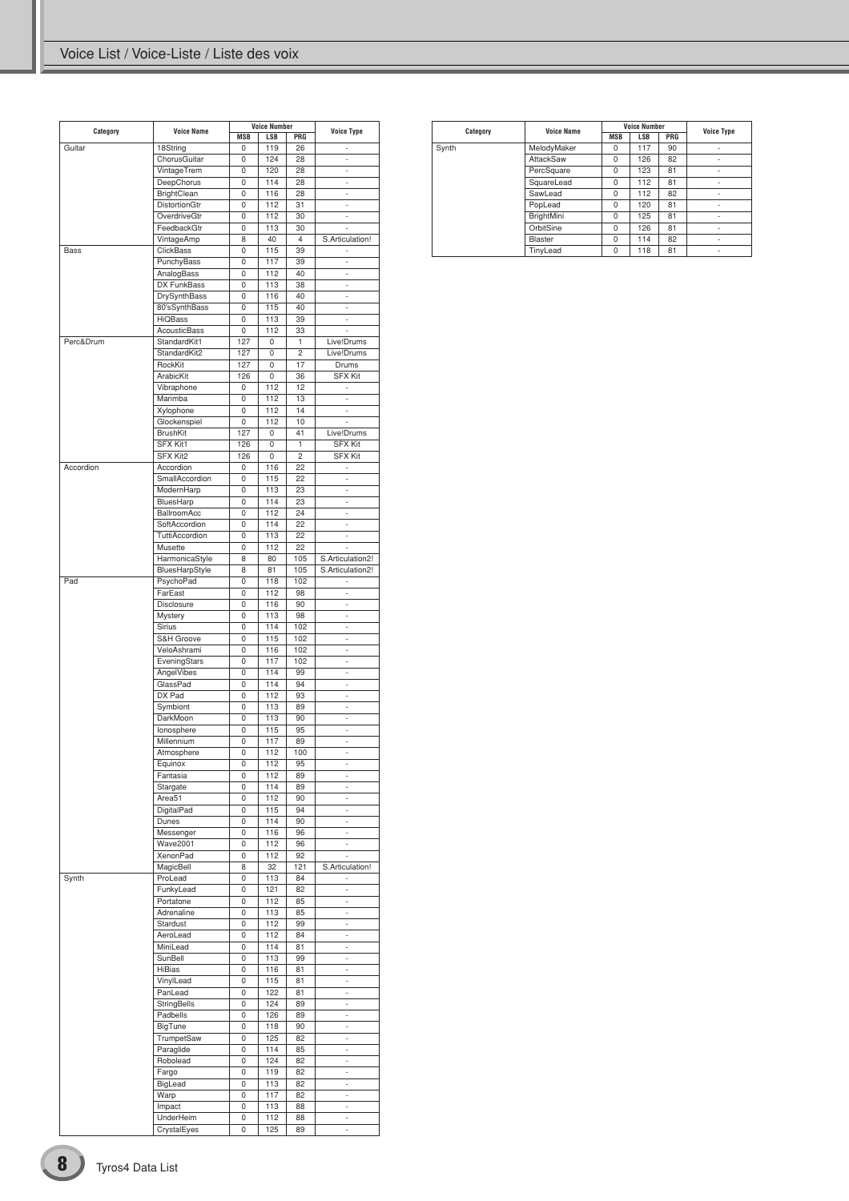# Voice List / Voice-Liste / Liste des voix

| Category | Voice Name | Voice Number | | | Voice Type |
|---|---|---|---|---|---|
| | | MSB | LSB | PRG | |
| Guitar | 18String | 0 | 119 | 26 | - |
| | ChorusGuitar | 0 | 124 | 28 | - |
| | VintageTrem | 0 | 120 | 28 | - |
| | DeepChorus | 0 | 114 | 28 | - |
| | BrightClean | 0 | 116 | 28 | - |
| | DistortionGtr | 0 | 112 | 31 | - |
| | OverdriveGtr | 0 | 112 | 30 | - |
| | FeedbackGtr | 0 | 113 | 30 | - |
| | VintageAmp | 8 | 40 | 4 | S.Articulation! |
| Bass | ClickBass | 0 | 115 | 39 | - |
| | PunchyBass | 0 | 117 | 39 | - |
| | AnalogBass | 0 | 112 | 40 | - |
| | DX FunkBass | 0 | 113 | 38 | - |
| | DrySynthBass | 0 | 116 | 40 | - |
| | 80'sSynthBass | 0 | 115 | 40 | - |
| | HiQBass | 0 | 113 | 39 | - |
| | AcousticBass | 0 | 112 | 33 | - |
| Perc&Drum | StandardKit1 | 127 | 0 | 1 | Live!Drums |
| | StandardKit2 | 127 | 0 | 2 | Live!Drums |
| | RockKit | 127 | 0 | 17 | Drums |
| | ArabicKit | 126 | 0 | 36 | SFX Kit |
| | Vibraphone | 0 | 112 | 12 | - |
| | Marimba | 0 | 112 | 13 | - |
| | Xylophone | 0 | 112 | 14 | - |
| | Glockenspiel | 0 | 112 | 10 | - |
| | BrushKit | 127 | 0 | 41 | Live!Drums |
| | SFX Kit1 | 126 | 0 | 1 | SFX Kit |
| | SFX Kit2 | 126 | 0 | 2 | SFX Kit |
| Accordion | Accordion | 0 | 116 | 22 | - |
| | SmallAccordion | 0 | 115 | 22 | - |
| | ModernHarp | 0 | 113 | 23 | - |
| | BluesHarp | 0 | 114 | 23 | - |
| | BallroomAcc | 0 | 112 | 24 | - |
| | SoftAccordion | 0 | 114 | 22 | - |
| | TuttiAccordion | 0 | 113 | 22 | - |
| | Musette | 0 | 112 | 22 | - |
| | HarmonicaStyle | 8 | 80 | 105 | S.Articulation2! |
| | BluesHarpStyle | 8 | 81 | 105 | S.Articulation2! |
| Pad | PsychoPad | 0 | 118 | 102 | - |
| | FarEast | 0 | 112 | 98 | - |
| | Disclosure | 0 | 116 | 90 | - |
| | Mystery | 0 | 113 | 98 | - |
| | Sirius | 0 | 114 | 102 | - |
| | S&H Groove | 0 | 115 | 102 | - |
| | VeloAshrami | 0 | 116 | 102 | - |
| | EveningStars | 0 | 117 | 102 | - |
| | AngelVibes | 0 | 114 | 99 | - |
| | GlassPad | 0 | 114 | 94 | - |
| | DX Pad | 0 | 112 | 93 | - |
| | Symbiont | 0 | 113 | 89 | - |
| | DarkMoon | 0 | 113 | 90 | - |
| | Ionosphere | 0 | 115 | 95 | - |
| | Millennium | 0 | 117 | 89 | - |
| | Atmosphere | 0 | 112 | 100 | - |
| | Equinox | 0 | 112 | 95 | - |
| | Fantasia | 0 | 112 | 89 | - |
| | Stargate | 0 | 114 | 89 | - |
| | Area51 | 0 | 112 | 90 | - |
| | DigitalPad | 0 | 115 | 94 | - |
| | Dunes | 0 | 114 | 90 | - |
| | Messenger | 0 | 116 | 96 | - |
| | Wave2001 | 0 | 112 | 96 | - |
| | XenonPad | 0 | 112 | 92 | - |
| | MagicBell | 8 | 32 | 121 | S.Articulation! |
| Synth | ProLead | 0 | 113 | 84 | - |
| | FunkyLead | 0 | 121 | 82 | - |
| | Portatone | 0 | 112 | 85 | - |
| | Adrenaline | 0 | 113 | 85 | - |
| | Stardust | 0 | 112 | 99 | - |
| | AeroLead | 0 | 112 | 84 | - |
| | MiniLead | 0 | 114 | 81 | - |
| | SunBell | 0 | 113 | 99 | - |
| | HiBias | 0 | 116 | 81 | - |
| | VinylLead | 0 | 115 | 81 | - |
| | PanLead | 0 | 122 | 81 | - |
| | StringBells | 0 | 124 | 89 | - |
| | Padbells | 0 | 126 | 89 | - |
| | BigTune | 0 | 118 | 90 | - |
| | TrumpetSaw | 0 | 125 | 82 | - |
| | Paraglide | 0 | 114 | 85 | - |
| | Robolead | 0 | 124 | 82 | - |
| | Fargo | 0 | 119 | 82 | - |
| | BigLead | 0 | 113 | 82 | - |
| | Warp | 0 | 117 | 82 | - |
| | Impact | 0 | 113 | 88 | - |
| | UnderHeim | 0 | 112 | 88 | - |
| | CrystalEyes | 0 | 125 | 89 | - |
| Synth | MelodyMaker | 0 | 117 | 90 | - |
| | AttackSaw | 0 | 126 | 82 | - |
| | PercSquare | 0 | 123 | 81 | - |
| | SquareLead | 0 | 112 | 81 | - |
| | SawLead | 0 | 112 | 82 | - |
| | PopLead | 0 | 120 | 81 | - |
| | BrightMini | 0 | 125 | 81 | - |
| | OrbitSine | 0 | 126 | 81 | - |
| | Blaster | 0 | 114 | 82 | - |
| | TinyLead | 0 | 118 | 81 | - |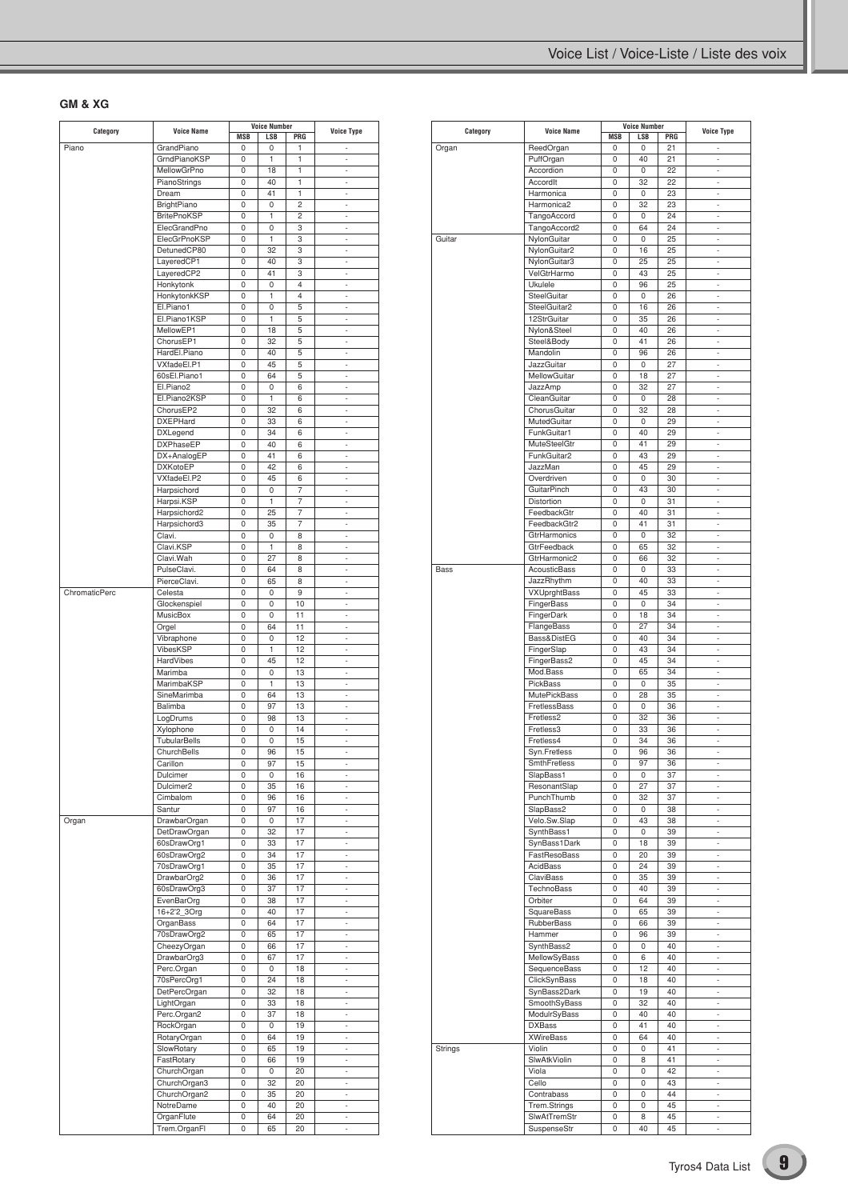## GM & XG

| Category | Voice Name | Voice Number | | | Voice Type |
|---|---|---|---|---|---|
| | | MSB | LSB | PRG | |
| Piano | GrandPiano | 0 | 0 | 1 | - |
| | GrndPianoKSP | 0 | 1 | 1 | - |
| | MellowGrPno | 0 | 18 | 1 | - |
| | PianoStrings | 0 | 40 | 1 | - |
| | Dream | 0 | 41 | 1 | - |
| | BrightPiano | 0 | 0 | 2 | - |
| | BritePnoKSP | 0 | 1 | 2 | - |
| | ElecGrandPno | 0 | 0 | 3 | - |
| | ElecGrPnoKSP | 0 | 1 | 3 | - |
| | DetunedCP80 | 0 | 32 | 3 | - |
| | LayeredCP1 | 0 | 40 | 3 | - |
| | LayeredCP2 | 0 | 41 | 3 | - |
| | Honkytonk | 0 | 0 | 4 | - |
| | HonkytonkKSP | 0 | 1 | 4 | - |
| | El.Piano1 | 0 | 0 | 5 | - |
| | El.Piano1KSP | 0 | 1 | 5 | - |
| | MellowEP1 | 0 | 18 | 5 | - |
| | ChorusEP1 | 0 | 32 | 5 | - |
| | HardEl.Piano | 0 | 40 | 5 | - |
| | VXfadeEl.P1 | 0 | 45 | 5 | - |
| | 60sEl.Piano1 | 0 | 64 | 5 | - |
| | El.Piano2 | 0 | 0 | 6 | - |
| | El.Piano2KSP | 0 | 1 | 6 | - |
| | ChorusEP2 | 0 | 32 | 6 | - |
| | DXEPHard | 0 | 33 | 6 | - |
| | DXLegend | 0 | 34 | 6 | - |
| | DXPhaseEP | 0 | 40 | 6 | - |
| | DX+AnalogEP | 0 | 41 | 6 | - |
| | DXKotoEP | 0 | 42 | 6 | - |
| | VXfadeEl.P2 | 0 | 45 | 6 | - |
| | Harpsichord | 0 | 0 | 7 | - |
| | Harpsi.KSP | 0 | 1 | 7 | - |
| | Harpsichord2 | 0 | 25 | 7 | - |
| | Harpsichord3 | 0 | 35 | 7 | - |
| | Clavi. | 0 | 0 | 8 | - |
| | Clavi.KSP | 0 | 1 | 8 | - |
| | Clavi.Wah | 0 | 27 | 8 | - |
| | PulseClavi. | 0 | 64 | 8 | - |
| | PierceClavi. | 0 | 65 | 8 | - |
| ChromaticPerc | Celesta | 0 | 0 | 9 | - |
| | Glockenspiel | 0 | 0 | 10 | - |
| | MusicBox | 0 | 0 | 11 | - |
| | Orgel | 0 | 64 | 11 | - |
| | Vibraphone | 0 | 0 | 12 | - |
| | VibesKSP | 0 | 1 | 12 | - |
| | HardVibes | 0 | 45 | 12 | - |
| | Marimba | 0 | 0 | 13 | - |
| | MarimbaKSP | 0 | 1 | 13 | - |
| | SineMarimba | 0 | 64 | 13 | - |
| | Balimba | 0 | 97 | 13 | - |
| | LogDrums | 0 | 98 | 13 | - |
| | Xylophone | 0 | 0 | 14 | - |
| | TubularBells | 0 | 0 | 15 | - |
| | ChurchBells | 0 | 96 | 15 | - |
| | Carillon | 0 | 97 | 15 | - |
| | Dulcimer | 0 | 0 | 16 | - |
| | Dulcimer2 | 0 | 35 | 16 | - |
| | Cimbalom | 0 | 96 | 16 | - |
| | Santur | 0 | 97 | 16 | - |
| Organ | DrawbarOrgan | 0 | 0 | 17 | - |
| | DetDrawOrgan | 0 | 32 | 17 | - |
| | 60sDrawOrg1 | 0 | 33 | 17 | - |
| | 60sDrawOrg2 | 0 | 34 | 17 | - |
| | 70sDrawOrg1 | 0 | 35 | 17 | - |
| | DrawbarOrg2 | 0 | 36 | 17 | - |
| | 60sDrawOrg3 | 0 | 37 | 17 | - |
| | EvenBarOrg | 0 | 38 | 17 | - |
| | 16+2'2_3Org | 0 | 40 | 17 | - |
| | OrganBass | 0 | 64 | 17 | - |
| | 70sDrawOrg2 | 0 | 65 | 17 | - |
| | CheezyOrgan | 0 | 66 | 17 | - |
| | DrawbarOrg3 | 0 | 67 | 17 | - |
| | Perc.Organ | 0 | 0 | 18 | - |
| | 70sPercOrg1 | 0 | 24 | 18 | - |
| | DetPercOrgan | 0 | 32 | 18 | - |
| | LightOrgan | 0 | 33 | 18 | - |
| | Perc.Organ2 | 0 | 37 | 18 | - |
| | RockOrgan | 0 | 0 | 19 | - |
| | RotaryOrgan | 0 | 64 | 19 | - |
| | SlowRotary | 0 | 65 | 19 | - |
| | FastRotary | 0 | 66 | 19 | - |
| | ChurchOrgan | 0 | 0 | 20 | - |
| | ChurchOrgan3 | 0 | 32 | 20 | - |
| | ChurchOrgan2 | 0 | 35 | 20 | - |
| | NotreDame | 0 | 40 | 20 | - |
| | OrganFlute | 0 | 64 | 20 | - |
| | Trem.OrganFl | 0 | 65 | 20 | - |
| Organ | ReedOrgan | 0 | 0 | 21 | - |
| | PuffOrgan | 0 | 40 | 21 | - |
| | Accordion | 0 | 0 | 22 | - |
| | AccordIt | 0 | 32 | 22 | - |
| | Harmonica | 0 | 0 | 23 | - |
| | Harmonica2 | 0 | 32 | 23 | - |
| | TangoAccord | 0 | 0 | 24 | - |
| | TangoAccord2 | 0 | 64 | 24 | - |
| Guitar | NylonGuitar | 0 | 0 | 25 | - |
| | NylonGuitar2 | 0 | 16 | 25 | - |
| | NylonGuitar3 | 0 | 25 | 25 | - |
| | VelGtrHarmo | 0 | 43 | 25 | - |
| | Ukulele | 0 | 96 | 25 | - |
| | SteelGuitar | 0 | 0 | 26 | - |
| | SteelGuitar2 | 0 | 16 | 26 | - |
| | 12StrGuitar | 0 | 35 | 26 | - |
| | Nylon&Steel | 0 | 40 | 26 | - |
| | Steel&Body | 0 | 41 | 26 | - |
| | Mandolin | 0 | 96 | 26 | - |
| | JazzGuitar | 0 | 0 | 27 | - |
| | MellowGuitar | 0 | 18 | 27 | - |
| | JazzAmp | 0 | 32 | 27 | - |
| | CleanGuitar | 0 | 0 | 28 | - |
| | ChorusGuitar | 0 | 32 | 28 | - |
| | MutedGuitar | 0 | 0 | 29 | - |
| | FunkGuitar1 | 0 | 40 | 29 | - |
| | MuteSteelGtr | 0 | 41 | 29 | - |
| | FunkGuitar2 | 0 | 43 | 29 | - |
| | JazzMan | 0 | 45 | 29 | - |
| | Overdriven | 0 | 0 | 30 | - |
| | GuitarPinch | 0 | 43 | 30 | - |
| | Distortion | 0 | 0 | 31 | - |
| | FeedbackGtr | 0 | 40 | 31 | - |
| | FeedbackGtr2 | 0 | 41 | 31 | - |
| | GtrHarmonics | 0 | 0 | 32 | - |
| | GtrFeedback | 0 | 65 | 32 | - |
| | GtrHarmonic2 | 0 | 66 | 32 | - |
| Bass | AcousticBass | 0 | 0 | 33 | - |
| | JazzRhythm | 0 | 40 | 33 | - |
| | VXUprghtBass | 0 | 45 | 33 | - |
| | FingerBass | 0 | 0 | 34 | - |
| | FingerDark | 0 | 18 | 34 | - |
| | FlangeBass | 0 | 27 | 34 | - |
| | Bass&DistEG | 0 | 40 | 34 | - |
| | FingerSlap | 0 | 43 | 34 | - |
| | FingerBass2 | 0 | 45 | 34 | - |
| | Mod.Bass | 0 | 65 | 34 | - |
| | PickBass | 0 | 0 | 35 | - |
| | MutePickBass | 0 | 28 | 35 | - |
| | FretlessBass | 0 | 0 | 36 | - |
| | Fretless2 | 0 | 32 | 36 | - |
| | Fretless3 | 0 | 33 | 36 | - |
| | Fretless4 | 0 | 34 | 36 | - |
| | Syn.Fretless | 0 | 96 | 36 | - |
| | SmthFretless | 0 | 97 | 36 | - |
| | SlapBass1 | 0 | 0 | 37 | - |
| | ResonantSlap | 0 | 27 | 37 | - |
| | PunchThumb | 0 | 32 | 37 | - |
| | SlapBass2 | 0 | 0 | 38 | - |
| | Velo.Sw.Slap | 0 | 43 | 38 | - |
| | SynthBass1 | 0 | 0 | 39 | - |
| | SynBass1Dark | 0 | 18 | 39 | - |
| | FastResoBass | 0 | 20 | 39 | - |
| | AcidBass | 0 | 24 | 39 | - |
| | ClaviBass | 0 | 35 | 39 | - |
| | TechnoBass | 0 | 40 | 39 | - |
| | Orbiter | 0 | 64 | 39 | - |
| | SquareBass | 0 | 65 | 39 | - |
| | RubberBass | 0 | 66 | 39 | - |
| | Hammer | 0 | 96 | 39 | - |
| | SynthBass2 | 0 | 0 | 40 | - |
| | MellowSyBass | 0 | 6 | 40 | - |
| | SequenceBass | 0 | 12 | 40 | - |
| | ClickSynBass | 0 | 18 | 40 | - |
| | SynBass2Dark | 0 | 19 | 40 | - |
| | SmoothSyBass | 0 | 32 | 40 | - |
| | ModulrSyBass | 0 | 40 | 40 | - |
| | DXBass | 0 | 41 | 40 | - |
| | XWireBass | 0 | 64 | 40 | - |
| Strings | Violin | 0 | 0 | 41 | - |
| | SlwAtkViolin | 0 | 8 | 41 | - |
| | Viola | 0 | 0 | 42 | - |
| | Cello | 0 | 0 | 43 | - |
| | Contrabass | 0 | 0 | 44 | - |
| | Trem.Strings | 0 | 0 | 45 | - |
| | SlwAtTremStr | 0 | 8 | 45 | - |
| | SuspenseStr | 0 | 40 | 45 | - |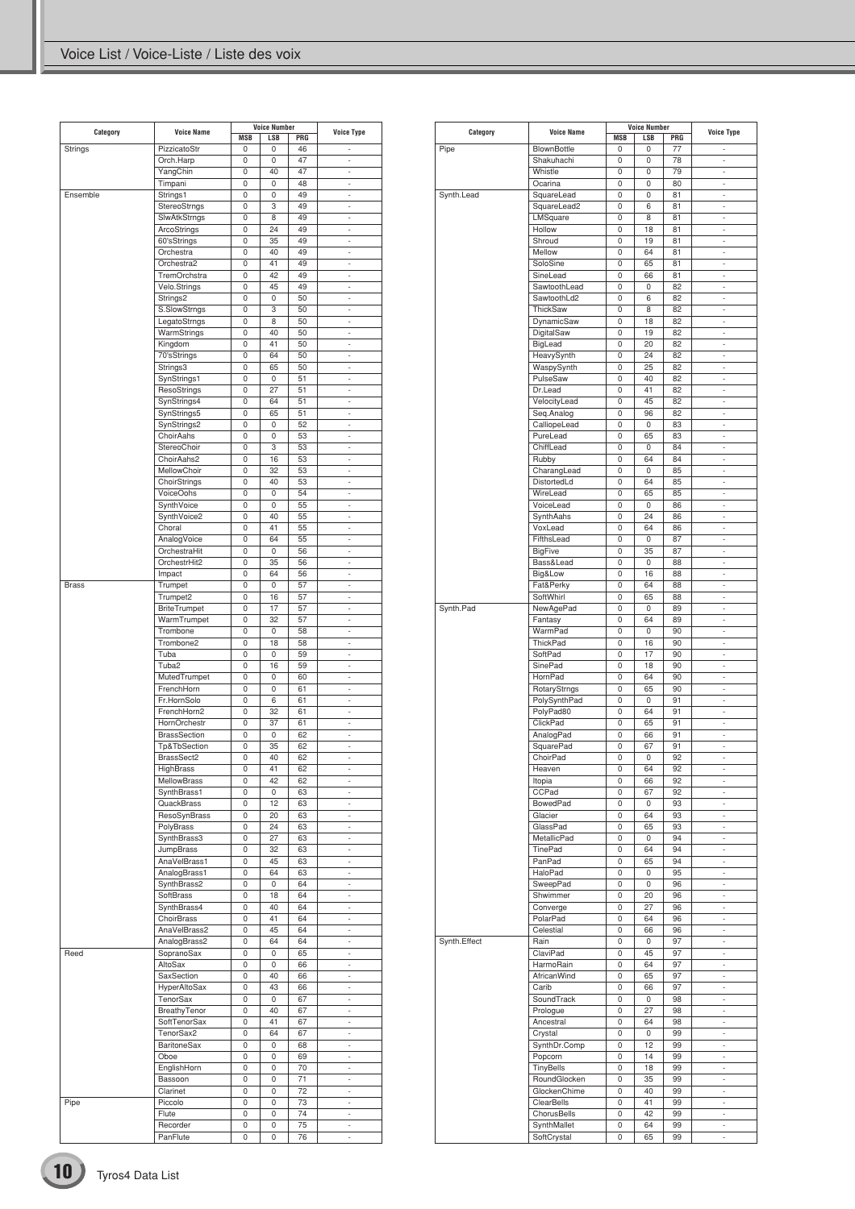# Voice List / Voice-Liste / Liste des voix

| Category | Voice Name | Voice Number | | | Voice Type |
|---|---|---|---|---|---|
| | | MSB | LSB | PRG | |
| Strings | PizzicatoStr | 0 | 0 | 46 | - |
| | Orch.Harp | 0 | 0 | 47 | - |
| | YangChin | 0 | 40 | 47 | - |
| | Timpani | 0 | 0 | 48 | - |
| Ensemble | Strings1 | 0 | 0 | 49 | - |
| | StereoStrngs | 0 | 3 | 49 | - |
| | SlwAtkStrngs | 0 | 8 | 49 | - |
| | ArcoStrings | 0 | 24 | 49 | - |
| | 60'sStrings | 0 | 35 | 49 | - |
| | Orchestra | 0 | 40 | 49 | - |
| | Orchestra2 | 0 | 41 | 49 | - |
| | TremOrchstra | 0 | 42 | 49 | - |
| | Velo.Strings | 0 | 45 | 49 | - |
| | Strings2 | 0 | 0 | 50 | - |
| | S.SlowStrngs | 0 | 3 | 50 | - |
| | LegatoStrngs | 0 | 8 | 50 | - |
| | WarmStrings | 0 | 40 | 50 | - |
| | Kingdom | 0 | 41 | 50 | - |
| | 70'sStrings | 0 | 64 | 50 | - |
| | Strings3 | 0 | 65 | 50 | - |
| | SynStrings1 | 0 | 0 | 51 | - |
| | ResoStrings | 0 | 27 | 51 | - |
| | SynStrings4 | 0 | 64 | 51 | - |
| | SynStrings5 | 0 | 65 | 51 | - |
| | SynStrings2 | 0 | 0 | 52 | - |
| | ChoirAahs | 0 | 0 | 53 | - |
| | StereoChoir | 0 | 3 | 53 | - |
| | ChoirAahs2 | 0 | 16 | 53 | - |
| | MellowChoir | 0 | 32 | 53 | - |
| | ChoirStrings | 0 | 40 | 53 | - |
| | VoiceOohs | 0 | 0 | 54 | - |
| | SynthVoice | 0 | 0 | 55 | - |
| | SynthVoice2 | 0 | 40 | 55 | - |
| | Choral | 0 | 41 | 55 | - |
| | AnalogVoice | 0 | 64 | 55 | - |
| | OrchestraHit | 0 | 0 | 56 | - |
| | OrchestrHit2 | 0 | 35 | 56 | - |
| | Impact | 0 | 64 | 56 | - |
| Brass | Trumpet | 0 | 0 | 57 | - |
| | Trumpet2 | 0 | 16 | 57 | - |
| | BriteTrumpet | 0 | 17 | 57 | - |
| | WarmTrumpet | 0 | 32 | 57 | - |
| | Trombone | 0 | 0 | 58 | - |
| | Trombone2 | 0 | 18 | 58 | - |
| | Tuba | 0 | 0 | 59 | - |
| | Tuba2 | 0 | 16 | 59 | - |
| | MutedTrumpet | 0 | 0 | 60 | - |
| | FrenchHorn | 0 | 0 | 61 | - |
| | Fr.HornSolo | 0 | 6 | 61 | - |
| | FrenchHorn2 | 0 | 32 | 61 | - |
| | HornOrchestr | 0 | 37 | 61 | - |
| | BrassSection | 0 | 0 | 62 | - |
| | Tp&TbSection | 0 | 35 | 62 | - |
| | BrassSect2 | 0 | 40 | 62 | - |
| | HighBrass | 0 | 41 | 62 | - |
| | MellowBrass | 0 | 42 | 62 | - |
| | SynthBrass1 | 0 | 0 | 63 | - |
| | QuackBrass | 0 | 12 | 63 | - |
| | ResoSynBrass | 0 | 20 | 63 | - |
| | PolyBrass | 0 | 24 | 63 | - |
| | SynthBrass3 | 0 | 27 | 63 | - |
| | JumpBrass | 0 | 32 | 63 | - |
| | AnaVelBrass1 | 0 | 45 | 63 | - |
| | AnalogBrass1 | 0 | 64 | 63 | - |
| | SynthBrass2 | 0 | 0 | 64 | - |
| | SoftBrass | 0 | 18 | 64 | - |
| | SynthBrass4 | 0 | 40 | 64 | - |
| | ChoirBrass | 0 | 41 | 64 | - |
| | AnaVelBrass2 | 0 | 45 | 64 | - |
| | AnalogBrass2 | 0 | 64 | 64 | - |
| Reed | SopranoSax | 0 | 0 | 65 | - |
| | AltoSax | 0 | 0 | 66 | - |
| | SaxSection | 0 | 40 | 66 | - |
| | HyperAltoSax | 0 | 43 | 66 | - |
| | TenorSax | 0 | 0 | 67 | - |
| | BreathyTenor | 0 | 40 | 67 | - |
| | SoftTenorSax | 0 | 41 | 67 | - |
| | TenorSax2 | 0 | 64 | 67 | - |
| | BaritoneSax | 0 | 0 | 68 | - |
| | Oboe | 0 | 0 | 69 | - |
| | EnglishHorn | 0 | 0 | 70 | - |
| | Bassoon | 0 | 0 | 71 | - |
| | Clarinet | 0 | 0 | 72 | - |
| Pipe | Piccolo | 0 | 0 | 73 | - |
| | Flute | 0 | 0 | 74 | - |
| | Recorder | 0 | 0 | 75 | - |
| | PanFlute | 0 | 0 | 76 | - |
| Pipe | BlownBottle | 0 | 0 | 77 | - |
| | Shakuhachi | 0 | 0 | 78 | - |
| | Whistle | 0 | 0 | 79 | - |
| | Ocarina | 0 | 0 | 80 | - |
| Synth.Lead | SquareLead | 0 | 0 | 81 | - |
| | SquareLead2 | 0 | 6 | 81 | - |
| | LMSquare | 0 | 8 | 81 | - |
| | Hollow | 0 | 18 | 81 | - |
| | Shroud | 0 | 19 | 81 | - |
| | Mellow | 0 | 64 | 81 | - |
| | SoloSine | 0 | 65 | 81 | - |
| | SineLead | 0 | 66 | 81 | - |
| | SawtoothLead | 0 | 0 | 82 | - |
| | SawtoothLd2 | 0 | 6 | 82 | - |
| | ThickSaw | 0 | 8 | 82 | - |
| | DynamicSaw | 0 | 18 | 82 | - |
| | DigitalSaw | 0 | 19 | 82 | - |
| | BigLead | 0 | 20 | 82 | - |
| | HeavySynth | 0 | 24 | 82 | - |
| | WaspySynth | 0 | 25 | 82 | - |
| | PulseSaw | 0 | 40 | 82 | - |
| | Dr.Lead | 0 | 41 | 82 | - |
| | VelocityLead | 0 | 45 | 82 | - |
| | Seq.Analog | 0 | 96 | 82 | - |
| | CalliopeLead | 0 | 0 | 83 | - |
| | PureLead | 0 | 65 | 83 | - |
| | ChiffLead | 0 | 0 | 84 | - |
| | Rubby | 0 | 64 | 84 | - |
| | CharangLead | 0 | 0 | 85 | - |
| | DistortedLd | 0 | 64 | 85 | - |
| | WireLead | 0 | 65 | 85 | - |
| | VoiceLead | 0 | 0 | 86 | - |
| | SynthAahs | 0 | 24 | 86 | - |
| | VoxLead | 0 | 64 | 86 | - |
| | FifthsLead | 0 | 0 | 87 | - |
| | BigFive | 0 | 35 | 87 | - |
| | Bass&Lead | 0 | 0 | 88 | - |
| | Big&Low | 0 | 16 | 88 | - |
| | Fat&Perky | 0 | 64 | 88 | - |
| | SoftWhirl | 0 | 65 | 88 | - |
| Synth.Pad | NewAgePad | 0 | 0 | 89 | - |
| | Fantasy | 0 | 64 | 89 | - |
| | WarmPad | 0 | 0 | 90 | - |
| | ThickPad | 0 | 16 | 90 | - |
| | SoftPad | 0 | 17 | 90 | - |
| | SinePad | 0 | 18 | 90 | - |
| | HornPad | 0 | 64 | 90 | - |
| | RotaryStrngs | 0 | 65 | 90 | - |
| | PolySynthPad | 0 | 0 | 91 | - |
| | PolyPad80 | 0 | 64 | 91 | - |
| | ClickPad | 0 | 65 | 91 | - |
| | AnalogPad | 0 | 66 | 91 | - |
| | SquarePad | 0 | 67 | 91 | - |
| | ChoirPad | 0 | 0 | 92 | - |
| | Heaven | 0 | 64 | 92 | - |
| | Itopia | 0 | 66 | 92 | - |
| | CCPad | 0 | 67 | 92 | - |
| | BowedPad | 0 | 0 | 93 | - |
| | Glacier | 0 | 64 | 93 | - |
| | GlassPad | 0 | 65 | 93 | - |
| | MetallicPad | 0 | 0 | 94 | - |
| | TinePad | 0 | 64 | 94 | - |
| | PanPad | 0 | 65 | 94 | - |
| | HaloPad | 0 | 0 | 95 | - |
| | SweepPad | 0 | 0 | 96 | - |
| | Shwimmer | 0 | 20 | 96 | - |
| | Converge | 0 | 27 | 96 | - |
| | PolarPad | 0 | 64 | 96 | - |
| | Celestial | 0 | 66 | 96 | - |
| Synth.Effect | Rain | 0 | 0 | 97 | - |
| | ClaviPad | 0 | 45 | 97 | - |
| | HarmoRain | 0 | 64 | 97 | - |
| | AfricanWind | 0 | 65 | 97 | - |
| | Carib | 0 | 66 | 97 | - |
| | SoundTrack | 0 | 0 | 98 | - |
| | Prologue | 0 | 27 | 98 | - |
| | Ancestral | 0 | 64 | 98 | - |
| | Crystal | 0 | 0 | 99 | - |
| | SynthDr.Comp | 0 | 12 | 99 | - |
| | Popcorn | 0 | 14 | 99 | - |
| | TinyBells | 0 | 18 | 99 | - |
| | RoundGlocken | 0 | 35 | 99 | - |
| | GlockenChime | 0 | 40 | 99 | - |
| | ClearBells | 0 | 41 | 99 | - |
| | ChorusBells | 0 | 42 | 99 | - |
| | SynthMallet | 0 | 64 | 99 | - |
| | SoftCrystal | 0 | 65 | 99 | - |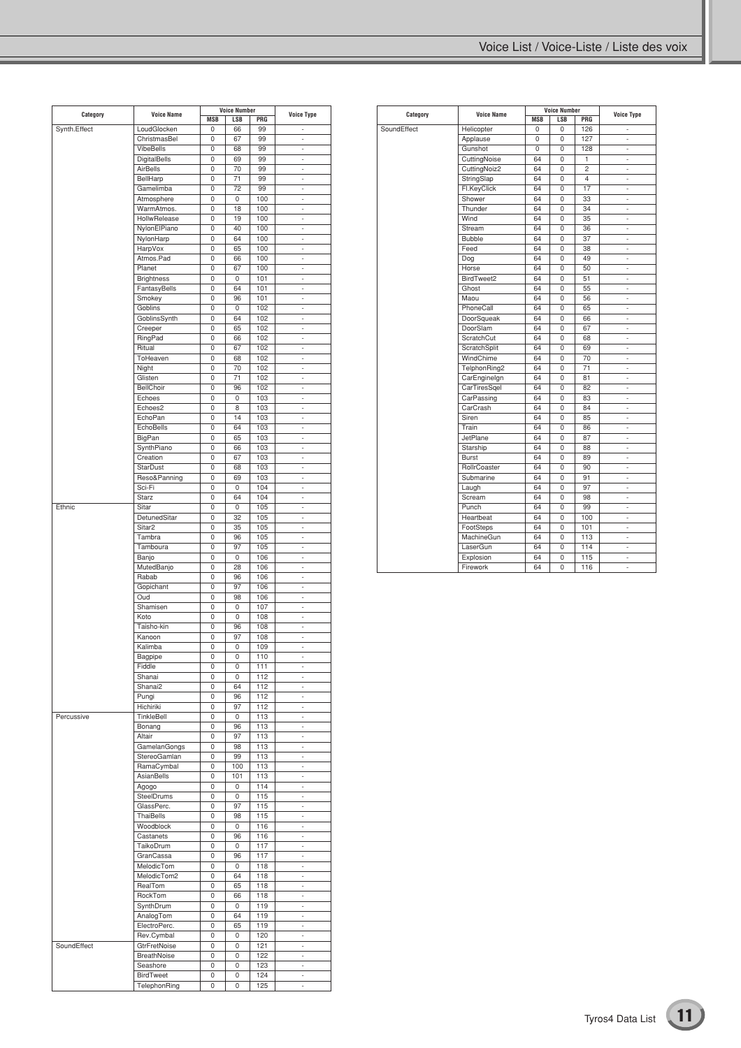| Category | Voice Name | Voice Number | | | Voice Type |
|---|---|---|---|---|---|
| | | MSB | LSB | PRG | |
| Synth.Effect | LoudGlocken | 0 | 66 | 99 | - |
| | ChristmasBel | 0 | 67 | 99 | - |
| | VibeBells | 0 | 68 | 99 | - |
| | DigitalBells | 0 | 69 | 99 | - |
| | AirBells | 0 | 70 | 99 | - |
| | BellHarp | 0 | 71 | 99 | - |
| | Gamelimba | 0 | 72 | 99 | - |
| | Atmosphere | 0 | 0 | 100 | - |
| | WarmAtmos. | 0 | 18 | 100 | - |
| | HollwRelease | 0 | 19 | 100 | - |
| | NylonElPiano | 0 | 40 | 100 | - |
| | NylonHarp | 0 | 64 | 100 | - |
| | HarpVox | 0 | 65 | 100 | - |
| | Atmos.Pad | 0 | 66 | 100 | - |
| | Planet | 0 | 67 | 100 | - |
| | Brightness | 0 | 0 | 101 | - |
| | FantasyBells | 0 | 64 | 101 | - |
| | Smokey | 0 | 96 | 101 | - |
| | Goblins | 0 | 0 | 102 | - |
| | GoblinsSynth | 0 | 64 | 102 | - |
| | Creeper | 0 | 65 | 102 | - |
| | RingPad | 0 | 66 | 102 | - |
| | Ritual | 0 | 67 | 102 | - |
| | ToHeaven | 0 | 68 | 102 | - |
| | Night | 0 | 70 | 102 | - |
| | Glisten | 0 | 71 | 102 | - |
| | BellChoir | 0 | 96 | 102 | - |
| | Echoes | 0 | 0 | 103 | - |
| | Echoes2 | 0 | 8 | 103 | - |
| | EchoPan | 0 | 14 | 103 | - |
| | EchoBells | 0 | 64 | 103 | - |
| | BigPan | 0 | 65 | 103 | - |
| | SynthPiano | 0 | 66 | 103 | - |
| | Creation | 0 | 67 | 103 | - |
| | StarDust | 0 | 68 | 103 | - |
| | Reso&Panning | 0 | 69 | 103 | - |
| | Sci-Fi | 0 | 0 | 104 | - |
| | Starz | 0 | 64 | 104 | - |
| Ethnic | Sitar | 0 | 0 | 105 | - |
| | DetunedSitar | 0 | 32 | 105 | - |
| | Sitar2 | 0 | 35 | 105 | - |
| | Tambra | 0 | 96 | 105 | - |
| | Tamboura | 0 | 97 | 105 | - |
| | Banjo | 0 | 0 | 106 | - |
| | MutedBanjo | 0 | 28 | 106 | - |
| | Rabab | 0 | 96 | 106 | - |
| | Gopichant | 0 | 97 | 106 | - |
| | Oud | 0 | 98 | 106 | - |
| | Shamisen | 0 | 0 | 107 | - |
| | Koto | 0 | 0 | 108 | - |
| | Taisho-kin | 0 | 96 | 108 | - |
| | Kanoon | 0 | 97 | 108 | - |
| | Kalimba | 0 | 0 | 109 | - |
| | Bagpipe | 0 | 0 | 110 | - |
| | Fiddle | 0 | 0 | 111 | - |
| | Shanai | 0 | 0 | 112 | - |
| | Shanai2 | 0 | 64 | 112 | - |
| | Pungi | 0 | 96 | 112 | - |
| | Hichiriki | 0 | 97 | 112 | - |
| Percussive | TinkleBell | 0 | 0 | 113 | - |
| | Bonang | 0 | 96 | 113 | - |
| | Altair | 0 | 97 | 113 | - |
| | GamelanGongs | 0 | 98 | 113 | - |
| | StereoGamlan | 0 | 99 | 113 | - |
| | RamaCymbal | 0 | 100 | 113 | - |
| | AsianBells | 0 | 101 | 113 | - |
| | Agogo | 0 | 0 | 114 | - |
| | SteelDrums | 0 | 0 | 115 | - |
| | GlassPerc. | 0 | 97 | 115 | - |
| | ThaiBells | 0 | 98 | 115 | - |
| | Woodblock | 0 | 0 | 116 | - |
| | Castanets | 0 | 96 | 116 | - |
| | TaikoDrum | 0 | 0 | 117 | - |
| | GranCassa | 0 | 96 | 117 | - |
| | MelodicTom | 0 | 0 | 118 | - |
| | MelodicTom2 | 0 | 64 | 118 | - |
| | RealTom | 0 | 65 | 118 | - |
| | RockTom | 0 | 66 | 118 | - |
| | SynthDrum | 0 | 0 | 119 | - |
| | AnalogTom | 0 | 64 | 119 | - |
| | ElectroPerc. | 0 | 65 | 119 | - |
| | Rev.Cymbal | 0 | 0 | 120 | - |
| SoundEffect | GtrFretNoise | 0 | 0 | 121 | - |
| | BreathNoise | 0 | 0 | 122 | - |
| | Seashore | 0 | 0 | 123 | - |
| | BirdTweet | 0 | 0 | 124 | - |
| | TelephonRing | 0 | 0 | 125 | - |

| Category | Voice Name | Voice Number | | | Voice Type |
|---|---|---|---|---|---|
| | | MSB | LSB | PRG | |
| SoundEffect | Helicopter | 0 | 0 | 126 | - |
| | Applause | 0 | 0 | 127 | - |
| | Gunshot | 0 | 0 | 128 | - |
| | CuttingNoise | 64 | 0 | 1 | - |
| | CuttingNoiz2 | 64 | 0 | 2 | - |
| | StringSlap | 64 | 0 | 4 | - |
| | Fl.KeyClick | 64 | 0 | 17 | - |
| | Shower | 64 | 0 | 33 | - |
| | Thunder | 64 | 0 | 34 | - |
| | Wind | 64 | 0 | 35 | - |
| | Stream | 64 | 0 | 36 | - |
| | Bubble | 64 | 0 | 37 | - |
| | Feed | 64 | 0 | 38 | - |
| | Dog | 64 | 0 | 49 | - |
| | Horse | 64 | 0 | 50 | - |
| | BirdTweet2 | 64 | 0 | 51 | - |
| | Ghost | 64 | 0 | 55 | - |
| | Maou | 64 | 0 | 56 | - |
| | PhoneCall | 64 | 0 | 65 | - |
| | DoorSqueak | 64 | 0 | 66 | - |
| | DoorSlam | 64 | 0 | 67 | - |
| | ScratchCut | 64 | 0 | 68 | - |
| | ScratchSplit | 64 | 0 | 69 | - |
| | WindChime | 64 | 0 | 70 | - |
| | TelphonRing2 | 64 | 0 | 71 | - |
| | CarEngineIgn | 64 | 0 | 81 | - |
| | CarTiresSqel | 64 | 0 | 82 | - |
| | CarPassing | 64 | 0 | 83 | - |
| | CarCrash | 64 | 0 | 84 | - |
| | Siren | 64 | 0 | 85 | - |
| | Train | 64 | 0 | 86 | - |
| | JetPlane | 64 | 0 | 87 | - |
| | Starship | 64 | 0 | 88 | - |
| | Burst | 64 | 0 | 89 | - |
| | RollrCoaster | 64 | 0 | 90 | - |
| | Submarine | 64 | 0 | 91 | - |
| | Laugh | 64 | 0 | 97 | - |
| | Scream | 64 | 0 | 98 | - |
| | Punch | 64 | 0 | 99 | - |
| | Heartbeat | 64 | 0 | 100 | - |
| | FootSteps | 64 | 0 | 101 | - |
| | MachineGun | 64 | 0 | 113 | - |
| | LaserGun | 64 | 0 | 114 | - |
| | Explosion | 64 | 0 | 115 | - |
| | Firework | 64 | 0 | 116 | - |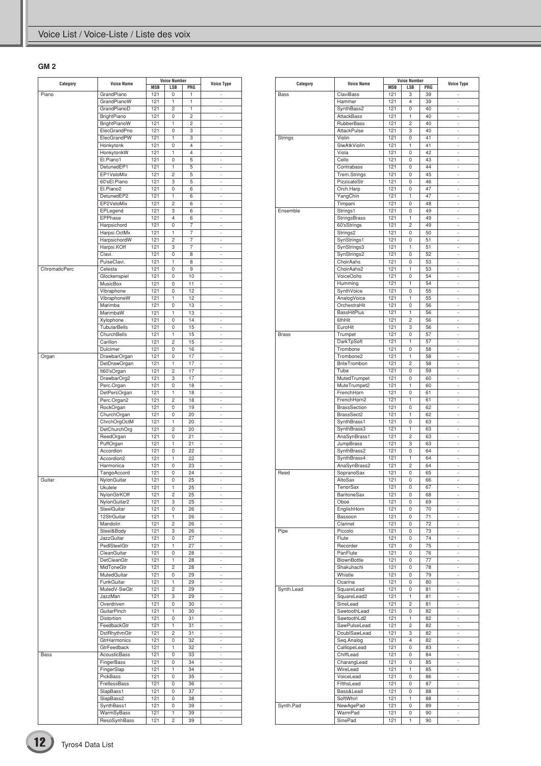## GM 2

| Category | Voice Name | Voice Number | | | Voice Type |
|---|---|---|---|---|---|
| | | MSB | LSB | PRG | |
| Piano | GrandPiano | 121 | 0 | 1 | - |
| | GrandPianoW | 121 | 1 | 1 | - |
| | GrandPianoD | 121 | 2 | 1 | - |
| | BrightPiano | 121 | 0 | 2 | - |
| | BrightPianoW | 121 | 1 | 2 | - |
| | ElecGrandPno | 121 | 0 | 3 | - |
| | ElecGrandPW | 121 | 1 | 3 | - |
| | Honkytonk | 121 | 0 | 4 | - |
| | HonkytonkW | 121 | 1 | 4 | - |
| | El.Piano1 | 121 | 0 | 5 | - |
| | DetunedEP1 | 121 | 1 | 5 | - |
| | EP1VeloMix | 121 | 2 | 5 | - |
| | 60'sEl.Piano | 121 | 3 | 5 | - |
| | El.Piano2 | 121 | 0 | 6 | - |
| | DetunedEP2 | 121 | 1 | 6 | - |
| | EP2VeloMix | 121 | 2 | 6 | - |
| | EPLegend | 121 | 3 | 6 | - |
| | EPPhase | 121 | 4 | 6 | - |
| | Harpsichord | 121 | 0 | 7 | - |
| | Harpsi.OctMx | 121 | 1 | 7 | - |
| | HarpsichordW | 121 | 2 | 7 | - |
| | Harpsi.KOff | 121 | 3 | 7 | - |
| | Clavi. | 121 | 0 | 8 | - |
| | PulseClavi. | 121 | 1 | 8 | - |
| ChromaticPerc | Celesta | 121 | 0 | 9 | - |
| | Glockenspiel | 121 | 0 | 10 | - |
| | MusicBox | 121 | 0 | 11 | - |
| | Vibraphone | 121 | 0 | 12 | - |
| | VibraphoneW | 121 | 1 | 12 | - |
| | Marimba | 121 | 0 | 13 | - |
| | MarimbaW | 121 | 1 | 13 | - |
| | Xylophone | 121 | 0 | 14 | - |
| | TubularBells | 121 | 0 | 15 | - |
| | ChurchBells | 121 | 1 | 15 | - |
| | Carillon | 121 | 2 | 15 | - |
| | Dulcimer | 121 | 0 | 16 | - |
| Organ | DrawbarOrgan | 121 | 0 | 17 | - |
| | DetDrawOrgan | 121 | 1 | 17 | - |
| | It60'sOrgan | 121 | 2 | 17 | - |
| | DrawbarOrg2 | 121 | 3 | 17 | - |
| | Perc.Organ | 121 | 0 | 18 | - |
| | DetPercOrgan | 121 | 1 | 18 | - |
| | Perc.Organ2 | 121 | 2 | 18 | - |
| | RockOrgan | 121 | 0 | 19 | - |
| | ChurchOrgan | 121 | 0 | 20 | - |
| | ChrchOrgOctM | 121 | 1 | 20 | - |
| | DetChurchOrg | 121 | 2 | 20 | - |
| | ReedOrgan | 121 | 0 | 21 | - |
| | PuffOrgan | 121 | 1 | 21 | - |
| | Accordion | 121 | 0 | 22 | - |
| | Accordion2 | 121 | 1 | 22 | - |
| | Harmonica | 121 | 0 | 23 | - |
| | TangoAccord | 121 | 0 | 24 | - |
| Guitar | NylonGuitar | 121 | 0 | 25 | - |
| | Ukulele | 121 | 1 | 25 | - |
| | NylonGtrKOff | 121 | 2 | 25 | - |
| | NylonGuitar2 | 121 | 3 | 25 | - |
| | SteelGuitar | 121 | 0 | 26 | - |
| | 12StrGuitar | 121 | 1 | 26 | - |
| | Mandolin | 121 | 2 | 26 | - |
| | Steel&Body | 121 | 3 | 26 | - |
| | JazzGuitar | 121 | 0 | 27 | - |
| | PedlSteelGtr | 121 | 1 | 27 | - |
| | CleanGuitar | 121 | 0 | 28 | - |
| | DetCleanGtr | 121 | 1 | 28 | - |
| | MidToneGtr | 121 | 2 | 28 | - |
| | MutedGuitar | 121 | 0 | 29 | - |
| | FunkGuitar | 121 | 1 | 29 | - |
| | MutedV-SwGtr | 121 | 2 | 29 | - |
| | JazzMan | 121 | 3 | 29 | - |
| | Overdriven | 121 | 0 | 30 | - |
| | GuitarPinch | 121 | 1 | 30 | - |
| | Distortion | 121 | 0 | 31 | - |
| | FeedbackGtr | 121 | 1 | 31 | - |
| | DstRhythmGtr | 121 | 2 | 31 | - |
| | GtrHarmonics | 121 | 0 | 32 | - |
| | GtrFeedback | 121 | 1 | 32 | - |
| Bass | AcousticBass | 121 | 0 | 33 | - |
| | FingerBass | 121 | 0 | 34 | - |
| | FingerSlap | 121 | 1 | 34 | - |
| | PickBass | 121 | 0 | 35 | - |
| | FretlessBass | 121 | 0 | 36 | - |
| | SlapBass1 | 121 | 0 | 37 | - |
| | SlapBass2 | 121 | 0 | 38 | - |
| | SynthBass1 | 121 | 0 | 39 | - |
| | WarmSyBass | 121 | 1 | 39 | - |
| | ResoSynhBass | 121 | 2 | 39 | - |
| Bass | ClaviBass | 121 | 3 | 39 | - |
| | Hammer | 121 | 4 | 39 | - |
| | SynthBass2 | 121 | 0 | 40 | - |
| | AttackBass | 121 | 1 | 40 | - |
| | RubberBass | 121 | 2 | 40 | - |
| | AttackPulse | 121 | 3 | 40 | - |
| Strings | Violin | 121 | 0 | 41 | - |
| | SlwAtkViolin | 121 | 1 | 41 | - |
| | Viola | 121 | 0 | 42 | - |
| | Cello | 121 | 0 | 43 | - |
| | Contrabass | 121 | 0 | 44 | - |
| | Trem.Strings | 121 | 0 | 45 | - |
| | PizzicatoStr | 121 | 0 | 46 | - |
| | Orch.Harp | 121 | 0 | 47 | - |
| | YangChin | 121 | 1 | 47 | - |
| | Timpani | 121 | 0 | 48 | - |
| Ensemble | Strings1 | 121 | 0 | 49 | - |
| | StringsBrass | 121 | 1 | 49 | - |
| | 60'sStrings | 121 | 2 | 49 | - |
| | Strings2 | 121 | 0 | 50 | - |
| | SynStrings1 | 121 | 0 | 51 | - |
| | SynStrings3 | 121 | 1 | 51 | - |
| | SynStrings2 | 121 | 0 | 52 | - |
| | ChoirAahs | 121 | 0 | 53 | - |
| | ChoirAahs2 | 121 | 1 | 53 | - |
| | VoiceOohs | 121 | 0 | 54 | - |
| | Humming | 121 | 1 | 54 | - |
| | SynthVoice | 121 | 0 | 55 | - |
| | AnalogVoice | 121 | 1 | 55 | - |
| | OrchestraHit | 121 | 0 | 56 | - |
| | BassHitPlus | 121 | 1 | 56 | - |
| | 6thHit | 121 | 2 | 56 | - |
| | EuroHit | 121 | 3 | 56 | - |
| Brass | Trumpet | 121 | 0 | 57 | - |
| | DarkTpSoft | 121 | 1 | 57 | - |
| | Trombone | 121 | 0 | 58 | - |
| | Trombone2 | 121 | 1 | 58 | - |
| | BriteTrombon | 121 | 2 | 58 | - |
| | Tuba | 121 | 0 | 59 | - |
| | MutedTrumpet | 121 | 0 | 60 | - |
| | MuteTrumpet2 | 121 | 1 | 60 | - |
| | FrenchHorn | 121 | 0 | 61 | - |
| | FrenchHorn2 | 121 | 1 | 61 | - |
| | BrassSection | 121 | 0 | 62 | - |
| | BrassSect2 | 121 | 1 | 62 | - |
| | SynthBrass1 | 121 | 0 | 63 | - |
| | SynthBrass3 | 121 | 1 | 63 | - |
| | AnaSynBrass1 | 121 | 2 | 63 | - |
| | JumpBrass | 121 | 3 | 63 | - |
| | SynthBrass2 | 121 | 0 | 64 | - |
| | SynthBrass4 | 121 | 1 | 64 | - |
| | AnaSynBrass2 | 121 | 2 | 64 | - |
| Reed | SopranoSax | 121 | 0 | 65 | - |
| | AltoSax | 121 | 0 | 66 | - |
| | TenorSax | 121 | 0 | 67 | - |
| | BaritoneSax | 121 | 0 | 68 | - |
| | Oboe | 121 | 0 | 69 | - |
| | EnglishHorn | 121 | 0 | 70 | - |
| | Bassoon | 121 | 0 | 71 | - |
| | Clarinet | 121 | 0 | 72 | - |
| Pipe | Piccolo | 121 | 0 | 73 | - |
| | Flute | 121 | 0 | 74 | - |
| | Recorder | 121 | 0 | 75 | - |
| | PanFlute | 121 | 0 | 76 | - |
| | BlownBottle | 121 | 0 | 77 | - |
| | Shakuhachi | 121 | 0 | 78 | - |
| | Whistle | 121 | 0 | 79 | - |
| | Ocarina | 121 | 0 | 80 | - |
| Synth.Lead | SquareLead | 121 | 0 | 81 | - |
| | SquareLead2 | 121 | 1 | 81 | - |
| | SineLead | 121 | 2 | 81 | - |
| | SawtoothLead | 121 | 0 | 82 | - |
| | SawtoothLd2 | 121 | 1 | 82 | - |
| | SawPulseLead | 121 | 2 | 82 | - |
| | DoublSawLead | 121 | 3 | 82 | - |
| | Seq.Analog | 121 | 4 | 82 | - |
| | CalliopeLead | 121 | 0 | 83 | - |
| | ChiffLead | 121 | 0 | 84 | - |
| | CharangLead | 121 | 0 | 85 | - |
| | WireLead | 121 | 1 | 85 | - |
| | VoiceLead | 121 | 0 | 86 | - |
| | FifthsLead | 121 | 0 | 87 | - |
| | Bass&Lead | 121 | 0 | 88 | - |
| | SoftWhirl | 121 | 1 | 88 | - |
| Synth.Pad | NewAgePad | 121 | 0 | 89 | - |
| | WarmPad | 121 | 0 | 90 | - |
| | SinePad | 121 | 1 | 90 | - |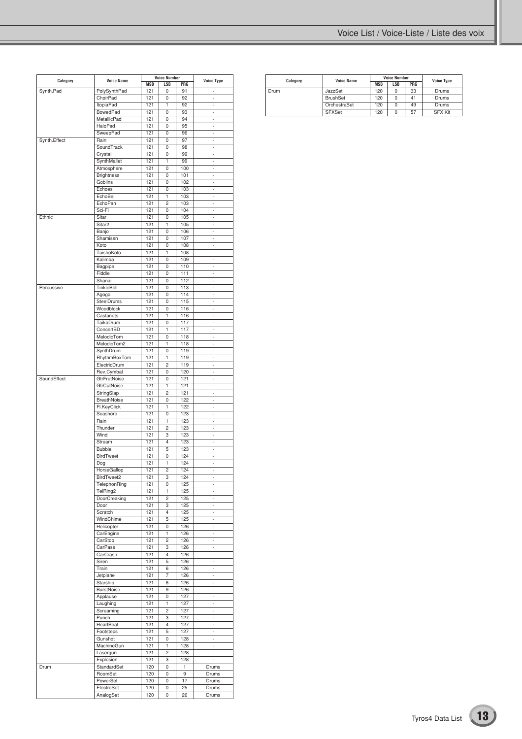| Category | Voice Name | Voice Number | | | Voice Type |
|---|---|---|---|---|---|
| | | MSB | LSB | PRG | |
| Synth.Pad | PolySynthPad | 121 | 0 | 91 | - |
| | ChoirPad | 121 | 0 | 92 | - |
| | ItopiaPad | 121 | 1 | 92 | - |
| | BowedPad | 121 | 0 | 93 | - |
| | MetallicPad | 121 | 0 | 94 | - |
| | HaloPad | 121 | 0 | 95 | - |
| | SweepPad | 121 | 0 | 96 | - |
| Synth.Effect | Rain | 121 | 0 | 97 | - |
| | SoundTrack | 121 | 0 | 98 | - |
| | Crystal | 121 | 0 | 99 | - |
| | SynthMallet | 121 | 1 | 99 | - |
| | Atmosphere | 121 | 0 | 100 | - |
| | Brightness | 121 | 0 | 101 | - |
| | Goblins | 121 | 0 | 102 | - |
| | Echoes | 121 | 0 | 103 | - |
| | EchoBell | 121 | 1 | 103 | - |
| | EchoPan | 121 | 2 | 103 | - |
| | Sci-Fi | 121 | 0 | 104 | - |
| Ethnic | Sitar | 121 | 0 | 105 | - |
| | Sitar2 | 121 | 1 | 105 | - |
| | Banjo | 121 | 0 | 106 | - |
| | Shamisen | 121 | 0 | 107 | - |
| | Koto | 121 | 0 | 108 | - |
| | TaishoKoto | 121 | 1 | 108 | - |
| | Kalimba | 121 | 0 | 109 | - |
| | Bagpipe | 121 | 0 | 110 | - |
| | Fiddle | 121 | 0 | 111 | - |
| | Shanai | 121 | 0 | 112 | - |
| Percussive | TinkleBell | 121 | 0 | 113 | - |
| | Agogo | 121 | 0 | 114 | - |
| | SteelDrums | 121 | 0 | 115 | - |
| | Woodblock | 121 | 0 | 116 | - |
| | Castanets | 121 | 1 | 116 | - |
| | TaikoDrum | 121 | 0 | 117 | - |
| | ConcertBD | 121 | 1 | 117 | - |
| | MelodicTom | 121 | 0 | 118 | - |
| | MelodicTom2 | 121 | 1 | 118 | - |
| | SynthDrum | 121 | 0 | 119 | - |
| | RhythmBoxTom | 121 | 1 | 119 | - |
| | ElectricDrum | 121 | 2 | 119 | - |
| | Rev.Cymbal | 121 | 0 | 120 | - |
| SoundEffect | GtrFretNoise | 121 | 0 | 121 | - |
| | GtrCutNoise | 121 | 1 | 121 | - |
| | StringSlap | 121 | 2 | 121 | - |
| | BreathNoise | 121 | 0 | 122 | - |
| | Fl.KeyClick | 121 | 1 | 122 | - |
| | Seashore | 121 | 0 | 123 | - |
| | Rain | 121 | 1 | 123 | - |
| | Thunder | 121 | 2 | 123 | - |
| | Wind | 121 | 3 | 123 | - |
| | Stream | 121 | 4 | 123 | - |
| | Bubble | 121 | 5 | 123 | - |
| | BirdTweet | 121 | 0 | 124 | - |
| | Dog | 121 | 1 | 124 | - |
| | HorseGallop | 121 | 2 | 124 | - |
| | BirdTweet2 | 121 | 3 | 124 | - |
| | TelephonRing | 121 | 0 | 125 | - |
| | TelRing2 | 121 | 1 | 125 | - |
| | DoorCreaking | 121 | 2 | 125 | - |
| | Door | 121 | 3 | 125 | - |
| | Scratch | 121 | 4 | 125 | - |
| | WindChime | 121 | 5 | 125 | - |
| | Helicopter | 121 | 0 | 126 | - |
| | CarEngine | 121 | 1 | 126 | - |
| | CarStop | 121 | 2 | 126 | - |
| | CarPass | 121 | 3 | 126 | - |
| | CarCrash | 121 | 4 | 126 | - |
| | Siren | 121 | 5 | 126 | - |
| | Train | 121 | 6 | 126 | - |
| | Jetplane | 121 | 7 | 126 | - |
| | Starship | 121 | 8 | 126 | - |
| | BurstNoise | 121 | 9 | 126 | - |
| | Applause | 121 | 0 | 127 | - |
| | Laughing | 121 | 1 | 127 | - |
| | Screaming | 121 | 2 | 127 | - |
| | Punch | 121 | 3 | 127 | - |
| | HeartBeat | 121 | 4 | 127 | - |
| | Footsteps | 121 | 5 | 127 | - |
| | Gunshot | 121 | 0 | 128 | - |
| | MachineGun | 121 | 1 | 128 | - |
| | Lasergun | 121 | 2 | 128 | - |
| | Explosion | 121 | 3 | 128 | - |
| Drum | StandardSet | 120 | 0 | 1 | Drums |
| | RoomSet | 120 | 0 | 9 | Drums |
| | PowerSet | 120 | 0 | 17 | Drums |
| | ElectroSet | 120 | 0 | 25 | Drums |
| | AnalogSet | 120 | 0 | 26 | Drums |
| Drum | JazzSet | 120 | 0 | 33 | Drums |
| | BrushSet | 120 | 0 | 41 | Drums |
| | OrchestraSet | 120 | 0 | 49 | Drums |
| | SFXSet | 120 | 0 | 57 | SFX Kit |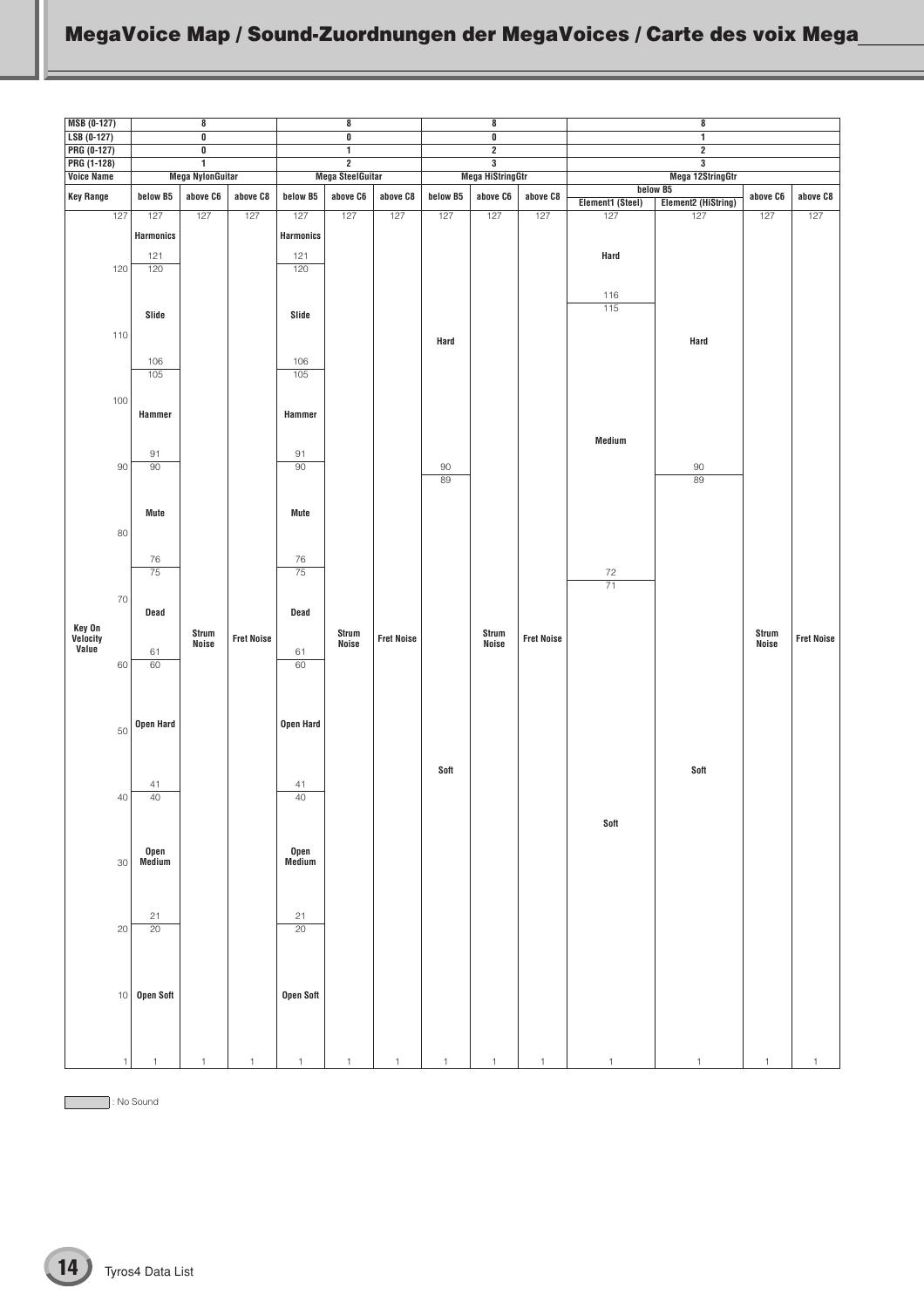# MegaVoice Map / Sound-Zuordnungen der MegaVoices / Carte des voix Mega

| MSB (0-127) | 8 | | | 8 | | | 8 | | | 8 | | | |
|---|---|---|---|---|---|---|---|---|---|---|---|---|---|
| LSB (0-127) | 0 | | | 0 | | | 0 | | | 1 | | | |
| PRG (0-127) | 0 | | | 1 | | | 2 | | | 2 | | | |
| PRG (1-128) | 1 | | | 2 | | | 3 | | | 3 | | | |
| Voice Name | Mega NylonGuitar | | | Mega SteelGuitar | | | Mega HiStringGtr | | | Mega 12StringGtr | | | |
| Key Range | below B5 | above C6 | above C8 | below B5 | above C6 | above C8 | below B5 | above C6 | above C8 | below B5 | | above C6 | above C8 |
| | | | | | | | | | | Element1 (Steel) | Element2 (HiString) | | |
| Key On Velocity Value (127–1) | 127–121: Harmonics<br>120–106: Slide<br>105–91: Hammer<br>90–76: Mute<br>75–61: Dead<br>60–41: Open Hard<br>40–21: Open Medium<br>20–1: Open Soft | 127–1: Strum Noise | 127–1: Fret Noise | 127–121: Harmonics<br>120–106: Slide<br>105–91: Hammer<br>90–76: Mute<br>75–61: Dead<br>60–41: Open Hard<br>40–21: Open Medium<br>20–1: Open Soft | 127–1: Strum Noise | 127–1: Fret Noise | 127–90: Hard<br>89–1: Soft | 127–1: Strum Noise | 127–1: Fret Noise | 127–116: Hard<br>115–72: Medium<br>71–1: Soft | 127–90: Hard<br>89–1: Soft | 127–1: Strum Noise | 127–1: Fret Noise |

: No Sound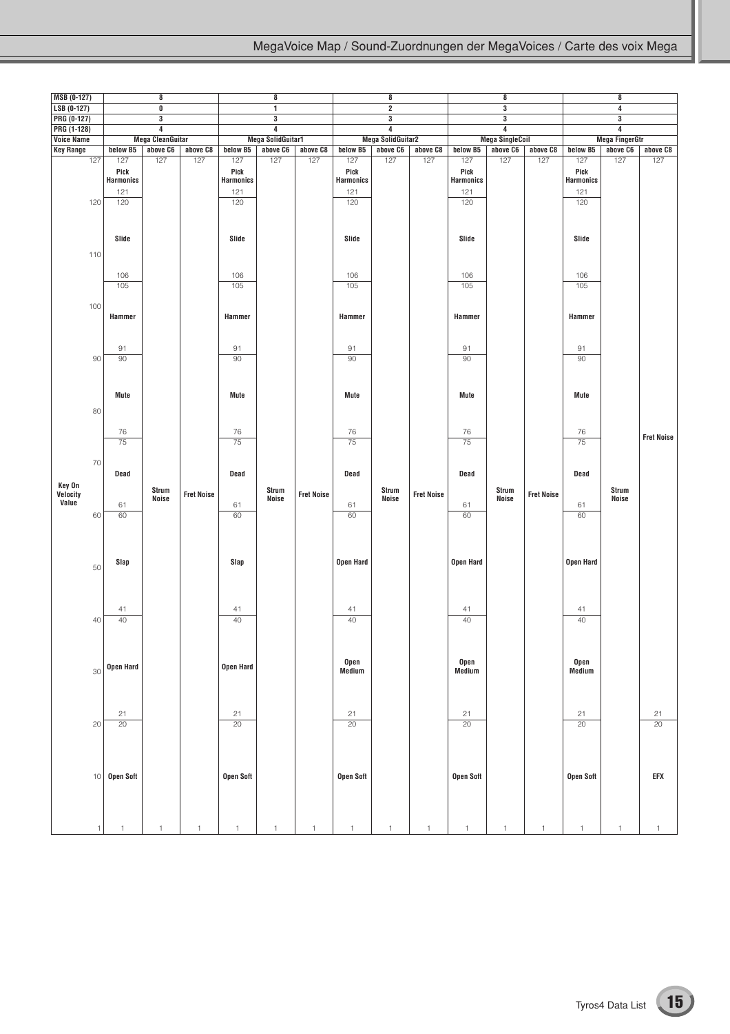| MSB (0-127) | 8 | | | 8 | | | 8 | | | 8 | | | 8 | | |
|---|---|---|---|---|---|---|---|---|---|---|---|---|---|---|---|
| LSB (0-127) | 0 | | | 1 | | | 2 | | | 3 | | | 4 | | |
| PRG (0-127) | 3 | | | 3 | | | 3 | | | 3 | | | 3 | | |
| PRG (1-128) | 4 | | | 4 | | | 4 | | | 4 | | | 4 | | |
| Voice Name | Mega CleanGuitar | | | Mega SolidGuitar1 | | | Mega SolidGuitar2 | | | Mega SingleCoil | | | Mega FingerGtr | | |
| Key Range | below B5 | above C6 | above C8 | below B5 | above C6 | above C8 | below B5 | above C6 | above C8 | below B5 | above C6 | above C8 | below B5 | above C6 | above C8 |
| Key On Velocity Value: 121–127 | Pick Harmonics (121–127) | Strum Noise (1–127) | Fret Noise (1–127) | Pick Harmonics (121–127) | Strum Noise (1–127) | Fret Noise (1–127) | Pick Harmonics (121–127) | Strum Noise (1–127) | Fret Noise (1–127) | Pick Harmonics (121–127) | Strum Noise (1–127) | Fret Noise (1–127) | Pick Harmonics (121–127) | Strum Noise (1–127) | Fret Noise (21–127) |
| 106–120 | Slide (106–120) | | | Slide (106–120) | | | Slide (106–120) | | | Slide (106–120) | | | Slide (106–120) | | |
| 91–105 | Hammer (91–105) | | | Hammer (91–105) | | | Hammer (91–105) | | | Hammer (91–105) | | | Hammer (91–105) | | |
| 76–90 | Mute (76–90) | | | Mute (76–90) | | | Mute (76–90) | | | Mute (76–90) | | | Mute (76–90) | | |
| 61–75 | Dead (61–75) | | | Dead (61–75) | | | Dead (61–75) | | | Dead (61–75) | | | Dead (61–75) | | |
| 41–60 | Slap (41–60) | | | Slap (41–60) | | | Open Hard (41–60) | | | Open Hard (41–60) | | | Open Hard (41–60) | | |
| 21–40 | Open Hard (21–40) | | | Open Hard (21–40) | | | Open Medium (21–40) | | | Open Medium (21–40) | | | Open Medium (21–40) | | |
| 1–20 | Open Soft (1–20) | | | Open Soft (1–20) | | | Open Soft (1–20) | | | Open Soft (1–20) | | | Open Soft (1–20) | | EFX (1–20) |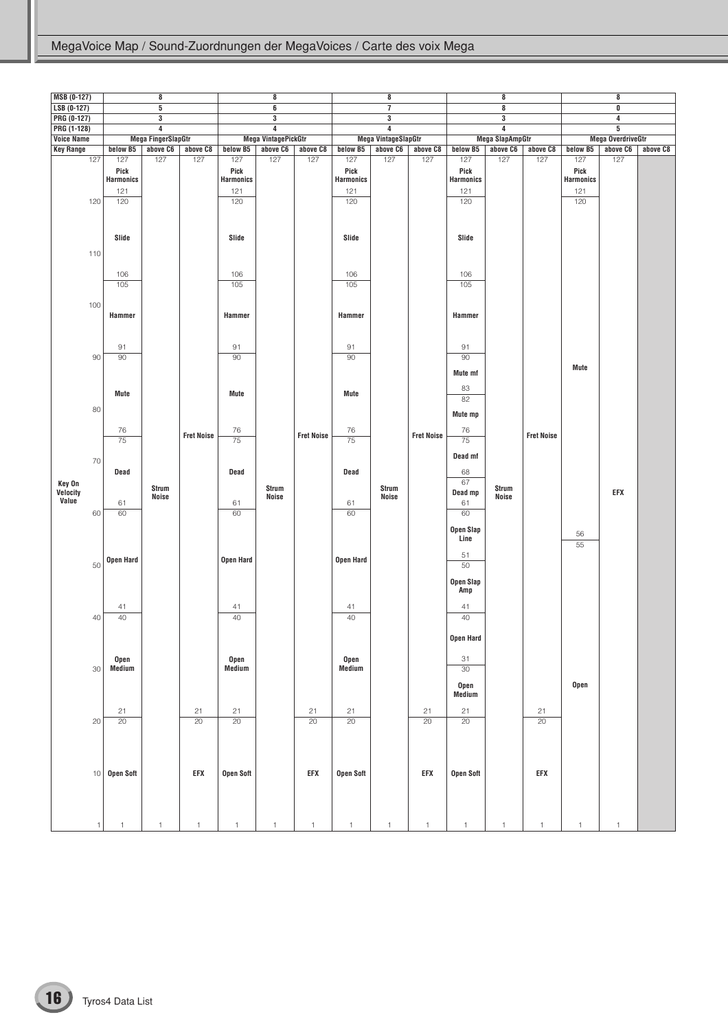# MegaVoice Map / Sound-Zuordnungen der MegaVoices / Carte des voix Mega

| MSB (0-127) | 8 | | | 8 | | | 8 | | | 8 | | | 8 | | |
|---|---|---|---|---|---|---|---|---|---|---|---|---|---|---|---|
| LSB (0-127) | 5 | | | 6 | | | 7 | | | 8 | | | 0 | | |
| PRG (0-127) | 3 | | | 3 | | | 3 | | | 3 | | | 4 | | |
| PRG (1-128) | 4 | | | 4 | | | 4 | | | 4 | | | 5 | | |
| Voice Name | Mega FingerSlapGtr | | | Mega VintagePickGtr | | | Mega VintageSlapGtr | | | Mega SlapAmpGtr | | | Mega OverdriveGtr | | |
| Key Range | below B5 | above C6 | above C8 | below B5 | above C6 | above C8 | below B5 | above C6 | above C8 | below B5 | above C6 | above C8 | below B5 | above C6 | above C8 |
| Key On Velocity Value | 127–121: Pick Harmonics<br>120–106: Slide<br>105–91: Hammer<br>90–76: Mute<br>75–61: Dead<br>60–41: Open Hard<br>40–21: Open Medium<br>20–1: Open Soft | 127–1: Strum Noise | 127–21: Fret Noise<br>20–1: EFX | 127–121: Pick Harmonics<br>120–106: Slide<br>105–91: Hammer<br>90–76: Mute<br>75–61: Dead<br>60–41: Open Hard<br>40–21: Open Medium<br>20–1: Open Soft | 127–1: Strum Noise | 127–21: Fret Noise<br>20–1: EFX | 127–121: Pick Harmonics<br>120–106: Slide<br>105–91: Hammer<br>90–76: Mute<br>75–61: Dead<br>60–41: Open Hard<br>40–21: Open Medium<br>20–1: Open Soft | 127–1: Strum Noise | 127–21: Fret Noise<br>20–1: EFX | 127–121: Pick Harmonics<br>120–106: Slide<br>105–91: Hammer<br>90–83: Mute mf<br>82–76: Mute mp<br>75–68: Dead mf<br>67–61: Dead mp<br>60–51: Open Slap Line<br>50–41: Open Slap Amp<br>40–31: Open Hard<br>30–21: Open Medium<br>20–1: Open Soft | 127–1: Strum Noise | 127–21: Fret Noise<br>20–1: EFX | 127–121: Pick Harmonics<br>120–56: Mute<br>55–1: Open | 127–1: EFX | |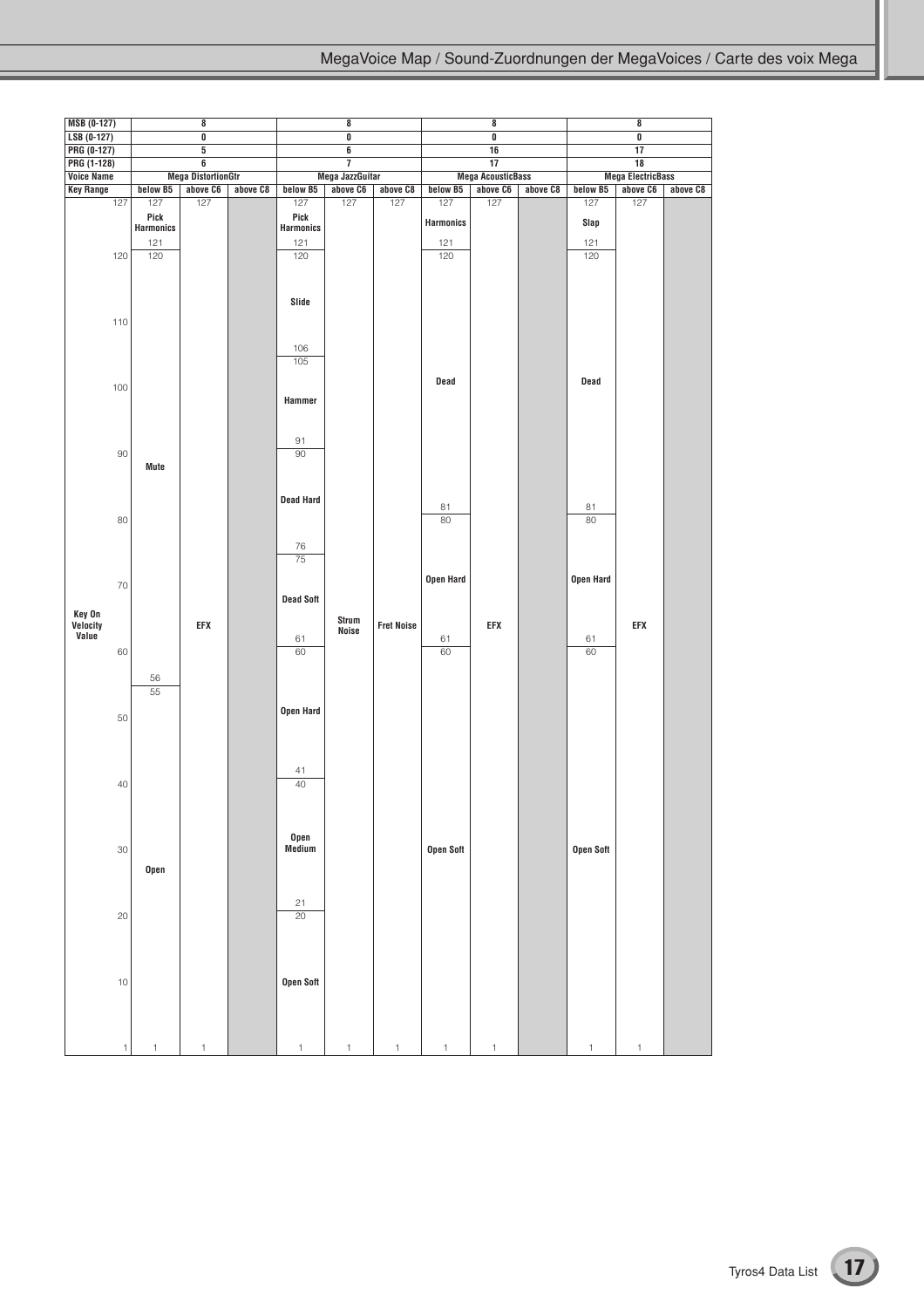# MegaVoice Map / Sound-Zuordnungen der MegaVoices / Carte des voix Mega

| MSB (0-127) | 8 | | | 8 | | | 8 | | | 8 | | |
|---|---|---|---|---|---|---|---|---|---|---|---|---|
| LSB (0-127) | 0 | | | 0 | | | 0 | | | 0 | | |
| PRG (0-127) | 5 | | | 6 | | | 16 | | | 17 | | |
| PRG (1-128) | 6 | | | 7 | | | 17 | | | 18 | | |
| Voice Name | Mega DistortionGtr | | | Mega JazzGuitar | | | Mega AcousticBass | | | Mega ElectricBass | | |
| Key Range | below B5 | above C6 | above C8 | below B5 | above C6 | above C8 | below B5 | above C6 | above C8 | below B5 | above C6 | above C8 |
| Key On Velocity Value | 127–121: Pick Harmonics<br>120–56: Mute<br>55–1: Open | 127–1: EFX | | 127–121: Pick Harmonics<br>120–106: Slide<br>105–91: Hammer<br>90–76: Dead Hard<br>75–61: Dead Soft<br>60–41: Open Hard<br>40–21: Open Medium<br>20–1: Open Soft | 127–1: Strum Noise | 127–1: Fret Noise | 127–121: Harmonics<br>120–81: Dead<br>80–61: Open Hard<br>60–1: Open Soft | 127–1: EFX | | 127–121: Slap<br>120–81: Dead<br>80–61: Open Hard<br>60–1: Open Soft | 127–1: EFX | |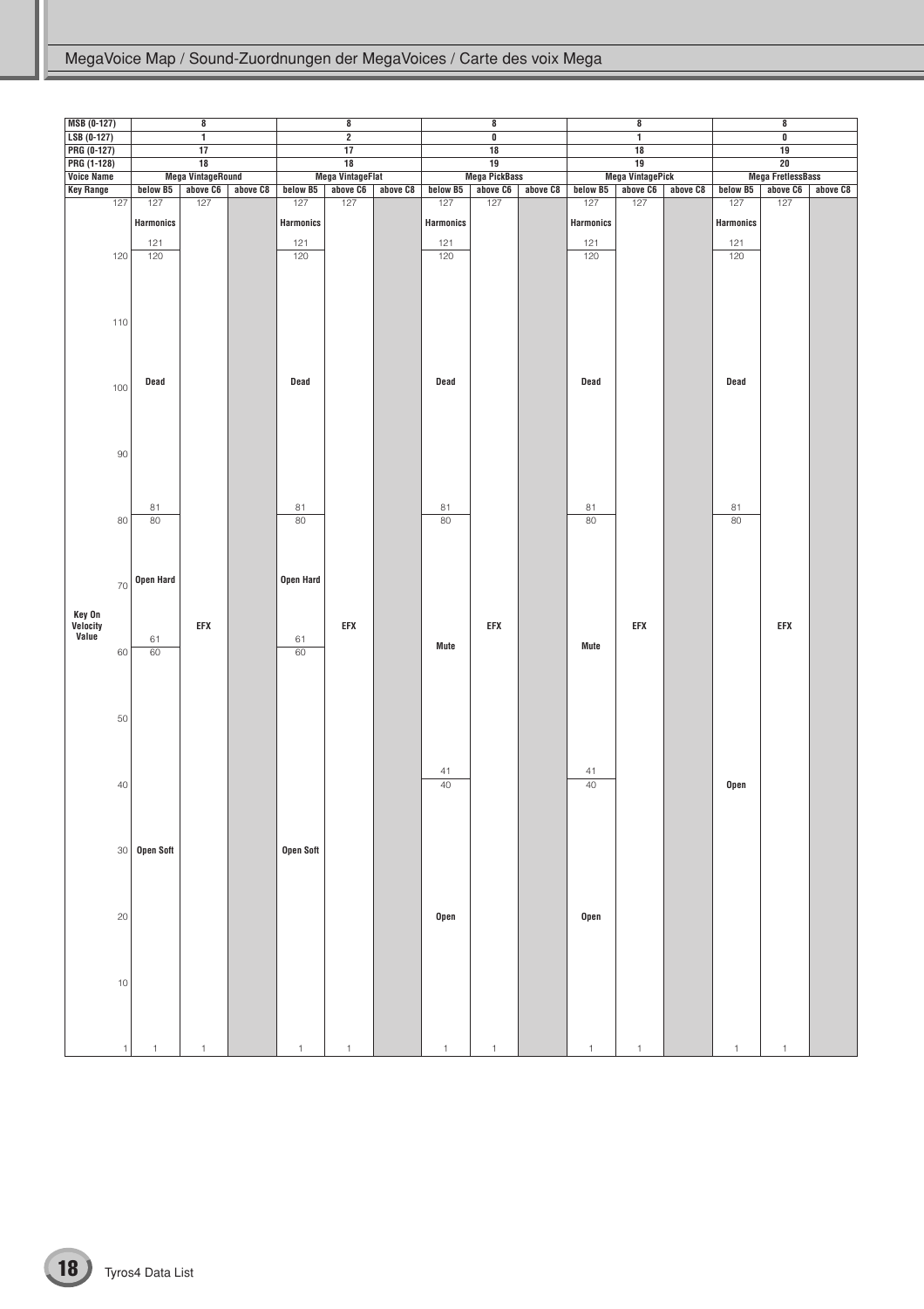## MegaVoice Map / Sound-Zuordnungen der MegaVoices / Carte des voix Mega

| MSB (0-127) | 8 | | | 8 | | | 8 | | | 8 | | | 8 | | |
|---|---|---|---|---|---|---|---|---|---|---|---|---|---|---|---|
| LSB (0-127) | 1 | | | 2 | | | 0 | | | 1 | | | 0 | | |
| PRG (0-127) | 17 | | | 17 | | | 18 | | | 18 | | | 19 | | |
| PRG (1-128) | 18 | | | 18 | | | 19 | | | 19 | | | 20 | | |
| Voice Name | Mega VintageRound | | | Mega VintageFlat | | | Mega PickBass | | | Mega VintagePick | | | Mega FretlessBass | | |
| Key Range | below B5 | above C6 | above C8 | below B5 | above C6 | above C8 | below B5 | above C6 | above C8 | below B5 | above C6 | above C8 | below B5 | above C6 | above C8 |
| Key On Velocity Value 121–127 | Harmonics | EFX (1–127) | | Harmonics | EFX (1–127) | | Harmonics | EFX (1–127) | | Harmonics | EFX (1–127) | | Harmonics | EFX (1–127) | |
| 81–120 | Dead | | | Dead | | | Dead | | | Dead | | | Dead | | |
| 61–80 | Open Hard | | | Open Hard | | | Mute (41–80) | | | Mute (41–80) | | | Open (1–80) | | |
| 41–60 | Open Soft (1–60) | | | Open Soft (1–60) | | | | | | | | | | | |
| 1–40 | | | | | | | Open (1–40) | | | Open (1–40) | | | | | |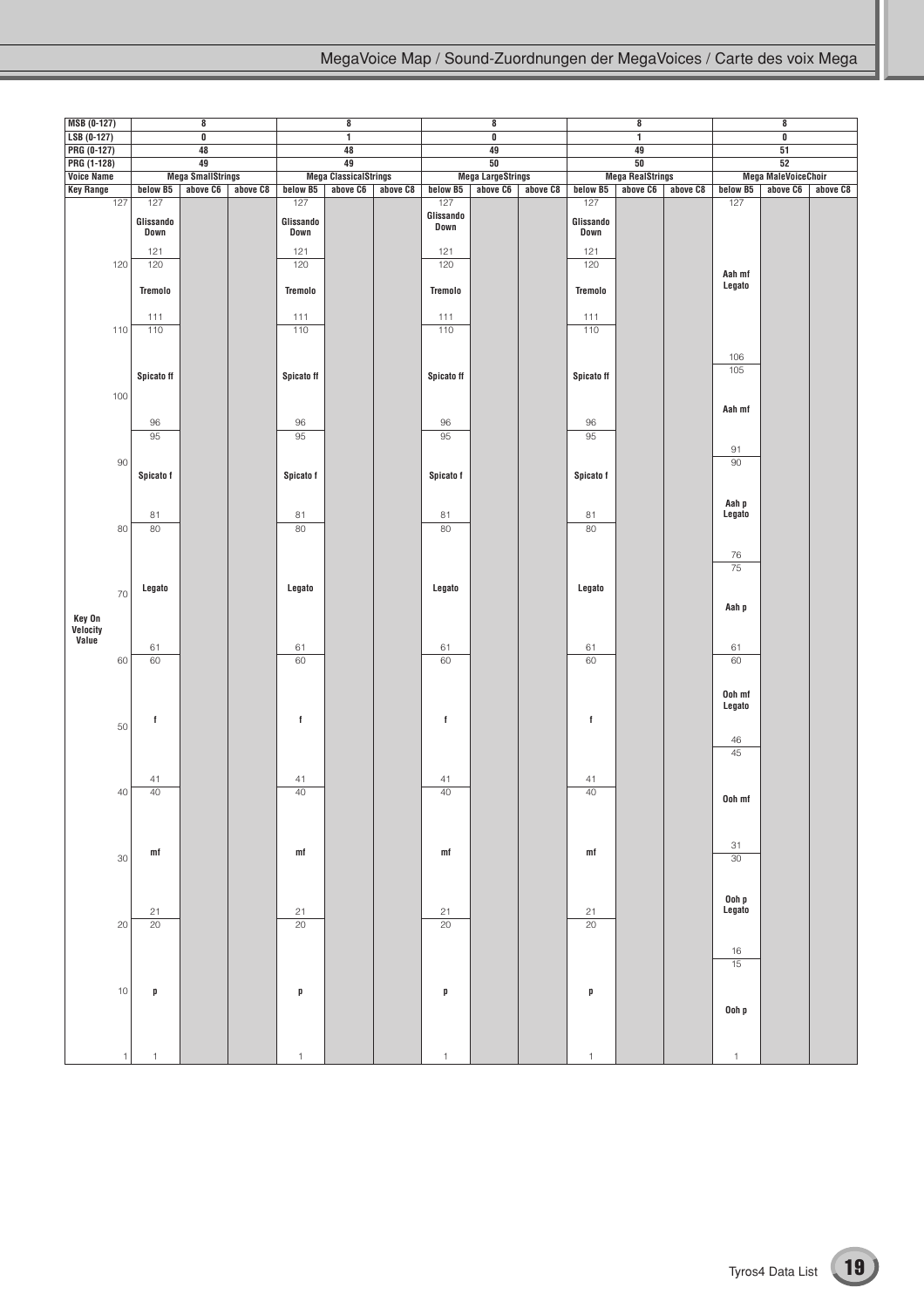| MSB (0-127) | 8 | | | 8 | | | 8 | | | 8 | | | 8 | | |
|---|---|---|---|---|---|---|---|---|---|---|---|---|---|---|---|
| LSB (0-127) | 0 | | | 1 | | | 0 | | | 1 | | | 0 | | |
| PRG (0-127) | 48 | | | 48 | | | 49 | | | 49 | | | 51 | | |
| PRG (1-128) | 49 | | | 49 | | | 50 | | | 50 | | | 52 | | |
| Voice Name | Mega SmallStrings | | | Mega ClassicalStrings | | | Mega LargeStrings | | | Mega RealStrings | | | Mega MaleVoiceChoir | | |
| Key Range | below B5 | above C6 | above C8 | below B5 | above C6 | above C8 | below B5 | above C6 | above C8 | below B5 | above C6 | above C8 | below B5 | above C6 | above C8 |
| Key On Velocity Value | 127–121 Glissando Down | | | 127–121 Glissando Down | | | 127–121 Glissando Down | | | 127–121 Glissando Down | | | 127–106 Aah mf Legato | | |
| | 120–111 Tremolo | | | 120–111 Tremolo | | | 120–111 Tremolo | | | 120–111 Tremolo | | | 105–91 Aah mf | | |
| | 110–96 Spicato ff | | | 110–96 Spicato ff | | | 110–96 Spicato ff | | | 110–96 Spicato ff | | | 90–76 Aah p Legato | | |
| | 95–81 Spicato f | | | 95–81 Spicato f | | | 95–81 Spicato f | | | 95–81 Spicato f | | | 75–61 Aah p | | |
| | 80–61 Legato | | | 80–61 Legato | | | 80–61 Legato | | | 80–61 Legato | | | 60–46 Ooh mf Legato | | |
| | 60–41 f | | | 60–41 f | | | 60–41 f | | | 60–41 f | | | 45–31 Ooh mf | | |
| | 40–21 mf | | | 40–21 mf | | | 40–21 mf | | | 40–21 mf | | | 30–16 Ooh p Legato | | |
| | 20–1 p | | | 20–1 p | | | 20–1 p | | | 20–1 p | | | 15–1 Ooh p | | |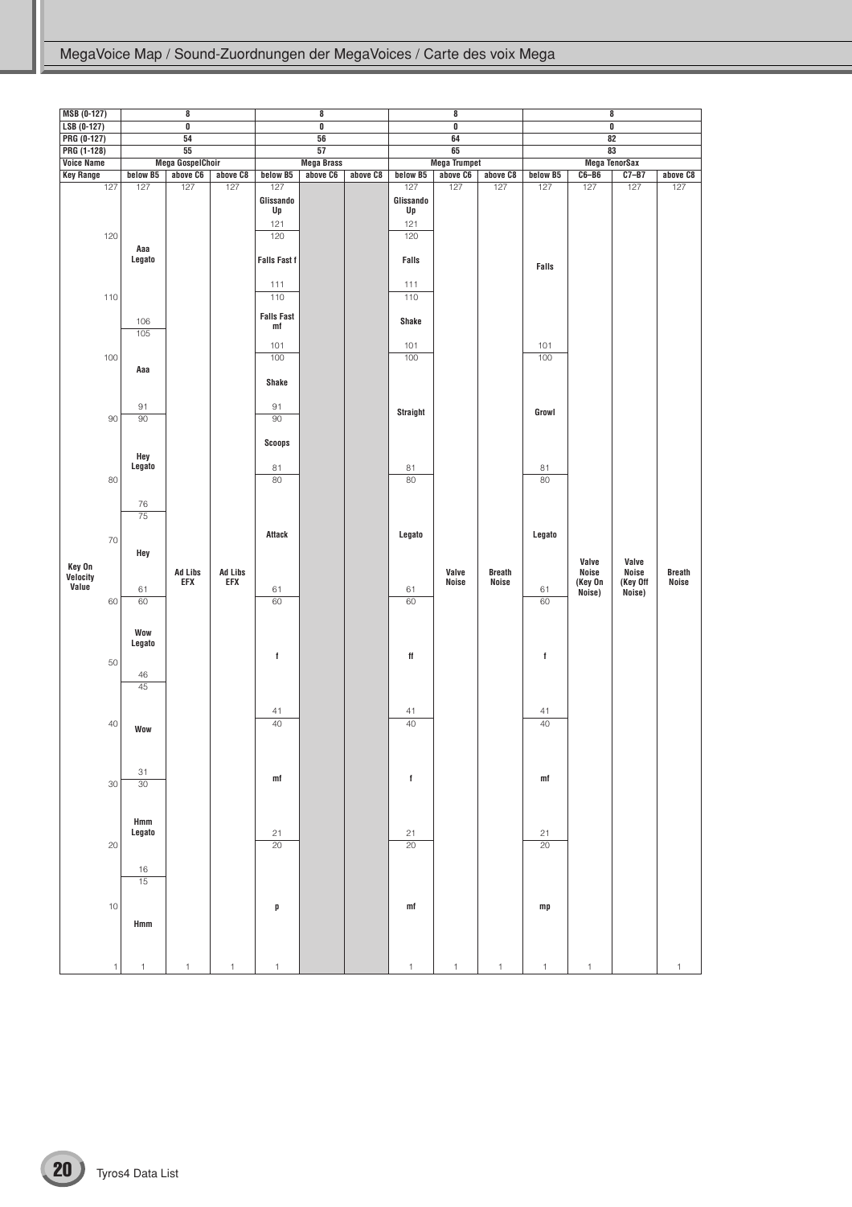| MSB (0-127) | 8 | | | 8 | | | 8 | | | 8 | | | |
|---|---|---|---|---|---|---|---|---|---|---|---|---|---|
| LSB (0-127) | 0 | | | 0 | | | 0 | | | 0 | | | |
| PRG (0-127) | 54 | | | 56 | | | 64 | | | 82 | | | |
| PRG (1-128) | 55 | | | 57 | | | 65 | | | 83 | | | |
| Voice Name | Mega GospelChoir | | | Mega Brass | | | Mega Trumpet | | | Mega TenorSax | | | |
| Key Range | below B5 | above C6 | above C8 | below B5 | above C6 | above C8 | below B5 | above C6 | above C8 | below B5 | C6–B6 | C7–B7 | above C8 |
| Key On Velocity Value 127–121 | Aaa Legato | Ad Libs EFX | Ad Libs EFX | Glissando Up | | | Glissando Up | Valve Noise | Breath Noise | Falls | Valve Noise (Key On Noise) | Valve Noise (Key Off Noise) | Breath Noise |
| 120–111 | Aaa Legato | Ad Libs EFX | Ad Libs EFX | Falls Fast f | | | Falls | Valve Noise | Breath Noise | Falls | Valve Noise (Key On Noise) | Valve Noise (Key Off Noise) | Breath Noise |
| 110–106 | Aaa Legato | Ad Libs EFX | Ad Libs EFX | Falls Fast mf | | | Shake | Valve Noise | Breath Noise | Falls | Valve Noise (Key On Noise) | Valve Noise (Key Off Noise) | Breath Noise |
| 105–101 | Aaa | Ad Libs EFX | Ad Libs EFX | Falls Fast mf | | | Shake | Valve Noise | Breath Noise | Falls | Valve Noise (Key On Noise) | Valve Noise (Key Off Noise) | Breath Noise |
| 100–91 | Aaa | Ad Libs EFX | Ad Libs EFX | Shake | | | Straight | Valve Noise | Breath Noise | Growl | Valve Noise (Key On Noise) | Valve Noise (Key Off Noise) | Breath Noise |
| 90–81 | Hey Legato | Ad Libs EFX | Ad Libs EFX | Scoops | | | Straight | Valve Noise | Breath Noise | Growl | Valve Noise (Key On Noise) | Valve Noise (Key Off Noise) | Breath Noise |
| 80–76 | Hey Legato | Ad Libs EFX | Ad Libs EFX | Attack | | | Legato | Valve Noise | Breath Noise | Legato | Valve Noise (Key On Noise) | Valve Noise (Key Off Noise) | Breath Noise |
| 75–61 | Hey | Ad Libs EFX | Ad Libs EFX | Attack | | | Legato | Valve Noise | Breath Noise | Legato | Valve Noise (Key On Noise) | Valve Noise (Key Off Noise) | Breath Noise |
| 60–46 | Wow Legato | Ad Libs EFX | Ad Libs EFX | f | | | ff | Valve Noise | Breath Noise | f | Valve Noise (Key On Noise) | Valve Noise (Key Off Noise) | Breath Noise |
| 45–41 | Wow | Ad Libs EFX | Ad Libs EFX | f | | | ff | Valve Noise | Breath Noise | f | Valve Noise (Key On Noise) | Valve Noise (Key Off Noise) | Breath Noise |
| 40–31 | Wow | Ad Libs EFX | Ad Libs EFX | mf | | | f | Valve Noise | Breath Noise | mf | Valve Noise (Key On Noise) | Valve Noise (Key Off Noise) | Breath Noise |
| 30–21 | Hmm Legato | Ad Libs EFX | Ad Libs EFX | mf | | | f | Valve Noise | Breath Noise | mf | Valve Noise (Key On Noise) | Valve Noise (Key Off Noise) | Breath Noise |
| 20–16 | Hmm Legato | Ad Libs EFX | Ad Libs EFX | p | | | mf | Valve Noise | Breath Noise | mp | Valve Noise (Key On Noise) | Valve Noise (Key Off Noise) | Breath Noise |
| 15–1 | Hmm | Ad Libs EFX | Ad Libs EFX | p | | | mf | Valve Noise | Breath Noise | mp | Valve Noise (Key On Noise) | Valve Noise (Key Off Noise) | Breath Noise |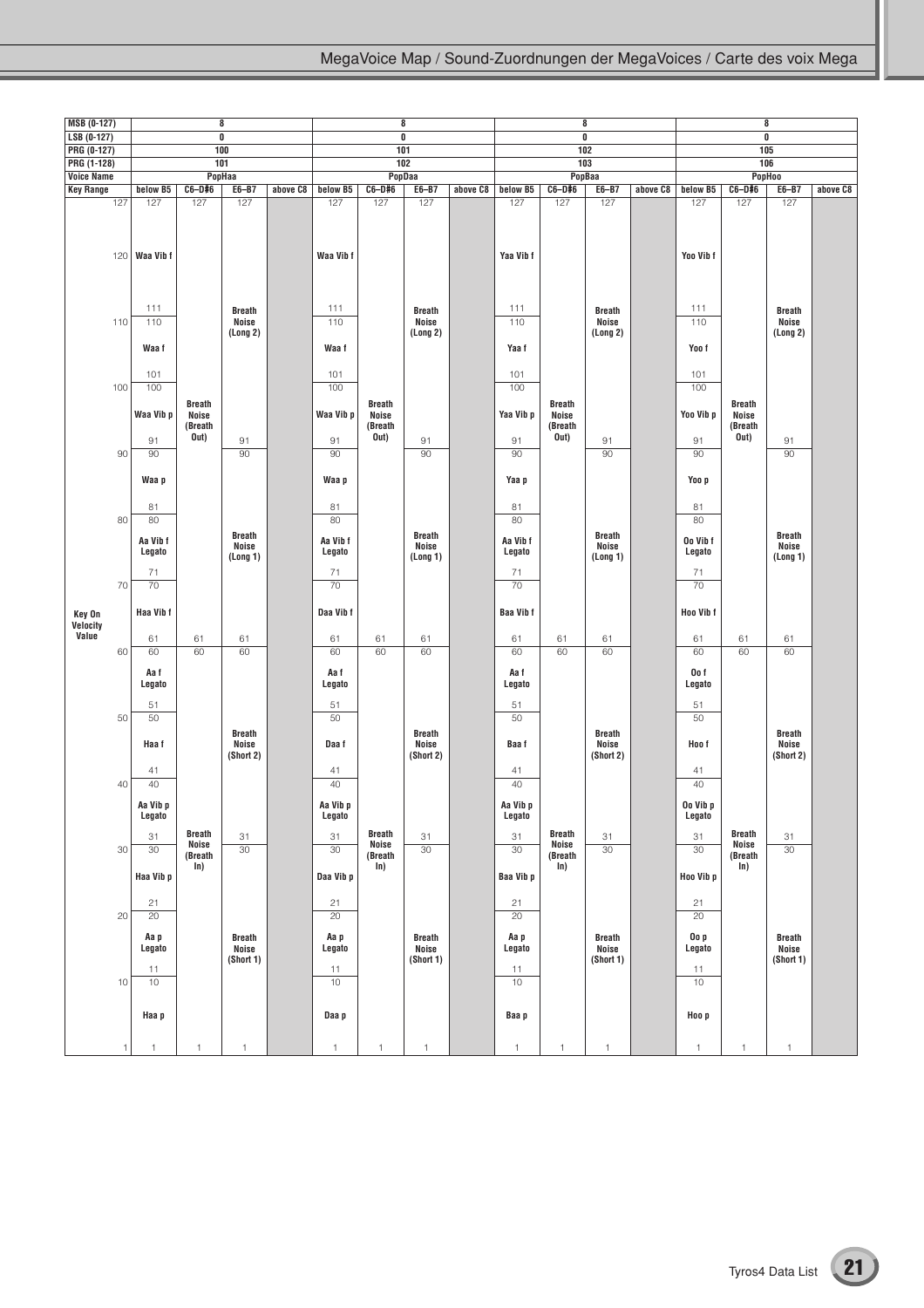| MSB (0-127) | 8 | | | | 8 | | | | 8 | | | | 8 | | | |
|---|---|---|---|---|---|---|---|---|---|---|---|---|---|---|---|---|
| LSB (0-127) | 0 | | | | 0 | | | | 0 | | | | 0 | | | |
| PRG (0-127) | 100 | | | | 101 | | | | 102 | | | | 105 | | | |
| PRG (1-128) | 101 | | | | 102 | | | | 103 | | | | 106 | | | |
| Voice Name | PopHaa | | | | PopDaa | | | | PopBaa | | | | PopHoo | | | |
| Key Range | below B5 | C6–D♯6 | E6–B7 | above C8 | below B5 | C6–D♯6 | E6–B7 | above C8 | below B5 | C6–D♯6 | E6–B7 | above C8 | below B5 | C6–D♯6 | E6–B7 | above C8 |
| Key On Velocity Value 111–127 | Waa Vib f | Breath Noise (Breath Out) | Breath Noise (Long 2) | | Waa Vib f | Breath Noise (Breath Out) | Breath Noise (Long 2) | | Yaa Vib f | Breath Noise (Breath Out) | Breath Noise (Long 2) | | Yoo Vib f | Breath Noise (Breath Out) | Breath Noise (Long 2) | |
| 101–110 | Waa f | Breath Noise (Breath Out) | Breath Noise (Long 2) | | Waa f | Breath Noise (Breath Out) | Breath Noise (Long 2) | | Yaa f | Breath Noise (Breath Out) | Breath Noise (Long 2) | | Yoo f | Breath Noise (Breath Out) | Breath Noise (Long 2) | |
| 91–100 | Waa Vib p | Breath Noise (Breath Out) | Breath Noise (Long 2) | | Waa Vib p | Breath Noise (Breath Out) | Breath Noise (Long 2) | | Yaa Vib p | Breath Noise (Breath Out) | Breath Noise (Long 2) | | Yoo Vib p | Breath Noise (Breath Out) | Breath Noise (Long 2) | |
| 81–90 | Waa p | Breath Noise (Breath Out) | Breath Noise (Long 1) | | Waa p | Breath Noise (Breath Out) | Breath Noise (Long 1) | | Yaa p | Breath Noise (Breath Out) | Breath Noise (Long 1) | | Yoo p | Breath Noise (Breath Out) | Breath Noise (Long 1) | |
| 71–80 | Aa Vib f Legato | Breath Noise (Breath Out) | Breath Noise (Long 1) | | Aa Vib f Legato | Breath Noise (Breath Out) | Breath Noise (Long 1) | | Aa Vib f Legato | Breath Noise (Breath Out) | Breath Noise (Long 1) | | Oo Vib f Legato | Breath Noise (Breath Out) | Breath Noise (Long 1) | |
| 61–70 | Haa Vib f | Breath Noise (Breath Out) | Breath Noise (Long 1) | | Daa Vib f | Breath Noise (Breath Out) | Breath Noise (Long 1) | | Baa Vib f | Breath Noise (Breath Out) | Breath Noise (Long 1) | | Hoo Vib f | Breath Noise (Breath Out) | Breath Noise (Long 1) | |
| 51–60 | Aa f Legato | Breath Noise (Breath In) | Breath Noise (Short 2) | | Aa f Legato | Breath Noise (Breath In) | Breath Noise (Short 2) | | Aa f Legato | Breath Noise (Breath In) | Breath Noise (Short 2) | | Oo f Legato | Breath Noise (Breath In) | Breath Noise (Short 2) | |
| 41–50 | Haa f | Breath Noise (Breath In) | Breath Noise (Short 2) | | Daa f | Breath Noise (Breath In) | Breath Noise (Short 2) | | Baa f | Breath Noise (Breath In) | Breath Noise (Short 2) | | Hoo f | Breath Noise (Breath In) | Breath Noise (Short 2) | |
| 31–40 | Aa Vib p Legato | Breath Noise (Breath In) | Breath Noise (Short 2) | | Aa Vib p Legato | Breath Noise (Breath In) | Breath Noise (Short 2) | | Aa Vib p Legato | Breath Noise (Breath In) | Breath Noise (Short 2) | | Oo Vib p Legato | Breath Noise (Breath In) | Breath Noise (Short 2) | |
| 21–30 | Haa Vib p | Breath Noise (Breath In) | Breath Noise (Short 1) | | Daa Vib p | Breath Noise (Breath In) | Breath Noise (Short 1) | | Baa Vib p | Breath Noise (Breath In) | Breath Noise (Short 1) | | Hoo Vib p | Breath Noise (Breath In) | Breath Noise (Short 1) | |
| 11–20 | Aa p Legato | Breath Noise (Breath In) | Breath Noise (Short 1) | | Aa p Legato | Breath Noise (Breath In) | Breath Noise (Short 1) | | Aa p Legato | Breath Noise (Breath In) | Breath Noise (Short 1) | | Oo p Legato | Breath Noise (Breath In) | Breath Noise (Short 1) | |
| 1–10 | Haa p | Breath Noise (Breath In) | Breath Noise (Short 1) | | Daa p | Breath Noise (Breath In) | Breath Noise (Short 1) | | Baa p | Breath Noise (Breath In) | Breath Noise (Short 1) | | Hoo p | Breath Noise (Breath In) | Breath Noise (Short 1) | |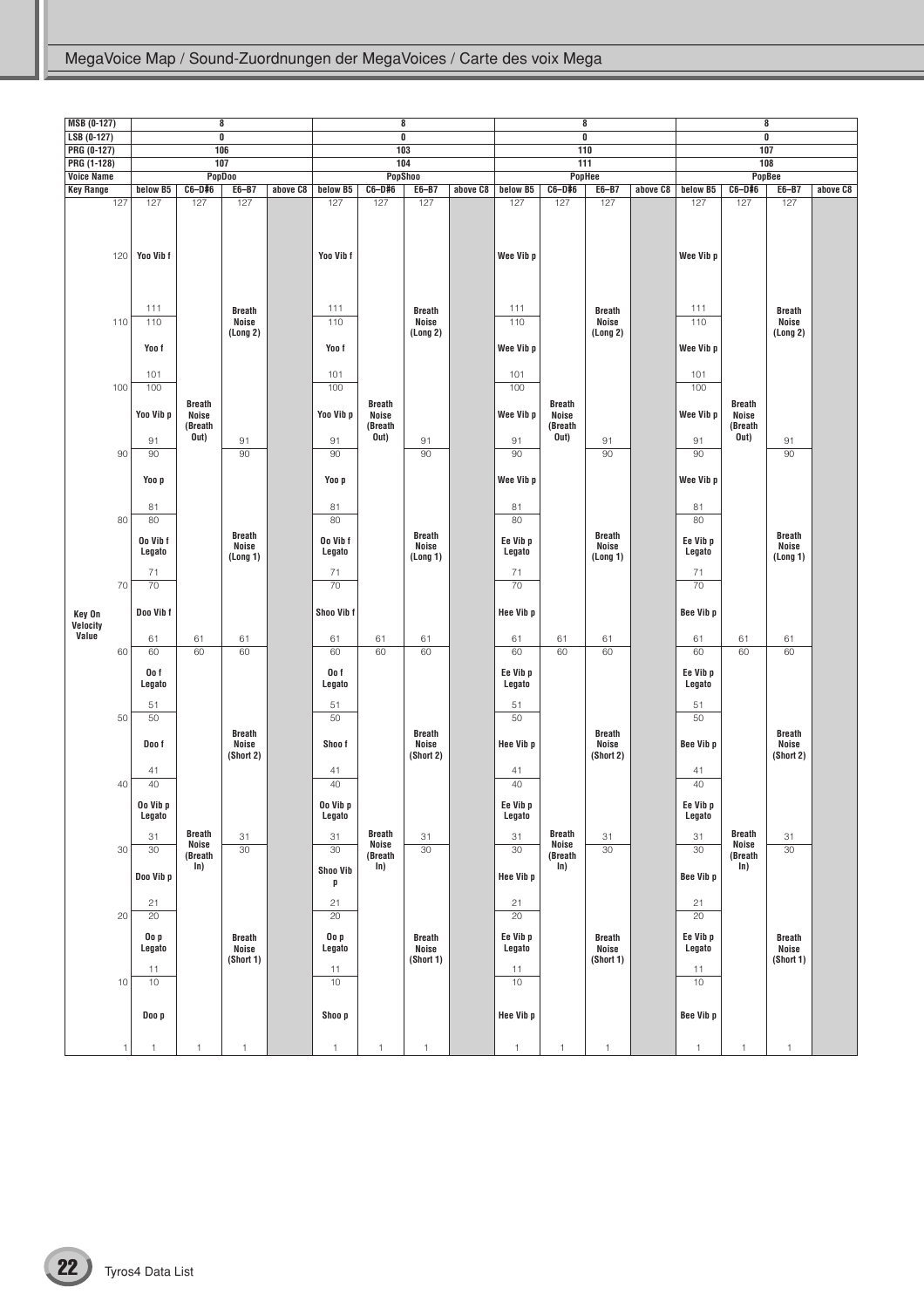# MegaVoice Map / Sound-Zuordnungen der MegaVoices / Carte des voix Mega

| MSB (0-127) | 8 | | | | 8 | | | | 8 | | | | 8 | | | |
|---|---|---|---|---|---|---|---|---|---|---|---|---|---|---|---|---|
| LSB (0-127) | 0 | | | | 0 | | | | 0 | | | | 0 | | | |
| PRG (0-127) | 106 | | | | 103 | | | | 110 | | | | 107 | | | |
| PRG (1-128) | 107 | | | | 104 | | | | 111 | | | | 108 | | | |
| Voice Name | PopDoo | | | | PopShoo | | | | PopHee | | | | PopBee | | | |
| Key Range | below B5 | C6–D#6 | E6–B7 | above C8 | below B5 | C6–D#6 | E6–B7 | above C8 | below B5 | C6–D#6 | E6–B7 | above C8 | below B5 | C6–D#6 | E6–B7 | above C8 |
| Key On Velocity Value 111–127 | Yoo Vib f | Breath Noise (Breath Out) | Breath Noise (Long 2) | | Yoo Vib f | Breath Noise (Breath Out) | Breath Noise (Long 2) | | Wee Vib p | Breath Noise (Breath Out) | Breath Noise (Long 2) | | Wee Vib p | Breath Noise (Breath Out) | Breath Noise (Long 2) | |
| 101–110 | Yoo f | Breath Noise (Breath Out) | Breath Noise (Long 2) | | Yoo f | Breath Noise (Breath Out) | Breath Noise (Long 2) | | Wee Vib p | Breath Noise (Breath Out) | Breath Noise (Long 2) | | Wee Vib p | Breath Noise (Breath Out) | Breath Noise (Long 2) | |
| 91–100 | Yoo Vib p | Breath Noise (Breath Out) | Breath Noise (Long 2) | | Yoo Vib p | Breath Noise (Breath Out) | Breath Noise (Long 2) | | Wee Vib p | Breath Noise (Breath Out) | Breath Noise (Long 2) | | Wee Vib p | Breath Noise (Breath Out) | Breath Noise (Long 2) | |
| 81–90 | Yoo p | Breath Noise (Breath Out) | Breath Noise (Long 1) | | Yoo p | Breath Noise (Breath Out) | Breath Noise (Long 1) | | Wee Vib p | Breath Noise (Breath Out) | Breath Noise (Long 1) | | Wee Vib p | Breath Noise (Breath Out) | Breath Noise (Long 1) | |
| 71–80 | Oo Vib f Legato | Breath Noise (Breath Out) | Breath Noise (Long 1) | | Oo Vib f Legato | Breath Noise (Breath Out) | Breath Noise (Long 1) | | Ee Vib p Legato | Breath Noise (Breath Out) | Breath Noise (Long 1) | | Ee Vib p Legato | Breath Noise (Breath Out) | Breath Noise (Long 1) | |
| 61–70 | Doo Vib f | Breath Noise (Breath Out) | Breath Noise (Long 1) | | Shoo Vib f | Breath Noise (Breath Out) | Breath Noise (Long 1) | | Hee Vib p | Breath Noise (Breath Out) | Breath Noise (Long 1) | | Bee Vib p | Breath Noise (Breath Out) | Breath Noise (Long 1) | |
| 51–60 | Oo f Legato | Breath Noise (Breath In) | Breath Noise (Short 2) | | Oo f Legato | Breath Noise (Breath In) | Breath Noise (Short 2) | | Ee Vib p Legato | Breath Noise (Breath In) | Breath Noise (Short 2) | | Ee Vib p Legato | Breath Noise (Breath In) | Breath Noise (Short 2) | |
| 41–50 | Doo f | Breath Noise (Breath In) | Breath Noise (Short 2) | | Shoo f | Breath Noise (Breath In) | Breath Noise (Short 2) | | Hee Vib p | Breath Noise (Breath In) | Breath Noise (Short 2) | | Bee Vib p | Breath Noise (Breath In) | Breath Noise (Short 2) | |
| 31–40 | Oo Vib p Legato | Breath Noise (Breath In) | Breath Noise (Short 2) | | Oo Vib p Legato | Breath Noise (Breath In) | Breath Noise (Short 2) | | Ee Vib p Legato | Breath Noise (Breath In) | Breath Noise (Short 2) | | Ee Vib p Legato | Breath Noise (Breath In) | Breath Noise (Short 2) | |
| 21–30 | Doo Vib p | Breath Noise (Breath In) | Breath Noise (Short 1) | | Shoo Vib p | Breath Noise (Breath In) | Breath Noise (Short 1) | | Hee Vib p | Breath Noise (Breath In) | Breath Noise (Short 1) | | Bee Vib p | Breath Noise (Breath In) | Breath Noise (Short 1) | |
| 11–20 | Oo p Legato | Breath Noise (Breath In) | Breath Noise (Short 1) | | Oo p Legato | Breath Noise (Breath In) | Breath Noise (Short 1) | | Ee Vib p Legato | Breath Noise (Breath In) | Breath Noise (Short 1) | | Ee Vib p Legato | Breath Noise (Breath In) | Breath Noise (Short 1) | |
| 1–10 | Doo p | Breath Noise (Breath In) | Breath Noise (Short 1) | | Shoo p | Breath Noise (Breath In) | Breath Noise (Short 1) | | Hee Vib p | Breath Noise (Breath In) | Breath Noise (Short 1) | | Bee Vib p | Breath Noise (Breath In) | Breath Noise (Short 1) | |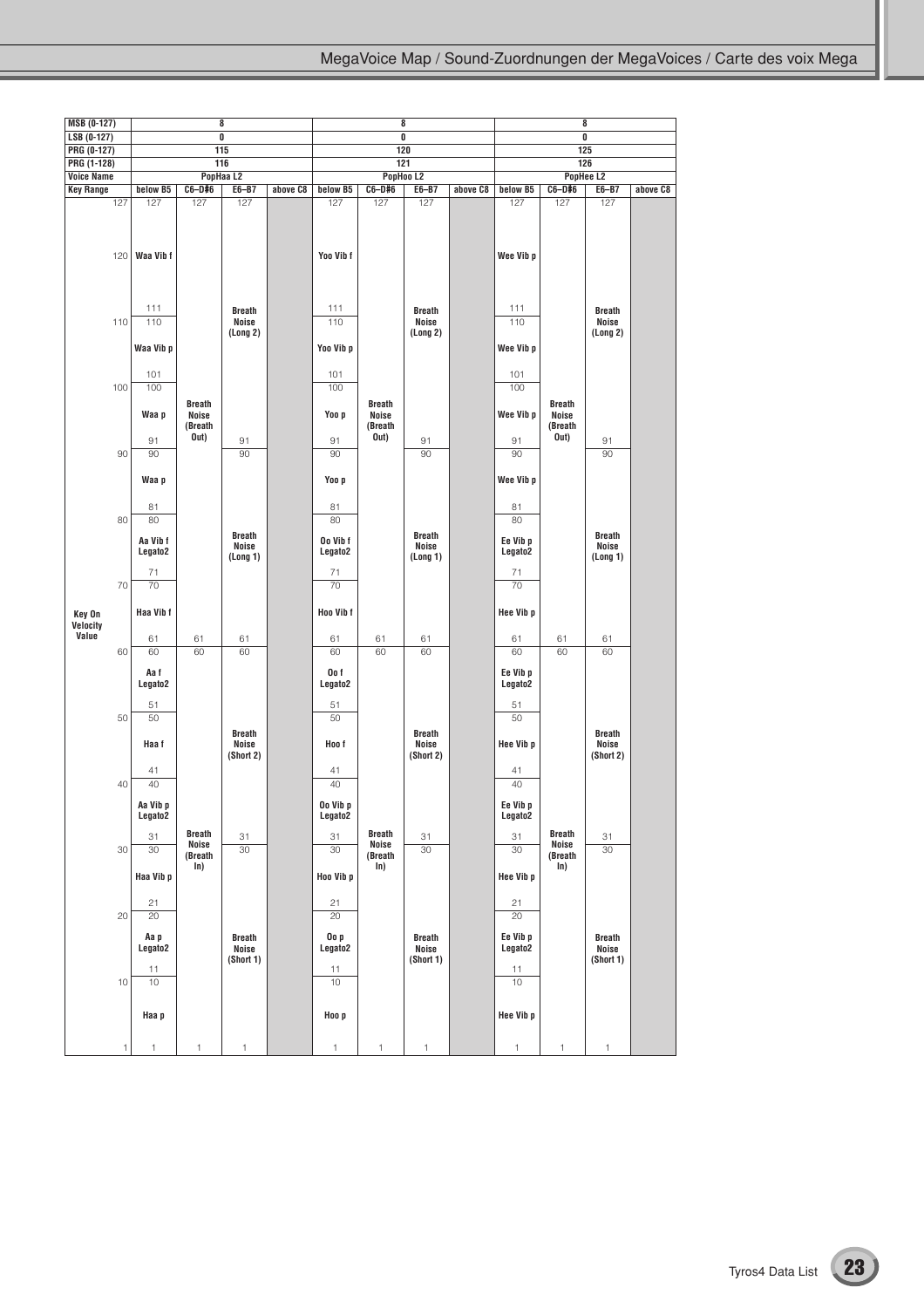| MSB (0-127) | 8 | | | | 8 | | | | 8 | | | |
|---|---|---|---|---|---|---|---|---|---|---|---|---|
| LSB (0-127) | 0 | | | | 0 | | | | 0 | | | |
| PRG (0-127) | 115 | | | | 120 | | | | 125 | | | |
| PRG (1-128) | 116 | | | | 121 | | | | 126 | | | |
| Voice Name | PopHaa L2 | | | | PopHoo L2 | | | | PopHee L2 | | | |
| Key Range | below B5 | C6–D#6 | E6–B7 | above C8 | below B5 | C6–D#6 | E6–B7 | above C8 | below B5 | C6–D#6 | E6–B7 | above C8 |
| Key On Velocity Value 127–111 | Waa Vib f | Breath Noise (Breath Out) | Breath Noise (Long 2) | | Yoo Vib f | Breath Noise (Breath Out) | Breath Noise (Long 2) | | Wee Vib p | Breath Noise (Breath Out) | Breath Noise (Long 2) | |
| 110–101 | Waa Vib p | Breath Noise (Breath Out) | Breath Noise (Long 2) | | Yoo Vib p | Breath Noise (Breath Out) | Breath Noise (Long 2) | | Wee Vib p | Breath Noise (Breath Out) | Breath Noise (Long 2) | |
| 100–91 | Waa p | Breath Noise (Breath Out) | Breath Noise (Long 2) | | Yoo p | Breath Noise (Breath Out) | Breath Noise (Long 2) | | Wee Vib p | Breath Noise (Breath Out) | Breath Noise (Long 2) | |
| 90–81 | Waa p | Breath Noise (Breath Out) | Breath Noise (Long 1) | | Yoo p | Breath Noise (Breath Out) | Breath Noise (Long 1) | | Wee Vib p | Breath Noise (Breath Out) | Breath Noise (Long 1) | |
| 80–71 | Aa Vib f Legato2 | Breath Noise (Breath Out) | Breath Noise (Long 1) | | Oo Vib f Legato2 | Breath Noise (Breath Out) | Breath Noise (Long 1) | | Ee Vib p Legato2 | Breath Noise (Breath Out) | Breath Noise (Long 1) | |
| 70–61 | Haa Vib f | Breath Noise (Breath Out) | Breath Noise (Long 1) | | Hoo Vib f | Breath Noise (Breath Out) | Breath Noise (Long 1) | | Hee Vib p | Breath Noise (Breath Out) | Breath Noise (Long 1) | |
| 60–51 | Aa f Legato2 | Breath Noise (Breath In) | Breath Noise (Short 2) | | Oo f Legato2 | Breath Noise (Breath In) | Breath Noise (Short 2) | | Ee Vib p Legato2 | Breath Noise (Breath In) | Breath Noise (Short 2) | |
| 50–41 | Haa f | Breath Noise (Breath In) | Breath Noise (Short 2) | | Hoo f | Breath Noise (Breath In) | Breath Noise (Short 2) | | Hee Vib p | Breath Noise (Breath In) | Breath Noise (Short 2) | |
| 40–31 | Aa Vib p Legato2 | Breath Noise (Breath In) | Breath Noise (Short 2) | | Oo Vib p Legato2 | Breath Noise (Breath In) | Breath Noise (Short 2) | | Ee Vib p Legato2 | Breath Noise (Breath In) | Breath Noise (Short 2) | |
| 30–21 | Haa Vib p | Breath Noise (Breath In) | Breath Noise (Short 1) | | Hoo Vib p | Breath Noise (Breath In) | Breath Noise (Short 1) | | Hee Vib p | Breath Noise (Breath In) | Breath Noise (Short 1) | |
| 20–11 | Aa p Legato2 | Breath Noise (Breath In) | Breath Noise (Short 1) | | Oo p Legato2 | Breath Noise (Breath In) | Breath Noise (Short 1) | | Ee Vib p Legato2 | Breath Noise (Breath In) | Breath Noise (Short 1) | |
| 10–1 | Haa p | Breath Noise (Breath In) | Breath Noise (Short 1) | | Hoo p | Breath Noise (Breath In) | Breath Noise (Short 1) | | Hee Vib p | Breath Noise (Breath In) | Breath Noise (Short 1) | |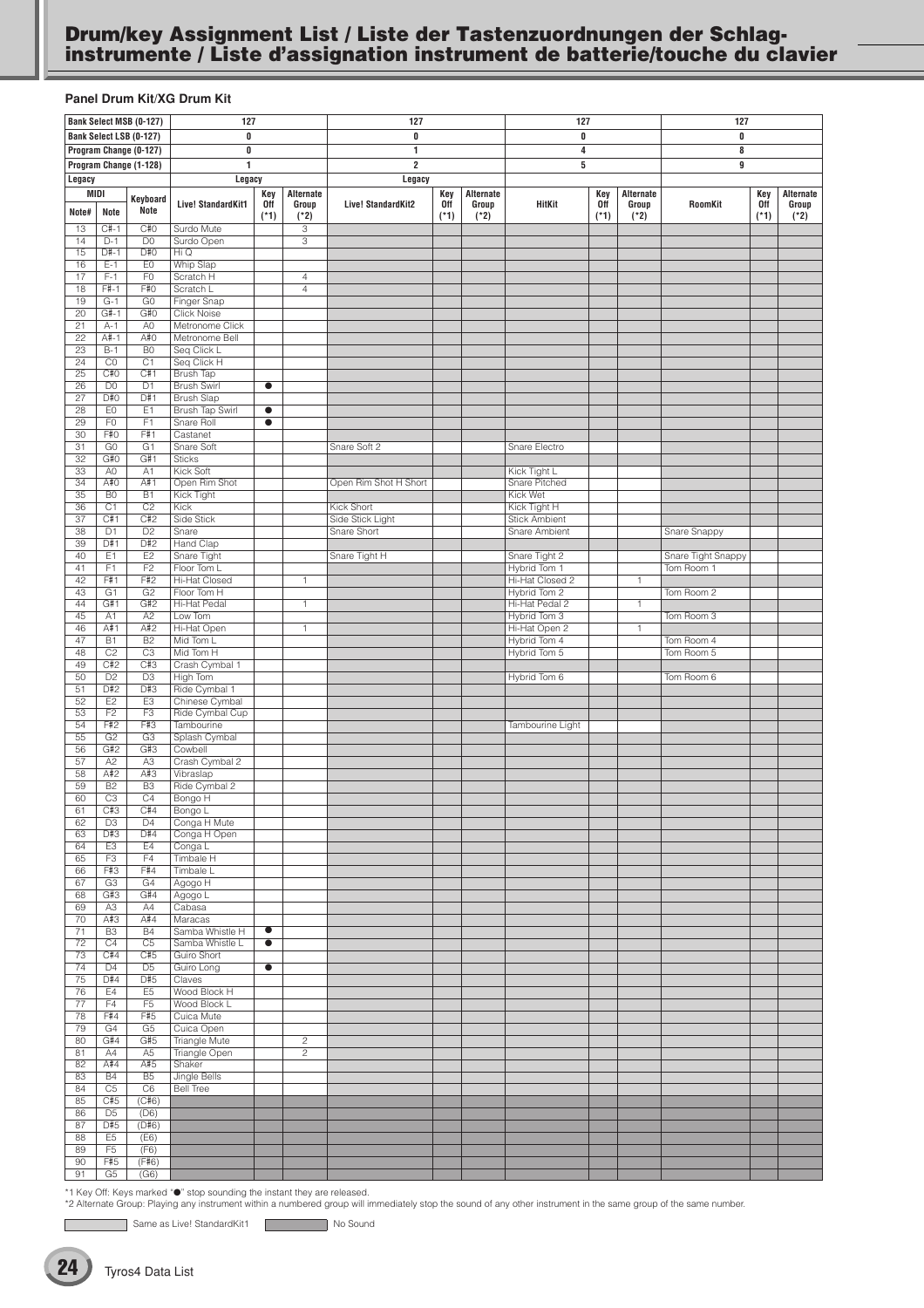# Drum/key Assignment List / Liste der Tastenzuordnungen der Schlaginstrumente / Liste d'assignation instrument de batterie/touche du clavier

### Panel Drum Kit/XG Drum Kit

| Bank Select MSB (0-127) | | | 127 | | | 127 | | | 127 | | | 127 | | |
|---|---|---|---|---|---|---|---|---|---|---|---|---|---|---|
| Bank Select LSB (0-127) | | | 0 | | | 0 | | | 0 | | | 0 | | |
| Program Change (0-127) | | | 0 | | | 1 | | | 4 | | | 8 | | |
| Program Change (1-128) | | | 1 | | | 2 | | | 5 | | | 9 | | |
| Legacy | | | Legacy | | | Legacy | | | | | | | | |
| MIDI Note# | MIDI Note | Keyboard Note | Live! StandardKit1 | Key Off (*1) | Alternate Group (*2) | Live! StandardKit2 | Key Off (*1) | Alternate Group (*2) | HitKit | Key Off (*1) | Alternate Group (*2) | RoomKit | Key Off (*1) | Alternate Group (*2) |
| 13 | C#-1 | C#0 | Surdo Mute | | 3 | | | | | | | | | |
| 14 | D-1 | D0 | Surdo Open | | 3 | | | | | | | | | |
| 15 | D#-1 | D#0 | Hi Q | | | | | | | | | | | |
| 16 | E-1 | E0 | Whip Slap | | | | | | | | | | | |
| 17 | F-1 | F0 | Scratch H | | 4 | | | | | | | | | |
| 18 | F#-1 | F#0 | Scratch L | | 4 | | | | | | | | | |
| 19 | G-1 | G0 | Finger Snap | | | | | | | | | | | |
| 20 | G#-1 | G#0 | Click Noise | | | | | | | | | | | |
| 21 | A-1 | A0 | Metronome Click | | | | | | | | | | | |
| 22 | A#-1 | A#0 | Metronome Bell | | | | | | | | | | | |
| 23 | B-1 | B0 | Seq Click L | | | | | | | | | | | |
| 24 | C0 | C1 | Seq Click H | | | | | | | | | | | |
| 25 | C#0 | C#1 | Brush Tap | | | | | | | | | | | |
| 26 | D0 | D1 | Brush Swirl | ● | | | | | | | | | | |
| 27 | D#0 | D#1 | Brush Slap | | | | | | | | | | | |
| 28 | E0 | E1 | Brush Tap Swirl | ● | | | | | | | | | | |
| 29 | F0 | F1 | Snare Roll | ● | | | | | | | | | | |
| 30 | F#0 | F#1 | Castanet | | | | | | | | | | | |
| 31 | G0 | G1 | Snare Soft | | | Snare Soft 2 | | | Snare Electro | | | | | |
| 32 | G#0 | G#1 | Sticks | | | | | | | | | | | |
| 33 | A0 | A1 | Kick Soft | | | | | | Kick Tight L | | | | | |
| 34 | A#0 | A#1 | Open Rim Shot | | | Open Rim Shot H Short | | | Snare Pitched | | | | | |
| 35 | B0 | B1 | Kick Tight | | | | | | Kick Wet | | | | | |
| 36 | C1 | C2 | Kick | | | Kick Short | | | Kick Tight H | | | | | |
| 37 | C#1 | C#2 | Side Stick | | | Side Stick Light | | | Stick Ambient | | | | | |
| 38 | D1 | D2 | Snare | | | Snare Short | | | Snare Ambient | | | Snare Snappy | | |
| 39 | D#1 | D#2 | Hand Clap | | | | | | | | | | | |
| 40 | E1 | E2 | Snare Tight | | | Snare Tight H | | | Snare Tight 2 | | | Snare Tight Snappy | | |
| 41 | F1 | F2 | Floor Tom L | | | | | | Hybrid Tom 1 | | | Tom Room 1 | | |
| 42 | F#1 | F#2 | Hi-Hat Closed | | 1 | | | | Hi-Hat Closed 2 | | 1 | | | |
| 43 | G1 | G2 | Floor Tom H | | | | | | Hybrid Tom 2 | | | Tom Room 2 | | |
| 44 | G#1 | G#2 | Hi-Hat Pedal | | 1 | | | | Hi-Hat Pedal 2 | | 1 | | | |
| 45 | A1 | A2 | Low Tom | | | | | | Hybrid Tom 3 | | | Tom Room 3 | | |
| 46 | A#1 | A#2 | Hi-Hat Open | | 1 | | | | Hi-Hat Open 2 | | 1 | | | |
| 47 | B1 | B2 | Mid Tom L | | | | | | Hybrid Tom 4 | | | Tom Room 4 | | |
| 48 | C2 | C3 | Mid Tom H | | | | | | Hybrid Tom 5 | | | Tom Room 5 | | |
| 49 | C#2 | C#3 | Crash Cymbal 1 | | | | | | | | | | | |
| 50 | D2 | D3 | High Tom | | | | | | Hybrid Tom 6 | | | Tom Room 6 | | |
| 51 | D#2 | D#3 | Ride Cymbal 1 | | | | | | | | | | | |
| 52 | E2 | E3 | Chinese Cymbal | | | | | | | | | | | |
| 53 | F2 | F3 | Ride Cymbal Cup | | | | | | | | | | | |
| 54 | F#2 | F#3 | Tambourine | | | | | | Tambourine Light | | | | | |
| 55 | G2 | G3 | Splash Cymbal | | | | | | | | | | | |
| 56 | G#2 | G#3 | Cowbell | | | | | | | | | | | |
| 57 | A2 | A3 | Crash Cymbal 2 | | | | | | | | | | | |
| 58 | A#2 | A#3 | Vibraslap | | | | | | | | | | | |
| 59 | B2 | B3 | Ride Cymbal 2 | | | | | | | | | | | |
| 60 | C3 | C4 | Bongo H | | | | | | | | | | | |
| 61 | C#3 | C#4 | Bongo L | | | | | | | | | | | |
| 62 | D3 | D4 | Conga H Mute | | | | | | | | | | | |
| 63 | D#3 | D#4 | Conga H Open | | | | | | | | | | | |
| 64 | E3 | E4 | Conga L | | | | | | | | | | | |
| 65 | F3 | F4 | Timbale H | | | | | | | | | | | |
| 66 | F#3 | F#4 | Timbale L | | | | | | | | | | | |
| 67 | G3 | G4 | Agogo H | | | | | | | | | | | |
| 68 | G#3 | G#4 | Agogo L | | | | | | | | | | | |
| 69 | A3 | A4 | Cabasa | | | | | | | | | | | |
| 70 | A#3 | A#4 | Maracas | | | | | | | | | | | |
| 71 | B3 | B4 | Samba Whistle H | ● | | | | | | | | | | |
| 72 | C4 | C5 | Samba Whistle L | ● | | | | | | | | | | |
| 73 | C#4 | C#5 | Guiro Short | | | | | | | | | | | |
| 74 | D4 | D5 | Guiro Long | ● | | | | | | | | | | |
| 75 | D#4 | D#5 | Claves | | | | | | | | | | | |
| 76 | E4 | E5 | Wood Block H | | | | | | | | | | | |
| 77 | F4 | F5 | Wood Block L | | | | | | | | | | | |
| 78 | F#4 | F#5 | Cuica Mute | | | | | | | | | | | |
| 79 | G4 | G5 | Cuica Open | | | | | | | | | | | |
| 80 | G#4 | G#5 | Triangle Mute | | 2 | | | | | | | | | |
| 81 | A4 | A5 | Triangle Open | | 2 | | | | | | | | | |
| 82 | A#4 | A#5 | Shaker | | | | | | | | | | | |
| 83 | B4 | B5 | Jingle Bells | | | | | | | | | | | |
| 84 | C5 | C6 | Bell Tree | | | | | | | | | | | |
| 85 | C#5 | (C#6) | | | | | | | | | | | | |
| 86 | D5 | (D6) | | | | | | | | | | | | |
| 87 | D#5 | (D#6) | | | | | | | | | | | | |
| 88 | E5 | (E6) | | | | | | | | | | | | |
| 89 | F5 | (F6) | | | | | | | | | | | | |
| 90 | F#5 | (F#6) | | | | | | | | | | | | |
| 91 | G5 | (G6) | | | | | | | | | | | | |

*1 Key Off: Keys marked "●" stop sounding the instant they are released.
*2 Alternate Group: Playing any instrument within a numbered group will immediately stop the sound of any other instrument in the same group of the same number.

Same as Live! StandardKit1 | No Sound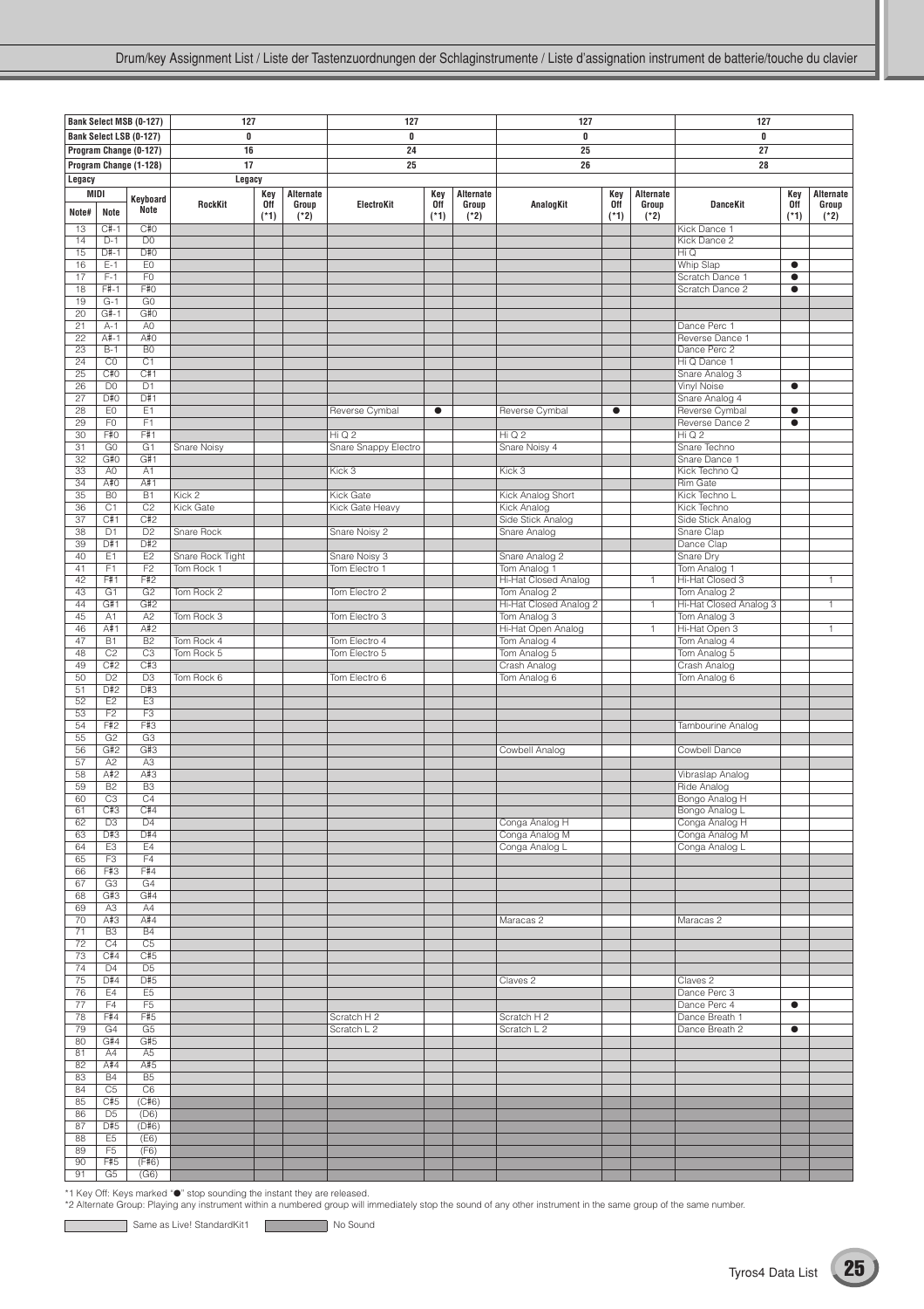## Drum/key Assignment List / Liste der Tastenzuordnungen der Schlaginstrumente / Liste d'assignation instrument de batterie/touche du clavier

| Bank Select MSB (0-127) | | | 127 | | | 127 | | | 127 | | | 127 | | |
|---|---|---|---|---|---|---|---|---|---|---|---|---|---|---|
| Bank Select LSB (0-127) | | | 0 | | | 0 | | | 0 | | | 0 | | |
| Program Change (0-127) | | | 16 | | | 24 | | | 25 | | | 27 | | |
| Program Change (1-128) | | | 17 | | | 25 | | | 26 | | | 28 | | |
| Legacy | | | Legacy | | | | | | | | | | | |
| MIDI Note# | MIDI Note | Keyboard Note | RockKit | Key Off (*1) | Alternate Group (*2) | ElectroKit | Key Off (*1) | Alternate Group (*2) | AnalogKit | Key Off (*1) | Alternate Group (*2) | DanceKit | Key Off (*1) | Alternate Group (*2) |
| 13 | C#-1 | C#0 | | | | | | | | | | Kick Dance 1 | | |
| 14 | D-1 | D0 | | | | | | | | | | Kick Dance 2 | | |
| 15 | D#-1 | D#0 | | | | | | | | | | Hi Q | | |
| 16 | E-1 | E0 | | | | | | | | | | Whip Slap | ● | |
| 17 | F-1 | F0 | | | | | | | | | | Scratch Dance 1 | ● | |
| 18 | F#-1 | F#0 | | | | | | | | | | Scratch Dance 2 | ● | |
| 19 | G-1 | G0 | | | | | | | | | | | | |
| 20 | G#-1 | G#0 | | | | | | | | | | | | |
| 21 | A-1 | A0 | | | | | | | | | | Dance Perc 1 | | |
| 22 | A#-1 | A#0 | | | | | | | | | | Reverse Dance 1 | | |
| 23 | B-1 | B0 | | | | | | | | | | Dance Perc 2 | | |
| 24 | C0 | C1 | | | | | | | | | | Hi Q Dance 1 | | |
| 25 | C#0 | C#1 | | | | | | | | | | Snare Analog 3 | | |
| 26 | D0 | D1 | | | | | | | | | | Vinyl Noise | ● | |
| 27 | D#0 | D#1 | | | | | | | | | | Snare Analog 4 | | |
| 28 | E0 | E1 | | | | Reverse Cymbal | ● | | Reverse Cymbal | ● | | Reverse Cymbal | ● | |
| 29 | F0 | F1 | | | | | | | | | | Reverse Dance 2 | ● | |
| 30 | F#0 | F#1 | | | | Hi Q 2 | | | Hi Q 2 | | | Hi Q 2 | | |
| 31 | G0 | G1 | Snare Noisy | | | Snare Snappy Electro | | | Snare Noisy 4 | | | Snare Techno | | |
| 32 | G#0 | G#1 | | | | | | | | | | Snare Dance 1 | | |
| 33 | A0 | A1 | | | | Kick 3 | | | Kick 3 | | | Kick Techno Q | | |
| 34 | A#0 | A#1 | | | | | | | | | | Rim Gate | | |
| 35 | B0 | B1 | Kick 2 | | | Kick Gate | | | Kick Analog Short | | | Kick Techno L | | |
| 36 | C1 | C2 | Kick Gate | | | Kick Gate Heavy | | | Kick Analog | | | Kick Techno | | |
| 37 | C#1 | C#2 | | | | | | | Side Stick Analog | | | Side Stick Analog | | |
| 38 | D1 | D2 | Snare Rock | | | Snare Noisy 2 | | | Snare Analog | | | Snare Clap | | |
| 39 | D#1 | D#2 | | | | | | | | | | Dance Clap | | |
| 40 | E1 | E2 | Snare Rock Tight | | | Snare Noisy 3 | | | Snare Analog 2 | | | Snare Dry | | |
| 41 | F1 | F2 | Tom Rock 1 | | | Tom Electro 1 | | | Tom Analog 1 | | | Tom Analog 1 | | |
| 42 | F#1 | F#2 | | | | | | | Hi-Hat Closed Analog | | 1 | Hi-Hat Closed 3 | | 1 |
| 43 | G1 | G2 | Tom Rock 2 | | | Tom Electro 2 | | | Tom Analog 2 | | | Tom Analog 2 | | |
| 44 | G#1 | G#2 | | | | | | | Hi-Hat Closed Analog 2 | | 1 | Hi-Hat Closed Analog 3 | | 1 |
| 45 | A1 | A2 | Tom Rock 3 | | | Tom Electro 3 | | | Tom Analog 3 | | | Tom Analog 3 | | |
| 46 | A#1 | A#2 | | | | | | | Hi-Hat Open Analog | | 1 | Hi-Hat Open 3 | | 1 |
| 47 | B1 | B2 | Tom Rock 4 | | | Tom Electro 4 | | | Tom Analog 4 | | | Tom Analog 4 | | |
| 48 | C2 | C3 | Tom Rock 5 | | | Tom Electro 5 | | | Tom Analog 5 | | | Tom Analog 5 | | |
| 49 | C#2 | C#3 | | | | | | | Crash Analog | | | Crash Analog | | |
| 50 | D2 | D3 | Tom Rock 6 | | | Tom Electro 6 | | | Tom Analog 6 | | | Tom Analog 6 | | |
| 51 | D#2 | D#3 | | | | | | | | | | | | |
| 52 | E2 | E3 | | | | | | | | | | | | |
| 53 | F2 | F3 | | | | | | | | | | | | |
| 54 | F#2 | F#3 | | | | | | | | | | Tambourine Analog | | |
| 55 | G2 | G3 | | | | | | | | | | | | |
| 56 | G#2 | G#3 | | | | | | | Cowbell Analog | | | Cowbell Dance | | |
| 57 | A2 | A3 | | | | | | | | | | | | |
| 58 | A#2 | A#3 | | | | | | | | | | Vibraslap Analog | | |
| 59 | B2 | B3 | | | | | | | | | | Ride Analog | | |
| 60 | C3 | C4 | | | | | | | | | | Bongo Analog H | | |
| 61 | C#3 | C#4 | | | | | | | | | | Bongo Analog L | | |
| 62 | D3 | D4 | | | | | | | Conga Analog H | | | Conga Analog H | | |
| 63 | D#3 | D#4 | | | | | | | Conga Analog M | | | Conga Analog M | | |
| 64 | E3 | E4 | | | | | | | Conga Analog L | | | Conga Analog L | | |
| 65 | F3 | F4 | | | | | | | | | | | | |
| 66 | F#3 | F#4 | | | | | | | | | | | | |
| 67 | G3 | G4 | | | | | | | | | | | | |
| 68 | G#3 | G#4 | | | | | | | | | | | | |
| 69 | A3 | A4 | | | | | | | | | | | | |
| 70 | A#3 | A#4 | | | | | | | Maracas 2 | | | Maracas 2 | | |
| 71 | B3 | B4 | | | | | | | | | | | | |
| 72 | C4 | C5 | | | | | | | | | | | | |
| 73 | C#4 | C#5 | | | | | | | | | | | | |
| 74 | D4 | D5 | | | | | | | | | | | | |
| 75 | D#4 | D#5 | | | | | | | Claves 2 | | | Claves 2 | | |
| 76 | E4 | E5 | | | | | | | | | | Dance Perc 3 | | |
| 77 | F4 | F5 | | | | | | | | | | Dance Perc 4 | ● | |
| 78 | F#4 | F#5 | | | | Scratch H 2 | | | Scratch H 2 | | | Dance Breath 1 | | |
| 79 | G4 | G5 | | | | Scratch L 2 | | | Scratch L 2 | | | Dance Breath 2 | ● | |
| 80 | G#4 | G#5 | | | | | | | | | | | | |
| 81 | A4 | A5 | | | | | | | | | | | | |
| 82 | A#4 | A#5 | | | | | | | | | | | | |
| 83 | B4 | B5 | | | | | | | | | | | | |
| 84 | C5 | C6 | | | | | | | | | | | | |
| 85 | C#5 | (C#6) | | | | | | | | | | | | |
| 86 | D5 | (D6) | | | | | | | | | | | | |
| 87 | D#5 | (D#6) | | | | | | | | | | | | |
| 88 | E5 | (E6) | | | | | | | | | | | | |
| 89 | F5 | (F6) | | | | | | | | | | | | |
| 90 | F#5 | (F#6) | | | | | | | | | | | | |
| 91 | G5 | (G6) | | | | | | | | | | | | |

*1 Key Off: Keys marked "●" stop sounding the instant they are released.
*2 Alternate Group: Playing any instrument within a numbered group will immediately stop the sound of any other instrument in the same group of the same number.

Same as Live! StandardKit1 / No Sound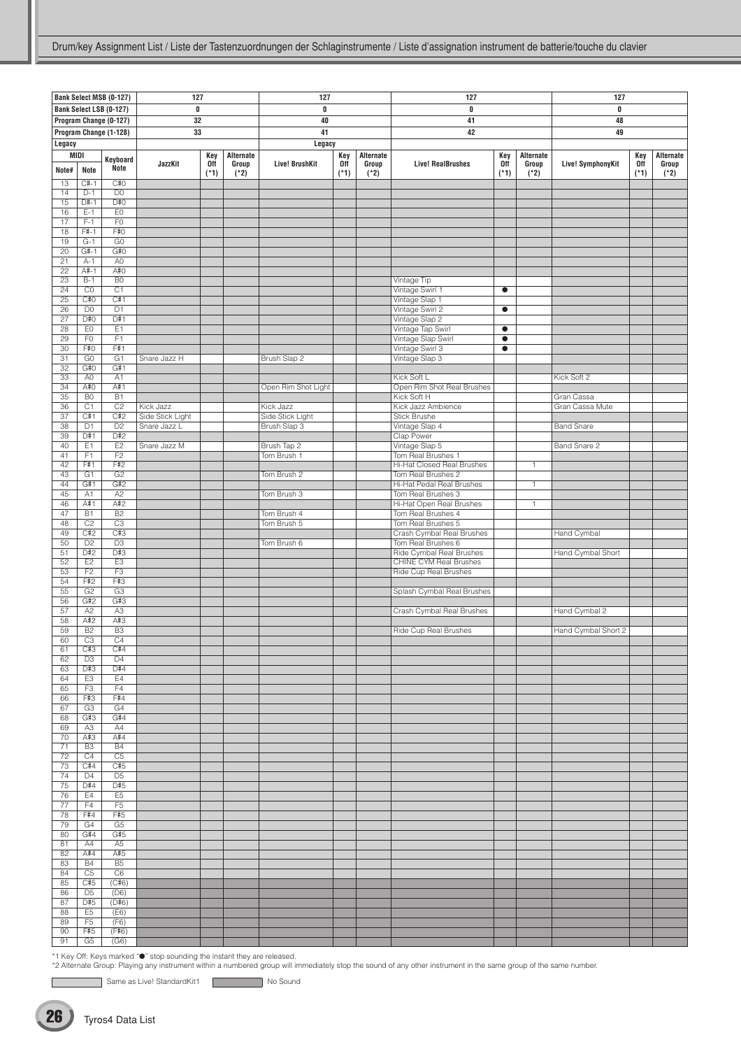# Drum/key Assignment List / Liste der Tastenzuordnungen der Schlaginstrumente / Liste d'assignation instrument de batterie/touche du clavier

| Bank Select MSB (0-127) | | | 127 | | | 127 | | | 127 | | | 127 | | |
|---|---|---|---|---|---|---|---|---|---|---|---|---|---|---|
| Bank Select LSB (0-127) | | | 0 | | | 0 | | | 0 | | | 0 | | |
| Program Change (0-127) | | | 32 | | | 40 | | | 41 | | | 48 | | |
| Program Change (1-128) | | | 33 | | | 41 | | | 42 | | | 49 | | |
| Legacy | | | | | | Legacy | | | | | | | | |
| MIDI | | Keyboard | JazzKit | Key Off (*1) | Alternate Group (*2) | Live! BrushKit | Key Off (*1) | Alternate Group (*2) | Live! RealBrushes | Key Off (*1) | Alternate Group (*2) | Live! SymphonyKit | Key Off (*1) | Alternate Group (*2) |
| Note# | Note | Note | | | | | | | | | | | | |
| 13 | C#-1 | C#0 | | | | | | | | | | | | |
| 14 | D-1 | D0 | | | | | | | | | | | | |
| 15 | D#-1 | D#0 | | | | | | | | | | | | |
| 16 | E-1 | E0 | | | | | | | | | | | | |
| 17 | F-1 | F0 | | | | | | | | | | | | |
| 18 | F#-1 | F#0 | | | | | | | | | | | | |
| 19 | G-1 | G0 | | | | | | | | | | | | |
| 20 | G#-1 | G#0 | | | | | | | | | | | | |
| 21 | A-1 | A0 | | | | | | | | | | | | |
| 22 | A#-1 | A#0 | | | | | | | | | | | | |
| 23 | B-1 | B0 | | | | | | | Vintage Tip | | | | | |
| 24 | C0 | C1 | | | | | | | Vintage Swirl 1 | ● | | | | |
| 25 | C#0 | C#1 | | | | | | | Vintage Slap 1 | | | | | |
| 26 | D0 | D1 | | | | | | | Vintage Swirl 2 | ● | | | | |
| 27 | D#0 | D#1 | | | | | | | Vintage Slap 2 | | | | | |
| 28 | E0 | E1 | | | | | | | Vintage Tap Swirl | ● | | | | |
| 29 | F0 | F1 | | | | | | | Vintage Slap Swirl | ● | | | | |
| 30 | F#0 | F#1 | | | | | | | Vintage Swirl 3 | ● | | | | |
| 31 | G0 | G1 | Snare Jazz H | | | Brush Slap 2 | | | Vintage Slap 3 | | | | | |
| 32 | G#0 | G#1 | | | | | | | | | | | | |
| 33 | A0 | A1 | | | | | | | Kick Soft L | | | Kick Soft 2 | | |
| 34 | A#0 | A#1 | | | | Open Rim Shot Light | | | Open Rim Shot Real Brushes | | | | | |
| 35 | B0 | B1 | | | | | | | Kick Soft H | | | Gran Cassa | | |
| 36 | C1 | C2 | Kick Jazz | | | Kick Jazz | | | Kick Jazz Ambience | | | Gran Cassa Mute | | |
| 37 | C#1 | C#2 | Side Stick Light | | | Side Stick Light | | | Stick Brushe | | | | | |
| 38 | D1 | D2 | Snare Jazz L | | | Brush Slap 3 | | | Vintage Slap 4 | | | Band Snare | | |
| 39 | D#1 | D#2 | | | | | | | Clap Power | | | | | |
| 40 | E1 | E2 | Snare Jazz M | | | Brush Tap 2 | | | Vintage Slap 5 | | | Band Snare 2 | | |
| 41 | F1 | F2 | | | | Tom Brush 1 | | | Tom Real Brushes 1 | | | | | |
| 42 | F#1 | F#2 | | | | | | | Hi-Hat Closed Real Brushes | | 1 | | | |
| 43 | G1 | G2 | | | | Tom Brush 2 | | | Tom Real Brushes 2 | | | | | |
| 44 | G#1 | G#2 | | | | | | | Hi-Hat Pedal Real Brushes | | 1 | | | |
| 45 | A1 | A2 | | | | Tom Brush 3 | | | Tom Real Brushes 3 | | | | | |
| 46 | A#1 | A#2 | | | | | | | Hi-Hat Open Real Brushes | | 1 | | | |
| 47 | B1 | B2 | | | | Tom Brush 4 | | | Tom Real Brushes 4 | | | | | |
| 48 | C2 | C3 | | | | Tom Brush 5 | | | Tom Real Brushes 5 | | | | | |
| 49 | C#2 | C#3 | | | | | | | Crash Cymbal Real Brushes | | | Hand Cymbal | | |
| 50 | D2 | D3 | | | | Tom Brush 6 | | | Tom Real Brushes 6 | | | | | |
| 51 | D#2 | D#3 | | | | | | | Ride Cymbal Real Brushes | | | Hand Cymbal Short | | |
| 52 | E2 | E3 | | | | | | | CHINE CYM Real Brushes | | | | | |
| 53 | F2 | F3 | | | | | | | Ride Cup Real Brushes | | | | | |
| 54 | F#2 | F#3 | | | | | | | | | | | | |
| 55 | G2 | G3 | | | | | | | Splash Cymbal Real Brushes | | | | | |
| 56 | G#2 | G#3 | | | | | | | | | | | | |
| 57 | A2 | A3 | | | | | | | Crash Cymbal Real Brushes | | | Hand Cymbal 2 | | |
| 58 | A#2 | A#3 | | | | | | | | | | | | |
| 59 | B2 | B3 | | | | | | | Ride Cup Real Brushes | | | Hand Cymbal Short 2 | | |
| 60 | C3 | C4 | | | | | | | | | | | | |
| 61 | C#3 | C#4 | | | | | | | | | | | | |
| 62 | D3 | D4 | | | | | | | | | | | | |
| 63 | D#3 | D#4 | | | | | | | | | | | | |
| 64 | E3 | E4 | | | | | | | | | | | | |
| 65 | F3 | F4 | | | | | | | | | | | | |
| 66 | F#3 | F#4 | | | | | | | | | | | | |
| 67 | G3 | G4 | | | | | | | | | | | | |
| 68 | G#3 | G#4 | | | | | | | | | | | | |
| 69 | A3 | A4 | | | | | | | | | | | | |
| 70 | A#3 | A#4 | | | | | | | | | | | | |
| 71 | B3 | B4 | | | | | | | | | | | | |
| 72 | C4 | C5 | | | | | | | | | | | | |
| 73 | C#4 | C#5 | | | | | | | | | | | | |
| 74 | D4 | D5 | | | | | | | | | | | | |
| 75 | D#4 | D#5 | | | | | | | | | | | | |
| 76 | E4 | E5 | | | | | | | | | | | | |
| 77 | F4 | F5 | | | | | | | | | | | | |
| 78 | F#4 | F#5 | | | | | | | | | | | | |
| 79 | G4 | G5 | | | | | | | | | | | | |
| 80 | G#4 | G#5 | | | | | | | | | | | | |
| 81 | A4 | A5 | | | | | | | | | | | | |
| 82 | A#4 | A#5 | | | | | | | | | | | | |
| 83 | B4 | B5 | | | | | | | | | | | | |
| 84 | C5 | C6 | | | | | | | | | | | | |
| 85 | C#5 | (C#6) | | | | | | | | | | | | |
| 86 | D5 | (D6) | | | | | | | | | | | | |
| 87 | D#5 | (D#6) | | | | | | | | | | | | |
| 88 | E5 | (E6) | | | | | | | | | | | | |
| 89 | F5 | (F6) | | | | | | | | | | | | |
| 90 | F#5 | (F#6) | | | | | | | | | | | | |
| 91 | G5 | (G6) | | | | | | | | | | | | |

*1 Key Off: Keys marked "●" stop sounding the instant they are released.
*2 Alternate Group: Playing any instrument within a numbered group will immediately stop the sound of any other instrument in the same group of the same number.

Same as Live! StandardKit1 | No Sound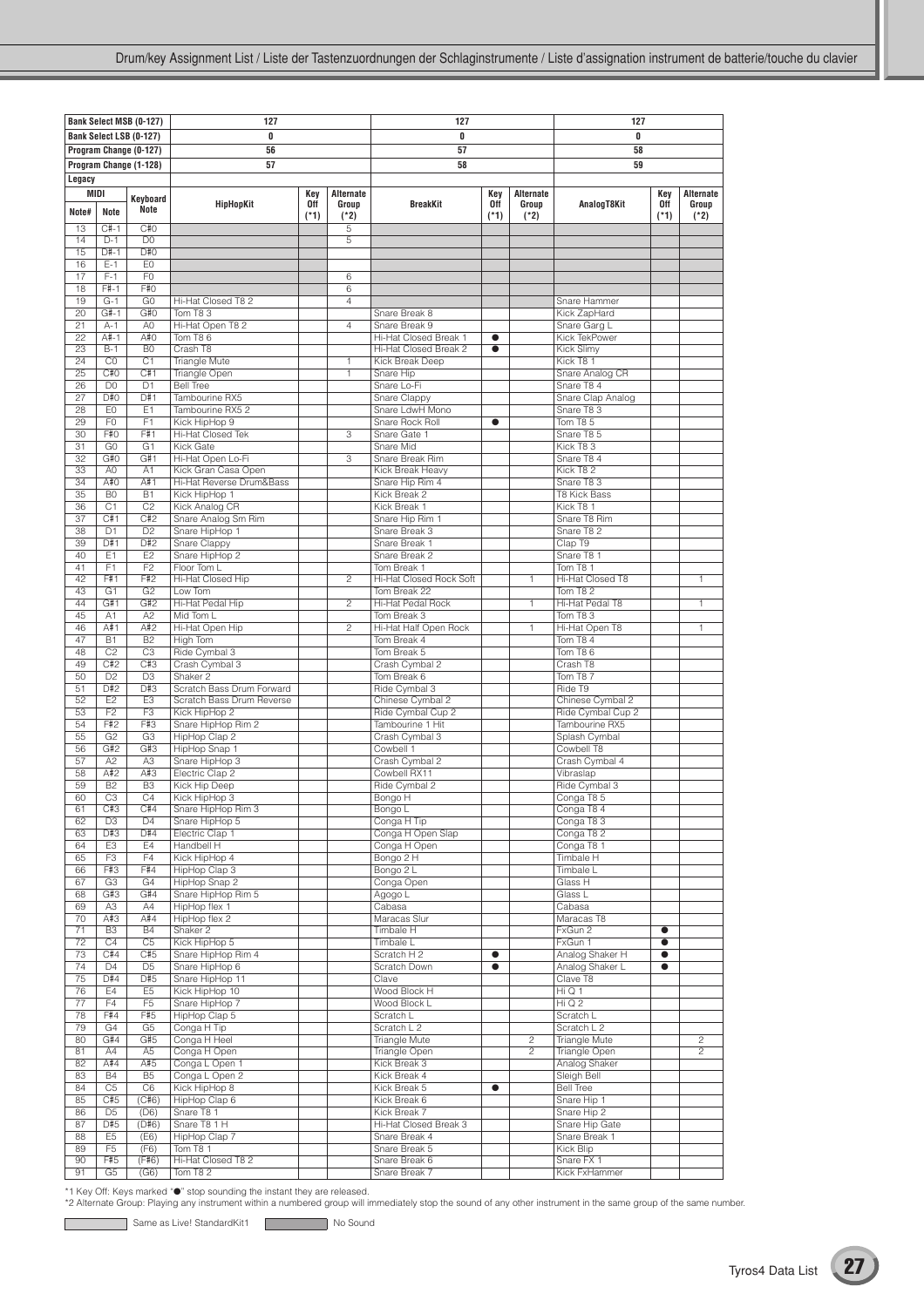Drum/key Assignment List / Liste der Tastenzuordnungen der Schlaginstrumente / Liste d'assignation instrument de batterie/touche du clavier

| Bank Select MSB (0-127) | | | 127 | | | 127 | | | 127 | | |
|---|---|---|---|---|---|---|---|---|---|---|---|
| Bank Select LSB (0-127) | | | 0 | | | 0 | | | 0 | | |
| Program Change (0-127) | | | 56 | | | 57 | | | 58 | | |
| Program Change (1-128) | | | 57 | | | 58 | | | 59 | | |
| Legacy | | | | | | | | | | | |
| MIDI | | Keyboard | HipHopKit | Key Off | Alternate Group | BreakKit | Key Off | Alternate Group | AnalogT8Kit | Key Off | Alternate Group |
| Note# | Note | Note | | (*1) | (*2) | | (*1) | (*2) | | (*1) | (*2) |
| 13 | C#-1 | C#0 | | | 5 | | | | | | |
| 14 | D-1 | D0 | | | 5 | | | | | | |
| 15 | D#-1 | D#0 | | | | | | | | | |
| 16 | E-1 | E0 | | | | | | | | | |
| 17 | F-1 | F0 | | | 6 | | | | | | |
| 18 | F#-1 | F#0 | | | 6 | | | | | | |
| 19 | G-1 | G0 | Hi-Hat Closed T8 2 | | 4 | | | | Snare Hammer | | |
| 20 | G#-1 | G#0 | Tom T8 3 | | | Snare Break 8 | | | Kick ZapHard | | |
| 21 | A-1 | A0 | Hi-Hat Open T8 2 | | 4 | Snare Break 9 | | | Snare Garg L | | |
| 22 | A#-1 | A#0 | Tom T8 6 | | | Hi-Hat Closed Break 1 | ● | | Kick TekPower | | |
| 23 | B-1 | B0 | Crash T8 | | | Hi-Hat Closed Break 2 | ● | | Kick Slimy | | |
| 24 | C0 | C1 | Triangle Mute | | 1 | Kick Break Deep | | | Kick T8 1 | | |
| 25 | C#0 | C#1 | Triangle Open | | 1 | Snare Hip | | | Snare Analog CR | | |
| 26 | D0 | D1 | Bell Tree | | | Snare Lo-Fi | | | Snare T8 4 | | |
| 27 | D#0 | D#1 | Tambourine RX5 | | | Snare Clappy | | | Snare Clap Analog | | |
| 28 | E0 | E1 | Tambourine RX5 2 | | | Snare LdwH Mono | | | Snare T8 3 | | |
| 29 | F0 | F1 | Kick HipHop 9 | | | Snare Rock Roll | ● | | Tom T8 5 | | |
| 30 | F#0 | F#1 | Hi-Hat Closed Tek | | 3 | Snare Gate 1 | | | Snare T8 5 | | |
| 31 | G0 | G1 | Kick Gate | | | Snare Mid | | | Kick T8 3 | | |
| 32 | G#0 | G#1 | Hi-Hat Open Lo-Fi | | 3 | Snare Break Rim | | | Snare T8 4 | | |
| 33 | A0 | A1 | Kick Gran Casa Open | | | Kick Break Heavy | | | Kick T8 2 | | |
| 34 | A#0 | A#1 | Hi-Hat Reverse Drum&Bass | | | Snare Hip Rim 4 | | | Snare T8 3 | | |
| 35 | B0 | B1 | Kick HipHop 1 | | | Kick Break 2 | | | T8 Kick Bass | | |
| 36 | C1 | C2 | Kick Analog CR | | | Kick Break 1 | | | Kick T8 1 | | |
| 37 | C#1 | C#2 | Snare Analog Sm Rim | | | Snare Hip Rim 1 | | | Snare T8 Rim | | |
| 38 | D1 | D2 | Snare HipHop 1 | | | Snare Break 3 | | | Snare T8 2 | | |
| 39 | D#1 | D#2 | Snare Clappy | | | Snare Break 1 | | | Clap T9 | | |
| 40 | E1 | E2 | Snare HipHop 2 | | | Snare Break 2 | | | Snare T8 1 | | |
| 41 | F1 | F2 | Floor Tom L | | | Tom Break 1 | | | Tom T8 1 | | |
| 42 | F#1 | F#2 | Hi-Hat Closed Hip | | 2 | Hi-Hat Closed Rock Soft | | 1 | Hi-Hat Closed T8 | | 1 |
| 43 | G1 | G2 | Low Tom | | | Tom Break 22 | | | Tom T8 2 | | |
| 44 | G#1 | G#2 | Hi-Hat Pedal Hip | | 2 | Hi-Hat Pedal Rock | | 1 | Hi-Hat Pedal T8 | | 1 |
| 45 | A1 | A2 | Mid Tom L | | | Tom Break 3 | | | Tom T8 3 | | |
| 46 | A#1 | A#2 | Hi-Hat Open Hip | | 2 | Hi-Hat Half Open Rock | | 1 | Hi-Hat Open T8 | | 1 |
| 47 | B1 | B2 | High Tom | | | Tom Break 4 | | | Tom T8 4 | | |
| 48 | C2 | C3 | Ride Cymbal 3 | | | Tom Break 5 | | | Tom T8 6 | | |
| 49 | C#2 | C#3 | Crash Cymbal 3 | | | Crash Cymbal 2 | | | Crash T8 | | |
| 50 | D2 | D3 | Shaker 2 | | | Tom Break 6 | | | Tom T8 7 | | |
| 51 | D#2 | D#3 | Scratch Bass Drum Forward | | | Ride Cymbal 3 | | | Ride T9 | | |
| 52 | E2 | E3 | Scratch Bass Drum Reverse | | | Chinese Cymbal 2 | | | Chinese Cymbal 2 | | |
| 53 | F2 | F3 | Kick HipHop 2 | | | Ride Cymbal Cup 2 | | | Ride Cymbal Cup 2 | | |
| 54 | F#2 | F#3 | Snare HipHop Rim 2 | | | Tambourine 1 Hit | | | Tambourine RX5 | | |
| 55 | G2 | G3 | HipHop Clap 2 | | | Crash Cymbal 3 | | | Splash Cymbal | | |
| 56 | G#2 | G#3 | HipHop Snap 1 | | | Cowbell 1 | | | Cowbell T8 | | |
| 57 | A2 | A3 | Snare HipHop 3 | | | Crash Cymbal 2 | | | Crash Cymbal 4 | | |
| 58 | A#2 | A#3 | Electric Clap 2 | | | Cowbell RX11 | | | Vibraslap | | |
| 59 | B2 | B3 | Kick Hip Deep | | | Ride Cymbal 2 | | | Ride Cymbal 3 | | |
| 60 | C3 | C4 | Kick HipHop 3 | | | Bongo H | | | Conga T8 5 | | |
| 61 | C#3 | C#4 | Snare HipHop Rim 3 | | | Bongo L | | | Conga T8 4 | | |
| 62 | D3 | D4 | Snare HipHop 5 | | | Conga H Tip | | | Conga T8 3 | | |
| 63 | D#3 | D#4 | Electric Clap 1 | | | Conga H Open Slap | | | Conga T8 2 | | |
| 64 | E3 | E4 | Handbell H | | | Conga H Open | | | Conga T8 1 | | |
| 65 | F3 | F4 | Kick HipHop 4 | | | Bongo 2 H | | | Timbale H | | |
| 66 | F#3 | F#4 | HipHop Clap 3 | | | Bongo 2 L | | | Timbale L | | |
| 67 | G3 | G4 | HipHop Snap 2 | | | Conga Open | | | Glass H | | |
| 68 | G#3 | G#4 | Snare HipHop Rim 5 | | | Agogo L | | | Glass L | | |
| 69 | A3 | A4 | HipHop flex 1 | | | Cabasa | | | Cabasa | | |
| 70 | A#3 | A#4 | HipHop flex 2 | | | Maracas Slur | | | Maracas T8 | | |
| 71 | B3 | B4 | Shaker 2 | | | Timbale H | | | FxGun 2 | ● | |
| 72 | C4 | C5 | Kick HipHop 5 | | | Timbale L | | | FxGun 1 | ● | |
| 73 | C#4 | C#5 | Snare HipHop Rim 4 | | | Scratch H 2 | ● | | Analog Shaker H | ● | |
| 74 | D4 | D5 | Snare HipHop 6 | | | Scratch Down | ● | | Analog Shaker L | ● | |
| 75 | D#4 | D#5 | Snare HipHop 11 | | | Clave | | | Clave T8 | | |
| 76 | E4 | E5 | Kick HipHop 10 | | | Wood Block H | | | Hi Q 1 | | |
| 77 | F4 | F5 | Snare HipHop 7 | | | Wood Block L | | | Hi Q 2 | | |
| 78 | F#4 | F#5 | HipHop Clap 5 | | | Scratch L | | | Scratch L | | |
| 79 | G4 | G5 | Conga H Tip | | | Scratch L 2 | | | Scratch L 2 | | |
| 80 | G#4 | G#5 | Conga H Heel | | | Triangle Mute | | 2 | Triangle Mute | | 2 |
| 81 | A4 | A5 | Conga H Open | | | Triangle Open | | 2 | Triangle Open | | 2 |
| 82 | A#4 | A#5 | Conga L Open 1 | | | Kick Break 3 | | | Analog Shaker | | |
| 83 | B4 | B5 | Conga L Open 2 | | | Kick Break 4 | | | Sleigh Bell | | |
| 84 | C5 | C6 | Kick HipHop 8 | | | Kick Break 5 | ● | | Bell Tree | | |
| 85 | C#5 | (C#6) | HipHop Clap 6 | | | Kick Break 6 | | | Snare Hip 1 | | |
| 86 | D5 | (D6) | Snare T8 1 | | | Kick Break 7 | | | Snare Hip 2 | | |
| 87 | D#5 | (D#6) | Snare T8 1 H | | | Hi-Hat Closed Break 3 | | | Snare Hip Gate | | |
| 88 | E5 | (E6) | HipHop Clap 7 | | | Snare Break 4 | | | Snare Break 1 | | |
| 89 | F5 | (F6) | Tom T8 1 | | | Snare Break 5 | | | Kick Blip | | |
| 90 | F#5 | (F#6) | Hi-Hat Closed T8 2 | | | Snare Break 6 | | | Snare FX 1 | | |
| 91 | G5 | (G6) | Tom T8 2 | | | Snare Break 7 | | | Kick FxHammer | | |

*1 Key Off: Keys marked "●" stop sounding the instant they are released.
*2 Alternate Group: Playing any instrument within a numbered group will immediately stop the sound of any other instrument in the same group of the same number.

Same as Live! StandardKit1 | No Sound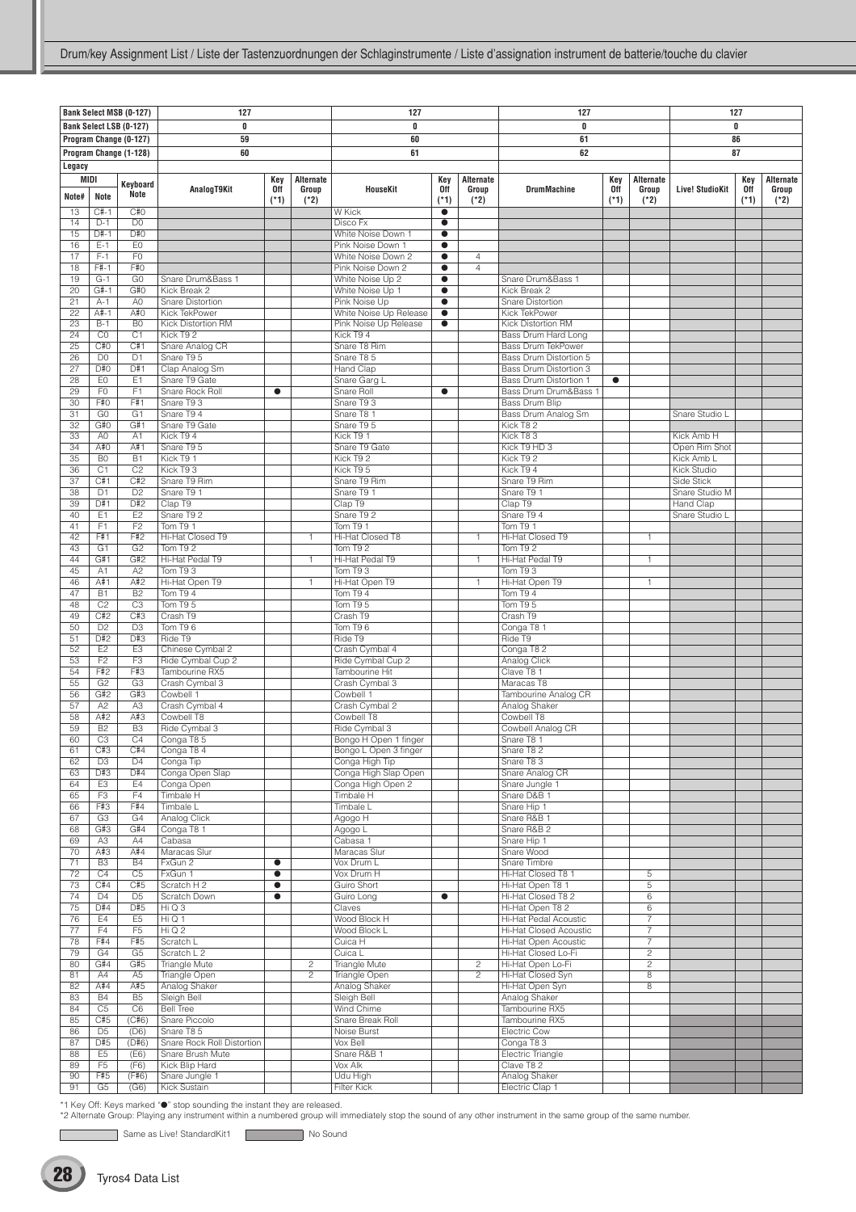## Drum/key Assignment List / Liste der Tastenzuordnungen der Schlaginstrumente / Liste d'assignation instrument de batterie/touche du clavier

| Bank Select MSB (0-127) | | | 127 | | | 127 | | | 127 | | | 127 | | |
|---|---|---|---|---|---|---|---|---|---|---|---|---|---|---|
| Bank Select LSB (0-127) | | | 0 | | | 0 | | | 0 | | | 0 | | |
| Program Change (0-127) | | | 59 | | | 60 | | | 61 | | | 86 | | |
| Program Change (1-128) | | | 60 | | | 61 | | | 62 | | | 87 | | |
| Legacy | | | | | | | | | | | | | | |
| MIDI Note# | MIDI Note | Keyboard Note | AnalogT9Kit | Key Off (*1) | Alternate Group (*2) | HouseKit | Key Off (*1) | Alternate Group (*2) | DrumMachine | Key Off (*1) | Alternate Group (*2) | Live! StudioKit | Key Off (*1) | Alternate Group (*2) |
| 13 | C#-1 | C#0 | | | | W Kick | ● | | | | | | | |
| 14 | D-1 | D0 | | | | Disco Fx | ● | | | | | | | |
| 15 | D#-1 | D#0 | | | | White Noise Down 1 | ● | | | | | | | |
| 16 | E-1 | E0 | | | | Pink Noise Down 1 | ● | | | | | | | |
| 17 | F-1 | F0 | | | | White Noise Down 2 | ● | 4 | | | | | | |
| 18 | F#-1 | F#0 | | | | Pink Noise Down 2 | ● | 4 | | | | | | |
| 19 | G-1 | G0 | Snare Drum&Bass 1 | | | White Noise Up 2 | ● | | Snare Drum&Bass 1 | | | | | |
| 20 | G#-1 | G#0 | Kick Break 2 | | | White Noise Up 1 | ● | | Kick Break 2 | | | | | |
| 21 | A-1 | A0 | Snare Distortion | | | Pink Noise Up | ● | | Snare Distortion | | | | | |
| 22 | A#-1 | A#0 | Kick TekPower | | | White Noise Up Release | ● | | Kick TekPower | | | | | |
| 23 | B-1 | B0 | Kick Distortion RM | | | Pink Noise Up Release | ● | | Kick Distortion RM | | | | | |
| 24 | C0 | C1 | Kick T9 2 | | | Kick T9 4 | | | Bass Drum Hard Long | | | | | |
| 25 | C#0 | C#1 | Snare Analog CR | | | Snare T8 Rim | | | Bass Drum TekPower | | | | | |
| 26 | D0 | D1 | Snare T9 5 | | | Snare T8 5 | | | Bass Drum Distortion 5 | | | | | |
| 27 | D#0 | D#1 | Clap Analog Sm | | | Hand Clap | | | Bass Drum Distortion 3 | | | | | |
| 28 | E0 | E1 | Snare T9 Gate | | | Snare Garg L | | | Bass Drum Distortion 1 | ● | | | | |
| 29 | F0 | F1 | Snare Rock Roll | ● | | Snare Roll | ● | | Bass Drum Drum&Bass 1 | | | | | |
| 30 | F#0 | F#1 | Snare T9 3 | | | Snare T9 3 | | | Bass Drum Blip | | | | | |
| 31 | G0 | G1 | Snare T9 4 | | | Snare T8 1 | | | Bass Drum Analog Sm | | | Snare Studio L | | |
| 32 | G#0 | G#1 | Snare T9 Gate | | | Snare T9 5 | | | Kick T8 2 | | | | | |
| 33 | A0 | A1 | Kick T9 4 | | | Kick T9 1 | | | Kick T8 3 | | | Kick Amb H | | |
| 34 | A#0 | A#1 | Snare T9 5 | | | Snare T9 Gate | | | Kick T9 HD 3 | | | Open Rim Shot | | |
| 35 | B0 | B1 | Kick T9 1 | | | Kick T9 2 | | | Kick T9 2 | | | Kick Amb L | | |
| 36 | C1 | C2 | Kick T9 3 | | | Kick T9 5 | | | Kick T9 4 | | | Kick Studio | | |
| 37 | C#1 | C#2 | Snare T9 Rim | | | Snare T9 Rim | | | Snare T9 Rim | | | Side Stick | | |
| 38 | D1 | D2 | Snare T9 1 | | | Snare T9 1 | | | Snare T9 1 | | | Snare Studio M | | |
| 39 | D#1 | D#2 | Clap T9 | | | Clap T9 | | | Clap T9 | | | Hand Clap | | |
| 40 | E1 | E2 | Snare T9 2 | | | Snare T9 2 | | | Snare T9 4 | | | Snare Studio L | | |
| 41 | F1 | F2 | Tom T9 1 | | | Tom T9 1 | | | Tom T9 1 | | | | | |
| 42 | F#1 | F#2 | Hi-Hat Closed T9 | | 1 | Hi-Hat Closed T8 | | 1 | Hi-Hat Closed T9 | | 1 | | | |
| 43 | G1 | G2 | Tom T9 2 | | | Tom T9 2 | | | Tom T9 2 | | | | | |
| 44 | G#1 | G#2 | Hi-Hat Pedal T9 | | 1 | Hi-Hat Pedal T9 | | 1 | Hi-Hat Pedal T9 | | 1 | | | |
| 45 | A1 | A2 | Tom T9 3 | | | Tom T9 3 | | | Tom T9 3 | | | | | |
| 46 | A#1 | A#2 | Hi-Hat Open T9 | | 1 | Hi-Hat Open T9 | | 1 | Hi-Hat Open T9 | | 1 | | | |
| 47 | B1 | B2 | Tom T9 4 | | | Tom T9 4 | | | Tom T9 4 | | | | | |
| 48 | C2 | C3 | Tom T9 5 | | | Tom T9 5 | | | Tom T9 5 | | | | | |
| 49 | C#2 | C#3 | Crash T9 | | | Crash T9 | | | Crash T9 | | | | | |
| 50 | D2 | D3 | Tom T9 6 | | | Tom T9 6 | | | Conga T8 1 | | | | | |
| 51 | D#2 | D#3 | Ride T9 | | | Ride T9 | | | Ride T9 | | | | | |
| 52 | E2 | E3 | Chinese Cymbal 2 | | | Crash Cymbal 4 | | | Conga T8 2 | | | | | |
| 53 | F2 | F3 | Ride Cymbal Cup 2 | | | Ride Cymbal Cup 2 | | | Analog Click | | | | | |
| 54 | F#2 | F#3 | Tambourine RX5 | | | Tambourine Hit | | | Clave T8 1 | | | | | |
| 55 | G2 | G3 | Crash Cymbal 3 | | | Crash Cymbal 3 | | | Maracas T8 | | | | | |
| 56 | G#2 | G#3 | Cowbell 1 | | | Cowbell 1 | | | Tambourine Analog CR | | | | | |
| 57 | A2 | A3 | Crash Cymbal 4 | | | Crash Cymbal 2 | | | Analog Shaker | | | | | |
| 58 | A#2 | A#3 | Cowbell T8 | | | Cowbell T8 | | | Cowbell T8 | | | | | |
| 59 | B2 | B3 | Ride Cymbal 3 | | | Ride Cymbal 3 | | | Cowbell Analog CR | | | | | |
| 60 | C3 | C4 | Conga T8 5 | | | Bongo H Open 1 finger | | | Snare T8 1 | | | | | |
| 61 | C#3 | C#4 | Conga T8 4 | | | Bongo L Open 3 finger | | | Snare T8 2 | | | | | |
| 62 | D3 | D4 | Conga Tip | | | Conga High Tip | | | Snare T8 3 | | | | | |
| 63 | D#3 | D#4 | Conga Open Slap | | | Conga High Slap Open | | | Snare Analog CR | | | | | |
| 64 | E3 | E4 | Conga Open | | | Conga High Open 2 | | | Snare Jungle 1 | | | | | |
| 65 | F3 | F4 | Timbale H | | | Timbale H | | | Snare D&B 1 | | | | | |
| 66 | F#3 | F#4 | Timbale L | | | Timbale L | | | Snare Hip 1 | | | | | |
| 67 | G3 | G4 | Analog Click | | | Agogo H | | | Snare R&B 1 | | | | | |
| 68 | G#3 | G#4 | Conga T8 1 | | | Agogo L | | | Snare R&B 2 | | | | | |
| 69 | A3 | A4 | Cabasa | | | Cabasa 1 | | | Snare Hip 1 | | | | | |
| 70 | A#3 | A#4 | Maracas Slur | | | Maracas Slur | | | Snare Wood | | | | | |
| 71 | B3 | B4 | FxGun 2 | ● | | Vox Drum L | | | Snare Timbre | | | | | |
| 72 | C4 | C5 | FxGun 1 | ● | | Vox Drum H | | | Hi-Hat Closed T8 1 | | 5 | | | |
| 73 | C#4 | C#5 | Scratch H 2 | ● | | Guiro Short | | | Hi-Hat Open T8 1 | | 5 | | | |
| 74 | D4 | D5 | Scratch Down | ● | | Guiro Long | ● | | Hi-Hat Closed T8 2 | | 6 | | | |
| 75 | D#4 | D#5 | Hi Q 3 | | | Claves | | | Hi-Hat Open T8 2 | | 6 | | | |
| 76 | E4 | E5 | Hi Q 1 | | | Wood Block H | | | Hi-Hat Pedal Acoustic | | 7 | | | |
| 77 | F4 | F5 | Hi Q 2 | | | Wood Block L | | | Hi-Hat Closed Acoustic | | 7 | | | |
| 78 | F#4 | F#5 | Scratch L | | | Cuica H | | | Hi-Hat Open Acoustic | | 7 | | | |
| 79 | G4 | G5 | Scratch L 2 | | | Cuica L | | | Hi-Hat Closed Lo-Fi | | 2 | | | |
| 80 | G#4 | G#5 | Triangle Mute | | 2 | Triangle Mute | | 2 | Hi-Hat Open Lo-Fi | | 2 | | | |
| 81 | A4 | A5 | Triangle Open | | 2 | Triangle Open | | 2 | Hi-Hat Closed Syn | | 8 | | | |
| 82 | A#4 | A#5 | Analog Shaker | | | Analog Shaker | | | Hi-Hat Open Syn | | 8 | | | |
| 83 | B4 | B5 | Sleigh Bell | | | Sleigh Bell | | | Analog Shaker | | | | | |
| 84 | C5 | C6 | Bell Tree | | | Wind Chime | | | Tambourine RX5 | | | | | |
| 85 | C#5 | (C#6) | Snare Piccolo | | | Snare Break Roll | | | Tambourine RX5 | | | | | |
| 86 | D5 | (D6) | Snare T8 5 | | | Noise Burst | | | Electric Cow | | | | | |
| 87 | D#5 | (D#6) | Snare Rock Roll Distortion | | | Vox Bell | | | Conga T8 3 | | | | | |
| 88 | E5 | (E6) | Snare Brush Mute | | | Snare R&B 1 | | | Electric Triangle | | | | | |
| 89 | F5 | (F6) | Kick Blip Hard | | | Vox Alk | | | Clave T8 2 | | | | | |
| 90 | F#5 | (F#6) | Snare Jungle 1 | | | Udu High | | | Analog Shaker | | | | | |
| 91 | G5 | (G6) | Kick Sustain | | | Filter Kick | | | Electric Clap 1 | | | | | |

*1 Key Off: Keys marked "●" stop sounding the instant they are released.
*2 Alternate Group: Playing any instrument within a numbered group will immediately stop the sound of any other instrument in the same group of the same number.

(light gray) Same as Live! StandardKit1 (dark gray) No Sound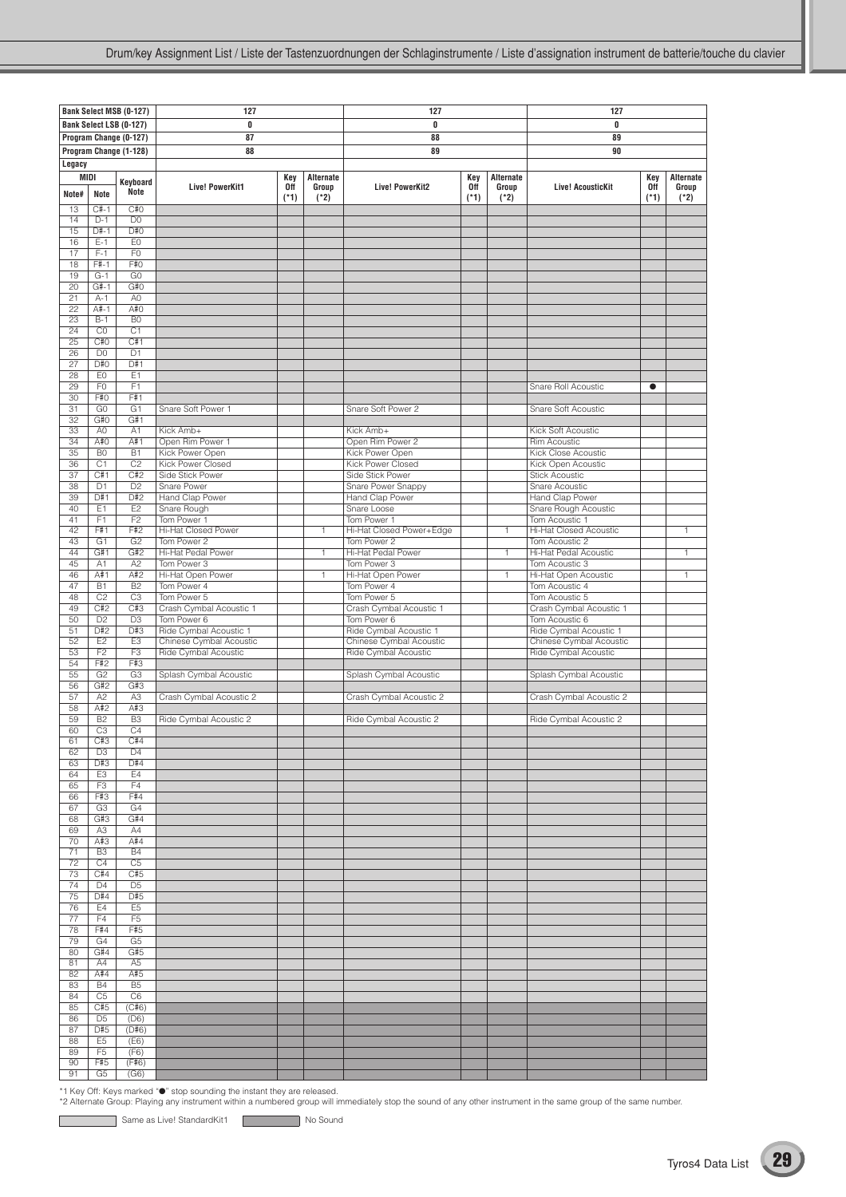Drum/key Assignment List / Liste der Tastenzuordnungen der Schlaginstrumente / Liste d'assignation instrument de batterie/touche du clavier

| Bank Select MSB (0-127) | | | 127 | | | 127 | | | 127 | | |
|---|---|---|---|---|---|---|---|---|---|---|---|
| Bank Select LSB (0-127) | | | 0 | | | 0 | | | 0 | | |
| Program Change (0-127) | | | 87 | | | 88 | | | 89 | | |
| Program Change (1-128) | | | 88 | | | 89 | | | 90 | | |
| Legacy | | | | | | | | | | | |
| MIDI | | Keyboard Note | Live! PowerKit1 | Key Off (*1) | Alternate Group (*2) | Live! PowerKit2 | Key Off (*1) | Alternate Group (*2) | Live! AcousticKit | Key Off (*1) | Alternate Group (*2) |
| Note# | Note | | | | | | | | | | |
| 13 | C#-1 | C#0 | | | | | | | | | |
| 14 | D-1 | D0 | | | | | | | | | |
| 15 | D#-1 | D#0 | | | | | | | | | |
| 16 | E-1 | E0 | | | | | | | | | |
| 17 | F-1 | F0 | | | | | | | | | |
| 18 | F#-1 | F#0 | | | | | | | | | |
| 19 | G-1 | G0 | | | | | | | | | |
| 20 | G#-1 | G#0 | | | | | | | | | |
| 21 | A-1 | A0 | | | | | | | | | |
| 22 | A#-1 | A#0 | | | | | | | | | |
| 23 | B-1 | B0 | | | | | | | | | |
| 24 | C0 | C1 | | | | | | | | | |
| 25 | C#0 | C#1 | | | | | | | | | |
| 26 | D0 | D1 | | | | | | | | | |
| 27 | D#0 | D#1 | | | | | | | | | |
| 28 | E0 | E1 | | | | | | | | | |
| 29 | F0 | F1 | | | | | | | Snare Roll Acoustic | ● | |
| 30 | F#0 | F#1 | | | | | | | | | |
| 31 | G0 | G1 | Snare Soft Power 1 | | | Snare Soft Power 2 | | | Snare Soft Acoustic | | |
| 32 | G#0 | G#1 | | | | | | | | | |
| 33 | A0 | A1 | Kick Amb+ | | | Kick Amb+ | | | Kick Soft Acoustic | | |
| 34 | A#0 | A#1 | Open Rim Power 1 | | | Open Rim Power 2 | | | Rim Acoustic | | |
| 35 | B0 | B1 | Kick Power Open | | | Kick Power Open | | | Kick Close Acoustic | | |
| 36 | C1 | C2 | Kick Power Closed | | | Kick Power Closed | | | Kick Open Acoustic | | |
| 37 | C#1 | C#2 | Side Stick Power | | | Side Stick Power | | | Stick Acoustic | | |
| 38 | D1 | D2 | Snare Power | | | Snare Power Snappy | | | Snare Acoustic | | |
| 39 | D#1 | D#2 | Hand Clap Power | | | Hand Clap Power | | | Hand Clap Power | | |
| 40 | E1 | E2 | Snare Rough | | | Snare Loose | | | Snare Rough Acoustic | | |
| 41 | F1 | F2 | Tom Power 1 | | | Tom Power 1 | | | Tom Acoustic 1 | | |
| 42 | F#1 | F#2 | Hi-Hat Closed Power | | 1 | Hi-Hat Closed Power+Edge | | 1 | Hi-Hat Closed Acoustic | | 1 |
| 43 | G1 | G2 | Tom Power 2 | | | Tom Power 2 | | | Tom Acoustic 2 | | |
| 44 | G#1 | G#2 | Hi-Hat Pedal Power | | 1 | Hi-Hat Pedal Power | | 1 | Hi-Hat Pedal Acoustic | | 1 |
| 45 | A1 | A2 | Tom Power 3 | | | Tom Power 3 | | | Tom Acoustic 3 | | |
| 46 | A#1 | A#2 | Hi-Hat Open Power | | 1 | Hi-Hat Open Power | | 1 | Hi-Hat Open Acoustic | | 1 |
| 47 | B1 | B2 | Tom Power 4 | | | Tom Power 4 | | | Tom Acoustic 4 | | |
| 48 | C2 | C3 | Tom Power 5 | | | Tom Power 5 | | | Tom Acoustic 5 | | |
| 49 | C#2 | C#3 | Crash Cymbal Acoustic 1 | | | Crash Cymbal Acoustic 1 | | | Crash Cymbal Acoustic 1 | | |
| 50 | D2 | D3 | Tom Power 6 | | | Tom Power 6 | | | Tom Acoustic 6 | | |
| 51 | D#2 | D#3 | Ride Cymbal Acoustic 1 | | | Ride Cymbal Acoustic 1 | | | Ride Cymbal Acoustic 1 | | |
| 52 | E2 | E3 | Chinese Cymbal Acoustic | | | Chinese Cymbal Acoustic | | | Chinese Cymbal Acoustic | | |
| 53 | F2 | F3 | Ride Cymbal Acoustic | | | Ride Cymbal Acoustic | | | Ride Cymbal Acoustic | | |
| 54 | F#2 | F#3 | | | | | | | | | |
| 55 | G2 | G3 | Splash Cymbal Acoustic | | | Splash Cymbal Acoustic | | | Splash Cymbal Acoustic | | |
| 56 | G#2 | G#3 | | | | | | | | | |
| 57 | A2 | A3 | Crash Cymbal Acoustic 2 | | | Crash Cymbal Acoustic 2 | | | Crash Cymbal Acoustic 2 | | |
| 58 | A#2 | A#3 | | | | | | | | | |
| 59 | B2 | B3 | Ride Cymbal Acoustic 2 | | | Ride Cymbal Acoustic 2 | | | Ride Cymbal Acoustic 2 | | |
| 60 | C3 | C4 | | | | | | | | | |
| 61 | C#3 | C#4 | | | | | | | | | |
| 62 | D3 | D4 | | | | | | | | | |
| 63 | D#3 | D#4 | | | | | | | | | |
| 64 | E3 | E4 | | | | | | | | | |
| 65 | F3 | F4 | | | | | | | | | |
| 66 | F#3 | F#4 | | | | | | | | | |
| 67 | G3 | G4 | | | | | | | | | |
| 68 | G#3 | G#4 | | | | | | | | | |
| 69 | A3 | A4 | | | | | | | | | |
| 70 | A#3 | A#4 | | | | | | | | | |
| 71 | B3 | B4 | | | | | | | | | |
| 72 | C4 | C5 | | | | | | | | | |
| 73 | C#4 | C#5 | | | | | | | | | |
| 74 | D4 | D5 | | | | | | | | | |
| 75 | D#4 | D#5 | | | | | | | | | |
| 76 | E4 | E5 | | | | | | | | | |
| 77 | F4 | F5 | | | | | | | | | |
| 78 | F#4 | F#5 | | | | | | | | | |
| 79 | G4 | G5 | | | | | | | | | |
| 80 | G#4 | G#5 | | | | | | | | | |
| 81 | A4 | A5 | | | | | | | | | |
| 82 | A#4 | A#5 | | | | | | | | | |
| 83 | B4 | B5 | | | | | | | | | |
| 84 | C5 | C6 | | | | | | | | | |
| 85 | C#5 | (C#6) | | | | | | | | | |
| 86 | D5 | (D6) | | | | | | | | | |
| 87 | D#5 | (D#6) | | | | | | | | | |
| 88 | E5 | (E6) | | | | | | | | | |
| 89 | F5 | (F6) | | | | | | | | | |
| 90 | F#5 | (F#6) | | | | | | | | | |
| 91 | G5 | (G6) | | | | | | | | | |

*1 Key Off: Keys marked "●" stop sounding the instant they are released.
*2 Alternate Group: Playing any instrument within a numbered group will immediately stop the sound of any other instrument in the same group of the same number.

Same as Live! StandardKit1 | No Sound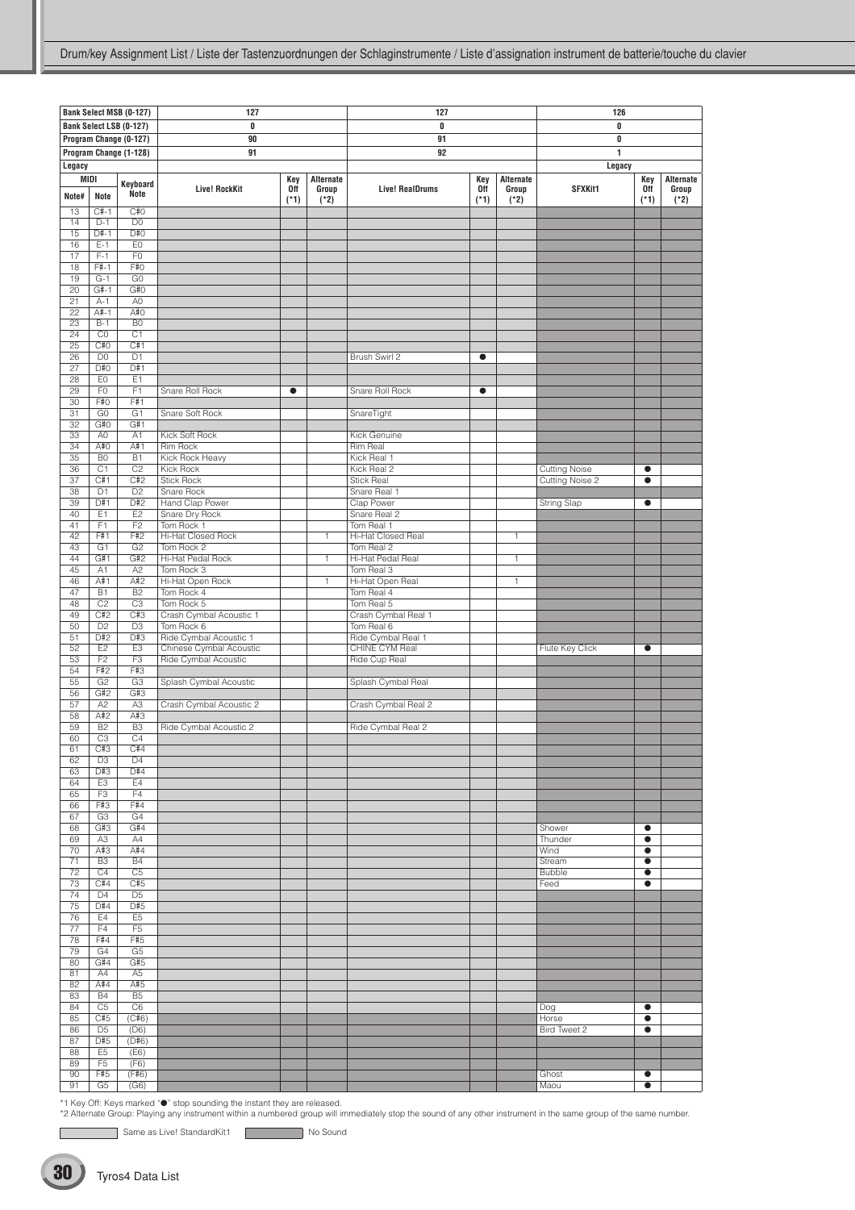## Drum/key Assignment List / Liste der Tastenzuordnungen der Schlaginstrumente / Liste d'assignation instrument de batterie/touche du clavier

| Bank Select MSB (0-127) | | | 127 | | | 127 | | | 126 | | |
|---|---|---|---|---|---|---|---|---|---|---|---|
| Bank Select LSB (0-127) | | | 0 | | | 0 | | | 0 | | |
| Program Change (0-127) | | | 90 | | | 91 | | | 0 | | |
| Program Change (1-128) | | | 91 | | | 92 | | | 1 | | |
| Legacy | | | | | | | | | Legacy | | |
| MIDI | | Keyboard | Live! RockKit | Key Off (*1) | Alternate Group (*2) | Live! RealDrums | Key Off (*1) | Alternate Group (*2) | SFXKit1 | Key Off (*1) | Alternate Group (*2) |
| Note# | Note | Note | | | | | | | | | |
| 13 | C#-1 | C#0 | | | | | | | | | |
| 14 | D-1 | D0 | | | | | | | | | |
| 15 | D#-1 | D#0 | | | | | | | | | |
| 16 | E-1 | E0 | | | | | | | | | |
| 17 | F-1 | F0 | | | | | | | | | |
| 18 | F#-1 | F#0 | | | | | | | | | |
| 19 | G-1 | G0 | | | | | | | | | |
| 20 | G#-1 | G#0 | | | | | | | | | |
| 21 | A-1 | A0 | | | | | | | | | |
| 22 | A#-1 | A#0 | | | | | | | | | |
| 23 | B-1 | B0 | | | | | | | | | |
| 24 | C0 | C1 | | | | | | | | | |
| 25 | C#0 | C#1 | | | | | | | | | |
| 26 | D0 | D1 | | | | Brush Swirl 2 | ● | | | | |
| 27 | D#0 | D#1 | | | | | | | | | |
| 28 | E0 | E1 | | | | | | | | | |
| 29 | F0 | F1 | Snare Roll Rock | ● | | Snare Roll Rock | ● | | | | |
| 30 | F#0 | F#1 | | | | | | | | | |
| 31 | G0 | G1 | Snare Soft Rock | | | SnareTight | | | | | |
| 32 | G#0 | G#1 | | | | | | | | | |
| 33 | A0 | A1 | Kick Soft Rock | | | Kick Genuine | | | | | |
| 34 | A#0 | A#1 | Rim Rock | | | Rim Real | | | | | |
| 35 | B0 | B1 | Kick Rock Heavy | | | Kick Real 1 | | | | | |
| 36 | C1 | C2 | Kick Rock | | | Kick Real 2 | | | Cutting Noise | ● | |
| 37 | C#1 | C#2 | Stick Rock | | | Stick Real | | | Cutting Noise 2 | ● | |
| 38 | D1 | D2 | Snare Rock | | | Snare Real 1 | | | | | |
| 39 | D#1 | D#2 | Hand Clap Power | | | Clap Power | | | String Slap | ● | |
| 40 | E1 | E2 | Snare Dry Rock | | | Snare Real 2 | | | | | |
| 41 | F1 | F2 | Tom Rock 1 | | | Tom Real 1 | | | | | |
| 42 | F#1 | F#2 | Hi-Hat Closed Rock | | 1 | Hi-Hat Closed Real | | 1 | | | |
| 43 | G1 | G2 | Tom Rock 2 | | | Tom Real 2 | | | | | |
| 44 | G#1 | G#2 | Hi-Hat Pedal Rock | | 1 | Hi-Hat Pedal Real | | 1 | | | |
| 45 | A1 | A2 | Tom Rock 3 | | | Tom Real 3 | | | | | |
| 46 | A#1 | A#2 | Hi-Hat Open Rock | | 1 | Hi-Hat Open Real | | 1 | | | |
| 47 | B1 | B2 | Tom Rock 4 | | | Tom Real 4 | | | | | |
| 48 | C2 | C3 | Tom Rock 5 | | | Tom Real 5 | | | | | |
| 49 | C#2 | C#3 | Crash Cymbal Acoustic 1 | | | Crash Cymbal Real 1 | | | | | |
| 50 | D2 | D3 | Tom Rock 6 | | | Tom Real 6 | | | | | |
| 51 | D#2 | D#3 | Ride Cymbal Acoustic 1 | | | Ride Cymbal Real 1 | | | | | |
| 52 | E2 | E3 | Chinese Cymbal Acoustic | | | CHINE CYM Real | | | Flute Key Click | ● | |
| 53 | F2 | F3 | Ride Cymbal Acoustic | | | Ride Cup Real | | | | | |
| 54 | F#2 | F#3 | | | | | | | | | |
| 55 | G2 | G3 | Splash Cymbal Acoustic | | | Splash Cymbal Real | | | | | |
| 56 | G#2 | G#3 | | | | | | | | | |
| 57 | A2 | A3 | Crash Cymbal Acoustic 2 | | | Crash Cymbal Real 2 | | | | | |
| 58 | A#2 | A#3 | | | | | | | | | |
| 59 | B2 | B3 | Ride Cymbal Acoustic 2 | | | Ride Cymbal Real 2 | | | | | |
| 60 | C3 | C4 | | | | | | | | | |
| 61 | C#3 | C#4 | | | | | | | | | |
| 62 | D3 | D4 | | | | | | | | | |
| 63 | D#3 | D#4 | | | | | | | | | |
| 64 | E3 | E4 | | | | | | | | | |
| 65 | F3 | F4 | | | | | | | | | |
| 66 | F#3 | F#4 | | | | | | | | | |
| 67 | G3 | G4 | | | | | | | | | |
| 68 | G#3 | G#4 | | | | | | | Shower | ● | |
| 69 | A3 | A4 | | | | | | | Thunder | ● | |
| 70 | A#3 | A#4 | | | | | | | Wind | ● | |
| 71 | B3 | B4 | | | | | | | Stream | ● | |
| 72 | C4 | C5 | | | | | | | Bubble | ● | |
| 73 | C#4 | C#5 | | | | | | | Feed | ● | |
| 74 | D4 | D5 | | | | | | | | | |
| 75 | D#4 | D#5 | | | | | | | | | |
| 76 | E4 | E5 | | | | | | | | | |
| 77 | F4 | F5 | | | | | | | | | |
| 78 | F#4 | F#5 | | | | | | | | | |
| 79 | G4 | G5 | | | | | | | | | |
| 80 | G#4 | G#5 | | | | | | | | | |
| 81 | A4 | A5 | | | | | | | | | |
| 82 | A#4 | A#5 | | | | | | | | | |
| 83 | B4 | B5 | | | | | | | | | |
| 84 | C5 | C6 | | | | | | | Dog | ● | |
| 85 | C#5 | (C#6) | | | | | | | Horse | ● | |
| 86 | D5 | (D6) | | | | | | | Bird Tweet 2 | ● | |
| 87 | D#5 | (D#6) | | | | | | | | | |
| 88 | E5 | (E6) | | | | | | | | | |
| 89 | F5 | (F6) | | | | | | | | | |
| 90 | F#5 | (F#6) | | | | | | | Ghost | ● | |
| 91 | G5 | (G6) | | | | | | | Maou | ● | |

*1 Key Off: Keys marked "●" stop sounding the instant they are released.
*2 Alternate Group: Playing any instrument within a numbered group will immediately stop the sound of any other instrument in the same group of the same number.

Same as Live! StandardKit1 No Sound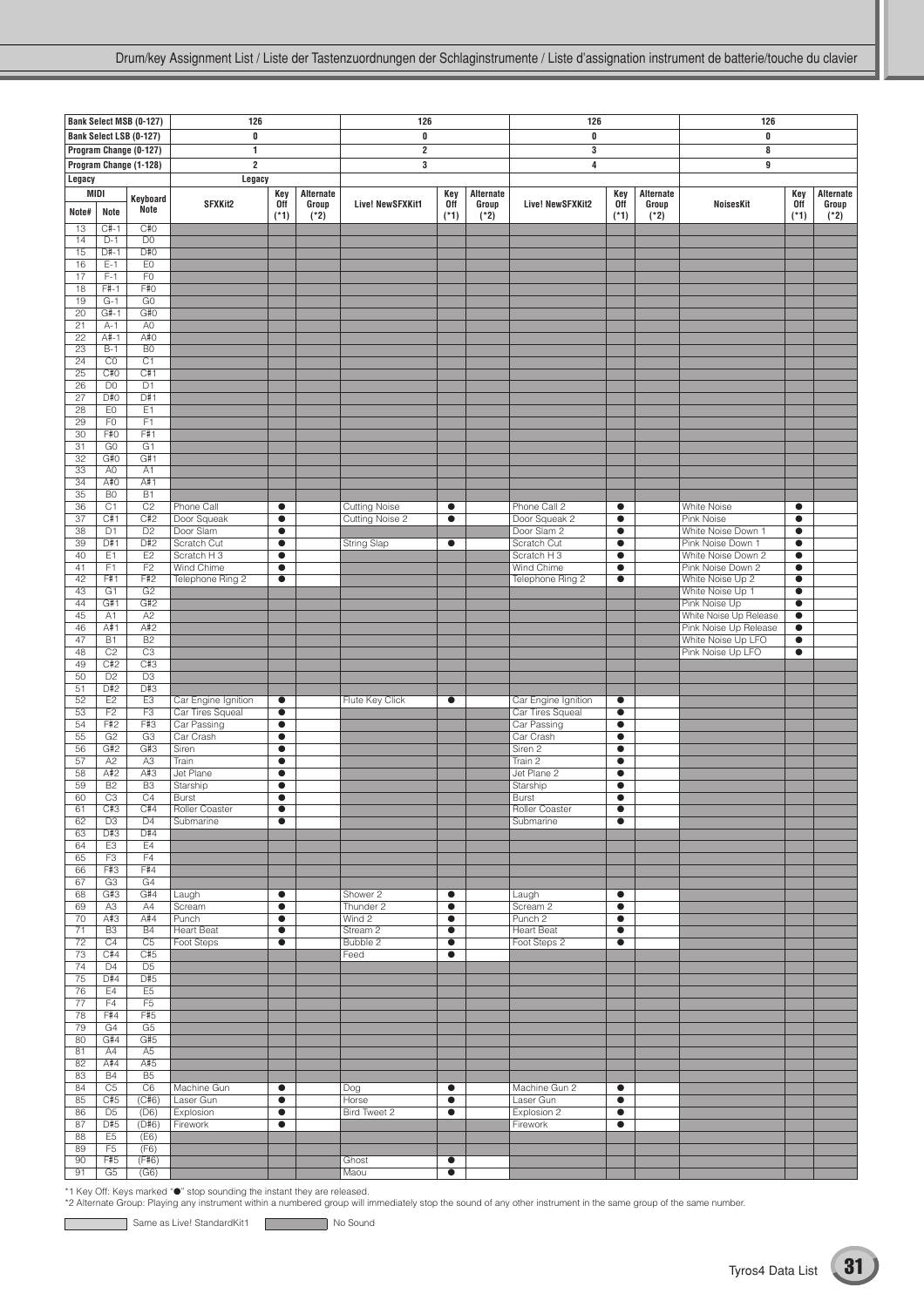| Bank Select MSB (0-127) | | | 126 | | | 126 | | | 126 | | | 126 | | |
|---|---|---|---|---|---|---|---|---|---|---|---|---|---|---|
| Bank Select LSB (0-127) | | | 0 | | | 0 | | | 0 | | | 0 | | |
| Program Change (0-127) | | | 1 | | | 2 | | | 3 | | | 8 | | |
| Program Change (1-128) | | | 2 | | | 3 | | | 4 | | | 9 | | |
| Legacy | | | Legacy | | | | | | | | | | | |
| MIDI Note# | MIDI Note | Keyboard Note | SFXKit2 | Key Off (*1) | Alternate Group (*2) | Live! NewSFXKit1 | Key Off (*1) | Alternate Group (*2) | Live! NewSFXKit2 | Key Off (*1) | Alternate Group (*2) | NoisesKit | Key Off (*1) | Alternate Group (*2) |
| 13 | C#-1 | C#0 | | | | | | | | | | | | |
| 14 | D-1 | D0 | | | | | | | | | | | | |
| 15 | D#-1 | D#0 | | | | | | | | | | | | |
| 16 | E-1 | E0 | | | | | | | | | | | | |
| 17 | F-1 | F0 | | | | | | | | | | | | |
| 18 | F#-1 | F#0 | | | | | | | | | | | | |
| 19 | G-1 | G0 | | | | | | | | | | | | |
| 20 | G#-1 | G#0 | | | | | | | | | | | | |
| 21 | A-1 | A0 | | | | | | | | | | | | |
| 22 | A#-1 | A#0 | | | | | | | | | | | | |
| 23 | B-1 | B0 | | | | | | | | | | | | |
| 24 | C0 | C1 | | | | | | | | | | | | |
| 25 | C#0 | C#1 | | | | | | | | | | | | |
| 26 | D0 | D1 | | | | | | | | | | | | |
| 27 | D#0 | D#1 | | | | | | | | | | | | |
| 28 | E0 | E1 | | | | | | | | | | | | |
| 29 | F0 | F1 | | | | | | | | | | | | |
| 30 | F#0 | F#1 | | | | | | | | | | | | |
| 31 | G0 | G1 | | | | | | | | | | | | |
| 32 | G#0 | G#1 | | | | | | | | | | | | |
| 33 | A0 | A1 | | | | | | | | | | | | |
| 34 | A#0 | A#1 | | | | | | | | | | | | |
| 35 | B0 | B1 | | | | | | | | | | | | |
| 36 | C1 | C2 | Phone Call | ● | | Cutting Noise | ● | | Phone Call 2 | ● | | White Noise | ● | |
| 37 | C#1 | C#2 | Door Squeak | ● | | Cutting Noise 2 | ● | | Door Squeak 2 | ● | | Pink Noise | ● | |
| 38 | D1 | D2 | Door Slam | ● | | | | | Door Slam 2 | ● | | White Noise Down 1 | ● | |
| 39 | D#1 | D#2 | Scratch Cut | ● | | String Slap | ● | | Scratch Cut | ● | | Pink Noise Down 1 | ● | |
| 40 | E1 | E2 | Scratch H 3 | ● | | | | | Scratch H 3 | ● | | White Noise Down 2 | ● | |
| 41 | F1 | F2 | Wind Chime | ● | | | | | Wind Chime | ● | | Pink Noise Down 2 | ● | |
| 42 | F#1 | F#2 | Telephone Ring 2 | ● | | | | | Telephone Ring 2 | ● | | White Noise Up 2 | ● | |
| 43 | G1 | G2 | | | | | | | | | | White Noise Up 1 | ● | |
| 44 | G#1 | G#2 | | | | | | | | | | Pink Noise Up | ● | |
| 45 | A1 | A2 | | | | | | | | | | White Noise Up Release | ● | |
| 46 | A#1 | A#2 | | | | | | | | | | Pink Noise Up Release | ● | |
| 47 | B1 | B2 | | | | | | | | | | White Noise Up LFO | ● | |
| 48 | C2 | C3 | | | | | | | | | | Pink Noise Up LFO | ● | |
| 49 | C#2 | C#3 | | | | | | | | | | | | |
| 50 | D2 | D3 | | | | | | | | | | | | |
| 51 | D#2 | D#3 | | | | | | | | | | | | |
| 52 | E2 | E3 | Car Engine Ignition | ● | | Flute Key Click | ● | | Car Engine Ignition | ● | | | | |
| 53 | F2 | F3 | Car Tires Squeal | ● | | | | | Car Tires Squeal | ● | | | | |
| 54 | F#2 | F#3 | Car Passing | ● | | | | | Car Passing | ● | | | | |
| 55 | G2 | G3 | Car Crash | ● | | | | | Car Crash | ● | | | | |
| 56 | G#2 | G#3 | Siren | ● | | | | | Siren 2 | ● | | | | |
| 57 | A2 | A3 | Train | ● | | | | | Train 2 | ● | | | | |
| 58 | A#2 | A#3 | Jet Plane | ● | | | | | Jet Plane 2 | ● | | | | |
| 59 | B2 | B3 | Starship | ● | | | | | Starship | ● | | | | |
| 60 | C3 | C4 | Burst | ● | | | | | Burst | ● | | | | |
| 61 | C#3 | C#4 | Roller Coaster | ● | | | | | Roller Coaster | ● | | | | |
| 62 | D3 | D4 | Submarine | ● | | | | | Submarine | ● | | | | |
| 63 | D#3 | D#4 | | | | | | | | | | | | |
| 64 | E3 | E4 | | | | | | | | | | | | |
| 65 | F3 | F4 | | | | | | | | | | | | |
| 66 | F#3 | F#4 | | | | | | | | | | | | |
| 67 | G3 | G4 | | | | | | | | | | | | |
| 68 | G#3 | G#4 | Laugh | ● | | Shower 2 | ● | | Laugh | ● | | | | |
| 69 | A3 | A4 | Scream | ● | | Thunder 2 | ● | | Scream 2 | ● | | | | |
| 70 | A#3 | A#4 | Punch | ● | | Wind 2 | ● | | Punch 2 | ● | | | | |
| 71 | B3 | B4 | Heart Beat | ● | | Stream 2 | ● | | Heart Beat | ● | | | | |
| 72 | C4 | C5 | Foot Steps | ● | | Bubble 2 | ● | | Foot Steps 2 | ● | | | | |
| 73 | C#4 | C#5 | | | | Feed | ● | | | | | | | |
| 74 | D4 | D5 | | | | | | | | | | | | |
| 75 | D#4 | D#5 | | | | | | | | | | | | |
| 76 | E4 | E5 | | | | | | | | | | | | |
| 77 | F4 | F5 | | | | | | | | | | | | |
| 78 | F#4 | F#5 | | | | | | | | | | | | |
| 79 | G4 | G5 | | | | | | | | | | | | |
| 80 | G#4 | G#5 | | | | | | | | | | | | |
| 81 | A4 | A5 | | | | | | | | | | | | |
| 82 | A#4 | A#5 | | | | | | | | | | | | |
| 83 | B4 | B5 | | | | | | | | | | | | |
| 84 | C5 | C6 | Machine Gun | ● | | Dog | ● | | Machine Gun 2 | ● | | | | |
| 85 | C#5 | (C#6) | Laser Gun | ● | | Horse | ● | | Laser Gun | ● | | | | |
| 86 | D5 | (D6) | Explosion | ● | | Bird Tweet 2 | ● | | Explosion 2 | ● | | | | |
| 87 | D#5 | (D#6) | Firework | ● | | | | | Firework | ● | | | | |
| 88 | E5 | (E6) | | | | | | | | | | | | |
| 89 | F5 | (F6) | | | | | | | | | | | | |
| 90 | F#5 | (F#6) | | | | Ghost | ● | | | | | | | |
| 91 | G5 | (G6) | | | | Maou | ● | | | | | | | |

*1 Key Off: Keys marked "●" stop sounding the instant they are released.
*2 Alternate Group: Playing any instrument within a numbered group will immediately stop the sound of any other instrument in the same group of the same number.

Same as Live! StandardKit1 &nbsp;&nbsp;&nbsp; No Sound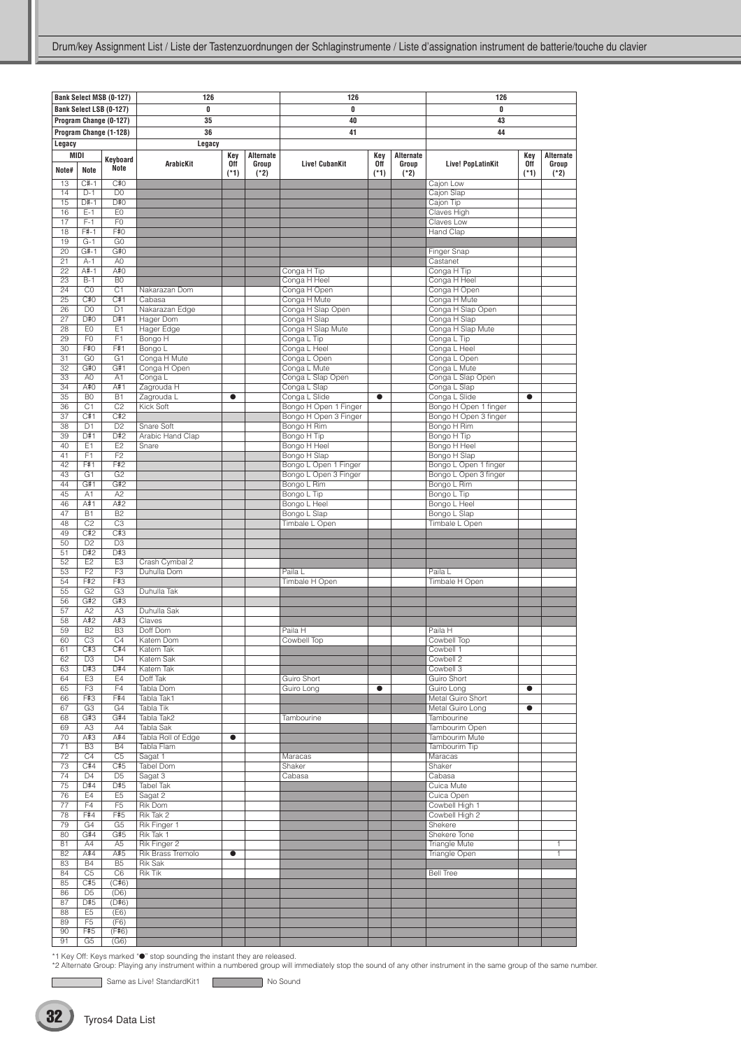Drum/key Assignment List / Liste der Tastenzuordnungen der Schlaginstrumente / Liste d'assignation instrument de batterie/touche du clavier

| Bank Select MSB (0-127) | | | 126 | | | 126 | | | 126 | | |
|---|---|---|---|---|---|---|---|---|---|---|---|
| Bank Select LSB (0-127) | | | 0 | | | 0 | | | 0 | | |
| Program Change (0-127) | | | 35 | | | 40 | | | 43 | | |
| Program Change (1-128) | | | 36 | | | 41 | | | 44 | | |
| Legacy | | | Legacy | | | | | | | | |
| MIDI Note# | MIDI Note | Keyboard Note | ArabicKit | Key Off (*1) | Alternate Group (*2) | Live! CubanKit | Key Off (*1) | Alternate Group (*2) | Live! PopLatinKit | Key Off (*1) | Alternate Group (*2) |
| 13 | C#-1 | C#0 | | | | | | | Cajon Low | | |
| 14 | D-1 | D0 | | | | | | | Cajon Slap | | |
| 15 | D#-1 | D#0 | | | | | | | Cajon Tip | | |
| 16 | E-1 | E0 | | | | | | | Claves High | | |
| 17 | F-1 | F0 | | | | | | | Claves Low | | |
| 18 | F#-1 | F#0 | | | | | | | Hand Clap | | |
| 19 | G-1 | G0 | | | | | | | | | |
| 20 | G#-1 | G#0 | | | | | | | Finger Snap | | |
| 21 | A-1 | A0 | | | | | | | Castanet | | |
| 22 | A#-1 | A#0 | | | | Conga H Tip | | | Conga H Tip | | |
| 23 | B-1 | B0 | | | | Conga H Heel | | | Conga H Heel | | |
| 24 | C0 | C1 | Nakarazan Dom | | | Conga H Open | | | Conga H Open | | |
| 25 | C#0 | C#1 | Cabasa | | | Conga H Mute | | | Conga H Mute | | |
| 26 | D0 | D1 | Nakarazan Edge | | | Conga H Slap Open | | | Conga H Slap Open | | |
| 27 | D#0 | D#1 | Hager Dom | | | Conga H Slap | | | Conga H Slap | | |
| 28 | E0 | E1 | Hager Edge | | | Conga H Slap Mute | | | Conga H Slap Mute | | |
| 29 | F0 | F1 | Bongo H | | | Conga L Tip | | | Conga L Tip | | |
| 30 | F#0 | F#1 | Bongo L | | | Conga L Heel | | | Conga L Heel | | |
| 31 | G0 | G1 | Conga H Mute | | | Conga L Open | | | Conga L Open | | |
| 32 | G#0 | G#1 | Conga H Open | | | Conga L Mute | | | Conga L Mute | | |
| 33 | A0 | A1 | Conga L | | | Conga L Slap Open | | | Conga L Slap Open | | |
| 34 | A#0 | A#1 | Zagrouda H | | | Conga L Slap | | | Conga L Slap | | |
| 35 | B0 | B1 | Zagrouda L | ● | | Conga L Slide | ● | | Conga L Slide | ● | |
| 36 | C1 | C2 | Kick Soft | | | Bongo H Open 1 Finger | | | Bongo H Open 1 finger | | |
| 37 | C#1 | C#2 | | | | Bongo H Open 3 Finger | | | Bongo H Open 3 finger | | |
| 38 | D1 | D2 | Snare Soft | | | Bongo H Rim | | | Bongo H Rim | | |
| 39 | D#1 | D#2 | Arabic Hand Clap | | | Bongo H Tip | | | Bongo H Tip | | |
| 40 | E1 | E2 | Snare | | | Bongo H Heel | | | Bongo H Heel | | |
| 41 | F1 | F2 | | | | Bongo H Slap | | | Bongo H Slap | | |
| 42 | F#1 | F#2 | | | | Bongo L Open 1 Finger | | | Bongo L Open 1 finger | | |
| 43 | G1 | G2 | | | | Bongo L Open 3 Finger | | | Bongo L Open 3 finger | | |
| 44 | G#1 | G#2 | | | | Bongo L Rim | | | Bongo L Rim | | |
| 45 | A1 | A2 | | | | Bongo L Tip | | | Bongo L Tip | | |
| 46 | A#1 | A#2 | | | | Bongo L Heel | | | Bongo L Heel | | |
| 47 | B1 | B2 | | | | Bongo L Slap | | | Bongo L Slap | | |
| 48 | C2 | C3 | | | | Timbale L Open | | | Timbale L Open | | |
| 49 | C#2 | C#3 | | | | | | | | | |
| 50 | D2 | D3 | | | | | | | | | |
| 51 | D#2 | D#3 | | | | | | | | | |
| 52 | E2 | E3 | Crash Cymbal 2 | | | | | | | | |
| 53 | F2 | F3 | Duhulla Dom | | | Paila L | | | Paila L | | |
| 54 | F#2 | F#3 | | | | Timbale H Open | | | Timbale H Open | | |
| 55 | G2 | G3 | Duhulla Tak | | | | | | | | |
| 56 | G#2 | G#3 | | | | | | | | | |
| 57 | A2 | A3 | Duhulla Sak | | | | | | | | |
| 58 | A#2 | A#3 | Claves | | | | | | | | |
| 59 | B2 | B3 | Doff Dom | | | Paila H | | | Paila H | | |
| 60 | C3 | C4 | Katem Dom | | | Cowbell Top | | | Cowbell Top | | |
| 61 | C#3 | C#4 | Katem Tak | | | | | | Cowbell 1 | | |
| 62 | D3 | D4 | Katem Sak | | | | | | Cowbell 2 | | |
| 63 | D#3 | D#4 | Katem Tak | | | | | | Cowbell 3 | | |
| 64 | E3 | E4 | Doff Tak | | | Guiro Short | | | Guiro Short | | |
| 65 | F3 | F4 | Tabla Dom | | | Guiro Long | ● | | Guiro Long | ● | |
| 66 | F#3 | F#4 | Tabla Tak1 | | | | | | Metal Guiro Short | | |
| 67 | G3 | G4 | Tabla Tik | | | | | | Metal Guiro Long | ● | |
| 68 | G#3 | G#4 | Tabla Tak2 | | | Tambourine | | | Tambourine | | |
| 69 | A3 | A4 | Tabla Sak | | | | | | Tambourim Open | | |
| 70 | A#3 | A#4 | Tabla Roll of Edge | ● | | | | | Tambourim Mute | | |
| 71 | B3 | B4 | Tabla Flam | | | | | | Tambourim Tip | | |
| 72 | C4 | C5 | Sagat 1 | | | Maracas | | | Maracas | | |
| 73 | C#4 | C#5 | Tabel Dom | | | Shaker | | | Shaker | | |
| 74 | D4 | D5 | Sagat 3 | | | Cabasa | | | Cabasa | | |
| 75 | D#4 | D#5 | Tabel Tak | | | | | | Cuica Mute | | |
| 76 | E4 | E5 | Sagat 2 | | | | | | Cuica Open | | |
| 77 | F4 | F5 | Rik Dom | | | | | | Cowbell High 1 | | |
| 78 | F#4 | F#5 | Rik Tak 2 | | | | | | Cowbell High 2 | | |
| 79 | G4 | G5 | Rik Finger 1 | | | | | | Shekere | | |
| 80 | G#4 | G#5 | Rik Tak 1 | | | | | | Shekere Tone | | |
| 81 | A4 | A5 | Rik Finger 2 | | | | | | Triangle Mute | | 1 |
| 82 | A#4 | A#5 | Rik Brass Tremolo | ● | | | | | Triangle Open | | 1 |
| 83 | B4 | B5 | Rik Sak | | | | | | | | |
| 84 | C5 | C6 | Rik Tik | | | | | | Bell Tree | | |
| 85 | C#5 | (C#6) | | | | | | | | | |
| 86 | D5 | (D6) | | | | | | | | | |
| 87 | D#5 | (D#6) | | | | | | | | | |
| 88 | E5 | (E6) | | | | | | | | | |
| 89 | F5 | (F6) | | | | | | | | | |
| 90 | F#5 | (F#6) | | | | | | | | | |
| 91 | G5 | (G6) | | | | | | | | | |

*1 Key Off: Keys marked "●" stop sounding the instant they are released.
*2 Alternate Group: Playing any instrument within a numbered group will immediately stop the sound of any other instrument in the same group of the same number.

Same as Live! StandardKit1 | No Sound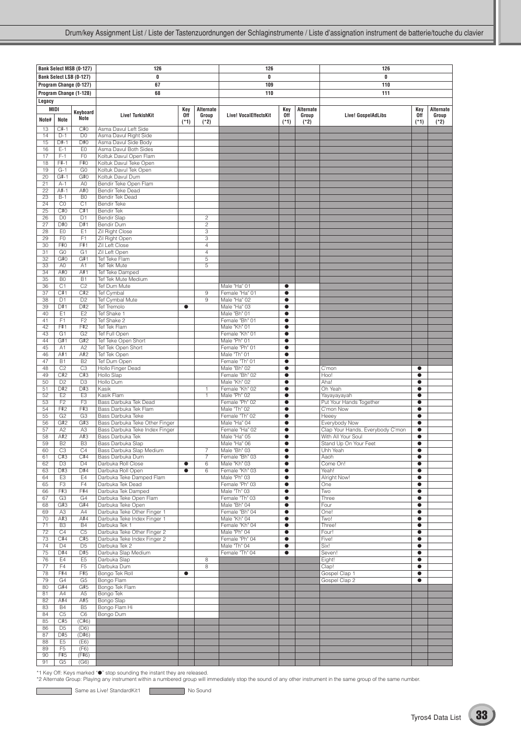# Drum/key Assignment List / Liste der Tastenzuordnungen der Schlaginstrumente / Liste d'assignation instrument de batterie/touche du clavier

| Bank Select MSB (0-127) | | | 126 | | | 126 | | | 126 | | |
|---|---|---|---|---|---|---|---|---|---|---|---|
| Bank Select LSB (0-127) | | | 0 | | | 0 | | | 0 | | |
| Program Change (0-127) | | | 67 | | | 109 | | | 110 | | |
| Program Change (1-128) | | | 68 | | | 110 | | | 111 | | |
| Legacy | | | | | | | | | | | |
| MIDI | | Keyboard Note | Live! TurkishKit | Key Off (*1) | Alternate Group (*2) | Live! VocalEffectsKit | Key Off (*1) | Alternate Group (*2) | Live! GospelAdLibs | Key Off (*1) | Alternate Group (*2) |
| Note# | Note | | | | | | | | | | |
| 13 | C#-1 | C#0 | Asma Davul Left Side | | | | | | | | |
| 14 | D-1 | D0 | Asma Davul Right Side | | | | | | | | |
| 15 | D#-1 | D#0 | Asma Davul Side Body | | | | | | | | |
| 16 | E-1 | E0 | Asma Davul Both Sides | | | | | | | | |
| 17 | F-1 | F0 | Koltuk Davul Open Flam | | | | | | | | |
| 18 | F#-1 | F#0 | Koltuk Davul Teke Open | | | | | | | | |
| 19 | G-1 | G0 | Koltuk Davul Tek Open | | | | | | | | |
| 20 | G#-1 | G#0 | Koltuk Davul Dum | | | | | | | | |
| 21 | A-1 | A0 | Bendir Teke Open Flam | | | | | | | | |
| 22 | A#-1 | A#0 | Bendir Teke Dead | | | | | | | | |
| 23 | B-1 | B0 | Bendir Tek Dead | | | | | | | | |
| 24 | C0 | C1 | Bendir Teke | | | | | | | | |
| 25 | C#0 | C#1 | Bendir Tek | | | | | | | | |
| 26 | D0 | D1 | Bendir Slap | | 2 | | | | | | |
| 27 | D#0 | D#1 | Bendir Dum | | 2 | | | | | | |
| 28 | E0 | E1 | Zil Right Close | | 3 | | | | | | |
| 29 | F0 | F1 | Zil Right Open | | 3 | | | | | | |
| 30 | F#0 | F#1 | Zil Left Close | | 4 | | | | | | |
| 31 | G0 | G1 | Zil Left Open | | 4 | | | | | | |
| 32 | G#0 | G#1 | Tef Teke Flam | | 5 | | | | | | |
| 33 | A0 | A1 | Tef Tek Mute | | 5 | | | | | | |
| 34 | A#0 | A#1 | Tef Teke Damped | | | | | | | | |
| 35 | B0 | B1 | Tef Tek Mute Medium | | | | | | | | |
| 36 | C1 | C2 | Tef Dum Mute | | | Male "Ha" 01 | ● | | | | |
| 37 | C#1 | C#2 | Tef Cymbal | | 9 | Female "Ha" 01 | ● | | | | |
| 38 | D1 | D2 | Tef Cymbal Mute | | 9 | Male "Ha" 02 | ● | | | | |
| 39 | D#1 | D#2 | Tef Tremolo | ● | | Male "Ha" 03 | ● | | | | |
| 40 | E1 | E2 | Tef Shake 1 | | | Male "Bh" 01 | ● | | | | |
| 41 | F1 | F2 | Tef Shake 2 | | | Female "Bh" 01 | ● | | | | |
| 42 | F#1 | F#2 | Tef Tek Flam | | | Male "Kh" 01 | ● | | | | |
| 43 | G1 | G2 | Tef Full Open | | | Female "Kh" 01 | ● | | | | |
| 44 | G#1 | G#2 | Tef Teke Open Short | | | Male "Ph" 01 | ● | | | | |
| 45 | A1 | A2 | Tef Tek Open Short | | | Female "Ph" 01 | ● | | | | |
| 46 | A#1 | A#2 | Tef Tek Open | | | Male "Th" 01 | ● | | | | |
| 47 | B1 | B2 | Tef Dum Open | | | Female "Th" 01 | ● | | | | |
| 48 | C2 | C3 | Hollo Finger Dead | | | Male "Bh" 02 | ● | | C'mon | ● | |
| 49 | C#2 | C#3 | Hollo Slap | | | Female "Bh" 02 | ● | | Hoo! | ● | |
| 50 | D2 | D3 | Hollo Dum | | | Male "Kh" 02 | ● | | Aha! | ● | |
| 51 | D#2 | D#3 | Kasik | | 1 | Female "Kh" 02 | ● | | Oh Yeah | ● | |
| 52 | E2 | E3 | Kasik Flam | | 1 | Male "Ph" 02 | ● | | Yayayayayah | ● | |
| 53 | F2 | F3 | Bass Darbuka Tek Dead | | | Female "Ph" 02 | ● | | Put Your Hands Together | ● | |
| 54 | F#2 | F#3 | Bass Darbuka Tek Flam | | | Male "Th" 02 | ● | | C'mon Now | ● | |
| 55 | G2 | G3 | Bass Darbuka Teke | | | Female "Th" 02 | ● | | Heeey | ● | |
| 56 | G#2 | G#3 | Bass Darbuka Teke Other Finger | | | Male "Ha" 04 | ● | | Everybody Now | ● | |
| 57 | A2 | A3 | Bass Darbuka Teke Index Finger | | | Female "Ha" 02 | ● | | Clap Your Hands, Everybody C'mon | ● | |
| 58 | A#2 | A#3 | Bass Darbuka Tek | | | Male "Ha" 05 | ● | | With All Your Soul | ● | |
| 59 | B2 | B3 | Bass Darbuka Slap | | | Male "Ha" 06 | ● | | Stand Up On Your Feet | ● | |
| 60 | C3 | C4 | Bass Darbuka Slap Medium | | 7 | Male "Bh" 03 | ● | | Uhh Yeah | ● | |
| 61 | C#3 | C#4 | Bass Darbuka Dum | | 7 | Female "Bh" 03 | ● | | Aaoh | ● | |
| 62 | D3 | D4 | Darbuka Roll Close | ● | 6 | Male "Kh" 03 | ● | | Come On! | ● | |
| 63 | D#3 | D#4 | Darbuka Roll Open | ● | 6 | Female "Kh" 03 | ● | | Yeah! | ● | |
| 64 | E3 | E4 | Darbuka Teke Damped Flam | | | Male "Ph" 03 | ● | | Alright Now! | ● | |
| 65 | F3 | F4 | Darbuka Tek Dead | | | Female "Ph" 03 | ● | | One | ● | |
| 66 | F#3 | F#4 | Darbuka Tek Damped | | | Male "Th" 03 | ● | | Two | ● | |
| 67 | G3 | G4 | Darbuka Teke Open Flam | | | Female "Th" 03 | ● | | Three | ● | |
| 68 | G#3 | G#4 | Darbuka Teke Open | | | Male "Bh" 04 | ● | | Four | ● | |
| 69 | A3 | A4 | Darbuka Teke Other Finger 1 | | | Female "Bh" 04 | ● | | One! | ● | |
| 70 | A#3 | A#4 | Darbuka Teke Index Finger 1 | | | Male "Kh" 04 | ● | | Two! | ● | |
| 71 | B3 | B4 | Darbuka Tek 1 | | | Female "Kh" 04 | ● | | Three! | ● | |
| 72 | C4 | C5 | Darbuka Teke Other Finger 2 | | | Male "Ph" 04 | ● | | Four! | ● | |
| 73 | C#4 | C#5 | Darbuka Teke Index Finger 2 | | | Female "Ph" 04 | ● | | Five! | ● | |
| 74 | D4 | D5 | Darbuka Tek 2 | | | Male "Th" 04 | ● | | Six! | ● | |
| 75 | D#4 | D#5 | Darbuka Slap Medium | | | Female "Th" 04 | ● | | Seven! | ● | |
| 76 | E4 | E5 | Darbuka Slap | | 8 | | | | Eight! | ● | |
| 77 | F4 | F5 | Darbuka Dum | | 8 | | | | Clap! | ● | |
| 78 | F#4 | F#5 | Bongo Tek Roll | ● | | | | | Gospel Clap 1 | ● | |
| 79 | G4 | G5 | Bongo Flam | | | | | | Gospel Clap 2 | ● | |
| 80 | G#4 | G#5 | Bongo Tek Flam | | | | | | | | |
| 81 | A4 | A5 | Bongo Tek | | | | | | | | |
| 82 | A#4 | A#5 | Bongo Slap | | | | | | | | |
| 83 | B4 | B5 | Bongo Flam Hi | | | | | | | | |
| 84 | C5 | C6 | Bongo Dum | | | | | | | | |
| 85 | C#5 | (C#6) | | | | | | | | | |
| 86 | D5 | (D6) | | | | | | | | | |
| 87 | D#5 | (D#6) | | | | | | | | | |
| 88 | E5 | (E6) | | | | | | | | | |
| 89 | F5 | (F6) | | | | | | | | | |
| 90 | F#5 | (F#6) | | | | | | | | | |
| 91 | G5 | (G6) | | | | | | | | | |

*1 Key Off: Keys marked "●" stop sounding the instant they are released.
*2 Alternate Group: Playing any instrument within a numbered group will immediately stop the sound of any other instrument in the same group of the same number.

Same as Live! StandardKit1 | No Sound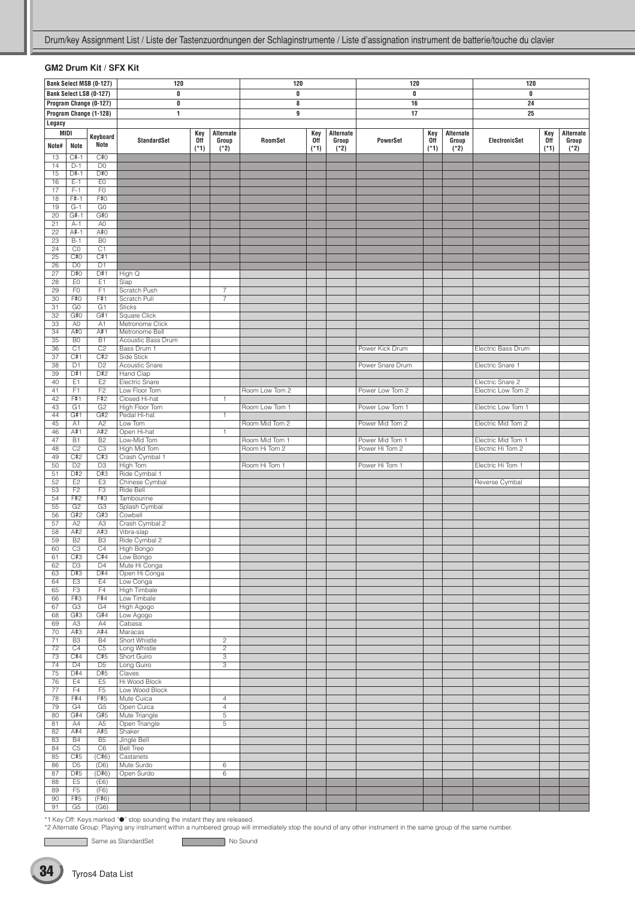### GM2 Drum Kit / SFX Kit

| Bank Select MSB (0-127) | | | 120 | | | 120 | | | 120 | | | 120 | | |
|---|---|---|---|---|---|---|---|---|---|---|---|---|---|---|
| Bank Select LSB (0-127) | | | 0 | | | 0 | | | 0 | | | 0 | | |
| Program Change (0-127) | | | 0 | | | 8 | | | 16 | | | 24 | | |
| Program Change (1-128) | | | 1 | | | 9 | | | 17 | | | 25 | | |
| Legacy | | | | | | | | | | | | | | |
| MIDI | | Keyboard | StandardSet | Key Off (*1) | Alternate Group (*2) | RoomSet | Key Off (*1) | Alternate Group (*2) | PowerSet | Key Off (*1) | Alternate Group (*2) | ElectronicSet | Key Off (*1) | Alternate Group (*2) |
| Note# | Note | Note | | | | | | | | | | | | |
| 13 | C#-1 | C#0 | | | | | | | | | | | | |
| 14 | D-1 | D0 | | | | | | | | | | | | |
| 15 | D#-1 | D#0 | | | | | | | | | | | | |
| 16 | E-1 | E0 | | | | | | | | | | | | |
| 17 | F-1 | F0 | | | | | | | | | | | | |
| 18 | F#-1 | F#0 | | | | | | | | | | | | |
| 19 | G-1 | G0 | | | | | | | | | | | | |
| 20 | G#-1 | G#0 | | | | | | | | | | | | |
| 21 | A-1 | A0 | | | | | | | | | | | | |
| 22 | A#-1 | A#0 | | | | | | | | | | | | |
| 23 | B-1 | B0 | | | | | | | | | | | | |
| 24 | C0 | C1 | | | | | | | | | | | | |
| 25 | C#0 | C#1 | | | | | | | | | | | | |
| 26 | D0 | D1 | | | | | | | | | | | | |
| 27 | D#0 | D#1 | High Q | | | | | | | | | | | |
| 28 | E0 | E1 | Slap | | | | | | | | | | | |
| 29 | F0 | F1 | Scratch Push | | 7 | | | | | | | | | |
| 30 | F#0 | F#1 | Scratch Pull | | 7 | | | | | | | | | |
| 31 | G0 | G1 | Sticks | | | | | | | | | | | |
| 32 | G#0 | G#1 | Square Click | | | | | | | | | | | |
| 33 | A0 | A1 | Metronome Click | | | | | | | | | | | |
| 34 | A#0 | A#1 | Metronome Bell | | | | | | | | | | | |
| 35 | B0 | B1 | Acoustic Bass Drum | | | | | | | | | | | |
| 36 | C1 | C2 | Bass Drum 1 | | | | | | Power Kick Drum | | | Electric Bass Drum | | |
| 37 | C#1 | C#2 | Side Stick | | | | | | | | | | | |
| 38 | D1 | D2 | Acoustic Snare | | | | | | Power Snare Drum | | | Electric Snare 1 | | |
| 39 | D#1 | D#2 | Hand Clap | | | | | | | | | | | |
| 40 | E1 | E2 | Electric Snare | | | | | | | | | Electric Snare 2 | | |
| 41 | F1 | F2 | Low Floor Tom | | | Room Low Tom 2 | | | Power Low Tom 2 | | | Electric Low Tom 2 | | |
| 42 | F#1 | F#2 | Closed Hi-hat | | 1 | | | | | | | | | |
| 43 | G1 | G2 | High Floor Tom | | | Room Low Tom 1 | | | Power Low Tom 1 | | | Electric Low Tom 1 | | |
| 44 | G#1 | G#2 | Pedal Hi-hat | | 1 | | | | | | | | | |
| 45 | A1 | A2 | Low Tom | | | Room Mid Tom 2 | | | Power Mid Tom 2 | | | Electric Mid Tom 2 | | |
| 46 | A#1 | A#2 | Open Hi-hat | | 1 | | | | | | | | | |
| 47 | B1 | B2 | Low-Mid Tom | | | Room Mid Tom 1 | | | Power Mid Tom 1 | | | Electric Mid Tom 1 | | |
| 48 | C2 | C3 | High Mid Tom | | | Room Hi Tom 2 | | | Power Hi Tom 2 | | | Electric Hi Tom 2 | | |
| 49 | C#2 | C#3 | Crash Cymbal 1 | | | | | | | | | | | |
| 50 | D2 | D3 | High Tom | | | Room Hi Tom 1 | | | Power Hi Tom 1 | | | Electric Hi Tom 1 | | |
| 51 | D#2 | D#3 | Ride Cymbal 1 | | | | | | | | | | | |
| 52 | E2 | E3 | Chinese Cymbal | | | | | | | | | Reverse Cymbal | | |
| 53 | F2 | F3 | Ride Bell | | | | | | | | | | | |
| 54 | F#2 | F#3 | Tambourine | | | | | | | | | | | |
| 55 | G2 | G3 | Splash Cymbal | | | | | | | | | | | |
| 56 | G#2 | G#3 | Cowbell | | | | | | | | | | | |
| 57 | A2 | A3 | Crash Cymbal 2 | | | | | | | | | | | |
| 58 | A#2 | A#3 | Vibra-slap | | | | | | | | | | | |
| 59 | B2 | B3 | Ride Cymbal 2 | | | | | | | | | | | |
| 60 | C3 | C4 | High Bongo | | | | | | | | | | | |
| 61 | C#3 | C#4 | Low Bongo | | | | | | | | | | | |
| 62 | D3 | D4 | Mute Hi Conga | | | | | | | | | | | |
| 63 | D#3 | D#4 | Open Hi Conga | | | | | | | | | | | |
| 64 | E3 | E4 | Low Conga | | | | | | | | | | | |
| 65 | F3 | F4 | High Timbale | | | | | | | | | | | |
| 66 | F#3 | F#4 | Low Timbale | | | | | | | | | | | |
| 67 | G3 | G4 | High Agogo | | | | | | | | | | | |
| 68 | G#3 | G#4 | Low Agogo | | | | | | | | | | | |
| 69 | A3 | A4 | Cabasa | | | | | | | | | | | |
| 70 | A#3 | A#4 | Maracas | | | | | | | | | | | |
| 71 | B3 | B4 | Short Whistle | | 2 | | | | | | | | | |
| 72 | C4 | C5 | Long Whistle | | 2 | | | | | | | | | |
| 73 | C#4 | C#5 | Short Guiro | | 3 | | | | | | | | | |
| 74 | D4 | D5 | Long Guiro | | 3 | | | | | | | | | |
| 75 | D#4 | D#5 | Claves | | | | | | | | | | | |
| 76 | E4 | E5 | Hi Wood Block | | | | | | | | | | | |
| 77 | F4 | F5 | Low Wood Block | | | | | | | | | | | |
| 78 | F#4 | F#5 | Mute Cuica | | 4 | | | | | | | | | |
| 79 | G4 | G5 | Open Cuica | | 4 | | | | | | | | | |
| 80 | G#4 | G#5 | Mute Triangle | | 5 | | | | | | | | | |
| 81 | A4 | A5 | Open Triangle | | 5 | | | | | | | | | |
| 82 | A#4 | A#5 | Shaker | | | | | | | | | | | |
| 83 | B4 | B5 | Jingle Bell | | | | | | | | | | | |
| 84 | C5 | C6 | Bell Tree | | | | | | | | | | | |
| 85 | C#5 | (C#6) | Castanets | | | | | | | | | | | |
| 86 | D5 | (D6) | Mute Surdo | | 6 | | | | | | | | | |
| 87 | D#5 | (D#6) | Open Surdo | | 6 | | | | | | | | | |
| 88 | E5 | (E6) | | | | | | | | | | | | |
| 89 | F5 | (F6) | | | | | | | | | | | | |
| 90 | F#5 | (F#6) | | | | | | | | | | | | |
| 91 | G5 | (G6) | | | | | | | | | | | | |

*1 Key Off: Keys marked "●" stop sounding the instant they are released.
*2 Alternate Group: Playing any instrument within a numbered group will immediately stop the sound of any other instrument in the same group of the same number.

Same as StandardSet  No Sound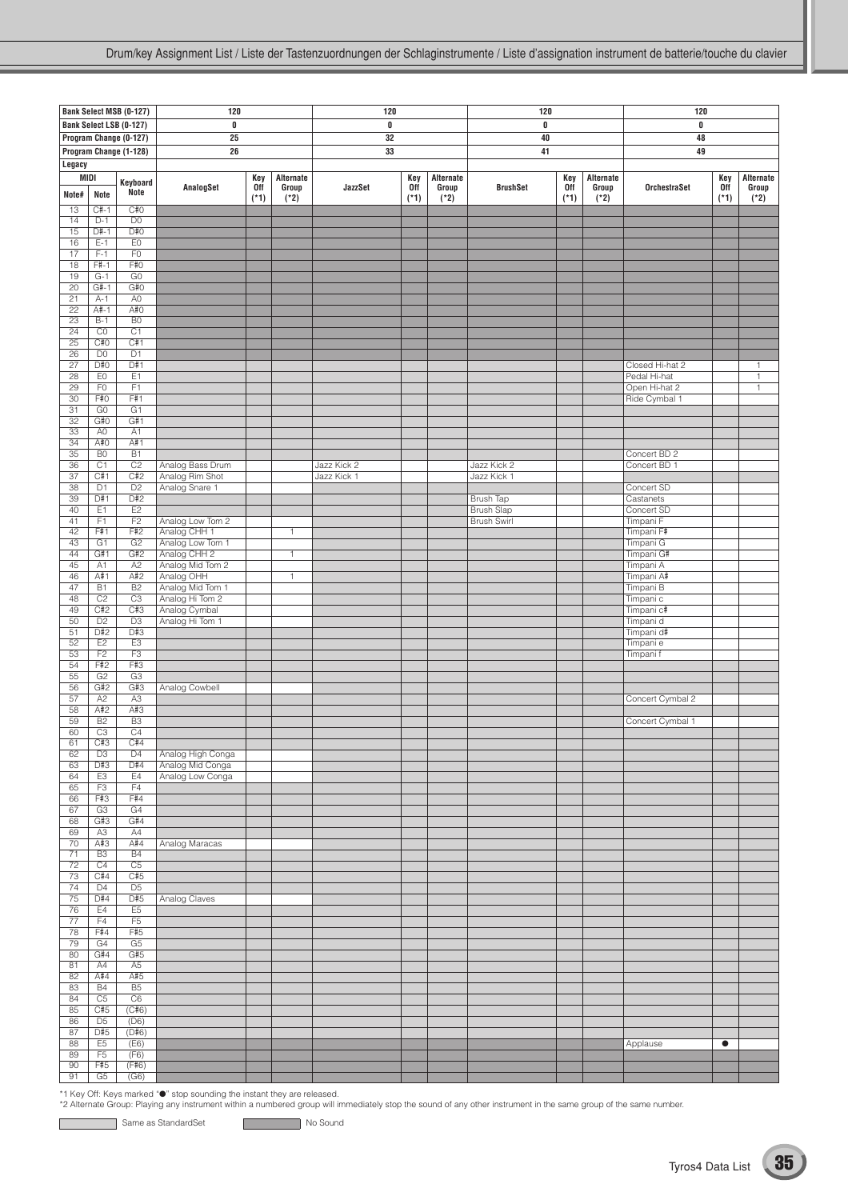# Drum/key Assignment List / Liste der Tastenzuordnungen der Schlaginstrumente / Liste d'assignation instrument de batterie/touche du clavier

| Bank Select MSB (0-127) | | | 120 | | | 120 | | | 120 | | | 120 | | |
|---|---|---|---|---|---|---|---|---|---|---|---|---|---|---|
| Bank Select LSB (0-127) | | | 0 | | | 0 | | | 0 | | | 0 | | |
| Program Change (0-127) | | | 25 | | | 32 | | | 40 | | | 48 | | |
| Program Change (1-128) | | | 26 | | | 33 | | | 41 | | | 49 | | |
| Legacy | | | | | | | | | | | | | | |
| MIDI Note# | MIDI Note | Keyboard Note | AnalogSet | Key Off (*1) | Alternate Group (*2) | JazzSet | Key Off (*1) | Alternate Group (*2) | BrushSet | Key Off (*1) | Alternate Group (*2) | OrchestraSet | Key Off (*1) | Alternate Group (*2) |
| 13 | C#-1 | C#0 | | | | | | | | | | | | |
| 14 | D-1 | D0 | | | | | | | | | | | | |
| 15 | D#-1 | D#0 | | | | | | | | | | | | |
| 16 | E-1 | E0 | | | | | | | | | | | | |
| 17 | F-1 | F0 | | | | | | | | | | | | |
| 18 | F#-1 | F#0 | | | | | | | | | | | | |
| 19 | G-1 | G0 | | | | | | | | | | | | |
| 20 | G#-1 | G#0 | | | | | | | | | | | | |
| 21 | A-1 | A0 | | | | | | | | | | | | |
| 22 | A#-1 | A#0 | | | | | | | | | | | | |
| 23 | B-1 | B0 | | | | | | | | | | | | |
| 24 | C0 | C1 | | | | | | | | | | | | |
| 25 | C#0 | C#1 | | | | | | | | | | | | |
| 26 | D0 | D1 | | | | | | | | | | | | |
| 27 | D#0 | D#1 | | | | | | | | | | Closed Hi-hat 2 | | 1 |
| 28 | E0 | E1 | | | | | | | | | | Pedal Hi-hat | | 1 |
| 29 | F0 | F1 | | | | | | | | | | Open Hi-hat 2 | | 1 |
| 30 | F#0 | F#1 | | | | | | | | | | Ride Cymbal 1 | | |
| 31 | G0 | G1 | | | | | | | | | | | | |
| 32 | G#0 | G#1 | | | | | | | | | | | | |
| 33 | A0 | A1 | | | | | | | | | | | | |
| 34 | A#0 | A#1 | | | | | | | | | | | | |
| 35 | B0 | B1 | | | | | | | | | | Concert BD 2 | | |
| 36 | C1 | C2 | Analog Bass Drum | | | Jazz Kick 2 | | | Jazz Kick 2 | | | Concert BD 1 | | |
| 37 | C#1 | C#2 | Analog Rim Shot | | | Jazz Kick 1 | | | Jazz Kick 1 | | | | | |
| 38 | D1 | D2 | Analog Snare 1 | | | | | | | | | Concert SD | | |
| 39 | D#1 | D#2 | | | | | | | Brush Tap | | | Castanets | | |
| 40 | E1 | E2 | | | | | | | Brush Slap | | | Concert SD | | |
| 41 | F1 | F2 | Analog Low Tom 2 | | | | | | Brush Swirl | | | Timpani F | | |
| 42 | F#1 | F#2 | Analog CHH 1 | | 1 | | | | | | | Timpani F# | | |
| 43 | G1 | G2 | Analog Low Tom 1 | | | | | | | | | Timpani G | | |
| 44 | G#1 | G#2 | Analog CHH 2 | | 1 | | | | | | | Timpani G# | | |
| 45 | A1 | A2 | Analog Mid Tom 2 | | | | | | | | | Timpani A | | |
| 46 | A#1 | A#2 | Analog OHH | | 1 | | | | | | | Timpani A# | | |
| 47 | B1 | B2 | Analog Mid Tom 1 | | | | | | | | | Timpani B | | |
| 48 | C2 | C3 | Analog Hi Tom 2 | | | | | | | | | Timpani c | | |
| 49 | C#2 | C#3 | Analog Cymbal | | | | | | | | | Timpani c# | | |
| 50 | D2 | D3 | Analog Hi Tom 1 | | | | | | | | | Timpani d | | |
| 51 | D#2 | D#3 | | | | | | | | | | Timpani d# | | |
| 52 | E2 | E3 | | | | | | | | | | Timpani e | | |
| 53 | F2 | F3 | | | | | | | | | | Timpani f | | |
| 54 | F#2 | F#3 | | | | | | | | | | | | |
| 55 | G2 | G3 | | | | | | | | | | | | |
| 56 | G#2 | G#3 | Analog Cowbell | | | | | | | | | | | |
| 57 | A2 | A3 | | | | | | | | | | Concert Cymbal 2 | | |
| 58 | A#2 | A#3 | | | | | | | | | | | | |
| 59 | B2 | B3 | | | | | | | | | | Concert Cymbal 1 | | |
| 60 | C3 | C4 | | | | | | | | | | | | |
| 61 | C#3 | C#4 | | | | | | | | | | | | |
| 62 | D3 | D4 | Analog High Conga | | | | | | | | | | | |
| 63 | D#3 | D#4 | Analog Mid Conga | | | | | | | | | | | |
| 64 | E3 | E4 | Analog Low Conga | | | | | | | | | | | |
| 65 | F3 | F4 | | | | | | | | | | | | |
| 66 | F#3 | F#4 | | | | | | | | | | | | |
| 67 | G3 | G4 | | | | | | | | | | | | |
| 68 | G#3 | G#4 | | | | | | | | | | | | |
| 69 | A3 | A4 | | | | | | | | | | | | |
| 70 | A#3 | A#4 | Analog Maracas | | | | | | | | | | | |
| 71 | B3 | B4 | | | | | | | | | | | | |
| 72 | C4 | C5 | | | | | | | | | | | | |
| 73 | C#4 | C#5 | | | | | | | | | | | | |
| 74 | D4 | D5 | | | | | | | | | | | | |
| 75 | D#4 | D#5 | Analog Claves | | | | | | | | | | | |
| 76 | E4 | E5 | | | | | | | | | | | | |
| 77 | F4 | F5 | | | | | | | | | | | | |
| 78 | F#4 | F#5 | | | | | | | | | | | | |
| 79 | G4 | G5 | | | | | | | | | | | | |
| 80 | G#4 | G#5 | | | | | | | | | | | | |
| 81 | A4 | A5 | | | | | | | | | | | | |
| 82 | A#4 | A#5 | | | | | | | | | | | | |
| 83 | B4 | B5 | | | | | | | | | | | | |
| 84 | C5 | C6 | | | | | | | | | | | | |
| 85 | C#5 | (C#6) | | | | | | | | | | | | |
| 86 | D5 | (D6) | | | | | | | | | | | | |
| 87 | D#5 | (D#6) | | | | | | | | | | | | |
| 88 | E5 | (E6) | | | | | | | | | | Applause | ● | |
| 89 | F5 | (F6) | | | | | | | | | | | | |
| 90 | F#5 | (F#6) | | | | | | | | | | | | |
| 91 | G5 | (G6) | | | | | | | | | | | | |

*1 Key Off: Keys marked "●" stop sounding the instant they are released.
*2 Alternate Group: Playing any instrument within a numbered group will immediately stop the sound of any other instrument in the same group of the same number.

Same as StandardSet | No Sound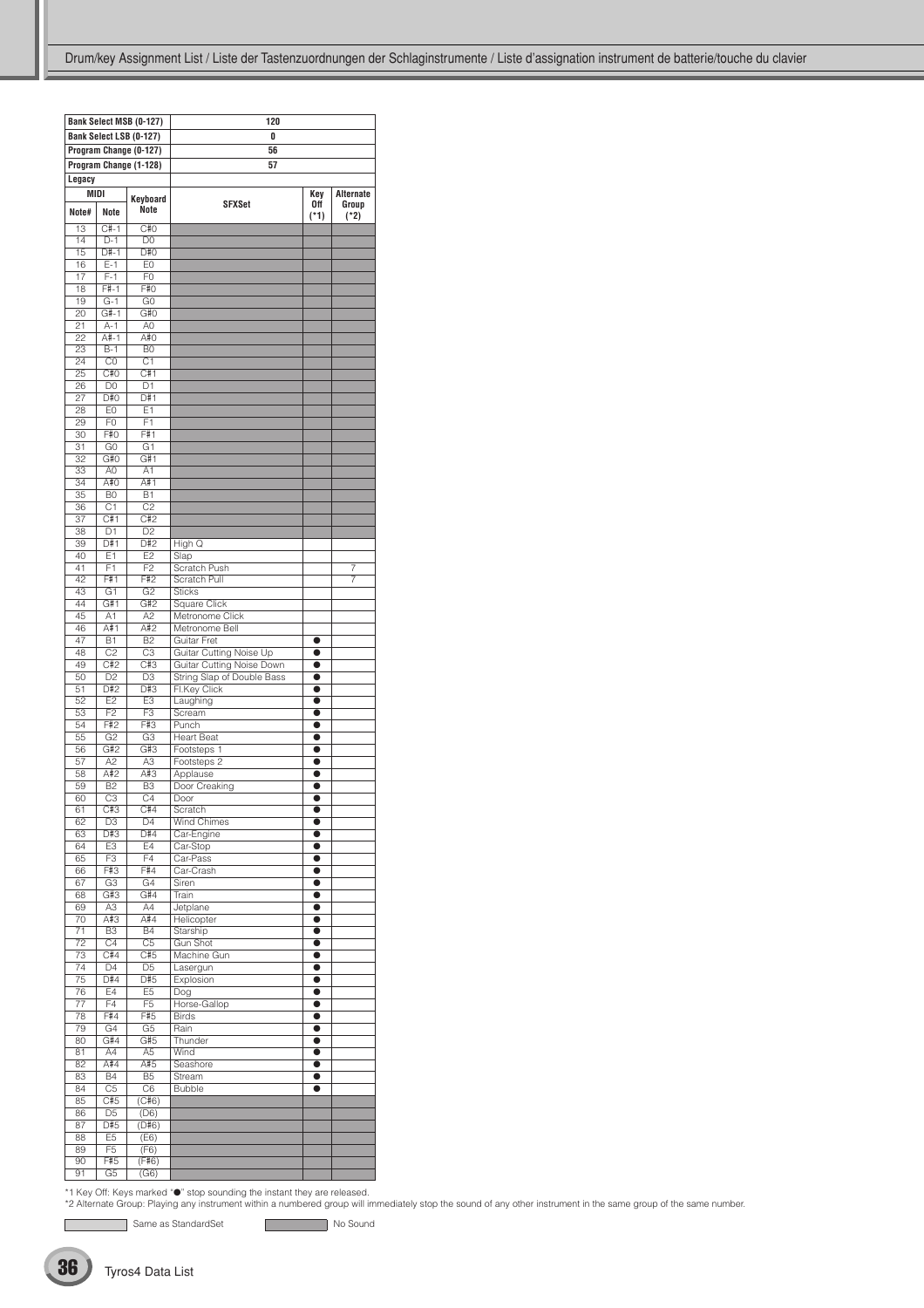Drum/key Assignment List / Liste der Tastenzuordnungen der Schlaginstrumente / Liste d'assignation instrument de batterie/touche du clavier

| Bank Select MSB (0-127) | | | 120 | | |
|---|---|---|---|---|---|
| Bank Select LSB (0-127) | | | 0 | | |
| Program Change (0-127) | | | 56 | | |
| Program Change (1-128) | | | 57 | | |
| Legacy | | | | | |
| MIDI | | Keyboard | SFXSet | Key Off (*1) | Alternate Group (*2) |
| Note# | Note | Note | | | |
| 13 | C#-1 | C#0 | | | |
| 14 | D-1 | D0 | | | |
| 15 | D#-1 | D#0 | | | |
| 16 | E-1 | E0 | | | |
| 17 | F-1 | F0 | | | |
| 18 | F#-1 | F#0 | | | |
| 19 | G-1 | G0 | | | |
| 20 | G#-1 | G#0 | | | |
| 21 | A-1 | A0 | | | |
| 22 | A#-1 | A#0 | | | |
| 23 | B-1 | B0 | | | |
| 24 | C0 | C1 | | | |
| 25 | C#0 | C#1 | | | |
| 26 | D0 | D1 | | | |
| 27 | D#0 | D#1 | | | |
| 28 | E0 | E1 | | | |
| 29 | F0 | F1 | | | |
| 30 | F#0 | F#1 | | | |
| 31 | G0 | G1 | | | |
| 32 | G#0 | G#1 | | | |
| 33 | A0 | A1 | | | |
| 34 | A#0 | A#1 | | | |
| 35 | B0 | B1 | | | |
| 36 | C1 | C2 | | | |
| 37 | C#1 | C#2 | | | |
| 38 | D1 | D2 | | | |
| 39 | D#1 | D#2 | High Q | | |
| 40 | E1 | E2 | Slap | | |
| 41 | F1 | F2 | Scratch Push | | 7 |
| 42 | F#1 | F#2 | Scratch Pull | | 7 |
| 43 | G1 | G2 | Sticks | | |
| 44 | G#1 | G#2 | Square Click | | |
| 45 | A1 | A2 | Metronome Click | | |
| 46 | A#1 | A#2 | Metronome Bell | | |
| 47 | B1 | B2 | Guitar Fret | ● | |
| 48 | C2 | C3 | Guitar Cutting Noise Up | ● | |
| 49 | C#2 | C#3 | Guitar Cutting Noise Down | ● | |
| 50 | D2 | D3 | String Slap of Double Bass | ● | |
| 51 | D#2 | D#3 | Fl.Key Click | ● | |
| 52 | E2 | E3 | Laughing | ● | |
| 53 | F2 | F3 | Scream | ● | |
| 54 | F#2 | F#3 | Punch | ● | |
| 55 | G2 | G3 | Heart Beat | ● | |
| 56 | G#2 | G#3 | Footsteps 1 | ● | |
| 57 | A2 | A3 | Footsteps 2 | ● | |
| 58 | A#2 | A#3 | Applause | ● | |
| 59 | B2 | B3 | Door Creaking | ● | |
| 60 | C3 | C4 | Door | ● | |
| 61 | C#3 | C#4 | Scratch | ● | |
| 62 | D3 | D4 | Wind Chimes | ● | |
| 63 | D#3 | D#4 | Car-Engine | ● | |
| 64 | E3 | E4 | Car-Stop | ● | |
| 65 | F3 | F4 | Car-Pass | ● | |
| 66 | F#3 | F#4 | Car-Crash | ● | |
| 67 | G3 | G4 | Siren | ● | |
| 68 | G#3 | G#4 | Train | ● | |
| 69 | A3 | A4 | Jetplane | ● | |
| 70 | A#3 | A#4 | Helicopter | ● | |
| 71 | B3 | B4 | Starship | ● | |
| 72 | C4 | C5 | Gun Shot | ● | |
| 73 | C#4 | C#5 | Machine Gun | ● | |
| 74 | D4 | D5 | Lasergun | ● | |
| 75 | D#4 | D#5 | Explosion | ● | |
| 76 | E4 | E5 | Dog | ● | |
| 77 | F4 | F5 | Horse-Gallop | ● | |
| 78 | F#4 | F#5 | Birds | ● | |
| 79 | G4 | G5 | Rain | ● | |
| 80 | G#4 | G#5 | Thunder | ● | |
| 81 | A4 | A5 | Wind | ● | |
| 82 | A#4 | A#5 | Seashore | ● | |
| 83 | B4 | B5 | Stream | ● | |
| 84 | C5 | C6 | Bubble | ● | |
| 85 | C#5 | (C#6) | | | |
| 86 | D5 | (D6) | | | |
| 87 | D#5 | (D#6) | | | |
| 88 | E5 | (E6) | | | |
| 89 | F5 | (F6) | | | |
| 90 | F#5 | (F#6) | | | |
| 91 | G5 | (G6) | | | |

*1 Key Off: Keys marked "●" stop sounding the instant they are released.
*2 Alternate Group: Playing any instrument within a numbered group will immediately stop the sound of any other instrument in the same group of the same number.

Same as StandardSet    No Sound

Tyros4 Data List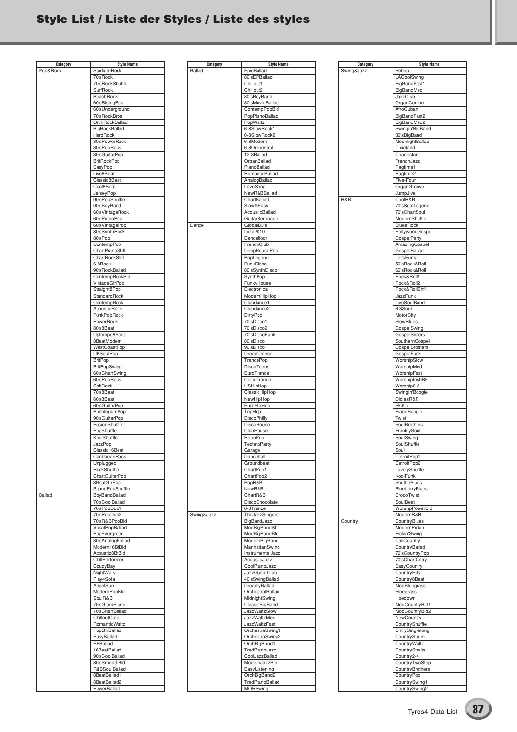# Style List / Liste der Styles / Liste des styles

| Category | Style Name |
|---|---|
| Pop&Rock | StadiumRock |
| | 70'sRock |
| | 70'sRockShuffle |
| | SurfRock |
| | BeachRock |
| | 60'sRisingPop |
| | 60'sUnderground |
| | 70'sRockBros |
| | OrchRockBallad |
| | BigRockBallad |
| | HardRock |
| | 80'sPowerRock |
| | 80'sPopRock |
| | 80'sGuitarPop |
| | BritRockPop |
| | EasyPop |
| | Live8Beat |
| | Classic8Beat |
| | Cool8Beat |
| | JerseyPop |
| | 90'sPopShuffle |
| | 00'sBoyBand |
| | 60'sVintageRock |
| | 60'sPianoPop |
| | 60'sVintagePop |
| | 80'sSynthRock |
| | 80'sPop |
| | ContempPop |
| | ChartPianoShfl |
| | ChartRockShfl |
| | 6-8Rock |
| | 90'sRockBallad |
| | ContempRockBld |
| | VintageGtrPop |
| | Straight8Pop |
| | StandardRock |
| | ContempRock |
| | AcousticRock |
| | FunkPopRock |
| | PowerRock |
| | 80's8Beat |
| | Uptempo8Beat |
| | 8BeatModern |
| | WestCoastPop |
| | UKSoulPop |
| | BritPop |
| | BritPopSwing |
| | 60'sChartSwing |
| | 60'sPopRock |
| | SoftRock |
| | 70's8Beat |
| | 60's8Beat |
| | 60'sGuitarPop |
| | BubblegumPop |
| | 90'sGuitarPop |
| | FusionShuffle |
| | PopShuffle |
| | KoolShuffle |
| | JazzPop |
| | Classic16Beat |
| | CaribbeanRock |
| | Unplugged |
| | RockShuffle |
| | ChartGuitarPop |
| | 8BeatGtrPop |
| | ScandPopShuffle |
| Ballad | BoyBandBallad |
| | 70'sCoolBallad |
| | 70'sPopDuo1 |
| | 70'sPopDuo2 |
| | 70'sR&BPopBld |
| | VocalPopBallad |
| | PopEvergreen |
| | 80'sAnalogBallad |
| | Modern16BtBld |
| | Acoustic8BtBld |
| | ChillPerformer |
| | CoudyBay |
| | NightWalk |
| | Play4Sofa |
| | AngelSun |
| | ModernPopBld |
| | SoulR&B |
| | 70'sGlamPiano |
| | 70'sChartBallad |
| | ChilloutCafe |
| | RomanticWaltz |
| | PopGtrBallad |
| | EasyBallad |
| | EPBallad |
| | 16BeatBallad |
| | 90'sCoolBallad |
| | 80'sSmoothBld |
| | R&BSoulBallad |
| | 8BeatBallad1 |
| | 8BeatBallad2 |
| | PowerBallad |
| | EpicBallad |
| | 80'sEPBallad |
| | Chillout1 |
| | Chillout2 |
| | 80'sBoyBand |
| | 80'sMovieBallad |
| | ContempPopBld |
| | PopPianoBallad |
| | PopWaltz |
| | 6-8SlowRock1 |
| | 6-8SlowRock2 |
| | 6-8Modern |
| | 6-8Orchestral |
| | 12-8Ballad |
| | OrganBallad |
| | PianoBallad |
| | RomanticBallad |
| | AnalogBallad |
| | LoveSong |
| | NewR&BBallad |
| | ChartBallad |
| | Slow&Easy |
| | AcousticBallad |
| | GuitarSerenade |
| Dance | GlobalDJ's |
| | Ibiza2010 |
| | Dancefloor |
| | FrenchClub |
| | DeepHousePop |
| | PopLegend |
| | FunkDisco |
| | 80'sSynthDisco |
| | SynthPop |
| | FunkyHouse |
| | Electronica |
| | ModernHipHop |
| | Clubdance1 |
| | Clubdance2 |
| | DirtyPop |
| | 70'sDisco1 |
| | 70'sDisco2 |
| | 70'sDiscoFunk |
| | 80'sDisco |
| | 90'sDisco |
| | DreamDance |
| | TrancePop |
| | DiscoTeens |
| | EuroTrance |
| | CelticTrance |
| | USHipHop |
| | ClassicHipHop |
| | NewHipHop |
| | EuroHipHop |
| | TripHop |
| | DiscoPhilly |
| | DiscoHouse |
| | ClubHouse |
| | RetroPop |
| | TechnoParty |
| | Garage |
| | Dancehall |
| | Groundbeat |
| | ChartPop1 |
| | ChartPop2 |
| | PopR&B |
| | NewR&B |
| | ChartR&B |
| | DiscoChocolate |
| | 6-8Trance |
| Swing&Jazz | TheJazzSingers |
| | BigBandJazz |
| | ModBigBandShfl |
| | ModBigBandBld |
| | ModernBigBand |
| | ManhattanSwing |
| | InstrumentalJazz |
| | AcousticJazz |
| | CoolPianoJazz |
| | JazzGuitarClub |
| | 40'sSwingBallad |
| | DreamyBallad |
| | OrchestralBallad |
| | MidnightSwing |
| | ClassicBigBand |
| | JazzWaltzSlow |
| | JazzWaltzMed |
| | JazzWaltzFast |
| | OrchestraSwing1 |
| | OrchestraSwing2 |
| | OrchBigBand1 |
| | TradPianoJazz |
| | CoolJazzBallad |
| | ModernJazzBld |
| | EasyListening |
| | OrchBigBand2 |
| | TradPianoBallad |
| | MORSwing |
| | Bebop |
| | LACoolSwing |
| | BigBandFast1 |
| | BigBandMed1 |
| | JazzClub |
| | OrganCombo |
| | AfroCuban |
| | BigBandFast2 |
| | BigBandMed2 |
| | Swingin'BigBand |
| | 30'sBigBand |
| | MoonlightBallad |
| | Dixieland |
| | Charleston |
| | FrenchJazz |
| | Ragtime1 |
| | Ragtime2 |
| | Five-Four |
| | OrganGroove |
| | JumpJive |
| R&B | CoolR&B |
| | 70'sScatLegend |
| | 70'sChartSoul |
| | ModernShuffle |
| | BluesRock |
| | HollywoodGospel |
| | GospelParty |
| | AmazingGospel |
| | GospelBallad |
| | Let'sFunk |
| | 50'sRock&Roll |
| | 60'sRock&Roll |
| | Rock&Roll1 |
| | Rock&Roll2 |
| | Rock&RollShfl |
| | JazzFunk |
| | LiveSoulBand |
| | 6-8Soul |
| | MotorCity |
| | SlowBlues |
| | GospelSwing |
| | GospelSisters |
| | SouthernGospel |
| | GospelBrothers |
| | GospelFunk |
| | WorshipSlow |
| | WorshipMed |
| | WorshipFast |
| | WorshipIrishRk |
| | Worship6-8 |
| | Swingin'Boogie |
| | OldiesR&R |
| | Skiffle |
| | PianoBoogie |
| | Twist |
| | SoulBrothers |
| | FranklySoul |
| | SoulSwing |
| | SoulShuffle |
| | Soul |
| | DetroitPop1 |
| | DetroitPop2 |
| | LovelyShuffle |
| | KoolFunk |
| | ShuffleBlues |
| | BlueberryBlues |
| | CrocoTwist |
| | SoulBeat |
| | WorshpPowerBld |
| | ModernR&B |
| Country | CountryBlues |
| | ModernPickin |
| | Pickin'Swing |
| | CaliCountry |
| | CountryBallad |
| | 70'sCountryPop |
| | 70'sChartCntry |
| | EasyCountry |
| | CountryHits |
| | Country8Beat |
| | ModBluegrass |
| | Bluegrass |
| | Hoedown |
| | ModCountryBld1 |
| | ModCountryBld2 |
| | NewCountry |
| | CountryShuffle |
| | CntrySing-along |
| | CountryStrum |
| | CountryWaltz |
| | CountryStraits |
| | Country2-4 |
| | CountryTwoStep |
| | CountryBrothers |
| | CountryPop |
| | CountrySwing1 |
| | CountrySwing2 |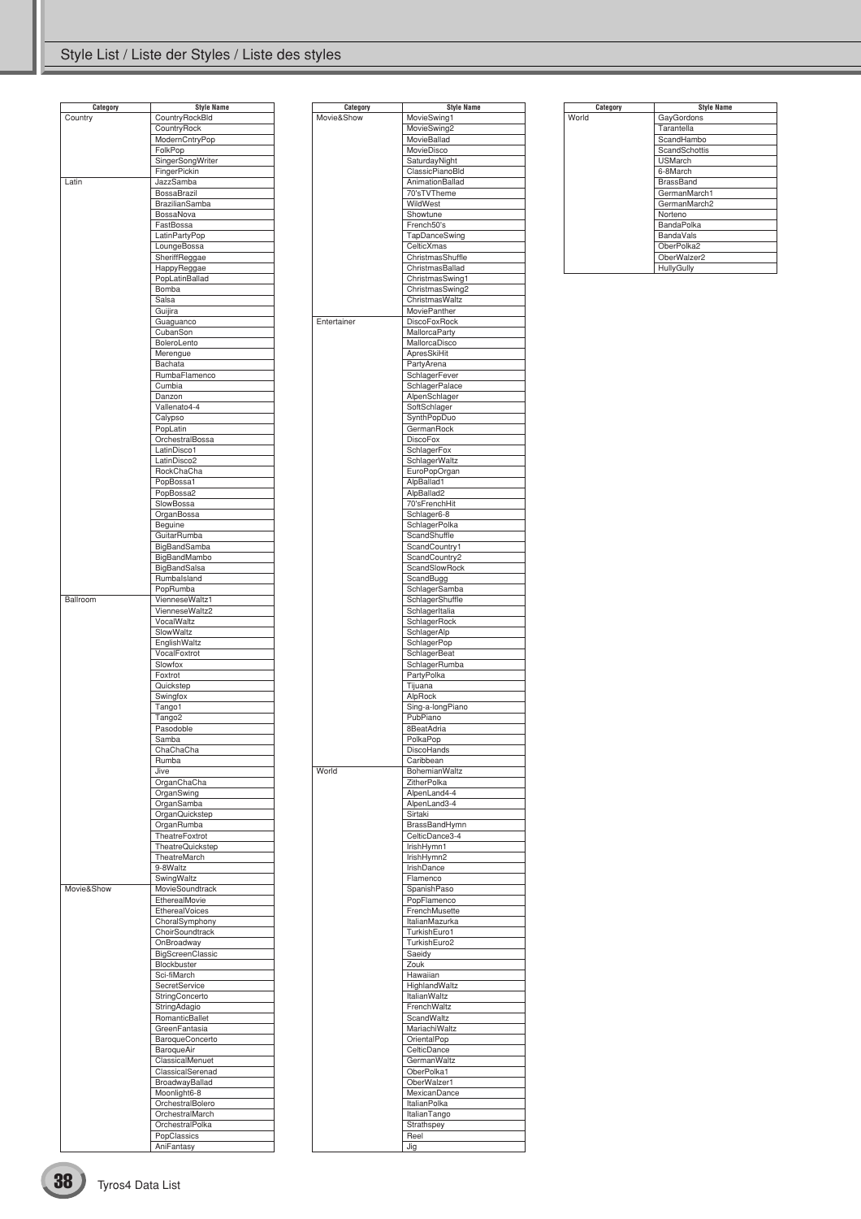# Style List / Liste der Styles / Liste des styles

| Category | Style Name |
|---|---|
| Country | CountryRockBld |
| | CountryRock |
| | ModernCntryPop |
| | FolkPop |
| | SingerSongWriter |
| | FingerPickin |
| Latin | JazzSamba |
| | BossaBrazil |
| | BrazilianSamba |
| | BossaNova |
| | FastBossa |
| | LatinPartyPop |
| | LoungeBossa |
| | SheriffReggae |
| | HappyReggae |
| | PopLatinBallad |
| | Bomba |
| | Salsa |
| | Guijira |
| | Guaguanco |
| | CubanSon |
| | BoleroLento |
| | Merengue |
| | Bachata |
| | RumbaFlamenco |
| | Cumbia |
| | Danzon |
| | Vallenato4-4 |
| | Calypso |
| | PopLatin |
| | OrchestralBossa |
| | LatinDisco1 |
| | LatinDisco2 |
| | RockChaCha |
| | PopBossa1 |
| | PopBossa2 |
| | SlowBossa |
| | OrganBossa |
| | Beguine |
| | GuitarRumba |
| | BigBandSamba |
| | BigBandMambo |
| | BigBandSalsa |
| | RumbaIsland |
| | PopRumba |
| Ballroom | VienneseWaltz1 |
| | VienneseWaltz2 |
| | VocalWaltz |
| | SlowWaltz |
| | EnglishWaltz |
| | VocalFoxtrot |
| | Slowfox |
| | Foxtrot |
| | Quickstep |
| | Swingfox |
| | Tango1 |
| | Tango2 |
| | Pasodoble |
| | Samba |
| | ChaChaCha |
| | Rumba |
| | Jive |
| | OrganChaCha |
| | OrganSwing |
| | OrganSamba |
| | OrganQuickstep |
| | OrganRumba |
| | TheatreFoxtrot |
| | TheatreQuickstep |
| | TheatreMarch |
| | 9-8Waltz |
| | SwingWaltz |
| Movie&Show | MovieSoundtrack |
| | EtherealMovie |
| | EtherealVoices |
| | ChoralSymphony |
| | ChoirSoundtrack |
| | OnBroadway |
| | BigScreenClassic |
| | Blockbuster |
| | Sci-fiMarch |
| | SecretService |
| | StringConcerto |
| | StringAdagio |
| | RomanticBallet |
| | GreenFantasia |
| | BaroqueConcerto |
| | BaroqueAir |
| | ClassicalMenuet |
| | ClassicalSerenad |
| | BroadwayBallad |
| | Moonlight6-8 |
| | OrchestralBolero |
| | OrchestralMarch |
| | OrchestralPolka |
| | PopClassics |
| | AniFantasy |

| Category | Style Name |
|---|---|
| Movie&Show | MovieSwing1 |
| | MovieSwing2 |
| | MovieBallad |
| | MovieDisco |
| | SaturdayNight |
| | ClassicPianoBld |
| | AnimationBallad |
| | 70'sTVTheme |
| | WildWest |
| | Showtune |
| | French50's |
| | TapDanceSwing |
| | CelticXmas |
| | ChristmasShuffle |
| | ChristmasBallad |
| | ChristmasSwing1 |
| | ChristmasSwing2 |
| | ChristmasWaltz |
| | MoviePanther |
| Entertainer | DiscoFoxRock |
| | MallorcaParty |
| | MallorcaDisco |
| | ApresSkiHit |
| | PartyArena |
| | SchlagerFever |
| | SchlagerPalace |
| | AlpenSchlager |
| | SoftSchlager |
| | SynthPopDuo |
| | GermanRock |
| | DiscoFox |
| | SchlagerFox |
| | SchlagerWaltz |
| | EuroPopOrgan |
| | AlpBallad1 |
| | AlpBallad2 |
| | 70'sFrenchHit |
| | Schlager6-8 |
| | SchlagerPolka |
| | ScandShuffle |
| | ScandCountry1 |
| | ScandCountry2 |
| | ScandSlowRock |
| | ScandBugg |
| | SchlagerSamba |
| | SchlagerShuffle |
| | SchlagerItalia |
| | SchlagerRock |
| | SchlagerAlp |
| | SchlagerPop |
| | SchlagerBeat |
| | SchlagerRumba |
| | PartyPolka |
| | Tijuana |
| | AlpRock |
| | Sing-a-longPiano |
| | PubPiano |
| | 8BeatAdria |
| | PolkaPop |
| | DiscoHands |
| | Caribbean |
| World | BohemianWaltz |
| | ZitherPolka |
| | AlpenLand4-4 |
| | AlpenLand3-4 |
| | Sirtaki |
| | BrassBandHymn |
| | CelticDance3-4 |
| | IrishHymn1 |
| | IrishHymn2 |
| | IrishDance |
| | Flamenco |
| | SpanishPaso |
| | PopFlamenco |
| | FrenchMusette |
| | ItalianMazurka |
| | TurkishEuro1 |
| | TurkishEuro2 |
| | Saeidy |
| | Zouk |
| | Hawaiian |
| | HighlandWaltz |
| | ItalianWaltz |
| | FrenchWaltz |
| | ScandWaltz |
| | MariachiWaltz |
| | OrientalPop |
| | CelticDance |
| | GermanWaltz |
| | OberPolka1 |
| | OberWalzer1 |
| | MexicanDance |
| | ItalianPolka |
| | ItalianTango |
| | Strathspey |
| | Reel |
| | Jig |

| Category | Style Name |
|---|---|
| World | GayGordons |
| | Tarantella |
| | ScandHambo |
| | ScandSchottis |
| | USMarch |
| | 6-8March |
| | BrassBand |
| | GermanMarch1 |
| | GermanMarch2 |
| | Norteno |
| | BandaPolka |
| | BandaVals |
| | OberPolka2 |
| | OberWalzer2 |
| | HullyGully |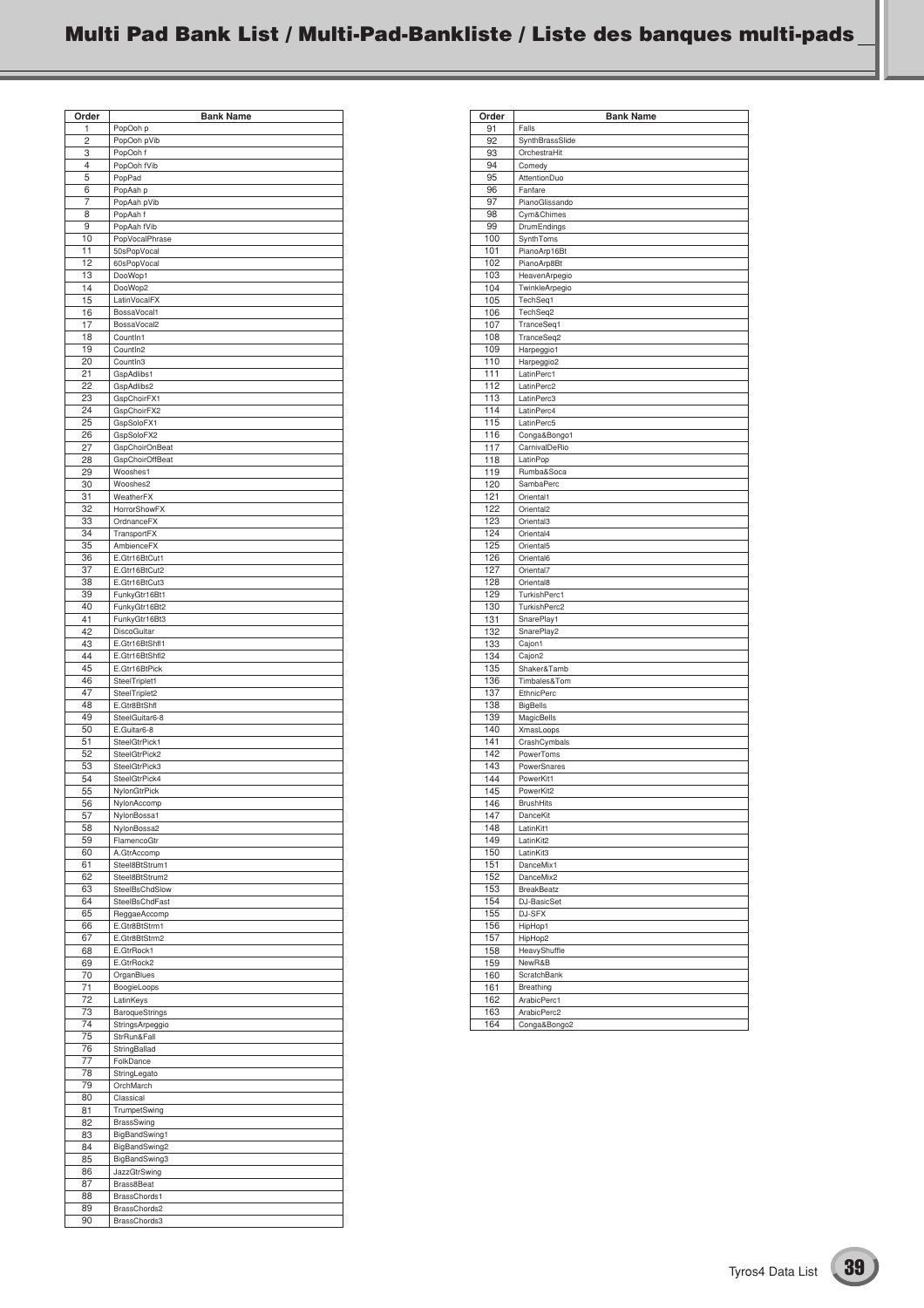# Multi Pad Bank List / Multi-Pad-Bankliste / Liste des banques multi-pads

| Order | Bank Name |
|---|---|
| 1 | PopOoh p |
| 2 | PopOoh pVib |
| 3 | PopOoh f |
| 4 | PopOoh fVib |
| 5 | PopPad |
| 6 | PopAah p |
| 7 | PopAah pVib |
| 8 | PopAah f |
| 9 | PopAah fVib |
| 10 | PopVocalPhrase |
| 11 | 50sPopVocal |
| 12 | 60sPopVocal |
| 13 | DooWop1 |
| 14 | DooWop2 |
| 15 | LatinVocalFX |
| 16 | BossaVocal1 |
| 17 | BossaVocal2 |
| 18 | CountIn1 |
| 19 | CountIn2 |
| 20 | CountIn3 |
| 21 | GspAdlibs1 |
| 22 | GspAdlibs2 |
| 23 | GspChoirFX1 |
| 24 | GspChoirFX2 |
| 25 | GspSoloFX1 |
| 26 | GspSoloFX2 |
| 27 | GspChoirOnBeat |
| 28 | GspChoirOffBeat |
| 29 | Wooshes1 |
| 30 | Wooshes2 |
| 31 | WeatherFX |
| 32 | HorrorShowFX |
| 33 | OrdnanceFX |
| 34 | TransportFX |
| 35 | AmbienceFX |
| 36 | E.Gtr16BtCut1 |
| 37 | E.Gtr16BtCut2 |
| 38 | E.Gtr16BtCut3 |
| 39 | FunkyGtr16Bt1 |
| 40 | FunkyGtr16Bt2 |
| 41 | FunkyGtr16Bt3 |
| 42 | DiscoGuitar |
| 43 | E.Gtr16BtShfl1 |
| 44 | E.Gtr16BtShfl2 |
| 45 | E.Gtr16BtPick |
| 46 | SteelTriplet1 |
| 47 | SteelTriplet2 |
| 48 | E.Gtr8BtShfl |
| 49 | SteelGuitar6-8 |
| 50 | E.Guitar6-8 |
| 51 | SteelGtrPick1 |
| 52 | SteelGtrPick2 |
| 53 | SteelGtrPick3 |
| 54 | SteelGtrPick4 |
| 55 | NylonGtrPick |
| 56 | NylonAccomp |
| 57 | NylonBossa1 |
| 58 | NylonBossa2 |
| 59 | FlamencoGtr |
| 60 | A.GtrAccomp |
| 61 | Steel8BtStrum1 |
| 62 | Steel8BtStrum2 |
| 63 | SteelBsChdSlow |
| 64 | SteelBsChdFast |
| 65 | ReggaeAccomp |
| 66 | E.Gtr8BtStrm1 |
| 67 | E.Gtr8BtStrm2 |
| 68 | E.GtrRock1 |
| 69 | E.GtrRock2 |
| 70 | OrganBlues |
| 71 | BoogieLoops |
| 72 | LatinKeys |
| 73 | BaroqueStrings |
| 74 | StringsArpeggio |
| 75 | StrRun&Fall |
| 76 | StringBallad |
| 77 | FolkDance |
| 78 | StringLegato |
| 79 | OrchMarch |
| 80 | Classical |
| 81 | TrumpetSwing |
| 82 | BrassSwing |
| 83 | BigBandSwing1 |
| 84 | BigBandSwing2 |
| 85 | BigBandSwing3 |
| 86 | JazzGtrSwing |
| 87 | Brass8Beat |
| 88 | BrassChords1 |
| 89 | BrassChords2 |
| 90 | BrassChords3 |
| 91 | Falls |
| 92 | SynthBrassSlide |
| 93 | OrchestraHit |
| 94 | Comedy |
| 95 | AttentionDuo |
| 96 | Fanfare |
| 97 | PianoGlissando |
| 98 | Cym&Chimes |
| 99 | DrumEndings |
| 100 | SynthToms |
| 101 | PianoArp16Bt |
| 102 | PianoArp8Bt |
| 103 | HeavenArpegio |
| 104 | TwinkleArpegio |
| 105 | TechSeq1 |
| 106 | TechSeq2 |
| 107 | TranceSeq1 |
| 108 | TranceSeq2 |
| 109 | Harpeggio1 |
| 110 | Harpeggio2 |
| 111 | LatinPerc1 |
| 112 | LatinPerc2 |
| 113 | LatinPerc3 |
| 114 | LatinPerc4 |
| 115 | LatinPerc5 |
| 116 | Conga&Bongo1 |
| 117 | CarnivalDeRio |
| 118 | LatinPop |
| 119 | Rumba&Soca |
| 120 | SambaPerc |
| 121 | Oriental1 |
| 122 | Oriental2 |
| 123 | Oriental3 |
| 124 | Oriental4 |
| 125 | Oriental5 |
| 126 | Oriental6 |
| 127 | Oriental7 |
| 128 | Oriental8 |
| 129 | TurkishPerc1 |
| 130 | TurkishPerc2 |
| 131 | SnarePlay1 |
| 132 | SnarePlay2 |
| 133 | Cajon1 |
| 134 | Cajon2 |
| 135 | Shaker&Tamb |
| 136 | Timbales&Tom |
| 137 | EthnicPerc |
| 138 | BigBells |
| 139 | MagicBells |
| 140 | XmasLoops |
| 141 | CrashCymbals |
| 142 | PowerToms |
| 143 | PowerSnares |
| 144 | PowerKit1 |
| 145 | PowerKit2 |
| 146 | BrushHits |
| 147 | DanceKit |
| 148 | LatinKit1 |
| 149 | LatinKit2 |
| 150 | LatinKit3 |
| 151 | DanceMix1 |
| 152 | DanceMix2 |
| 153 | BreakBeatz |
| 154 | DJ-BasicSet |
| 155 | DJ-SFX |
| 156 | HipHop1 |
| 157 | HipHop2 |
| 158 | HeavyShuffle |
| 159 | NewR&B |
| 160 | ScratchBank |
| 161 | Breathing |
| 162 | ArabicPerc1 |
| 163 | ArabicPerc2 |
| 164 | Conga&Bongo2 |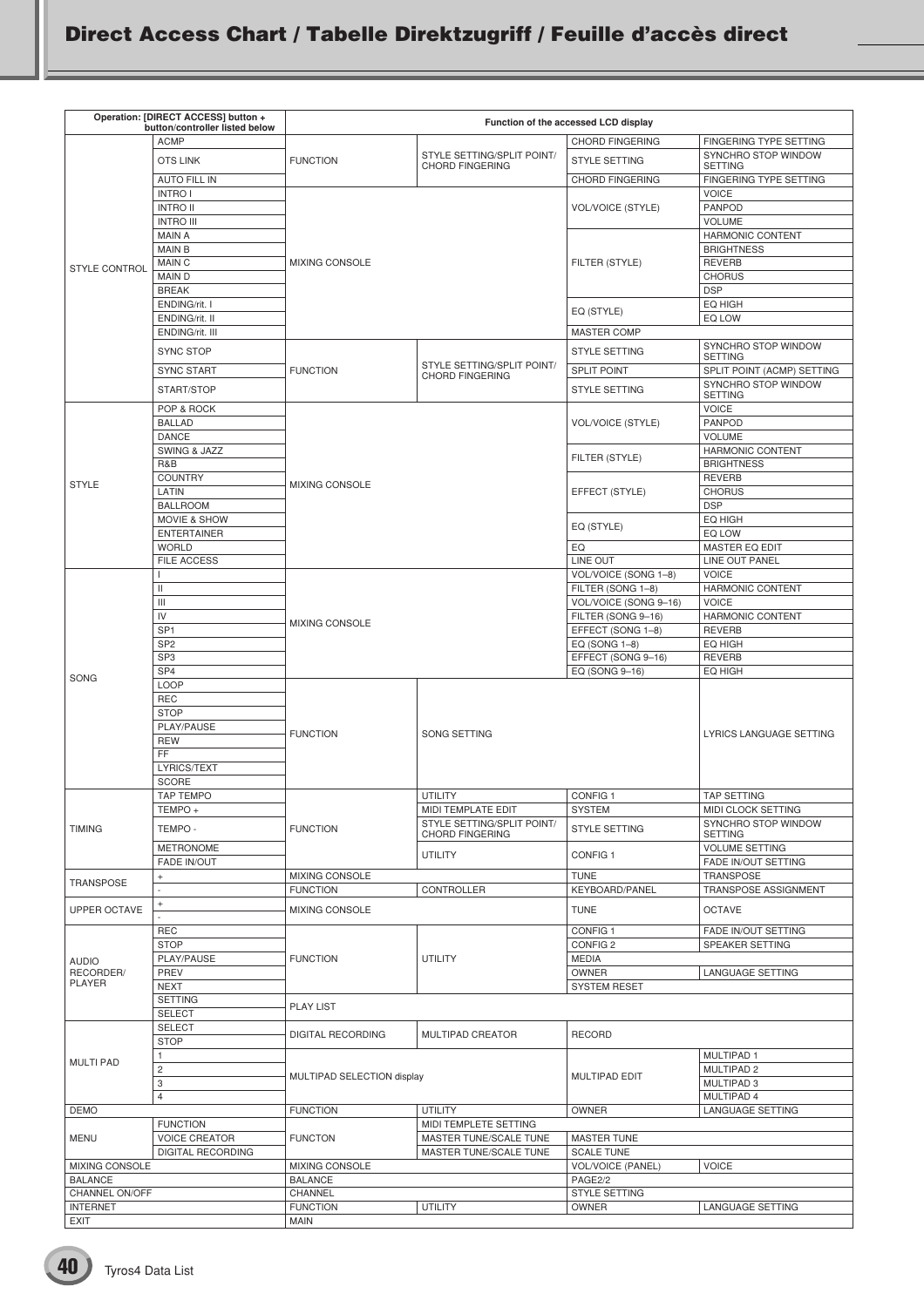## Direct Access Chart / Tabelle Direktzugriff / Feuille d'accès direct

| Operation: [DIRECT ACCESS] button + button/controller listed below | | Function of the accessed LCD display | | | |
|---|---|---|---|---|---|
| STYLE CONTROL | ACMP | FUNCTION | STYLE SETTING/SPLIT POINT/ CHORD FINGERING | CHORD FINGERING | FINGERING TYPE SETTING |
| | OTS LINK | | | STYLE SETTING | SYNCHRO STOP WINDOW SETTING |
| | AUTO FILL IN | | | CHORD FINGERING | FINGERING TYPE SETTING |
| | INTRO I | MIXING CONSOLE | | VOL/VOICE (STYLE) | VOICE |
| | INTRO II | | | | PANPOD |
| | INTRO III | | | | VOLUME |
| | MAIN A | | | FILTER (STYLE) | HARMONIC CONTENT |
| | MAIN B | | | | BRIGHTNESS |
| | MAIN C | | | | REVERB |
| | MAIN D | | | | CHORUS |
| | BREAK | | | | DSP |
| | ENDING/rit. I | | | EQ (STYLE) | EQ HIGH |
| | ENDING/rit. II | | | | EQ LOW |
| | ENDING/rit. III | | | MASTER COMP | |
| | SYNC STOP | FUNCTION | STYLE SETTING/SPLIT POINT/ CHORD FINGERING | STYLE SETTING | SYNCHRO STOP WINDOW SETTING |
| | SYNC START | | | SPLIT POINT | SPLIT POINT (ACMP) SETTING |
| | START/STOP | | | STYLE SETTING | SYNCHRO STOP WINDOW SETTING |
| STYLE | POP & ROCK | MIXING CONSOLE | | VOL/VOICE (STYLE) | VOICE |
| | BALLAD | | | | PANPOD |
| | DANCE | | | | VOLUME |
| | SWING & JAZZ | | | FILTER (STYLE) | HARMONIC CONTENT |
| | R&B | | | | BRIGHTNESS |
| | COUNTRY | | | EFFECT (STYLE) | REVERB |
| | LATIN | | | | CHORUS |
| | BALLROOM | | | | DSP |
| | MOVIE & SHOW | | | EQ (STYLE) | EQ HIGH |
| | ENTERTAINER | | | | EQ LOW |
| | WORLD | | | EQ | MASTER EQ EDIT |
| | FILE ACCESS | | | LINE OUT | LINE OUT PANEL |
| SONG | I | MIXING CONSOLE | | VOL/VOICE (SONG 1–8) | VOICE |
| | II | | | FILTER (SONG 1–8) | HARMONIC CONTENT |
| | III | | | VOL/VOICE (SONG 9–16) | VOICE |
| | IV | | | FILTER (SONG 9–16) | HARMONIC CONTENT |
| | SP1 | | | EFFECT (SONG 1–8) | REVERB |
| | SP2 | | | EQ (SONG 1–8) | EQ HIGH |
| | SP3 | | | EFFECT (SONG 9–16) | REVERB |
| | SP4 | | | EQ (SONG 9–16) | EQ HIGH |
| | LOOP | FUNCTION | SONG SETTING | | LYRICS LANGUAGE SETTING |
| | REC | | | | |
| | STOP | | | | |
| | PLAY/PAUSE | | | | |
| | REW | | | | |
| | FF | | | | |
| | LYRICS/TEXT | | | | |
| | SCORE | | | | |
| TIMING | TAP TEMPO | FUNCTION | UTILITY | CONFIG 1 | TAP SETTING |
| | TEMPO + | | MIDI TEMPLATE EDIT | SYSTEM | MIDI CLOCK SETTING |
| | TEMPO - | | STYLE SETTING/SPLIT POINT/ CHORD FINGERING | STYLE SETTING | SYNCHRO STOP WINDOW SETTING |
| | METRONOME | | UTILITY | CONFIG 1 | VOLUME SETTING |
| | FADE IN/OUT | | | | FADE IN/OUT SETTING |
| TRANSPOSE | + | MIXING CONSOLE | | TUNE | TRANSPOSE |
| | - | FUNCTION | CONTROLLER | KEYBOARD/PANEL | TRANSPOSE ASSIGNMENT |
| UPPER OCTAVE | + | MIXING CONSOLE | | TUNE | OCTAVE |
| | - | | | | |
| AUDIO RECORDER/ PLAYER | REC | FUNCTION | UTILITY | CONFIG 1 | FADE IN/OUT SETTING |
| | STOP | | | CONFIG 2 | SPEAKER SETTING |
| | PLAY/PAUSE | | | MEDIA | |
| | PREV | | | OWNER | LANGUAGE SETTING |
| | NEXT | | | SYSTEM RESET | |
| | SETTING | PLAY LIST | | | |
| | SELECT | | | | |
| MULTI PAD | SELECT | DIGITAL RECORDING | MULTIPAD CREATOR | RECORD | |
| | STOP | | | | |
| | 1 | MULTIPAD SELECTION display | | MULTIPAD EDIT | MULTIPAD 1 |
| | 2 | | | | MULTIPAD 2 |
| | 3 | | | | MULTIPAD 3 |
| | 4 | | | | MULTIPAD 4 |
| DEMO | | FUNCTION | UTILITY | OWNER | LANGUAGE SETTING |
| MENU | FUNCTION | FUNCTON | MIDI TEMPLETE SETTING | | |
| | VOICE CREATOR | | MASTER TUNE/SCALE TUNE | MASTER TUNE | |
| | DIGITAL RECORDING | | MASTER TUNE/SCALE TUNE | SCALE TUNE | |
| MIXING CONSOLE | | MIXING CONSOLE | | VOL/VOICE (PANEL) | VOICE |
| BALANCE | | BALANCE | | PAGE2/2 | |
| CHANNEL ON/OFF | | CHANNEL | | STYLE SETTING | |
| INTERNET | | FUNCTION | UTILITY | OWNER | LANGUAGE SETTING |
| EXIT | | MAIN | | | |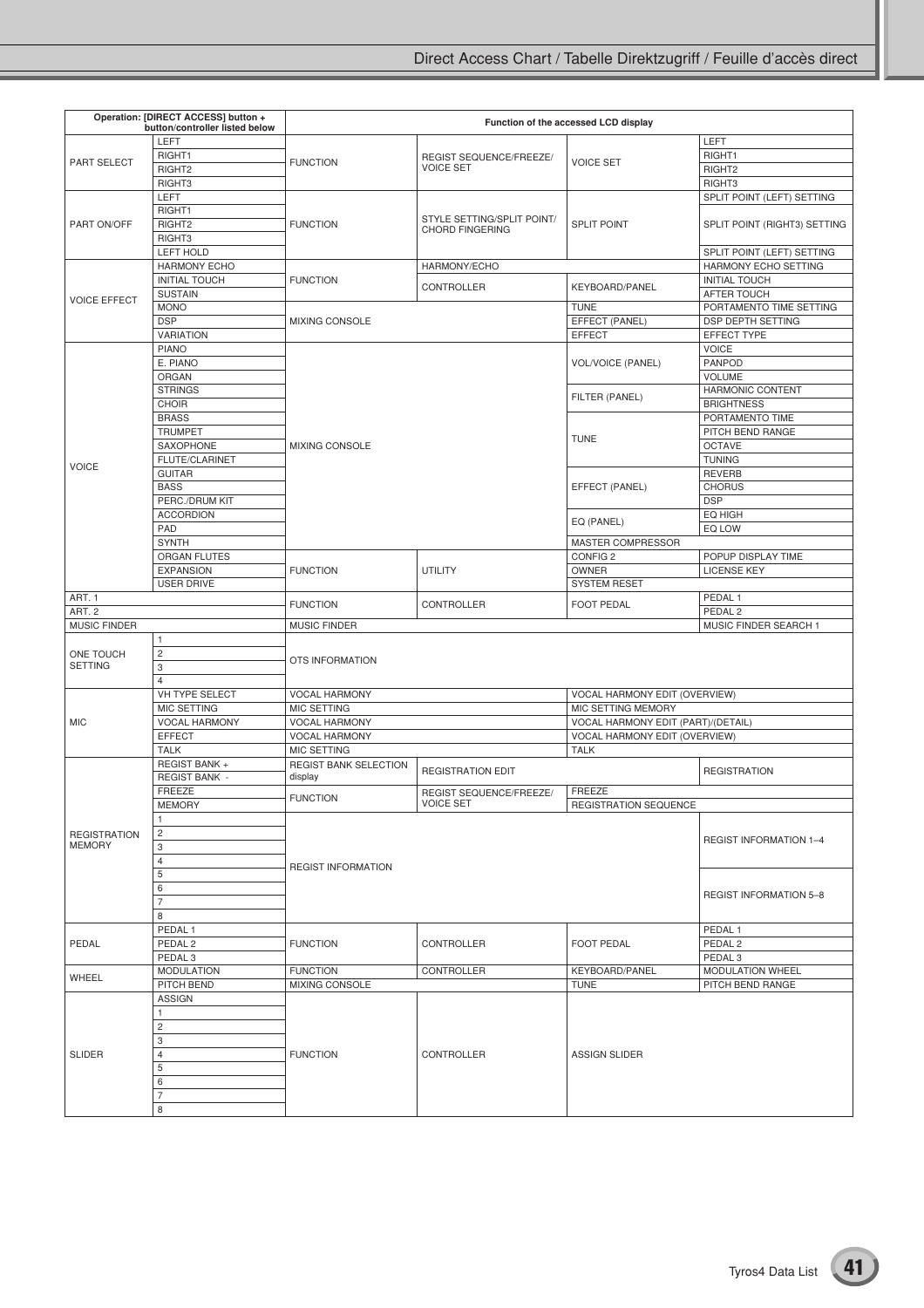# Direct Access Chart / Tabelle Direktzugriff / Feuille d'accès direct

| Operation: [DIRECT ACCESS] button + button/controller listed below | | Function of the accessed LCD display | | | |
|---|---|---|---|---|---|
| PART SELECT | LEFT | FUNCTION | REGIST SEQUENCE/FREEZE/ VOICE SET | VOICE SET | LEFT |
| | RIGHT1 | | | | RIGHT1 |
| | RIGHT2 | | | | RIGHT2 |
| | RIGHT3 | | | | RIGHT3 |
| PART ON/OFF | LEFT | FUNCTION | STYLE SETTING/SPLIT POINT/ CHORD FINGERING | SPLIT POINT | SPLIT POINT (LEFT) SETTING |
| | RIGHT1 | | | | SPLIT POINT (RIGHT3) SETTING |
| | RIGHT2 | | | | |
| | RIGHT3 | | | | |
| | LEFT HOLD | | | | SPLIT POINT (LEFT) SETTING |
| VOICE EFFECT | HARMONY ECHO | FUNCTION | HARMONY/ECHO | | HARMONY ECHO SETTING |
| | INITIAL TOUCH | | CONTROLLER | KEYBOARD/PANEL | INITIAL TOUCH |
| | SUSTAIN | | | | AFTER TOUCH |
| | MONO | MIXING CONSOLE | | TUNE | PORTAMENTO TIME SETTING |
| | DSP | | | EFFECT (PANEL) | DSP DEPTH SETTING |
| | VARIATION | | | EFFECT | EFFECT TYPE |
| VOICE | PIANO | MIXING CONSOLE | | VOL/VOICE (PANEL) | VOICE |
| | E. PIANO | | | | PANPOD |
| | ORGAN | | | | VOLUME |
| | STRINGS | | | FILTER (PANEL) | HARMONIC CONTENT |
| | CHOIR | | | | BRIGHTNESS |
| | BRASS | | | TUNE | PORTAMENTO TIME |
| | TRUMPET | | | | PITCH BEND RANGE |
| | SAXOPHONE | | | | OCTAVE |
| | FLUTE/CLARINET | | | | TUNING |
| | GUITAR | | | EFFECT (PANEL) | REVERB |
| | BASS | | | | CHORUS |
| | PERC./DRUM KIT | | | | DSP |
| | ACCORDION | | | EQ (PANEL) | EQ HIGH |
| | PAD | | | | EQ LOW |
| | SYNTH | | | MASTER COMPRESSOR | |
| | ORGAN FLUTES | FUNCTION | UTILITY | CONFIG 2 | POPUP DISPLAY TIME |
| | EXPANSION | | | OWNER | LICENSE KEY |
| | USER DRIVE | | | SYSTEM RESET | |
| ART. 1 | | FUNCTION | CONTROLLER | FOOT PEDAL | PEDAL 1 |
| ART. 2 | | | | | PEDAL 2 |
| MUSIC FINDER | | MUSIC FINDER | | | MUSIC FINDER SEARCH 1 |
| ONE TOUCH SETTING | 1 | OTS INFORMATION | | | |
| | 2 | | | | |
| | 3 | | | | |
| | 4 | | | | |
| MIC | VH TYPE SELECT | VOCAL HARMONY | | VOCAL HARMONY EDIT (OVERVIEW) | |
| | MIC SETTING | MIC SETTING | | MIC SETTING MEMORY | |
| | VOCAL HARMONY | VOCAL HARMONY | | VOCAL HARMONY EDIT (PART)/(DETAIL) | |
| | EFFECT | VOCAL HARMONY | | VOCAL HARMONY EDIT (OVERVIEW) | |
| | TALK | MIC SETTING | | TALK | |
| REGISTRATION MEMORY | REGIST BANK + | REGIST BANK SELECTION display | REGISTRATION EDIT | | REGISTRATION |
| | REGIST BANK - | | | | |
| | FREEZE | FUNCTION | REGIST SEQUENCE/FREEZE/ VOICE SET | FREEZE | |
| | MEMORY | | | REGISTRATION SEQUENCE | |
| | 1 | REGIST INFORMATION | | | REGIST INFORMATION 1–4 |
| | 2 | | | | |
| | 3 | | | | |
| | 4 | | | | |
| | 5 | | | | REGIST INFORMATION 5–8 |
| | 6 | | | | |
| | 7 | | | | |
| | 8 | | | | |
| PEDAL | PEDAL 1 | FUNCTION | CONTROLLER | FOOT PEDAL | PEDAL 1 |
| | PEDAL 2 | | | | PEDAL 2 |
| | PEDAL 3 | | | | PEDAL 3 |
| WHEEL | MODULATION | FUNCTION | CONTROLLER | KEYBOARD/PANEL | MODULATION WHEEL |
| | PITCH BEND | MIXING CONSOLE | | TUNE | PITCH BEND RANGE |
| SLIDER | ASSIGN | FUNCTION | CONTROLLER | ASSIGN SLIDER | |
| | 1 | | | | |
| | 2 | | | | |
| | 3 | | | | |
| | 4 | | | | |
| | 5 | | | | |
| | 6 | | | | |
| | 7 | | | | |
| | 8 | | | | |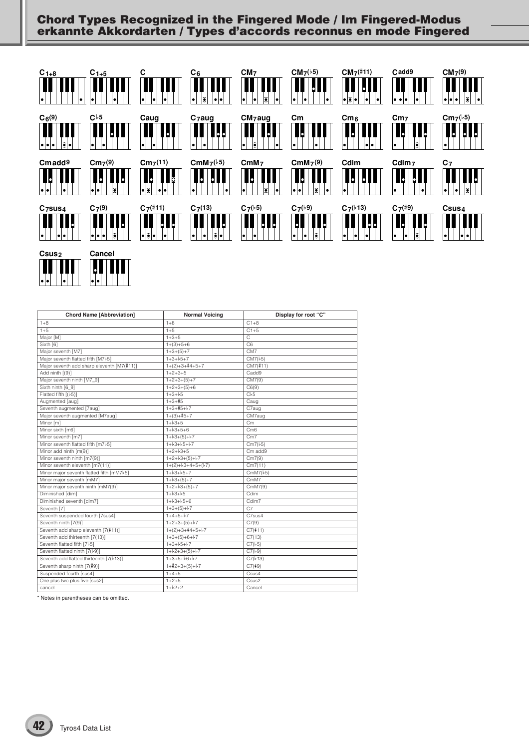## Chord Types Recognized in the Fingered Mode / Im Fingered-Modus erkannte Akkordarten / Types d'accords reconnus en mode Fingered

C1+8, C1+5, C, C6, CM7, CM7(♭5), CM7(♯11), Cadd9, CM7(9), C6(9), C♭5, Caug, C7aug, CM7aug, Cm, Cm6, Cm7, Cm7(♭5), Cmadd9, Cm7(9), Cm7(11), CmM7(♭5), CmM7, CmM7(9), Cdim, Cdim7, C7, C7sus4, C7(9), C7(♯11), C7(13), C7(♭5), C7(♭9), C7(♭13), C7(♯9), Csus4, Csus2, Cancel

| Chord Name [Abbreviation] | Normal Voicing | Display for root "C" |
|---|---|---|
| 1+8 | 1+8 | C1+8 |
| 1+5 | 1+5 | C1+5 |
| Major [M] | 1+3+5 | C |
| Sixth [6] | 1+(3)+5+6 | C6 |
| Major seventh [M7] | 1+3+(5)+7 | CM7 |
| Major seventh flatted fifth [M7♭5] | 1+3+♭5+7 | CM7(♭5) |
| Major seventh add sharp eleventh [M7(♯11)] | 1+(2)+3+♯4+5+7 | CM7(♯11) |
| Add ninth [(9)] | 1+2+3+5 | Cadd9 |
| Major seventh ninth [M7_9] | 1+2+3+(5)+7 | CM7(9) |
| Sixth ninth [6_9] | 1+2+3+(5)+6 | C6(9) |
| Flatted fifth [(♭5)] | 1+3+♭5 | C♭5 |
| Augmented [aug] | 1+3+♯5 | Caug |
| Seventh augmented [7aug] | 1+3+♯5+♭7 | C7aug |
| Major seventh augmented [M7aug] | 1+(3)+♯5+7 | CM7aug |
| Minor [m] | 1+♭3+5 | Cm |
| Minor sixth [m6] | 1+♭3+5+6 | Cm6 |
| Minor seventh [m7] | 1+♭3+(5)+♭7 | Cm7 |
| Minor seventh flatted fifth [m7♭5] | 1+♭3+♭5+♭7 | Cm7(♭5) |
| Minor add ninth [m(9)] | 1+2+♭3+5 | Cm add9 |
| Minor seventh ninth [m7(9)] | 1+2+♭3+(5)+♭7 | Cm7(9) |
| Minor seventh eleventh [m7(11)] | 1+(2)+♭3+4+5+(♭7) | Cm7(11) |
| Minor major seventh flatted fifth [mM7♭5] | 1+♭3+♭5+7 | CmM7(♭5) |
| Minor major seventh [mM7] | 1+♭3+(5)+7 | CmM7 |
| Minor major seventh ninth [mM7(9)] | 1+2+♭3+(5)+7 | CmM7(9) |
| Diminished [dim] | 1+♭3+♭5 | Cdim |
| Diminished seventh [dim7] | 1+♭3+♭5+6 | Cdim7 |
| Seventh [7] | 1+3+(5)+♭7 | C7 |
| Seventh suspended fourth [7sus4] | 1+4+5+♭7 | C7sus4 |
| Seventh ninth [7(9)] | 1+2+3+(5)+♭7 | C7(9) |
| Seventh add sharp eleventh [7(♯11)] | 1+(2)+3+♯4+5+♭7 | C7(♯11) |
| Seventh add thirteenth [7(13)] | 1+3+(5)+6+♭7 | C7(13) |
| Seventh flatted fifth [7♭5] | 1+3+♭5+♭7 | C7(♭5) |
| Seventh flatted ninth [7(♭9)] | 1+♭2+3+(5)+♭7 | C7(♭9) |
| Seventh add flatted thirteenth [7(♭13)] | 1+3+5+♭6+♭7 | C7(♭13) |
| Seventh sharp ninth [7(♯9)] | 1+♯2+3+(5)+♭7 | C7(♯9) |
| Suspended fourth [sus4] | 1+4+5 | Csus4 |
| One plus two plus five [sus2] | 1+2+5 | Csus2 |
| cancel | 1+♭2+2 | Cancel |

\* Notes in parentheses can be omitted.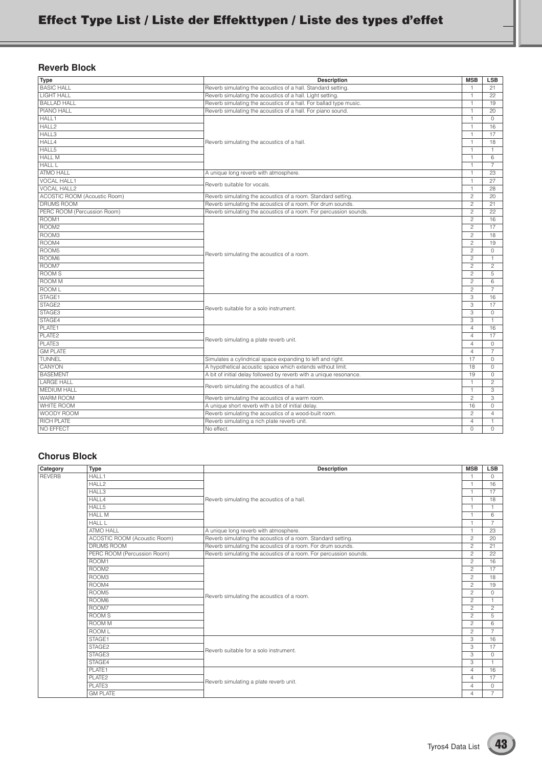# Effect Type List / Liste der Effekttypen / Liste des types d'effet

## Reverb Block

| Type | Description | MSB | LSB |
|---|---|---|---|
| BASIC HALL | Reverb simulating the acoustics of a hall. Standard setting. | 1 | 21 |
| LIGHT HALL | Reverb simulating the acoustics of a hall. Light setting. | 1 | 22 |
| BALLAD HALL | Reverb simulating the acoustics of a hall. For ballad type music. | 1 | 19 |
| PIANO HALL | Reverb simulating the acoustics of a hall. For piano sound. | 1 | 20 |
| HALL1 | Reverb simulating the acoustics of a hall. | 1 | 0 |
| HALL2 | | 1 | 16 |
| HALL3 | | 1 | 17 |
| HALL4 | | 1 | 18 |
| HALL5 | | 1 | 1 |
| HALL M | | 1 | 6 |
| HALL L | | 1 | 7 |
| ATMO HALL | A unique long reverb with atmosphere. | 1 | 23 |
| VOCAL HALL1 | Reverb suitable for vocals. | 1 | 27 |
| VOCAL HALL2 | | 1 | 28 |
| ACOSTIC ROOM (Acoustic Room) | Reverb simulating the acoustics of a room. Standard setting. | 2 | 20 |
| DRUMS ROOM | Reverb simulating the acoustics of a room. For drum sounds. | 2 | 21 |
| PERC ROOM (Percussion Room) | Reverb simulating the acoustics of a room. For percussion sounds. | 2 | 22 |
| ROOM1 | Reverb simulating the acoustics of a room. | 2 | 16 |
| ROOM2 | | 2 | 17 |
| ROOM3 | | 2 | 18 |
| ROOM4 | | 2 | 19 |
| ROOM5 | | 2 | 0 |
| ROOM6 | | 2 | 1 |
| ROOM7 | | 2 | 2 |
| ROOM S | | 2 | 5 |
| ROOM M | | 2 | 6 |
| ROOM L | | 2 | 7 |
| STAGE1 | Reverb suitable for a solo instrument. | 3 | 16 |
| STAGE2 | | 3 | 17 |
| STAGE3 | | 3 | 0 |
| STAGE4 | | 3 | 1 |
| PLATE1 | Reverb simulating a plate reverb unit. | 4 | 16 |
| PLATE2 | | 4 | 17 |
| PLATE3 | | 4 | 0 |
| GM PLATE | | 4 | 7 |
| TUNNEL | Simulates a cylindrical space expanding to left and right. | 17 | 0 |
| CANYON | A hypothetical acoustic space which extends without limit. | 18 | 0 |
| BASEMENT | A bit of initial delay followed by reverb with a unique resonance. | 19 | 0 |
| LARGE HALL | Reverb simulating the acoustics of a hall. | 1 | 2 |
| MEDIUM HALL | | 1 | 3 |
| WARM ROOM | Reverb simulating the acoustics of a warm room. | 2 | 3 |
| WHITE ROOM | A unique short reverb with a bit of initial delay. | 16 | 0 |
| WOODY ROOM | Reverb simulating the acoustics of a wood-built room. | 2 | 4 |
| RICH PLATE | Reverb simulating a rich plate reverb unit. | 4 | 1 |
| NO EFFECT | No effect. | 0 | 0 |

## Chorus Block

| Category | Type | Description | MSB | LSB |
|---|---|---|---|---|
| REVERB | HALL1 | Reverb simulating the acoustics of a hall. | 1 | 0 |
| | HALL2 | | 1 | 16 |
| | HALL3 | | 1 | 17 |
| | HALL4 | | 1 | 18 |
| | HALL5 | | 1 | 1 |
| | HALL M | | 1 | 6 |
| | HALL L | | 1 | 7 |
| | ATMO HALL | A unique long reverb with atmosphere. | 1 | 23 |
| | ACOSTIC ROOM (Acoustic Room) | Reverb simulating the acoustics of a room. Standard setting. | 2 | 20 |
| | DRUMS ROOM | Reverb simulating the acoustics of a room. For drum sounds. | 2 | 21 |
| | PERC ROOM (Percussion Room) | Reverb simulating the acoustics of a room. For percussion sounds. | 2 | 22 |
| | ROOM1 | Reverb simulating the acoustics of a room. | 2 | 16 |
| | ROOM2 | | 2 | 17 |
| | ROOM3 | | 2 | 18 |
| | ROOM4 | | 2 | 19 |
| | ROOM5 | | 2 | 0 |
| | ROOM6 | | 2 | 1 |
| | ROOM7 | | 2 | 2 |
| | ROOM S | | 2 | 5 |
| | ROOM M | | 2 | 6 |
| | ROOM L | | 2 | 7 |
| | STAGE1 | Reverb suitable for a solo instrument. | 3 | 16 |
| | STAGE2 | | 3 | 17 |
| | STAGE3 | | 3 | 0 |
| | STAGE4 | | 3 | 1 |
| | PLATE1 | Reverb simulating a plate reverb unit. | 4 | 16 |
| | PLATE2 | | 4 | 17 |
| | PLATE3 | | 4 | 0 |
| | GM PLATE | | 4 | 7 |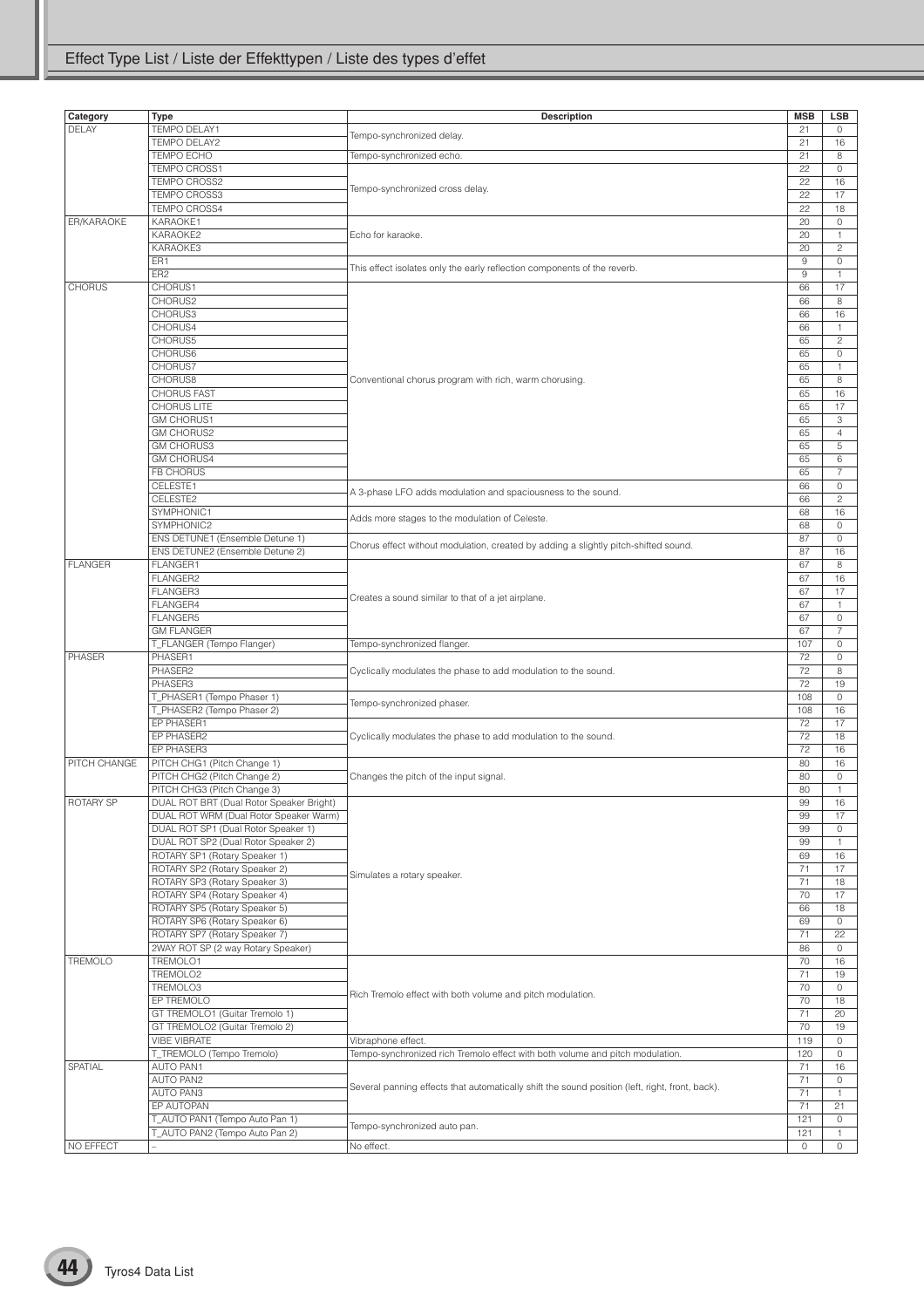## Effect Type List / Liste der Effekttypen / Liste des types d'effet

| Category | Type | Description | MSB | LSB |
|---|---|---|---|---|
| DELAY | TEMPO DELAY1 | Tempo-synchronized delay. | 21 | 0 |
| | TEMPO DELAY2 | | 21 | 16 |
| | TEMPO ECHO | Tempo-synchronized echo. | 21 | 8 |
| | TEMPO CROSS1 | Tempo-synchronized cross delay. | 22 | 0 |
| | TEMPO CROSS2 | | 22 | 16 |
| | TEMPO CROSS3 | | 22 | 17 |
| | TEMPO CROSS4 | | 22 | 18 |
| ER/KARAOKE | KARAOKE1 | Echo for karaoke. | 20 | 0 |
| | KARAOKE2 | | 20 | 1 |
| | KARAOKE3 | | 20 | 2 |
| | ER1 | This effect isolates only the early reflection components of the reverb. | 9 | 0 |
| | ER2 | | 9 | 1 |
| CHORUS | CHORUS1 | Conventional chorus program with rich, warm chorusing. | 66 | 17 |
| | CHORUS2 | | 66 | 8 |
| | CHORUS3 | | 66 | 16 |
| | CHORUS4 | | 66 | 1 |
| | CHORUS5 | | 65 | 2 |
| | CHORUS6 | | 65 | 0 |
| | CHORUS7 | | 65 | 1 |
| | CHORUS8 | | 65 | 8 |
| | CHORUS FAST | | 65 | 16 |
| | CHORUS LITE | | 65 | 17 |
| | GM CHORUS1 | | 65 | 3 |
| | GM CHORUS2 | | 65 | 4 |
| | GM CHORUS3 | | 65 | 5 |
| | GM CHORUS4 | | 65 | 6 |
| | FB CHORUS | | 65 | 7 |
| | CELESTE1 | A 3-phase LFO adds modulation and spaciousness to the sound. | 66 | 0 |
| | CELESTE2 | | 66 | 2 |
| | SYMPHONIC1 | Adds more stages to the modulation of Celeste. | 68 | 16 |
| | SYMPHONIC2 | | 68 | 0 |
| | ENS DETUNE1 (Ensemble Detune 1) | Chorus effect without modulation, created by adding a slightly pitch-shifted sound. | 87 | 0 |
| | ENS DETUNE2 (Ensemble Detune 2) | | 87 | 16 |
| FLANGER | FLANGER1 | Creates a sound similar to that of a jet airplane. | 67 | 8 |
| | FLANGER2 | | 67 | 16 |
| | FLANGER3 | | 67 | 17 |
| | FLANGER4 | | 67 | 1 |
| | FLANGER5 | | 67 | 0 |
| | GM FLANGER | | 67 | 7 |
| | T_FLANGER (Tempo Flanger) | Tempo-synchronized flanger. | 107 | 0 |
| PHASER | PHASER1 | Cyclically modulates the phase to add modulation to the sound. | 72 | 0 |
| | PHASER2 | | 72 | 8 |
| | PHASER3 | | 72 | 19 |
| | T_PHASER1 (Tempo Phaser 1) | Tempo-synchronized phaser. | 108 | 0 |
| | T_PHASER2 (Tempo Phaser 2) | | 108 | 16 |
| | EP PHASER1 | Cyclically modulates the phase to add modulation to the sound. | 72 | 17 |
| | EP PHASER2 | | 72 | 18 |
| | EP PHASER3 | | 72 | 16 |
| PITCH CHANGE | PITCH CHG1 (Pitch Change 1) | Changes the pitch of the input signal. | 80 | 16 |
| | PITCH CHG2 (Pitch Change 2) | | 80 | 0 |
| | PITCH CHG3 (Pitch Change 3) | | 80 | 1 |
| ROTARY SP | DUAL ROT BRT (Dual Rotor Speaker Bright) | Simulates a rotary speaker. | 99 | 16 |
| | DUAL ROT WRM (Dual Rotor Speaker Warm) | | 99 | 17 |
| | DUAL ROT SP1 (Dual Rotor Speaker 1) | | 99 | 0 |
| | DUAL ROT SP2 (Dual Rotor Speaker 2) | | 99 | 1 |
| | ROTARY SP1 (Rotary Speaker 1) | | 69 | 16 |
| | ROTARY SP2 (Rotary Speaker 2) | | 71 | 17 |
| | ROTARY SP3 (Rotary Speaker 3) | | 71 | 18 |
| | ROTARY SP4 (Rotary Speaker 4) | | 70 | 17 |
| | ROTARY SP5 (Rotary Speaker 5) | | 66 | 18 |
| | ROTARY SP6 (Rotary Speaker 6) | | 69 | 0 |
| | ROTARY SP7 (Rotary Speaker 7) | | 71 | 22 |
| | 2WAY ROT SP (2 way Rotary Speaker) | | 86 | 0 |
| TREMOLO | TREMOLO1 | Rich Tremolo effect with both volume and pitch modulation. | 70 | 16 |
| | TREMOLO2 | | 71 | 19 |
| | TREMOLO3 | | 70 | 0 |
| | EP TREMOLO | | 70 | 18 |
| | GT TREMOLO1 (Guitar Tremolo 1) | | 71 | 20 |
| | GT TREMOLO2 (Guitar Tremolo 2) | | 70 | 19 |
| | VIBE VIBRATE | Vibraphone effect. | 119 | 0 |
| | T_TREMOLO (Tempo Tremolo) | Tempo-synchronized rich Tremolo effect with both volume and pitch modulation. | 120 | 0 |
| SPATIAL | AUTO PAN1 | Several panning effects that automatically shift the sound position (left, right, front, back). | 71 | 16 |
| | AUTO PAN2 | | 71 | 0 |
| | AUTO PAN3 | | 71 | 1 |
| | EP AUTOPAN | | 71 | 21 |
| | T_AUTO PAN1 (Tempo Auto Pan 1) | Tempo-synchronized auto pan. | 121 | 0 |
| | T_AUTO PAN2 (Tempo Auto Pan 2) | | 121 | 1 |
| NO EFFECT | – | No effect. | 0 | 0 |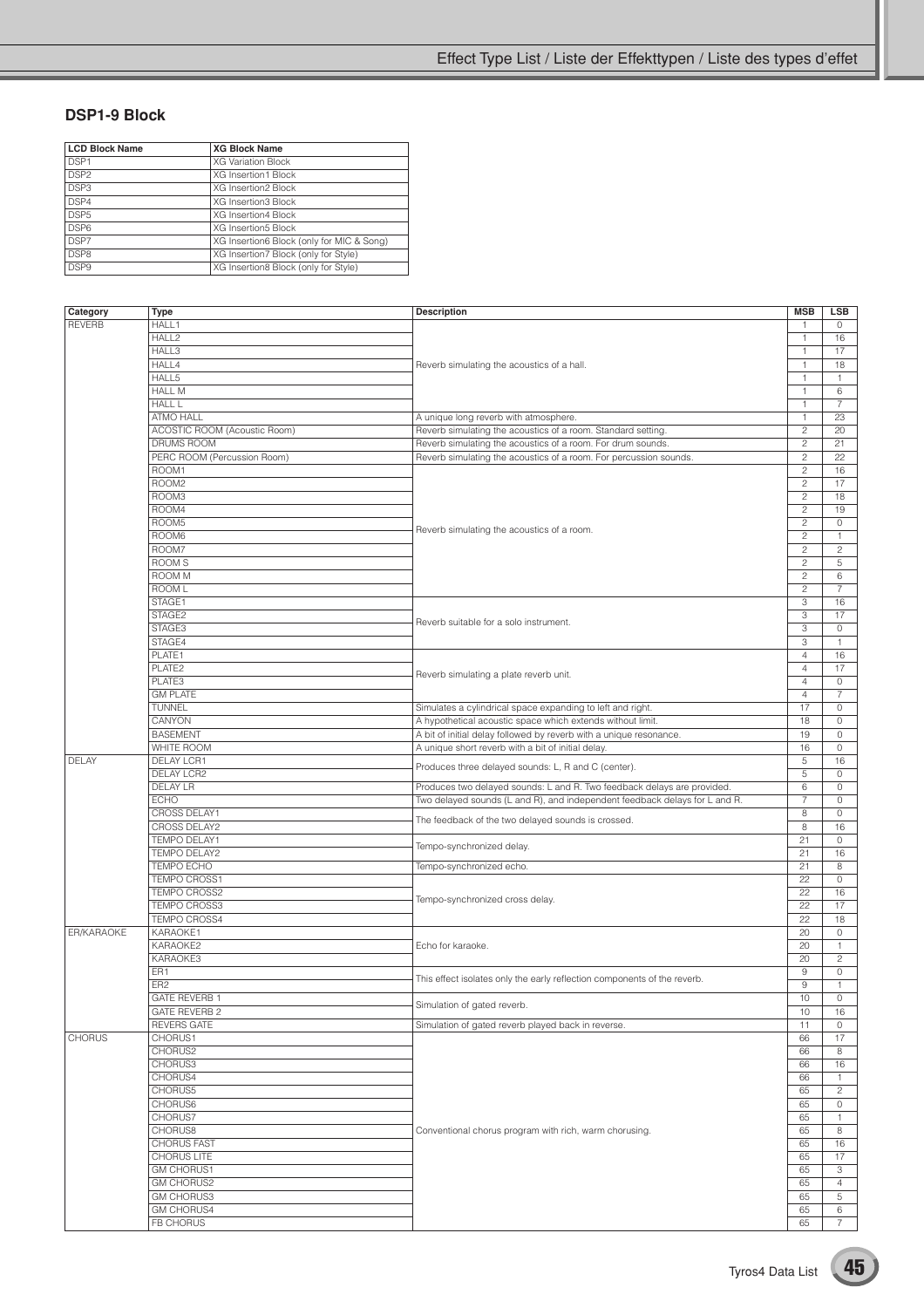### DSP1-9 Block

| LCD Block Name | XG Block Name |
|---|---|
| DSP1 | XG Variation Block |
| DSP2 | XG Insertion1 Block |
| DSP3 | XG Insertion2 Block |
| DSP4 | XG Insertion3 Block |
| DSP5 | XG Insertion4 Block |
| DSP6 | XG Insertion5 Block |
| DSP7 | XG Insertion6 Block (only for MIC & Song) |
| DSP8 | XG Insertion7 Block (only for Style) |
| DSP9 | XG Insertion8 Block (only for Style) |

| Category | Type | Description | MSB | LSB |
|---|---|---|---|---|
| REVERB | HALL1 | Reverb simulating the acoustics of a hall. | 1 | 0 |
| | HALL2 | | 1 | 16 |
| | HALL3 | | 1 | 17 |
| | HALL4 | | 1 | 18 |
| | HALL5 | | 1 | 1 |
| | HALL M | | 1 | 6 |
| | HALL L | | 1 | 7 |
| | ATMO HALL | A unique long reverb with atmosphere. | 1 | 23 |
| | ACOSTIC ROOM (Acoustic Room) | Reverb simulating the acoustics of a room. Standard setting. | 2 | 20 |
| | DRUMS ROOM | Reverb simulating the acoustics of a room. For drum sounds. | 2 | 21 |
| | PERC ROOM (Percussion Room) | Reverb simulating the acoustics of a room. For percussion sounds. | 2 | 22 |
| | ROOM1 | Reverb simulating the acoustics of a room. | 2 | 16 |
| | ROOM2 | | 2 | 17 |
| | ROOM3 | | 2 | 18 |
| | ROOM4 | | 2 | 19 |
| | ROOM5 | | 2 | 0 |
| | ROOM6 | | 2 | 1 |
| | ROOM7 | | 2 | 2 |
| | ROOM S | | 2 | 5 |
| | ROOM M | | 2 | 6 |
| | ROOM L | | 2 | 7 |
| | STAGE1 | Reverb suitable for a solo instrument. | 3 | 16 |
| | STAGE2 | | 3 | 17 |
| | STAGE3 | | 3 | 0 |
| | STAGE4 | | 3 | 1 |
| | PLATE1 | Reverb simulating a plate reverb unit. | 4 | 16 |
| | PLATE2 | | 4 | 17 |
| | PLATE3 | | 4 | 0 |
| | GM PLATE | | 4 | 7 |
| | TUNNEL | Simulates a cylindrical space expanding to left and right. | 17 | 0 |
| | CANYON | A hypothetical acoustic space which extends without limit. | 18 | 0 |
| | BASEMENT | A bit of initial delay followed by reverb with a unique resonance. | 19 | 0 |
| | WHITE ROOM | A unique short reverb with a bit of initial delay. | 16 | 0 |
| DELAY | DELAY LCR1 | Produces three delayed sounds: L, R and C (center). | 5 | 16 |
| | DELAY LCR2 | | 5 | 0 |
| | DELAY LR | Produces two delayed sounds: L and R. Two feedback delays are provided. | 6 | 0 |
| | ECHO | Two delayed sounds (L and R), and independent feedback delays for L and R. | 7 | 0 |
| | CROSS DELAY1 | The feedback of the two delayed sounds is crossed. | 8 | 0 |
| | CROSS DELAY2 | | 8 | 16 |
| | TEMPO DELAY1 | Tempo-synchronized delay. | 21 | 0 |
| | TEMPO DELAY2 | | 21 | 16 |
| | TEMPO ECHO | Tempo-synchronized echo. | 21 | 8 |
| | TEMPO CROSS1 | Tempo-synchronized cross delay. | 22 | 0 |
| | TEMPO CROSS2 | | 22 | 16 |
| | TEMPO CROSS3 | | 22 | 17 |
| | TEMPO CROSS4 | | 22 | 18 |
| ER/KARAOKE | KARAOKE1 | Echo for karaoke. | 20 | 0 |
| | KARAOKE2 | | 20 | 1 |
| | KARAOKE3 | | 20 | 2 |
| | ER1 | This effect isolates only the early reflection components of the reverb. | 9 | 0 |
| | ER2 | | 9 | 1 |
| | GATE REVERB 1 | Simulation of gated reverb. | 10 | 0 |
| | GATE REVERB 2 | | 10 | 16 |
| | REVERS GATE | Simulation of gated reverb played back in reverse. | 11 | 0 |
| CHORUS | CHORUS1 | Conventional chorus program with rich, warm chorusing. | 66 | 17 |
| | CHORUS2 | | 66 | 8 |
| | CHORUS3 | | 66 | 16 |
| | CHORUS4 | | 66 | 1 |
| | CHORUS5 | | 65 | 2 |
| | CHORUS6 | | 65 | 0 |
| | CHORUS7 | | 65 | 1 |
| | CHORUS8 | | 65 | 8 |
| | CHORUS FAST | | 65 | 16 |
| | CHORUS LITE | | 65 | 17 |
| | GM CHORUS1 | | 65 | 3 |
| | GM CHORUS2 | | 65 | 4 |
| | GM CHORUS3 | | 65 | 5 |
| | GM CHORUS4 | | 65 | 6 |
| | FB CHORUS | | 65 | 7 |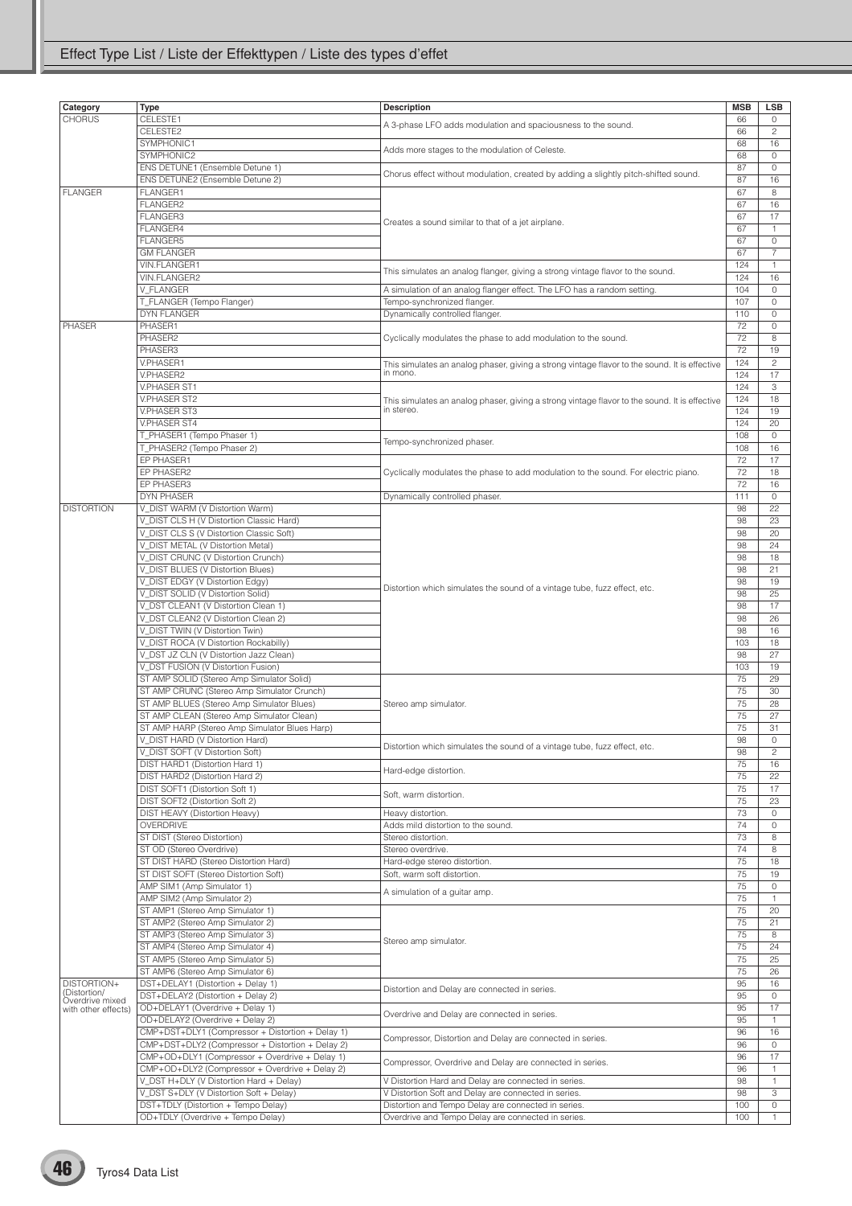## Effect Type List / Liste der Effekttypen / Liste des types d'effet

| Category | Type | Description | MSB | LSB |
|---|---|---|---|---|
| CHORUS | CELESTE1 | A 3-phase LFO adds modulation and spaciousness to the sound. | 66 | 0 |
| | CELESTE2 | | 66 | 2 |
| | SYMPHONIC1 | Adds more stages to the modulation of Celeste. | 68 | 16 |
| | SYMPHONIC2 | | 68 | 0 |
| | ENS DETUNE1 (Ensemble Detune 1) | Chorus effect without modulation, created by adding a slightly pitch-shifted sound. | 87 | 0 |
| | ENS DETUNE2 (Ensemble Detune 2) | | 87 | 16 |
| FLANGER | FLANGER1 | Creates a sound similar to that of a jet airplane. | 67 | 8 |
| | FLANGER2 | | 67 | 16 |
| | FLANGER3 | | 67 | 17 |
| | FLANGER4 | | 67 | 1 |
| | FLANGER5 | | 67 | 0 |
| | GM FLANGER | | 67 | 7 |
| | VIN.FLANGER1 | This simulates an analog flanger, giving a strong vintage flavor to the sound. | 124 | 1 |
| | VIN.FLANGER2 | | 124 | 16 |
| | V_FLANGER | A simulation of an analog flanger effect. The LFO has a random setting. | 104 | 0 |
| | T_FLANGER (Tempo Flanger) | Tempo-synchronized flanger. | 107 | 0 |
| | DYN FLANGER | Dynamically controlled flanger. | 110 | 0 |
| PHASER | PHASER1 | Cyclically modulates the phase to add modulation to the sound. | 72 | 0 |
| | PHASER2 | | 72 | 8 |
| | PHASER3 | | 72 | 19 |
| | V.PHASER1 | This simulates an analog phaser, giving a strong vintage flavor to the sound. It is effective in mono. | 124 | 2 |
| | V.PHASER2 | | 124 | 17 |
| | V.PHASER ST1 | This simulates an analog phaser, giving a strong vintage flavor to the sound. It is effective in stereo. | 124 | 3 |
| | V.PHASER ST2 | | 124 | 18 |
| | V.PHASER ST3 | | 124 | 19 |
| | V.PHASER ST4 | | 124 | 20 |
| | T_PHASER1 (Tempo Phaser 1) | Tempo-synchronized phaser. | 108 | 0 |
| | T_PHASER2 (Tempo Phaser 2) | | 108 | 16 |
| | EP PHASER1 | Cyclically modulates the phase to add modulation to the sound. For electric piano. | 72 | 17 |
| | EP PHASER2 | | 72 | 18 |
| | EP PHASER3 | | 72 | 16 |
| | DYN PHASER | Dynamically controlled phaser. | 111 | 0 |
| DISTORTION | V_DIST WARM (V Distortion Warm) | Distortion which simulates the sound of a vintage tube, fuzz effect, etc. | 98 | 22 |
| | V_DIST CLS H (V Distortion Classic Hard) | | 98 | 23 |
| | V_DIST CLS S (V Distortion Classic Soft) | | 98 | 20 |
| | V_DIST METAL (V Distortion Metal) | | 98 | 24 |
| | V_DIST CRUNC (V Distortion Crunch) | | 98 | 18 |
| | V_DIST BLUES (V Distortion Blues) | | 98 | 21 |
| | V_DIST EDGY (V Distortion Edgy) | | 98 | 19 |
| | V_DIST SOLID (V Distortion Solid) | | 98 | 25 |
| | V_DST CLEAN1 (V Distortion Clean 1) | | 98 | 17 |
| | V_DST CLEAN2 (V Distortion Clean 2) | | 98 | 26 |
| | V_DIST TWIN (V Distortion Twin) | | 98 | 16 |
| | V_DIST ROCA (V Distortion Rockabilly) | | 103 | 18 |
| | V_DST JZ CLN (V Distortion Jazz Clean) | | 98 | 27 |
| | V_DST FUSION (V Distortion Fusion) | | 103 | 19 |
| | ST AMP SOLID (Stereo Amp Simulator Solid) | Stereo amp simulator. | 75 | 29 |
| | ST AMP CRUNC (Stereo Amp Simulator Crunch) | | 75 | 30 |
| | ST AMP BLUES (Stereo Amp Simulator Blues) | | 75 | 28 |
| | ST AMP CLEAN (Stereo Amp Simulator Clean) | | 75 | 27 |
| | ST AMP HARP (Stereo Amp Simulator Blues Harp) | | 75 | 31 |
| | V_DIST HARD (V Distortion Hard) | Distortion which simulates the sound of a vintage tube, fuzz effect, etc. | 98 | 0 |
| | V_DIST SOFT (V Distortion Soft) | | 98 | 2 |
| | DIST HARD1 (Distortion Hard 1) | Hard-edge distortion. | 75 | 16 |
| | DIST HARD2 (Distortion Hard 2) | | 75 | 22 |
| | DIST SOFT1 (Distortion Soft 1) | Soft, warm distortion. | 75 | 17 |
| | DIST SOFT2 (Distortion Soft 2) | | 75 | 23 |
| | DIST HEAVY (Distortion Heavy) | Heavy distortion. | 73 | 0 |
| | OVERDRIVE | Adds mild distortion to the sound. | 74 | 0 |
| | ST DIST (Stereo Distortion) | Stereo distortion. | 73 | 8 |
| | ST OD (Stereo Overdrive) | Stereo overdrive. | 74 | 8 |
| | ST DIST HARD (Stereo Distortion Hard) | Hard-edge stereo distortion. | 75 | 18 |
| | ST DIST SOFT (Stereo Distortion Soft) | Soft, warm soft distortion. | 75 | 19 |
| | AMP SIM1 (Amp Simulator 1) | A simulation of a guitar amp. | 75 | 0 |
| | AMP SIM2 (Amp Simulator 2) | | 75 | 1 |
| | ST AMP1 (Stereo Amp Simulator 1) | Stereo amp simulator. | 75 | 20 |
| | ST AMP2 (Stereo Amp Simulator 2) | | 75 | 21 |
| | ST AMP3 (Stereo Amp Simulator 3) | | 75 | 8 |
| | ST AMP4 (Stereo Amp Simulator 4) | | 75 | 24 |
| | ST AMP5 (Stereo Amp Simulator 5) | | 75 | 25 |
| | ST AMP6 (Stereo Amp Simulator 6) | | 75 | 26 |
| DISTORTION+ (Distortion/ Overdrive mixed with other effects) | DST+DELAY1 (Distortion + Delay 1) | Distortion and Delay are connected in series. | 95 | 16 |
| | DST+DELAY2 (Distortion + Delay 2) | | 95 | 0 |
| | OD+DELAY1 (Overdrive + Delay 1) | Overdrive and Delay are connected in series. | 95 | 17 |
| | OD+DELAY2 (Overdrive + Delay 2) | | 95 | 1 |
| | CMP+DST+DLY1 (Compressor + Distortion + Delay 1) | Compressor, Distortion and Delay are connected in series. | 96 | 16 |
| | CMP+DST+DLY2 (Compressor + Distortion + Delay 2) | | 96 | 0 |
| | CMP+OD+DLY1 (Compressor + Overdrive + Delay 1) | Compressor, Overdrive and Delay are connected in series. | 96 | 17 |
| | CMP+OD+DLY2 (Compressor + Overdrive + Delay 2) | | 96 | 1 |
| | V_DST H+DLY (V Distortion Hard + Delay) | V Distortion Hard and Delay are connected in series. | 98 | 1 |
| | V_DST S+DLY (V Distortion Soft + Delay) | V Distortion Soft and Delay are connected in series. | 98 | 3 |
| | DST+TDLY (Distortion + Tempo Delay) | Distortion and Tempo Delay are connected in series. | 100 | 0 |
| | OD+TDLY (Overdrive + Tempo Delay) | Overdrive and Tempo Delay are connected in series. | 100 | 1 |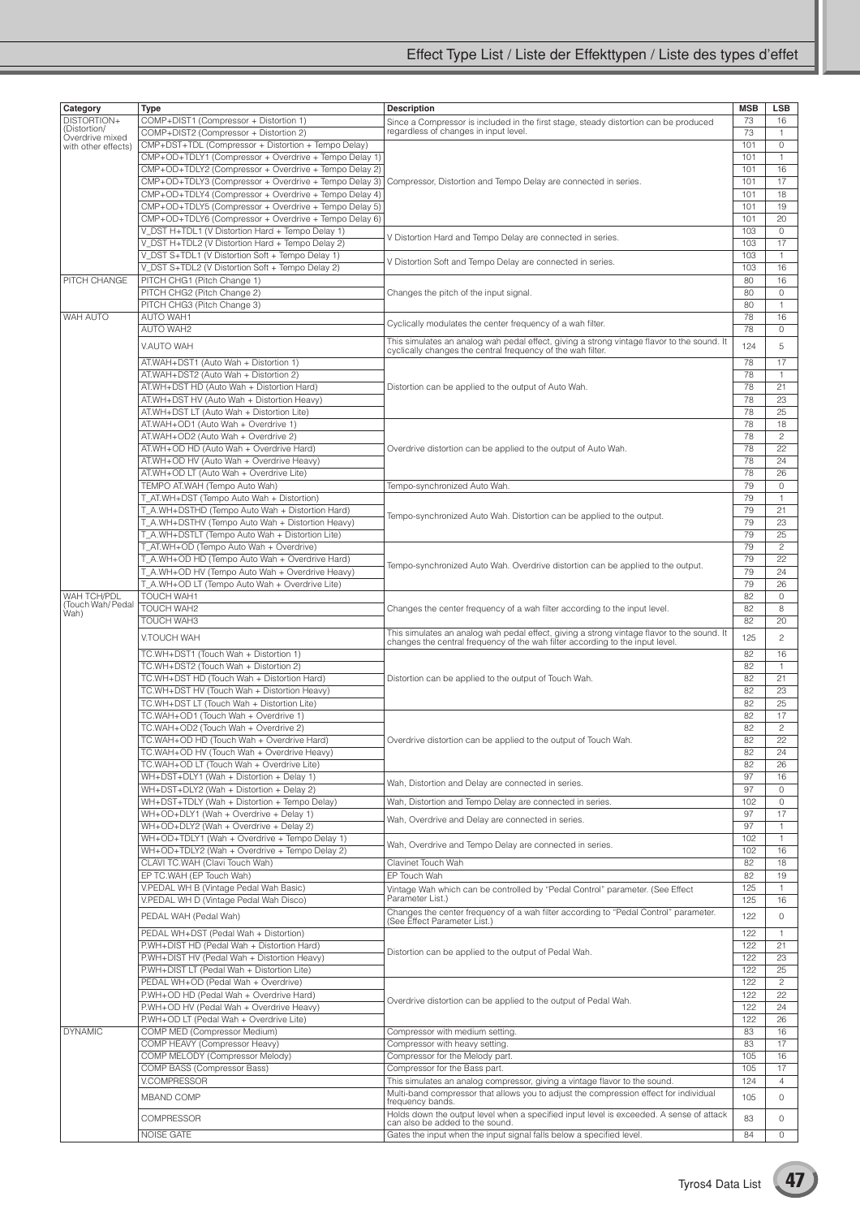| Category | Type | Description | MSB | LSB |
|---|---|---|---|---|
| DISTORTION+ (Distortion/ Overdrive mixed with other effects) | COMP+DIST1 (Compressor + Distortion 1) | Since a Compressor is included in the first stage, steady distortion can be produced regardless of changes in input level. | 73 | 16 |
| | COMP+DIST2 (Compressor + Distortion 2) | | 73 | 1 |
| | CMP+DST+TDL (Compressor + Distortion + Tempo Delay) | Compressor, Distortion and Tempo Delay are connected in series. | 101 | 0 |
| | CMP+OD+TDLY1 (Compressor + Overdrive + Tempo Delay 1) | | 101 | 1 |
| | CMP+OD+TDLY2 (Compressor + Overdrive + Tempo Delay 2) | | 101 | 16 |
| | CMP+OD+TDLY3 (Compressor + Overdrive + Tempo Delay 3) | | 101 | 17 |
| | CMP+OD+TDLY4 (Compressor + Overdrive + Tempo Delay 4) | | 101 | 18 |
| | CMP+OD+TDLY5 (Compressor + Overdrive + Tempo Delay 5) | | 101 | 19 |
| | CMP+OD+TDLY6 (Compressor + Overdrive + Tempo Delay 6) | | 101 | 20 |
| | V_DST H+TDL1 (V Distortion Hard + Tempo Delay 1) | V Distortion Hard and Tempo Delay are connected in series. | 103 | 0 |
| | V_DST H+TDL2 (V Distortion Hard + Tempo Delay 2) | | 103 | 17 |
| | V_DST S+TDL1 (V Distortion Soft + Tempo Delay 1) | V Distortion Soft and Tempo Delay are connected in series. | 103 | 1 |
| | V_DST S+TDL2 (V Distortion Soft + Tempo Delay 2) | | 103 | 16 |
| PITCH CHANGE | PITCH CHG1 (Pitch Change 1) | Changes the pitch of the input signal. | 80 | 16 |
| | PITCH CHG2 (Pitch Change 2) | | 80 | 0 |
| | PITCH CHG3 (Pitch Change 3) | | 80 | 1 |
| WAH AUTO | AUTO WAH1 | Cyclically modulates the center frequency of a wah filter. | 78 | 16 |
| | AUTO WAH2 | | 78 | 0 |
| | V.AUTO WAH | This simulates an analog wah pedal effect, giving a strong vintage flavor to the sound. It cyclically changes the central frequency of the wah filter. | 124 | 5 |
| | AT.WAH+DST1 (Auto Wah + Distortion 1) | Distortion can be applied to the output of Auto Wah. | 78 | 17 |
| | AT.WAH+DST2 (Auto Wah + Distortion 2) | | 78 | 1 |
| | AT.WH+DST HD (Auto Wah + Distortion Hard) | | 78 | 21 |
| | AT.WH+DST HV (Auto Wah + Distortion Heavy) | | 78 | 23 |
| | AT.WH+DST LT (Auto Wah + Distortion Lite) | | 78 | 25 |
| | AT.WAH+OD1 (Auto Wah + Overdrive 1) | Overdrive distortion can be applied to the output of Auto Wah. | 78 | 18 |
| | AT.WAH+OD2 (Auto Wah + Overdrive 2) | | 78 | 2 |
| | AT.WH+OD HD (Auto Wah + Overdrive Hard) | | 78 | 22 |
| | AT.WH+OD HV (Auto Wah + Overdrive Heavy) | | 78 | 24 |
| | AT.WH+OD LT (Auto Wah + Overdrive Lite) | | 78 | 26 |
| | TEMPO AT.WAH (Tempo Auto Wah) | Tempo-synchronized Auto Wah. | 79 | 0 |
| | T_AT.WH+DST (Tempo Auto Wah + Distortion) | Tempo-synchronized Auto Wah. Distortion can be applied to the output. | 79 | 1 |
| | T_A.WH+DSTHD (Tempo Auto Wah + Distortion Hard) | | 79 | 21 |
| | T_A.WH+DSTHV (Tempo Auto Wah + Distortion Heavy) | | 79 | 23 |
| | T_A.WH+DSTLT (Tempo Auto Wah + Distortion Lite) | | 79 | 25 |
| | T_AT.WH+OD (Tempo Auto Wah + Overdrive) | Tempo-synchronized Auto Wah. Overdrive distortion can be applied to the output. | 79 | 2 |
| | T_A.WH+OD HD (Tempo Auto Wah + Overdrive Hard) | | 79 | 22 |
| | T_A.WH+OD HV (Tempo Auto Wah + Overdrive Heavy) | | 79 | 24 |
| | T_A.WH+OD LT (Tempo Auto Wah + Overdrive Lite) | | 79 | 26 |
| WAH TCH/PDL (Touch Wah/Pedal Wah) | TOUCH WAH1 | Changes the center frequency of a wah filter according to the input level. | 82 | 0 |
| | TOUCH WAH2 | | 82 | 8 |
| | TOUCH WAH3 | | 82 | 20 |
| | V.TOUCH WAH | This simulates an analog wah pedal effect, giving a strong vintage flavor to the sound. It changes the central frequency of the wah filter according to the input level. | 125 | 2 |
| | TC.WH+DST1 (Touch Wah + Distortion 1) | Distortion can be applied to the output of Touch Wah. | 82 | 16 |
| | TC.WH+DST2 (Touch Wah + Distortion 2) | | 82 | 1 |
| | TC.WH+DST HD (Touch Wah + Distortion Hard) | | 82 | 21 |
| | TC.WH+DST HV (Touch Wah + Distortion Heavy) | | 82 | 23 |
| | TC.WH+DST LT (Touch Wah + Distortion Lite) | | 82 | 25 |
| | TC.WAH+OD1 (Touch Wah + Overdrive 1) | Overdrive distortion can be applied to the output of Touch Wah. | 82 | 17 |
| | TC.WAH+OD2 (Touch Wah + Overdrive 2) | | 82 | 2 |
| | TC.WH+OD HD (Touch Wah + Overdrive Hard) | | 82 | 22 |
| | TC.WH+OD HV (Touch Wah + Overdrive Heavy) | | 82 | 24 |
| | TC.WH+OD LT (Touch Wah + Overdrive Lite) | | 82 | 26 |
| | WH+DST+DLY1 (Wah + Distortion + Delay 1) | Wah, Distortion and Delay are connected in series. | 97 | 16 |
| | WH+DST+DLY2 (Wah + Distortion + Delay 2) | | 97 | 0 |
| | WH+DST+TDLY (Wah + Distortion + Tempo Delay) | Wah, Distortion and Tempo Delay are connected in series. | 102 | 0 |
| | WH+OD+DLY1 (Wah + Overdrive + Delay 1) | Wah, Overdrive and Delay are connected in series. | 97 | 17 |
| | WH+OD+DLY2 (Wah + Overdrive + Delay 2) | | 97 | 1 |
| | WH+OD+TDLY1 (Wah + Overdrive + Tempo Delay 1) | Wah, Overdrive and Tempo Delay are connected in series. | 102 | 1 |
| | WH+OD+TDLY2 (Wah + Overdrive + Tempo Delay 2) | | 102 | 16 |
| | CLAVI TC.WAH (Clavi Touch Wah) | Clavinet Touch Wah | 82 | 18 |
| | EP TC.WAH (EP Touch Wah) | EP Touch Wah | 82 | 19 |
| | V.PEDAL WH B (Vintage Pedal Wah Basic) | Vintage Wah which can be controlled by "Pedal Control" parameter. (See Effect Parameter List.) | 125 | 1 |
| | V.PEDAL WH D (Vintage Pedal Wah Disco) | | 125 | 16 |
| | PEDAL WAH (Pedal Wah) | Changes the center frequency of a wah filter according to "Pedal Control" parameter. (See Effect Parameter List.) | 122 | 0 |
| | PEDAL WH+DST (Pedal Wah + Distortion) | Distortion can be applied to the output of Pedal Wah. | 122 | 1 |
| | P.WH+DIST HD (Pedal Wah + Distortion Hard) | | 122 | 21 |
| | P.WH+DIST HV (Pedal Wah + Distortion Heavy) | | 122 | 23 |
| | P.WH+DIST LT (Pedal Wah + Distortion Lite) | | 122 | 25 |
| | PEDAL WH+OD (Pedal Wah + Overdrive) | Overdrive distortion can be applied to the output of Pedal Wah. | 122 | 2 |
| | P.WH+OD HD (Pedal Wah + Overdrive Hard) | | 122 | 22 |
| | P.WH+OD HV (Pedal Wah + Overdrive Heavy) | | 122 | 24 |
| | P.WH+OD LT (Pedal Wah + Overdrive Lite) | | 122 | 26 |
| DYNAMIC | COMP MED (Compressor Medium) | Compressor with medium setting. | 83 | 16 |
| | COMP HEAVY (Compressor Heavy) | Compressor with heavy setting. | 83 | 17 |
| | COMP MELODY (Compressor Melody) | Compressor for the Melody part. | 105 | 16 |
| | COMP BASS (Compressor Bass) | Compressor for the Bass part. | 105 | 17 |
| | V.COMPRESSOR | This simulates an analog compressor, giving a vintage flavor to the sound. | 124 | 4 |
| | MBAND COMP | Multi-band compressor that allows you to adjust the compression effect for individual frequency bands. | 105 | 0 |
| | COMPRESSOR | Holds down the output level when a specified input level is exceeded. A sense of attack can also be added to the sound. | 83 | 0 |
| | NOISE GATE | Gates the input when the input signal falls below a specified level. | 84 | 0 |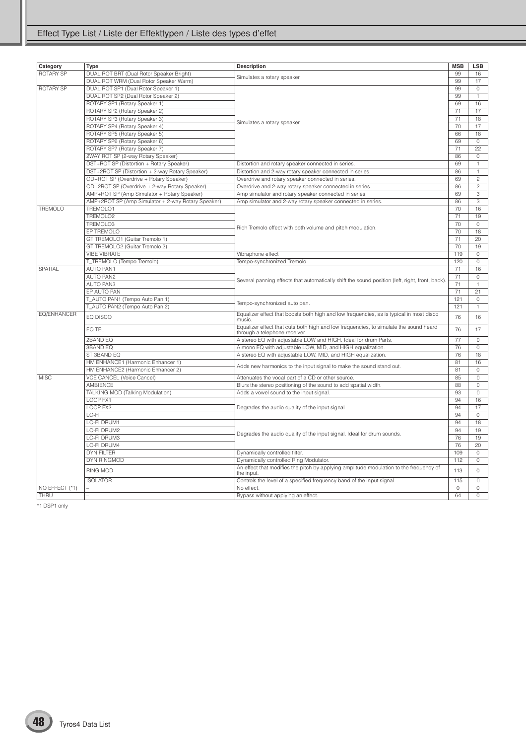| Category | Type | Description | MSB | LSB |
|---|---|---|---|---|
| ROTARY SP | DUAL ROT BRT (Dual Rotor Speaker Bright) | Simulates a rotary speaker. | 99 | 16 |
| | DUAL ROT WRM (Dual Rotor Speaker Warm) | | 99 | 17 |
| ROTARY SP | DUAL ROT SP1 (Dual Rotor Speaker 1) | Simulates a rotary speaker. | 99 | 0 |
| | DUAL ROT SP2 (Dual Rotor Speaker 2) | | 99 | 1 |
| | ROTARY SP1 (Rotary Speaker 1) | | 69 | 16 |
| | ROTARY SP2 (Rotary Speaker 2) | | 71 | 17 |
| | ROTARY SP3 (Rotary Speaker 3) | | 71 | 18 |
| | ROTARY SP4 (Rotary Speaker 4) | | 70 | 17 |
| | ROTARY SP5 (Rotary Speaker 5) | | 66 | 18 |
| | ROTARY SP6 (Rotary Speaker 6) | | 69 | 0 |
| | ROTARY SP7 (Rotary Speaker 7) | | 71 | 22 |
| | 2WAY ROT SP (2-way Rotary Speaker) | | 86 | 0 |
| | DST+ROT SP (Distortion + Rotary Speaker) | Distortion and rotary speaker connected in series. | 69 | 1 |
| | DST+2ROT SP (Distortion + 2-way Rotary Speaker) | Distortion and 2-way rotary speaker connected in series. | 86 | 1 |
| | OD+ROT SP (Overdrive + Rotary Speaker) | Overdrive and rotary speaker connected in series. | 69 | 2 |
| | OD+2ROT SP (Overdrive + 2-way Rotary Speaker) | Overdrive and 2-way rotary speaker connected in series. | 86 | 2 |
| | AMP+ROT SP (Amp Simulator + Rotary Speaker) | Amp simulator and rotary speaker connected in series. | 69 | 3 |
| | AMP+2ROT SP (Amp Simulator + 2-way Rotary Speaker) | Amp simulator and 2-way rotary speaker connected in series. | 86 | 3 |
| TREMOLO | TREMOLO1 | Rich Tremolo effect with both volume and pitch modulation. | 70 | 16 |
| | TREMOLO2 | | 71 | 19 |
| | TREMOLO3 | | 70 | 0 |
| | EP TREMOLO | | 70 | 18 |
| | GT TREMOLO1 (Guitar Tremolo 1) | | 71 | 20 |
| | GT TREMOLO2 (Guitar Tremolo 2) | | 70 | 19 |
| | VIBE VIBRATE | Vibraphone effect | 119 | 0 |
| | T_TREMOLO (Tempo Tremolo) | Tempo-synchronized Tremolo. | 120 | 0 |
| SPATIAL | AUTO PAN1 | Several panning effects that automatically shift the sound position (left, right, front, back). | 71 | 16 |
| | AUTO PAN2 | | 71 | 0 |
| | AUTO PAN3 | | 71 | 1 |
| | EP AUTO PAN | | 71 | 21 |
| | T_AUTO PAN1 (Tempo Auto Pan 1) | Tempo-synchronized auto pan. | 121 | 0 |
| | T_AUTO PAN2 (Tempo Auto Pan 2) | | 121 | 1 |
| EQ/ENHANCER | EQ DISCO | Equalizer effect that boosts both high and low frequencies, as is typical in most disco music. | 76 | 16 |
| | EQ TEL | Equalizer effect that cuts both high and low frequencies, to simulate the sound heard through a telephone receiver. | 76 | 17 |
| | 2BAND EQ | A stereo EQ with adjustable LOW and HIGH. Ideal for drum Parts. | 77 | 0 |
| | 3BAND EQ | A mono EQ with adjustable LOW, MID, and HIGH equalization. | 76 | 0 |
| | ST 3BAND EQ | A stereo EQ with adjustable LOW, MID, and HIGH equalization. | 76 | 18 |
| | HM ENHANCE1 (Harmonic Enhancer 1) | Adds new harmonics to the input signal to make the sound stand out. | 81 | 16 |
| | HM ENHANCE2 (Harmonic Enhancer 2) | | 81 | 0 |
| MISC | VCE CANCEL (Voice Cancel) | Attenuates the vocal part of a CD or other source. | 85 | 0 |
| | AMBIENCE | Blurs the stereo positioning of the sound to add spatial width. | 88 | 0 |
| | TALKING MOD (Talking Modulation) | Adds a vowel sound to the input signal. | 93 | 0 |
| | LOOP FX1 | Degrades the audio quality of the input signal. | 94 | 16 |
| | LOOP FX2 | | 94 | 17 |
| | LO-FI | | 94 | 0 |
| | LO-FI DRUM1 | Degrades the audio quality of the input signal. Ideal for drum sounds. | 94 | 18 |
| | LO-FI DRUM2 | | 94 | 19 |
| | LO-FI DRUM3 | | 76 | 19 |
| | LO-FI DRUM4 | | 76 | 20 |
| | DYN FILTER | Dynamically controlled filter. | 109 | 0 |
| | DYN RINGMOD | Dynamically controlled Ring Modulator. | 112 | 0 |
| | RING MOD | An effect that modifies the pitch by applying amplitude modulation to the frequency of the input. | 113 | 0 |
| | ISOLATOR | Controls the level of a specified frequency band of the input signal. | 115 | 0 |
| NO EFFECT (*1) | – | No effect. | 0 | 0 |
| THRU | – | Bypass without applying an effect. | 64 | 0 |

*1 DSP1 only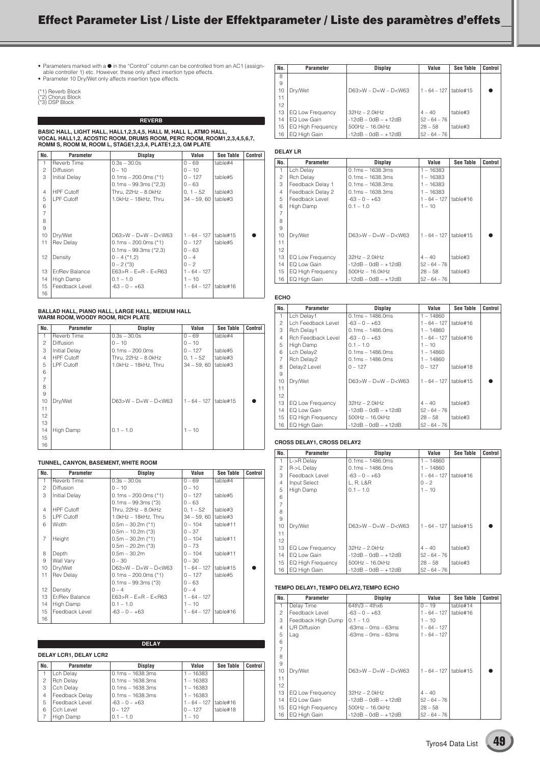# Effect Parameter List / Liste der Effektparameter / Liste des paramètres d'effets

- Parameters marked with a ● in the "Control" column can be controlled from an AC1 (assignable controller 1) etc. However, these only affect insertion type effects.
- Parameter 10 Dry/Wet only affects insertion type effects.

(*1) Reverb Block
(*2) Chorus Block
(*3) DSP Block

## REVERB

### BASIC HALL, LIGHT HALL, HALL1,2,3,4,5, HALL M, HALL L, ATMO HALL, VOCAL HALL1,2, ACOSTIC ROOM, DRUMS ROOM, PERC ROOM, ROOM1,2,3,4,5,6,7, ROMM S, ROOM M, ROOM L, STAGE1,2,3,4, PLATE1,2,3, GM PLATE

| No. | Parameter | Display | Value | See Table | Control |
|---|---|---|---|---|---|
| 1 | Reverb Time | 0.3s – 30.0s | 0 – 69 | table#4 | |
| 2 | Diffusion | 0 – 10 | 0 – 10 | | |
| 3 | Initial Delay | 0.1ms – 200.0ms (*1) | 0 – 127 | table#5 | |
| | | 0.1ms – 99.3ms (*2,3) | 0 – 63 | | |
| 4 | HPF Cutoff | Thru, 22Hz – 8.0kHz | 0, 1 – 52 | table#3 | |
| 5 | LPF Cutoff | 1.0kHz – 18kHz, Thru | 34 – 59, 60 | table#3 | |
| 6 | | | | | |
| 7 | | | | | |
| 8 | | | | | |
| 9 | | | | | |
| 10 | Dry/Wet | D63>W – D=W – D<W63 | 1 – 64 – 127 | table#15 | ● |
| 11 | Rev Delay | 0.1ms – 200.0ms (*1) | 0 – 127 | table#5 | |
| | | 0.1ms – 99.3ms (*2,3) | 0 – 63 | | |
| 12 | Density | 0 – 4 (*1,2) | 0 – 4 | | |
| | | 0 – 2 (*3) | 0 – 2 | | |
| 13 | Er/Rev Balance | E63>R – E=R – E<R63 | 1 – 64 – 127 | | |
| 14 | High Damp | 0.1 – 1.0 | 1 – 10 | | |
| 15 | Feedback Level | -63 – 0 – +63 | 1 – 64 – 127 | table#16 | |
| 16 | | | | | |

### BALLAD HALL, PIANO HALL, LARGE HALL, MEDIUM HALL WARM ROOM, WOODY ROOM, RICH PLATE

| No. | Parameter | Display | Value | See Table | Control |
|---|---|---|---|---|---|
| 1 | Reverb Time | 0.3s – 30.0s | 0 – 69 | table#4 | |
| 2 | Diffusion | 0 – 10 | 0 – 10 | | |
| 3 | Initial Delay | 0.1ms – 200.0ms | 0 – 127 | table#5 | |
| 4 | HPF Cutoff | Thru, 22Hz – 8.0kHz | 0, 1 – 52 | table#3 | |
| 5 | LPF Cutoff | 1.0kHz – 18kHz, Thru | 34 – 59, 60 | table#3 | |
| 6 | | | | | |
| 7 | | | | | |
| 8 | | | | | |
| 9 | | | | | |
| 10 | Dry/Wet | D63>W – D=W – D<W63 | 1 – 64 – 127 | table#15 | ● |
| 11 | | | | | |
| 12 | | | | | |
| 13 | | | | | |
| 14 | High Damp | 0.1 – 1.0 | 1 – 10 | | |
| 15 | | | | | |
| 16 | | | | | |

### TUNNEL, CANYON, BASEMENT, WHITE ROOM

| No. | Parameter | Display | Value | See Table | Control |
|---|---|---|---|---|---|
| 1 | Reverb Time | 0.3s – 30.0s | 0 – 69 | table#4 | |
| 2 | Diffusion | 0 – 10 | 0 – 10 | | |
| 3 | Initial Delay | 0.1ms – 200.0ms (*1) | 0 – 127 | table#5 | |
| | | 0.1ms – 99.3ms (*3) | 0 – 63 | | |
| 4 | HPF Cutoff | Thru, 22Hz – 8.0kHz | 0, 1 – 52 | table#3 | |
| 5 | LPF Cutoff | 1.0kHz – 18kHz, Thru | 34 – 59, 60 | table#3 | |
| 6 | Width | 0.5m – 30.2m (*1) | 0 – 104 | table#11 | |
| | | 0.5m – 10.2m (*3) | 0 – 37 | | |
| 7 | Height | 0.5m – 30.2m (*1) | 0 – 104 | table#11 | |
| | | 0.5m – 20.2m (*3) | 0 – 73 | | |
| 8 | Depth | 0.5m – 30.2m | 0 – 104 | table#11 | |
| 9 | Wall Vary | 0 – 30 | 0 – 30 | | |
| 10 | Dry/Wet | D63>W – D=W – D<W63 | 1 – 64 – 127 | table#15 | ● |
| 11 | Rev Delay | 0.1ms – 200.0ms (*1) | 0 – 127 | table#5 | |
| | | 0.1ms – 99.3ms (*3) | 0 – 63 | | |
| 12 | Density | 0 – 4 | 0 – 4 | | |
| 13 | Er/Rev Balance | E63>R – E=R – E<R63 | 1 – 64 – 127 | | |
| 14 | High Damp | 0.1 – 1.0 | 1 – 10 | | |
| 15 | Feedback Level | -63 – 0 – +63 | 1 – 64 – 127 | table#16 | |
| 16 | | | | | |

## DELAY

### DELAY LCR1, DELAY LCR2

| No. | Parameter | Display | Value | See Table | Control |
|---|---|---|---|---|---|
| 1 | Lch Delay | 0.1ms – 1638.3ms | 1 – 16383 | | |
| 2 | Rch Delay | 0.1ms – 1638.3ms | 1 – 16383 | | |
| 3 | Cch Delay | 0.1ms – 1638.3ms | 1 – 16383 | | |
| 4 | Feedback Delay | 0.1ms – 1638.3ms | 1 – 16383 | | |
| 5 | Feedback Level | -63 – 0 – +63 | 1 – 64 – 127 | table#16 | |
| 6 | Cch Level | 0 – 127 | 0 – 127 | table#18 | |
| 7 | High Damp | 0.1 – 1.0 | 1 – 10 | | |
| 8 | | | | | |
| 9 | | | | | |
| 10 | Dry/Wet | D63>W – D=W – D<W63 | 1 – 64 – 127 | table#15 | ● |
| 11 | | | | | |
| 12 | | | | | |
| 13 | EQ Low Frequency | 32Hz – 2.0kHz | 4 – 40 | table#3 | |
| 14 | EQ Low Gain | -12dB – 0dB – +12dB | 52 – 64 – 76 | | |
| 15 | EQ High Frequency | 500Hz – 16.0kHz | 28 – 58 | table#3 | |
| 16 | EQ High Gain | -12dB – 0dB – +12dB | 52 – 64 – 76 | | |

### DELAY LR

| No. | Parameter | Display | Value | See Table | Control |
|---|---|---|---|---|---|
| 1 | Lch Delay | 0.1ms – 1638.3ms | 1 – 16383 | | |
| 2 | Rch Delay | 0.1ms – 1638.3ms | 1 – 16383 | | |
| 3 | Feedback Delay 1 | 0.1ms – 1638.3ms | 1 – 16383 | | |
| 4 | Feedback Delay 2 | 0.1ms – 1638.3ms | 1 – 16383 | | |
| 5 | Feedback Level | -63 – 0 – +63 | 1 – 64 – 127 | table#16 | |
| 6 | High Damp | 0.1 – 1.0 | 1 – 10 | | |
| 7 | | | | | |
| 8 | | | | | |
| 9 | | | | | |
| 10 | Dry/Wet | D63>W – D=W – D<W63 | 1 – 64 – 127 | table#15 | ● |
| 11 | | | | | |
| 12 | | | | | |
| 13 | EQ Low Frequency | 32Hz – 2.0kHz | 4 – 40 | table#3 | |
| 14 | EQ Low Gain | -12dB – 0dB – +12dB | 52 – 64 – 76 | | |
| 15 | EQ High Frequency | 500Hz – 16.0kHz | 28 – 58 | table#3 | |
| 16 | EQ High Gain | -12dB – 0dB – +12dB | 52 – 64 – 76 | | |

### ECHO

| No. | Parameter | Display | Value | See Table | Control |
|---|---|---|---|---|---|
| 1 | Lch Delay1 | 0.1ms – 1486.0ms | 1 – 14860 | | |
| 2 | Lch Feedback Level | -63 – 0 – +63 | 1 – 64 – 127 | table#16 | |
| 3 | Rch Delay1 | 0.1ms – 1486.0ms | 1 – 14860 | | |
| 4 | Rch Feedback Level | -63 – 0 – +63 | 1 – 64 – 127 | table#16 | |
| 5 | High Damp | 0.1 – 1.0 | 1 – 10 | | |
| 6 | Lch Delay2 | 0.1ms – 1486.0ms | 1 – 14860 | | |
| 7 | Rch Delay2 | 0.1ms – 1486.0ms | 1 – 14860 | | |
| 8 | Delay2 Level | 0 – 127 | 0 – 127 | table#18 | |
| 9 | | | | | |
| 10 | Dry/Wet | D63>W – D=W – D<W63 | 1 – 64 – 127 | table#15 | ● |
| 11 | | | | | |
| 12 | | | | | |
| 13 | EQ Low Frequency | 32Hz – 2.0kHz | 4 – 40 | table#3 | |
| 14 | EQ Low Gain | -12dB – 0dB – +12dB | 52 – 64 – 76 | | |
| 15 | EQ High Frequency | 500Hz – 16.0kHz | 28 – 58 | table#3 | |
| 16 | EQ High Gain | -12dB – 0dB – +12dB | 52 – 64 – 76 | | |

### CROSS DELAY1, CROSS DELAY2

| No. | Parameter | Display | Value | See Table | Control |
|---|---|---|---|---|---|
| 1 | L->R Delay | 0.1ms – 1486.0ms | 1 – 14860 | | |
| 2 | R->L Delay | 0.1ms – 1486.0ms | 1 – 14860 | | |
| 3 | Feedback Level | -63 – 0 – +63 | 1 – 64 – 127 | table#16 | |
| 4 | Input Select | L, R, L&R | 0 – 2 | | |
| 5 | High Damp | 0.1 – 1.0 | 1 – 10 | | |
| 6 | | | | | |
| 7 | | | | | |
| 8 | | | | | |
| 9 | | | | | |
| 10 | Dry/Wet | D63>W – D=W – D<W63 | 1 – 64 – 127 | table#15 | ● |
| 11 | | | | | |
| 12 | | | | | |
| 13 | EQ Low Frequency | 32Hz – 2.0kHz | 4 – 40 | table#3 | |
| 14 | EQ Low Gain | -12dB – 0dB – +12dB | 52 – 64 – 76 | | |
| 15 | EQ High Frequency | 500Hz – 16.0kHz | 28 – 58 | table#3 | |
| 16 | EQ High Gain | -12dB – 0dB – +12dB | 52 – 64 – 76 | | |

### TEMPO DELAY1, TEMPO DELAY2, TEMPO ECHO

| No. | Parameter | Display | Value | See Table | Control |
|---|---|---|---|---|---|
| 1 | Delay Time | 64th/3 – 4thx6 | 0 – 19 | table#14 | |
| 2 | Feedback Level | -63 – 0 – +63 | 1 – 64 – 127 | table#16 | |
| 3 | Feedback High Dump | 0.1 – 1.0 | 1 – 10 | | |
| 4 | L/R Diffusion | -63ms – 0ms – 63ms | 1 – 64 – 127 | | |
| 5 | Lag | -63ms – 0ms – 63ms | 1 – 64 – 127 | | |
| 6 | | | | | |
| 7 | | | | | |
| 8 | | | | | |
| 9 | | | | | |
| 10 | Dry/Wet | D63>W – D=W – D<W63 | 1 – 64 – 127 | table#15 | ● |
| 11 | | | | | |
| 12 | | | | | |
| 13 | EQ Low Frequency | 32Hz – 2.0kHz | 4 – 40 | | |
| 14 | EQ Low Gain | -12dB – 0dB – +12dB | 52 – 64 – 76 | | |
| 15 | EQ High Frequency | 500Hz – 16.0kHz | 28 – 58 | | |
| 16 | EQ High Gain | -12dB – 0dB – +12dB | 52 – 64 – 76 | | |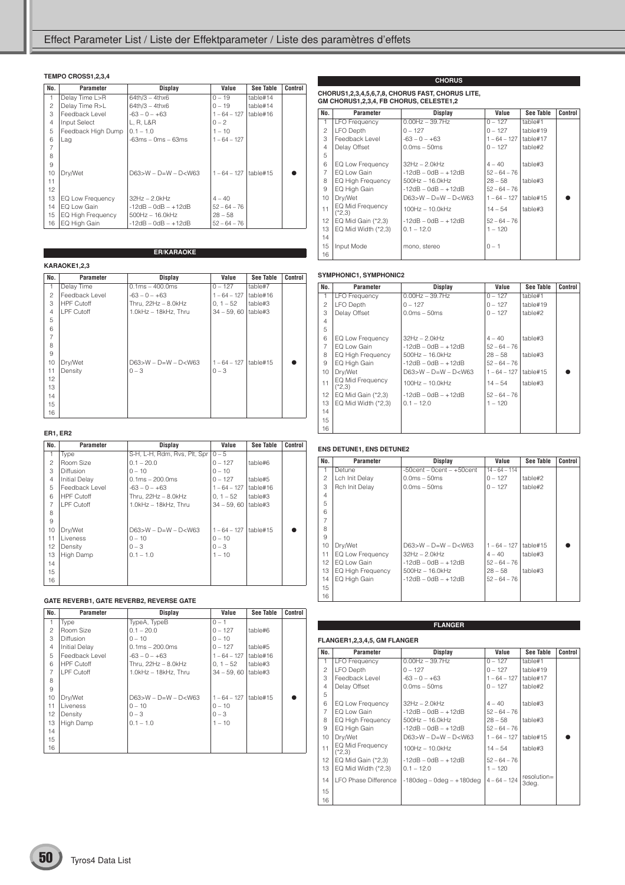#### TEMPO CROSS1,2,3,4

| No. | Parameter | Display | Value | See Table | Control |
|---|---|---|---|---|---|
| 1 | Delay Time L>R | 64th/3 – 4thx6 | 0 – 19 | table#14 | |
| 2 | Delay Time R>L | 64th/3 – 4thx6 | 0 – 19 | table#14 | |
| 3 | Feedback Level | -63 – 0 – +63 | 1 – 64 – 127 | table#16 | |
| 4 | Input Select | L, R, L&R | 0 – 2 | | |
| 5 | Feedback High Dump | 0.1 – 1.0 | 1 – 10 | | |
| 6 | Lag | -63ms – 0ms – 63ms | 1 – 64 – 127 | | |
| 7 | | | | | |
| 8 | | | | | |
| 9 | | | | | |
| 10 | Dry/Wet | D63>W – D=W – D<W63 | 1 – 64 – 127 | table#15 | ● |
| 11 | | | | | |
| 12 | | | | | |
| 13 | EQ Low Frequency | 32Hz – 2.0kHz | 4 – 40 | | |
| 14 | EQ Low Gain | -12dB – 0dB – +12dB | 52 – 64 – 76 | | |
| 15 | EQ High Frequency | 500Hz – 16.0kHz | 28 – 58 | | |
| 16 | EQ High Gain | -12dB – 0dB – +12dB | 52 – 64 – 76 | | |

## ER/KARAOKE

#### KARAOKE1,2,3

| No. | Parameter | Display | Value | See Table | Control |
|---|---|---|---|---|---|
| 1 | Delay Time | 0.1ms – 400.0ms | 0 – 127 | table#7 | |
| 2 | Feedback Level | -63 – 0 – +63 | 1 – 64 – 127 | table#16 | |
| 3 | HPF Cutoff | Thru, 22Hz – 8.0kHz | 0, 1 – 52 | table#3 | |
| 4 | LPF Cutoff | 1.0kHz – 18kHz, Thru | 34 – 59, 60 | table#3 | |
| 5 | | | | | |
| 6 | | | | | |
| 7 | | | | | |
| 8 | | | | | |
| 9 | | | | | |
| 10 | Dry/Wet | D63>W – D=W – D<W63 | 1 – 64 – 127 | table#15 | ● |
| 11 | Density | 0 – 3 | 0 – 3 | | |
| 12 | | | | | |
| 13 | | | | | |
| 14 | | | | | |
| 15 | | | | | |
| 16 | | | | | |

#### ER1, ER2

| No. | Parameter | Display | Value | See Table | Control |
|---|---|---|---|---|---|
| 1 | Type | S-H, L-H, Rdm, Rvs, Plt, Spr | 0 – 5 | | |
| 2 | Room Size | 0.1 – 20.0 | 0 – 127 | table#6 | |
| 3 | Diffusion | 0 – 10 | 0 – 10 | | |
| 4 | Initial Delay | 0.1ms – 200.0ms | 0 – 127 | table#5 | |
| 5 | Feedback Level | -63 – 0 – +63 | 1 – 64 – 127 | table#16 | |
| 6 | HPF Cutoff | Thru, 22Hz – 8.0kHz | 0, 1 – 52 | table#3 | |
| 7 | LPF Cutoff | 1.0kHz – 18kHz, Thru | 34 – 59, 60 | table#3 | |
| 8 | | | | | |
| 9 | | | | | |
| 10 | Dry/Wet | D63>W – D=W – D<W63 | 1 – 64 – 127 | table#15 | ● |
| 11 | Liveness | 0 – 10 | 0 – 10 | | |
| 12 | Density | 0 – 3 | 0 – 3 | | |
| 13 | High Damp | 0.1 – 1.0 | 1 – 10 | | |
| 14 | | | | | |
| 15 | | | | | |
| 16 | | | | | |

#### GATE REVERB1, GATE REVERB2, REVERSE GATE

| No. | Parameter | Display | Value | See Table | Control |
|---|---|---|---|---|---|
| 1 | Type | TypeA, TypeB | 0 – 1 | | |
| 2 | Room Size | 0.1 – 20.0 | 0 – 127 | table#6 | |
| 3 | Diffusion | 0 – 10 | 0 – 10 | | |
| 4 | Initial Delay | 0.1ms – 200.0ms | 0 – 127 | table#5 | |
| 5 | Feedback Level | -63 – 0 – +63 | 1 – 64 – 127 | table#16 | |
| 6 | HPF Cutoff | Thru, 22Hz – 8.0kHz | 0, 1 – 52 | table#3 | |
| 7 | LPF Cutoff | 1.0kHz – 18kHz, Thru | 34 – 59, 60 | table#3 | |
| 8 | | | | | |
| 9 | | | | | |
| 10 | Dry/Wet | D63>W – D=W – D<W63 | 1 – 64 – 127 | table#15 | ● |
| 11 | Liveness | 0 – 10 | 0 – 10 | | |
| 12 | Density | 0 – 3 | 0 – 3 | | |
| 13 | High Damp | 0.1 – 1.0 | 1 – 10 | | |
| 14 | | | | | |
| 15 | | | | | |
| 16 | | | | | |

## CHORUS

#### CHORUS1,2,3,4,5,6,7,8, CHORUS FAST, CHORUS LITE, GM CHORUS1,2,3,4, FB CHORUS, CELESTE1,2

| No. | Parameter | Display | Value | See Table | Control |
|---|---|---|---|---|---|
| 1 | LFO Frequency | 0.00Hz – 39.7Hz | 0 – 127 | table#1 | |
| 2 | LFO Depth | 0 – 127 | 0 – 127 | table#19 | |
| 3 | Feedback Level | -63 – 0 – +63 | 1 – 64 – 127 | table#17 | |
| 4 | Delay Offset | 0.0ms – 50ms | 0 – 127 | table#2 | |
| 5 | | | | | |
| 6 | EQ Low Frequency | 32Hz – 2.0kHz | 4 – 40 | table#3 | |
| 7 | EQ Low Gain | -12dB – 0dB – +12dB | 52 – 64 – 76 | | |
| 8 | EQ High Frequency | 500Hz – 16.0kHz | 28 – 58 | table#3 | |
| 9 | EQ High Gain | -12dB – 0dB – +12dB | 52 – 64 – 76 | | |
| 10 | Dry/Wet | D63>W – D=W – D<W63 | 1 – 64 – 127 | table#15 | ● |
| 11 | EQ Mid Frequency (*2,3) | 100Hz – 10.0kHz | 14 – 54 | table#3 | |
| 12 | EQ Mid Gain (*2,3) | -12dB – 0dB – +12dB | 52 – 64 – 76 | | |
| 13 | EQ Mid Width (*2,3) | 0.1 – 12.0 | 1 – 120 | | |
| 14 | | | | | |
| 15 | Input Mode | mono, stereo | 0 – 1 | | |
| 16 | | | | | |

#### SYMPHONIC1, SYMPHONIC2

| No. | Parameter | Display | Value | See Table | Control |
|---|---|---|---|---|---|
| 1 | LFO Frequency | 0.00Hz – 39.7Hz | 0 – 127 | table#1 | |
| 2 | LFO Depth | 0 – 127 | 0 – 127 | table#19 | |
| 3 | Delay Offset | 0.0ms – 50ms | 0 – 127 | table#2 | |
| 4 | | | | | |
| 5 | | | | | |
| 6 | EQ Low Frequency | 32Hz – 2.0kHz | 4 – 40 | table#3 | |
| 7 | EQ Low Gain | -12dB – 0dB – +12dB | 52 – 64 – 76 | | |
| 8 | EQ High Frequency | 500Hz – 16.0kHz | 28 – 58 | table#3 | |
| 9 | EQ High Gain | -12dB – 0dB – +12dB | 52 – 64 – 76 | | |
| 10 | Dry/Wet | D63>W – D=W – D<W63 | 1 – 64 – 127 | table#15 | ● |
| 11 | EQ Mid Frequency (*2,3) | 100Hz – 10.0kHz | 14 – 54 | table#3 | |
| 12 | EQ Mid Gain (*2,3) | -12dB – 0dB – +12dB | 52 – 64 – 76 | | |
| 13 | EQ Mid Width (*2,3) | 0.1 – 12.0 | 1 – 120 | | |
| 14 | | | | | |
| 15 | | | | | |
| 16 | | | | | |

#### ENS DETUNE1, ENS DETUNE2

| No. | Parameter | Display | Value | See Table | Control |
|---|---|---|---|---|---|
| 1 | Detune | -50cent – 0cent – +50cent | 14 – 64 – 114 | | |
| 2 | Lch Init Delay | 0.0ms – 50ms | 0 – 127 | table#2 | |
| 3 | Rch Init Delay | 0.0ms – 50ms | 0 – 127 | table#2 | |
| 4 | | | | | |
| 5 | | | | | |
| 6 | | | | | |
| 7 | | | | | |
| 8 | | | | | |
| 9 | | | | | |
| 10 | Dry/Wet | D63>W – D=W – D<W63 | 1 – 64 – 127 | table#15 | ● |
| 11 | EQ Low Frequency | 32Hz – 2.0kHz | 4 – 40 | table#3 | |
| 12 | EQ Low Gain | -12dB – 0dB – +12dB | 52 – 64 – 76 | | |
| 13 | EQ High Frequency | 500Hz – 16.0kHz | 28 – 58 | table#3 | |
| 14 | EQ High Gain | -12dB – 0dB – +12dB | 52 – 64 – 76 | | |
| 15 | | | | | |
| 16 | | | | | |

## FLANGER

#### FLANGER1,2,3,4,5, GM FLANGER

| No. | Parameter | Display | Value | See Table | Control |
|---|---|---|---|---|---|
| 1 | LFO Frequency | 0.00Hz – 39.7Hz | 0 – 127 | table#1 | |
| 2 | LFO Depth | 0 – 127 | 0 – 127 | table#19 | |
| 3 | Feedback Level | -63 – 0 – +63 | 1 – 64 – 127 | table#17 | |
| 4 | Delay Offset | 0.0ms – 50ms | 0 – 127 | table#2 | |
| 5 | | | | | |
| 6 | EQ Low Frequency | 32Hz – 2.0kHz | 4 – 40 | table#3 | |
| 7 | EQ Low Gain | -12dB – 0dB – +12dB | 52 – 64 – 76 | | |
| 8 | EQ High Frequency | 500Hz – 16.0kHz | 28 – 58 | table#3 | |
| 9 | EQ High Gain | -12dB – 0dB – +12dB | 52 – 64 – 76 | | |
| 10 | Dry/Wet | D63>W – D=W – D<W63 | 1 – 64 – 127 | table#15 | ● |
| 11 | EQ Mid Frequency (*2,3) | 100Hz – 10.0kHz | 14 – 54 | table#3 | |
| 12 | EQ Mid Gain (*2,3) | -12dB – 0dB – +12dB | 52 – 64 – 76 | | |
| 13 | EQ Mid Width (*2,3) | 0.1 – 12.0 | 1 – 120 | | |
| 14 | LFO Phase Difference | -180deg – 0deg – +180deg | 4 – 64 – 124 | resolution= 3deg. | |
| 15 | | | | | |
| 16 | | | | | |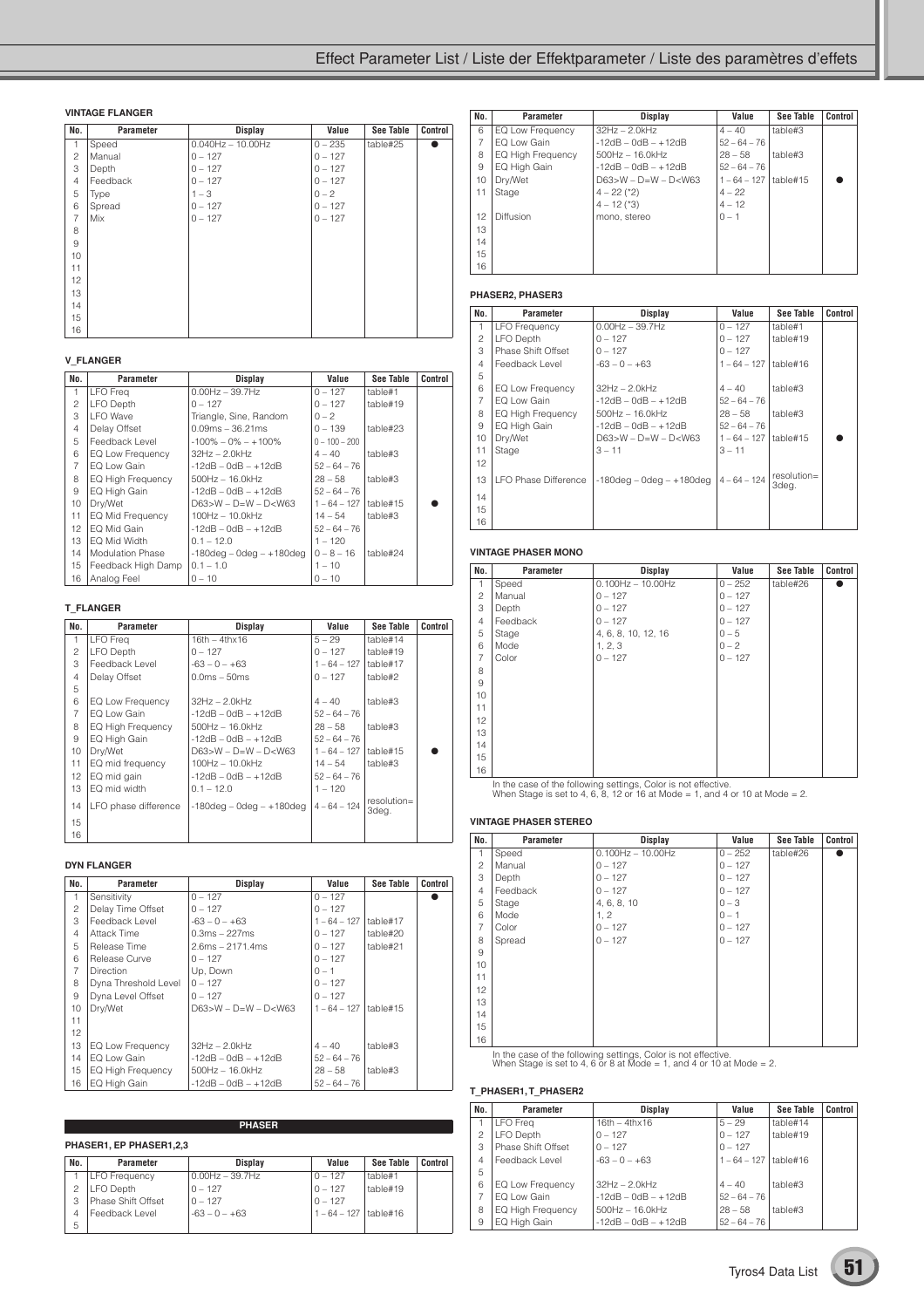#### VINTAGE FLANGER

| No. | Parameter | Display | Value | See Table | Control |
|---|---|---|---|---|---|
| 1 | Speed | 0.040Hz – 10.00Hz | 0 – 235 | table#25 | ● |
| 2 | Manual | 0 – 127 | 0 – 127 | | |
| 3 | Depth | 0 – 127 | 0 – 127 | | |
| 4 | Feedback | 0 – 127 | 0 – 127 | | |
| 5 | Type | 1 – 3 | 0 – 2 | | |
| 6 | Spread | 0 – 127 | 0 – 127 | | |
| 7 | Mix | 0 – 127 | 0 – 127 | | |
| 8 | | | | | |
| 9 | | | | | |
| 10 | | | | | |
| 11 | | | | | |
| 12 | | | | | |
| 13 | | | | | |
| 14 | | | | | |
| 15 | | | | | |
| 16 | | | | | |

#### V_FLANGER

| No. | Parameter | Display | Value | See Table | Control |
|---|---|---|---|---|---|
| 1 | LFO Freq | 0.00Hz – 39.7Hz | 0 – 127 | table#1 | |
| 2 | LFO Depth | 0 – 127 | 0 – 127 | table#19 | |
| 3 | LFO Wave | Triangle, Sine, Random | 0 – 2 | | |
| 4 | Delay Offset | 0.09ms – 36.21ms | 0 – 139 | table#23 | |
| 5 | Feedback Level | -100% – 0% – +100% | 0 – 100 – 200 | | |
| 6 | EQ Low Frequency | 32Hz – 2.0kHz | 4 – 40 | table#3 | |
| 7 | EQ Low Gain | -12dB – 0dB – +12dB | 52 – 64 – 76 | | |
| 8 | EQ High Frequency | 500Hz – 16.0kHz | 28 – 58 | table#3 | |
| 9 | EQ High Gain | -12dB – 0dB – +12dB | 52 – 64 – 76 | | |
| 10 | Dry/Wet | D63>W – D=W – D<W63 | 1 – 64 – 127 | table#15 | ● |
| 11 | EQ Mid Frequency | 100Hz – 10.0kHz | 14 – 54 | table#3 | |
| 12 | EQ Mid Gain | -12dB – 0dB – +12dB | 52 – 64 – 76 | | |
| 13 | EQ Mid Width | 0.1 – 12.0 | 1 – 120 | | |
| 14 | Modulation Phase | -180deg – 0deg – +180deg | 0 – 8 – 16 | table#24 | |
| 15 | Feedback High Damp | 0.1 – 1.0 | 1 – 10 | | |
| 16 | Analog Feel | 0 – 10 | 0 – 10 | | |

#### T_FLANGER

| No. | Parameter | Display | Value | See Table | Control |
|---|---|---|---|---|---|
| 1 | LFO Freq | 16th – 4thx16 | 5 – 29 | table#14 | |
| 2 | LFO Depth | 0 – 127 | 0 – 127 | table#19 | |
| 3 | Feedback Level | -63 – 0 – +63 | 1 – 64 – 127 | table#17 | |
| 4 | Delay Offset | 0.0ms – 50ms | 0 – 127 | table#2 | |
| 5 | | | | | |
| 6 | EQ Low Frequency | 32Hz – 2.0kHz | 4 – 40 | table#3 | |
| 7 | EQ Low Gain | -12dB – 0dB – +12dB | 52 – 64 – 76 | | |
| 8 | EQ High Frequency | 500Hz – 16.0kHz | 28 – 58 | table#3 | |
| 9 | EQ High Gain | -12dB – 0dB – +12dB | 52 – 64 – 76 | | |
| 10 | Dry/Wet | D63>W – D=W – D<W63 | 1 – 64 – 127 | table#15 | ● |
| 11 | EQ mid frequency | 100Hz – 10.0kHz | 14 – 54 | table#3 | |
| 12 | EQ mid gain | -12dB – 0dB – +12dB | 52 – 64 – 76 | | |
| 13 | EQ mid width | 0.1 – 12.0 | 1 – 120 | | |
| 14 | LFO phase difference | -180deg – 0deg – +180deg | 4 – 64 – 124 | resolution= 3deg. | |
| 15 | | | | | |
| 16 | | | | | |

#### DYN FLANGER

| No. | Parameter | Display | Value | See Table | Control |
|---|---|---|---|---|---|
| 1 | Sensitivity | 0 – 127 | 0 – 127 | | ● |
| 2 | Delay Time Offset | 0 – 127 | 0 – 127 | | |
| 3 | Feedback Level | -63 – 0 – +63 | 1 – 64 – 127 | table#17 | |
| 4 | Attack Time | 0.3ms – 227ms | 0 – 127 | table#20 | |
| 5 | Release Time | 2.6ms – 2171.4ms | 0 – 127 | table#21 | |
| 6 | Release Curve | 0 – 127 | 0 – 127 | | |
| 7 | Direction | Up, Down | 0 – 1 | | |
| 8 | Dyna Threshold Level | 0 – 127 | 0 – 127 | | |
| 9 | Dyna Level Offset | 0 – 127 | 0 – 127 | | |
| 10 | Dry/Wet | D63>W – D=W – D<W63 | 1 – 64 – 127 | table#15 | |
| 11 | | | | | |
| 12 | | | | | |
| 13 | EQ Low Frequency | 32Hz – 2.0kHz | 4 – 40 | table#3 | |
| 14 | EQ Low Gain | -12dB – 0dB – +12dB | 52 – 64 – 76 | | |
| 15 | EQ High Frequency | 500Hz – 16.0kHz | 28 – 58 | table#3 | |
| 16 | EQ High Gain | -12dB – 0dB – +12dB | 52 – 64 – 76 | | |

### PHASER

#### PHASER1, EP PHASER1,2,3

| No. | Parameter | Display | Value | See Table | Control |
|---|---|---|---|---|---|
| 1 | LFO Frequency | 0.00Hz – 39.7Hz | 0 – 127 | table#1 | |
| 2 | LFO Depth | 0 – 127 | 0 – 127 | table#19 | |
| 3 | Phase Shift Offset | 0 – 127 | 0 – 127 | | |
| 4 | Feedback Level | -63 – 0 – +63 | 1 – 64 – 127 | table#16 | |
| 5 | | | | | |
| 6 | EQ Low Frequency | 32Hz – 2.0kHz | 4 – 40 | table#3 | |
| 7 | EQ Low Gain | -12dB – 0dB – +12dB | 52 – 64 – 76 | | |
| 8 | EQ High Frequency | 500Hz – 16.0kHz | 28 – 58 | table#3 | |
| 9 | EQ High Gain | -12dB – 0dB – +12dB | 52 – 64 – 76 | | |
| 10 | Dry/Wet | D63>W – D=W – D<W63 | 1 – 64 – 127 | table#15 | ● |
| 11 | Stage | 4 – 22 (*2) | 4 – 22 | | |
| | | 4 – 12 (*3) | 4 – 12 | | |
| 12 | Diffusion | mono, stereo | 0 – 1 | | |
| 13 | | | | | |
| 14 | | | | | |
| 15 | | | | | |
| 16 | | | | | |

#### PHASER2, PHASER3

| No. | Parameter | Display | Value | See Table | Control |
|---|---|---|---|---|---|
| 1 | LFO Frequency | 0.00Hz – 39.7Hz | 0 – 127 | table#1 | |
| 2 | LFO Depth | 0 – 127 | 0 – 127 | table#19 | |
| 3 | Phase Shift Offset | 0 – 127 | 0 – 127 | | |
| 4 | Feedback Level | -63 – 0 – +63 | 1 – 64 – 127 | table#16 | |
| 5 | | | | | |
| 6 | EQ Low Frequency | 32Hz – 2.0kHz | 4 – 40 | table#3 | |
| 7 | EQ Low Gain | -12dB – 0dB – +12dB | 52 – 64 – 76 | | |
| 8 | EQ High Frequency | 500Hz – 16.0kHz | 28 – 58 | table#3 | |
| 9 | EQ High Gain | -12dB – 0dB – +12dB | 52 – 64 – 76 | | |
| 10 | Dry/Wet | D63>W – D=W – D<W63 | 1 – 64 – 127 | table#15 | ● |
| 11 | Stage | 3 – 11 | 3 – 11 | | |
| 12 | | | | | |
| 13 | LFO Phase Difference | -180deg – 0deg – +180deg | 4 – 64 – 124 | resolution= 3deg. | |
| 14 | | | | | |
| 15 | | | | | |
| 16 | | | | | |

#### VINTAGE PHASER MONO

| No. | Parameter | Display | Value | See Table | Control |
|---|---|---|---|---|---|
| 1 | Speed | 0.100Hz – 10.00Hz | 0 – 252 | table#26 | ● |
| 2 | Manual | 0 – 127 | 0 – 127 | | |
| 3 | Depth | 0 – 127 | 0 – 127 | | |
| 4 | Feedback | 0 – 127 | 0 – 127 | | |
| 5 | Stage | 4, 6, 8, 10, 12, 16 | 0 – 5 | | |
| 6 | Mode | 1, 2, 3 | 0 – 2 | | |
| 7 | Color | 0 – 127 | 0 – 127 | | |
| 8 | | | | | |
| 9 | | | | | |
| 10 | | | | | |
| 11 | | | | | |
| 12 | | | | | |
| 13 | | | | | |
| 14 | | | | | |
| 15 | | | | | |
| 16 | | | | | |

In the case of the following settings, Color is not effective.
When Stage is set to 4, 6, 8, 12 or 16 at Mode = 1, and 4 or 10 at Mode = 2.

#### VINTAGE PHASER STEREO

| No. | Parameter | Display | Value | See Table | Control |
|---|---|---|---|---|---|
| 1 | Speed | 0.100Hz – 10.00Hz | 0 – 252 | table#26 | ● |
| 2 | Manual | 0 – 127 | 0 – 127 | | |
| 3 | Depth | 0 – 127 | 0 – 127 | | |
| 4 | Feedback | 0 – 127 | 0 – 127 | | |
| 5 | Stage | 4, 6, 8, 10 | 0 – 3 | | |
| 6 | Mode | 1, 2 | 0 – 1 | | |
| 7 | Color | 0 – 127 | 0 – 127 | | |
| 8 | Spread | 0 – 127 | 0 – 127 | | |
| 9 | | | | | |
| 10 | | | | | |
| 11 | | | | | |
| 12 | | | | | |
| 13 | | | | | |
| 14 | | | | | |
| 15 | | | | | |
| 16 | | | | | |

In the case of the following settings, Color is not effective.
When Stage is set to 4, 6 or 8 at Mode = 1, and 4 or 10 at Mode = 2.

#### T_PHASER1, T_PHASER2

| No. | Parameter | Display | Value | See Table | Control |
|---|---|---|---|---|---|
| 1 | LFO Freq | 16th – 4thx16 | 5 – 29 | table#14 | |
| 2 | LFO Depth | 0 – 127 | 0 – 127 | table#19 | |
| 3 | Phase Shift Offset | 0 – 127 | 0 – 127 | | |
| 4 | Feedback Level | -63 – 0 – +63 | 1 – 64 – 127 | table#16 | |
| 5 | | | | | |
| 6 | EQ Low Frequency | 32Hz – 2.0kHz | 4 – 40 | table#3 | |
| 7 | EQ Low Gain | -12dB – 0dB – +12dB | 52 – 64 – 76 | | |
| 8 | EQ High Frequency | 500Hz – 16.0kHz | 28 – 58 | table#3 | |
| 9 | EQ High Gain | -12dB – 0dB – +12dB | 52 – 64 – 76 | | |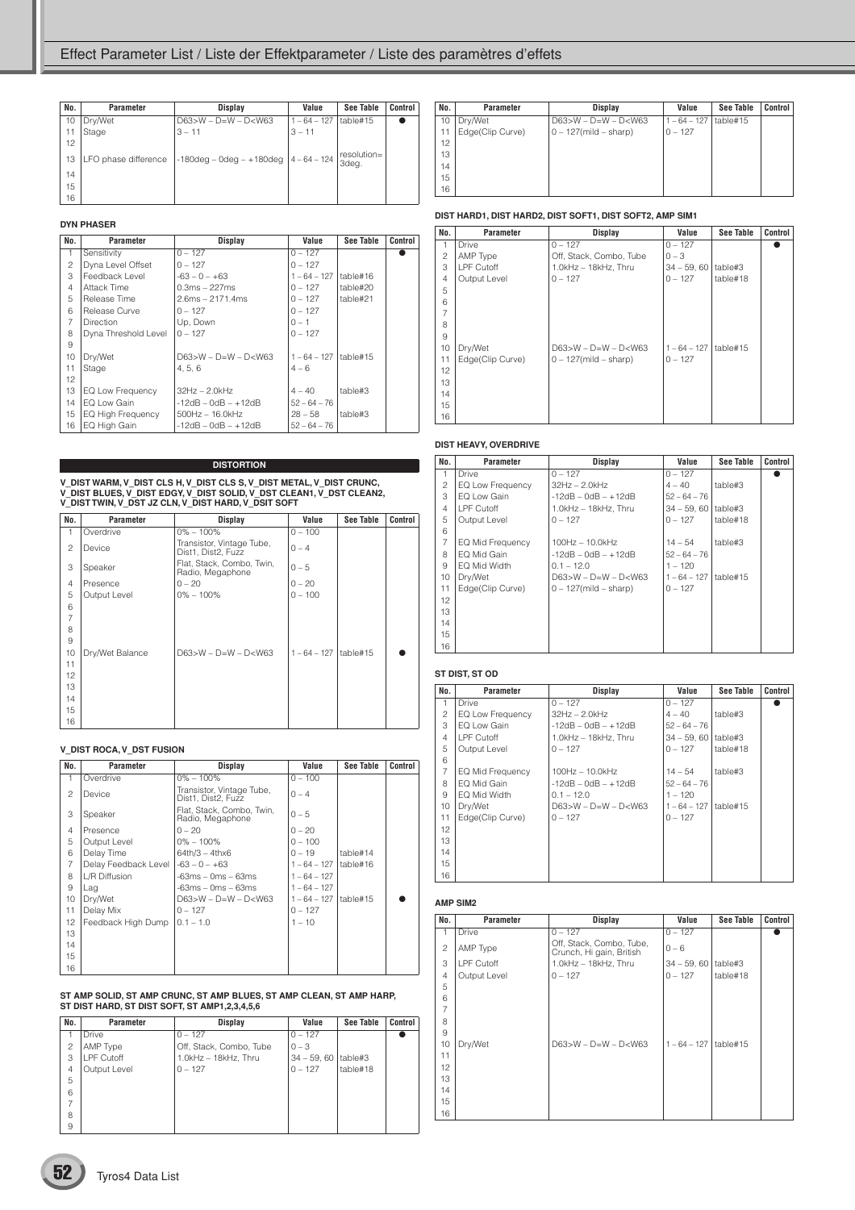| No. | Parameter | Display | Value | See Table | Control |
|---|---|---|---|---|---|
| 10 | Dry/Wet | D63>W – D=W – D<W63 | 1 – 64 – 127 | table#15 | ● |
| 11 | Stage | 3 – 11 | 3 – 11 | | |
| 12 | | | | | |
| 13 | LFO phase difference | -180deg – 0deg – +180deg | 4 – 64 – 124 | resolution=3deg. | |
| 14 | | | | | |
| 15 | | | | | |
| 16 | | | | | |

**DYN PHASER**

| No. | Parameter | Display | Value | See Table | Control |
|---|---|---|---|---|---|
| 1 | Sensitivity | 0 – 127 | 0 – 127 | | ● |
| 2 | Dyna Level Offset | 0 – 127 | 0 – 127 | | |
| 3 | Feedback Level | -63 – 0 – +63 | 1 – 64 – 127 | table#16 | |
| 4 | Attack Time | 0.3ms – 227ms | 0 – 127 | table#20 | |
| 5 | Release Time | 2.6ms – 2171.4ms | 0 – 127 | table#21 | |
| 6 | Release Curve | 0 – 127 | 0 – 127 | | |
| 7 | Direction | Up, Down | 0 – 1 | | |
| 8 | Dyna Threshold Level | 0 – 127 | 0 – 127 | | |
| 9 | | | | | |
| 10 | Dry/Wet | D63>W – D=W – D<W63 | 1 – 64 – 127 | table#15 | |
| 11 | Stage | 4, 5, 6 | 4 – 6 | | |
| 12 | | | | | |
| 13 | EQ Low Frequency | 32Hz – 2.0kHz | 4 – 40 | table#3 | |
| 14 | EQ Low Gain | -12dB – 0dB – +12dB | 52 – 64 – 76 | | |
| 15 | EQ High Frequency | 500Hz – 16.0kHz | 28 – 58 | table#3 | |
| 16 | EQ High Gain | -12dB – 0dB – +12dB | 52 – 64 – 76 | | |

## DISTORTION

**V_DIST WARM, V_DIST CLS H, V_DIST CLS S, V_DIST METAL, V_DIST CRUNC, V_DIST BLUES, V_DIST EDGY, V_DIST SOLID, V_DST CLEAN1, V_DST CLEAN2, V_DIST TWIN, V_DST JZ CLN, V_DIST HARD, V_DSIT SOFT**

| No. | Parameter | Display | Value | See Table | Control |
|---|---|---|---|---|---|
| 1 | Overdrive | 0% – 100% | 0 – 100 | | |
| 2 | Device | Transistor, Vintage Tube, Dist1, Dist2, Fuzz | 0 – 4 | | |
| 3 | Speaker | Flat, Stack, Combo, Twin, Radio, Megaphone | 0 – 5 | | |
| 4 | Presence | 0 – 20 | 0 – 20 | | |
| 5 | Output Level | 0% – 100% | 0 – 100 | | |
| 6 | | | | | |
| 7 | | | | | |
| 8 | | | | | |
| 9 | | | | | |
| 10 | Dry/Wet Balance | D63>W – D=W – D<W63 | 1 – 64 – 127 | table#15 | ● |
| 11 | | | | | |
| 12 | | | | | |
| 13 | | | | | |
| 14 | | | | | |
| 15 | | | | | |
| 16 | | | | | |

**V_DIST ROCA, V_DST FUSION**

| No. | Parameter | Display | Value | See Table | Control |
|---|---|---|---|---|---|
| 1 | Overdrive | 0% – 100% | 0 – 100 | | |
| 2 | Device | Transistor, Vintage Tube, Dist1, Dist2, Fuzz | 0 – 4 | | |
| 3 | Speaker | Flat, Stack, Combo, Twin, Radio, Megaphone | 0 – 5 | | |
| 4 | Presence | 0 – 20 | 0 – 20 | | |
| 5 | Output Level | 0% – 100% | 0 – 100 | | |
| 6 | Delay Time | 64th/3 – 4thx6 | 0 – 19 | table#14 | |
| 7 | Delay Feedback Level | -63 – 0 – +63 | 1 – 64 – 127 | table#16 | |
| 8 | L/R Diffusion | -63ms – 0ms – 63ms | 1 – 64 – 127 | | |
| 9 | Lag | -63ms – 0ms – 63ms | 1 – 64 – 127 | | |
| 10 | Dry/Wet | D63>W – D=W – D<W63 | 1 – 64 – 127 | table#15 | ● |
| 11 | Delay Mix | 0 – 127 | 0 – 127 | | |
| 12 | Feedback High Dump | 0.1 – 1.0 | 1 – 10 | | |
| 13 | | | | | |
| 14 | | | | | |
| 15 | | | | | |
| 16 | | | | | |

**ST AMP SOLID, ST AMP CRUNC, ST AMP BLUES, ST AMP CLEAN, ST AMP HARP, ST DIST HARD, ST DIST SOFT, ST AMP1,2,3,4,5,6**

| No. | Parameter | Display | Value | See Table | Control |
|---|---|---|---|---|---|
| 1 | Drive | 0 – 127 | 0 – 127 | | ● |
| 2 | AMP Type | Off, Stack, Combo, Tube | 0 – 3 | | |
| 3 | LPF Cutoff | 1.0kHz – 18kHz, Thru | 34 – 59, 60 | table#3 | |
| 4 | Output Level | 0 – 127 | 0 – 127 | table#18 | |
| 5 | | | | | |
| 6 | | | | | |
| 7 | | | | | |
| 8 | | | | | |
| 9 | | | | | |
| 10 | Dry/Wet | D63>W – D=W – D<W63 | 1 – 64 – 127 | table#15 | |
| 11 | Edge(Clip Curve) | 0 – 127(mild – sharp) | 0 – 127 | | |
| 12 | | | | | |
| 13 | | | | | |
| 14 | | | | | |
| 15 | | | | | |
| 16 | | | | | |

**DIST HARD1, DIST HARD2, DIST SOFT1, DIST SOFT2, AMP SIM1**

| No. | Parameter | Display | Value | See Table | Control |
|---|---|---|---|---|---|
| 1 | Drive | 0 – 127 | 0 – 127 | | ● |
| 2 | AMP Type | Off, Stack, Combo, Tube | 0 – 3 | | |
| 3 | LPF Cutoff | 1.0kHz – 18kHz, Thru | 34 – 59, 60 | table#3 | |
| 4 | Output Level | 0 – 127 | 0 – 127 | table#18 | |
| 5 | | | | | |
| 6 | | | | | |
| 7 | | | | | |
| 8 | | | | | |
| 9 | | | | | |
| 10 | Dry/Wet | D63>W – D=W – D<W63 | 1 – 64 – 127 | table#15 | |
| 11 | Edge(Clip Curve) | 0 – 127(mild – sharp) | 0 – 127 | | |
| 12 | | | | | |
| 13 | | | | | |
| 14 | | | | | |
| 15 | | | | | |
| 16 | | | | | |

**DIST HEAVY, OVERDRIVE**

| No. | Parameter | Display | Value | See Table | Control |
|---|---|---|---|---|---|
| 1 | Drive | 0 – 127 | 0 – 127 | | ● |
| 2 | EQ Low Frequency | 32Hz – 2.0kHz | 4 – 40 | table#3 | |
| 3 | EQ Low Gain | -12dB – 0dB – +12dB | 52 – 64 – 76 | | |
| 4 | LPF Cutoff | 1.0kHz – 18kHz, Thru | 34 – 59, 60 | table#3 | |
| 5 | Output Level | 0 – 127 | 0 – 127 | table#18 | |
| 6 | | | | | |
| 7 | EQ Mid Frequency | 100Hz – 10.0kHz | 14 – 54 | table#3 | |
| 8 | EQ Mid Gain | -12dB – 0dB – +12dB | 52 – 64 – 76 | | |
| 9 | EQ Mid Width | 0.1 – 12.0 | 1 – 120 | | |
| 10 | Dry/Wet | D63>W – D=W – D<W63 | 1 – 64 – 127 | table#15 | |
| 11 | Edge(Clip Curve) | 0 – 127(mild – sharp) | 0 – 127 | | |
| 12 | | | | | |
| 13 | | | | | |
| 14 | | | | | |
| 15 | | | | | |
| 16 | | | | | |

**ST DIST, ST OD**

| No. | Parameter | Display | Value | See Table | Control |
|---|---|---|---|---|---|
| 1 | Drive | 0 – 127 | 0 – 127 | | ● |
| 2 | EQ Low Frequency | 32Hz – 2.0kHz | 4 – 40 | table#3 | |
| 3 | EQ Low Gain | -12dB – 0dB – +12dB | 52 – 64 – 76 | | |
| 4 | LPF Cutoff | 1.0kHz – 18kHz, Thru | 34 – 59, 60 | table#3 | |
| 5 | Output Level | 0 – 127 | 0 – 127 | table#18 | |
| 6 | | | | | |
| 7 | EQ Mid Frequency | 100Hz – 10.0kHz | 14 – 54 | table#3 | |
| 8 | EQ Mid Gain | -12dB – 0dB – +12dB | 52 – 64 – 76 | | |
| 9 | EQ Mid Width | 0.1 – 12.0 | 1 – 120 | | |
| 10 | Dry/Wet | D63>W – D=W – D<W63 | 1 – 64 – 127 | table#15 | |
| 11 | Edge(Clip Curve) | 0 – 127 | 0 – 127 | | |
| 12 | | | | | |
| 13 | | | | | |
| 14 | | | | | |
| 15 | | | | | |
| 16 | | | | | |

**AMP SIM2**

| No. | Parameter | Display | Value | See Table | Control |
|---|---|---|---|---|---|
| 1 | Drive | 0 – 127 | 0 – 127 | | ● |
| 2 | AMP Type | Off, Stack, Combo, Tube, Crunch, Hi gain, British | 0 – 6 | | |
| 3 | LPF Cutoff | 1.0kHz – 18kHz, Thru | 34 – 59, 60 | table#3 | |
| 4 | Output Level | 0 – 127 | 0 – 127 | table#18 | |
| 5 | | | | | |
| 6 | | | | | |
| 7 | | | | | |
| 8 | | | | | |
| 9 | | | | | |
| 10 | Dry/Wet | D63>W – D=W – D<W63 | 1 – 64 – 127 | table#15 | |
| 11 | | | | | |
| 12 | | | | | |
| 13 | | | | | |
| 14 | | | | | |
| 15 | | | | | |
| 16 | | | | | |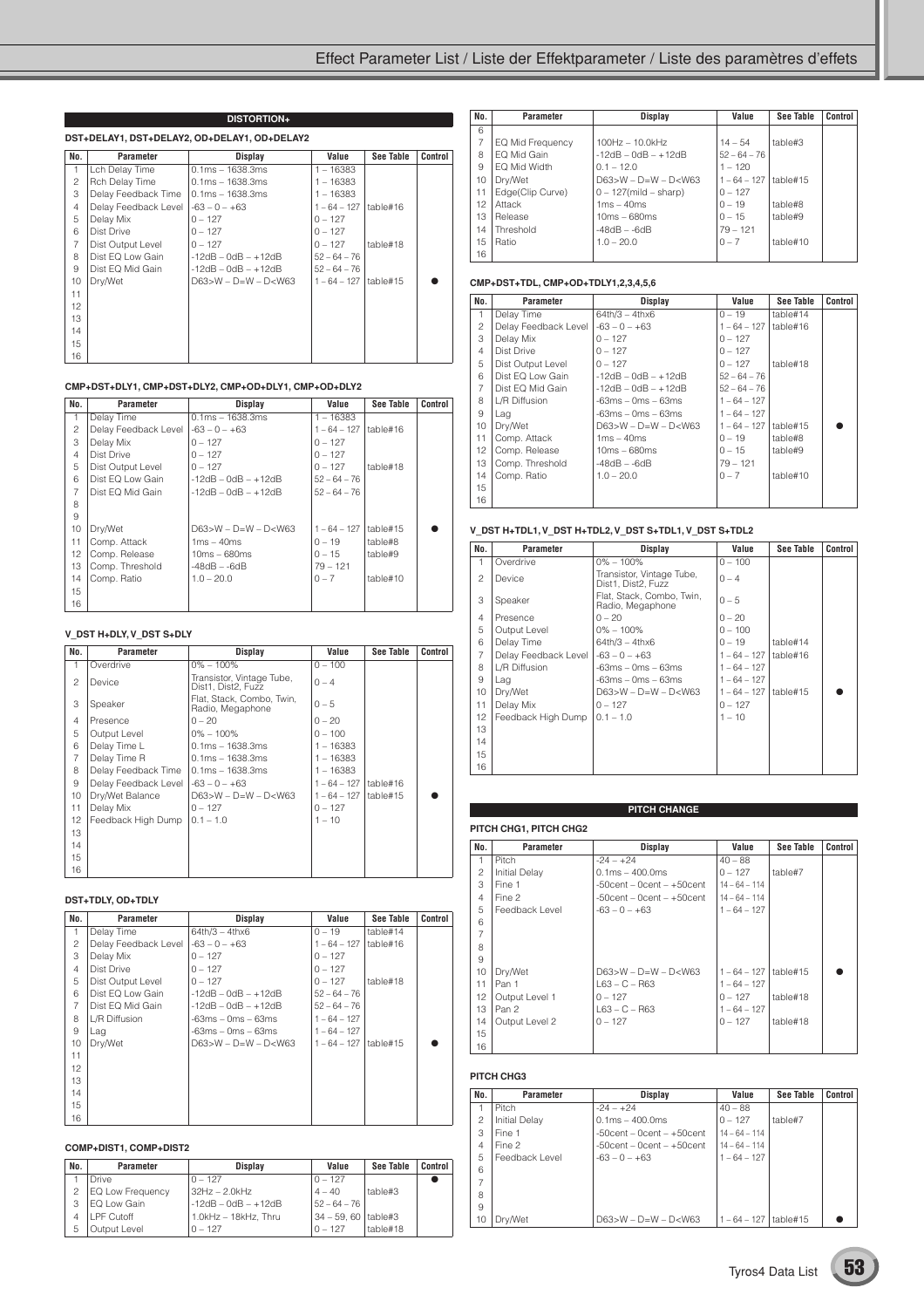## DISTORTION+

### DST+DELAY1, DST+DELAY2, OD+DELAY1, OD+DELAY2

| No. | Parameter | Display | Value | See Table | Control |
|---|---|---|---|---|---|
| 1 | Lch Delay Time | 0.1ms – 1638.3ms | 1 – 16383 | | |
| 2 | Rch Delay Time | 0.1ms – 1638.3ms | 1 – 16383 | | |
| 3 | Delay Feedback Time | 0.1ms – 1638.3ms | 1 – 16383 | | |
| 4 | Delay Feedback Level | -63 – 0 – +63 | 1 – 64 – 127 | table#16 | |
| 5 | Delay Mix | 0 – 127 | 0 – 127 | | |
| 6 | Dist Drive | 0 – 127 | 0 – 127 | | |
| 7 | Dist Output Level | 0 – 127 | 0 – 127 | table#18 | |
| 8 | Dist EQ Low Gain | -12dB – 0dB – +12dB | 52 – 64 – 76 | | |
| 9 | Dist EQ Mid Gain | -12dB – 0dB – +12dB | 52 – 64 – 76 | | |
| 10 | Dry/Wet | D63>W – D=W – D<W63 | 1 – 64 – 127 | table#15 | ● |
| 11 | | | | | |
| 12 | | | | | |
| 13 | | | | | |
| 14 | | | | | |
| 15 | | | | | |
| 16 | | | | | |

### CMP+DST+DLY1, CMP+DST+DLY2, CMP+OD+DLY1, CMP+OD+DLY2

| No. | Parameter | Display | Value | See Table | Control |
|---|---|---|---|---|---|
| 1 | Delay Time | 0.1ms – 1638.3ms | 1 – 16383 | | |
| 2 | Delay Feedback Level | -63 – 0 – +63 | 1 – 64 – 127 | table#16 | |
| 3 | Delay Mix | 0 – 127 | 0 – 127 | | |
| 4 | Dist Drive | 0 – 127 | 0 – 127 | | |
| 5 | Dist Output Level | 0 – 127 | 0 – 127 | table#18 | |
| 6 | Dist EQ Low Gain | -12dB – 0dB – +12dB | 52 – 64 – 76 | | |
| 7 | Dist EQ Mid Gain | -12dB – 0dB – +12dB | 52 – 64 – 76 | | |
| 8 | | | | | |
| 9 | | | | | |
| 10 | Dry/Wet | D63>W – D=W – D<W63 | 1 – 64 – 127 | table#15 | ● |
| 11 | Comp. Attack | 1ms – 40ms | 0 – 19 | table#8 | |
| 12 | Comp. Release | 10ms – 680ms | 0 – 15 | table#9 | |
| 13 | Comp. Threshold | -48dB – -6dB | 79 – 121 | | |
| 14 | Comp. Ratio | 1.0 – 20.0 | 0 – 7 | table#10 | |
| 15 | | | | | |
| 16 | | | | | |

### V_DST H+DLY, V_DST S+DLY

| No. | Parameter | Display | Value | See Table | Control |
|---|---|---|---|---|---|
| 1 | Overdrive | 0% – 100% | 0 – 100 | | |
| 2 | Device | Transistor, Vintage Tube, Dist1, Dist2, Fuzz | 0 – 4 | | |
| 3 | Speaker | Flat, Stack, Combo, Twin, Radio, Megaphone | 0 – 5 | | |
| 4 | Presence | 0 – 20 | 0 – 20 | | |
| 5 | Output Level | 0% – 100% | 0 – 100 | | |
| 6 | Delay Time L | 0.1ms – 1638.3ms | 1 – 16383 | | |
| 7 | Delay Time R | 0.1ms – 1638.3ms | 1 – 16383 | | |
| 8 | Delay Feedback Time | 0.1ms – 1638.3ms | 1 – 16383 | | |
| 9 | Delay Feedback Level | -63 – 0 – +63 | 1 – 64 – 127 | table#16 | |
| 10 | Dry/Wet Balance | D63>W – D=W – D<W63 | 1 – 64 – 127 | table#15 | ● |
| 11 | Delay Mix | 0 – 127 | 0 – 127 | | |
| 12 | Feedback High Dump | 0.1 – 1.0 | 1 – 10 | | |
| 13 | | | | | |
| 14 | | | | | |
| 15 | | | | | |
| 16 | | | | | |

### DST+TDLY, OD+TDLY

| No. | Parameter | Display | Value | See Table | Control |
|---|---|---|---|---|---|
| 1 | Delay Time | 64th/3 – 4thx6 | 0 – 19 | table#14 | |
| 2 | Delay Feedback Level | -63 – 0 – +63 | 1 – 64 – 127 | table#16 | |
| 3 | Delay Mix | 0 – 127 | 0 – 127 | | |
| 4 | Dist Drive | 0 – 127 | 0 – 127 | | |
| 5 | Dist Output Level | 0 – 127 | 0 – 127 | table#18 | |
| 6 | Dist EQ Low Gain | -12dB – 0dB – +12dB | 52 – 64 – 76 | | |
| 7 | Dist EQ Mid Gain | -12dB – 0dB – +12dB | 52 – 64 – 76 | | |
| 8 | L/R Diffusion | -63ms – 0ms – 63ms | 1 – 64 – 127 | | |
| 9 | Lag | -63ms – 0ms – 63ms | 1 – 64 – 127 | | |
| 10 | Dry/Wet | D63>W – D=W – D<W63 | 1 – 64 – 127 | table#15 | ● |
| 11 | | | | | |
| 12 | | | | | |
| 13 | | | | | |
| 14 | | | | | |
| 15 | | | | | |
| 16 | | | | | |

### COMP+DIST1, COMP+DIST2

| No. | Parameter | Display | Value | See Table | Control |
|---|---|---|---|---|---|
| 1 | Drive | 0 – 127 | 0 – 127 | | ● |
| 2 | EQ Low Frequency | 32Hz – 2.0kHz | 4 – 40 | table#3 | |
| 3 | EQ Low Gain | -12dB – 0dB – +12dB | 52 – 64 – 76 | | |
| 4 | LPF Cutoff | 1.0kHz – 18kHz, Thru | 34 – 59, 60 | table#3 | |
| 5 | Output Level | 0 – 127 | 0 – 127 | table#18 | |
| 6 | | | | | |
| 7 | EQ Mid Frequency | 100Hz – 10.0kHz | 14 – 54 | table#3 | |
| 8 | EQ Mid Gain | -12dB – 0dB – +12dB | 52 – 64 – 76 | | |
| 9 | EQ Mid Width | 0.1 – 12.0 | 1 – 120 | | |
| 10 | Dry/Wet | D63>W – D=W – D<W63 | 1 – 64 – 127 | table#15 | |
| 11 | Edge(Clip Curve) | 0 – 127(mild – sharp) | 0 – 127 | | |
| 12 | Attack | 1ms – 40ms | 0 – 19 | table#8 | |
| 13 | Release | 10ms – 680ms | 0 – 15 | table#9 | |
| 14 | Threshold | -48dB – -6dB | 79 – 121 | | |
| 15 | Ratio | 1.0 – 20.0 | 0 – 7 | table#10 | |
| 16 | | | | | |

### CMP+DST+TDL, CMP+OD+TDLY1,2,3,4,5,6

| No. | Parameter | Display | Value | See Table | Control |
|---|---|---|---|---|---|
| 1 | Delay Time | 64th/3 – 4thx6 | 0 – 19 | table#14 | |
| 2 | Delay Feedback Level | -63 – 0 – +63 | 1 – 64 – 127 | table#16 | |
| 3 | Delay Mix | 0 – 127 | 0 – 127 | | |
| 4 | Dist Drive | 0 – 127 | 0 – 127 | | |
| 5 | Dist Output Level | 0 – 127 | 0 – 127 | table#18 | |
| 6 | Dist EQ Low Gain | -12dB – 0dB – +12dB | 52 – 64 – 76 | | |
| 7 | Dist EQ Mid Gain | -12dB – 0dB – +12dB | 52 – 64 – 76 | | |
| 8 | L/R Diffusion | -63ms – 0ms – 63ms | 1 – 64 – 127 | | |
| 9 | Lag | -63ms – 0ms – 63ms | 1 – 64 – 127 | | |
| 10 | Dry/Wet | D63>W – D=W – D<W63 | 1 – 64 – 127 | table#15 | ● |
| 11 | Comp. Attack | 1ms – 40ms | 0 – 19 | table#8 | |
| 12 | Comp. Release | 10ms – 680ms | 0 – 15 | table#9 | |
| 13 | Comp. Threshold | -48dB – -6dB | 79 – 121 | | |
| 14 | Comp. Ratio | 1.0 – 20.0 | 0 – 7 | table#10 | |
| 15 | | | | | |
| 16 | | | | | |

### V_DST H+TDL1, V_DST H+TDL2, V_DST S+TDL1, V_DST S+TDL2

| No. | Parameter | Display | Value | See Table | Control |
|---|---|---|---|---|---|
| 1 | Overdrive | 0% – 100% | 0 – 100 | | |
| 2 | Device | Transistor, Vintage Tube, Dist1, Dist2, Fuzz | 0 – 4 | | |
| 3 | Speaker | Flat, Stack, Combo, Twin, Radio, Megaphone | 0 – 5 | | |
| 4 | Presence | 0 – 20 | 0 – 20 | | |
| 5 | Output Level | 0% – 100% | 0 – 100 | | |
| 6 | Delay Time | 64th/3 – 4thx6 | 0 – 19 | table#14 | |
| 7 | Delay Feedback Level | -63 – 0 – +63 | 1 – 64 – 127 | table#16 | |
| 8 | L/R Diffusion | -63ms – 0ms – 63ms | 1 – 64 – 127 | | |
| 9 | Lag | -63ms – 0ms – 63ms | 1 – 64 – 127 | | |
| 10 | Dry/Wet | D63>W – D=W – D<W63 | 1 – 64 – 127 | table#15 | ● |
| 11 | Delay Mix | 0 – 127 | 0 – 127 | | |
| 12 | Feedback High Dump | 0.1 – 1.0 | 1 – 10 | | |
| 13 | | | | | |
| 14 | | | | | |
| 15 | | | | | |
| 16 | | | | | |

## PITCH CHANGE

### PITCH CHG1, PITCH CHG2

| No. | Parameter | Display | Value | See Table | Control |
|---|---|---|---|---|---|
| 1 | Pitch | -24 – +24 | 40 – 88 | | |
| 2 | Initial Delay | 0.1ms – 400.0ms | 0 – 127 | table#7 | |
| 3 | Fine 1 | -50cent – 0cent – +50cent | 14 – 64 – 114 | | |
| 4 | Fine 2 | -50cent – 0cent – +50cent | 14 – 64 – 114 | | |
| 5 | Feedback Level | -63 – 0 – +63 | 1 – 64 – 127 | | |
| 6 | | | | | |
| 7 | | | | | |
| 8 | | | | | |
| 9 | | | | | |
| 10 | Dry/Wet | D63>W – D=W – D<W63 | 1 – 64 – 127 | table#15 | ● |
| 11 | Pan 1 | L63 – C – R63 | 1 – 64 – 127 | | |
| 12 | Output Level 1 | 0 – 127 | 0 – 127 | table#18 | |
| 13 | Pan 2 | L63 – C – R63 | 1 – 64 – 127 | | |
| 14 | Output Level 2 | 0 – 127 | 0 – 127 | table#18 | |
| 15 | | | | | |
| 16 | | | | | |

### PITCH CHG3

| No. | Parameter | Display | Value | See Table | Control |
|---|---|---|---|---|---|
| 1 | Pitch | -24 – +24 | 40 – 88 | | |
| 2 | Initial Delay | 0.1ms – 400.0ms | 0 – 127 | table#7 | |
| 3 | Fine 1 | -50cent – 0cent – +50cent | 14 – 64 – 114 | | |
| 4 | Fine 2 | -50cent – 0cent – +50cent | 14 – 64 – 114 | | |
| 5 | Feedback Level | -63 – 0 – +63 | 1 – 64 – 127 | | |
| 6 | | | | | |
| 7 | | | | | |
| 8 | | | | | |
| 9 | | | | | |
| 10 | Dry/Wet | D63>W – D=W – D<W63 | 1 – 64 – 127 | table#15 | ● |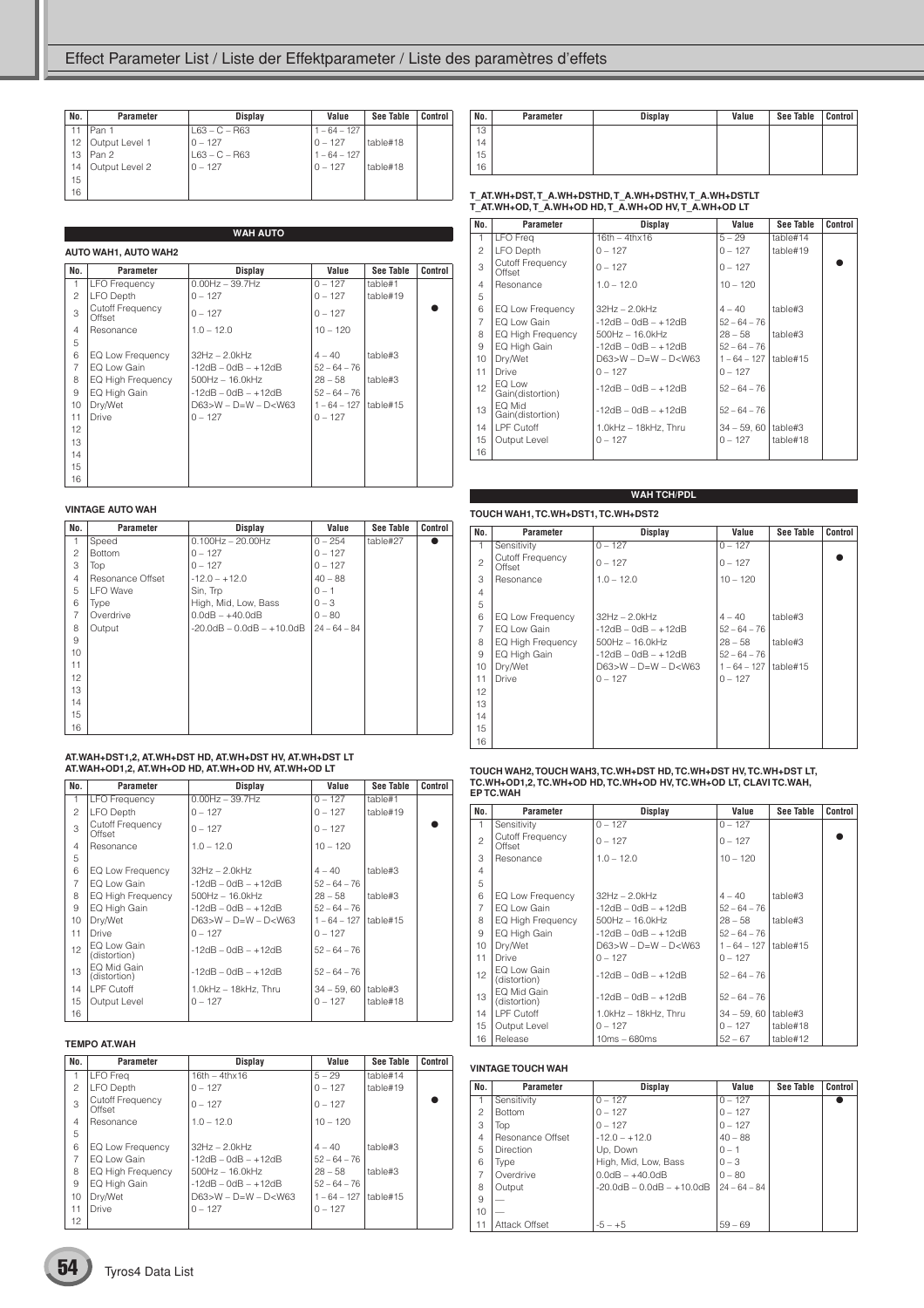| No. | Parameter | Display | Value | See Table | Control |
|---|---|---|---|---|---|
| 11 | Pan 1 | L63 – C – R63 | 1 – 64 – 127 | | |
| 12 | Output Level 1 | 0 – 127 | 0 – 127 | table#18 | |
| 13 | Pan 2 | L63 – C – R63 | 1 – 64 – 127 | | |
| 14 | Output Level 2 | 0 – 127 | 0 – 127 | table#18 | |
| 15 | | | | | |
| 16 | | | | | |

## WAH AUTO

### AUTO WAH1, AUTO WAH2

| No. | Parameter | Display | Value | See Table | Control |
|---|---|---|---|---|---|
| 1 | LFO Frequency | 0.00Hz – 39.7Hz | 0 – 127 | table#1 | |
| 2 | LFO Depth | 0 – 127 | 0 – 127 | table#19 | |
| 3 | Cutoff Frequency Offset | 0 – 127 | 0 – 127 | | ● |
| 4 | Resonance | 1.0 – 12.0 | 10 – 120 | | |
| 5 | | | | | |
| 6 | EQ Low Frequency | 32Hz – 2.0kHz | 4 – 40 | table#3 | |
| 7 | EQ Low Gain | -12dB – 0dB – +12dB | 52 – 64 – 76 | | |
| 8 | EQ High Frequency | 500Hz – 16.0kHz | 28 – 58 | table#3 | |
| 9 | EQ High Gain | -12dB – 0dB – +12dB | 52 – 64 – 76 | | |
| 10 | Dry/Wet | D63>W – D=W – D<W63 | 1 – 64 – 127 | table#15 | |
| 11 | Drive | 0 – 127 | 0 – 127 | | |
| 12 | | | | | |
| 13 | | | | | |
| 14 | | | | | |
| 15 | | | | | |
| 16 | | | | | |

### VINTAGE AUTO WAH

| No. | Parameter | Display | Value | See Table | Control |
|---|---|---|---|---|---|
| 1 | Speed | 0.100Hz – 20.00Hz | 0 – 254 | table#27 | ● |
| 2 | Bottom | 0 – 127 | 0 – 127 | | |
| 3 | Top | 0 – 127 | 0 – 127 | | |
| 4 | Resonance Offset | -12.0 – +12.0 | 40 – 88 | | |
| 5 | LFO Wave | Sin, Trp | 0 – 1 | | |
| 6 | Type | High, Mid, Low, Bass | 0 – 3 | | |
| 7 | Overdrive | 0.0dB – +40.0dB | 0 – 80 | | |
| 8 | Output | -20.0dB – 0.0dB – +10.0dB | 24 – 64 – 84 | | |
| 9 | | | | | |
| 10 | | | | | |
| 11 | | | | | |
| 12 | | | | | |
| 13 | | | | | |
| 14 | | | | | |
| 15 | | | | | |
| 16 | | | | | |

### AT.WAH+DST1,2, AT.WH+DST HD, AT.WH+DST HV, AT.WH+DST LT AT.WAH+OD1,2, AT.WH+OD HD, AT.WH+OD HV, AT.WH+OD LT

| No. | Parameter | Display | Value | See Table | Control |
|---|---|---|---|---|---|
| 1 | LFO Frequency | 0.00Hz – 39.7Hz | 0 – 127 | table#1 | |
| 2 | LFO Depth | 0 – 127 | 0 – 127 | table#19 | |
| 3 | Cutoff Frequency Offset | 0 – 127 | 0 – 127 | | ● |
| 4 | Resonance | 1.0 – 12.0 | 10 – 120 | | |
| 5 | | | | | |
| 6 | EQ Low Frequency | 32Hz – 2.0kHz | 4 – 40 | table#3 | |
| 7 | EQ Low Gain | -12dB – 0dB – +12dB | 52 – 64 – 76 | | |
| 8 | EQ High Frequency | 500Hz – 16.0kHz | 28 – 58 | table#3 | |
| 9 | EQ High Gain | -12dB – 0dB – +12dB | 52 – 64 – 76 | | |
| 10 | Dry/Wet | D63>W – D=W – D<W63 | 1 – 64 – 127 | table#15 | |
| 11 | Drive | 0 – 127 | 0 – 127 | | |
| 12 | EQ Low Gain (distortion) | -12dB – 0dB – +12dB | 52 – 64 – 76 | | |
| 13 | EQ Mid Gain (distortion) | -12dB – 0dB – +12dB | 52 – 64 – 76 | | |
| 14 | LPF Cutoff | 1.0kHz – 18kHz, Thru | 34 – 59, 60 | table#3 | |
| 15 | Output Level | 0 – 127 | 0 – 127 | table#18 | |
| 16 | | | | | |

### TEMPO AT.WAH

| No. | Parameter | Display | Value | See Table | Control |
|---|---|---|---|---|---|
| 1 | LFO Freq | 16th – 4thx16 | 5 – 29 | table#14 | |
| 2 | LFO Depth | 0 – 127 | 0 – 127 | table#19 | |
| 3 | Cutoff Frequency Offset | 0 – 127 | 0 – 127 | | ● |
| 4 | Resonance | 1.0 – 12.0 | 10 – 120 | | |
| 5 | | | | | |
| 6 | EQ Low Frequency | 32Hz – 2.0kHz | 4 – 40 | table#3 | |
| 7 | EQ Low Gain | -12dB – 0dB – +12dB | 52 – 64 – 76 | | |
| 8 | EQ High Frequency | 500Hz – 16.0kHz | 28 – 58 | table#3 | |
| 9 | EQ High Gain | -12dB – 0dB – +12dB | 52 – 64 – 76 | | |
| 10 | Dry/Wet | D63>W – D=W – D<W63 | 1 – 64 – 127 | table#15 | |
| 11 | Drive | 0 – 127 | 0 – 127 | | |
| 12 | | | | | |

| No. | Parameter | Display | Value | See Table | Control |
|---|---|---|---|---|---|
| 13 | | | | | |
| 14 | | | | | |
| 15 | | | | | |
| 16 | | | | | |

### T_AT.WH+DST, T_A.WH+DSTHD, T_A.WH+DSTHV, T_A.WH+DSTLT T_AT.WH+OD, T_A.WH+OD HD, T_A.WH+OD HV, T_A.WH+OD LT

| No. | Parameter | Display | Value | See Table | Control |
|---|---|---|---|---|---|
| 1 | LFO Freq | 16th – 4thx16 | 5 – 29 | table#14 | |
| 2 | LFO Depth | 0 – 127 | 0 – 127 | table#19 | |
| 3 | Cutoff Frequency Offset | 0 – 127 | 0 – 127 | | ● |
| 4 | Resonance | 1.0 – 12.0 | 10 – 120 | | |
| 5 | | | | | |
| 6 | EQ Low Frequency | 32Hz – 2.0kHz | 4 – 40 | table#3 | |
| 7 | EQ Low Gain | -12dB – 0dB – +12dB | 52 – 64 – 76 | | |
| 8 | EQ High Frequency | 500Hz – 16.0kHz | 28 – 58 | table#3 | |
| 9 | EQ High Gain | -12dB – 0dB – +12dB | 52 – 64 – 76 | | |
| 10 | Dry/Wet | D63>W – D=W – D<W63 | 1 – 64 – 127 | table#15 | |
| 11 | Drive | 0 – 127 | 0 – 127 | | |
| 12 | EQ Low Gain(distortion) | -12dB – 0dB – +12dB | 52 – 64 – 76 | | |
| 13 | EQ Mid Gain(distortion) | -12dB – 0dB – +12dB | 52 – 64 – 76 | | |
| 14 | LPF Cutoff | 1.0kHz – 18kHz, Thru | 34 – 59, 60 | table#3 | |
| 15 | Output Level | 0 – 127 | 0 – 127 | table#18 | |
| 16 | | | | | |

## WAH TCH/PDL

### TOUCH WAH1, TC.WH+DST1, TC.WH+DST2

| No. | Parameter | Display | Value | See Table | Control |
|---|---|---|---|---|---|
| 1 | Sensitivity | 0 – 127 | 0 – 127 | | |
| 2 | Cutoff Frequency Offset | 0 – 127 | 0 – 127 | | ● |
| 3 | Resonance | 1.0 – 12.0 | 10 – 120 | | |
| 4 | | | | | |
| 5 | | | | | |
| 6 | EQ Low Frequency | 32Hz – 2.0kHz | 4 – 40 | table#3 | |
| 7 | EQ Low Gain | -12dB – 0dB – +12dB | 52 – 64 – 76 | | |
| 8 | EQ High Frequency | 500Hz – 16.0kHz | 28 – 58 | table#3 | |
| 9 | EQ High Gain | -12dB – 0dB – +12dB | 52 – 64 – 76 | | |
| 10 | Dry/Wet | D63>W – D=W – D<W63 | 1 – 64 – 127 | table#15 | |
| 11 | Drive | 0 – 127 | 0 – 127 | | |
| 12 | | | | | |
| 13 | | | | | |
| 14 | | | | | |
| 15 | | | | | |
| 16 | | | | | |

### TOUCH WAH2, TOUCH WAH3, TC.WH+DST HD, TC.WH+DST HV, TC.WH+DST LT, TC.WH+OD1,2, TC.WH+OD HD, TC.WH+OD HV, TC.WH+OD LT, CLAVI TC.WAH, EP TC.WAH

| No. | Parameter | Display | Value | See Table | Control |
|---|---|---|---|---|---|
| 1 | Sensitivity | 0 – 127 | 0 – 127 | | |
| 2 | Cutoff Frequency Offset | 0 – 127 | 0 – 127 | | ● |
| 3 | Resonance | 1.0 – 12.0 | 10 – 120 | | |
| 4 | | | | | |
| 5 | | | | | |
| 6 | EQ Low Frequency | 32Hz – 2.0kHz | 4 – 40 | table#3 | |
| 7 | EQ Low Gain | -12dB – 0dB – +12dB | 52 – 64 – 76 | | |
| 8 | EQ High Frequency | 500Hz – 16.0kHz | 28 – 58 | table#3 | |
| 9 | EQ High Gain | -12dB – 0dB – +12dB | 52 – 64 – 76 | | |
| 10 | Dry/Wet | D63>W – D=W – D<W63 | 1 – 64 – 127 | table#15 | |
| 11 | Drive | 0 – 127 | 0 – 127 | | |
| 12 | EQ Low Gain (distortion) | -12dB – 0dB – +12dB | 52 – 64 – 76 | | |
| 13 | EQ Mid Gain (distortion) | -12dB – 0dB – +12dB | 52 – 64 – 76 | | |
| 14 | LPF Cutoff | 1.0kHz – 18kHz, Thru | 34 – 59, 60 | table#3 | |
| 15 | Output Level | 0 – 127 | 0 – 127 | table#18 | |
| 16 | Release | 10ms – 680ms | 52 – 67 | table#12 | |

### VINTAGE TOUCH WAH

| No. | Parameter | Display | Value | See Table | Control |
|---|---|---|---|---|---|
| 1 | Sensitivity | 0 – 127 | 0 – 127 | | ● |
| 2 | Bottom | 0 – 127 | 0 – 127 | | |
| 3 | Top | 0 – 127 | 0 – 127 | | |
| 4 | Resonance Offset | -12.0 – +12.0 | 40 – 88 | | |
| 5 | Direction | Up, Down | 0 – 1 | | |
| 6 | Type | High, Mid, Low, Bass | 0 – 3 | | |
| 7 | Overdrive | 0.0dB – +40.0dB | 0 – 80 | | |
| 8 | Output | -20.0dB – 0.0dB – +10.0dB | 24 – 64 – 84 | | |
| 9 | — | | | | |
| 10 | — | | | | |
| 11 | Attack Offset | -5 – +5 | 59 – 69 | | |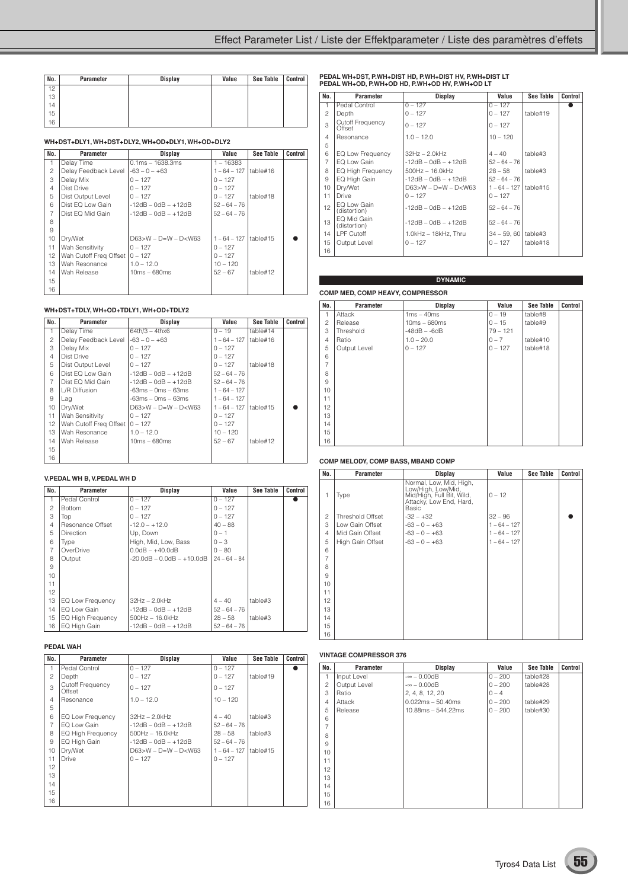| No. | Parameter | Display | Value | See Table | Control |
|---|---|---|---|---|---|
| 12 | | | | | |
| 13 | | | | | |
| 14 | | | | | |
| 15 | | | | | |
| 16 | | | | | |

### WH+DST+DLY1, WH+DST+DLY2, WH+OD+DLY1, WH+OD+DLY2

| No. | Parameter | Display | Value | See Table | Control |
|---|---|---|---|---|---|
| 1 | Delay Time | 0.1ms – 1638.3ms | 1 – 16383 | | |
| 2 | Delay Feedback Level | -63 – 0 – +63 | 1 – 64 – 127 | table#16 | |
| 3 | Delay Mix | 0 – 127 | 0 – 127 | | |
| 4 | Dist Drive | 0 – 127 | 0 – 127 | | |
| 5 | Dist Output Level | 0 – 127 | 0 – 127 | table#18 | |
| 6 | Dist EQ Low Gain | -12dB – 0dB – +12dB | 52 – 64 – 76 | | |
| 7 | Dist EQ Mid Gain | -12dB – 0dB – +12dB | 52 – 64 – 76 | | |
| 8 | | | | | |
| 9 | | | | | |
| 10 | Dry/Wet | D63>W – D=W – D<W63 | 1 – 64 – 127 | table#15 | ● |
| 11 | Wah Sensitivity | 0 – 127 | 0 – 127 | | |
| 12 | Wah Cutoff Freq Offset | 0 – 127 | 0 – 127 | | |
| 13 | Wah Resonance | 1.0 – 12.0 | 10 – 120 | | |
| 14 | Wah Release | 10ms – 680ms | 52 – 67 | table#12 | |
| 15 | | | | | |
| 16 | | | | | |

### WH+DST+TDLY, WH+OD+TDLY1, WH+OD+TDLY2

| No. | Parameter | Display | Value | See Table | Control |
|---|---|---|---|---|---|
| 1 | Delay Time | 64th/3 – 4thx6 | 0 – 19 | table#14 | |
| 2 | Delay Feedback Level | -63 – 0 – +63 | 1 – 64 – 127 | table#16 | |
| 3 | Delay Mix | 0 – 127 | 0 – 127 | | |
| 4 | Dist Drive | 0 – 127 | 0 – 127 | | |
| 5 | Dist Output Level | 0 – 127 | 0 – 127 | table#18 | |
| 6 | Dist EQ Low Gain | -12dB – 0dB – +12dB | 52 – 64 – 76 | | |
| 7 | Dist EQ Mid Gain | -12dB – 0dB – +12dB | 52 – 64 – 76 | | |
| 8 | L/R Diffusion | -63ms – 0ms – 63ms | 1 – 64 – 127 | | |
| 9 | Lag | -63ms – 0ms – 63ms | 1 – 64 – 127 | | |
| 10 | Dry/Wet | D63>W – D=W – D<W63 | 1 – 64 – 127 | table#15 | ● |
| 11 | Wah Sensitivity | 0 – 127 | 0 – 127 | | |
| 12 | Wah Cutoff Freq Offset | 0 – 127 | 0 – 127 | | |
| 13 | Wah Resonance | 1.0 – 12.0 | 10 – 120 | | |
| 14 | Wah Release | 10ms – 680ms | 52 – 67 | table#12 | |
| 15 | | | | | |
| 16 | | | | | |

### V.PEDAL WH B, V.PEDAL WH D

| No. | Parameter | Display | Value | See Table | Control |
|---|---|---|---|---|---|
| 1 | Pedal Control | 0 – 127 | 0 – 127 | | ● |
| 2 | Bottom | 0 – 127 | 0 – 127 | | |
| 3 | Top | 0 – 127 | 0 – 127 | | |
| 4 | Resonance Offset | -12.0 – +12.0 | 40 – 88 | | |
| 5 | Direction | Up, Down | 0 – 1 | | |
| 6 | Type | High, Mid, Low, Bass | 0 – 3 | | |
| 7 | OverDrive | 0.0dB – +40.0dB | 0 – 80 | | |
| 8 | Output | -20.0dB – 0.0dB – +10.0dB | 24 – 64 – 84 | | |
| 9 | | | | | |
| 10 | | | | | |
| 11 | | | | | |
| 12 | | | | | |
| 13 | EQ Low Frequency | 32Hz – 2.0kHz | 4 – 40 | table#3 | |
| 14 | EQ Low Gain | -12dB – 0dB – +12dB | 52 – 64 – 76 | | |
| 15 | EQ High Frequency | 500Hz – 16.0kHz | 28 – 58 | table#3 | |
| 16 | EQ High Gain | -12dB – 0dB – +12dB | 52 – 64 – 76 | | |

### PEDAL WAH

| No. | Parameter | Display | Value | See Table | Control |
|---|---|---|---|---|---|
| 1 | Pedal Control | 0 – 127 | 0 – 127 | | ● |
| 2 | Depth | 0 – 127 | 0 – 127 | table#19 | |
| 3 | Cutoff Frequency Offset | 0 – 127 | 0 – 127 | | |
| 4 | Resonance | 1.0 – 12.0 | 10 – 120 | | |
| 5 | | | | | |
| 6 | EQ Low Frequency | 32Hz – 2.0kHz | 4 – 40 | table#3 | |
| 7 | EQ Low Gain | -12dB – 0dB – +12dB | 52 – 64 – 76 | | |
| 8 | EQ High Frequency | 500Hz – 16.0kHz | 28 – 58 | table#3 | |
| 9 | EQ High Gain | -12dB – 0dB – +12dB | 52 – 64 – 76 | | |
| 10 | Dry/Wet | D63>W – D=W – D<W63 | 1 – 64 – 127 | table#15 | |
| 11 | Drive | 0 – 127 | 0 – 127 | | |
| 12 | | | | | |
| 13 | | | | | |
| 14 | | | | | |
| 15 | | | | | |
| 16 | | | | | |

### PEDAL WH+DST, P.WH+DIST HD, P.WH+DIST HV, P.WH+DIST LT PEDAL WH+OD, P.WH+OD HD, P.WH+OD HV, P.WH+OD LT

| No. | Parameter | Display | Value | See Table | Control |
|---|---|---|---|---|---|
| 1 | Pedal Control | 0 – 127 | 0 – 127 | | ● |
| 2 | Depth | 0 – 127 | 0 – 127 | table#19 | |
| 3 | Cutoff Frequency Offset | 0 – 127 | 0 – 127 | | |
| 4 | Resonance | 1.0 – 12.0 | 10 – 120 | | |
| 5 | | | | | |
| 6 | EQ Low Frequency | 32Hz – 2.0kHz | 4 – 40 | table#3 | |
| 7 | EQ Low Gain | -12dB – 0dB – +12dB | 52 – 64 – 76 | | |
| 8 | EQ High Frequency | 500Hz – 16.0kHz | 28 – 58 | table#3 | |
| 9 | EQ High Gain | -12dB – 0dB – +12dB | 52 – 64 – 76 | | |
| 10 | Dry/Wet | D63>W – D=W – D<W63 | 1 – 64 – 127 | table#15 | |
| 11 | Drive | 0 – 127 | 0 – 127 | | |
| 12 | EQ Low Gain (distortion) | -12dB – 0dB – +12dB | 52 – 64 – 76 | | |
| 13 | EQ Mid Gain (distortion) | -12dB – 0dB – +12dB | 52 – 64 – 76 | | |
| 14 | LPF Cutoff | 1.0kHz – 18kHz, Thru | 34 – 59, 60 | table#3 | |
| 15 | Output Level | 0 – 127 | 0 – 127 | table#18 | |
| 16 | | | | | |

## DYNAMIC

### COMP MED, COMP HEAVY, COMPRESSOR

| No. | Parameter | Display | Value | See Table | Control |
|---|---|---|---|---|---|
| 1 | Attack | 1ms – 40ms | 0 – 19 | table#8 | |
| 2 | Release | 10ms – 680ms | 0 – 15 | table#9 | |
| 3 | Threshold | -48dB – -6dB | 79 – 121 | | |
| 4 | Ratio | 1.0 – 20.0 | 0 – 7 | table#10 | |
| 5 | Output Level | 0 – 127 | 0 – 127 | table#18 | |
| 6 | | | | | |
| 7 | | | | | |
| 8 | | | | | |
| 9 | | | | | |
| 10 | | | | | |
| 11 | | | | | |
| 12 | | | | | |
| 13 | | | | | |
| 14 | | | | | |
| 15 | | | | | |
| 16 | | | | | |

### COMP MELODY, COMP BASS, MBAND COMP

| No. | Parameter | Display | Value | See Table | Control |
|---|---|---|---|---|---|
| 1 | Type | Normal, Low, Mid, High, Low/High, Low/Mid, Mid/High, Full Bit, Wild, Attacky, Low End, Hard, Basic | 0 – 12 | | |
| 2 | Threshold Offset | -32 – +32 | 32 – 96 | | ● |
| 3 | Low Gain Offset | -63 – 0 – +63 | 1 – 64 – 127 | | |
| 4 | Mid Gain Offset | -63 – 0 – +63 | 1 – 64 – 127 | | |
| 5 | High Gain Offset | -63 – 0 – +63 | 1 – 64 – 127 | | |
| 6 | | | | | |
| 7 | | | | | |
| 8 | | | | | |
| 9 | | | | | |
| 10 | | | | | |
| 11 | | | | | |
| 12 | | | | | |
| 13 | | | | | |
| 14 | | | | | |
| 15 | | | | | |
| 16 | | | | | |

### VINTAGE COMPRESSOR 376

| No. | Parameter | Display | Value | See Table | Control |
|---|---|---|---|---|---|
| 1 | Input Level | -∞ – 0.00dB | 0 – 200 | table#28 | |
| 2 | Output Level | -∞ – 0.00dB | 0 – 200 | table#28 | |
| 3 | Ratio | 2, 4, 8, 12, 20 | 0 – 4 | | |
| 4 | Attack | 0.022ms – 50.40ms | 0 – 200 | table#29 | |
| 5 | Release | 10.88ms – 544.22ms | 0 – 200 | table#30 | |
| 6 | | | | | |
| 7 | | | | | |
| 8 | | | | | |
| 9 | | | | | |
| 10 | | | | | |
| 11 | | | | | |
| 12 | | | | | |
| 13 | | | | | |
| 14 | | | | | |
| 15 | | | | | |
| 16 | | | | | |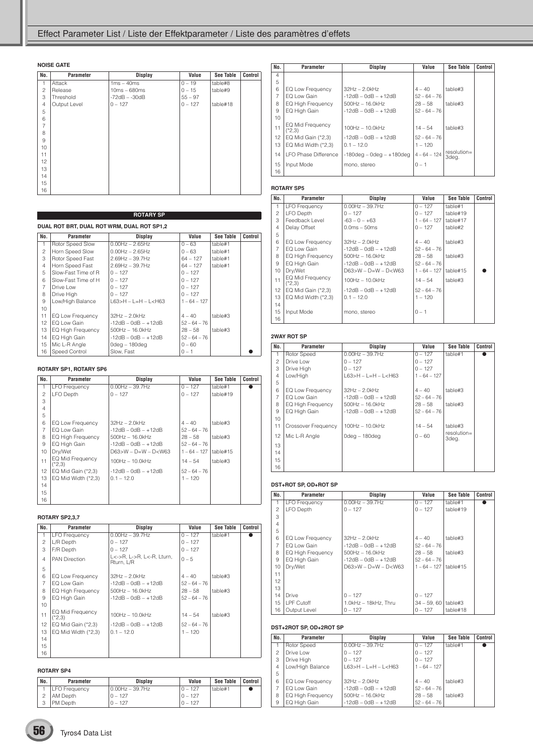# Effect Parameter List / Liste der Effektparameter / Liste des paramètres d'effets

### NOISE GATE

| No. | Parameter | Display | Value | See Table | Control |
|---|---|---|---|---|---|
| 1 | Attack | 1ms – 40ms | 0 – 19 | table#8 | |
| 2 | Release | 10ms – 680ms | 0 – 15 | table#9 | |
| 3 | Threshold | -72dB – -30dB | 55 – 97 | | |
| 4 | Output Level | 0 – 127 | 0 – 127 | table#18 | |
| 5 | | | | | |
| 6 | | | | | |
| 7 | | | | | |
| 8 | | | | | |
| 9 | | | | | |
| 10 | | | | | |
| 11 | | | | | |
| 12 | | | | | |
| 13 | | | | | |
| 14 | | | | | |
| 15 | | | | | |
| 16 | | | | | |

## ROTARY SP

### DUAL ROT BRT, DUAL ROT WRM, DUAL ROT SP1,2

| No. | Parameter | Display | Value | See Table | Control |
|---|---|---|---|---|---|
| 1 | Rotor Speed Slow | 0.00Hz – 2.65Hz | 0 – 63 | table#1 | |
| 2 | Horn Speed Slow | 0.00Hz – 2.65Hz | 0 – 63 | table#1 | |
| 3 | Rotor Speed Fast | 2.69Hz – 39.7Hz | 64 – 127 | table#1 | |
| 4 | Horn Speed Fast | 2.69Hz – 39.7Hz | 64 – 127 | table#1 | |
| 5 | Slow-Fast Time of R | 0 – 127 | 0 – 127 | | |
| 6 | Slow-Fast Time of H | 0 – 127 | 0 – 127 | | |
| 7 | Drive Low | 0 – 127 | 0 – 127 | | |
| 8 | Drive High | 0 – 127 | 0 – 127 | | |
| 9 | Low/High Balance | L63>H – L=H – L<H63 | 1 – 64 – 127 | | |
| 10 | | | | | |
| 11 | EQ Low Frequency | 32Hz – 2.0kHz | 4 – 40 | table#3 | |
| 12 | EQ Low Gain | -12dB – 0dB – +12dB | 52 – 64 – 76 | | |
| 13 | EQ High Frequency | 500Hz – 16.0kHz | 28 – 58 | table#3 | |
| 14 | EQ High Gain | -12dB – 0dB – +12dB | 52 – 64 – 76 | | |
| 15 | Mic L-R Angle | 0deg – 180deg | 0 – 60 | | |
| 16 | Speed Control | Slow, Fast | 0 – 1 | | ● |

### ROTARY SP1, ROTARY SP6

| No. | Parameter | Display | Value | See Table | Control |
|---|---|---|---|---|---|
| 1 | LFO Frequency | 0.00Hz – 39.7Hz | 0 – 127 | table#1 | ● |
| 2 | LFO Depth | 0 – 127 | 0 – 127 | table#19 | |
| 3 | | | | | |
| 4 | | | | | |
| 5 | | | | | |
| 6 | EQ Low Frequency | 32Hz – 2.0kHz | 4 – 40 | table#3 | |
| 7 | EQ Low Gain | -12dB – 0dB – +12dB | 52 – 64 – 76 | | |
| 8 | EQ High Frequency | 500Hz – 16.0kHz | 28 – 58 | table#3 | |
| 9 | EQ High Gain | -12dB – 0dB – +12dB | 52 – 64 – 76 | | |
| 10 | Dry/Wet | D63>W – D=W – D<W63 | 1 – 64 – 127 | table#15 | |
| 11 | EQ Mid Frequency (*2,3) | 100Hz – 10.0kHz | 14 – 54 | table#3 | |
| 12 | EQ Mid Gain (*2,3) | -12dB – 0dB – +12dB | 52 – 64 – 76 | | |
| 13 | EQ Mid Width (*2,3) | 0.1 – 12.0 | 1 – 120 | | |
| 14 | | | | | |
| 15 | | | | | |
| 16 | | | | | |

### ROTARY SP2,3,7

| No. | Parameter | Display | Value | See Table | Control |
|---|---|---|---|---|---|
| 1 | LFO Frequency | 0.00Hz – 39.7Hz | 0 – 127 | table#1 | ● |
| 2 | L/R Depth | 0 – 127 | 0 – 127 | | |
| 3 | F/R Depth | 0 – 127 | 0 – 127 | | |
| 4 | PAN Direction | L<->R, L->R, L<-R, Lturn, Rturn, L/R | 0 – 5 | | |
| 5 | | | | | |
| 6 | EQ Low Frequency | 32Hz – 2.0kHz | 4 – 40 | table#3 | |
| 7 | EQ Low Gain | -12dB – 0dB – +12dB | 52 – 64 – 76 | | |
| 8 | EQ High Frequency | 500Hz – 16.0kHz | 28 – 58 | table#3 | |
| 9 | EQ High Gain | -12dB – 0dB – +12dB | 52 – 64 – 76 | | |
| 10 | | | | | |
| 11 | EQ Mid Frequency (*2,3) | 100Hz – 10.0kHz | 14 – 54 | table#3 | |
| 12 | EQ Mid Gain (*2,3) | -12dB – 0dB – +12dB | 52 – 64 – 76 | | |
| 13 | EQ Mid Width (*2,3) | 0.1 – 12.0 | 1 – 120 | | |
| 14 | | | | | |
| 15 | | | | | |
| 16 | | | | | |

### ROTARY SP4

| No. | Parameter | Display | Value | See Table | Control |
|---|---|---|---|---|---|
| 1 | LFO Frequency | 0.00Hz – 39.7Hz | 0 – 127 | table#1 | ● |
| 2 | AM Depth | 0 – 127 | 0 – 127 | | |
| 3 | PM Depth | 0 – 127 | 0 – 127 | | |
| 4 | | | | | |
| 5 | | | | | |
| 6 | EQ Low Frequency | 32Hz – 2.0kHz | 4 – 40 | table#3 | |
| 7 | EQ Low Gain | -12dB – 0dB – +12dB | 52 – 64 – 76 | | |
| 8 | EQ High Frequency | 500Hz – 16.0kHz | 28 – 58 | table#3 | |
| 9 | EQ High Gain | -12dB – 0dB – +12dB | 52 – 64 – 76 | | |
| 10 | | | | | |
| 11 | EQ Mid Frequency (*2,3) | 100Hz – 10.0kHz | 14 – 54 | table#3 | |
| 12 | EQ Mid Gain (*2,3) | -12dB – 0dB – +12dB | 52 – 64 – 76 | | |
| 13 | EQ Mid Width (*2,3) | 0.1 – 12.0 | 1 – 120 | | |
| 14 | LFO Phase Difference | -180deg – 0deg – +180deg | 4 – 64 – 124 | resolution= 3deg. | |
| 15 | Input Mode | mono, stereo | 0 – 1 | | |
| 16 | | | | | |

### ROTARY SP5

| No. | Parameter | Display | Value | See Table | Control |
|---|---|---|---|---|---|
| 1 | LFO Frequency | 0.00Hz – 39.7Hz | 0 – 127 | table#1 | |
| 2 | LFO Depth | 0 – 127 | 0 – 127 | table#19 | |
| 3 | Feedback Level | -63 – 0 – +63 | 1 – 64 – 127 | table#17 | |
| 4 | Delay Offset | 0.0ms – 50ms | 0 – 127 | table#2 | |
| 5 | | | | | |
| 6 | EQ Low Frequency | 32Hz – 2.0kHz | 4 – 40 | table#3 | |
| 7 | EQ Low Gain | -12dB – 0dB – +12dB | 52 – 64 – 76 | | |
| 8 | EQ High Frequency | 500Hz – 16.0kHz | 28 – 58 | table#3 | |
| 9 | EQ High Gain | -12dB – 0dB – +12dB | 52 – 64 – 76 | | |
| 10 | Dry/Wet | D63>W – D=W – D<W63 | 1 – 64 – 127 | table#15 | ● |
| 11 | EQ Mid Frequency (*2,3) | 100Hz – 10.0kHz | 14 – 54 | table#3 | |
| 12 | EQ Mid Gain (*2,3) | -12dB – 0dB – +12dB | 52 – 64 – 76 | | |
| 13 | EQ Mid Width (*2,3) | 0.1 – 12.0 | 1 – 120 | | |
| 14 | | | | | |
| 15 | Input Mode | mono, stereo | 0 – 1 | | |
| 16 | | | | | |

### 2WAY ROT SP

| No. | Parameter | Display | Value | See Table | Control |
|---|---|---|---|---|---|
| 1 | Rotor Speed | 0.00Hz – 39.7Hz | 0 – 127 | table#1 | ● |
| 2 | Drive Low | 0 – 127 | 0 – 127 | | |
| 3 | Drive High | 0 – 127 | 0 – 127 | | |
| 4 | Low/High | L63>H – L=H – L<H63 | 1 – 64 – 127 | | |
| 5 | | | | | |
| 6 | EQ Low Frequency | 32Hz – 2.0kHz | 4 – 40 | table#3 | |
| 7 | EQ Low Gain | -12dB – 0dB – +12dB | 52 – 64 – 76 | | |
| 8 | EQ High Frequency | 500Hz – 16.0kHz | 28 – 58 | table#3 | |
| 9 | EQ High Gain | -12dB – 0dB – +12dB | 52 – 64 – 76 | | |
| 10 | | | | | |
| 11 | Crossover Frequency | 100Hz – 10.0kHz | 14 – 54 | table#3 | |
| 12 | Mic L-R Angle | 0deg – 180deg | 0 – 60 | resolution= 3deg. | |
| 13 | | | | | |
| 14 | | | | | |
| 15 | | | | | |
| 16 | | | | | |

### DST+ROT SP, OD+ROT SP

| No. | Parameter | Display | Value | See Table | Control |
|---|---|---|---|---|---|
| 1 | LFO Frequency | 0.00Hz – 39.7Hz | 0 – 127 | table#1 | ● |
| 2 | LFO Depth | 0 – 127 | 0 – 127 | table#19 | |
| 3 | | | | | |
| 4 | | | | | |
| 5 | | | | | |
| 6 | EQ Low Frequency | 32Hz – 2.0kHz | 4 – 40 | table#3 | |
| 7 | EQ Low Gain | -12dB – 0dB – +12dB | 52 – 64 – 76 | | |
| 8 | EQ High Frequency | 500Hz – 16.0kHz | 28 – 58 | table#3 | |
| 9 | EQ High Gain | -12dB – 0dB – +12dB | 52 – 64 – 76 | | |
| 10 | Dry/Wet | D63>W – D=W – D<W63 | 1 – 64 – 127 | table#15 | |
| 11 | | | | | |
| 12 | | | | | |
| 13 | | | | | |
| 14 | Drive | 0 – 127 | 0 – 127 | | |
| 15 | LPF Cutoff | 1.0kHz – 18kHz, Thru | 34 – 59, 60 | table#3 | |
| 16 | Output Level | 0 – 127 | 0 – 127 | table#18 | |

### DST+2ROT SP, OD+2ROT SP

| No. | Parameter | Display | Value | See Table | Control |
|---|---|---|---|---|---|
| 1 | Rotor Speed | 0.00Hz – 39.7Hz | 0 – 127 | table#1 | ● |
| 2 | Drive Low | 0 – 127 | 0 – 127 | | |
| 3 | Drive High | 0 – 127 | 0 – 127 | | |
| 4 | Low/High Balance | L63>H – L=H – L<H63 | 1 – 64 – 127 | | |
| 5 | | | | | |
| 6 | EQ Low Frequency | 32Hz – 2.0kHz | 4 – 40 | table#3 | |
| 7 | EQ Low Gain | -12dB – 0dB – +12dB | 52 – 64 – 76 | | |
| 8 | EQ High Frequency | 500Hz – 16.0kHz | 28 – 58 | table#3 | |
| 9 | EQ High Gain | -12dB – 0dB – +12dB | 52 – 64 – 76 | | |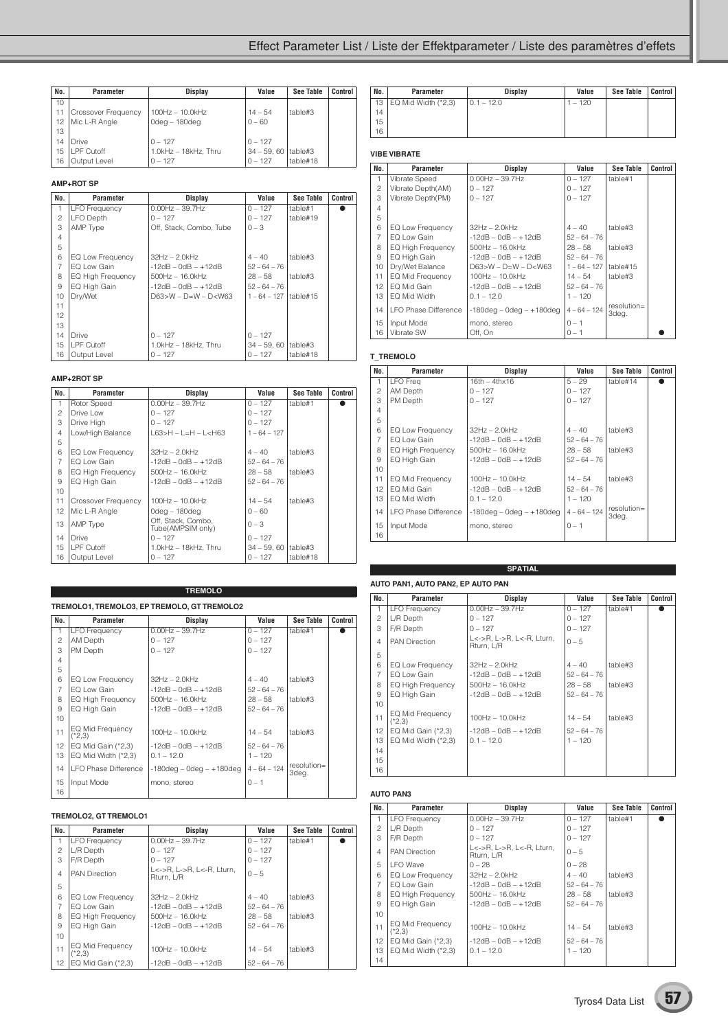| No. | Parameter | Display | Value | See Table | Control |
|---|---|---|---|---|---|
| 10 | | | | | |
| 11 | Crossover Frequency | 100Hz – 10.0kHz | 14 – 54 | table#3 | |
| 12 | Mic L-R Angle | 0deg – 180deg | 0 – 60 | | |
| 13 | | | | | |
| 14 | Drive | 0 – 127 | 0 – 127 | | |
| 15 | LPF Cutoff | 1.0kHz – 18kHz, Thru | 34 – 59, 60 | table#3 | |
| 16 | Output Level | 0 – 127 | 0 – 127 | table#18 | |

#### AMP+ROT SP

| No. | Parameter | Display | Value | See Table | Control |
|---|---|---|---|---|---|
| 1 | LFO Frequency | 0.00Hz – 39.7Hz | 0 – 127 | table#1 | ● |
| 2 | LFO Depth | 0 – 127 | 0 – 127 | table#19 | |
| 3 | AMP Type | Off, Stack, Combo, Tube | 0 – 3 | | |
| 4 | | | | | |
| 5 | | | | | |
| 6 | EQ Low Frequency | 32Hz – 2.0kHz | 4 – 40 | table#3 | |
| 7 | EQ Low Gain | -12dB – 0dB – +12dB | 52 – 64 – 76 | | |
| 8 | EQ High Frequency | 500Hz – 16.0kHz | 28 – 58 | table#3 | |
| 9 | EQ High Gain | -12dB – 0dB – +12dB | 52 – 64 – 76 | | |
| 10 | Dry/Wet | D63>W – D=W – D<W63 | 1 – 64 – 127 | table#15 | |
| 11 | | | | | |
| 12 | | | | | |
| 13 | | | | | |
| 14 | Drive | 0 – 127 | 0 – 127 | | |
| 15 | LPF Cutoff | 1.0kHz – 18kHz, Thru | 34 – 59, 60 | table#3 | |
| 16 | Output Level | 0 – 127 | 0 – 127 | table#18 | |

#### AMP+2ROT SP

| No. | Parameter | Display | Value | See Table | Control |
|---|---|---|---|---|---|
| 1 | Rotor Speed | 0.00Hz – 39.7Hz | 0 – 127 | table#1 | ● |
| 2 | Drive Low | 0 – 127 | 0 – 127 | | |
| 3 | Drive High | 0 – 127 | 0 – 127 | | |
| 4 | Low/High Balance | L63>H – L=H – L<H63 | 1 – 64 – 127 | | |
| 5 | | | | | |
| 6 | EQ Low Frequency | 32Hz – 2.0kHz | 4 – 40 | table#3 | |
| 7 | EQ Low Gain | -12dB – 0dB – +12dB | 52 – 64 – 76 | | |
| 8 | EQ High Frequency | 500Hz – 16.0kHz | 28 – 58 | table#3 | |
| 9 | EQ High Gain | -12dB – 0dB – +12dB | 52 – 64 – 76 | | |
| 10 | | | | | |
| 11 | Crossover Frequency | 100Hz – 10.0kHz | 14 – 54 | table#3 | |
| 12 | Mic L-R Angle | 0deg – 180deg | 0 – 60 | | |
| 13 | AMP Type | Off, Stack, Combo, Tube(AMPSIM only) | 0 – 3 | | |
| 14 | Drive | 0 – 127 | 0 – 127 | | |
| 15 | LPF Cutoff | 1.0kHz – 18kHz, Thru | 34 – 59, 60 | table#3 | |
| 16 | Output Level | 0 – 127 | 0 – 127 | table#18 | |

### TREMOLO

#### TREMOLO1, TREMOLO3, EP TREMOLO, GT TREMOLO2

| No. | Parameter | Display | Value | See Table | Control |
|---|---|---|---|---|---|
| 1 | LFO Frequency | 0.00Hz – 39.7Hz | 0 – 127 | table#1 | ● |
| 2 | AM Depth | 0 – 127 | 0 – 127 | | |
| 3 | PM Depth | 0 – 127 | 0 – 127 | | |
| 4 | | | | | |
| 5 | | | | | |
| 6 | EQ Low Frequency | 32Hz – 2.0kHz | 4 – 40 | table#3 | |
| 7 | EQ Low Gain | -12dB – 0dB – +12dB | 52 – 64 – 76 | | |
| 8 | EQ High Frequency | 500Hz – 16.0kHz | 28 – 58 | table#3 | |
| 9 | EQ High Gain | -12dB – 0dB – +12dB | 52 – 64 – 76 | | |
| 10 | | | | | |
| 11 | EQ Mid Frequency (*2,3) | 100Hz – 10.0kHz | 14 – 54 | table#3 | |
| 12 | EQ Mid Gain (*2,3) | -12dB – 0dB – +12dB | 52 – 64 – 76 | | |
| 13 | EQ Mid Width (*2,3) | 0.1 – 12.0 | 1 – 120 | | |
| 14 | LFO Phase Difference | -180deg – 0deg – +180deg | 4 – 64 – 124 | resolution=3deg. | |
| 15 | Input Mode | mono, stereo | 0 – 1 | | |
| 16 | | | | | |

#### TREMOLO2, GT TREMOLO1

| No. | Parameter | Display | Value | See Table | Control |
|---|---|---|---|---|---|
| 1 | LFO Frequency | 0.00Hz – 39.7Hz | 0 – 127 | table#1 | ● |
| 2 | L/R Depth | 0 – 127 | 0 – 127 | | |
| 3 | F/R Depth | 0 – 127 | 0 – 127 | | |
| 4 | PAN Direction | L<->R, L->R, L<-R, Lturn, Rturn, L/R | 0 – 5 | | |
| 5 | | | | | |
| 6 | EQ Low Frequency | 32Hz – 2.0kHz | 4 – 40 | table#3 | |
| 7 | EQ Low Gain | -12dB – 0dB – +12dB | 52 – 64 – 76 | | |
| 8 | EQ High Frequency | 500Hz – 16.0kHz | 28 – 58 | table#3 | |
| 9 | EQ High Gain | -12dB – 0dB – +12dB | 52 – 64 – 76 | | |
| 10 | | | | | |
| 11 | EQ Mid Frequency (*2,3) | 100Hz – 10.0kHz | 14 – 54 | table#3 | |
| 12 | EQ Mid Gain (*2,3) | -12dB – 0dB – +12dB | 52 – 64 – 76 | | |

| No. | Parameter | Display | Value | See Table | Control |
|---|---|---|---|---|---|
| 13 | EQ Mid Width (*2,3) | 0.1 – 12.0 | 1 – 120 | | |
| 14 | | | | | |
| 15 | | | | | |
| 16 | | | | | |

#### VIBE VIBRATE

| No. | Parameter | Display | Value | See Table | Control |
|---|---|---|---|---|---|
| 1 | Vibrate Speed | 0.00Hz – 39.7Hz | 0 – 127 | table#1 | |
| 2 | Vibrate Depth(AM) | 0 – 127 | 0 – 127 | | |
| 3 | Vibrate Depth(PM) | 0 – 127 | 0 – 127 | | |
| 4 | | | | | |
| 5 | | | | | |
| 6 | EQ Low Frequency | 32Hz – 2.0kHz | 4 – 40 | table#3 | |
| 7 | EQ Low Gain | -12dB – 0dB – +12dB | 52 – 64 – 76 | | |
| 8 | EQ High Frequency | 500Hz – 16.0kHz | 28 – 58 | table#3 | |
| 9 | EQ High Gain | -12dB – 0dB – +12dB | 52 – 64 – 76 | | |
| 10 | Dry/Wet Balance | D63>W – D=W – D<W63 | 1 – 64 – 127 | table#15 | |
| 11 | EQ Mid Frequency | 100Hz – 10.0kHz | 14 – 54 | table#3 | |
| 12 | EQ Mid Gain | -12dB – 0dB – +12dB | 52 – 64 – 76 | | |
| 13 | EQ Mid Width | 0.1 – 12.0 | 1 – 120 | | |
| 14 | LFO Phase Difference | -180deg – 0deg – +180deg | 4 – 64 – 124 | resolution=3deg. | |
| 15 | Input Mode | mono, stereo | 0 – 1 | | |
| 16 | Vibrate SW | Off, On | 0 – 1 | | ● |

#### T_TREMOLO

| No. | Parameter | Display | Value | See Table | Control |
|---|---|---|---|---|---|
| 1 | LFO Freq | 16th – 4thx16 | 5 – 29 | table#14 | ● |
| 2 | AM Depth | 0 – 127 | 0 – 127 | | |
| 3 | PM Depth | 0 – 127 | 0 – 127 | | |
| 4 | | | | | |
| 5 | | | | | |
| 6 | EQ Low Frequency | 32Hz – 2.0kHz | 4 – 40 | table#3 | |
| 7 | EQ Low Gain | -12dB – 0dB – +12dB | 52 – 64 – 76 | | |
| 8 | EQ High Frequency | 500Hz – 16.0kHz | 28 – 58 | table#3 | |
| 9 | EQ High Gain | -12dB – 0dB – +12dB | 52 – 64 – 76 | | |
| 10 | | | | | |
| 11 | EQ Mid Frequency | 100Hz – 10.0kHz | 14 – 54 | table#3 | |
| 12 | EQ Mid Gain | -12dB – 0dB – +12dB | 52 – 64 – 76 | | |
| 13 | EQ Mid Width | 0.1 – 12.0 | 1 – 120 | | |
| 14 | LFO Phase Difference | -180deg – 0deg – +180deg | 4 – 64 – 124 | resolution=3deg. | |
| 15 | Input Mode | mono, stereo | 0 – 1 | | |
| 16 | | | | | |

### SPATIAL

#### AUTO PAN1, AUTO PAN2, EP AUTO PAN

| No. | Parameter | Display | Value | See Table | Control |
|---|---|---|---|---|---|
| 1 | LFO Frequency | 0.00Hz – 39.7Hz | 0 – 127 | table#1 | ● |
| 2 | L/R Depth | 0 – 127 | 0 – 127 | | |
| 3 | F/R Depth | 0 – 127 | 0 – 127 | | |
| 4 | PAN Direction | L<->R, L->R, L<-R, Lturn, Rturn, L/R | 0 – 5 | | |
| 5 | | | | | |
| 6 | EQ Low Frequency | 32Hz – 2.0kHz | 4 – 40 | table#3 | |
| 7 | EQ Low Gain | -12dB – 0dB – +12dB | 52 – 64 – 76 | | |
| 8 | EQ High Frequency | 500Hz – 16.0kHz | 28 – 58 | table#3 | |
| 9 | EQ High Gain | -12dB – 0dB – +12dB | 52 – 64 – 76 | | |
| 10 | | | | | |
| 11 | EQ Mid Frequency (*2,3) | 100Hz – 10.0kHz | 14 – 54 | table#3 | |
| 12 | EQ Mid Gain (*2,3) | -12dB – 0dB – +12dB | 52 – 64 – 76 | | |
| 13 | EQ Mid Width (*2,3) | 0.1 – 12.0 | 1 – 120 | | |
| 14 | | | | | |
| 15 | | | | | |
| 16 | | | | | |

#### AUTO PAN3

| No. | Parameter | Display | Value | See Table | Control |
|---|---|---|---|---|---|
| 1 | LFO Frequency | 0.00Hz – 39.7Hz | 0 – 127 | table#1 | ● |
| 2 | L/R Depth | 0 – 127 | 0 – 127 | | |
| 3 | F/R Depth | 0 – 127 | 0 – 127 | | |
| 4 | PAN Direction | L<->R, L->R, L<-R, Lturn, Rturn, L/R | 0 – 5 | | |
| 5 | LFO Wave | 0 – 28 | 0 – 28 | | |
| 6 | EQ Low Frequency | 32Hz – 2.0kHz | 4 – 40 | table#3 | |
| 7 | EQ Low Gain | -12dB – 0dB – +12dB | 52 – 64 – 76 | | |
| 8 | EQ High Frequency | 500Hz – 16.0kHz | 28 – 58 | table#3 | |
| 9 | EQ High Gain | -12dB – 0dB – +12dB | 52 – 64 – 76 | | |
| 10 | | | | | |
| 11 | EQ Mid Frequency (*2,3) | 100Hz – 10.0kHz | 14 – 54 | table#3 | |
| 12 | EQ Mid Gain (*2,3) | -12dB – 0dB – +12dB | 52 – 64 – 76 | | |
| 13 | EQ Mid Width (*2,3) | 0.1 – 12.0 | 1 – 120 | | |
| 14 | | | | | |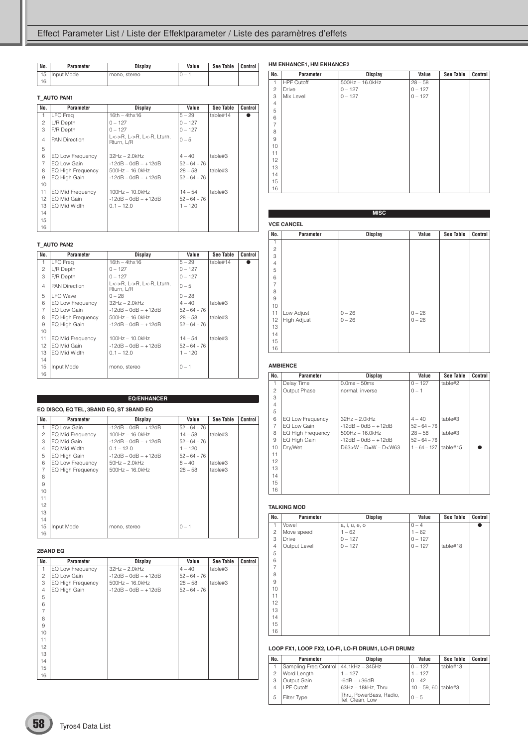| No. | Parameter | Display | Value | See Table | Control |
|---|---|---|---|---|---|
| 15 | Input Mode | mono, stereo | 0 – 1 | | |
| 16 | | | | | |

### T_AUTO PAN1

| No. | Parameter | Display | Value | See Table | Control |
|---|---|---|---|---|---|
| 1 | LFO Freq | 16th – 4thx16 | 5 – 29 | table#14 | ● |
| 2 | L/R Depth | 0 – 127 | 0 – 127 | | |
| 3 | F/R Depth | 0 – 127 | 0 – 127 | | |
| 4 | PAN Direction | L<->R, L->R, L<-R, Lturn, Rturn, L/R | 0 – 5 | | |
| 5 | | | | | |
| 6 | EQ Low Frequency | 32Hz – 2.0kHz | 4 – 40 | table#3 | |
| 7 | EQ Low Gain | -12dB – 0dB – +12dB | 52 – 64 – 76 | | |
| 8 | EQ High Frequency | 500Hz – 16.0kHz | 28 – 58 | table#3 | |
| 9 | EQ High Gain | -12dB – 0dB – +12dB | 52 – 64 – 76 | | |
| 10 | | | | | |
| 11 | EQ Mid Frequency | 100Hz – 10.0kHz | 14 – 54 | table#3 | |
| 12 | EQ Mid Gain | -12dB – 0dB – +12dB | 52 – 64 – 76 | | |
| 13 | EQ Mid Width | 0.1 – 12.0 | 1 – 120 | | |
| 14 | | | | | |
| 15 | | | | | |
| 16 | | | | | |

### T_AUTO PAN2

| No. | Parameter | Display | Value | See Table | Control |
|---|---|---|---|---|---|
| 1 | LFO Freq | 16th – 4thx16 | 5 – 29 | table#14 | ● |
| 2 | L/R Depth | 0 – 127 | 0 – 127 | | |
| 3 | F/R Depth | 0 – 127 | 0 – 127 | | |
| 4 | PAN Direction | L<->R, L->R, L<-R, Lturn, Rturn, L/R | 0 – 5 | | |
| 5 | LFO Wave | 0 – 28 | 0 – 28 | | |
| 6 | EQ Low Frequency | 32Hz – 2.0kHz | 4 – 40 | table#3 | |
| 7 | EQ Low Gain | -12dB – 0dB – +12dB | 52 – 64 – 76 | | |
| 8 | EQ High Frequency | 500Hz – 16.0kHz | 28 – 58 | table#3 | |
| 9 | EQ High Gain | -12dB – 0dB – +12dB | 52 – 64 – 76 | | |
| 10 | | | | | |
| 11 | EQ Mid Frequency | 100Hz – 10.0kHz | 14 – 54 | table#3 | |
| 12 | EQ Mid Gain | -12dB – 0dB – +12dB | 52 – 64 – 76 | | |
| 13 | EQ Mid Width | 0.1 – 12.0 | 1 – 120 | | |
| 14 | | | | | |
| 15 | Input Mode | mono, stereo | 0 – 1 | | |
| 16 | | | | | |

## EQ/ENHANCER

### EQ DISCO, EQ TEL, 3BAND EQ, ST 3BAND EQ

| No. | Parameter | Display | Value | See Table | Control |
|---|---|---|---|---|---|
| 1 | EQ Low Gain | -12dB – 0dB – +12dB | 52 – 64 – 76 | | |
| 2 | EQ Mid Frequency | 100Hz – 16.0kHz | 14 – 58 | table#3 | |
| 3 | EQ Mid Gain | -12dB – 0dB – +12dB | 52 – 64 – 76 | | |
| 4 | EQ Mid Width | 0.1 – 12.0 | 1 – 120 | | |
| 5 | EQ High Gain | -12dB – 0dB – +12dB | 52 – 64 – 76 | | |
| 6 | EQ Low Frequency | 50Hz – 2.0kHz | 8 – 40 | table#3 | |
| 7 | EQ High Frequency | 500Hz – 16.0kHz | 28 – 58 | table#3 | |
| 8 | | | | | |
| 9 | | | | | |
| 10 | | | | | |
| 11 | | | | | |
| 12 | | | | | |
| 13 | | | | | |
| 14 | | | | | |
| 15 | Input Mode | mono, stereo | 0 – 1 | | |
| 16 | | | | | |

### 2BAND EQ

| No. | Parameter | Display | Value | See Table | Control |
|---|---|---|---|---|---|
| 1 | EQ Low Frequency | 32Hz – 2.0kHz | 4 – 40 | table#3 | |
| 2 | EQ Low Gain | -12dB – 0dB – +12dB | 52 – 64 – 76 | | |
| 3 | EQ High Frequency | 500Hz – 16.0kHz | 28 – 58 | table#3 | |
| 4 | EQ High Gain | -12dB – 0dB – +12dB | 52 – 64 – 76 | | |
| 5 | | | | | |
| 6 | | | | | |
| 7 | | | | | |
| 8 | | | | | |
| 9 | | | | | |
| 10 | | | | | |
| 11 | | | | | |
| 12 | | | | | |
| 13 | | | | | |
| 14 | | | | | |
| 15 | | | | | |
| 16 | | | | | |

### HM ENHANCE1, HM ENHANCE2

| No. | Parameter | Display | Value | See Table | Control |
|---|---|---|---|---|---|
| 1 | HPF Cutoff | 500Hz – 16.0kHz | 28 – 58 | | |
| 2 | Drive | 0 – 127 | 0 – 127 | | |
| 3 | Mix Level | 0 – 127 | 0 – 127 | | |
| 4 | | | | | |
| 5 | | | | | |
| 6 | | | | | |
| 7 | | | | | |
| 8 | | | | | |
| 9 | | | | | |
| 10 | | | | | |
| 11 | | | | | |
| 12 | | | | | |
| 13 | | | | | |
| 14 | | | | | |
| 15 | | | | | |
| 16 | | | | | |

## MISC

### VCE CANCEL

| No. | Parameter | Display | Value | See Table | Control |
|---|---|---|---|---|---|
| 1 | | | | | |
| 2 | | | | | |
| 3 | | | | | |
| 4 | | | | | |
| 5 | | | | | |
| 6 | | | | | |
| 7 | | | | | |
| 8 | | | | | |
| 9 | | | | | |
| 10 | | | | | |
| 11 | Low Adjust | 0 – 26 | 0 – 26 | | |
| 12 | High Adjust | 0 – 26 | 0 – 26 | | |
| 13 | | | | | |
| 14 | | | | | |
| 15 | | | | | |
| 16 | | | | | |

### AMBIENCE

| No. | Parameter | Display | Value | See Table | Control |
|---|---|---|---|---|---|
| 1 | Delay Time | 0.0ms – 50ms | 0 – 127 | table#2 | |
| 2 | Output Phase | normal, inverse | 0 – 1 | | |
| 3 | | | | | |
| 4 | | | | | |
| 5 | | | | | |
| 6 | EQ Low Frequency | 32Hz – 2.0kHz | 4 – 40 | table#3 | |
| 7 | EQ Low Gain | -12dB – 0dB – +12dB | 52 – 64 – 76 | | |
| 8 | EQ High Frequency | 500Hz – 16.0kHz | 28 – 58 | table#3 | |
| 9 | EQ High Gain | -12dB – 0dB – +12dB | 52 – 64 – 76 | | |
| 10 | Dry/Wet | D63>W – D=W – D<W63 | 1 – 64 – 127 | table#15 | ● |
| 11 | | | | | |
| 12 | | | | | |
| 13 | | | | | |
| 14 | | | | | |
| 15 | | | | | |
| 16 | | | | | |

### TALKING MOD

| No. | Parameter | Display | Value | See Table | Control |
|---|---|---|---|---|---|
| 1 | Vowel | a, i, u, e, o | 0 – 4 | | ● |
| 2 | Move speed | 1 – 62 | 1 – 62 | | |
| 3 | Drive | 0 – 127 | 0 – 127 | | |
| 4 | Output Level | 0 – 127 | 0 – 127 | table#18 | |
| 5 | | | | | |
| 6 | | | | | |
| 7 | | | | | |
| 8 | | | | | |
| 9 | | | | | |
| 10 | | | | | |
| 11 | | | | | |
| 12 | | | | | |
| 13 | | | | | |
| 14 | | | | | |
| 15 | | | | | |
| 16 | | | | | |

### LOOP FX1, LOOP FX2, LO-FI, LO-FI DRUM1, LO-FI DRUM2

| No. | Parameter | Display | Value | See Table | Control |
|---|---|---|---|---|---|
| 1 | Sampling Freq Control | 44.1kHz – 345Hz | 0 – 127 | table#13 | |
| 2 | Word Length | 1 – 127 | 1 – 127 | | |
| 3 | Output Gain | -6dB – +36dB | 0 – 42 | | |
| 4 | LPF Cutoff | 63Hz – 18kHz, Thru | 10 – 59, 60 | table#3 | |
| 5 | Filter Type | Thru, PowerBass, Radio, Tel, Clean, Low | 0 – 5 | | |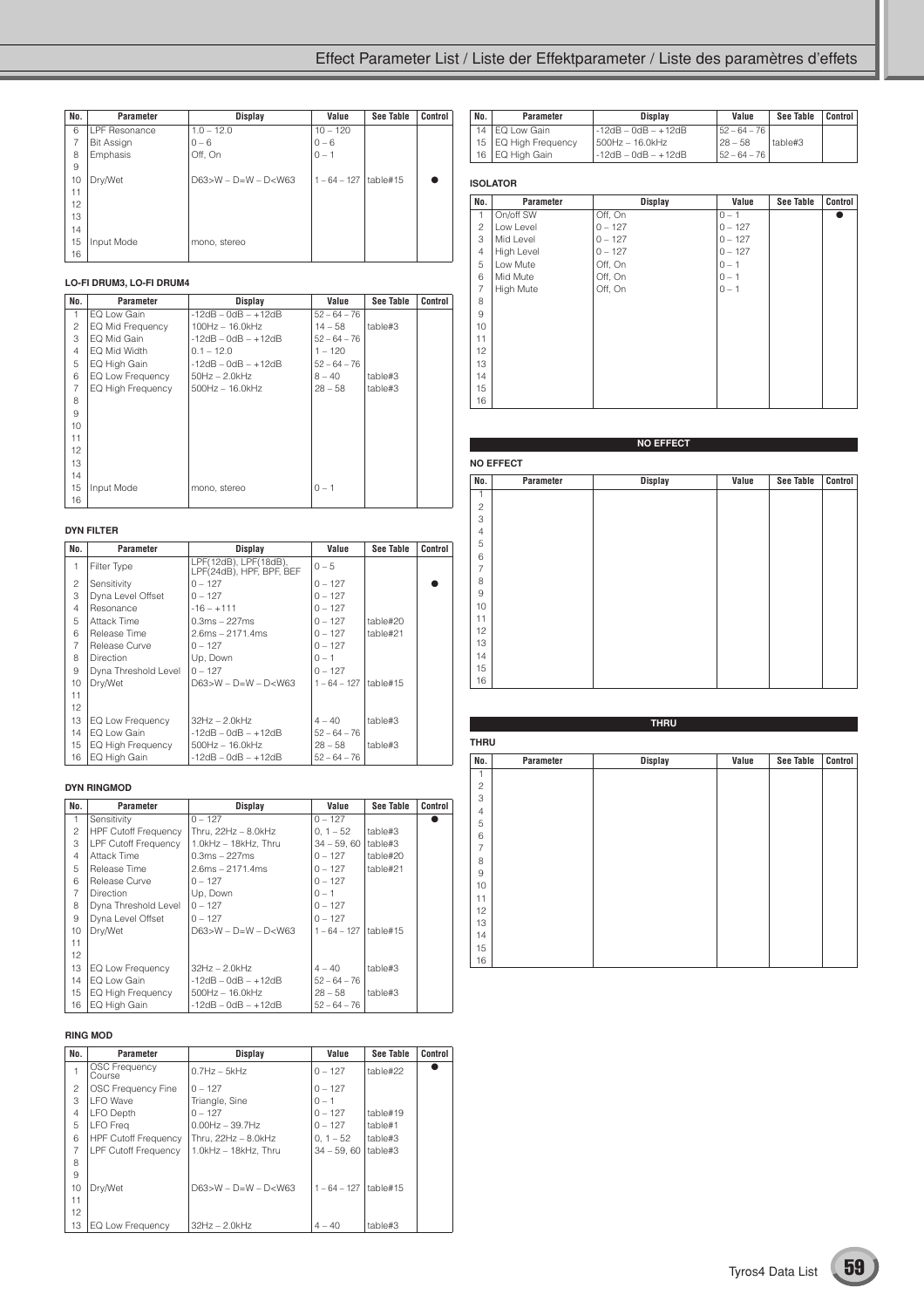| No. | Parameter | Display | Value | See Table | Control |
|---|---|---|---|---|---|
| 6 | LPF Resonance | 1.0 – 12.0 | 10 – 120 | | |
| 7 | Bit Assign | 0 – 6 | 0 – 6 | | |
| 8 | Emphasis | Off, On | 0 – 1 | | |
| 9 | | | | | |
| 10 | Dry/Wet | D63>W – D=W – D<W63 | 1 – 64 – 127 | table#15 | ● |
| 11 | | | | | |
| 12 | | | | | |
| 13 | | | | | |
| 14 | | | | | |
| 15 | Input Mode | mono, stereo | | | |
| 16 | | | | | |

**LO-FI DRUM3, LO-FI DRUM4**

| No. | Parameter | Display | Value | See Table | Control |
|---|---|---|---|---|---|
| 1 | EQ Low Gain | -12dB – 0dB – +12dB | 52 – 64 – 76 | | |
| 2 | EQ Mid Frequency | 100Hz – 16.0kHz | 14 – 58 | table#3 | |
| 3 | EQ Mid Gain | -12dB – 0dB – +12dB | 52 – 64 – 76 | | |
| 4 | EQ Mid Width | 0.1 – 12.0 | 1 – 120 | | |
| 5 | EQ High Gain | -12dB – 0dB – +12dB | 52 – 64 – 76 | | |
| 6 | EQ Low Frequency | 50Hz – 2.0kHz | 8 – 40 | table#3 | |
| 7 | EQ High Frequency | 500Hz – 16.0kHz | 28 – 58 | table#3 | |
| 8 | | | | | |
| 9 | | | | | |
| 10 | | | | | |
| 11 | | | | | |
| 12 | | | | | |
| 13 | | | | | |
| 14 | | | | | |
| 15 | Input Mode | mono, stereo | 0 – 1 | | |
| 16 | | | | | |

**DYN FILTER**

| No. | Parameter | Display | Value | See Table | Control |
|---|---|---|---|---|---|
| 1 | Filter Type | LPF(12dB), LPF(18dB), LPF(24dB), HPF, BPF, BEF | 0 – 5 | | |
| 2 | Sensitivity | 0 – 127 | 0 – 127 | | ● |
| 3 | Dyna Level Offset | 0 – 127 | 0 – 127 | | |
| 4 | Resonance | -16 – +111 | 0 – 127 | | |
| 5 | Attack Time | 0.3ms – 227ms | 0 – 127 | table#20 | |
| 6 | Release Time | 2.6ms – 2171.4ms | 0 – 127 | table#21 | |
| 7 | Release Curve | 0 – 127 | 0 – 127 | | |
| 8 | Direction | Up, Down | 0 – 1 | | |
| 9 | Dyna Threshold Level | 0 – 127 | 0 – 127 | | |
| 10 | Dry/Wet | D63>W – D=W – D<W63 | 1 – 64 – 127 | table#15 | |
| 11 | | | | | |
| 12 | | | | | |
| 13 | EQ Low Frequency | 32Hz – 2.0kHz | 4 – 40 | table#3 | |
| 14 | EQ Low Gain | -12dB – 0dB – +12dB | 52 – 64 – 76 | | |
| 15 | EQ High Frequency | 500Hz – 16.0kHz | 28 – 58 | table#3 | |
| 16 | EQ High Gain | -12dB – 0dB – +12dB | 52 – 64 – 76 | | |

**DYN RINGMOD**

| No. | Parameter | Display | Value | See Table | Control |
|---|---|---|---|---|---|
| 1 | Sensitivity | 0 – 127 | 0 – 127 | | ● |
| 2 | HPF Cutoff Frequency | Thru, 22Hz – 8.0kHz | 0, 1 – 52 | table#3 | |
| 3 | LPF Cutoff Frequency | 1.0kHz – 18kHz, Thru | 34 – 59, 60 | table#3 | |
| 4 | Attack Time | 0.3ms – 227ms | 0 – 127 | table#20 | |
| 5 | Release Time | 2.6ms – 2171.4ms | 0 – 127 | table#21 | |
| 6 | Release Curve | 0 – 127 | 0 – 127 | | |
| 7 | Direction | Up, Down | 0 – 1 | | |
| 8 | Dyna Threshold Level | 0 – 127 | 0 – 127 | | |
| 9 | Dyna Level Offset | 0 – 127 | 0 – 127 | | |
| 10 | Dry/Wet | D63>W – D=W – D<W63 | 1 – 64 – 127 | table#15 | |
| 11 | | | | | |
| 12 | | | | | |
| 13 | EQ Low Frequency | 32Hz – 2.0kHz | 4 – 40 | table#3 | |
| 14 | EQ Low Gain | -12dB – 0dB – +12dB | 52 – 64 – 76 | | |
| 15 | EQ High Frequency | 500Hz – 16.0kHz | 28 – 58 | table#3 | |
| 16 | EQ High Gain | -12dB – 0dB – +12dB | 52 – 64 – 76 | | |

**RING MOD**

| No. | Parameter | Display | Value | See Table | Control |
|---|---|---|---|---|---|
| 1 | OSC Frequency Course | 0.7Hz – 5kHz | 0 – 127 | table#22 | ● |
| 2 | OSC Frequency Fine | 0 – 127 | 0 – 127 | | |
| 3 | LFO Wave | Triangle, Sine | 0 – 1 | | |
| 4 | LFO Depth | 0 – 127 | 0 – 127 | table#19 | |
| 5 | LFO Freq | 0.00Hz – 39.7Hz | 0 – 127 | table#1 | |
| 6 | HPF Cutoff Frequency | Thru, 22Hz – 8.0kHz | 0, 1 – 52 | table#3 | |
| 7 | LPF Cutoff Frequency | 1.0kHz – 18kHz, Thru | 34 – 59, 60 | table#3 | |
| 8 | | | | | |
| 9 | | | | | |
| 10 | Dry/Wet | D63>W – D=W – D<W63 | 1 – 64 – 127 | table#15 | |
| 11 | | | | | |
| 12 | | | | | |
| 13 | EQ Low Frequency | 32Hz – 2.0kHz | 4 – 40 | table#3 | |

| No. | Parameter | Display | Value | See Table | Control |
|---|---|---|---|---|---|
| 14 | EQ Low Gain | -12dB – 0dB – +12dB | 52 – 64 – 76 | | |
| 15 | EQ High Frequency | 500Hz – 16.0kHz | 28 – 58 | table#3 | |
| 16 | EQ High Gain | -12dB – 0dB – +12dB | 52 – 64 – 76 | | |

**ISOLATOR**

| No. | Parameter | Display | Value | See Table | Control |
|---|---|---|---|---|---|
| 1 | On/off SW | Off, On | 0 – 1 | | ● |
| 2 | Low Level | 0 – 127 | 0 – 127 | | |
| 3 | Mid Level | 0 – 127 | 0 – 127 | | |
| 4 | High Level | 0 – 127 | 0 – 127 | | |
| 5 | Low Mute | Off, On | 0 – 1 | | |
| 6 | Mid Mute | Off, On | 0 – 1 | | |
| 7 | High Mute | Off, On | 0 – 1 | | |
| 8 | | | | | |
| 9 | | | | | |
| 10 | | | | | |
| 11 | | | | | |
| 12 | | | | | |
| 13 | | | | | |
| 14 | | | | | |
| 15 | | | | | |
| 16 | | | | | |

## NO EFFECT

**NO EFFECT**

| No. | Parameter | Display | Value | See Table | Control |
|---|---|---|---|---|---|
| 1 | | | | | |
| 2 | | | | | |
| 3 | | | | | |
| 4 | | | | | |
| 5 | | | | | |
| 6 | | | | | |
| 7 | | | | | |
| 8 | | | | | |
| 9 | | | | | |
| 10 | | | | | |
| 11 | | | | | |
| 12 | | | | | |
| 13 | | | | | |
| 14 | | | | | |
| 15 | | | | | |
| 16 | | | | | |

## THRU

**THRU**

| No. | Parameter | Display | Value | See Table | Control |
|---|---|---|---|---|---|
| 1 | | | | | |
| 2 | | | | | |
| 3 | | | | | |
| 4 | | | | | |
| 5 | | | | | |
| 6 | | | | | |
| 7 | | | | | |
| 8 | | | | | |
| 9 | | | | | |
| 10 | | | | | |
| 11 | | | | | |
| 12 | | | | | |
| 13 | | | | | |
| 14 | | | | | |
| 15 | | | | | |
| 16 | | | | | |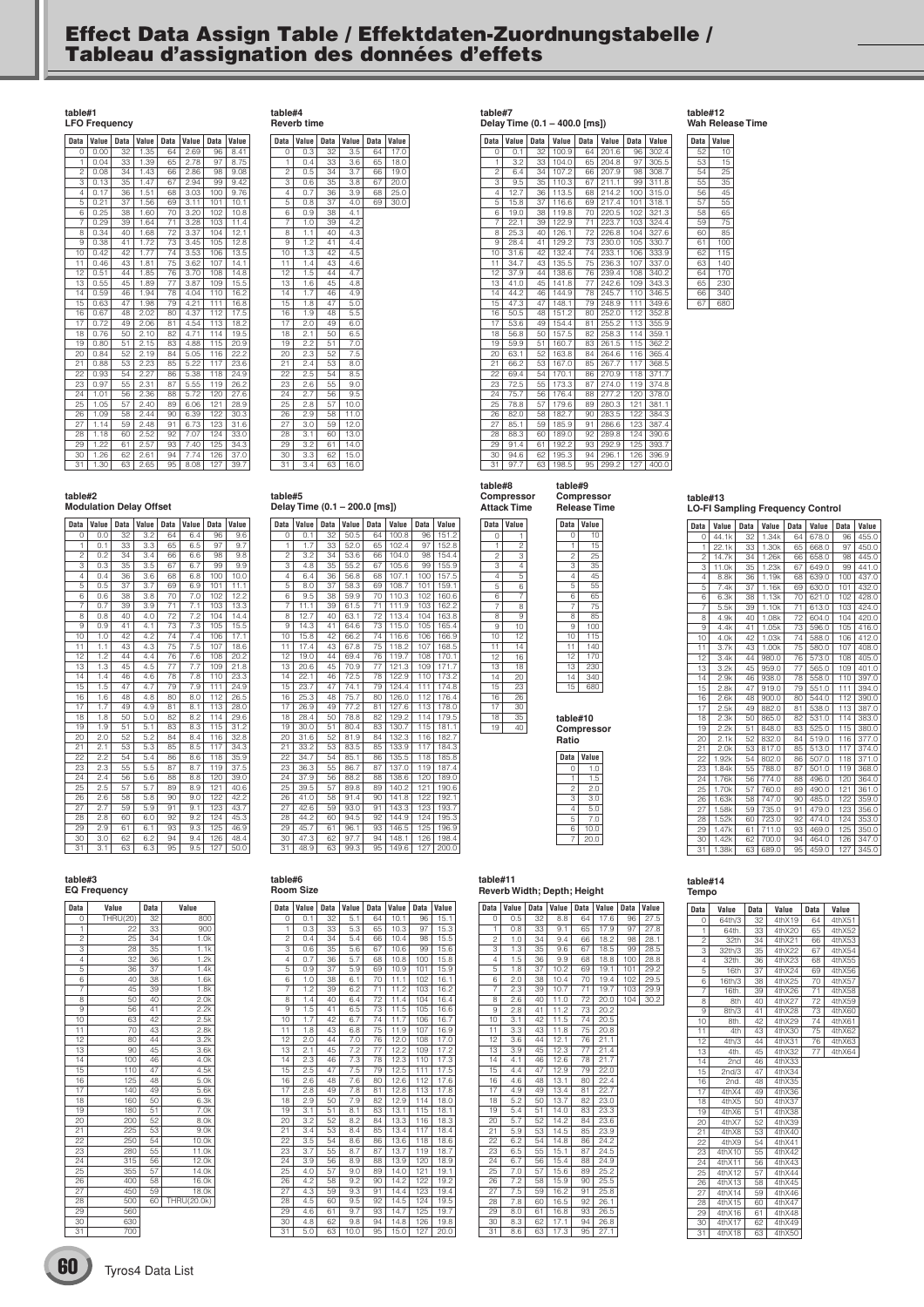# Effect Data Assign Table / Effektdaten-Zuordnungstabelle / Tableau d'assignation des données d'effets

**table#1**
**LFO Frequency**

| Data | Value | Data | Value | Data | Value | Data | Value |
|---|---|---|---|---|---|---|---|
| 0 | 0.00 | 32 | 1.35 | 64 | 2.69 | 96 | 8.41 |
| 1 | 0.04 | 33 | 1.39 | 65 | 2.78 | 97 | 8.75 |
| 2 | 0.08 | 34 | 1.43 | 66 | 2.86 | 98 | 9.08 |
| 3 | 0.13 | 35 | 1.47 | 67 | 2.94 | 99 | 9.42 |
| 4 | 0.17 | 36 | 1.51 | 68 | 3.03 | 100 | 9.76 |
| 5 | 0.21 | 37 | 1.56 | 69 | 3.11 | 101 | 10.1 |
| 6 | 0.25 | 38 | 1.60 | 70 | 3.20 | 102 | 10.8 |
| 7 | 0.29 | 39 | 1.64 | 71 | 3.28 | 103 | 11.4 |
| 8 | 0.34 | 40 | 1.68 | 72 | 3.37 | 104 | 12.1 |
| 9 | 0.38 | 41 | 1.72 | 73 | 3.45 | 105 | 12.8 |
| 10 | 0.42 | 42 | 1.77 | 74 | 3.53 | 106 | 13.5 |
| 11 | 0.46 | 43 | 1.81 | 75 | 3.62 | 107 | 14.1 |
| 12 | 0.51 | 44 | 1.85 | 76 | 3.70 | 108 | 14.8 |
| 13 | 0.55 | 45 | 1.89 | 77 | 3.87 | 109 | 15.5 |
| 14 | 0.59 | 46 | 1.94 | 78 | 4.04 | 110 | 16.2 |
| 15 | 0.63 | 47 | 1.98 | 79 | 4.21 | 111 | 16.8 |
| 16 | 0.67 | 48 | 2.02 | 80 | 4.37 | 112 | 17.5 |
| 17 | 0.72 | 49 | 2.06 | 81 | 4.54 | 113 | 18.2 |
| 18 | 0.76 | 50 | 2.10 | 82 | 4.71 | 114 | 19.5 |
| 19 | 0.80 | 51 | 2.15 | 83 | 4.88 | 115 | 20.9 |
| 20 | 0.84 | 52 | 2.19 | 84 | 5.05 | 116 | 22.2 |
| 21 | 0.88 | 53 | 2.23 | 85 | 5.22 | 117 | 23.6 |
| 22 | 0.93 | 54 | 2.27 | 86 | 5.38 | 118 | 24.9 |
| 23 | 0.97 | 55 | 2.31 | 87 | 5.55 | 119 | 26.2 |
| 24 | 1.01 | 56 | 2.36 | 88 | 5.72 | 120 | 27.6 |
| 25 | 1.05 | 57 | 2.40 | 89 | 6.06 | 121 | 28.9 |
| 26 | 1.09 | 58 | 2.44 | 90 | 6.39 | 122 | 30.3 |
| 27 | 1.14 | 59 | 2.48 | 91 | 6.73 | 123 | 31.6 |
| 28 | 1.18 | 60 | 2.52 | 92 | 7.07 | 124 | 33.0 |
| 29 | 1.22 | 61 | 2.57 | 93 | 7.40 | 125 | 34.3 |
| 30 | 1.26 | 62 | 2.61 | 94 | 7.74 | 126 | 37.0 |
| 31 | 1.30 | 63 | 2.65 | 95 | 8.08 | 127 | 39.7 |

**table#2**
**Modulation Delay Offset**

| Data | Value | Data | Value | Data | Value | Data | Value |
|---|---|---|---|---|---|---|---|
| 0 | 0.0 | 32 | 3.2 | 64 | 6.4 | 96 | 9.6 |
| 1 | 0.1 | 33 | 3.3 | 65 | 6.5 | 97 | 9.7 |
| 2 | 0.2 | 34 | 3.4 | 66 | 6.6 | 98 | 9.8 |
| 3 | 0.3 | 35 | 3.5 | 67 | 6.7 | 99 | 9.9 |
| 4 | 0.4 | 36 | 3.6 | 68 | 6.8 | 100 | 10.0 |
| 5 | 0.5 | 37 | 3.7 | 69 | 6.9 | 101 | 11.1 |
| 6 | 0.6 | 38 | 3.8 | 70 | 7.0 | 102 | 12.2 |
| 7 | 0.7 | 39 | 3.9 | 71 | 7.1 | 103 | 13.3 |
| 8 | 0.8 | 40 | 4.0 | 72 | 7.2 | 104 | 14.4 |
| 9 | 0.9 | 41 | 4.1 | 73 | 7.3 | 105 | 15.5 |
| 10 | 1.0 | 42 | 4.2 | 74 | 7.4 | 106 | 17.1 |
| 11 | 1.1 | 43 | 4.3 | 75 | 7.5 | 107 | 18.6 |
| 12 | 1.2 | 44 | 4.4 | 76 | 7.6 | 108 | 20.2 |
| 13 | 1.3 | 45 | 4.5 | 77 | 7.7 | 109 | 21.8 |
| 14 | 1.4 | 46 | 4.6 | 78 | 7.8 | 110 | 23.3 |
| 15 | 1.5 | 47 | 4.7 | 79 | 7.9 | 111 | 24.9 |
| 16 | 1.6 | 48 | 4.8 | 80 | 8.0 | 112 | 26.5 |
| 17 | 1.7 | 49 | 4.9 | 81 | 8.1 | 113 | 28.0 |
| 18 | 1.8 | 50 | 5.0 | 82 | 8.2 | 114 | 29.6 |
| 19 | 1.9 | 51 | 5.1 | 83 | 8.3 | 115 | 31.2 |
| 20 | 2.0 | 52 | 5.2 | 84 | 8.4 | 116 | 32.8 |
| 21 | 2.1 | 53 | 5.3 | 85 | 8.5 | 117 | 34.3 |
| 22 | 2.2 | 54 | 5.4 | 86 | 8.6 | 118 | 35.9 |
| 23 | 2.3 | 55 | 5.5 | 87 | 8.7 | 119 | 37.5 |
| 24 | 2.4 | 56 | 5.6 | 88 | 8.8 | 120 | 39.0 |
| 25 | 2.5 | 57 | 5.7 | 89 | 8.9 | 121 | 40.6 |
| 26 | 2.6 | 58 | 5.8 | 90 | 9.0 | 122 | 42.2 |
| 27 | 2.7 | 59 | 5.9 | 91 | 9.1 | 123 | 43.7 |
| 28 | 2.8 | 60 | 6.0 | 92 | 9.2 | 124 | 45.3 |
| 29 | 2.9 | 61 | 6.1 | 93 | 9.3 | 125 | 46.9 |
| 30 | 3.0 | 62 | 6.2 | 94 | 9.4 | 126 | 48.4 |
| 31 | 3.1 | 63 | 6.3 | 95 | 9.5 | 127 | 50.0 |

**table#3**
**EQ Frequency**

| Data | Value | Data | Value |
|---|---|---|---|
| 0 | THRU(20) | 32 | 800 |
| 1 | 22 | 33 | 900 |
| 2 | 25 | 34 | 1.0k |
| 3 | 28 | 35 | 1.1k |
| 4 | 32 | 36 | 1.2k |
| 5 | 36 | 37 | 1.4k |
| 6 | 40 | 38 | 1.6k |
| 7 | 45 | 39 | 1.8k |
| 8 | 50 | 40 | 2.0k |
| 9 | 56 | 41 | 2.2k |
| 10 | 63 | 42 | 2.5k |
| 11 | 70 | 43 | 2.8k |
| 12 | 80 | 44 | 3.2k |
| 13 | 90 | 45 | 3.6k |
| 14 | 100 | 46 | 4.0k |
| 15 | 110 | 47 | 4.5k |
| 16 | 125 | 48 | 5.0k |
| 17 | 140 | 49 | 5.6k |
| 18 | 160 | 50 | 6.3k |
| 19 | 180 | 51 | 7.0k |
| 20 | 200 | 52 | 8.0k |
| 21 | 225 | 53 | 9.0k |
| 22 | 250 | 54 | 10.0k |
| 23 | 280 | 55 | 11.0k |
| 24 | 315 | 56 | 12.0k |
| 25 | 355 | 57 | 14.0k |
| 26 | 400 | 58 | 16.0k |
| 27 | 450 | 59 | 18.0k |
| 28 | 500 | 60 | THRU(20.0k) |
| 29 | 560 | | |
| 30 | 630 | | |
| 31 | 700 | | |

**table#4**
**Reverb time**

| Data | Value | Data | Value | Data | Value |
|---|---|---|---|---|---|
| 0 | 0.3 | 32 | 3.5 | 64 | 17.0 |
| 1 | 0.4 | 33 | 3.6 | 65 | 18.0 |
| 2 | 0.5 | 34 | 3.7 | 66 | 19.0 |
| 3 | 0.6 | 35 | 3.8 | 67 | 20.0 |
| 4 | 0.7 | 36 | 3.9 | 68 | 25.0 |
| 5 | 0.8 | 37 | 4.0 | 69 | 30.0 |
| 6 | 0.9 | 38 | 4.1 | | |
| 7 | 1.0 | 39 | 4.2 | | |
| 8 | 1.1 | 40 | 4.3 | | |
| 9 | 1.2 | 41 | 4.4 | | |
| 10 | 1.3 | 42 | 4.5 | | |
| 11 | 1.4 | 43 | 4.6 | | |
| 12 | 1.5 | 44 | 4.7 | | |
| 13 | 1.6 | 45 | 4.8 | | |
| 14 | 1.7 | 46 | 4.9 | | |
| 15 | 1.8 | 47 | 5.0 | | |
| 16 | 1.9 | 48 | 5.5 | | |
| 17 | 2.0 | 49 | 6.0 | | |
| 18 | 2.1 | 50 | 6.5 | | |
| 19 | 2.2 | 51 | 7.0 | | |
| 20 | 2.3 | 52 | 7.5 | | |
| 21 | 2.4 | 53 | 8.0 | | |
| 22 | 2.5 | 54 | 8.5 | | |
| 23 | 2.6 | 55 | 9.0 | | |
| 24 | 2.7 | 56 | 9.5 | | |
| 25 | 2.8 | 57 | 10.0 | | |
| 26 | 2.9 | 58 | 11.0 | | |
| 27 | 3.0 | 59 | 12.0 | | |
| 28 | 3.1 | 60 | 13.0 | | |
| 29 | 3.2 | 61 | 14.0 | | |
| 30 | 3.3 | 62 | 15.0 | | |
| 31 | 3.4 | 63 | 16.0 | | |

**table#5**
**Delay Time (0.1 – 200.0 [ms])**

| Data | Value | Data | Value | Data | Value | Data | Value |
|---|---|---|---|---|---|---|---|
| 0 | 0.1 | 32 | 50.5 | 64 | 100.8 | 96 | 151.2 |
| 1 | 1.7 | 33 | 52.0 | 65 | 102.4 | 97 | 152.8 |
| 2 | 3.2 | 34 | 53.6 | 66 | 104.0 | 98 | 154.4 |
| 3 | 4.8 | 35 | 55.2 | 67 | 105.6 | 99 | 155.9 |
| 4 | 6.4 | 36 | 56.8 | 68 | 107.1 | 100 | 157.5 |
| 5 | 8.0 | 37 | 58.3 | 69 | 108.7 | 101 | 159.1 |
| 6 | 9.5 | 38 | 59.9 | 70 | 110.3 | 102 | 160.6 |
| 7 | 11.1 | 39 | 61.5 | 71 | 111.9 | 103 | 162.2 |
| 8 | 12.7 | 40 | 63.1 | 72 | 113.4 | 104 | 163.8 |
| 9 | 14.3 | 41 | 64.6 | 73 | 115.0 | 105 | 165.4 |
| 10 | 15.8 | 42 | 66.2 | 74 | 116.6 | 106 | 166.9 |
| 11 | 17.4 | 43 | 67.8 | 75 | 118.2 | 107 | 168.5 |
| 12 | 19.0 | 44 | 69.4 | 76 | 119.7 | 108 | 170.1 |
| 13 | 20.6 | 45 | 70.9 | 77 | 121.3 | 109 | 171.7 |
| 14 | 22.1 | 46 | 72.5 | 78 | 122.9 | 110 | 173.2 |
| 15 | 23.7 | 47 | 74.1 | 79 | 124.4 | 111 | 174.8 |
| 16 | 25.3 | 48 | 75.7 | 80 | 126.0 | 112 | 176.4 |
| 17 | 26.9 | 49 | 77.2 | 81 | 127.6 | 113 | 178.0 |
| 18 | 28.4 | 50 | 78.8 | 82 | 129.2 | 114 | 179.5 |
| 19 | 30.0 | 51 | 80.4 | 83 | 130.7 | 115 | 181.1 |
| 20 | 31.6 | 52 | 81.9 | 84 | 132.3 | 116 | 182.7 |
| 21 | 33.2 | 53 | 83.5 | 85 | 133.9 | 117 | 184.3 |
| 22 | 34.7 | 54 | 85.1 | 86 | 135.5 | 118 | 185.8 |
| 23 | 36.3 | 55 | 86.7 | 87 | 137.0 | 119 | 187.4 |
| 24 | 37.9 | 56 | 88.2 | 88 | 138.6 | 120 | 189.0 |
| 25 | 39.5 | 57 | 89.8 | 89 | 140.2 | 121 | 190.6 |
| 26 | 41.0 | 58 | 91.4 | 90 | 141.8 | 122 | 192.1 |
| 27 | 42.6 | 59 | 93.0 | 91 | 143.3 | 123 | 193.7 |
| 28 | 44.2 | 60 | 94.5 | 92 | 144.9 | 124 | 195.3 |
| 29 | 45.7 | 61 | 96.1 | 93 | 146.5 | 125 | 196.9 |
| 30 | 47.3 | 62 | 97.7 | 94 | 148.1 | 126 | 198.4 |
| 31 | 48.9 | 63 | 99.3 | 95 | 149.6 | 127 | 200.0 |

**table#6**
**Room Size**

| Data | Value | Data | Value | Data | Value | Data | Value |
|---|---|---|---|---|---|---|---|
| 0 | 0.1 | 32 | 5.1 | 64 | 10.1 | 96 | 15.1 |
| 1 | 0.3 | 33 | 5.3 | 65 | 10.3 | 97 | 15.3 |
| 2 | 0.4 | 34 | 5.4 | 66 | 10.4 | 98 | 15.5 |
| 3 | 0.6 | 35 | 5.6 | 67 | 10.6 | 99 | 15.6 |
| 4 | 0.7 | 36 | 5.7 | 68 | 10.8 | 100 | 15.8 |
| 5 | 0.9 | 37 | 5.9 | 69 | 10.9 | 101 | 15.9 |
| 6 | 1.0 | 38 | 6.1 | 70 | 11.1 | 102 | 16.1 |
| 7 | 1.2 | 39 | 6.2 | 71 | 11.2 | 103 | 16.2 |
| 8 | 1.4 | 40 | 6.4 | 72 | 11.4 | 104 | 16.4 |
| 9 | 1.5 | 41 | 6.5 | 73 | 11.5 | 105 | 16.6 |
| 10 | 1.7 | 42 | 6.7 | 74 | 11.7 | 106 | 16.7 |
| 11 | 1.8 | 43 | 6.8 | 75 | 11.9 | 107 | 16.9 |
| 12 | 2.0 | 44 | 7.0 | 76 | 12.0 | 108 | 17.0 |
| 13 | 2.1 | 45 | 7.2 | 77 | 12.2 | 109 | 17.2 |
| 14 | 2.3 | 46 | 7.3 | 78 | 12.3 | 110 | 17.3 |
| 15 | 2.5 | 47 | 7.5 | 79 | 12.5 | 111 | 17.5 |
| 16 | 2.6 | 48 | 7.6 | 80 | 12.6 | 112 | 17.6 |
| 17 | 2.8 | 49 | 7.8 | 81 | 12.8 | 113 | 17.8 |
| 18 | 2.9 | 50 | 7.9 | 82 | 12.9 | 114 | 18.0 |
| 19 | 3.1 | 51 | 8.1 | 83 | 13.1 | 115 | 18.1 |
| 20 | 3.2 | 52 | 8.2 | 84 | 13.3 | 116 | 18.3 |
| 21 | 3.4 | 53 | 8.4 | 85 | 13.4 | 117 | 18.4 |
| 22 | 3.5 | 54 | 8.6 | 86 | 13.6 | 118 | 18.6 |
| 23 | 3.7 | 55 | 8.7 | 87 | 13.7 | 119 | 18.7 |
| 24 | 3.9 | 56 | 8.9 | 88 | 13.9 | 120 | 18.9 |
| 25 | 4.0 | 57 | 9.0 | 89 | 14.0 | 121 | 19.1 |
| 26 | 4.2 | 58 | 9.2 | 90 | 14.2 | 122 | 19.2 |
| 27 | 4.3 | 59 | 9.3 | 91 | 14.4 | 123 | 19.4 |
| 28 | 4.5 | 60 | 9.5 | 92 | 14.5 | 124 | 19.5 |
| 29 | 4.6 | 61 | 9.7 | 93 | 14.7 | 125 | 19.7 |
| 30 | 4.8 | 62 | 9.8 | 94 | 14.8 | 126 | 19.8 |
| 31 | 5.0 | 63 | 10.0 | 95 | 15.0 | 127 | 20.0 |

**table#7**
**Delay Time (0.1 – 400.0 [ms])**

| Data | Value | Data | Value | Data | Value | Data | Value |
|---|---|---|---|---|---|---|---|
| 0 | 0.1 | 32 | 100.9 | 64 | 201.6 | 96 | 302.4 |
| 1 | 3.2 | 33 | 104.0 | 65 | 204.8 | 97 | 305.5 |
| 2 | 6.4 | 34 | 107.2 | 66 | 207.9 | 98 | 308.7 |
| 3 | 9.5 | 35 | 110.3 | 67 | 211.1 | 99 | 311.8 |
| 4 | 12.7 | 36 | 113.5 | 68 | 214.2 | 100 | 315.0 |
| 5 | 15.8 | 37 | 116.6 | 69 | 217.4 | 101 | 318.1 |
| 6 | 19.0 | 38 | 119.8 | 70 | 220.5 | 102 | 321.3 |
| 7 | 22.1 | 39 | 122.9 | 71 | 223.7 | 103 | 324.4 |
| 8 | 25.3 | 40 | 126.1 | 72 | 226.8 | 104 | 327.6 |
| 9 | 28.4 | 41 | 129.2 | 73 | 230.0 | 105 | 330.7 |
| 10 | 31.6 | 42 | 132.4 | 74 | 233.1 | 106 | 333.9 |
| 11 | 34.7 | 43 | 135.5 | 75 | 236.3 | 107 | 337.0 |
| 12 | 37.9 | 44 | 138.6 | 76 | 239.4 | 108 | 340.2 |
| 13 | 41.0 | 45 | 141.8 | 77 | 242.6 | 109 | 343.3 |
| 14 | 44.2 | 46 | 144.9 | 78 | 245.7 | 110 | 346.5 |
| 15 | 47.3 | 47 | 148.1 | 79 | 248.9 | 111 | 349.6 |
| 16 | 50.5 | 48 | 151.2 | 80 | 252.0 | 112 | 352.8 |
| 17 | 53.6 | 49 | 154.4 | 81 | 255.2 | 113 | 355.9 |
| 18 | 56.8 | 50 | 157.5 | 82 | 258.3 | 114 | 359.1 |
| 19 | 59.9 | 51 | 160.7 | 83 | 261.5 | 115 | 362.2 |
| 20 | 63.1 | 52 | 163.8 | 84 | 264.6 | 116 | 365.4 |
| 21 | 66.2 | 53 | 167.0 | 85 | 267.7 | 117 | 368.5 |
| 22 | 69.4 | 54 | 170.1 | 86 | 270.9 | 118 | 371.7 |
| 23 | 72.5 | 55 | 173.3 | 87 | 274.0 | 119 | 374.8 |
| 24 | 75.7 | 56 | 176.4 | 88 | 277.2 | 120 | 378.0 |
| 25 | 78.8 | 57 | 179.6 | 89 | 280.3 | 121 | 381.1 |
| 26 | 82.0 | 58 | 182.7 | 90 | 283.5 | 122 | 384.3 |
| 27 | 85.1 | 59 | 185.9 | 91 | 286.6 | 123 | 387.4 |
| 28 | 88.3 | 60 | 189.0 | 92 | 289.8 | 124 | 390.6 |
| 29 | 91.4 | 61 | 192.2 | 93 | 292.9 | 125 | 393.7 |
| 30 | 94.6 | 62 | 195.3 | 94 | 296.1 | 126 | 396.9 |
| 31 | 97.7 | 63 | 198.5 | 95 | 299.2 | 127 | 400.0 |

**table#8**
**Compressor Attack Time**

| Data | Value |
|---|---|
| 0 | 1 |
| 1 | 2 |
| 2 | 3 |
| 3 | 4 |
| 4 | 5 |
| 5 | 6 |
| 6 | 7 |
| 7 | 8 |
| 8 | 9 |
| 9 | 10 |
| 10 | 12 |
| 11 | 14 |
| 12 | 16 |
| 13 | 18 |
| 14 | 20 |
| 15 | 23 |
| 16 | 26 |
| 17 | 30 |
| 18 | 35 |
| 19 | 40 |

**table#9**
**Compressor Release Time**

| Data | Value |
|---|---|
| 0 | 10 |
| 1 | 15 |
| 2 | 25 |
| 3 | 35 |
| 4 | 45 |
| 5 | 55 |
| 6 | 65 |
| 7 | 75 |
| 8 | 85 |
| 9 | 100 |
| 10 | 115 |
| 11 | 140 |
| 12 | 170 |
| 13 | 230 |
| 14 | 340 |
| 15 | 680 |

**table#10**
**Compressor Ratio**

| Data | Value |
|---|---|
| 0 | 1.0 |
| 1 | 1.5 |
| 2 | 2.0 |
| 3 | 3.0 |
| 4 | 5.0 |
| 5 | 7.0 |
| 6 | 10.0 |
| 7 | 20.0 |

**table#11**
**Reverb Width; Depth; Height**

| Data | Value | Data | Value | Data | Value | Data | Value |
|---|---|---|---|---|---|---|---|
| 0 | 0.5 | 32 | 8.8 | 64 | 17.6 | 96 | 27.5 |
| 1 | 0.8 | 33 | 9.1 | 65 | 17.9 | 97 | 27.8 |
| 2 | 1.0 | 34 | 9.4 | 66 | 18.2 | 98 | 28.1 |
| 3 | 1.3 | 35 | 9.6 | 67 | 18.5 | 99 | 28.5 |
| 4 | 1.5 | 36 | 9.9 | 68 | 18.8 | 100 | 28.8 |
| 5 | 1.8 | 37 | 10.2 | 69 | 19.1 | 101 | 29.2 |
| 6 | 2.0 | 38 | 10.4 | 70 | 19.4 | 102 | 29.5 |
| 7 | 2.3 | 39 | 10.7 | 71 | 19.7 | 103 | 29.9 |
| 8 | 2.6 | 40 | 11.0 | 72 | 20.0 | 104 | 30.2 |
| 9 | 2.8 | 41 | 11.2 | 73 | 20.2 | | |
| 10 | 3.1 | 42 | 11.5 | 74 | 20.5 | | |
| 11 | 3.3 | 43 | 11.8 | 75 | 20.8 | | |
| 12 | 3.6 | 44 | 12.1 | 76 | 21.1 | | |
| 13 | 3.9 | 45 | 12.3 | 77 | 21.4 | | |
| 14 | 4.1 | 46 | 12.6 | 78 | 21.7 | | |
| 15 | 4.4 | 47 | 12.9 | 79 | 22.0 | | |
| 16 | 4.6 | 48 | 13.1 | 80 | 22.4 | | |
| 17 | 4.9 | 49 | 13.4 | 81 | 22.7 | | |
| 18 | 5.2 | 50 | 13.7 | 82 | 23.0 | | |
| 19 | 5.4 | 51 | 14.0 | 83 | 23.3 | | |
| 20 | 5.7 | 52 | 14.2 | 84 | 23.6 | | |
| 21 | 5.9 | 53 | 14.5 | 85 | 23.9 | | |
| 22 | 6.2 | 54 | 14.8 | 86 | 24.2 | | |
| 23 | 6.5 | 55 | 15.1 | 87 | 24.5 | | |
| 24 | 6.7 | 56 | 15.4 | 88 | 24.9 | | |
| 25 | 7.0 | 57 | 15.6 | 89 | 25.2 | | |
| 26 | 7.2 | 58 | 15.9 | 90 | 25.5 | | |
| 27 | 7.5 | 59 | 16.2 | 91 | 25.8 | | |
| 28 | 7.8 | 60 | 16.5 | 92 | 26.1 | | |
| 29 | 8.0 | 61 | 16.8 | 93 | 26.5 | | |
| 30 | 8.3 | 62 | 17.1 | 94 | 26.8 | | |
| 31 | 8.6 | 63 | 17.3 | 95 | 27.1 | | |

**table#12**
**Wah Release Time**

| Data | Value |
|---|---|
| 52 | 10 |
| 53 | 15 |
| 54 | 25 |
| 55 | 35 |
| 56 | 45 |
| 57 | 55 |
| 58 | 65 |
| 59 | 75 |
| 60 | 85 |
| 61 | 100 |
| 62 | 115 |
| 63 | 140 |
| 64 | 170 |
| 65 | 230 |
| 66 | 340 |
| 67 | 680 |

**table#13**
**LO-FI Sampling Frequency Control**

| Data | Value | Data | Value | Data | Value | Data | Value |
|---|---|---|---|---|---|---|---|
| 0 | 44.1k | 32 | 1.34k | 64 | 678.0 | 96 | 455.0 |
| 1 | 22.1k | 33 | 1.30k | 65 | 668.0 | 97 | 450.0 |
| 2 | 14.7k | 34 | 1.26k | 66 | 658.0 | 98 | 445.0 |
| 3 | 11.0k | 35 | 1.23k | 67 | 649.0 | 99 | 441.0 |
| 4 | 8.8k | 36 | 1.19k | 68 | 639.0 | 100 | 437.0 |
| 5 | 7.4k | 37 | 1.16k | 69 | 630.0 | 101 | 432.0 |
| 6 | 6.3k | 38 | 1.13k | 70 | 621.0 | 102 | 428.0 |
| 7 | 5.5k | 39 | 1.10k | 71 | 613.0 | 103 | 424.0 |
| 8 | 4.9k | 40 | 1.08k | 72 | 604.0 | 104 | 420.0 |
| 9 | 4.4k | 41 | 1.05k | 73 | 596.0 | 105 | 416.0 |
| 10 | 4.0k | 42 | 1.03k | 74 | 588.0 | 106 | 412.0 |
| 11 | 3.7k | 43 | 1.00k | 75 | 580.0 | 107 | 408.0 |
| 12 | 3.4k | 44 | 980.0 | 76 | 573.0 | 108 | 405.0 |
| 13 | 3.2k | 45 | 959.0 | 77 | 565.0 | 109 | 401.0 |
| 14 | 2.9k | 46 | 938.0 | 78 | 558.0 | 110 | 397.0 |
| 15 | 2.8k | 47 | 919.0 | 79 | 551.0 | 111 | 394.0 |
| 16 | 2.6k | 48 | 900.0 | 80 | 544.0 | 112 | 390.0 |
| 17 | 2.5k | 49 | 882.0 | 81 | 538.0 | 113 | 387.0 |
| 18 | 2.3k | 50 | 865.0 | 82 | 531.0 | 114 | 383.0 |
| 19 | 2.2k | 51 | 848.0 | 83 | 525.0 | 115 | 380.0 |
| 20 | 2.1k | 52 | 832.0 | 84 | 519.0 | 116 | 377.0 |
| 21 | 2.0k | 53 | 817.0 | 85 | 513.0 | 117 | 374.0 |
| 22 | 1.92k | 54 | 802.0 | 86 | 507.0 | 118 | 371.0 |
| 23 | 1.84k | 55 | 788.0 | 87 | 501.0 | 119 | 368.0 |
| 24 | 1.76k | 56 | 774.0 | 88 | 496.0 | 120 | 364.0 |
| 25 | 1.70k | 57 | 760.0 | 89 | 490.0 | 121 | 361.0 |
| 26 | 1.63k | 58 | 747.0 | 90 | 485.0 | 122 | 359.0 |
| 27 | 1.58k | 59 | 735.0 | 91 | 479.0 | 123 | 356.0 |
| 28 | 1.52k | 60 | 723.0 | 92 | 474.0 | 124 | 353.0 |
| 29 | 1.47k | 61 | 711.0 | 93 | 469.0 | 125 | 350.0 |
| 30 | 1.42k | 62 | 700.0 | 94 | 464.0 | 126 | 347.0 |
| 31 | 1.38k | 63 | 689.0 | 95 | 459.0 | 127 | 345.0 |

**table#14**
**Tempo**

| Data | Value | Data | Value | Data | Value |
|---|---|---|---|---|---|
| 0 | 64th/3 | 32 | 4thX19 | 64 | 4thX51 |
| 1 | 64th. | 33 | 4thX20 | 65 | 4thX52 |
| 2 | 32th | 34 | 4thX21 | 66 | 4thX53 |
| 3 | 32th/3 | 35 | 4thX22 | 67 | 4thX54 |
| 4 | 32th. | 36 | 4thX23 | 68 | 4thX55 |
| 5 | 16th | 37 | 4thX24 | 69 | 4thX56 |
| 6 | 16th/3 | 38 | 4thX25 | 70 | 4thX57 |
| 7 | 16th. | 39 | 4thX26 | 71 | 4thX58 |
| 8 | 8th | 40 | 4thX27 | 72 | 4thX59 |
| 9 | 8th/3 | 41 | 4thX28 | 73 | 4thX60 |
| 10 | 8th. | 42 | 4thX29 | 74 | 4thX61 |
| 11 | 4th | 43 | 4thX30 | 75 | 4thX62 |
| 12 | 4th/3 | 44 | 4thX31 | 76 | 4thX63 |
| 13 | 4th. | 45 | 4thX32 | 77 | 4thX64 |
| 14 | 2nd | 46 | 4thX33 | | |
| 15 | 2nd/3 | 47 | 4thX34 | | |
| 16 | 2nd. | 48 | 4thX35 | | |
| 17 | 4thX4 | 49 | 4thX36 | | |
| 18 | 4thX5 | 50 | 4thX37 | | |
| 19 | 4thX6 | 51 | 4thX38 | | |
| 20 | 4thX7 | 52 | 4thX39 | | |
| 21 | 4thX8 | 53 | 4thX40 | | |
| 22 | 4thX9 | 54 | 4thX41 | | |
| 23 | 4thX10 | 55 | 4thX42 | | |
| 24 | 4thX11 | 56 | 4thX43 | | |
| 25 | 4thX12 | 57 | 4thX44 | | |
| 26 | 4thX13 | 58 | 4thX45 | | |
| 27 | 4thX14 | 59 | 4thX46 | | |
| 28 | 4thX15 | 60 | 4thX47 | | |
| 29 | 4thX16 | 61 | 4thX48 | | |
| 30 | 4thX17 | 62 | 4thX49 | | |
| 31 | 4thX18 | 63 | 4thX50 | | |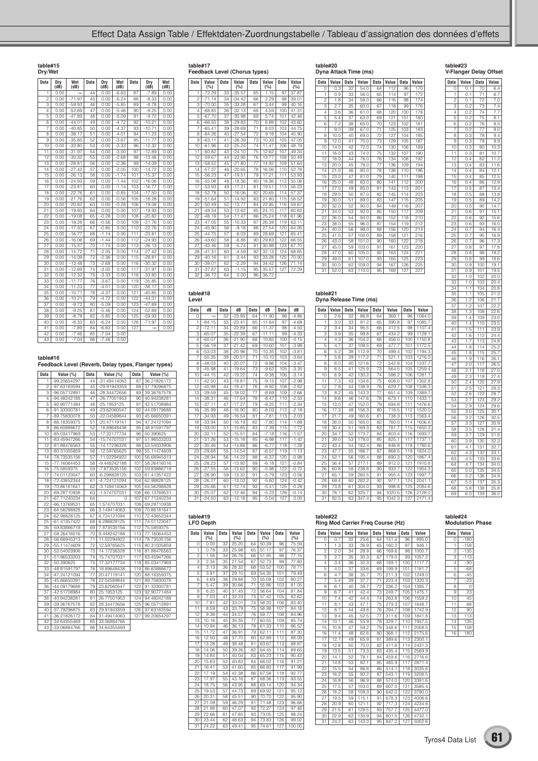**table#15**
**Dry/Wet**

| Data | Dry (dB) | Wet (dB) | Data | Dry (dB) | Wet (dB) | Data | Dry (dB) | Wet (dB) |
|---|---|---|---|---|---|---|---|---|
| 1 | 0.00 | -∞ | 44 | 0.00 | -6.63 | 87 | -7.89 | 0.00 |
| 2 | 0.00 | -71.97 | 45 | 0.00 | -6.24 | 88 | -8.33 | 0.00 |
| 3 | 0.00 | -59.93 | 46 | 0.00 | -5.85 | 89 | -8.78 | 0.00 |
| 4 | 0.00 | -52.89 | 47 | 0.00 | -5.46 | 90 | -9.25 | 0.00 |
| 5 | 0.00 | -47.89 | 48 | 0.00 | -5.09 | 91 | -9.72 | 0.00 |
| 6 | 0.00 | -44.01 | 49 | 0.00 | -4.72 | 92 | -10.21 | 0.00 |
| 7 | 0.00 | -40.85 | 50 | 0.00 | -4.37 | 93 | -10.71 | 0.00 |
| 8 | 0.00 | -38.17 | 51 | 0.00 | -4.01 | 94 | -11.23 | 0.00 |
| 9 | 0.00 | -35.85 | 52 | 0.00 | -3.67 | 95 | -11.77 | 0.00 |
| 10 | 0.00 | -33.80 | 53 | 0.00 | -3.33 | 96 | -12.32 | 0.00 |
| 11 | 0.00 | -31.97 | 54 | 0.00 | -3.00 | 97 | -12.89 | 0.00 |
| 12 | 0.00 | -30.32 | 55 | 0.00 | -2.68 | 98 | -13.48 | 0.00 |
| 13 | 0.00 | -28.81 | 56 | 0.00 | -2.36 | 99 | -14.09 | 0.00 |
| 14 | 0.00 | -27.42 | 57 | 0.00 | -2.05 | 100 | -14.72 | 0.00 |
| 15 | 0.00 | -26.13 | 58 | 0.00 | -1.74 | 101 | -15.37 | 0.00 |
| 16 | 0.00 | -24.93 | 59 | 0.00 | -1.44 | 102 | -16.06 | 0.00 |
| 17 | 0.00 | -23.81 | 60 | 0.00 | -1.14 | 103 | -16.77 | 0.00 |
| 18 | 0.00 | -22.76 | 61 | 0.00 | -0.85 | 104 | -17.50 | 0.00 |
| 19 | 0.00 | -21.76 | 62 | 0.00 | -0.56 | 105 | -18.28 | 0.00 |
| 20 | 0.00 | -20.82 | 63 | 0.00 | -0.28 | 106 | -19.08 | 0.00 |
| 21 | 0.00 | -19.93 | 64 | 0.00 | 0.00 | 107 | -19.93 | 0.00 |
| 22 | 0.00 | -19.08 | 65 | -0.28 | 0.00 | 108 | -20.82 | 0.00 |
| 23 | 0.00 | -18.28 | 66 | -0.56 | 0.00 | 109 | -21.76 | 0.00 |
| 24 | 0.00 | -17.50 | 67 | -0.85 | 0.00 | 110 | -22.76 | 0.00 |
| 25 | 0.00 | -16.77 | 68 | -1.14 | 0.00 | 111 | -23.81 | 0.00 |
| 26 | 0.00 | -16.06 | 69 | -1.44 | 0.00 | 112 | -24.93 | 0.00 |
| 27 | 0.00 | -15.37 | 70 | -1.74 | 0.00 | 113 | -26.13 | 0.00 |
| 28 | 0.00 | -14.72 | 71 | -2.05 | 0.00 | 114 | -27.42 | 0.00 |
| 29 | 0.00 | -14.09 | 72 | -2.36 | 0.00 | 115 | -28.81 | 0.00 |
| 30 | 0.00 | -13.48 | 73 | -2.68 | 0.00 | 116 | -30.32 | 0.00 |
| 31 | 0.00 | -12.89 | 74 | -3.00 | 0.00 | 117 | -31.97 | 0.00 |
| 32 | 0.00 | -12.32 | 75 | -3.33 | 0.00 | 118 | -33.80 | 0.00 |
| 33 | 0.00 | -11.77 | 76 | -3.67 | 0.00 | 119 | -35.85 | 0.00 |
| 34 | 0.00 | -11.23 | 77 | -4.01 | 0.00 | 120 | -38.17 | 0.00 |
| 35 | 0.00 | -10.71 | 78 | -4.37 | 0.00 | 121 | -40.85 | 0.00 |
| 36 | 0.00 | -10.21 | 79 | -4.72 | 0.00 | 122 | -44.01 | 0.00 |
| 37 | 0.00 | -9.72 | 80 | -5.09 | 0.00 | 123 | -47.89 | 0.00 |
| 38 | 0.00 | -9.25 | 81 | -5.46 | 0.00 | 124 | -52.89 | 0.00 |
| 39 | 0.00 | -8.78 | 82 | -5.85 | 0.00 | 125 | -59.93 | 0.00 |
| 40 | 0.00 | -8.33 | 83 | -6.24 | 0.00 | 126 | -71.97 | 0.00 |
| 41 | 0.00 | -7.89 | 84 | -6.63 | 0.00 | 127 | -∞ | 0.00 |
| 42 | 0.00 | -7.46 | 85 | -7.04 | 0.00 | | | |
| 43 | 0.00 | -7.04 | 86 | -7.46 | 0.00 | | | |

**table#16**
**Feedback Level (Reverb, Delay types, Flanger types)**

| Data | Value (%) | Data | Value (%) | Data | Value (%) |
|---|---|---|---|---|---|
| 1 | -99.20654297 | 44 | -31.49414063 | 87 | 36.21826172 |
| 2 | -97.63183594 | 45 | -29.91943359 | 88 | 37.79296875 |
| 3 | -96.05712891 | 46 | -28.34472656 | 89 | 39.36767578 |
| 4 | -94.48242188 | 47 | -26.77001953 | 90 | 40.94238281 |
| 5 | -92.90771484 | 48 | -25.1953125 | 91 | 42.51708984 |
| 6 | -91.33300781 | 49 | -23.62060547 | 92 | 44.09179688 |
| 7 | -89.75830078 | 50 | -22.04589844 | 93 | 45.66650391 |
| 8 | -88.18359375 | 51 | -20.47119141 | 94 | 47.24121094 |
| 9 | -86.60888672 | 52 | -18.89648438 | 95 | 48.81591797 |
| 10 | -85.03417969 | 53 | -17.32177734 | 96 | 50.390625 |
| 11 | -83.45947266 | 54 | -15.74707031 | 97 | 51.96533203 |
| 12 | -81.88476563 | 55 | -14.17236328 | 98 | 53.54003906 |
| 13 | -80.31005859 | 56 | -12.59765625 | 99 | 55.11474609 |
| 14 | -78.73535156 | 57 | -11.02294922 | 100 | 56.68945313 |
| 15 | -77.16064453 | 58 | -9.448242188 | 101 | 58.26416016 |
| 16 | -75.5859375 | 59 | -7.873535156 | 102 | 59.83886719 |
| 17 | -74.01123047 | 60 | -6.298828125 | 103 | 61.41357422 |
| 18 | -72.43652344 | 61 | -4.724121094 | 104 | 62.98828125 |
| 19 | -70.86181641 | 62 | -3.149414063 | 105 | 64.56298828 |
| 20 | -69.28710938 | 63 | -1.574707031 | 106 | 66.13769531 |
| 21 | -67.71240234 | 64 | 0 | 107 | 67.71240234 |
| 22 | -66.13769531 | 65 | 1.574707031 | 108 | 69.28710938 |
| 23 | -64.56298828 | 66 | 3.149414063 | 109 | 70.86181641 |
| 24 | -62.98828125 | 67 | 4.724121094 | 110 | 72.43652344 |
| 25 | -61.41357422 | 68 | 6.298828125 | 111 | 74.01123047 |
| 26 | -59.83886719 | 69 | 7.873535156 | 112 | 75.5859375 |
| 27 | -58.26416016 | 70 | 9.448242188 | 113 | 77.16064453 |
| 28 | -56.68945313 | 71 | 11.02294922 | 114 | 78.73535156 |
| 29 | -55.11474609 | 72 | 12.59765625 | 115 | 80.31005859 |
| 30 | -53.54003906 | 73 | 14.17236328 | 116 | 81.88476563 |
| 31 | -51.96533203 | 74 | 15.74707031 | 117 | 83.45947266 |
| 32 | -50.390625 | 75 | 17.32177734 | 118 | 85.03417969 |
| 33 | -48.81591797 | 76 | 18.89648438 | 119 | 86.60888672 |
| 34 | -47.24121094 | 77 | 20.47119141 | 120 | 88.18359375 |
| 35 | -45.66650391 | 78 | 22.04589844 | 121 | 89.75830078 |
| 36 | -44.09179688 | 79 | 23.62060547 | 122 | 91.33300781 |
| 37 | -42.51708984 | 80 | 25.1953125 | 123 | 92.90771484 |
| 38 | -40.94238281 | 81 | 26.77001953 | 124 | 94.48242188 |
| 39 | -39.36767578 | 82 | 28.34472656 | 125 | 96.05712891 |
| 40 | -37.79296875 | 83 | 29.91943359 | 126 | 97.63183594 |
| 41 | -36.21826172 | 84 | 31.49414063 | 127 | 99.20654297 |
| 42 | -34.64355469 | 85 | 33.06884766 | | |
| 43 | -33.06884766 | 86 | 34.64355469 | | |

**table#17**
**Feedback Level (Chorus types)**

| Data | Value (%) | Data | Value (%) | Data | Value (%) | Data | Value (%) |
|---|---|---|---|---|---|---|---|
| 1 | -72.29 | 33 | -35.57 | 65 | 1.15 | 97 | 37.87 |
| 2 | -71.14 | 34 | -34.42 | 66 | 2.29 | 98 | 39.01 |
| 3 | -70.00 | 35 | -33.28 | 67 | 3.44 | 99 | 40.16 |
| 4 | -68.85 | 36 | -32.13 | 68 | 4.59 | 100 | 41.31 |
| 5 | -67.70 | 37 | -30.98 | 69 | 5.74 | 101 | 42.46 |
| 6 | -66.55 | 38 | -29.83 | 70 | 6.88 | 102 | 43.60 |
| 7 | -65.41 | 39 | -28.69 | 71 | 8.03 | 103 | 44.75 |
| 8 | -64.26 | 40 | -27.54 | 72 | 9.18 | 104 | 45.90 |
| 9 | -63.11 | 41 | -26.39 | 73 | 10.33 | 105 | 47.05 |
| 10 | -61.96 | 42 | -25.24 | 74 | 11.47 | 106 | 48.19 |
| 11 | -60.82 | 43 | -24.10 | 75 | 12.62 | 107 | 49.34 |
| 12 | -59.67 | 44 | -22.95 | 76 | 13.77 | 108 | 50.49 |
| 13 | -58.52 | 45 | -21.80 | 77 | 14.92 | 109 | 51.64 |
| 14 | -57.37 | 46 | -20.65 | 78 | 16.06 | 110 | 52.78 |
| 15 | -56.23 | 47 | -19.51 | 79 | 17.21 | 111 | 53.93 |
| 16 | -55.08 | 48 | -18.36 | 80 | 18.36 | 112 | 55.08 |
| 17 | -53.93 | 49 | -17.21 | 81 | 19.51 | 113 | 56.23 |
| 18 | -52.78 | 50 | -16.06 | 82 | 20.65 | 114 | 57.37 |
| 19 | -51.64 | 51 | -14.92 | 83 | 21.80 | 115 | 58.52 |
| 20 | -50.49 | 52 | -13.77 | 84 | 22.95 | 116 | 59.67 |
| 21 | -49.34 | 53 | -12.62 | 85 | 24.10 | 117 | 60.82 |
| 22 | -48.19 | 54 | -11.47 | 86 | 25.24 | 118 | 61.96 |
| 23 | -47.05 | 55 | -10.33 | 87 | 26.39 | 119 | 63.11 |
| 24 | -45.90 | 56 | -9.18 | 88 | 27.54 | 120 | 64.26 |
| 25 | -44.75 | 57 | -8.03 | 89 | 28.69 | 121 | 65.41 |
| 26 | -43.60 | 58 | -6.88 | 90 | 29.83 | 122 | 66.55 |
| 27 | -42.46 | 59 | -5.74 | 91 | 30.98 | 123 | 67.70 |
| 28 | -41.31 | 60 | -4.59 | 92 | 32.13 | 124 | 68.85 |
| 29 | -40.16 | 61 | -3.44 | 93 | 33.28 | 125 | 70.00 |
| 30 | -39.01 | 62 | -2.29 | 94 | 34.42 | 126 | 71.14 |
| 31 | -37.87 | 63 | -1.15 | 95 | 35.57 | 127 | 72.29 |
| 32 | -36.72 | 64 | 0.00 | 96 | 36.72 | | |

**table#18**
**Level**

| Data | dB | Data | dB | Data | dB | Data | dB |
|---|---|---|---|---|---|---|---|
| 0 | -∞ | 32 | -23.95 | 64 | -11.90 | 96 | -4.86 |
| 1 | -84.15 | 33 | -23.41 | 65 | -11.64 | 97 | -4.68 |
| 2 | -72.11 | 34 | -22.89 | 66 | -11.37 | 98 | -4.50 |
| 3 | -65.07 | 35 | -22.39 | 67 | -11.11 | 99 | -4.33 |
| 4 | -60.07 | 36 | -21.90 | 68 | -10.85 | 100 | -4.15 |
| 5 | -56.19 | 37 | -21.42 | 69 | -10.60 | 101 | -3.98 |
| 6 | -53.03 | 38 | -20.96 | 70 | -10.35 | 102 | -3.81 |
| 7 | -50.35 | 39 | -20.51 | 71 | -10.10 | 103 | -3.64 |
| 8 | -48.03 | 40 | -20.07 | 72 | -9.86 | 104 | -3.47 |
| 9 | -45.98 | 41 | -19.64 | 73 | -9.62 | 105 | -3.30 |
| 10 | -44.15 | 42 | -19.22 | 74 | -9.38 | 106 | -3.14 |
| 11 | -42.50 | 43 | -18.81 | 75 | -9.15 | 107 | -2.98 |
| 12 | -40.98 | 44 | -18.41 | 76 | -8.92 | 108 | -2.82 |
| 13 | -39.59 | 45 | -18.02 | 77 | -8.69 | 109 | -2.66 |
| 14 | -38.31 | 46 | -17.64 | 78 | -8.47 | 110 | -2.50 |
| 15 | -37.11 | 47 | -17.27 | 79 | -8.25 | 111 | -2.34 |
| 16 | -35.99 | 48 | -16.90 | 80 | -8.03 | 112 | -2.18 |
| 17 | -34.93 | 49 | -16.54 | 81 | -7.81 | 113 | -2.03 |
| 18 | -33.94 | 50 | -16.19 | 82 | -7.60 | 114 | -1.88 |
| 19 | -33.00 | 51 | -15.85 | 83 | -7.39 | 115 | -1.72 |
| 20 | -32.11 | 52 | -15.51 | 84 | -7.18 | 116 | -1.57 |
| 21 | -31.26 | 53 | -15.18 | 85 | -6.98 | 117 | -1.42 |
| 22 | -30.46 | 54 | -14.86 | 86 | -6.77 | 118 | -1.28 |
| 23 | -29.68 | 55 | -14.54 | 87 | -6.57 | 119 | -1.13 |
| 24 | -28.94 | 56 | -14.22 | 88 | -6.37 | 120 | -0.98 |
| 25 | -28.23 | 57 | -13.92 | 89 | -6.18 | 121 | -0.84 |
| 26 | -27.55 | 58 | -13.62 | 90 | -5.98 | 122 | -0.70 |
| 27 | -26.90 | 59 | -13.32 | 91 | -5.79 | 123 | -0.56 |
| 28 | -26.27 | 60 | -13.03 | 92 | -5.60 | 124 | -0.42 |
| 29 | -25.66 | 61 | -12.74 | 93 | -5.41 | 125 | -0.28 |
| 30 | -25.07 | 62 | -12.46 | 94 | -5.23 | 126 | -0.14 |
| 31 | -24.50 | 63 | -12.18 | 95 | -5.04 | 127 | 0.00 |

**table#19**
**LFO Depth**

| Data | Value (%) | Data | Value (%) | Data | Value (%) | Data | Value (%) |
|---|---|---|---|---|---|---|---|
| 0 | 0.00 | 32 | 25.20 | 64 | 50.39 | 96 | 75.59 |
| 1 | 0.78 | 33 | 25.98 | 65 | 51.17 | 97 | 76.37 |
| 2 | 1.56 | 34 | 26.76 | 66 | 51.95 | 98 | 77.15 |
| 3 | 2.34 | 35 | 27.54 | 67 | 52.73 | 99 | 77.93 |
| 4 | 3.13 | 36 | 28.32 | 68 | 53.52 | 100 | 78.71 |
| 5 | 3.91 | 37 | 29.10 | 69 | 54.30 | 101 | 79.49 |
| 6 | 4.69 | 38 | 29.88 | 70 | 55.08 | 102 | 80.27 |
| 7 | 5.47 | 39 | 30.66 | 71 | 55.86 | 103 | 81.05 |
| 8 | 6.25 | 40 | 31.45 | 72 | 56.64 | 104 | 81.84 |
| 9 | 7.03 | 41 | 32.23 | 73 | 57.42 | 105 | 82.62 |
| 10 | 7.81 | 42 | 33.01 | 74 | 58.20 | 106 | 83.40 |
| 11 | 8.59 | 43 | 33.79 | 75 | 58.98 | 107 | 84.18 |
| 12 | 9.38 | 44 | 34.57 | 76 | 59.77 | 108 | 84.96 |
| 13 | 10.16 | 45 | 35.35 | 77 | 60.55 | 109 | 85.74 |
| 14 | 10.94 | 46 | 36.13 | 78 | 61.33 | 110 | 86.52 |
| 15 | 11.72 | 47 | 36.91 | 79 | 62.11 | 111 | 87.30 |
| 16 | 12.50 | 48 | 37.70 | 80 | 62.89 | 112 | 88.09 |
| 17 | 13.28 | 49 | 38.48 | 81 | 63.67 | 113 | 88.87 |
| 18 | 14.06 | 50 | 39.26 | 82 | 64.45 | 114 | 89.65 |
| 19 | 14.84 | 51 | 40.04 | 83 | 65.23 | 115 | 90.43 |
| 20 | 15.63 | 52 | 40.82 | 84 | 66.02 | 116 | 91.21 |
| 21 | 16.41 | 53 | 41.60 | 85 | 66.80 | 117 | 91.99 |
| 22 | 17.19 | 54 | 42.38 | 86 | 67.58 | 118 | 92.77 |
| 23 | 17.97 | 55 | 43.16 | 87 | 68.36 | 119 | 93.55 |
| 24 | 18.75 | 56 | 43.95 | 88 | 69.14 | 120 | 94.34 |
| 25 | 19.53 | 57 | 44.73 | 89 | 69.92 | 121 | 95.12 |
| 26 | 20.31 | 58 | 45.51 | 90 | 70.70 | 122 | 95.90 |
| 27 | 21.09 | 59 | 46.29 | 91 | 71.48 | 123 | 96.68 |
| 28 | 21.88 | 60 | 47.07 | 92 | 72.27 | 124 | 97.46 |
| 29 | 22.66 | 61 | 47.85 | 93 | 73.05 | 125 | 98.24 |
| 30 | 23.44 | 62 | 48.63 | 94 | 73.83 | 126 | 99.02 |
| 31 | 24.22 | 63 | 49.41 | 95 | 74.61 | 127 | 100.00 |

**table#20**
**Dyna Attack Time (ms)**

| Data | Value | Data | Value | Data | Value | Data | Value |
|---|---|---|---|---|---|---|---|
| 0 | 0.3 | 32 | 54.0 | 64 | 112 | 96 | 170 |
| 1 | 0.9 | 33 | 56.0 | 65 | 114 | 97 | 172 |
| 2 | 1.8 | 34 | 58.0 | 66 | 116 | 98 | 174 |
| 3 | 2.7 | 35 | 60.0 | 67 | 118 | 99 | 176 |
| 4 | 3.6 | 36 | 61.0 | 68 | 120 | 100 | 178 |
| 5 | 5.4 | 37 | 63.0 | 69 | 121 | 101 | 180 |
| 6 | 7.2 | 38 | 65.0 | 70 | 123 | 102 | 181 |
| 7 | 9.0 | 39 | 67.0 | 71 | 125 | 103 | 183 |
| 8 | 10.0 | 40 | 69.0 | 72 | 127 | 104 | 185 |
| 9 | 12.0 | 41 | 70.0 | 73 | 129 | 105 | 187 |
| 10 | 14.0 | 42 | 72.0 | 74 | 130 | 106 | 189 |
| 11 | 16.0 | 43 | 74.0 | 75 | 132 | 107 | 190 |
| 12 | 18.0 | 44 | 76.0 | 76 | 134 | 108 | 192 |
| 13 | 20.0 | 45 | 78.0 | 77 | 136 | 109 | 194 |
| 14 | 21.0 | 46 | 80.0 | 78 | 138 | 110 | 196 |
| 15 | 23.0 | 47 | 81.0 | 79 | 140 | 111 | 198 |
| 16 | 25.0 | 48 | 83.0 | 80 | 141 | 112 | 200 |
| 17 | 27.0 | 49 | 85.0 | 81 | 143 | 113 | 201 |
| 18 | 29.0 | 50 | 87.0 | 82 | 145 | 114 | 203 |
| 19 | 30.0 | 51 | 89.0 | 83 | 147 | 115 | 205 |
| 20 | 32.0 | 52 | 90.0 | 84 | 149 | 116 | 207 |
| 21 | 34.0 | 53 | 92.0 | 85 | 150 | 117 | 209 |
| 22 | 36.0 | 54 | 94.0 | 86 | 152 | 118 | 210 |
| 23 | 38.0 | 55 | 96.0 | 87 | 154 | 119 | 212 |
| 24 | 40.0 | 56 | 98.0 | 88 | 156 | 120 | 214 |
| 25 | 41.0 | 57 | 100.0 | 89 | 158 | 121 | 216 |
| 26 | 43.0 | 58 | 101.0 | 90 | 160 | 122 | 218 |
| 27 | 45.0 | 59 | 103.0 | 91 | 161 | 123 | 220 |
| 28 | 47.0 | 60 | 105.0 | 92 | 163 | 124 | 221 |
| 29 | 49.0 | 61 | 107.0 | 93 | 165 | 125 | 223 |
| 30 | 50.0 | 62 | 109.0 | 94 | 167 | 126 | 225 |
| 31 | 52.0 | 63 | 110.0 | 95 | 169 | 127 | 227 |

**table#21**
**Dyna Release Time (ms)**

| Data | Value | Data | Value | Data | Value | Data | Value |
|---|---|---|---|---|---|---|---|
| 0 | 2.6 | 32 | 86.8 | 64 | 369.1 | 96 | 1064.0 |
| 1 | 3.0 | 33 | 91.2 | 65 | 390.8 | 97 | 1085.7 |
| 2 | 3.4 | 34 | 95.5 | 66 | 412.5 | 98 | 1107.4 |
| 3 | 3.9 | 35 | 99.8 | 67 | 434.2 | 99 | 1129.1 |
| 4 | 4.3 | 36 | 104.2 | 68 | 456.0 | 100 | 1150.8 |
| 5 | 4.7 | 37 | 108.5 | 69 | 477.7 | 101 | 1172.5 |
| 6 | 5.2 | 38 | 112.9 | 70 | 499.4 | 102 | 1194.3 |
| 7 | 5.6 | 39 | 117.2 | 71 | 521.1 | 103 | 1216.0 |
| 8 | 6.0 | 40 | 121.6 | 72 | 542.8 | 104 | 1237.7 |
| 9 | 6.5 | 41 | 125.9 | 73 | 564.5 | 105 | 1259.4 |
| 10 | 6.9 | 42 | 130.2 | 74 | 586.2 | 106 | 1281.1 |
| 11 | 7.3 | 43 | 134.6 | 75 | 608.0 | 107 | 1302.8 |
| 12 | 7.8 | 44 | 138.9 | 76 | 629.7 | 108 | 1346.3 |
| 13 | 8.2 | 45 | 143.3 | 77 | 651.4 | 109 | 1389.7 |
| 14 | 8.6 | 46 | 147.6 | 78 | 673.1 | 110 | 1433.1 |
| 15 | 13.0 | 47 | 152.0 | 79 | 694.8 | 111 | 1476.6 |
| 16 | 17.3 | 48 | 156.3 | 80 | 716.5 | 112 | 1520.0 |
| 17 | 21.7 | 49 | 160.6 | 81 | 738.3 | 113 | 1563.4 |
| 18 | 26.0 | 50 | 165.0 | 82 | 760.0 | 114 | 1606.8 |
| 19 | 30.4 | 51 | 169.3 | 83 | 781.7 | 115 | 1650.3 |
| 20 | 34.7 | 52 | 173.7 | 84 | 803.4 | 116 | 1693.7 |
| 21 | 39.0 | 53 | 178.0 | 85 | 825.1 | 117 | 1737.1 |
| 22 | 43.4 | 54 | 182.4 | 86 | 846.8 | 118 | 1780.6 |
| 23 | 47.7 | 55 | 186.7 | 87 | 868.5 | 119 | 1824.0 |
| 24 | 52.1 | 56 | 195.4 | 88 | 890.3 | 120 | 1867.4 |
| 25 | 56.4 | 57 | 217.1 | 89 | 912.0 | 121 | 1910.8 |
| 26 | 60.8 | 58 | 238.8 | 90 | 933.7 | 122 | 1954.3 |
| 27 | 65.1 | 59 | 260.5 | 91 | 955.4 | 123 | 1997.7 |
| 28 | 69.4 | 60 | 282.2 | 92 | 977.1 | 124 | 2041.1 |
| 29 | 73.8 | 61 | 304.0 | 93 | 998.8 | 125 | 2084.6 |
| 30 | 78.1 | 62 | 325.7 | 94 | 1020.5 | 126 | 2128.0 |
| 31 | 82.5 | 63 | 347.4 | 95 | 1042.3 | 127 | 2171.4 |

**table#22**
**Ring Mod Carrier Freq Course (Hz)**

| Data | Value | Data | Value | Data | Value | Data | Value |
|---|---|---|---|---|---|---|---|
| 0 | 0.7 | 32 | 25.6 | 64 | 151.4 | 96 | 935.0 |
| 1 | 1.3 | 33 | 26.9 | 65 | 160.2 | 97 | 946.1 |
| 2 | 2.0 | 34 | 28.9 | 66 | 169.6 | 98 | 1000.7 |
| 3 | 2.7 | 35 | 30.3 | 67 | 179.0 | 99 | 1057.2 |
| 4 | 3.4 | 36 | 32.3 | 68 | 189.1 | 100 | 1117.7 |
| 5 | 4.0 | 37 | 33.6 | 69 | 199.9 | 101 | 1181.7 |
| 6 | 4.7 | 38 | 35.7 | 70 | 211.3 | 102 | 1249.0 |
| 7 | 5.4 | 39 | 37.7 | 71 | 223.4 | 103 | 1320.3 |
| 8 | 6.1 | 40 | 39.7 | 72 | 236.2 | 104 | 1395.7 |
| 9 | 6.7 | 41 | 42.4 | 73 | 249.7 | 105 | 1475.1 |
| 10 | 7.4 | 42 | 44.4 | 74 | 263.8 | 106 | 1559.2 |
| 11 | 8.1 | 43 | 47.1 | 75 | 279.3 | 107 | 1648.7 |
| 12 | 8.7 | 44 | 49.8 | 76 | 294.7 | 108 | 1742.9 |
| 13 | 9.4 | 45 | 52.5 | 77 | 311.6 | 109 | 1841.8 |
| 14 | 10.1 | 46 | 55.9 | 78 | 329.7 | 110 | 1947.5 |
| 15 | 10.8 | 47 | 59.2 | 79 | 348.6 | 111 | 2058.5 |
| 16 | 11.4 | 48 | 62.6 | 80 | 368.1 | 112 | 2175.6 |
| 17 | 12.1 | 49 | 65.9 | 81 | 389.6 | 113 | 2300.1 |
| 18 | 12.8 | 50 | 70.0 | 82 | 411.8 | 114 | 2431.3 |
| 19 | 13.5 | 51 | 73.3 | 83 | 435.4 | 115 | 2569.9 |
| 20 | 14.1 | 52 | 78.1 | 84 | 459.6 | 116 | 2716.6 |
| 21 | 14.8 | 53 | 82.1 | 85 | 485.9 | 117 | 2871.4 |
| 22 | 15.5 | 54 | 86.8 | 86 | 514.1 | 118 | 3035.6 |
| 23 | 16.2 | 55 | 92.2 | 87 | 543.1 | 119 | 3208.5 |
| 24 | 16.8 | 56 | 96.9 | 88 | 574.0 | 120 | 3391.6 |
| 25 | 17.5 | 57 | 103.0 | 89 | 607.0 | 121 | 3585.4 |
| 26 | 18.2 | 58 | 108.3 | 90 | 642.0 | 122 | 3790.0 |
| 27 | 19.5 | 59 | 115.1 | 91 | 678.3 | 123 | 4006.6 |
| 28 | 20.9 | 60 | 121.1 | 92 | 717.3 | 124 | 4234.8 |
| 29 | 21.5 | 61 | 128.5 | 93 | 757.7 | 125 | 4477.0 |
| 30 | 22.9 | 62 | 135.9 | 94 | 801.5 | 126 | 4732.1 |
| 31 | 24.2 | 63 | 143.3 | 95 | 847.2 | 127 | 5002.6 |

**table#23**
**V-Flanger Delay Offset**

| Data | Value | Data | Value |
|---|---|---|---|
| 0 | 0.1 | 70 | 6.4 |
| 1 | 0.1 | 71 | 6.7 |
| 2 | 0.1 | 72 | 7.0 |
| 3 | 0.2 | 73 | 7.4 |
| 4 | 0.2 | 74 | 7.7 |
| 5 | 0.2 | 75 | 8.1 |
| 6 | 0.2 | 76 | 8.5 |
| 7 | 0.2 | 77 | 9.0 |
| 8 | 0.3 | 78 | 9.4 |
| 9 | 0.3 | 79 | 9.9 |
| 10 | 0.3 | 80 | 10.3 |
| 11 | 0.3 | 81 | 10.7 |
| 12 | 0.4 | 82 | 11.2 |
| 13 | 0.4 | 83 | 11.6 |
| 14 | 0.4 | 84 | 12.1 |
| 15 | 0.4 | 85 | 12.5 |
| 16 | 0.4 | 86 | 12.9 |
| 17 | 0.5 | 87 | 13.4 |
| 18 | 0.5 | 88 | 13.8 |
| 19 | 0.5 | 89 | 14.2 |
| 20 | 0.5 | 90 | 14.7 |
| 21 | 0.6 | 91 | 15.1 |
| 22 | 0.6 | 92 | 15.6 |
| 23 | 0.6 | 93 | 16.0 |
| 24 | 0.7 | 94 | 16.4 |
| 25 | 0.7 | 95 | 16.9 |
| 26 | 0.7 | 96 | 17.3 |
| 27 | 0.8 | 97 | 17.8 |
| 28 | 0.8 | 98 | 18.2 |
| 29 | 0.8 | 99 | 18.6 |
| 30 | 0.9 | 100 | 19.1 |
| 31 | 0.9 | 101 | 19.5 |
| 32 | 1.0 | 102 | 20.0 |
| 33 | 1.0 | 103 | 20.4 |
| 34 | 1.1 | 104 | 20.8 |
| 35 | 1.1 | 105 | 21.3 |
| 36 | 1.2 | 106 | 21.7 |
| 37 | 1.2 | 107 | 22.2 |
| 38 | 1.3 | 108 | 22.6 |
| 39 | 1.4 | 109 | 23.0 |
| 40 | 1.4 | 110 | 23.5 |
| 41 | 1.5 | 111 | 23.9 |
| 42 | 1.6 | 112 | 24.4 |
| 43 | 1.7 | 113 | 24.8 |
| 44 | 1.8 | 114 | 25.2 |
| 45 | 1.8 | 115 | 25.7 |
| 46 | 1.9 | 116 | 26.1 |
| 47 | 2.0 | 117 | 26.5 |
| 48 | 2.1 | 118 | 27.0 |
| 49 | 2.3 | 119 | 27.4 |
| 50 | 2.4 | 120 | 27.9 |
| 51 | 2.5 | 121 | 28.3 |
| 52 | 2.6 | 122 | 28.7 |
| 53 | 2.7 | 123 | 29.2 |
| 54 | 2.9 | 124 | 29.6 |
| 55 | 3.0 | 125 | 30.1 |
| 56 | 3.2 | 126 | 30.5 |
| 57 | 3.3 | 127 | 30.9 |
| 58 | 3.5 | 128 | 31.4 |
| 59 | 3.7 | 129 | 31.8 |
| 60 | 3.9 | 130 | 32.3 |
| 61 | 4.1 | 131 | 32.7 |
| 62 | 4.3 | 132 | 33.1 |
| 63 | 4.5 | 133 | 33.6 |
| 64 | 4.7 | 134 | 34.0 |
| 65 | 5.0 | 135 | 34.5 |
| 66 | 5.2 | 136 | 34.9 |
| 67 | 5.5 | 137 | 35.3 |
| 68 | 5.8 | 138 | 35.8 |
| 69 | 6.0 | 139 | 36.2 |

**table#24**
**Modulation Phase**

| Data | Value |
|---|---|
| 0 | -180 |
| 1 | -158 |
| 2 | -135 |
| 3 | -113 |
| 4 | -90 |
| 5 | -68 |
| 6 | -45 |
| 7 | -23 |
| 8 | 0 |
| 9 | 23 |
| 10 | 45 |
| 11 | 68 |
| 12 | 90 |
| 13 | 113 |
| 14 | 135 |
| 15 | 158 |
| 16 | 180 |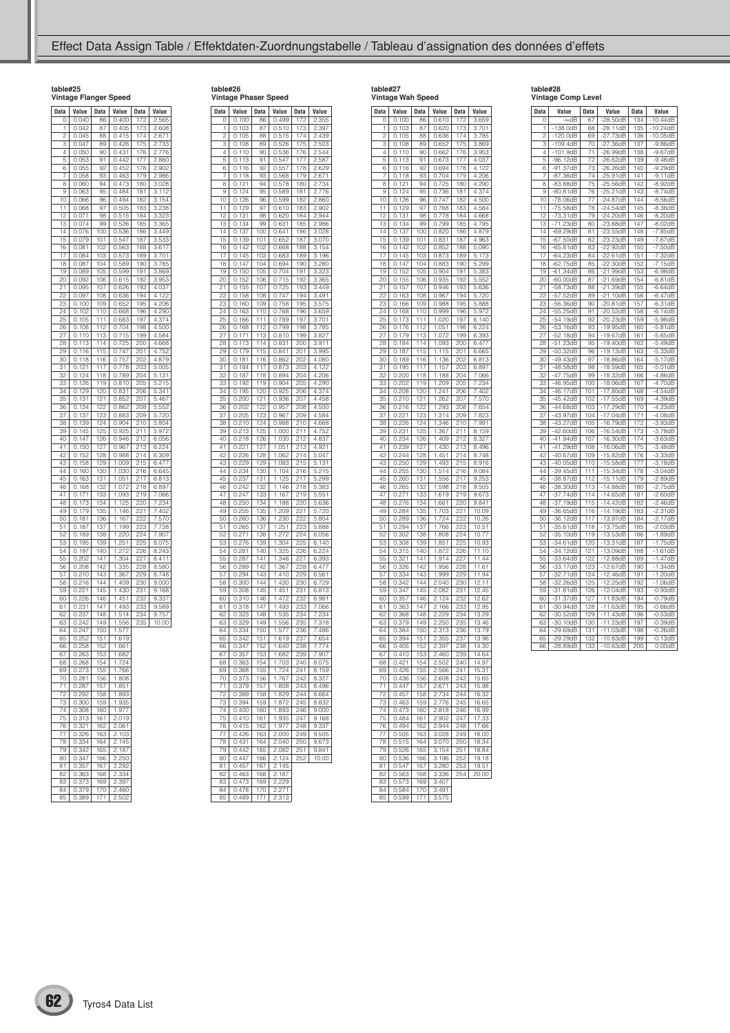## Effect Data Assign Table / Effektdaten-Zuordnungstabelle / Tableau d'assignation des données d'effets

### table#25
**Vintage Flanger Speed**

| Data | Value | Data | Value | Data | Value |
|---|---|---|---|---|---|
| 0 | 0.040 | 86 | 0.400 | 172 | 2.565 |
| 1 | 0.042 | 87 | 0.405 | 173 | 2.608 |
| 2 | 0.045 | 88 | 0.415 | 174 | 2.671 |
| 3 | 0.047 | 89 | 0.426 | 175 | 2.733 |
| 4 | 0.050 | 90 | 0.431 | 176 | 2.776 |
| 5 | 0.053 | 91 | 0.442 | 177 | 2.860 |
| 6 | 0.055 | 92 | 0.452 | 178 | 2.902 |
| 7 | 0.058 | 93 | 0.463 | 179 | 2.986 |
| 8 | 0.060 | 94 | 0.473 | 180 | 3.028 |
| 9 | 0.063 | 95 | 0.484 | 181 | 3.112 |
| 10 | 0.066 | 96 | 0.494 | 182 | 3.154 |
| 11 | 0.068 | 97 | 0.505 | 183 | 3.238 |
| 12 | 0.071 | 98 | 0.515 | 184 | 3.323 |
| 13 | 0.074 | 99 | 0.526 | 185 | 3.365 |
| 14 | 0.076 | 100 | 0.536 | 186 | 3.449 |
| 15 | 0.079 | 101 | 0.547 | 187 | 3.533 |
| 16 | 0.081 | 102 | 0.563 | 188 | 3.617 |
| 17 | 0.084 | 103 | 0.573 | 189 | 3.701 |
| 18 | 0.087 | 104 | 0.589 | 190 | 3.785 |
| 19 | 0.089 | 105 | 0.599 | 191 | 3.869 |
| 20 | 0.092 | 106 | 0.615 | 192 | 3.953 |
| 21 | 0.095 | 107 | 0.626 | 193 | 4.037 |
| 22 | 0.097 | 108 | 0.636 | 194 | 4.122 |
| 23 | 0.100 | 109 | 0.652 | 195 | 4.206 |
| 24 | 0.102 | 110 | 0.668 | 196 | 4.290 |
| 25 | 0.105 | 111 | 0.683 | 197 | 4.374 |
| 26 | 0.108 | 112 | 0.704 | 198 | 4.500 |
| 27 | 0.110 | 113 | 0.715 | 199 | 4.584 |
| 28 | 0.113 | 114 | 0.725 | 200 | 4.668 |
| 29 | 0.116 | 115 | 0.747 | 201 | 4.752 |
| 30 | 0.118 | 116 | 0.757 | 202 | 4.879 |
| 31 | 0.121 | 117 | 0.778 | 203 | 5.005 |
| 32 | 0.124 | 118 | 0.789 | 204 | 5.131 |
| 33 | 0.126 | 119 | 0.810 | 205 | 5.215 |
| 34 | 0.129 | 120 | 0.831 | 206 | 5.341 |
| 35 | 0.131 | 121 | 0.852 | 207 | 5.467 |
| 36 | 0.134 | 122 | 0.862 | 208 | 5.552 |
| 37 | 0.137 | 123 | 0.883 | 209 | 5.720 |
| 38 | 0.139 | 124 | 0.904 | 210 | 5.804 |
| 39 | 0.145 | 125 | 0.925 | 211 | 5.972 |
| 40 | 0.147 | 126 | 0.946 | 212 | 6.056 |
| 41 | 0.150 | 127 | 0.967 | 213 | 6.224 |
| 42 | 0.152 | 128 | 0.988 | 214 | 6.309 |
| 43 | 0.158 | 129 | 1.009 | 215 | 6.477 |
| 44 | 0.160 | 130 | 1.030 | 216 | 6.645 |
| 45 | 0.163 | 131 | 1.051 | 217 | 6.813 |
| 46 | 0.168 | 132 | 1.072 | 218 | 6.897 |
| 47 | 0.171 | 133 | 1.093 | 219 | 7.066 |
| 48 | 0.173 | 134 | 1.125 | 220 | 7.234 |
| 49 | 0.179 | 135 | 1.146 | 221 | 7.402 |
| 50 | 0.181 | 136 | 1.167 | 222 | 7.570 |
| 51 | 0.187 | 137 | 1.199 | 223 | 7.738 |
| 52 | 0.189 | 138 | 1.220 | 224 | 7.907 |
| 53 | 0.195 | 139 | 1.251 | 225 | 8.075 |
| 54 | 0.197 | 140 | 1.272 | 226 | 8.243 |
| 55 | 0.202 | 141 | 1.304 | 227 | 8.411 |
| 56 | 0.208 | 142 | 1.335 | 228 | 8.580 |
| 57 | 0.210 | 143 | 1.367 | 229 | 8.748 |
| 58 | 0.216 | 144 | 1.409 | 230 | 9.000 |
| 59 | 0.221 | 145 | 1.430 | 231 | 9.168 |
| 60 | 0.226 | 146 | 1.451 | 232 | 9.337 |
| 61 | 0.231 | 147 | 1.493 | 233 | 9.589 |
| 62 | 0.237 | 148 | 1.514 | 234 | 9.757 |
| 63 | 0.242 | 149 | 1.556 | 235 | 10.00 |
| 64 | 0.247 | 150 | 1.577 | | |
| 65 | 0.252 | 151 | 1.619 | | |
| 66 | 0.258 | 152 | 1.661 | | |
| 67 | 0.263 | 153 | 1.682 | | |
| 68 | 0.268 | 154 | 1.724 | | |
| 69 | 0.273 | 155 | 1.766 | | |
| 70 | 0.281 | 156 | 1.808 | | |
| 71 | 0.287 | 157 | 1.851 | | |
| 72 | 0.292 | 158 | 1.893 | | |
| 73 | 0.300 | 159 | 1.935 | | |
| 74 | 0.308 | 160 | 1.977 | | |
| 75 | 0.313 | 161 | 2.019 | | |
| 76 | 0.321 | 162 | 2.061 | | |
| 77 | 0.326 | 163 | 2.103 | | |
| 78 | 0.334 | 164 | 2.145 | | |
| 79 | 0.342 | 165 | 2.187 | | |
| 80 | 0.347 | 166 | 2.250 | | |
| 81 | 0.357 | 167 | 2.292 | | |
| 82 | 0.363 | 168 | 2.334 | | |
| 83 | 0.373 | 169 | 2.397 | | |
| 84 | 0.379 | 170 | 2.460 | | |
| 85 | 0.389 | 171 | 2.502 | | |

### table#26
**Vintage Phaser Speed**

| Data | Value | Data | Value | Data | Value |
|---|---|---|---|---|---|
| 0 | 0.100 | 86 | 0.499 | 172 | 2.355 |
| 1 | 0.103 | 87 | 0.510 | 173 | 2.397 |
| 2 | 0.105 | 88 | 0.515 | 174 | 2.439 |
| 3 | 0.108 | 89 | 0.526 | 175 | 2.503 |
| 4 | 0.110 | 90 | 0.536 | 176 | 2.544 |
| 5 | 0.113 | 91 | 0.547 | 177 | 2.587 |
| 6 | 0.116 | 92 | 0.557 | 178 | 2.629 |
| 7 | 0.118 | 93 | 0.568 | 179 | 2.671 |
| 8 | 0.121 | 94 | 0.578 | 180 | 2.734 |
| 9 | 0.124 | 95 | 0.589 | 181 | 2.776 |
| 10 | 0.126 | 96 | 0.599 | 182 | 2.860 |
| 11 | 0.129 | 97 | 0.610 | 183 | 2.902 |
| 12 | 0.131 | 98 | 0.620 | 184 | 2.944 |
| 13 | 0.134 | 99 | 0.631 | 185 | 2.986 |
| 14 | 0.137 | 100 | 0.641 | 186 | 3.028 |
| 15 | 0.139 | 101 | 0.652 | 187 | 3.070 |
| 16 | 0.142 | 102 | 0.668 | 188 | 3.154 |
| 17 | 0.145 | 103 | 0.683 | 189 | 3.196 |
| 18 | 0.147 | 104 | 0.694 | 190 | 3.280 |
| 19 | 0.150 | 105 | 0.704 | 191 | 3.323 |
| 20 | 0.152 | 106 | 0.715 | 192 | 3.365 |
| 21 | 0.155 | 107 | 0.725 | 193 | 3.449 |
| 22 | 0.158 | 108 | 0.747 | 194 | 3.491 |
| 23 | 0.160 | 109 | 0.758 | 195 | 3.575 |
| 24 | 0.163 | 110 | 0.768 | 196 | 3.659 |
| 25 | 0.166 | 111 | 0.789 | 197 | 3.701 |
| 26 | 0.168 | 112 | 0.799 | 198 | 3.785 |
| 27 | 0.171 | 113 | 0.810 | 199 | 3.827 |
| 28 | 0.173 | 114 | 0.831 | 200 | 3.911 |
| 29 | 0.179 | 115 | 0.841 | 201 | 3.995 |
| 30 | 0.181 | 116 | 0.862 | 202 | 4.080 |
| 31 | 0.184 | 117 | 0.873 | 203 | 4.122 |
| 32 | 0.187 | 118 | 0.894 | 204 | 4.206 |
| 33 | 0.192 | 119 | 0.904 | 205 | 4.290 |
| 34 | 0.195 | 120 | 0.925 | 206 | 4.374 |
| 35 | 0.200 | 121 | 0.936 | 207 | 4.458 |
| 36 | 0.202 | 122 | 0.957 | 208 | 4.500 |
| 37 | 0.205 | 123 | 0.967 | 209 | 4.584 |
| 38 | 0.210 | 124 | 0.988 | 210 | 4.668 |
| 39 | 0.213 | 125 | 1.000 | 211 | 4.752 |
| 40 | 0.218 | 126 | 1.030 | 212 | 4.837 |
| 41 | 0.221 | 127 | 1.051 | 213 | 4.921 |
| 42 | 0.226 | 128 | 1.062 | 214 | 5.047 |
| 43 | 0.229 | 129 | 1.083 | 215 | 5.131 |
| 44 | 0.234 | 130 | 1.104 | 216 | 5.215 |
| 45 | 0.237 | 131 | 1.125 | 217 | 5.299 |
| 46 | 0.242 | 132 | 1.146 | 218 | 5.383 |
| 47 | 0.247 | 133 | 1.167 | 219 | 5.551 |
| 48 | 0.250 | 134 | 1.188 | 220 | 5.636 |
| 49 | 0.255 | 135 | 1.209 | 221 | 5.720 |
| 50 | 0.260 | 136 | 1.230 | 222 | 5.804 |
| 51 | 0.265 | 137 | 1.251 | 223 | 5.888 |
| 52 | 0.271 | 138 | 1.272 | 224 | 6.056 |
| 53 | 0.276 | 139 | 1.304 | 225 | 6.140 |
| 54 | 0.281 | 140 | 1.325 | 226 | 6.224 |
| 55 | 0.287 | 141 | 1.346 | 227 | 6.393 |
| 56 | 0.289 | 142 | 1.367 | 228 | 6.477 |
| 57 | 0.294 | 143 | 1.410 | 229 | 6.561 |
| 58 | 0.300 | 144 | 1.430 | 230 | 6.729 |
| 59 | 0.308 | 145 | 1.451 | 231 | 6.813 |
| 60 | 0.310 | 146 | 1.472 | 232 | 6.981 |
| 61 | 0.318 | 147 | 1.493 | 233 | 7.066 |
| 62 | 0.323 | 148 | 1.535 | 234 | 7.234 |
| 63 | 0.329 | 149 | 1.556 | 235 | 7.318 |
| 64 | 0.334 | 150 | 1.577 | 236 | 7.486 |
| 65 | 0.342 | 151 | 1.619 | 237 | 7.654 |
| 66 | 0.347 | 152 | 1.640 | 238 | 7.774 |
| 67 | 0.357 | 153 | 1.682 | 239 | 7.907 |
| 68 | 0.363 | 154 | 1.703 | 240 | 8.075 |
| 69 | 0.368 | 155 | 1.724 | 241 | 8.159 |
| 70 | 0.373 | 156 | 1.767 | 242 | 8.327 |
| 71 | 0.379 | 157 | 1.808 | 243 | 8.496 |
| 72 | 0.389 | 158 | 1.829 | 244 | 8.664 |
| 73 | 0.394 | 159 | 1.872 | 245 | 8.832 |
| 74 | 0.400 | 160 | 1.893 | 246 | 9.000 |
| 75 | 0.410 | 161 | 1.935 | 247 | 9.168 |
| 76 | 0.415 | 162 | 1.977 | 248 | 9.337 |
| 77 | 0.426 | 163 | 2.000 | 249 | 9.505 |
| 78 | 0.431 | 164 | 2.040 | 250 | 9.673 |
| 79 | 0.442 | 165 | 2.082 | 251 | 9.841 |
| 80 | 0.447 | 166 | 2.124 | 252 | 10.00 |
| 81 | 0.457 | 167 | 2.145 | | |
| 82 | 0.463 | 168 | 2.187 | | |
| 83 | 0.473 | 169 | 2.229 | | |
| 84 | 0.478 | 170 | 2.271 | | |
| 85 | 0.489 | 171 | 2.313 | | |

### table#27
**Vintage Wah Speed**

| Data | Value | Data | Value | Data | Value |
|---|---|---|---|---|---|
| 0 | 0.100 | 86 | 0.610 | 172 | 3.659 |
| 1 | 0.103 | 87 | 0.620 | 173 | 3.701 |
| 2 | 0.105 | 88 | 0.636 | 174 | 3.785 |
| 3 | 0.108 | 89 | 0.652 | 175 | 3.869 |
| 4 | 0.110 | 90 | 0.662 | 176 | 3.953 |
| 5 | 0.113 | 91 | 0.673 | 177 | 4.037 |
| 6 | 0.116 | 92 | 0.694 | 178 | 4.122 |
| 7 | 0.118 | 93 | 0.704 | 179 | 4.206 |
| 8 | 0.121 | 94 | 0.725 | 180 | 4.290 |
| 9 | 0.124 | 95 | 0.736 | 181 | 4.374 |
| 10 | 0.126 | 96 | 0.747 | 182 | 4.500 |
| 11 | 0.129 | 97 | 0.768 | 183 | 4.584 |
| 12 | 0.131 | 98 | 0.778 | 184 | 4.668 |
| 13 | 0.134 | 99 | 0.799 | 185 | 4.795 |
| 14 | 0.137 | 100 | 0.820 | 186 | 4.879 |
| 15 | 0.139 | 101 | 0.831 | 187 | 4.963 |
| 16 | 0.142 | 102 | 0.852 | 188 | 5.090 |
| 17 | 0.145 | 103 | 0.873 | 189 | 5.173 |
| 18 | 0.147 | 104 | 0.883 | 190 | 5.299 |
| 19 | 0.152 | 105 | 0.904 | 191 | 5.383 |
| 20 | 0.155 | 106 | 0.935 | 192 | 5.552 |
| 21 | 0.157 | 107 | 0.946 | 193 | 5.636 |
| 22 | 0.163 | 108 | 0.967 | 194 | 5.720 |
| 23 | 0.166 | 109 | 0.988 | 195 | 5.888 |
| 24 | 0.168 | 110 | 0.999 | 196 | 5.972 |
| 25 | 0.173 | 111 | 1.020 | 197 | 6.140 |
| 26 | 0.176 | 112 | 1.051 | 198 | 6.224 |
| 27 | 0.179 | 113 | 1.072 | 199 | 6.393 |
| 28 | 0.184 | 114 | 1.093 | 200 | 6.477 |
| 29 | 0.187 | 115 | 1.115 | 201 | 6.665 |
| 30 | 0.189 | 116 | 1.136 | 202 | 6.813 |
| 31 | 0.195 | 117 | 1.157 | 203 | 6.897 |
| 32 | 0.200 | 118 | 1.188 | 204 | 7.066 |
| 33 | 0.202 | 119 | 1.209 | 205 | 7.234 |
| 34 | 0.208 | 120 | 1.241 | 206 | 7.402 |
| 35 | 0.210 | 121 | 1.262 | 207 | 7.570 |
| 36 | 0.216 | 122 | 1.293 | 208 | 7.654 |
| 37 | 0.221 | 123 | 1.314 | 209 | 7.823 |
| 38 | 0.226 | 124 | 1.346 | 210 | 7.991 |
| 39 | 0.231 | 125 | 1.367 | 211 | 8.159 |
| 40 | 0.234 | 126 | 1.409 | 212 | 8.327 |
| 41 | 0.239 | 127 | 1.430 | 213 | 8.496 |
| 42 | 0.244 | 128 | 1.451 | 214 | 8.748 |
| 43 | 0.250 | 129 | 1.493 | 215 | 8.916 |
| 44 | 0.255 | 130 | 1.514 | 216 | 9.084 |
| 45 | 0.260 | 131 | 1.556 | 217 | 9.253 |
| 46 | 0.265 | 132 | 1.598 | 218 | 9.505 |
| 47 | 0.271 | 133 | 1.619 | 219 | 9.673 |
| 48 | 0.276 | 134 | 1.661 | 220 | 9.841 |
| 49 | 0.284 | 135 | 1.703 | 221 | 10.09 |
| 50 | 0.289 | 136 | 1.724 | 222 | 10.26 |
| 51 | 0.294 | 137 | 1.766 | 223 | 10.51 |
| 52 | 0.302 | 138 | 1.808 | 224 | 10.77 |
| 53 | 0.308 | 139 | 1.851 | 225 | 10.93 |
| 54 | 0.315 | 140 | 1.872 | 226 | 11.10 |
| 55 | 0.321 | 141 | 1.914 | 227 | 11.44 |
| 56 | 0.326 | 142 | 1.956 | 228 | 11.61 |
| 57 | 0.334 | 143 | 1.999 | 229 | 11.94 |
| 58 | 0.342 | 144 | 2.040 | 230 | 12.11 |
| 59 | 0.347 | 145 | 2.082 | 231 | 12.45 |
| 60 | 0.357 | 146 | 2.124 | 232 | 12.62 |
| 61 | 0.363 | 147 | 2.166 | 233 | 12.95 |
| 62 | 0.368 | 148 | 2.229 | 234 | 13.29 |
| 63 | 0.379 | 149 | 2.250 | 235 | 13.46 |
| 64 | 0.384 | 150 | 2.313 | 236 | 13.79 |
| 65 | 0.394 | 151 | 2.355 | 237 | 13.96 |
| 66 | 0.405 | 152 | 2.397 | 238 | 14.30 |
| 67 | 0.410 | 153 | 2.460 | 239 | 14.64 |
| 68 | 0.421 | 154 | 2.502 | 240 | 14.97 |
| 69 | 0.426 | 155 | 2.566 | 241 | 15.31 |
| 70 | 0.436 | 156 | 2.608 | 242 | 15.65 |
| 71 | 0.447 | 157 | 2.671 | 243 | 15.98 |
| 72 | 0.457 | 158 | 2.734 | 244 | 16.32 |
| 73 | 0.463 | 159 | 2.776 | 245 | 16.65 |
| 74 | 0.473 | 160 | 2.818 | 246 | 16.99 |
| 75 | 0.484 | 161 | 2.902 | 247 | 17.33 |
| 76 | 0.494 | 162 | 2.944 | 248 | 17.66 |
| 77 | 0.505 | 163 | 3.028 | 249 | 18.00 |
| 78 | 0.515 | 164 | 3.070 | 250 | 18.34 |
| 79 | 0.526 | 165 | 3.154 | 251 | 18.84 |
| 80 | 0.536 | 166 | 3.196 | 252 | 19.18 |
| 81 | 0.547 | 167 | 3.280 | 253 | 19.51 |
| 82 | 0.563 | 168 | 3.336 | 254 | 20.00 |
| 83 | 0.573 | 169 | 3.407 | | |
| 84 | 0.584 | 170 | 3.491 | | |
| 85 | 0.599 | 171 | 3.575 | | |

### table#28
**Vintage Comp Level**

| Data | Value | Data | Value | Data | Value |
|---|---|---|---|---|---|
| 0 | -∞dB | 67 | -28.50dB | 134 | -10.44dB |
| 1 | -138.0dB | 68 | -28.11dB | 135 | -10.24dB |
| 2 | -120.0dB | 69 | -27.73dB | 136 | -10.05dB |
| 3 | -109.4dB | 70 | -27.36dB | 137 | -9.86dB |
| 4 | -101.9dB | 71 | -26.99dB | 138 | -9.67dB |
| 5 | -96.12dB | 72 | -26.62dB | 139 | -9.48dB |
| 6 | -91.37dB | 73 | -26.26dB | 140 | -9.29dB |
| 7 | -87.36dB | 74 | -25.91dB | 141 | -9.11dB |
| 8 | -83.88dB | 75 | -25.56dB | 142 | -8.92dB |
| 9 | -80.81dB | 76 | -25.21dB | 143 | -8.74dB |
| 10 | -78.06dB | 77 | -24.87dB | 144 | -8.56dB |
| 11 | -75.58dB | 78 | -24.54dB | 145 | -8.38dB |
| 12 | -73.31dB | 79 | -24.20dB | 146 | -8.20dB |
| 13 | -71.23dB | 80 | -23.88dB | 147 | -8.02dB |
| 14 | -69.29dB | 81 | -23.55dB | 148 | -7.85dB |
| 15 | -67.50dB | 82 | -23.23dB | 149 | -7.67dB |
| 16 | -65.81dB | 83 | -22.92dB | 150 | -7.50dB |
| 17 | -64.23dB | 84 | -22.61dB | 151 | -7.32dB |
| 18 | -62.75dB | 85 | -22.30dB | 152 | -7.15dB |
| 19 | -61.34dB | 86 | -21.99dB | 153 | -6.98dB |
| 20 | -60.00dB | 87 | -21.69dB | 154 | -6.81dB |
| 21 | -58.73dB | 88 | -21.39dB | 155 | -6.64dB |
| 22 | -57.52dB | 89 | -21.10dB | 156 | -6.47dB |
| 23 | -56.36dB | 90 | -20.81dB | 157 | -6.31dB |
| 24 | -55.25dB | 91 | -20.52dB | 158 | -6.14dB |
| 25 | -54.19dB | 92 | -20.23dB | 159 | -5.98dB |
| 26 | -53.16dB | 93 | -19.95dB | 160 | -5.81dB |
| 27 | -52.18dB | 94 | -19.67dB | 161 | -5.65dB |
| 28 | -51.23dB | 95 | -19.40dB | 162 | -5.49dB |
| 29 | -50.32dB | 96 | -19.13dB | 163 | -5.33dB |
| 30 | -49.43dB | 97 | -18.86dB | 164 | -5.17dB |
| 31 | -48.58dB | 98 | -18.59dB | 165 | -5.01dB |
| 32 | -47.75dB | 99 | -18.32dB | 166 | -4.86dB |
| 33 | -46.95dB | 100 | -18.06dB | 167 | -4.70dB |
| 34 | -46.17dB | 101 | -17.80dB | 168 | -4.54dB |
| 35 | -45.42dB | 102 | -17.55dB | 169 | -4.39dB |
| 36 | -44.68dB | 103 | -17.29dB | 170 | -4.23dB |
| 37 | -43.97dB | 104 | -17.04dB | 171 | -4.08dB |
| 38 | -43.27dB | 105 | -16.79dB | 172 | -3.93dB |
| 39 | -42.60dB | 106 | -16.54dB | 173 | -3.78dB |
| 40 | -41.94dB | 107 | -16.30dB | 174 | -3.63dB |
| 41 | -41.29dB | 108 | -16.06dB | 175 | -3.48dB |
| 42 | -40.67dB | 109 | -15.82dB | 176 | -3.33dB |
| 43 | -40.05dB | 110 | -15.58dB | 177 | -3.18dB |
| 44 | -39.45dB | 111 | -15.34dB | 178 | -3.04dB |
| 45 | -38.87dB | 112 | -15.11dB | 179 | -2.89dB |
| 46 | -38.30dB | 113 | -14.88dB | 180 | -2.75dB |
| 47 | -37.74dB | 114 | -14.65dB | 181 | -2.60dB |
| 48 | -37.19dB | 115 | -14.42dB | 182 | -2.46dB |
| 49 | -36.65dB | 116 | -14.19dB | 183 | -2.31dB |
| 50 | -36.12dB | 117 | -13.97dB | 184 | -2.17dB |
| 51 | -35.61dB | 118 | -13.75dB | 185 | -2.03dB |
| 52 | -35.10dB | 119 | -13.53dB | 186 | -1.89dB |
| 53 | -34.61dB | 120 | -13.31dB | 187 | -1.75dB |
| 54 | -34.12dB | 121 | -13.09dB | 188 | -1.61dB |
| 55 | -33.64dB | 122 | -12.88dB | 189 | -1.47dB |
| 56 | -33.17dB | 123 | -12.67dB | 190 | -1.34dB |
| 57 | -32.71dB | 124 | -12.46dB | 191 | -1.20dB |
| 58 | -32.26dB | 125 | -12.25dB | 192 | -1.06dB |
| 59 | -31.81dB | 126 | -12.04dB | 193 | -0.93dB |
| 60 | -31.37dB | 127 | -11.83dB | 194 | -0.79dB |
| 61 | -30.94dB | 128 | -11.63dB | 195 | -0.66dB |
| 62 | -30.52dB | 129 | -11.43dB | 196 | -0.53dB |
| 63 | -30.10dB | 130 | -11.23dB | 197 | -0.39dB |
| 64 | -29.69dB | 131 | -11.03dB | 198 | -0.26dB |
| 65 | -29.29dB | 132 | -10.83dB | 199 | -0.13dB |
| 66 | -28.89dB | 133 | -10.63dB | 200 | 0.00dB |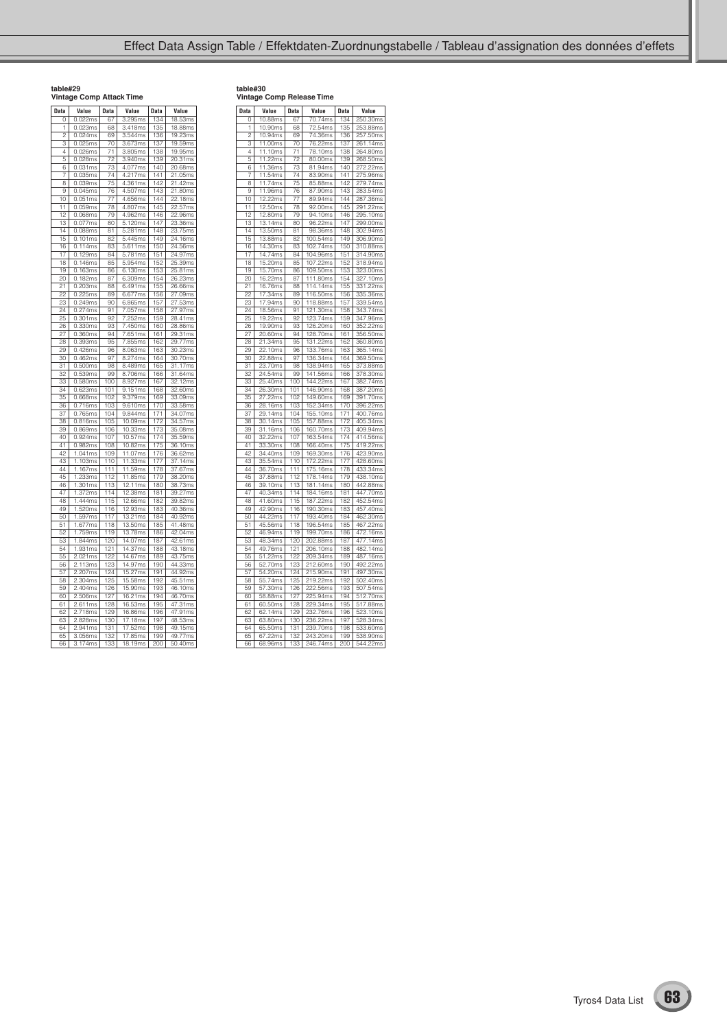## table#29
### Vintage Comp Attack Time

| Data | Value | Data | Value | Data | Value |
|---|---|---|---|---|---|
| 0 | 0.022ms | 67 | 3.295ms | 134 | 18.53ms |
| 1 | 0.023ms | 68 | 3.418ms | 135 | 18.88ms |
| 2 | 0.024ms | 69 | 3.544ms | 136 | 19.23ms |
| 3 | 0.025ms | 70 | 3.673ms | 137 | 19.59ms |
| 4 | 0.026ms | 71 | 3.805ms | 138 | 19.95ms |
| 5 | 0.028ms | 72 | 3.940ms | 139 | 20.31ms |
| 6 | 0.031ms | 73 | 4.077ms | 140 | 20.68ms |
| 7 | 0.035ms | 74 | 4.217ms | 141 | 21.05ms |
| 8 | 0.039ms | 75 | 4.361ms | 142 | 21.42ms |
| 9 | 0.045ms | 76 | 4.507ms | 143 | 21.80ms |
| 10 | 0.051ms | 77 | 4.656ms | 144 | 22.18ms |
| 11 | 0.059ms | 78 | 4.807ms | 145 | 22.57ms |
| 12 | 0.068ms | 79 | 4.962ms | 146 | 22.96ms |
| 13 | 0.077ms | 80 | 5.120ms | 147 | 23.36ms |
| 14 | 0.088ms | 81 | 5.281ms | 148 | 23.75ms |
| 15 | 0.101ms | 82 | 5.445ms | 149 | 24.16ms |
| 16 | 0.114ms | 83 | 5.611ms | 150 | 24.56ms |
| 17 | 0.129ms | 84 | 5.781ms | 151 | 24.97ms |
| 18 | 0.146ms | 85 | 5.954ms | 152 | 25.39ms |
| 19 | 0.163ms | 86 | 6.130ms | 153 | 25.81ms |
| 20 | 0.182ms | 87 | 6.309ms | 154 | 26.23ms |
| 21 | 0.203ms | 88 | 6.491ms | 155 | 26.66ms |
| 22 | 0.225ms | 89 | 6.677ms | 156 | 27.09ms |
| 23 | 0.249ms | 90 | 6.865ms | 157 | 27.53ms |
| 24 | 0.274ms | 91 | 7.057ms | 158 | 27.97ms |
| 25 | 0.301ms | 92 | 7.252ms | 159 | 28.41ms |
| 26 | 0.330ms | 93 | 7.450ms | 160 | 28.86ms |
| 27 | 0.360ms | 94 | 7.651ms | 161 | 29.31ms |
| 28 | 0.393ms | 95 | 7.855ms | 162 | 29.77ms |
| 29 | 0.426ms | 96 | 8.063ms | 163 | 30.23ms |
| 30 | 0.462ms | 97 | 8.274ms | 164 | 30.70ms |
| 31 | 0.500ms | 98 | 8.489ms | 165 | 31.17ms |
| 32 | 0.539ms | 99 | 8.706ms | 166 | 31.64ms |
| 33 | 0.580ms | 100 | 8.927ms | 167 | 32.12ms |
| 34 | 0.623ms | 101 | 9.151ms | 168 | 32.60ms |
| 35 | 0.668ms | 102 | 9.379ms | 169 | 33.09ms |
| 36 | 0.716ms | 103 | 9.610ms | 170 | 33.58ms |
| 37 | 0.765ms | 104 | 9.844ms | 171 | 34.07ms |
| 38 | 0.816ms | 105 | 10.09ms | 172 | 34.57ms |
| 39 | 0.869ms | 106 | 10.33ms | 173 | 35.08ms |
| 40 | 0.924ms | 107 | 10.57ms | 174 | 35.59ms |
| 41 | 0.982ms | 108 | 10.82ms | 175 | 36.10ms |
| 42 | 1.041ms | 109 | 11.07ms | 176 | 36.62ms |
| 43 | 1.103ms | 110 | 11.33ms | 177 | 37.14ms |
| 44 | 1.167ms | 111 | 11.59ms | 178 | 37.67ms |
| 45 | 1.233ms | 112 | 11.85ms | 179 | 38.20ms |
| 46 | 1.301ms | 113 | 12.11ms | 180 | 38.73ms |
| 47 | 1.372ms | 114 | 12.38ms | 181 | 39.27ms |
| 48 | 1.444ms | 115 | 12.66ms | 182 | 39.82ms |
| 49 | 1.520ms | 116 | 12.93ms | 183 | 40.36ms |
| 50 | 1.597ms | 117 | 13.21ms | 184 | 40.92ms |
| 51 | 1.677ms | 118 | 13.50ms | 185 | 41.48ms |
| 52 | 1.759ms | 119 | 13.78ms | 186 | 42.04ms |
| 53 | 1.844ms | 120 | 14.07ms | 187 | 42.61ms |
| 54 | 1.931ms | 121 | 14.37ms | 188 | 43.18ms |
| 55 | 2.021ms | 122 | 14.67ms | 189 | 43.75ms |
| 56 | 2.113ms | 123 | 14.97ms | 190 | 44.33ms |
| 57 | 2.207ms | 124 | 15.27ms | 191 | 44.92ms |
| 58 | 2.304ms | 125 | 15.58ms | 192 | 45.51ms |
| 59 | 2.404ms | 126 | 15.90ms | 193 | 46.10ms |
| 60 | 2.506ms | 127 | 16.21ms | 194 | 46.70ms |
| 61 | 2.611ms | 128 | 16.53ms | 195 | 47.31ms |
| 62 | 2.718ms | 129 | 16.86ms | 196 | 47.91ms |
| 63 | 2.828ms | 130 | 17.18ms | 197 | 48.53ms |
| 64 | 2.941ms | 131 | 17.52ms | 198 | 49.15ms |
| 65 | 3.056ms | 132 | 17.85ms | 199 | 49.77ms |
| 66 | 3.174ms | 133 | 18.19ms | 200 | 50.40ms |

## table#30
### Vintage Comp Release Time

| Data | Value | Data | Value | Data | Value |
|---|---|---|---|---|---|
| 0 | 10.88ms | 67 | 70.74ms | 134 | 250.30ms |
| 1 | 10.90ms | 68 | 72.54ms | 135 | 253.88ms |
| 2 | 10.94ms | 69 | 74.36ms | 136 | 257.50ms |
| 3 | 11.00ms | 70 | 76.22ms | 137 | 261.14ms |
| 4 | 11.10ms | 71 | 78.10ms | 138 | 264.80ms |
| 5 | 11.22ms | 72 | 80.00ms | 139 | 268.50ms |
| 6 | 11.36ms | 73 | 81.94ms | 140 | 272.22ms |
| 7 | 11.54ms | 74 | 83.90ms | 141 | 275.96ms |
| 8 | 11.74ms | 75 | 85.88ms | 142 | 279.74ms |
| 9 | 11.96ms | 76 | 87.90ms | 143 | 283.54ms |
| 10 | 12.22ms | 77 | 89.94ms | 144 | 287.36ms |
| 11 | 12.50ms | 78 | 92.00ms | 145 | 291.22ms |
| 12 | 12.80ms | 79 | 94.10ms | 146 | 295.10ms |
| 13 | 13.14ms | 80 | 96.22ms | 147 | 299.00ms |
| 14 | 13.50ms | 81 | 98.36ms | 148 | 302.94ms |
| 15 | 13.88ms | 82 | 100.54ms | 149 | 306.90ms |
| 16 | 14.30ms | 83 | 102.74ms | 150 | 310.88ms |
| 17 | 14.74ms | 84 | 104.96ms | 151 | 314.90ms |
| 18 | 15.20ms | 85 | 107.22ms | 152 | 318.94ms |
| 19 | 15.70ms | 86 | 109.50ms | 153 | 323.00ms |
| 20 | 16.22ms | 87 | 111.80ms | 154 | 327.10ms |
| 21 | 16.76ms | 88 | 114.14ms | 155 | 331.22ms |
| 22 | 17.34ms | 89 | 116.50ms | 156 | 335.36ms |
| 23 | 17.94ms | 90 | 118.88ms | 157 | 339.54ms |
| 24 | 18.56ms | 91 | 121.30ms | 158 | 343.74ms |
| 25 | 19.22ms | 92 | 123.74ms | 159 | 347.96ms |
| 26 | 19.90ms | 93 | 126.20ms | 160 | 352.22ms |
| 27 | 20.60ms | 94 | 128.70ms | 161 | 356.50ms |
| 28 | 21.34ms | 95 | 131.22ms | 162 | 360.80ms |
| 29 | 22.10ms | 96 | 133.76ms | 163 | 365.14ms |
| 30 | 22.88ms | 97 | 136.34ms | 164 | 369.50ms |
| 31 | 23.70ms | 98 | 138.94ms | 165 | 373.88ms |
| 32 | 24.54ms | 99 | 141.56ms | 166 | 378.30ms |
| 33 | 25.40ms | 100 | 144.22ms | 167 | 382.74ms |
| 34 | 26.30ms | 101 | 146.90ms | 168 | 387.20ms |
| 35 | 27.22ms | 102 | 149.60ms | 169 | 391.70ms |
| 36 | 28.16ms | 103 | 152.34ms | 170 | 396.22ms |
| 37 | 29.14ms | 104 | 155.10ms | 171 | 400.76ms |
| 38 | 30.14ms | 105 | 157.88ms | 172 | 405.34ms |
| 39 | 31.16ms | 106 | 160.70ms | 173 | 409.94ms |
| 40 | 32.22ms | 107 | 163.54ms | 174 | 414.56ms |
| 41 | 33.30ms | 108 | 166.40ms | 175 | 419.22ms |
| 42 | 34.40ms | 109 | 169.30ms | 176 | 423.90ms |
| 43 | 35.54ms | 110 | 172.22ms | 177 | 428.60ms |
| 44 | 36.70ms | 111 | 175.16ms | 178 | 433.34ms |
| 45 | 37.88ms | 112 | 178.14ms | 179 | 438.10ms |
| 46 | 39.10ms | 113 | 181.14ms | 180 | 442.88ms |
| 47 | 40.34ms | 114 | 184.16ms | 181 | 447.70ms |
| 48 | 41.60ms | 115 | 187.22ms | 182 | 452.54ms |
| 49 | 42.90ms | 116 | 190.30ms | 183 | 457.40ms |
| 50 | 44.22ms | 117 | 193.40ms | 184 | 462.30ms |
| 51 | 45.56ms | 118 | 196.54ms | 185 | 467.22ms |
| 52 | 46.94ms | 119 | 199.70ms | 186 | 472.16ms |
| 53 | 48.34ms | 120 | 202.88ms | 187 | 477.14ms |
| 54 | 49.76ms | 121 | 206.10ms | 188 | 482.14ms |
| 55 | 51.22ms | 122 | 209.34ms | 189 | 487.16ms |
| 56 | 52.70ms | 123 | 212.60ms | 190 | 492.22ms |
| 57 | 54.20ms | 124 | 215.90ms | 191 | 497.30ms |
| 58 | 55.74ms | 125 | 219.22ms | 192 | 502.40ms |
| 59 | 57.30ms | 126 | 222.56ms | 193 | 507.54ms |
| 60 | 58.88ms | 127 | 225.94ms | 194 | 512.70ms |
| 61 | 60.50ms | 128 | 229.34ms | 195 | 517.88ms |
| 62 | 62.14ms | 129 | 232.76ms | 196 | 523.10ms |
| 63 | 63.80ms | 130 | 236.22ms | 197 | 528.34ms |
| 64 | 65.50ms | 131 | 239.70ms | 198 | 533.60ms |
| 65 | 67.22ms | 132 | 243.20ms | 199 | 538.90ms |
| 66 | 68.96ms | 133 | 246.74ms | 200 | 544.22ms |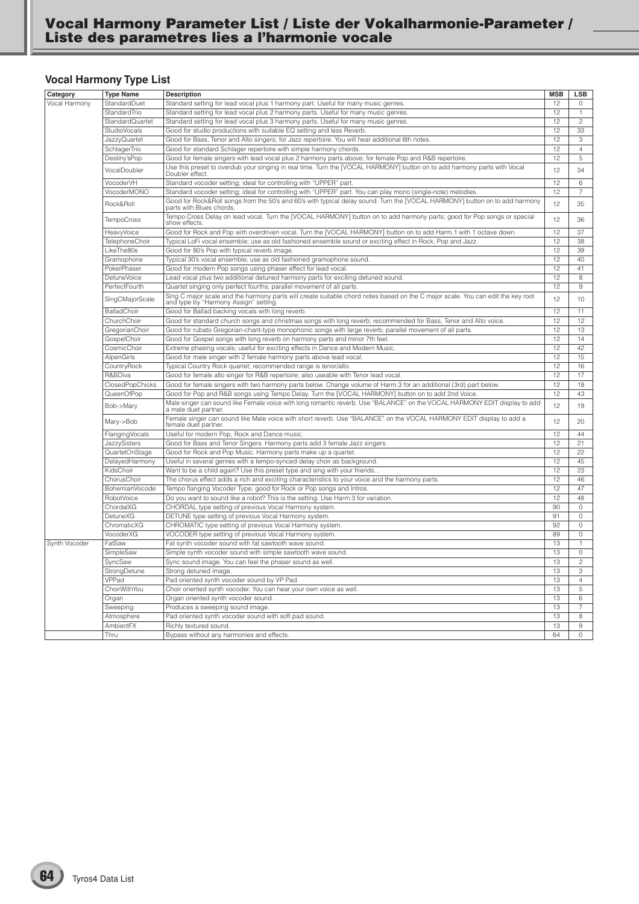# Vocal Harmony Parameter List / Liste der Vokalharmonie-Parameter / Liste des parametres lies a l'harmonie vocale

## Vocal Harmony Type List

| Category | Type Name | Description | MSB | LSB |
|---|---|---|---|---|
| Vocal Harmony | StandardDuet | Standard setting for lead vocal plus 1 harmony part. Useful for many music genres. | 12 | 0 |
| | StandardTrio | Standard setting for lead vocal plus 2 harmony parts. Useful for many music genres. | 12 | 1 |
| | StandardQuartet | Standard setting for lead vocal plus 3 harmony parts. Useful for many music genres. | 12 | 2 |
| | StudioVocals | Good for studio productions with suitable EQ setting and less Reverb. | 12 | 33 |
| | JazzyQuartet | Good for Bass, Tenor and Alto singers; for Jazz repertoire. You will hear additional 6th notes. | 12 | 3 |
| | SchlagerTrio | Good for standard Schlager repertoire with simple harmony chords. | 12 | 4 |
| | Destiny'sPop | Good for female singers with lead vocal plus 2 harmony parts above; for female Pop and R&B repertoire. | 12 | 5 |
| | VocalDoubler | Use this preset to overdub your singing in real time. Turn the [VOCAL HARMONY] button on to add harmony parts with Vocal Doubler effect. | 12 | 34 |
| | VocoderVH | Standard vocoder setting; ideal for controlling with "UPPER" part. | 12 | 6 |
| | VocoderMONO | Standard vocoder setting; ideal for controlling with "UPPER" part. You can play mono (single-note) melodies. | 12 | 7 |
| | Rock&Roll | Good for Rock&Roll songs from the 50's and 60's with typical delay sound. Turn the [VOCAL HARMONY] button on to add harmony parts with Blues chords. | 12 | 35 |
| | TempoCross | Tempo Cross Delay on lead vocal. Turn the [VOCAL HARMONY] button on to add harmony parts; good for Pop songs or special show effects. | 12 | 36 |
| | HeavyVoice | Good for Rock and Pop with overdriven vocal. Turn the [VOCAL HARMONY] button on to add Harm.1 with 1 octave down. | 12 | 37 |
| | TelephoneChoir | Typical LoFi vocal ensemble; use as old fashioned ensemble sound or exciting effect in Rock, Pop and Jazz. | 12 | 38 |
| | LikeThe80s | Good for 80's Pop with typical reverb image. | 12 | 39 |
| | Gramophone | Typical 30's vocal ensemble; use as old fashioned gramophone sound. | 12 | 40 |
| | PokerPhaser | Good for modern Pop songs using phaser effect for lead vocal. | 12 | 41 |
| | DetuneVoice | Lead vocal plus two additional detuned harmony parts for exciting detuned sound. | 12 | 8 |
| | PerfectFourth | Quartet singing only perfect fourths; parallel movement of all parts. | 12 | 9 |
| | SingCMajorScale | Sing C major scale and the harmony parts will create suitable chord notes based on the C major scale. You can edit the key root and type by "Harmony Assign" setting. | 12 | 10 |
| | BalladChoir | Good for Ballad backing vocals with long reverb. | 12 | 11 |
| | ChurchChoir | Good for standard church songs and christmas songs with long reverb; recommended for Bass, Tenor and Alto voice. | 12 | 12 |
| | GregorianChoir | Good for rubato Gregorian-chant-type monophonic songs with large reverb; parallel movement of all parts. | 12 | 13 |
| | GospelChoir | Good for Gospel songs with long reverb on harmony parts and minor 7th feel. | 12 | 14 |
| | CosmicChoir | Extreme phasing vocals; useful for exciting effects in Dance and Modern Music. | 12 | 42 |
| | AlpenGirls | Good for male singer with 2 female harmony parts above lead vocal. | 12 | 15 |
| | CountryRock | Typical Country Rock quartet; recommended range is tenor/alto. | 12 | 16 |
| | R&BDiva | Good for female alto singer for R&B repertoire; also useable with Tenor lead vocal. | 12 | 17 |
| | ClosedPopChicks | Good for female singers with two harmony parts below. Change volume of Harm.3 for an additional (3rd) part below. | 12 | 18 |
| | QueenOfPop | Good for Pop and R&B songs using Tempo Delay. Turn the [VOCAL HARMONY] button on to add 2nd Voice. | 12 | 43 |
| | Bob->Mary | Male singer can sound like Female voice with long romantic reverb. Use "BALANCE" on the VOCAL HARMONY EDIT display to add a male duet partner. | 12 | 19 |
| | Mary->Bob | Female singer can sound like Male voice with short reverb. Use "BALANCE" on the VOCAL HARMONY EDIT display to add a female duet partner. | 12 | 20 |
| | FlangingVocals | Useful for modern Pop, Rock and Dance music. | 12 | 44 |
| | JazzySisters | Good for Bass and Tenor Singers. Harmony parts add 3 female Jazz singers. | 12 | 21 |
| | QuartetOnStage | Good for Rock and Pop Music. Harmony parts make up a quartet. | 12 | 22 |
| | DelayedHarmony | Useful in several genres with a tempo-synced delay choir as background. | 12 | 45 |
| | KidsChoir | Want to be a child again? Use this preset type and sing with your friends... | 12 | 23 |
| | ChorusChoir | The chorus effect adds a rich and exciting characteristics to your voice and the harmony parts. | 12 | 46 |
| | BohemianVocode | Tempo flanging Vocoder Type; good for Rock or Pop songs and Intros. | 12 | 47 |
| | RobotVoice | Do you want to sound like a robot? This is the setting. Use Harm.3 for variation. | 12 | 48 |
| | ChordalXG | CHORDAL type setting of previous Vocal Harmony system. | 90 | 0 |
| | DetuneXG | DETUNE type setting of previous Vocal Harmony system. | 91 | 0 |
| | ChromaticXG | CHROMATIC type setting of previous Vocal Harmony system. | 92 | 0 |
| | VocoderXG | VOCODER type setting of previous Vocal Harmony system. | 89 | 0 |
| Synth Vocoder | FatSaw | Fat synth vocoder sound with fat sawtooth wave sound. | 13 | 1 |
| | SimpleSaw | Simple synth vocoder sound with simple sawtooth wave sound. | 13 | 0 |
| | SyncSaw | Sync sound image. You can feel the phaser sound as well. | 13 | 2 |
| | StrongDetune | Strong detuned image. | 13 | 3 |
| | VPPad | Pad oriented synth vocoder sound by VP Pad. | 13 | 4 |
| | ChoirWithYou | Choir oriented synth vocoder. You can hear your own voice as well. | 13 | 5 |
| | Organ | Organ oriented synth vocoder sound. | 13 | 6 |
| | Sweeping | Produces a sweeping sound image. | 13 | 7 |
| | Atmosphere | Pad oriented synth vocoder sound with soft pad sound. | 13 | 8 |
| | AmbientFX | Richly textured sound. | 13 | 9 |
| | Thru | Bypass without any harmonies and effects. | 64 | 0 |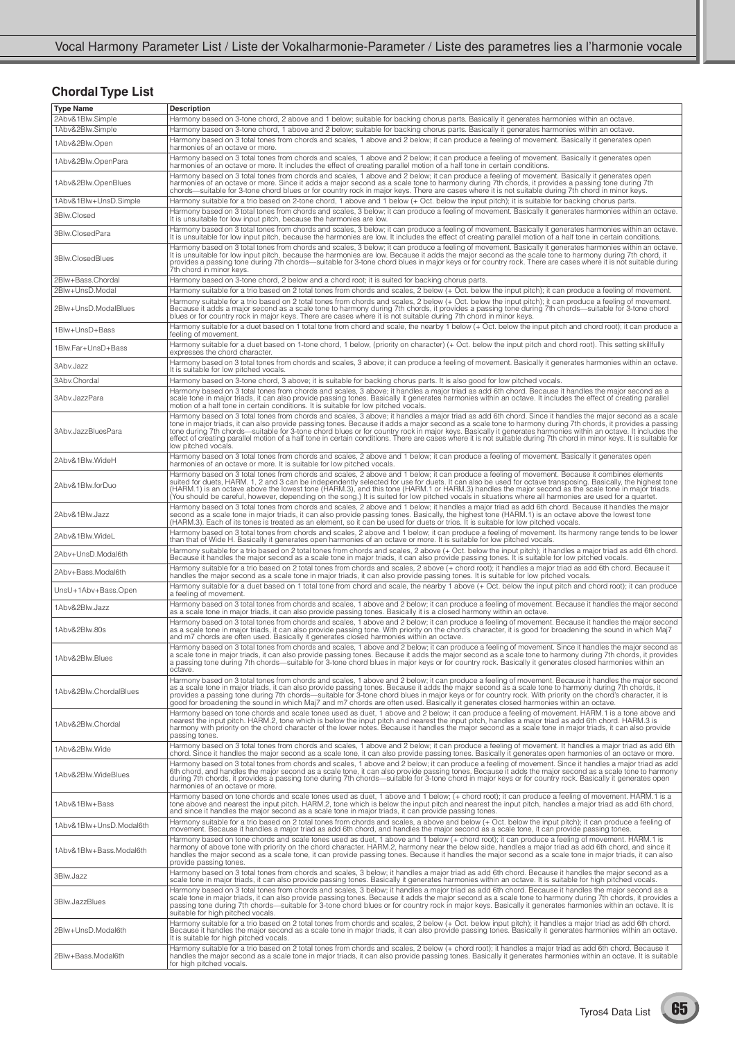## Chordal Type List

| Type Name | Description |
|---|---|
| 2Abv&1Blw.Simple | Harmony based on 3-tone chord, 2 above and 1 below; suitable for backing chorus parts. Basically it generates harmonies within an octave. |
| 1Abv&2Blw.Simple | Harmony based on 3-tone chord, 1 above and 2 below; suitable for backing chorus parts. Basically it generates harmonies within an octave. |
| 1Abv&2Blw.Open | Harmony based on 3 total tones from chords and scales, 1 above and 2 below; it can produce a feeling of movement. Basically it generates open harmonies of an octave or more. |
| 1Abv&2Blw.OpenPara | Harmony based on 3 total tones from chords and scales, 1 above and 2 below; it can produce a feeling of movement. Basically it generates open harmonies of an octave or more. It includes the effect of creating parallel motion of a half tone in certain conditions. |
| 1Abv&2Blw.OpenBlues | Harmony based on 3 total tones from chords and scales, 1 above and 2 below; it can produce a feeling of movement. Basically it generates open harmonies of an octave or more. Since it adds a major second as a scale tone to harmony during 7th chords, it provides a passing tone during 7th chords—suitable for 3-tone chord blues or for country rock in major keys. There are cases where it is not suitable during 7th chord in minor keys. |
| 1Abv&1Blw+UnsD.Simple | Harmony suitable for a trio based on 2-tone chord, 1 above and 1 below (+ Oct. below the input pitch); it is suitable for backing chorus parts. |
| 3Blw.Closed | Harmony based on 3 total tones from chords and scales, 3 below; it can produce a feeling of movement. Basically it generates harmonies within an octave. It is unsuitable for low input pitch, because the harmonies are low. |
| 3Blw.ClosedPara | Harmony based on 3 total tones from chords and scales, 3 below; it can produce a feeling of movement. Basically it generates harmonies within an octave. It is unsuitable for low input pitch, because the harmonies are low. It includes the effect of creating parallel motion of a half tone in certain conditions. |
| 3Blw.ClosedBlues | Harmony based on 3 total tones from chords and scales, 3 below; it can produce a feeling of movement. Basically it generates harmonies within an octave. It is unsuitable for low input pitch, because the harmonies are low. Because it adds the major second as the scale tone to harmony during 7th chords, it provides a passing tone during 7th chords—suitable for 3-tone chord blues in major keys or for country rock. There are cases where it is not suitable during 7th chord in minor keys. |
| 2Blw+Bass.Chordal | Harmony based on 3-tone chord, 2 below and a chord root; it is suited for backing chorus parts. |
| 2Blw+UnsD.Modal | Harmony suitable for a trio based on 2 total tones from chords and scales, 2 below (+ Oct. below the input pitch); it can produce a feeling of movement. |
| 2Blw+UnsD.ModalBlues | Harmony suitable for a trio based on 2 total tones from chords and scales, 2 below (+ Oct. below the input pitch); it can produce a feeling of movement. Because it adds a major second as a scale tone to harmony during 7th chords, it provides a passing tone during 7th chords—suitable for 3-tone chord blues or for country rock in major keys. There are cases where it is not suitable during 7th chord in minor keys. |
| 1Blw+UnsD+Bass | Harmony suitable for a duet based on 1 total tone from chord and scale, the nearby 1 below (+ Oct. below the input pitch and chord root); it can produce a feeling of movement. |
| 1Blw.Far+UnsD+Bass | Harmony suitable for a duet based on 1-tone chord, 1 below, (priority on character) (+ Oct. below the input pitch and chord root). This setting skillfully expresses the chord character. |
| 3Abv.Jazz | Harmony based on 3 total tones from chords and scales, 3 above; it can produce a feeling of movement. Basically it generates harmonies within an octave. It is suitable for low pitched vocals. |
| 3Abv.Chordal | Harmony based on 3-tone chord, 3 above; it is suitable for backing chorus parts. It is also good for low pitched vocals. |
| 3Abv.JazzPara | Harmony based on 3 total tones from chords and scales, 3 above; it handles a major triad as add 6th chord. Because it handles the major second as a scale tone in major triads, it can also provide passing tones. Basically it generates harmonies within an octave. It includes the effect of creating parallel motion of a half tone in certain conditions. It is suitable for low pitched vocals. |
| 3Abv.JazzBluesPara | Harmony based on 3 total tones from chords and scales, 3 above; it handles a major triad as add 6th chord. Since it handles the major second as a scale tone in major triads, it can also provide passing tones. Because it adds a major second as a scale tone to harmony during 7th chords, it provides a passing tone during 7th chords—suitable for 3-tone chord blues or for country rock in major keys. Basically it generates harmonies within an octave. It includes the effect of creating parallel motion of a half tone in certain conditions. There are cases where it is not suitable during 7th chord in minor keys. It is suitable for low pitched vocals. |
| 2Abv&1Blw.WideH | Harmony based on 3 total tones from chords and scales, 2 above and 1 below; it can produce a feeling of movement. Basically it generates open harmonies of an octave or more. It is suitable for low pitched vocals. |
| 2Abv&1Blw.forDuo | Harmony based on 3 total tones from chords and scales, 2 above and 1 below; it can produce a feeling of movement. Because it combines elements suited for duets, HARM. 1, 2 and 3 can be independently selected for use for duets. It can also be used for octave transposing. Basically, the highest tone (HARM.1) is an octave above the lowest tone (HARM.3), and this tone (HARM.1 or HARM.3) handles the major second as the scale tone in major triads. (You should be careful, however, depending on the song.) It is suited for low pitched vocals in situations where all harmonies are used for a quartet. |
| 2Abv&1Blw.Jazz | Harmony based on 3 total tones from chords and scales, 2 above and 1 below; it handles a major triad as add 6th chord. Because it handles the major second as a scale tone in major triads, it can also provide passing tones. Basically, the highest tone (HARM.1) is an octave above the lowest tone (HARM.3). Each of its tones is treated as an element, so it can be used for duets or trios. It is suitable for low pitched vocals. |
| 2Abv&1Blw.WideL | Harmony based on 3 total tones from chords and scales, 2 above and 1 below; it can produce a feeling of movement. Its harmony range tends to be lower than that of Wide H. Basically it generates open harmonies of an octave or more. It is suitable for low pitched vocals. |
| 2Abv+UnsD.Modal6th | Harmony suitable for a trio based on 2 total tones from chords and scales, 2 above (+ Oct. below the input pitch); it handles a major triad as add 6th chord. Because it handles the major second as a scale tone in major triads, it can also provide passing tones. It is suitable for low pitched vocals. |
| 2Abv+Bass.Modal6th | Harmony suitable for a trio based on 2 total tones from chords and scales, 2 above (+ chord root); it handles a major triad as add 6th chord. Because it handles the major second as a scale tone in major triads, it can also provide passing tones. It is suitable for low pitched vocals. |
| UnsU+1Abv+Bass.Open | Harmony suitable for a duet based on 1 total tone from chord and scale, the nearby 1 above (+ Oct. below the input pitch and chord root); it can produce a feeling of movement. |
| 1Abv&2Blw.Jazz | Harmony based on 3 total tones from chords and scales, 1 above and 2 below; it can produce a feeling of movement. Because it handles the major second as a scale tone in major triads, it can also provide passing tones. Basically it is a closed harmony within an octave. |
| 1Abv&2Blw.80s | Harmony based on 3 total tones from chords and scales, 1 above and 2 below; it can produce a feeling of movement. Because it handles the major second as a scale tone in major triads, it can also provide passing tones. With priority on the chord's character, it is good for broadening the sound in which Maj7 and m7 chords are often used. Basically it generates closed harmonies within an octave. |
| 1Abv&2Blw.Blues | Harmony based on 3 total tones from chords and scales, 1 above and 2 below; it can produce a feeling of movement. Since it handles the major second as a scale tone in major triads, it can also provide passing tones. Because it adds the major second as a scale tone to harmony during 7th chords, it provides a passing tone during 7th chords—suitable for 3-tone chord blues in major keys or for country rock. Basically it generates closed harmonies within an octave. |
| 1Abv&2Blw.ChordalBlues | Harmony based on 3 total tones from chords and scales, 1 above and 2 below; it can produce a feeling of movement. Because it handles the major second as a scale tone in major triads, it can also provide passing tones. Because it adds the major second as a scale tone to harmony during 7th chords, it provides a passing tone during 7th chords—suitable for 3-tone chord blues in major keys or for country rock. With priority on the chord's character, it is good for broadening the sound in which Maj7 and m7 chords are often used. Basically it generates closed harmonies within an octave. |
| 1Abv&2Blw.Chordal | Harmony based on tone chords and scale tones used as duet, 1 above and 2 below; it can produce a feeling of movement. HARM.1 is a tone above and nearest the input pitch. HARM.2, tone which is below the input pitch and nearest the input pitch, handles a major triad as add 6th chord. HARM.3 is harmony with priority on the chord character of the lower notes. Because it handles the major second as a scale tone in major triads, it can also provide passing tones. |
| 1Abv&2Blw.Wide | Harmony based on 3 total tones from chords and scales, 1 above and 2 below; it can produce a feeling of movement. It handles a major triad as add 6th chord. Since it handles the major second as a scale tone, it can also provide passing tones. Basically it generates open harmonies of an octave or more. |
| 1Abv&2Blw.WideBlues | Harmony based on 3 total tones from chords and scales, 1 above and 2 below; it can produce a feeling of movement. Since it handles a major triad as add 6th chord, and handles the major second as a scale tone, it can also provide passing tones. Because it adds the major second as a scale tone to harmony during 7th chords, it provides a passing tone during 7th chords—suitable for 3-tone chord in major keys or for country rock. Basically it generates open harmonies of an octave or more. |
| 1Abv&1Blw+Bass | Harmony based on tone chords and scale tones used as duet, 1 above and 1 below; (+ chord root); it can produce a feeling of movement. HARM.1 is a tone above and nearest the input pitch. HARM.2, tone which is below the input pitch and nearest the input pitch, handles a major triad as add 6th chord, and since it handles the major second as a scale tone in major triads, it can provide passing tones. |
| 1Abv&1Blw+UnsD.Modal6th | Harmony suitable for a trio based on 2 total tones from chords and scales, a above and below (+ Oct. below the input pitch); it can produce a feeling of movement. Because it handles a major triad as add 6th chord, and handles the major second as a scale tone, it can provide passing tones. |
| 1Abv&1Blw+Bass.Modal6th | Harmony based on tone chords and scale tones used as duet, 1 above and 1 below (+ chord root); it can produce a feeling of movement. HARM.1 is harmony of above tone with priority on the chord character. HARM.2, harmony near the below side, handles a major triad as add 6th chord, and since it handles the major second as a scale tone, it can provide passing tones. Because it handles the major second as a scale tone in major triads, it can also provide passing tones. |
| 3Blw.Jazz | Harmony based on 3 total tones from chords and scales, 3 below; it handles a major triad as add 6th chord. Because it handles the major second as a scale tone in major triads, it can also provide passing tones. Basically it generates harmonies within an octave. It is suitable for high pitched vocals. |
| 3Blw.JazzBlues | Harmony based on 3 total tones from chords and scales, 3 below; it handles a major triad as add 6th chord. Because it handles the major second as a scale tone in major triads, it can also provide passing tones. Because it adds the major second as a scale tone to harmony during 7th chords, it provides a passing tone during 7th chords—suitable for 3-tone chord blues or for country rock in major keys. Basically it generates harmonies within an octave. It is suitable for high pitched vocals. |
| 2Blw+UnsD.Modal6th | Harmony suitable for a trio based on 2 total tones from chords and scales, 2 below (+ Oct. below input pitch); it handles a major triad as add 6th chord. Because it handles the major second as a scale tone in major triads, it can also provide passing tones. Basically it generates harmonies within an octave. It is suitable for high pitched vocals. |
| 2Blw+Bass.Modal6th | Harmony suitable for a trio based on 2 total tones from chords and scales, 2 below (+ chord root); it handles a major triad as add 6th chord. Because it handles the major second as a scale tone in major triads, it can also provide passing tones. Basically it generates harmonies within an octave. It is suitable for high pitched vocals. |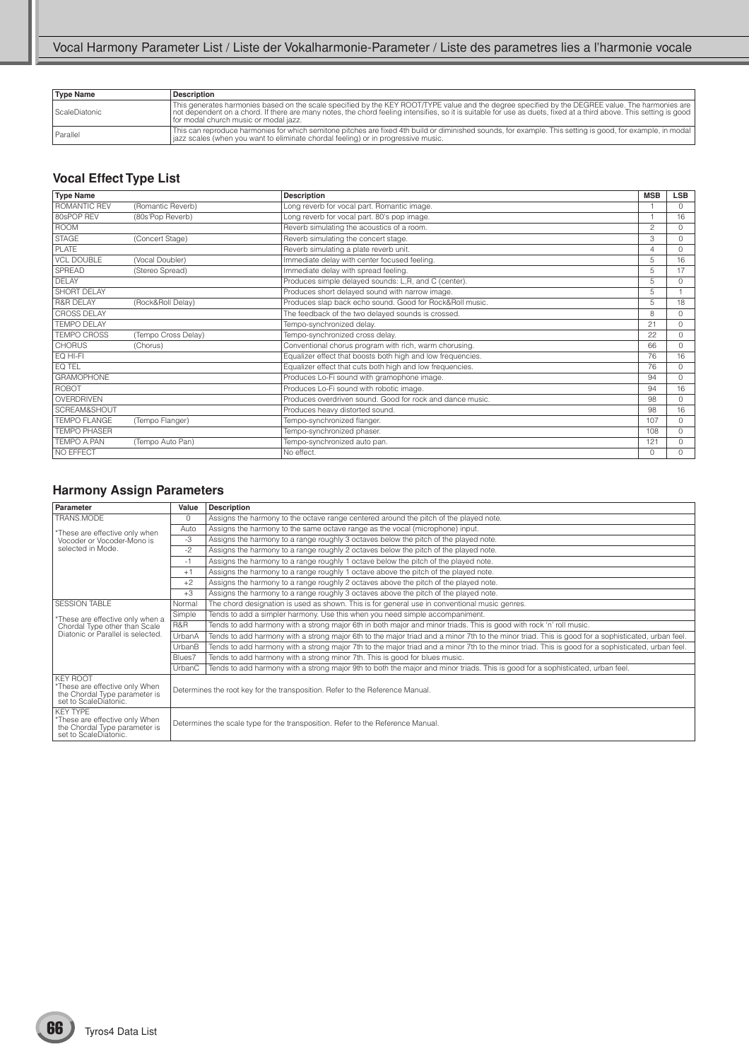| Type Name | Description |
|---|---|
| ScaleDiatonic | This generates harmonies based on the scale specified by the KEY ROOT/TYPE value and the degree specified by the DEGREE value. The harmonies are not dependent on a chord. If there are many notes, the chord feeling intensifies, so it is suitable for use as duets, fixed at a third above. This setting is good for modal church music or modal jazz. |
| Parallel | This can reproduce harmonies for which semitone pitches are fixed 4th build or diminished sounds, for example. This setting is good, for example, in modal jazz scales (when you want to eliminate chordal feeling) or in progressive music. |

## Vocal Effect Type List

| Type Name | | Description | MSB | LSB |
|---|---|---|---|---|
| ROMANTIC REV | (Romantic Reverb) | Long reverb for vocal part. Romantic image. | 1 | 0 |
| 80sPOP REV | (80s'Pop Reverb) | Long reverb for vocal part. 80's pop image. | 1 | 16 |
| ROOM | | Reverb simulating the acoustics of a room. | 2 | 0 |
| STAGE | (Concert Stage) | Reverb simulating the concert stage. | 3 | 0 |
| PLATE | | Reverb simulating a plate reverb unit. | 4 | 0 |
| VCL DOUBLE | (Vocal Doubler) | Immediate delay with center focused feeling. | 5 | 16 |
| SPREAD | (Stereo Spread) | Immediate delay with spread feeling. | 5 | 17 |
| DELAY | | Produces simple delayed sounds: L,R, and C (center). | 5 | 0 |
| SHORT DELAY | | Produces short delayed sound with narrow image. | 5 | 1 |
| R&R DELAY | (Rock&Roll Delay) | Produces slap back echo sound. Good for Rock&Roll music. | 5 | 18 |
| CROSS DELAY | | The feedback of the two delayed sounds is crossed. | 8 | 0 |
| TEMPO DELAY | | Tempo-synchronized delay. | 21 | 0 |
| TEMPO CROSS | (Tempo Cross Delay) | Tempo-synchronized cross delay. | 22 | 0 |
| CHORUS | (Chorus) | Conventional chorus program with rich, warm chorusing. | 66 | 0 |
| EQ HI-FI | | Equalizer effect that boosts both high and low frequencies. | 76 | 16 |
| EQ TEL | | Equalizer effect that cuts both high and low frequencies. | 76 | 0 |
| GRAMOPHONE | | Produces Lo-Fi sound with gramophone image. | 94 | 0 |
| ROBOT | | Produces Lo-Fi sound with robotic image. | 94 | 16 |
| OVERDRIVEN | | Produces overdriven sound. Good for rock and dance music. | 98 | 0 |
| SCREAM&SHOUT | | Produces heavy distorted sound. | 98 | 16 |
| TEMPO FLANGE | (Tempo Flanger) | Tempo-synchronized flanger. | 107 | 0 |
| TEMPO PHASER | | Tempo-synchronized phaser. | 108 | 0 |
| TEMPO A.PAN | (Tempo Auto Pan) | Tempo-synchronized auto pan. | 121 | 0 |
| NO EFFECT | | No effect. | 0 | 0 |

## Harmony Assign Parameters

| Parameter | Value | Description |
|---|---|---|
| TRANS.MODE | 0 | Assigns the harmony to the octave range centered around the pitch of the played note. |
| *These are effective only when Vocoder or Vocoder-Mono is selected in Mode. | Auto | Assigns the harmony to the same octave range as the vocal (microphone) input. |
| | -3 | Assigns the harmony to a range roughly 3 octaves below the pitch of the played note. |
| | -2 | Assigns the harmony to a range roughly 2 octaves below the pitch of the played note. |
| | -1 | Assigns the harmony to a range roughly 1 octave below the pitch of the played note. |
| | +1 | Assigns the harmony to a range roughly 1 octave above the pitch of the played note. |
| | +2 | Assigns the harmony to a range roughly 2 octaves above the pitch of the played note. |
| | +3 | Assigns the harmony to a range roughly 3 octaves above the pitch of the played note. |
| SESSION TABLE | Normal | The chord designation is used as shown. This is for general use in conventional music genres. |
| *These are effective only when a Chordal Type other than Scale Diatonic or Parallel is selected. | Simple | Tends to add a simpler harmony. Use this when you need simple accompaniment. |
| | R&R | Tends to add harmony with a strong major 6th in both major and minor triads. This is good with rock 'n' roll music. |
| | UrbanA | Tends to add harmony with a strong major 6th to the major triad and a minor 7th to the minor triad. This is good for a sophisticated, urban feel. |
| | UrbanB | Tends to add harmony with a strong major 7th to the major triad and a minor 7th to the minor triad. This is good for a sophisticated, urban feel. |
| | Blues7 | Tends to add harmony with a strong minor 7th. This is good for blues music. |
| | UrbanC | Tends to add harmony with a strong major 9th to both the major and minor triads. This is good for a sophisticated, urban feel. |
| KEY ROOT *These are effective only When the Chordal Type parameter is set to ScaleDiatonic. | | Determines the root key for the transposition. Refer to the Reference Manual. |
| KEY TYPE *These are effective only When the Chordal Type parameter is set to ScaleDiatonic. | | Determines the scale type for the transposition. Refer to the Reference Manual. |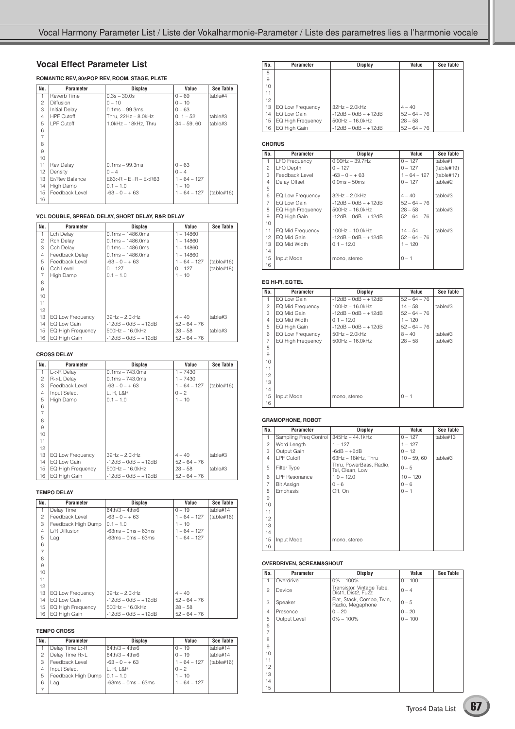## Vocal Effect Parameter List

**ROMANTIC REV, 80sPOP REV, ROOM, STAGE, PLATE**

| No. | Parameter | Display | Value | See Table |
|---|---|---|---|---|
| 1 | Reverb Time | 0.3s – 30.0s | 0 – 69 | table#4 |
| 2 | Diffusion | 0 – 10 | 0 – 10 | |
| 3 | Initial Delay | 0.1ms – 99.3ms | 0 – 63 | |
| 4 | HPF Cutoff | Thru, 22Hz – 8.0kHz | 0, 1 – 52 | table#3 |
| 5 | LPF Cutoff | 1.0kHz – 18kHz, Thru | 34 – 59, 60 | table#3 |
| 6 | | | | |
| 7 | | | | |
| 8 | | | | |
| 9 | | | | |
| 10 | | | | |
| 11 | Rev Delay | 0.1ms – 99.3ms | 0 – 63 | |
| 12 | Density | 0 – 4 | 0 – 4 | |
| 13 | Er/Rev Balance | E63>R – E=R – E<R63 | 1 – 64 – 127 | |
| 14 | High Damp | 0.1 – 1.0 | 1 – 10 | |
| 15 | Feedback Level | -63 – 0 – + 63 | 1 – 64 – 127 | (table#16) |
| 16 | | | | |

**VCL DOUBLE, SPREAD, DELAY, SHORT DELAY, R&R DELAY**

| No. | Parameter | Display | Value | See Table |
|---|---|---|---|---|
| 1 | Lch Delay | 0.1ms – 1486.0ms | 1 – 14860 | |
| 2 | Rch Delay | 0.1ms – 1486.0ms | 1 – 14860 | |
| 3 | Cch Delay | 0.1ms – 1486.0ms | 1 – 14860 | |
| 4 | Feedback Delay | 0.1ms – 1486.0ms | 1 – 14860 | |
| 5 | Feedback Level | -63 – 0 – + 63 | 1 – 64 – 127 | (table#16) |
| 6 | Cch Level | 0 – 127 | 0 – 127 | (table#18) |
| 7 | High Damp | 0.1 – 1.0 | 1 – 10 | |
| 8 | | | | |
| 9 | | | | |
| 10 | | | | |
| 11 | | | | |
| 12 | | | | |
| 13 | EQ Low Frequency | 32Hz – 2.0kHz | 4 – 40 | table#3 |
| 14 | EQ Low Gain | -12dB – 0dB – +12dB | 52 – 64 – 76 | |
| 15 | EQ High Frequency | 500Hz – 16.0kHz | 28 – 58 | table#3 |
| 16 | EQ High Gain | -12dB – 0dB – +12dB | 52 – 64 – 76 | |

**CROSS DELAY**

| No. | Parameter | Display | Value | See Table |
|---|---|---|---|---|
| 1 | L->R Delay | 0.1ms – 743.0ms | 1 – 7430 | |
| 2 | R->L Delay | 0.1ms – 743.0ms | 1 – 7430 | |
| 3 | Feedback Level | -63 – 0 – + 63 | 1 – 64 – 127 | (table#16) |
| 4 | Input Select | L, R, L&R | 0 – 2 | |
| 5 | High Damp | 0.1 – 1.0 | 1 – 10 | |
| 6 | | | | |
| 7 | | | | |
| 8 | | | | |
| 9 | | | | |
| 10 | | | | |
| 11 | | | | |
| 12 | | | | |
| 13 | EQ Low Frequency | 32Hz – 2.0kHz | 4 – 40 | table#3 |
| 14 | EQ Low Gain | -12dB – 0dB – +12dB | 52 – 64 – 76 | |
| 15 | EQ High Frequency | 500Hz – 16.0kHz | 28 – 58 | table#3 |
| 16 | EQ High Gain | -12dB – 0dB – +12dB | 52 – 64 – 76 | |

**TEMPO DELAY**

| No. | Parameter | Display | Value | See Table |
|---|---|---|---|---|
| 1 | Delay Time | 64th/3 – 4thx6 | 0 – 19 | table#14 |
| 2 | Feedback Level | -63 – 0 – + 63 | 1 – 64 – 127 | (table#16) |
| 3 | Feedback High Dump | 0.1 – 1.0 | 1 – 10 | |
| 4 | L/R Diffusion | -63ms – 0ms – 63ms | 1 – 64 – 127 | |
| 5 | Lag | -63ms – 0ms – 63ms | 1 – 64 – 127 | |
| 6 | | | | |
| 7 | | | | |
| 8 | | | | |
| 9 | | | | |
| 10 | | | | |
| 11 | | | | |
| 12 | | | | |
| 13 | EQ Low Frequency | 32Hz – 2.0kHz | 4 – 40 | |
| 14 | EQ Low Gain | -12dB – 0dB – +12dB | 52 – 64 – 76 | |
| 15 | EQ High Frequency | 500Hz – 16.0kHz | 28 – 58 | |
| 16 | EQ High Gain | -12dB – 0dB – +12dB | 52 – 64 – 76 | |

**TEMPO CROSS**

| No. | Parameter | Display | Value | See Table |
|---|---|---|---|---|
| 1 | Delay Time L>R | 64th/3 – 4thx6 | 0 – 19 | table#14 |
| 2 | Delay Time R>L | 64th/3 – 4thx6 | 0 – 19 | table#14 |
| 3 | Feedback Level | -63 – 0 – + 63 | 1 – 64 – 127 | (table#16) |
| 4 | Input Select | L, R, L&R | 0 – 2 | |
| 5 | Feedback High Dump | 0.1 – 1.0 | 1 – 10 | |
| 6 | Lag | -63ms – 0ms – 63ms | 1 – 64 – 127 | |
| 7 | | | | |
| 8 | | | | |
| 9 | | | | |
| 10 | | | | |
| 11 | | | | |
| 12 | | | | |
| 13 | EQ Low Frequency | 32Hz – 2.0kHz | 4 – 40 | |
| 14 | EQ Low Gain | -12dB – 0dB – +12dB | 52 – 64 – 76 | |
| 15 | EQ High Frequency | 500Hz – 16.0kHz | 28 – 58 | |
| 16 | EQ High Gain | -12dB – 0dB – +12dB | 52 – 64 – 76 | |

**CHORUS**

| No. | Parameter | Display | Value | See Table |
|---|---|---|---|---|
| 1 | LFO Frequency | 0.00Hz – 39.7Hz | 0 – 127 | table#1 |
| 2 | LFO Depth | 0 – 127 | 0 – 127 | (table#19) |
| 3 | Feedback Level | -63 – 0 – + 63 | 1 – 64 – 127 | (table#17) |
| 4 | Delay Offset | 0.0ms – 50ms | 0 – 127 | table#2 |
| 5 | | | | |
| 6 | EQ Low Frequency | 32Hz – 2.0kHz | 4 – 40 | table#3 |
| 7 | EQ Low Gain | -12dB – 0dB – +12dB | 52 – 64 – 76 | |
| 8 | EQ High Frequency | 500Hz – 16.0kHz | 28 – 58 | table#3 |
| 9 | EQ High Gain | -12dB – 0dB – +12dB | 52 – 64 – 76 | |
| 10 | | | | |
| 11 | EQ Mid Frequency | 100Hz – 10.0kHz | 14 – 54 | table#3 |
| 12 | EQ Mid Gain | -12dB – 0dB – +12dB | 52 – 64 – 76 | |
| 13 | EQ Mid Width | 0.1 – 12.0 | 1 – 120 | |
| 14 | | | | |
| 15 | Input Mode | mono, stereo | 0 – 1 | |
| 16 | | | | |

**EQ HI-FI, EQ TEL**

| No. | Parameter | Display | Value | See Table |
|---|---|---|---|---|
| 1 | EQ Low Gain | -12dB – 0dB – +12dB | 52 – 64 – 76 | |
| 2 | EQ Mid Frequency | 100Hz – 16.0kHz | 14 – 58 | table#3 |
| 3 | EQ Mid Gain | -12dB – 0dB – +12dB | 52 – 64 – 76 | |
| 4 | EQ Mid Width | 0.1 – 12.0 | 1 – 120 | |
| 5 | EQ High Gain | -12dB – 0dB – +12dB | 52 – 64 – 76 | |
| 6 | EQ Low Frequency | 50Hz – 2.0kHz | 8 – 40 | table#3 |
| 7 | EQ High Frequency | 500Hz – 16.0kHz | 28 – 58 | table#3 |
| 8 | | | | |
| 9 | | | | |
| 10 | | | | |
| 11 | | | | |
| 12 | | | | |
| 13 | | | | |
| 14 | | | | |
| 15 | Input Mode | mono, stereo | 0 – 1 | |
| 16 | | | | |

**GRAMOPHONE, ROBOT**

| No. | Parameter | Display | Value | See Table |
|---|---|---|---|---|
| 1 | Sampling Freq Control | 345Hz – 44.1kHz | 0 – 127 | table#13 |
| 2 | Word Length | 1 – 127 | 1 – 127 | |
| 3 | Output Gain | -6dB – +6dB | 0 – 12 | |
| 4 | LPF Cutoff | 63Hz – 18kHz, Thru | 10 – 59, 60 | table#3 |
| 5 | Filter Type | Thru, PowerBass, Radio, Tel, Clean, Low | 0 – 5 | |
| 6 | LPF Resonance | 1.0 – 12.0 | 10 – 120 | |
| 7 | Bit Assign | 0 – 6 | 0 – 6 | |
| 8 | Emphasis | Off, On | 0 – 1 | |
| 9 | | | | |
| 10 | | | | |
| 11 | | | | |
| 12 | | | | |
| 13 | | | | |
| 14 | | | | |
| 15 | Input Mode | mono, stereo | | |
| 16 | | | | |

**OVERDRIVEN, SCREAM&SHOUT**

| No. | Parameter | Display | Value | See Table |
|---|---|---|---|---|
| 1 | Overdrive | 0% – 100% | 0 – 100 | |
| 2 | Device | Transistor, Vintage Tube, Dist1, Dist2, Fuzz | 0 – 4 | |
| 3 | Speaker | Flat, Stack, Combo, Twin, Radio, Megaphone | 0 – 5 | |
| 4 | Presence | 0 – 20 | 0 – 20 | |
| 5 | Output Level | 0% – 100% | 0 – 100 | |
| 6 | | | | |
| 7 | | | | |
| 8 | | | | |
| 9 | | | | |
| 10 | | | | |
| 11 | | | | |
| 12 | | | | |
| 13 | | | | |
| 14 | | | | |
| 15 | | | | |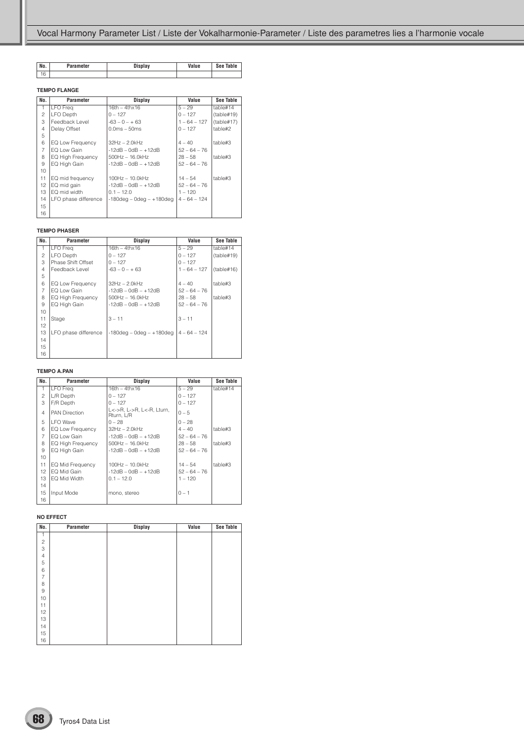| No. | Parameter | Display | Value | See Table |
|---|---|---|---|---|
| 16 | | | | |

**TEMPO FLANGE**

| No. | Parameter | Display | Value | See Table |
|---|---|---|---|---|
| 1 | LFO Freq | 16th – 4thx16 | 5 – 29 | table#14 |
| 2 | LFO Depth | 0 – 127 | 0 – 127 | (table#19) |
| 3 | Feedback Level | -63 – 0 – + 63 | 1 – 64 – 127 | (table#17) |
| 4 | Delay Offset | 0.0ms – 50ms | 0 – 127 | table#2 |
| 5 | | | | |
| 6 | EQ Low Frequency | 32Hz – 2.0kHz | 4 – 40 | table#3 |
| 7 | EQ Low Gain | -12dB – 0dB – +12dB | 52 – 64 – 76 | |
| 8 | EQ High Frequency | 500Hz – 16.0kHz | 28 – 58 | table#3 |
| 9 | EQ High Gain | -12dB – 0dB – +12dB | 52 – 64 – 76 | |
| 10 | | | | |
| 11 | EQ mid frequency | 100Hz – 10.0kHz | 14 – 54 | table#3 |
| 12 | EQ mid gain | -12dB – 0dB – +12dB | 52 – 64 – 76 | |
| 13 | EQ mid width | 0.1 – 12.0 | 1 – 120 | |
| 14 | LFO phase difference | -180deg – 0deg – +180deg | 4 – 64 – 124 | |
| 15 | | | | |
| 16 | | | | |

**TEMPO PHASER**

| No. | Parameter | Display | Value | See Table |
|---|---|---|---|---|
| 1 | LFO Freq | 16th – 4thx16 | 5 – 29 | table#14 |
| 2 | LFO Depth | 0 – 127 | 0 – 127 | (table#19) |
| 3 | Phase Shift Offset | 0 – 127 | 0 – 127 | |
| 4 | Feedback Level | -63 – 0 – + 63 | 1 – 64 – 127 | (table#16) |
| 5 | | | | |
| 6 | EQ Low Frequency | 32Hz – 2.0kHz | 4 – 40 | table#3 |
| 7 | EQ Low Gain | -12dB – 0dB – +12dB | 52 – 64 – 76 | |
| 8 | EQ High Frequency | 500Hz – 16.0kHz | 28 – 58 | table#3 |
| 9 | EQ High Gain | -12dB – 0dB – +12dB | 52 – 64 – 76 | |
| 10 | | | | |
| 11 | Stage | 3 – 11 | 3 – 11 | |
| 12 | | | | |
| 13 | LFO phase difference | -180deg – 0deg – +180deg | 4 – 64 – 124 | |
| 14 | | | | |
| 15 | | | | |
| 16 | | | | |

**TEMPO A.PAN**

| No. | Parameter | Display | Value | See Table |
|---|---|---|---|---|
| 1 | LFO Freq | 16th – 4thx16 | 5 – 29 | table#14 |
| 2 | L/R Depth | 0 – 127 | 0 – 127 | |
| 3 | F/R Depth | 0 – 127 | 0 – 127 | |
| 4 | PAN Direction | L<->R, L->R, L<-R, Lturn, Rturn, L/R | 0 – 5 | |
| 5 | LFO Wave | 0 – 28 | 0 – 28 | |
| 6 | EQ Low Frequency | 32Hz – 2.0kHz | 4 – 40 | table#3 |
| 7 | EQ Low Gain | -12dB – 0dB – +12dB | 52 – 64 – 76 | |
| 8 | EQ High Frequency | 500Hz – 16.0kHz | 28 – 58 | table#3 |
| 9 | EQ High Gain | -12dB – 0dB – +12dB | 52 – 64 – 76 | |
| 10 | | | | |
| 11 | EQ Mid Frequency | 100Hz – 10.0kHz | 14 – 54 | table#3 |
| 12 | EQ Mid Gain | -12dB – 0dB – +12dB | 52 – 64 – 76 | |
| 13 | EQ Mid Width | 0.1 – 12.0 | 1 – 120 | |
| 14 | | | | |
| 15 | Input Mode | mono, stereo | 0 – 1 | |
| 16 | | | | |

**NO EFFECT**

| No. | Parameter | Display | Value | See Table |
|---|---|---|---|---|
| 1 | | | | |
| 2 | | | | |
| 3 | | | | |
| 4 | | | | |
| 5 | | | | |
| 6 | | | | |
| 7 | | | | |
| 8 | | | | |
| 9 | | | | |
| 10 | | | | |
| 11 | | | | |
| 12 | | | | |
| 13 | | | | |
| 14 | | | | |
| 15 | | | | |
| 16 | | | | |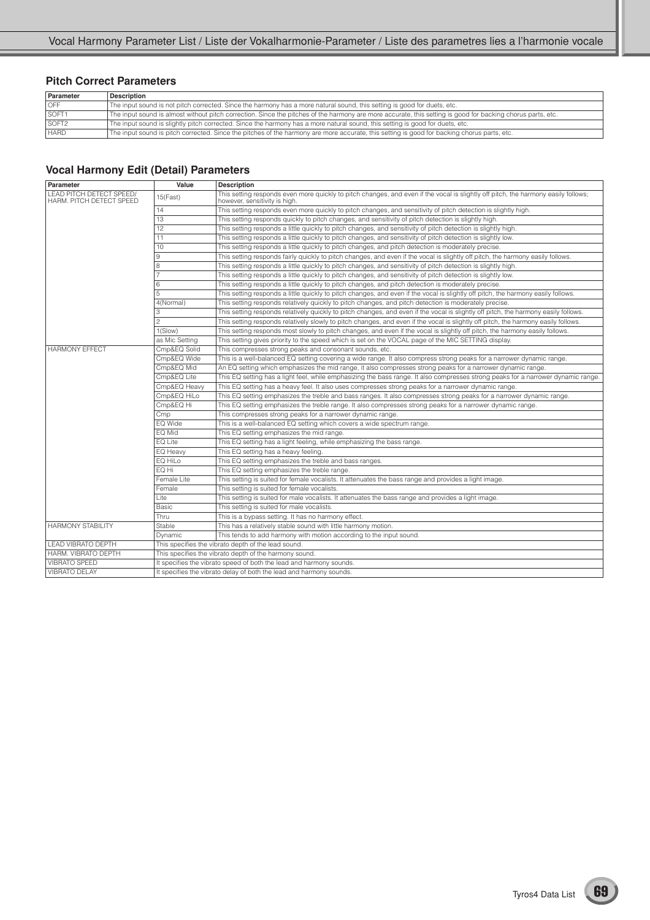## Pitch Correct Parameters

| Parameter | Description |
|---|---|
| OFF | The input sound is not pitch corrected. Since the harmony has a more natural sound, this setting is good for duets, etc. |
| SOFT1 | The input sound is almost without pitch correction. Since the pitches of the harmony are more accurate, this setting is good for backing chorus parts, etc. |
| SOFT2 | The input sound is slightly pitch corrected. Since the harmony has a more natural sound, this setting is good for duets, etc. |
| HARD | The input sound is pitch corrected. Since the pitches of the harmony are more accurate, this setting is good for backing chorus parts, etc. |

## Vocal Harmony Edit (Detail) Parameters

| Parameter | Value | Description |
|---|---|---|
| LEAD PITCH DETECT SPEED/ HARM. PITCH DETECT SPEED | 15(Fast) | This setting responds even more quickly to pitch changes, and even if the vocal is slightly off pitch, the harmony easily follows; however, sensitivity is high. |
| | 14 | This setting responds even more quickly to pitch changes, and sensitivity of pitch detection is slightly high. |
| | 13 | This setting responds quickly to pitch changes, and sensitivity of pitch detection is slightly high. |
| | 12 | This setting responds a little quickly to pitch changes, and sensitivity of pitch detection is slightly high. |
| | 11 | This setting responds a little quickly to pitch changes, and sensitivity of pitch detection is slightly low. |
| | 10 | This setting responds a little quickly to pitch changes, and pitch detection is moderately precise. |
| | 9 | This setting responds fairly quickly to pitch changes, and even if the vocal is slightly off pitch, the harmony easily follows. |
| | 8 | This setting responds a little quickly to pitch changes, and sensitivity of pitch detection is slightly high. |
| | 7 | This setting responds a little quickly to pitch changes, and sensitivity of pitch detection is slightly low. |
| | 6 | This setting responds a little quickly to pitch changes, and pitch detection is moderately precise. |
| | 5 | This setting responds a little quickly to pitch changes, and even if the vocal is slightly off pitch, the harmony easily follows. |
| | 4(Normal) | This setting responds relatively quickly to pitch changes, and pitch detection is moderately precise. |
| | 3 | This setting responds relatively quickly to pitch changes, and even if the vocal is slightly off pitch, the harmony easily follows. |
| | 2 | This setting responds relatively slowly to pitch changes, and even if the vocal is slightly off pitch, the harmony easily follows. |
| | 1(Slow) | This setting responds most slowly to pitch changes, and even if the vocal is slightly off pitch, the harmony easily follows. |
| | as Mic Setting | This setting gives priority to the speed which is set on the VOCAL page of the MIC SETTING display. |
| HARMONY EFFECT | Cmp&EQ Solid | This compresses strong peaks and consonant sounds, etc. |
| | Cmp&EQ Wide | This is a well-balanced EQ setting covering a wide range. It also compress strong peaks for a narrower dynamic range. |
| | Cmp&EQ Mid | An EQ setting which emphasizes the mid range, it also compresses strong peaks for a narrower dynamic range. |
| | Cmp&EQ Lite | This EQ setting has a light feel, while emphasizing the bass range. It also compresses strong peaks for a narrower dynamic range. |
| | Cmp&EQ Heavy | This EQ setting has a heavy feel. It also uses compresses strong peaks for a narrower dynamic range. |
| | Cmp&EQ HiLo | This EQ setting emphasizes the treble and bass ranges. It also compresses strong peaks for a narrower dynamic range. |
| | Cmp&EQ Hi | This EQ setting emphasizes the treble range. It also compresses strong peaks for a narrower dynamic range. |
| | Cmp | This compresses strong peaks for a narrower dynamic range. |
| | EQ Wide | This is a well-balanced EQ setting which covers a wide spectrum range. |
| | EQ Mid | This EQ setting emphasizes the mid range. |
| | EQ Lite | This EQ setting has a light feeling, while emphasizing the bass range. |
| | EQ Heavy | This EQ setting has a heavy feeling. |
| | EQ HiLo | This EQ setting emphasizes the treble and bass ranges. |
| | EQ Hi | This EQ setting emphasizes the treble range. |
| | Female Lite | This setting is suited for female vocalists. It attenuates the bass range and provides a light image. |
| | Female | This setting is suited for female vocalists. |
| | Lite | This setting is suited for male vocalists. It attenuates the bass range and provides a light image. |
| | Basic | This setting is suited for male vocalists. |
| | Thru | This is a bypass setting. It has no harmony effect. |
| HARMONY STABILITY | Stable | This has a relatively stable sound with little harmony motion. |
| | Dynamic | This tends to add harmony with motion according to the input sound. |
| LEAD VIBRATO DEPTH | This specifies the vibrato depth of the lead sound. | |
| HARM. VIBRATO DEPTH | This specifies the vibrato depth of the harmony sound. | |
| VIBRATO SPEED | It specifies the vibrato speed of both the lead and harmony sounds. | |
| VIBRATO DELAY | It specifies the vibrato delay of both the lead and harmony sounds. | |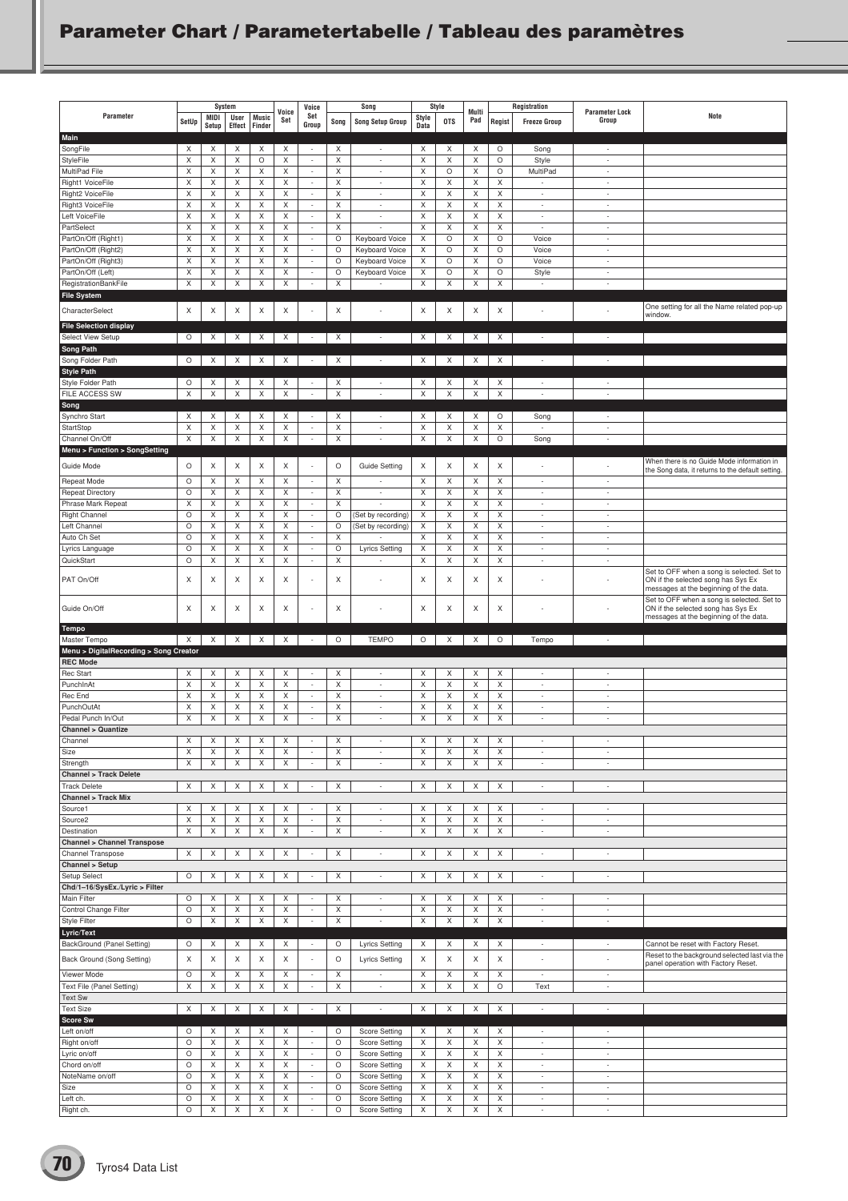# Parameter Chart / Parametertabelle / Tableau des paramètres

| Parameter | System | | | | Voice Set | Voice Set Group | Song | | Style | | Multi Pad | Registration | | Parameter Lock Group | Note |
|---|---|---|---|---|---|---|---|---|---|---|---|---|---|---|---|
| | SetUp | MIDI Setup | User Effect | Music Finder | | | Song | Song Setup Group | Style Data | OTS | | Regist | Freeze Group | | |
| **Main** | | | | | | | | | | | | | | | |
| SongFile | X | X | X | X | X | - | X | - | X | X | X | O | Song | - | |
| StyleFile | X | X | X | O | X | - | X | - | X | X | X | O | Style | - | |
| MultiPad File | X | X | X | X | X | - | X | - | X | O | X | O | MultiPad | - | |
| Right1 VoiceFile | X | X | X | X | X | - | X | - | X | X | X | X | - | - | |
| Right2 VoiceFile | X | X | X | X | X | - | X | - | X | X | X | X | - | - | |
| Right3 VoiceFile | X | X | X | X | X | - | X | - | X | X | X | X | - | - | |
| Left VoiceFile | X | X | X | X | X | - | X | - | X | X | X | X | - | - | |
| PartSelect | X | X | X | X | X | - | X | - | X | X | X | X | - | - | |
| PartOn/Off (Right1) | X | X | X | X | X | - | O | Keyboard Voice | X | O | X | O | Voice | - | |
| PartOn/Off (Right2) | X | X | X | X | X | - | O | Keyboard Voice | X | O | X | O | Voice | - | |
| PartOn/Off (Right3) | X | X | X | X | X | - | O | Keyboard Voice | X | O | X | O | Voice | - | |
| PartOn/Off (Left) | X | X | X | X | X | - | O | Keyboard Voice | X | O | X | O | Style | - | |
| RegistrationBankFile | X | X | X | X | X | - | X | - | X | X | X | X | - | - | |
| **File System** | | | | | | | | | | | | | | | |
| CharacterSelect | X | X | X | X | X | - | X | - | X | X | X | X | - | - | One setting for all the Name related pop-up window. |
| **File Selection display** | | | | | | | | | | | | | | | |
| Select View Setup | O | X | X | X | X | - | X | - | X | X | X | X | - | - | |
| **Song Path** | | | | | | | | | | | | | | | |
| Song Folder Path | O | X | X | X | X | - | X | - | X | X | X | X | - | - | |
| **Style Path** | | | | | | | | | | | | | | | |
| Style Folder Path | O | X | X | X | X | - | X | - | X | X | X | X | - | - | |
| FILE ACCESS SW | X | X | X | X | X | - | X | - | X | X | X | X | - | - | |
| **Song** | | | | | | | | | | | | | | | |
| Synchro Start | X | X | X | X | X | - | X | - | X | X | X | O | Song | - | |
| StartStop | X | X | X | X | X | - | X | - | X | X | X | X | - | - | |
| Channel On/Off | X | X | X | X | X | - | X | - | X | X | X | O | Song | - | |
| **Menu > Function > SongSetting** | | | | | | | | | | | | | | | |
| Guide Mode | O | X | X | X | X | - | O | Guide Setting | X | X | X | X | - | - | When there is no Guide Mode information in the Song data, it returns to the default setting. |
| Repeat Mode | O | X | X | X | X | - | X | - | X | X | X | X | - | - | |
| Repeat Directory | O | X | X | X | X | - | X | - | X | X | X | X | - | - | |
| Phrase Mark Repeat | X | X | X | X | X | - | X | - | X | X | X | X | - | - | |
| Right Channel | O | X | X | X | X | - | O | (Set by recording) | X | X | X | X | - | - | |
| Left Channel | O | X | X | X | X | - | O | (Set by recording) | X | X | X | X | - | - | |
| Auto Ch Set | O | X | X | X | X | - | X | - | X | X | X | X | - | - | |
| Lyrics Language | O | X | X | X | X | - | O | Lyrics Setting | X | X | X | X | - | - | |
| QuickStart | O | X | X | X | X | - | X | - | X | X | X | X | - | - | |
| PAT On/Off | X | X | X | X | X | - | X | - | X | X | X | X | - | - | Set to OFF when a song is selected. Set to ON if the selected song has Sys Ex messages at the beginning of the data. |
| Guide On/Off | X | X | X | X | X | - | X | - | X | X | X | X | - | - | Set to OFF when a song is selected. Set to ON if the selected song has Sys Ex messages at the beginning of the data. |
| **Tempo** | | | | | | | | | | | | | | | |
| Master Tempo | X | X | X | X | X | - | O | TEMPO | O | X | X | O | Tempo | - | |
| **Menu > DigitalRecording > Song Creator** | | | | | | | | | | | | | | | |
| **REC Mode** | | | | | | | | | | | | | | | |
| Rec Start | X | X | X | X | X | - | X | - | X | X | X | X | - | - | |
| PunchInAt | X | X | X | X | X | - | X | - | X | X | X | X | - | - | |
| Rec End | X | X | X | X | X | - | X | - | X | X | X | X | - | - | |
| PunchOutAt | X | X | X | X | X | - | X | - | X | X | X | X | - | - | |
| Pedal Punch In/Out | X | X | X | X | X | - | X | - | X | X | X | X | - | - | |
| **Channel > Quantize** | | | | | | | | | | | | | | | |
| Channel | X | X | X | X | X | - | X | - | X | X | X | X | - | - | |
| Size | X | X | X | X | X | - | X | - | X | X | X | X | - | - | |
| Strength | X | X | X | X | X | - | X | - | X | X | X | X | - | - | |
| **Channel > Track Delete** | | | | | | | | | | | | | | | |
| Track Delete | X | X | X | X | X | - | X | - | X | X | X | X | - | - | |
| **Channel > Track Mix** | | | | | | | | | | | | | | | |
| Source1 | X | X | X | X | X | - | X | - | X | X | X | X | - | - | |
| Source2 | X | X | X | X | X | - | X | - | X | X | X | X | - | - | |
| Destination | X | X | X | X | X | - | X | - | X | X | X | X | - | - | |
| **Channel > Channel Transpose** | | | | | | | | | | | | | | | |
| Channel Transpose | X | X | X | X | X | - | X | - | X | X | X | X | - | - | |
| **Channel > Setup** | | | | | | | | | | | | | | | |
| Setup Select | O | X | X | X | X | - | X | - | X | X | X | X | - | - | |
| **Chd/1–16/SysEx./Lyric > Filter** | | | | | | | | | | | | | | | |
| Main Filter | O | X | X | X | X | - | X | - | X | X | X | X | - | - | |
| Control Change Filter | O | X | X | X | X | - | X | - | X | X | X | X | - | - | |
| Style Filter | O | X | X | X | X | - | X | - | X | X | X | X | - | - | |
| **Lyric/Text** | | | | | | | | | | | | | | | |
| BackGround (Panel Setting) | O | X | X | X | X | - | O | Lyrics Setting | X | X | X | X | - | - | Cannot be reset with Factory Reset. |
| Back Ground (Song Setting) | X | X | X | X | X | - | O | Lyrics Setting | X | X | X | X | - | - | Reset to the background selected last via the panel operation with Factory Reset. |
| Viewer Mode | O | X | X | X | X | - | X | - | X | X | X | X | - | - | |
| Text File (Panel Setting) | X | X | X | X | X | - | X | - | X | X | X | O | Text | - | |
| **Text Sw** | | | | | | | | | | | | | | | |
| Text Size | X | X | X | X | X | - | X | - | X | X | X | X | - | - | |
| **Score Sw** | | | | | | | | | | | | | | | |
| Left on/off | O | X | X | X | X | - | O | Score Setting | X | X | X | X | - | - | |
| Right on/off | O | X | X | X | X | - | O | Score Setting | X | X | X | X | - | - | |
| Lyric on/off | O | X | X | X | X | - | O | Score Setting | X | X | X | X | - | - | |
| Chord on/off | O | X | X | X | X | - | O | Score Setting | X | X | X | X | - | - | |
| NoteName on/off | O | X | X | X | X | - | O | Score Setting | X | X | X | X | - | - | |
| Size | O | X | X | X | X | - | O | Score Setting | X | X | X | X | - | - | |
| Left ch. | O | X | X | X | X | - | O | Score Setting | X | X | X | X | - | - | |
| Right ch. | O | X | X | X | X | - | O | Score Setting | X | X | X | X | - | - | |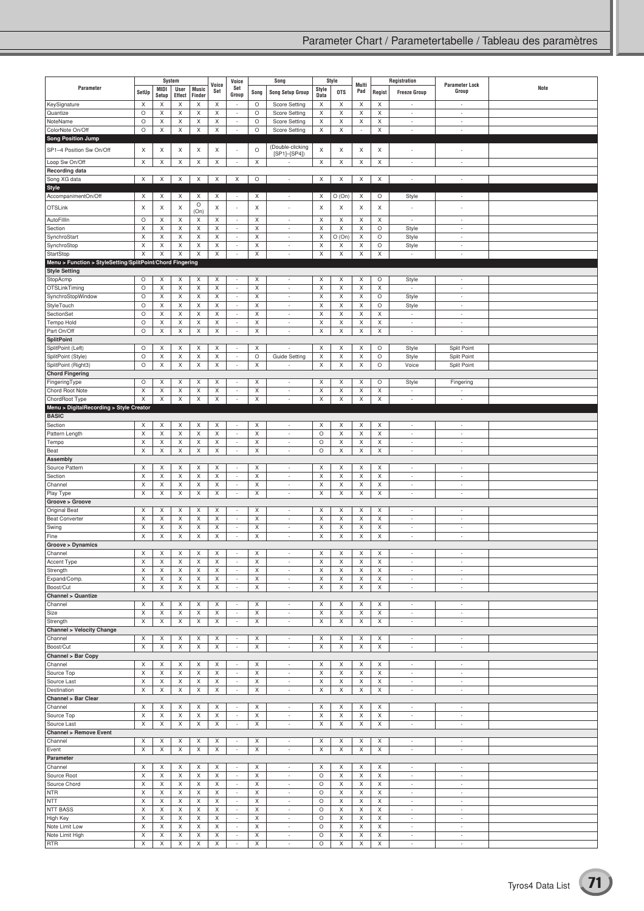| Parameter | System | | | | Voice Set | Voice Set Group | Song | | Style | | Multi Pad | Registration | | Parameter Lock Group | Note |
|---|---|---|---|---|---|---|---|---|---|---|---|---|---|---|---|
| | SetUp | MIDI Setup | User Effect | Music Finder | | | Song | Song Setup Group | Style Data | OTS | | Regist | Freeze Group | | |
| KeySignature | X | X | X | X | X | - | O | Score Setting | X | X | X | X | - | - | |
| Quantize | O | X | X | X | X | - | O | Score Setting | X | X | X | X | - | - | |
| NoteName | O | X | X | X | X | - | O | Score Setting | X | X | X | X | - | - | |
| ColorNote On/Off | O | X | X | X | X | - | O | Score Setting | X | X | - | X | - | - | |
| **Song Position Jump** | | | | | | | | | | | | | | | |
| SP1–4 Position Sw On/Off | X | X | X | X | X | - | O | (Double-clicking [SP1]–[SP4]) | X | X | X | X | - | - | |
| Loop Sw On/Off | X | X | X | X | X | - | X | - | X | X | X | X | - | - | |
| **Recording data** | | | | | | | | | | | | | | | |
| Song XG data | X | X | X | X | X | X | O | - | X | X | X | X | - | - | |
| **Style** | | | | | | | | | | | | | | | |
| AccompanimentOn/Off | X | X | X | X | X | - | X | - | X | O (On) | X | O | Style | - | |
| OTSLink | X | X | X | O (On) | X | - | X | - | X | X | X | X | - | - | |
| AutoFillIn | O | X | X | X | X | - | X | - | X | X | X | X | - | - | |
| Section | X | X | X | X | X | - | X | - | X | X | X | O | Style | - | |
| SynchroStart | X | X | X | X | X | - | X | - | X | O (On) | X | O | Style | - | |
| SynchroStop | X | X | X | X | X | - | X | - | X | X | X | O | Style | - | |
| StartStop | X | X | X | X | X | - | X | - | X | X | X | X | - | - | |
| **Menu > Function > StyleSetting/SplitPoint/Chord Fingering** | | | | | | | | | | | | | | | |
| **Style Setting** | | | | | | | | | | | | | | | |
| StopAcmp | O | X | X | X | X | - | X | - | X | X | X | O | Style | - | |
| OTSLinkTiming | O | X | X | X | X | - | X | - | X | X | X | X | - | - | |
| SynchroStopWindow | O | X | X | X | X | - | X | - | X | X | X | O | Style | - | |
| StyleTouch | O | X | X | X | X | - | X | - | X | X | X | O | Style | - | |
| SectionSet | O | X | X | X | X | - | X | - | X | X | X | X | - | - | |
| Tempo Hold | O | X | X | X | X | - | X | - | X | X | X | X | - | - | |
| Part On/Off | O | X | X | X | X | - | X | - | X | X | X | X | - | - | |
| **SplitPoint** | | | | | | | | | | | | | | | |
| SplitPoint (Left) | O | X | X | X | X | - | X | - | X | X | X | O | Style | Split Point | |
| SplitPoint (Style) | O | X | X | X | X | - | O | Guide Setting | X | X | X | O | Style | Split Point | |
| SplitPoint (Right3) | O | X | X | X | X | - | X | - | X | X | X | O | Voice | Split Point | |
| **Chord Fingering** | | | | | | | | | | | | | | | |
| FingeringType | O | X | X | X | X | - | X | - | X | X | X | O | Style | Fingering | |
| Chord Root Note | X | X | X | X | X | - | X | - | X | X | X | X | - | - | |
| ChordRoot Type | X | X | X | X | X | - | X | - | X | X | X | X | - | - | |
| **Menu > DigitalRecording > Style Creator** | | | | | | | | | | | | | | | |
| **BASIC** | | | | | | | | | | | | | | | |
| Section | X | X | X | X | X | - | X | - | X | X | X | X | - | - | |
| Pattern Length | X | X | X | X | X | - | X | - | O | X | X | X | - | - | |
| Tempo | X | X | X | X | X | - | X | - | O | X | X | X | - | - | |
| Beat | X | X | X | X | X | - | X | - | O | X | X | X | - | - | |
| **Assembly** | | | | | | | | | | | | | | | |
| Source Pattern | X | X | X | X | X | - | X | - | X | X | X | X | - | - | |
| Section | X | X | X | X | X | - | X | - | X | X | X | X | - | - | |
| Channel | X | X | X | X | X | - | X | - | X | X | X | X | - | - | |
| Play Type | X | X | X | X | X | - | X | - | X | X | X | X | - | - | |
| **Groove > Groove** | | | | | | | | | | | | | | | |
| Original Beat | X | X | X | X | X | - | X | - | X | X | X | X | - | - | |
| Beat Converter | X | X | X | X | X | - | X | - | X | X | X | X | - | - | |
| Swing | X | X | X | X | X | - | X | - | X | X | X | X | - | - | |
| Fine | X | X | X | X | X | - | X | - | X | X | X | X | - | - | |
| **Groove > Dynamics** | | | | | | | | | | | | | | | |
| Channel | X | X | X | X | X | - | X | - | X | X | X | X | - | - | |
| Accent Type | X | X | X | X | X | - | X | - | X | X | X | X | - | - | |
| Strength | X | X | X | X | X | - | X | - | X | X | X | X | - | - | |
| Expand/Comp. | X | X | X | X | X | - | X | - | X | X | X | X | - | - | |
| Boost/Cut | X | X | X | X | X | - | X | - | X | X | X | X | - | - | |
| **Channel > Quantize** | | | | | | | | | | | | | | | |
| Channel | X | X | X | X | X | - | X | - | X | X | X | X | - | - | |
| Size | X | X | X | X | X | - | X | - | X | X | X | X | - | - | |
| Strength | X | X | X | X | X | - | X | - | X | X | X | X | - | - | |
| **Channel > Velocity Change** | | | | | | | | | | | | | | | |
| Channel | X | X | X | X | X | - | X | - | X | X | X | X | - | - | |
| Boost/Cut | X | X | X | X | X | - | X | - | X | X | X | X | - | - | |
| **Channel > Bar Copy** | | | | | | | | | | | | | | | |
| Channel | X | X | X | X | X | - | X | - | X | X | X | X | - | - | |
| Source Top | X | X | X | X | X | - | X | - | X | X | X | X | - | - | |
| Source Last | X | X | X | X | X | - | X | - | X | X | X | X | - | - | |
| Destination | X | X | X | X | X | - | X | - | X | X | X | X | - | - | |
| **Channel > Bar Clear** | | | | | | | | | | | | | | | |
| Channel | X | X | X | X | X | - | X | - | X | X | X | X | - | - | |
| Source Top | X | X | X | X | X | - | X | - | X | X | X | X | - | - | |
| Source Last | X | X | X | X | X | - | X | - | X | X | X | X | - | - | |
| **Channel > Remove Event** | | | | | | | | | | | | | | | |
| Channel | X | X | X | X | X | - | X | - | X | X | X | X | - | - | |
| Event | X | X | X | X | X | - | X | - | X | X | X | X | - | - | |
| **Parameter** | | | | | | | | | | | | | | | |
| Channel | X | X | X | X | X | - | X | - | X | X | X | X | - | - | |
| Source Root | X | X | X | X | X | - | X | - | O | X | X | X | - | - | |
| Source Chord | X | X | X | X | X | - | X | - | O | X | X | X | - | - | |
| NTR | X | X | X | X | X | - | X | - | O | X | X | X | - | - | |
| NTT | X | X | X | X | X | - | X | - | O | X | X | X | - | - | |
| NTT BASS | X | X | X | X | X | - | X | - | O | X | X | X | - | - | |
| High Key | X | X | X | X | X | - | X | - | O | X | X | X | - | - | |
| Note Limit Low | X | X | X | X | X | - | X | - | O | X | X | X | - | - | |
| Note Limit High | X | X | X | X | X | - | X | - | O | X | X | X | - | - | |
| RTR | X | X | X | X | X | - | X | - | O | X | X | X | - | - | |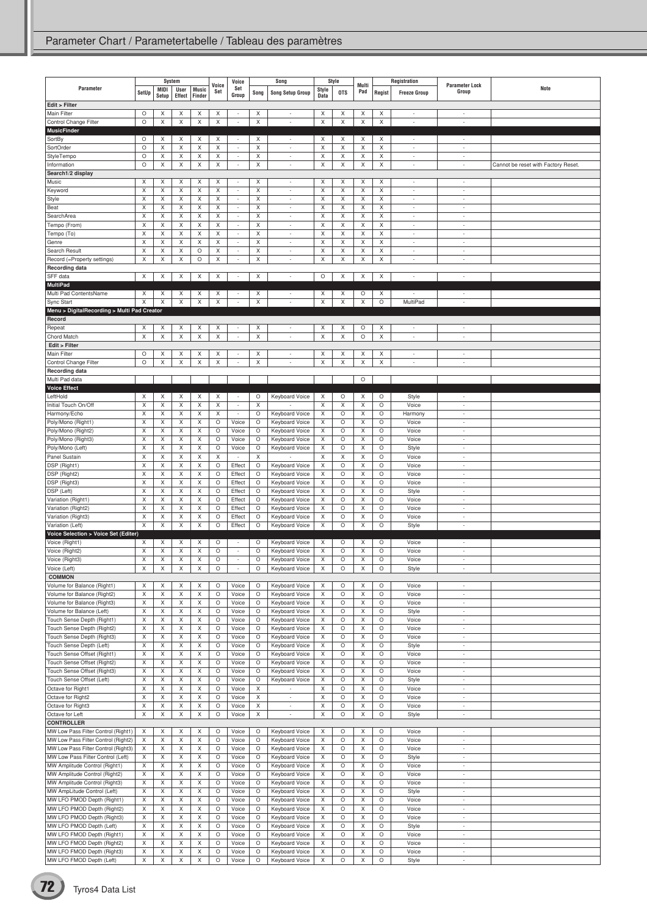## Parameter Chart / Parametertabelle / Tableau des paramètres

| Parameter | System | | | | Voice Set | Voice Set Group | Song | | Style | | Multi Pad | Registration | | Parameter Lock Group | Note |
|---|---|---|---|---|---|---|---|---|---|---|---|---|---|---|---|
| | SetUp | MIDI Setup | User Effect | Music Finder | | | Song | Song Setup Group | Style Data | OTS | | Regist | Freeze Group | | |
| **Edit > Filter** | | | | | | | | | | | | | | | |
| Main Filter | O | X | X | X | X | - | X | - | X | X | X | X | - | - | |
| Control Change Filter | O | X | X | X | X | - | X | - | X | X | X | X | - | - | |
| **MusicFinder** | | | | | | | | | | | | | | | |
| SortBy | O | X | X | X | X | - | X | - | X | X | X | X | - | - | |
| SortOrder | O | X | X | X | X | - | X | - | X | X | X | X | - | - | |
| StyleTempo | O | X | X | X | X | - | X | - | X | X | X | X | - | - | |
| Information | O | X | X | X | X | - | X | - | X | X | X | X | - | - | Cannot be reset with Factory Reset. |
| **Search1/2 display** | | | | | | | | | | | | | | | |
| Music | X | X | X | X | X | - | X | - | X | X | X | X | - | - | |
| Keyword | X | X | X | X | X | - | X | - | X | X | X | X | - | - | |
| Style | X | X | X | X | X | - | X | - | X | X | X | X | - | - | |
| Beat | X | X | X | X | X | - | X | - | X | X | X | X | - | - | |
| SearchArea | X | X | X | X | X | - | X | - | X | X | X | X | - | - | |
| Tempo (From) | X | X | X | X | X | - | X | - | X | X | X | X | - | - | |
| Tempo (To) | X | X | X | X | X | - | X | - | X | X | X | X | - | - | |
| Genre | X | X | X | X | X | - | X | - | X | X | X | X | - | - | |
| Search Result | X | X | X | O | X | - | X | - | X | X | X | X | - | - | |
| Record (=Property settings) | X | X | X | O | X | - | X | - | X | X | X | X | - | - | |
| **Recording data** | | | | | | | | | | | | | | | |
| SFF data | X | X | X | X | X | - | X | - | O | X | X | X | - | - | |
| **MultiPad** | | | | | | | | | | | | | | | |
| Multi Pad ContentsName | X | X | X | X | X | - | X | - | X | X | O | X | - | - | |
| Sync Start | X | X | X | X | X | - | X | - | X | X | X | O | MultiPad | - | |
| **Menu > DigitalRecording > Multi Pad Creator** | | | | | | | | | | | | | | | |
| **Record** | | | | | | | | | | | | | | | |
| Repeat | X | X | X | X | X | - | X | - | X | X | O | X | - | - | |
| Chord Match | X | X | X | X | X | - | X | - | X | X | O | X | - | - | |
| **Edit > Filter** | | | | | | | | | | | | | | | |
| Main Filter | O | X | X | X | X | - | X | - | X | X | X | X | - | - | |
| Control Change Filter | O | X | X | X | X | - | X | - | X | X | X | X | - | - | |
| **Recording data** | | | | | | | | | | | | | | | |
| Multi Pad data | | | | | | | | | | | O | | | | |
| **Voice Effect** | | | | | | | | | | | | | | | |
| LeftHold | X | X | X | X | X | - | O | Keyboard Voice | X | O | X | O | Style | - | |
| Initial Touch On/Off | X | X | X | X | X | - | X | - | X | X | X | O | Voice | - | |
| Harmony/Echo | X | X | X | X | X | - | O | Keyboard Voice | X | O | X | O | Harmony | - | |
| Poly/Mono (Right1) | X | X | X | X | O | Voice | O | Keyboard Voice | X | O | X | O | Voice | - | |
| Poly/Mono (Right2) | X | X | X | X | O | Voice | O | Keyboard Voice | X | O | X | O | Voice | - | |
| Poly/Mono (Right3) | X | X | X | X | O | Voice | O | Keyboard Voice | X | O | X | O | Voice | - | |
| Poly/Mono (Left) | X | X | X | X | O | Voice | O | Keyboard Voice | X | O | X | O | Style | - | |
| Panel Sustain | X | X | X | X | X | - | X | - | X | X | X | O | Voice | - | |
| DSP (Right1) | X | X | X | X | O | Effect | O | Keyboard Voice | X | O | X | O | Voice | - | |
| DSP (Right2) | X | X | X | X | O | Effect | O | Keyboard Voice | X | O | X | O | Voice | - | |
| DSP (Right3) | X | X | X | X | O | Effect | O | Keyboard Voice | X | O | X | O | Voice | - | |
| DSP (Left) | X | X | X | X | O | Effect | O | Keyboard Voice | X | O | X | O | Style | - | |
| Variation (Right1) | X | X | X | X | O | Effect | O | Keyboard Voice | X | O | X | O | Voice | - | |
| Variation (Right2) | X | X | X | X | O | Effect | O | Keyboard Voice | X | O | X | O | Voice | - | |
| Variation (Right3) | X | X | X | X | O | Effect | O | Keyboard Voice | X | O | X | O | Voice | - | |
| Variation (Left) | X | X | X | X | O | Effect | O | Keyboard Voice | X | O | X | O | Style | - | |
| **Voice Selection > Voice Set (Editer)** | | | | | | | | | | | | | | | |
| Voice (Right1) | X | X | X | X | O | - | O | Keyboard Voice | X | O | X | O | Voice | - | |
| Voice (Right2) | X | X | X | X | O | - | O | Keyboard Voice | X | O | X | O | Voice | - | |
| Voice (Right3) | X | X | X | X | O | - | O | Keyboard Voice | X | O | X | O | Voice | - | |
| Voice (Left) | X | X | X | X | O | - | O | Keyboard Voice | X | O | X | O | Style | - | |
| **COMMON** | | | | | | | | | | | | | | | |
| Volume for Balance (Right1) | X | X | X | X | O | Voice | O | Keyboard Voice | X | O | X | O | Voice | - | |
| Volume for Balance (Right2) | X | X | X | X | O | Voice | O | Keyboard Voice | X | O | X | O | Voice | - | |
| Volume for Balance (Right3) | X | X | X | X | O | Voice | O | Keyboard Voice | X | O | X | O | Voice | - | |
| Volume for Balance (Left) | X | X | X | X | O | Voice | O | Keyboard Voice | X | O | X | O | Style | - | |
| Touch Sense Depth (Right1) | X | X | X | X | O | Voice | O | Keyboard Voice | X | O | X | O | Voice | - | |
| Touch Sense Depth (Right2) | X | X | X | X | O | Voice | O | Keyboard Voice | X | O | X | O | Voice | - | |
| Touch Sense Depth (Right3) | X | X | X | X | O | Voice | O | Keyboard Voice | X | O | X | O | Voice | - | |
| Touch Sense Depth (Left) | X | X | X | X | O | Voice | O | Keyboard Voice | X | O | X | O | Style | - | |
| Touch Sense Offset (Right1) | X | X | X | X | O | Voice | O | Keyboard Voice | X | O | X | O | Voice | - | |
| Touch Sense Offset (Right2) | X | X | X | X | O | Voice | O | Keyboard Voice | X | O | X | O | Voice | - | |
| Touch Sense Offset (Right3) | X | X | X | X | O | Voice | O | Keyboard Voice | X | O | X | O | Voice | - | |
| Touch Sense Offset (Left) | X | X | X | X | O | Voice | O | Keyboard Voice | X | O | X | O | Style | - | |
| Octave for Right1 | X | X | X | X | O | Voice | X | - | X | O | X | O | Voice | - | |
| Octave for Right2 | X | X | X | X | O | Voice | X | - | X | O | X | O | Voice | - | |
| Octave for Right3 | X | X | X | X | O | Voice | X | - | X | O | X | O | Voice | - | |
| Octave for Left | X | X | X | X | O | Voice | X | - | X | O | X | O | Style | - | |
| **CONTROLLER** | | | | | | | | | | | | | | | |
| MW Low Pass Filter Control (Right1) | X | X | X | X | O | Voice | O | Keyboard Voice | X | O | X | O | Voice | - | |
| MW Low Pass Filter Control (Right2) | X | X | X | X | O | Voice | O | Keyboard Voice | X | O | X | O | Voice | - | |
| MW Low Pass Filter Control (Right3) | X | X | X | X | O | Voice | O | Keyboard Voice | X | O | X | O | Voice | - | |
| MW Low Pass Filter Control (Left) | X | X | X | X | O | Voice | O | Keyboard Voice | X | O | X | O | Style | - | |
| MW Amplitude Control (Right1) | X | X | X | X | O | Voice | O | Keyboard Voice | X | O | X | O | Voice | - | |
| MW Amplitude Control (Right2) | X | X | X | X | O | Voice | O | Keyboard Voice | X | O | X | O | Voice | - | |
| MW Amplitude Control (Right3) | X | X | X | X | O | Voice | O | Keyboard Voice | X | O | X | O | Voice | - | |
| MW AmpLitude Control (Left) | X | X | X | X | O | Voice | O | Keyboard Voice | X | O | X | O | Style | - | |
| MW LFO PMOD Depth (Right1) | X | X | X | X | O | Voice | O | Keyboard Voice | X | O | X | O | Voice | - | |
| MW LFO PMOD Depth (Right2) | X | X | X | X | O | Voice | O | Keyboard Voice | X | O | X | O | Voice | - | |
| MW LFO PMOD Depth (Right3) | X | X | X | X | O | Voice | O | Keyboard Voice | X | O | X | O | Voice | - | |
| MW LFO PMOD Depth (Left) | X | X | X | X | O | Voice | O | Keyboard Voice | X | O | X | O | Style | - | |
| MW LFO FMOD Depth (Right1) | X | X | X | X | O | Voice | O | Keyboard Voice | X | O | X | O | Voice | - | |
| MW LFO FMOD Depth (Right2) | X | X | X | X | O | Voice | O | Keyboard Voice | X | O | X | O | Voice | - | |
| MW LFO FMOD Depth (Right3) | X | X | X | X | O | Voice | O | Keyboard Voice | X | O | X | O | Voice | - | |
| MW LFO FMOD Depth (Left) | X | X | X | X | O | Voice | O | Keyboard Voice | X | O | X | O | Style | - | |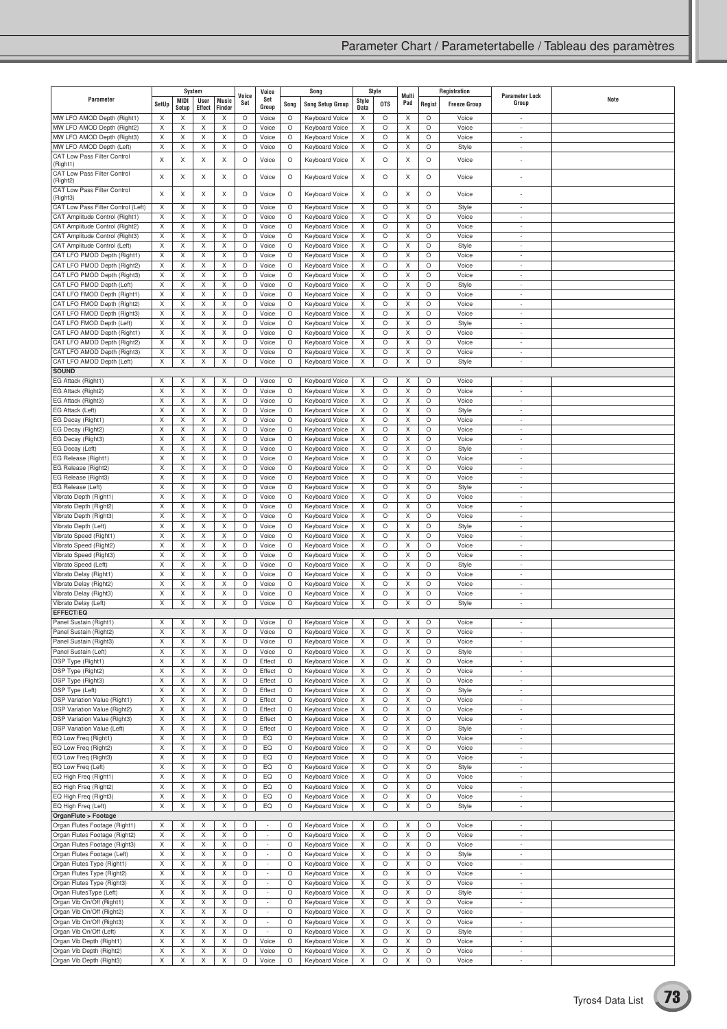| Parameter | System | | | | Voice Set | Voice Set Group | Song | | Style | | Multi Pad | Registration | | Parameter Lock Group | Note |
|---|---|---|---|---|---|---|---|---|---|---|---|---|---|---|---|
| | SetUp | MIDI Setup | User Effect | Music Finder | | | Song | Song Setup Group | Style Data | OTS | | Regist | Freeze Group | | |
| MW LFO AMOD Depth (Right1) | X | X | X | X | O | Voice | O | Keyboard Voice | X | O | X | O | Voice | - | |
| MW LFO AMOD Depth (Right2) | X | X | X | X | O | Voice | O | Keyboard Voice | X | O | X | O | Voice | - | |
| MW LFO AMOD Depth (Right3) | X | X | X | X | O | Voice | O | Keyboard Voice | X | O | X | O | Voice | - | |
| MW LFO AMOD Depth (Left) | X | X | X | X | O | Voice | O | Keyboard Voice | X | O | X | O | Style | - | |
| CAT Low Pass Filter Control (Right1) | X | X | X | X | O | Voice | O | Keyboard Voice | X | O | X | O | Voice | - | |
| CAT Low Pass Filter Control (Right2) | X | X | X | X | O | Voice | O | Keyboard Voice | X | O | X | O | Voice | - | |
| CAT Low Pass Filter Control (Right3) | X | X | X | X | O | Voice | O | Keyboard Voice | X | O | X | O | Voice | - | |
| CAT Low Pass Filter Control (Left) | X | X | X | X | O | Voice | O | Keyboard Voice | X | O | X | O | Style | - | |
| CAT Amplitude Control (Right1) | X | X | X | X | O | Voice | O | Keyboard Voice | X | O | X | O | Voice | - | |
| CAT Amplitude Control (Right2) | X | X | X | X | O | Voice | O | Keyboard Voice | X | O | X | O | Voice | - | |
| CAT Amplitude Control (Right3) | X | X | X | X | O | Voice | O | Keyboard Voice | X | O | X | O | Voice | - | |
| CAT Amplitude Control (Left) | X | X | X | X | O | Voice | O | Keyboard Voice | X | O | X | O | Style | - | |
| CAT LFO PMOD Depth (Right1) | X | X | X | X | O | Voice | O | Keyboard Voice | X | O | X | O | Voice | - | |
| CAT LFO PMOD Depth (Right2) | X | X | X | X | O | Voice | O | Keyboard Voice | X | O | X | O | Voice | - | |
| CAT LFO PMOD Depth (Right3) | X | X | X | X | O | Voice | O | Keyboard Voice | X | O | X | O | Voice | - | |
| CAT LFO PMOD Depth (Left) | X | X | X | X | O | Voice | O | Keyboard Voice | X | O | X | O | Style | - | |
| CAT LFO FMOD Depth (Right1) | X | X | X | X | O | Voice | O | Keyboard Voice | X | O | X | O | Voice | - | |
| CAT LFO FMOD Depth (Right2) | X | X | X | X | O | Voice | O | Keyboard Voice | X | O | X | O | Voice | - | |
| CAT LFO FMOD Depth (Right3) | X | X | X | X | O | Voice | O | Keyboard Voice | X | O | X | O | Voice | - | |
| CAT LFO FMOD Depth (Left) | X | X | X | X | O | Voice | O | Keyboard Voice | X | O | X | O | Style | - | |
| CAT LFO AMOD Depth (Right1) | X | X | X | X | O | Voice | O | Keyboard Voice | X | O | X | O | Voice | - | |
| CAT LFO AMOD Depth (Right2) | X | X | X | X | O | Voice | O | Keyboard Voice | X | O | X | O | Voice | - | |
| CAT LFO AMOD Depth (Right3) | X | X | X | X | O | Voice | O | Keyboard Voice | X | O | X | O | Voice | - | |
| CAT LFO AMOD Depth (Left) | X | X | X | X | O | Voice | O | Keyboard Voice | X | O | X | O | Style | - | |
| **SOUND** | | | | | | | | | | | | | | | |
| EG Attack (Right1) | X | X | X | X | O | Voice | O | Keyboard Voice | X | O | X | O | Voice | - | |
| EG Attack (Right2) | X | X | X | X | O | Voice | O | Keyboard Voice | X | O | X | O | Voice | - | |
| EG Attack (Right3) | X | X | X | X | O | Voice | O | Keyboard Voice | X | O | X | O | Voice | - | |
| EG Attack (Left) | X | X | X | X | O | Voice | O | Keyboard Voice | X | O | X | O | Style | - | |
| EG Decay (Right1) | X | X | X | X | O | Voice | O | Keyboard Voice | X | O | X | O | Voice | - | |
| EG Decay (Right2) | X | X | X | X | O | Voice | O | Keyboard Voice | X | O | X | O | Voice | - | |
| EG Decay (Right3) | X | X | X | X | O | Voice | O | Keyboard Voice | X | O | X | O | Voice | - | |
| EG Decay (Left) | X | X | X | X | O | Voice | O | Keyboard Voice | X | O | X | O | Style | - | |
| EG Release (Right1) | X | X | X | X | O | Voice | O | Keyboard Voice | X | O | X | O | Voice | - | |
| EG Release (Right2) | X | X | X | X | O | Voice | O | Keyboard Voice | X | O | X | O | Voice | - | |
| EG Release (Right3) | X | X | X | X | O | Voice | O | Keyboard Voice | X | O | X | O | Voice | - | |
| EG Release (Left) | X | X | X | X | O | Voice | O | Keyboard Voice | X | O | X | O | Style | - | |
| Vibrato Depth (Right1) | X | X | X | X | O | Voice | O | Keyboard Voice | X | O | X | O | Voice | - | |
| Vibrato Depth (Right2) | X | X | X | X | O | Voice | O | Keyboard Voice | X | O | X | O | Voice | - | |
| Vibrato Depth (Right3) | X | X | X | X | O | Voice | O | Keyboard Voice | X | O | X | O | Voice | - | |
| Vibrato Depth (Left) | X | X | X | X | O | Voice | O | Keyboard Voice | X | O | X | O | Style | - | |
| Vibrato Speed (Right1) | X | X | X | X | O | Voice | O | Keyboard Voice | X | O | X | O | Voice | - | |
| Vibrato Speed (Right2) | X | X | X | X | O | Voice | O | Keyboard Voice | X | O | X | O | Voice | - | |
| Vibrato Speed (Right3) | X | X | X | X | O | Voice | O | Keyboard Voice | X | O | X | O | Voice | - | |
| Vibrato Speed (Left) | X | X | X | X | O | Voice | O | Keyboard Voice | X | O | X | O | Style | - | |
| Vibrato Delay (Right1) | X | X | X | X | O | Voice | O | Keyboard Voice | X | O | X | O | Voice | - | |
| Vibrato Delay (Right2) | X | X | X | X | O | Voice | O | Keyboard Voice | X | O | X | O | Voice | - | |
| Vibrato Delay (Right3) | X | X | X | X | O | Voice | O | Keyboard Voice | X | O | X | O | Voice | - | |
| Vibrato Delay (Left) | X | X | X | X | O | Voice | O | Keyboard Voice | X | O | X | O | Style | - | |
| **EFFECT/EQ** | | | | | | | | | | | | | | | |
| Panel Sustain (Right1) | X | X | X | X | O | Voice | O | Keyboard Voice | X | O | X | O | Voice | - | |
| Panel Sustain (Right2) | X | X | X | X | O | Voice | O | Keyboard Voice | X | O | X | O | Voice | - | |
| Panel Sustain (Right3) | X | X | X | X | O | Voice | O | Keyboard Voice | X | O | X | O | Voice | - | |
| Panel Sustain (Left) | X | X | X | X | O | Voice | O | Keyboard Voice | X | O | X | O | Style | - | |
| DSP Type (Right1) | X | X | X | X | O | Effect | O | Keyboard Voice | X | O | X | O | Voice | - | |
| DSP Type (Right2) | X | X | X | X | O | Effect | O | Keyboard Voice | X | O | X | O | Voice | - | |
| DSP Type (Right3) | X | X | X | X | O | Effect | O | Keyboard Voice | X | O | X | O | Voice | - | |
| DSP Type (Left) | X | X | X | X | O | Effect | O | Keyboard Voice | X | O | X | O | Style | - | |
| DSP Variation Value (Right1) | X | X | X | X | O | Effect | O | Keyboard Voice | X | O | X | O | Voice | - | |
| DSP Variation Value (Right2) | X | X | X | X | O | Effect | O | Keyboard Voice | X | O | X | O | Voice | - | |
| DSP Variation Value (Right3) | X | X | X | X | O | Effect | O | Keyboard Voice | X | O | X | O | Voice | - | |
| DSP Variation Value (Left) | X | X | X | X | O | Effect | O | Keyboard Voice | X | O | X | O | Style | - | |
| EQ Low Freq (Right1) | X | X | X | X | O | EQ | O | Keyboard Voice | X | O | X | O | Voice | - | |
| EQ Low Freq (Right2) | X | X | X | X | O | EQ | O | Keyboard Voice | X | O | X | O | Voice | - | |
| EQ Low Freq (Right3) | X | X | X | X | O | EQ | O | Keyboard Voice | X | O | X | O | Voice | - | |
| EQ Low Freq (Left) | X | X | X | X | O | EQ | O | Keyboard Voice | X | O | X | O | Style | - | |
| EQ High Freq (Right1) | X | X | X | X | O | EQ | O | Keyboard Voice | X | O | X | O | Voice | - | |
| EQ High Freq (Right2) | X | X | X | X | O | EQ | O | Keyboard Voice | X | O | X | O | Voice | - | |
| EQ High Freq (Right3) | X | X | X | X | O | EQ | O | Keyboard Voice | X | O | X | O | Voice | - | |
| EQ High Freq (Left) | X | X | X | X | O | EQ | O | Keyboard Voice | X | O | X | O | Style | - | |
| **OrganFlute > Footage** | | | | | | | | | | | | | | | |
| Organ Flutes Footage (Right1) | X | X | X | X | O | - | O | Keyboard Voice | X | O | X | O | Voice | - | |
| Organ Flutes Footage (Right2) | X | X | X | X | O | - | O | Keyboard Voice | X | O | X | O | Voice | - | |
| Organ Flutes Footage (Right3) | X | X | X | X | O | - | O | Keyboard Voice | X | O | X | O | Voice | - | |
| Organ Flutes Footage (Left) | X | X | X | X | O | - | O | Keyboard Voice | X | O | X | O | Style | - | |
| Organ Flutes Type (Right1) | X | X | X | X | O | - | O | Keyboard Voice | X | O | X | O | Voice | - | |
| Organ Flutes Type (Right2) | X | X | X | X | O | - | O | Keyboard Voice | X | O | X | O | Voice | - | |
| Organ Flutes Type (Right3) | X | X | X | X | O | - | O | Keyboard Voice | X | O | X | O | Voice | - | |
| Organ FlutesType (Left) | X | X | X | X | O | - | O | Keyboard Voice | X | O | X | O | Style | - | |
| Organ Vib On/Off (Right1) | X | X | X | X | O | - | O | Keyboard Voice | X | O | X | O | Voice | - | |
| Organ Vib On/Off (Right2) | X | X | X | X | O | - | O | Keyboard Voice | X | O | X | O | Voice | - | |
| Organ Vib On/Off (Right3) | X | X | X | X | O | - | O | Keyboard Voice | X | O | X | O | Voice | - | |
| Organ Vib On/Off (Left) | X | X | X | X | O | - | O | Keyboard Voice | X | O | X | O | Style | - | |
| Organ Vib Depth (Right1) | X | X | X | X | O | Voice | O | Keyboard Voice | X | O | X | O | Voice | - | |
| Organ Vib Depth (Right2) | X | X | X | X | O | Voice | O | Keyboard Voice | X | O | X | O | Voice | - | |
| Organ Vib Depth (Right3) | X | X | X | X | O | Voice | O | Keyboard Voice | X | O | X | O | Voice | - | |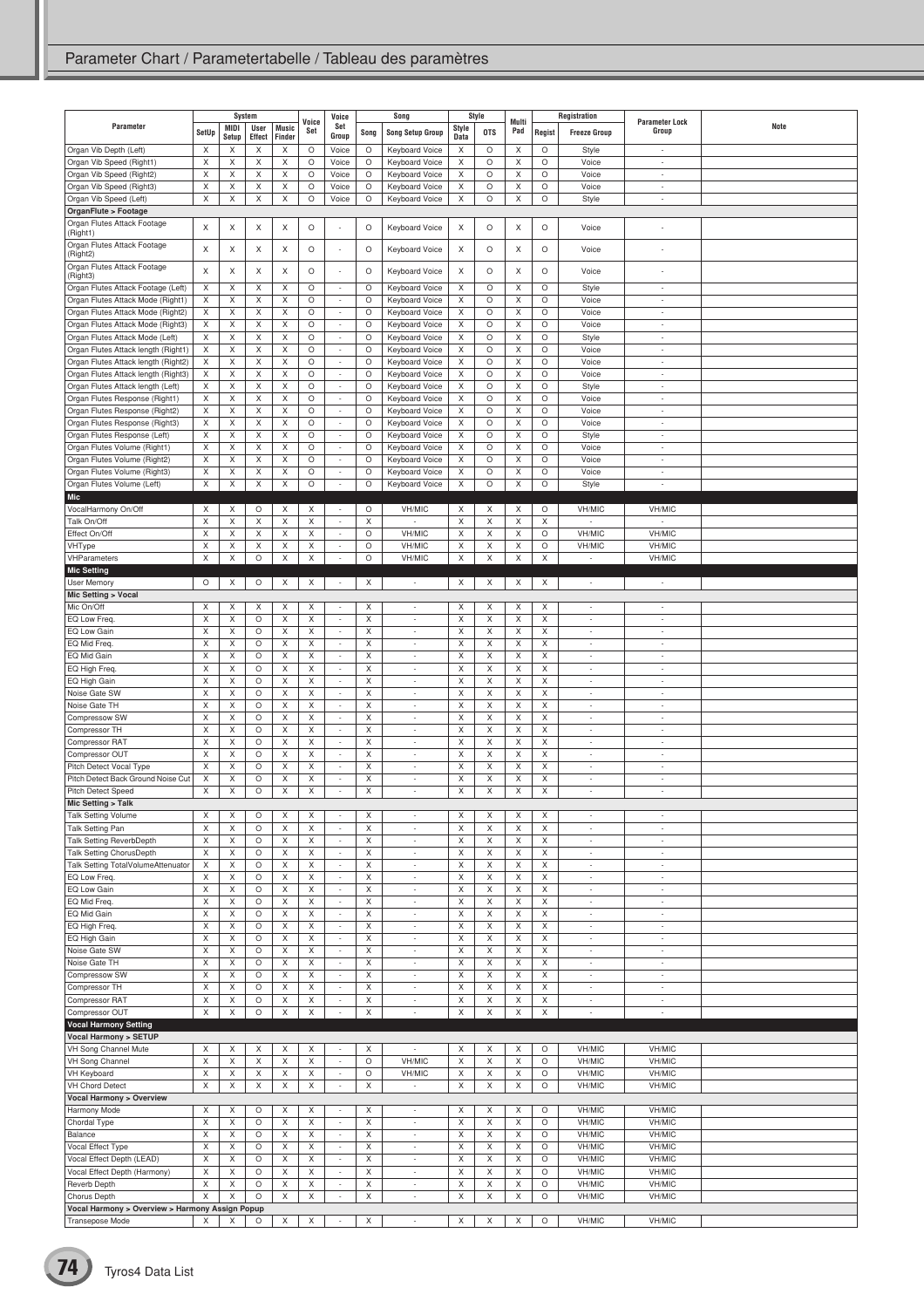## Parameter Chart / Parametertabelle / Tableau des paramètres

| Parameter | System | | | | Voice Set | Voice Set Group | Song | | Style | | Multi Pad | Registration | | Parameter Lock Group | Note |
|---|---|---|---|---|---|---|---|---|---|---|---|---|---|---|---|
| | SetUp | MIDI Setup | User Effect | Music Finder | | | Song | Song Setup Group | Style Data | OTS | | Regist | Freeze Group | | |
| Organ Vib Depth (Left) | X | X | X | X | O | Voice | O | Keyboard Voice | X | O | X | O | Style | - | |
| Organ Vib Speed (Right1) | X | X | X | X | O | Voice | O | Keyboard Voice | X | O | X | O | Voice | - | |
| Organ Vib Speed (Right2) | X | X | X | X | O | Voice | O | Keyboard Voice | X | O | X | O | Voice | - | |
| Organ Vib Speed (Right3) | X | X | X | X | O | Voice | O | Keyboard Voice | X | O | X | O | Voice | - | |
| Organ Vib Speed (Left) | X | X | X | X | O | Voice | O | Keyboard Voice | X | O | X | O | Style | - | |
| **OrganFlute > Footage** | | | | | | | | | | | | | | | |
| Organ Flutes Attack Footage (Right1) | X | X | X | X | O | - | O | Keyboard Voice | X | O | X | O | Voice | - | |
| Organ Flutes Attack Footage (Right2) | X | X | X | X | O | - | O | Keyboard Voice | X | O | X | O | Voice | - | |
| Organ Flutes Attack Footage (Right3) | X | X | X | X | O | - | O | Keyboard Voice | X | O | X | O | Voice | - | |
| Organ Flutes Attack Footage (Left) | X | X | X | X | O | - | O | Keyboard Voice | X | O | X | O | Style | - | |
| Organ Flutes Attack Mode (Right1) | X | X | X | X | O | - | O | Keyboard Voice | X | O | X | O | Voice | - | |
| Organ Flutes Attack Mode (Right2) | X | X | X | X | O | - | O | Keyboard Voice | X | O | X | O | Voice | - | |
| Organ Flutes Attack Mode (Right3) | X | X | X | X | O | - | O | Keyboard Voice | X | O | X | O | Voice | - | |
| Organ Flutes Attack Mode (Left) | X | X | X | X | O | - | O | Keyboard Voice | X | O | X | O | Style | - | |
| Organ Flutes Attack length (Right1) | X | X | X | X | O | - | O | Keyboard Voice | X | O | X | O | Voice | - | |
| Organ Flutes Attack length (Right2) | X | X | X | X | O | - | O | Keyboard Voice | X | O | X | O | Voice | - | |
| Organ Flutes Attack length (Right3) | X | X | X | X | O | - | O | Keyboard Voice | X | O | X | O | Voice | - | |
| Organ Flutes Attack length (Left) | X | X | X | X | O | - | O | Keyboard Voice | X | O | X | O | Style | - | |
| Organ Flutes Response (Right1) | X | X | X | X | O | - | O | Keyboard Voice | X | O | X | O | Voice | - | |
| Organ Flutes Response (Right2) | X | X | X | X | O | - | O | Keyboard Voice | X | O | X | O | Voice | - | |
| Organ Flutes Response (Right3) | X | X | X | X | O | - | O | Keyboard Voice | X | O | X | O | Voice | - | |
| Organ Flutes Response (Left) | X | X | X | X | O | - | O | Keyboard Voice | X | O | X | O | Style | - | |
| Organ Flutes Volume (Right1) | X | X | X | X | O | - | O | Keyboard Voice | X | O | X | O | Voice | - | |
| Organ Flutes Volume (Right2) | X | X | X | X | O | - | O | Keyboard Voice | X | O | X | O | Voice | - | |
| Organ Flutes Volume (Right3) | X | X | X | X | O | - | O | Keyboard Voice | X | O | X | O | Voice | - | |
| Organ Flutes Volume (Left) | X | X | X | X | O | - | O | Keyboard Voice | X | O | X | O | Style | - | |
| **Mic** | | | | | | | | | | | | | | | |
| VocalHarmony On/Off | X | X | O | X | X | - | O | VH/MIC | X | X | X | O | VH/MIC | VH/MIC | |
| Talk On/Off | X | X | X | X | X | - | X | - | X | X | X | X | - | - | |
| Effect On/Off | X | X | X | X | X | - | O | VH/MIC | X | X | X | O | VH/MIC | VH/MIC | |
| VHType | X | X | X | X | X | - | O | VH/MIC | X | X | X | O | VH/MIC | VH/MIC | |
| VHParameters | X | X | O | X | X | - | O | VH/MIC | X | X | X | X | - | VH/MIC | |
| **Mic Setting** | | | | | | | | | | | | | | | |
| User Memory | O | X | O | X | X | - | X | - | X | X | X | X | - | - | |
| **Mic Setting > Vocal** | | | | | | | | | | | | | | | |
| Mic On/Off | X | X | X | X | X | - | X | - | X | X | X | X | - | - | |
| EQ Low Freq. | X | X | O | X | X | - | X | - | X | X | X | X | - | - | |
| EQ Low Gain | X | X | O | X | X | - | X | - | X | X | X | X | - | - | |
| EQ Mid Freq. | X | X | O | X | X | - | X | - | X | X | X | X | - | - | |
| EQ Mid Gain | X | X | O | X | X | - | X | - | X | X | X | X | - | - | |
| EQ High Freq. | X | X | O | X | X | - | X | - | X | X | X | X | - | - | |
| EQ High Gain | X | X | O | X | X | - | X | - | X | X | X | X | - | - | |
| Noise Gate SW | X | X | O | X | X | - | X | - | X | X | X | X | - | - | |
| Noise Gate TH | X | X | O | X | X | - | X | - | X | X | X | X | - | - | |
| Compressow SW | X | X | O | X | X | - | X | - | X | X | X | X | - | - | |
| Compressor TH | X | X | O | X | X | - | X | - | X | X | X | X | - | - | |
| Compressor RAT | X | X | O | X | X | - | X | - | X | X | X | X | - | - | |
| Compressor OUT | X | X | O | X | X | - | X | - | X | X | X | X | - | - | |
| Pitch Detect Vocal Type | X | X | O | X | X | - | X | - | X | X | X | X | - | - | |
| Pitch Detect Back Ground Noise Cut | X | X | O | X | X | - | X | - | X | X | X | X | - | - | |
| Pitch Detect Speed | X | X | O | X | X | - | X | - | X | X | X | X | - | - | |
| **Mic Setting > Talk** | | | | | | | | | | | | | | | |
| Talk Setting Volume | X | X | O | X | X | - | X | - | X | X | X | X | - | - | |
| Talk Setting Pan | X | X | O | X | X | - | X | - | X | X | X | X | - | - | |
| Talk Setting ReverbDepth | X | X | O | X | X | - | X | - | X | X | X | X | - | - | |
| Talk Setting ChorusDepth | X | X | O | X | X | - | X | - | X | X | X | X | - | - | |
| Talk Setting TotalVolumeAttenuator | X | X | O | X | X | - | X | - | X | X | X | X | - | - | |
| EQ Low Freq. | X | X | O | X | X | - | X | - | X | X | X | X | - | - | |
| EQ Low Gain | X | X | O | X | X | - | X | - | X | X | X | X | - | - | |
| EQ Mid Freq. | X | X | O | X | X | - | X | - | X | X | X | X | - | - | |
| EQ Mid Gain | X | X | O | X | X | - | X | - | X | X | X | X | - | - | |
| EQ High Freq. | X | X | O | X | X | - | X | - | X | X | X | X | - | - | |
| EQ High Gain | X | X | O | X | X | - | X | - | X | X | X | X | - | - | |
| Noise Gate SW | X | X | O | X | X | - | X | - | X | X | X | X | - | - | |
| Noise Gate TH | X | X | O | X | X | - | X | - | X | X | X | X | - | - | |
| Compressow SW | X | X | O | X | X | - | X | - | X | X | X | X | - | - | |
| Compressor TH | X | X | O | X | X | - | X | - | X | X | X | X | - | - | |
| Compressor RAT | X | X | O | X | X | - | X | - | X | X | X | X | - | - | |
| Compressor OUT | X | X | O | X | X | - | X | - | X | X | X | X | - | - | |
| **Vocal Harmony Setting** | | | | | | | | | | | | | | | |
| **Vocal Harmony > SETUP** | | | | | | | | | | | | | | | |
| VH Song Channel Mute | X | X | X | X | X | - | X | - | X | X | X | O | VH/MIC | VH/MIC | |
| VH Song Channel | X | X | X | X | X | - | O | VH/MIC | X | X | X | O | VH/MIC | VH/MIC | |
| VH Keyboard | X | X | X | X | X | - | O | VH/MIC | X | X | X | O | VH/MIC | VH/MIC | |
| VH Chord Detect | X | X | X | X | X | - | X | - | X | X | X | O | VH/MIC | VH/MIC | |
| **Vocal Harmony > Overview** | | | | | | | | | | | | | | | |
| Harmony Mode | X | X | O | X | X | - | X | - | X | X | X | O | VH/MIC | VH/MIC | |
| Chordal Type | X | X | O | X | X | - | X | - | X | X | X | O | VH/MIC | VH/MIC | |
| Balance | X | X | O | X | X | - | X | - | X | X | X | O | VH/MIC | VH/MIC | |
| Vocal Effect Type | X | X | O | X | X | - | X | - | X | X | X | O | VH/MIC | VH/MIC | |
| Vocal Effect Depth (LEAD) | X | X | O | X | X | - | X | - | X | X | X | O | VH/MIC | VH/MIC | |
| Vocal Effect Depth (Harmony) | X | X | O | X | X | - | X | - | X | X | X | O | VH/MIC | VH/MIC | |
| Reverb Depth | X | X | O | X | X | - | X | - | X | X | X | O | VH/MIC | VH/MIC | |
| Chorus Depth | X | X | O | X | X | - | X | - | X | X | X | O | VH/MIC | VH/MIC | |
| **Vocal Harmony > Overview > Harmony Assign Popup** | | | | | | | | | | | | | | | |
| Transepose Mode | X | X | O | X | X | - | X | - | X | X | X | O | VH/MIC | VH/MIC | |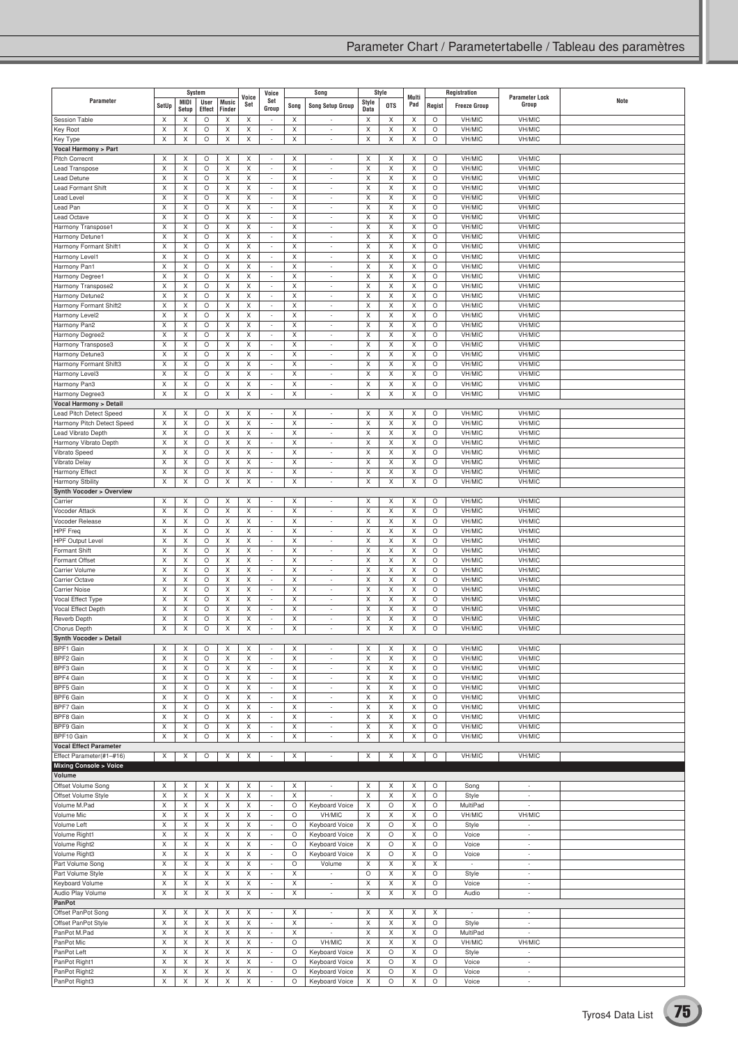# Parameter Chart / Parametertabelle / Tableau des paramètres

| Parameter | System | | | | Voice Set | Voice Set Group | Song | | Style | | Multi Pad | Registration | | Parameter Lock Group | Note |
|---|---|---|---|---|---|---|---|---|---|---|---|---|---|---|---|
| | SetUp | MIDI Setup | User Effect | Music Finder | | | Song | Song Setup Group | Style Data | OTS | | Regist | Freeze Group | | |
| Session Table | X | X | O | X | X | - | X | - | X | X | X | O | VH/MIC | VH/MIC | |
| Key Root | X | X | O | X | X | - | X | - | X | X | X | O | VH/MIC | VH/MIC | |
| Key Type | X | X | O | X | X | - | X | - | X | X | X | O | VH/MIC | VH/MIC | |
| **Vocal Harmony > Part** | | | | | | | | | | | | | | | |
| Pitch Correcnt | X | X | O | X | X | - | X | - | X | X | X | O | VH/MIC | VH/MIC | |
| Lead Transpose | X | X | O | X | X | - | X | - | X | X | X | O | VH/MIC | VH/MIC | |
| Lead Detune | X | X | O | X | X | - | X | - | X | X | X | O | VH/MIC | VH/MIC | |
| Lead Formant Shift | X | X | O | X | X | - | X | - | X | X | X | O | VH/MIC | VH/MIC | |
| Lead Level | X | X | O | X | X | - | X | - | X | X | X | O | VH/MIC | VH/MIC | |
| Lead Pan | X | X | O | X | X | - | X | - | X | X | X | O | VH/MIC | VH/MIC | |
| Lead Octave | X | X | O | X | X | - | X | - | X | X | X | O | VH/MIC | VH/MIC | |
| Harmony Transpose1 | X | X | O | X | X | - | X | - | X | X | X | O | VH/MIC | VH/MIC | |
| Harmony Detune1 | X | X | O | X | X | - | X | - | X | X | X | O | VH/MIC | VH/MIC | |
| Harmony Formant Shift1 | X | X | O | X | X | - | X | - | X | X | X | O | VH/MIC | VH/MIC | |
| Harmony Level1 | X | X | O | X | X | - | X | - | X | X | X | O | VH/MIC | VH/MIC | |
| Harmony Pan1 | X | X | O | X | X | - | X | - | X | X | X | O | VH/MIC | VH/MIC | |
| Harmony Degree1 | X | X | O | X | X | - | X | - | X | X | X | O | VH/MIC | VH/MIC | |
| Harmony Transpose2 | X | X | O | X | X | - | X | - | X | X | X | O | VH/MIC | VH/MIC | |
| Harmony Detune2 | X | X | O | X | X | - | X | - | X | X | X | O | VH/MIC | VH/MIC | |
| Harmony Formant Shift2 | X | X | O | X | X | - | X | - | X | X | X | O | VH/MIC | VH/MIC | |
| Harmony Level2 | X | X | O | X | X | - | X | - | X | X | X | O | VH/MIC | VH/MIC | |
| Harmony Pan2 | X | X | O | X | X | - | X | - | X | X | X | O | VH/MIC | VH/MIC | |
| Harmony Degree2 | X | X | O | X | X | - | X | - | X | X | X | O | VH/MIC | VH/MIC | |
| Harmony Transpose3 | X | X | O | X | X | - | X | - | X | X | X | O | VH/MIC | VH/MIC | |
| Harmony Detune3 | X | X | O | X | X | - | X | - | X | X | X | O | VH/MIC | VH/MIC | |
| Harmony Formant Shift3 | X | X | O | X | X | - | X | - | X | X | X | O | VH/MIC | VH/MIC | |
| Harmony Level3 | X | X | O | X | X | - | X | - | X | X | X | O | VH/MIC | VH/MIC | |
| Harmony Pan3 | X | X | O | X | X | - | X | - | X | X | X | O | VH/MIC | VH/MIC | |
| Harmony Degree3 | X | X | O | X | X | - | X | - | X | X | X | O | VH/MIC | VH/MIC | |
| **Vocal Harmony > Detail** | | | | | | | | | | | | | | | |
| Lead Pitch Detect Speed | X | X | O | X | X | - | X | - | X | X | X | O | VH/MIC | VH/MIC | |
| Harmony Pitch Detect Speed | X | X | O | X | X | - | X | - | X | X | X | O | VH/MIC | VH/MIC | |
| Lead Vibrato Depth | X | X | O | X | X | - | X | - | X | X | X | O | VH/MIC | VH/MIC | |
| Harmony Vibrato Depth | X | X | O | X | X | - | X | - | X | X | X | O | VH/MIC | VH/MIC | |
| Vibrato Speed | X | X | O | X | X | - | X | - | X | X | X | O | VH/MIC | VH/MIC | |
| Vibrato Delay | X | X | O | X | X | - | X | - | X | X | X | O | VH/MIC | VH/MIC | |
| Harmony Effect | X | X | O | X | X | - | X | - | X | X | X | O | VH/MIC | VH/MIC | |
| Harmony Stbility | X | X | O | X | X | - | X | - | X | X | X | O | VH/MIC | VH/MIC | |
| **Synth Vocoder > Overview** | | | | | | | | | | | | | | | |
| Carrier | X | X | O | X | X | - | X | - | X | X | X | O | VH/MIC | VH/MIC | |
| Vocoder Attack | X | X | O | X | X | - | X | - | X | X | X | O | VH/MIC | VH/MIC | |
| Vocoder Release | X | X | O | X | X | - | X | - | X | X | X | O | VH/MIC | VH/MIC | |
| HPF Freq | X | X | O | X | X | - | X | - | X | X | X | O | VH/MIC | VH/MIC | |
| HPF Output Level | X | X | O | X | X | - | X | - | X | X | X | O | VH/MIC | VH/MIC | |
| Formant Shift | X | X | O | X | X | - | X | - | X | X | X | O | VH/MIC | VH/MIC | |
| Formant Offset | X | X | O | X | X | - | X | - | X | X | X | O | VH/MIC | VH/MIC | |
| Carrier Volume | X | X | O | X | X | - | X | - | X | X | X | O | VH/MIC | VH/MIC | |
| Carrier Octave | X | X | O | X | X | - | X | - | X | X | X | O | VH/MIC | VH/MIC | |
| Carrier Noise | X | X | O | X | X | - | X | - | X | X | X | O | VH/MIC | VH/MIC | |
| Vocal Effect Type | X | X | O | X | X | - | X | - | X | X | X | O | VH/MIC | VH/MIC | |
| Vocal Effect Depth | X | X | O | X | X | - | X | - | X | X | X | O | VH/MIC | VH/MIC | |
| Reverb Depth | X | X | O | X | X | - | X | - | X | X | X | O | VH/MIC | VH/MIC | |
| Chorus Depth | X | X | O | X | X | - | X | - | X | X | X | O | VH/MIC | VH/MIC | |
| **Synth Vocoder > Detail** | | | | | | | | | | | | | | | |
| BPF1 Gain | X | X | O | X | X | - | X | - | X | X | X | O | VH/MIC | VH/MIC | |
| BPF2 Gain | X | X | O | X | X | - | X | - | X | X | X | O | VH/MIC | VH/MIC | |
| BPF3 Gain | X | X | O | X | X | - | X | - | X | X | X | O | VH/MIC | VH/MIC | |
| BPF4 Gain | X | X | O | X | X | - | X | - | X | X | X | O | VH/MIC | VH/MIC | |
| BPF5 Gain | X | X | O | X | X | - | X | - | X | X | X | O | VH/MIC | VH/MIC | |
| BPF6 Gain | X | X | O | X | X | - | X | - | X | X | X | O | VH/MIC | VH/MIC | |
| BPF7 Gain | X | X | O | X | X | - | X | - | X | X | X | O | VH/MIC | VH/MIC | |
| BPF8 Gain | X | X | O | X | X | - | X | - | X | X | X | O | VH/MIC | VH/MIC | |
| BPF9 Gain | X | X | O | X | X | - | X | - | X | X | X | O | VH/MIC | VH/MIC | |
| BPF10 Gain | X | X | O | X | X | - | X | - | X | X | X | O | VH/MIC | VH/MIC | |
| **Vocal Effect Parameter** | | | | | | | | | | | | | | | |
| Effect Parameter(#1–#16) | X | X | O | X | X | - | X | - | X | X | X | O | VH/MIC | VH/MIC | |
| **Mixing Console > Voice** | | | | | | | | | | | | | | | |
| **Volume** | | | | | | | | | | | | | | | |
| Offset Volume Song | X | X | X | X | X | - | X | - | X | X | X | O | Song | - | |
| Offset Volume Style | X | X | X | X | X | - | X | - | X | X | X | O | Style | - | |
| Volume M.Pad | X | X | X | X | X | - | O | Keyboard Voice | X | O | X | O | MultiPad | - | |
| Volume Mic | X | X | X | X | X | - | O | VH/MIC | X | X | X | O | VH/MIC | VH/MIC | |
| Volume Left | X | X | X | X | X | - | O | Keyboard Voice | X | O | X | O | Style | - | |
| Volume Right1 | X | X | X | X | X | - | O | Keyboard Voice | X | O | X | O | Voice | - | |
| Volume Right2 | X | X | X | X | X | - | O | Keyboard Voice | X | O | X | O | Voice | - | |
| Volume Right3 | X | X | X | X | X | - | O | Keyboard Voice | X | O | X | O | Voice | - | |
| Part Volume Song | X | X | X | X | X | - | O | Volume | X | X | X | X | - | - | |
| Part Volume Style | X | X | X | X | X | - | X | - | O | X | X | O | Style | - | |
| Keyboard Volume | X | X | X | X | X | - | X | - | X | X | X | O | Voice | - | |
| Audio Play Volume | X | X | X | X | X | - | X | - | X | X | X | O | Audio | - | |
| **PanPot** | | | | | | | | | | | | | | | |
| Offset PanPot Song | X | X | X | X | X | - | X | - | X | X | X | X | - | - | |
| Offset PanPot Style | X | X | X | X | X | - | X | - | X | X | X | O | Style | - | |
| PanPot M.Pad | X | X | X | X | X | - | X | - | X | X | X | O | MultiPad | - | |
| PanPot Mic | X | X | X | X | X | - | O | VH/MIC | X | X | X | O | VH/MIC | VH/MIC | |
| PanPot Left | X | X | X | X | X | - | O | Keyboard Voice | X | O | X | O | Style | - | |
| PanPot Right1 | X | X | X | X | X | - | O | Keyboard Voice | X | O | X | O | Voice | - | |
| PanPot Right2 | X | X | X | X | X | - | O | Keyboard Voice | X | O | X | O | Voice | - | |
| PanPot Right3 | X | X | X | X | X | - | O | Keyboard Voice | X | O | X | O | Voice | - | |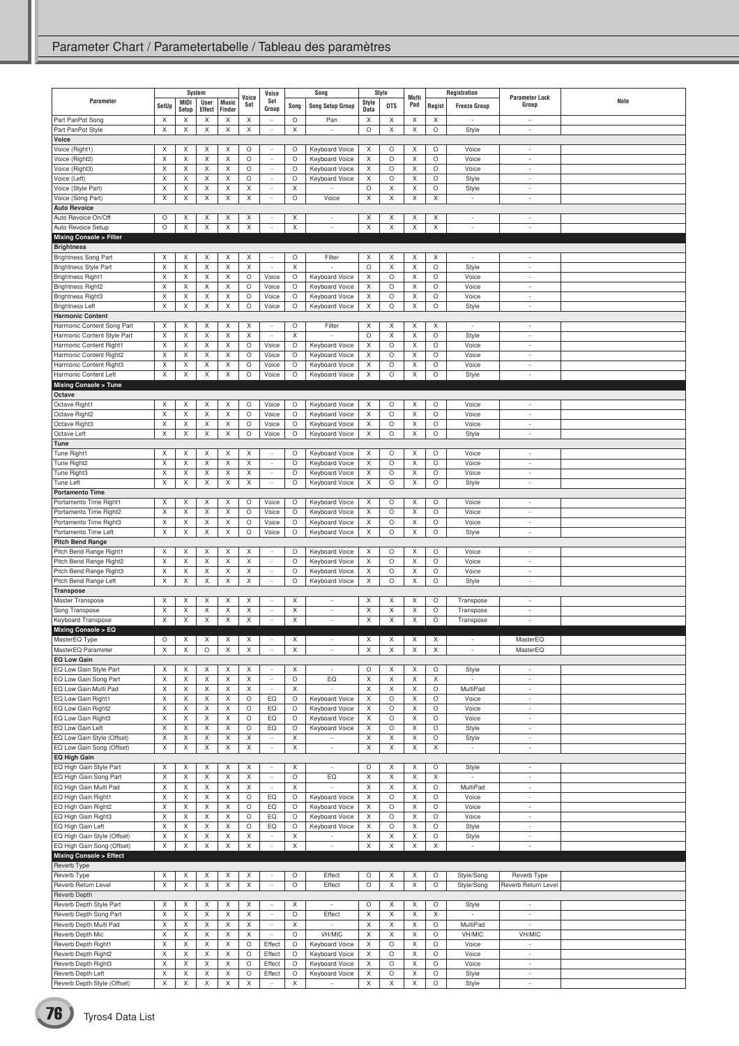## Parameter Chart / Parametertabelle / Tableau des paramètres

| Parameter | System | | | | Voice Set | Voice Set Group | Song | | Style | | Multi Pad | Registration | | Parameter Lock Group | Note |
|---|---|---|---|---|---|---|---|---|---|---|---|---|---|---|---|
| | SetUp | MIDI Setup | User Effect | Music Finder | | | Song | Song Setup Group | Style Data | OTS | | Regist | Freeze Group | | |
| Part PanPot Song | X | X | X | X | X | - | O | Pan | X | X | X | X | - | - | |
| Part PanPot Style | X | X | X | X | X | - | X | - | O | X | X | O | Style | - | |
| **Voice** | | | | | | | | | | | | | | | |
| Voice (Right1) | X | X | X | X | O | - | O | Keyboard Voice | X | O | X | O | Voice | - | |
| Voice (Right2) | X | X | X | X | O | - | O | Keyboard Voice | X | O | X | O | Voice | - | |
| Voice (Right3) | X | X | X | X | O | - | O | Keyboard Voice | X | O | X | O | Voice | - | |
| Voice (Left) | X | X | X | X | O | - | O | Keyboard Voice | X | O | X | O | Style | - | |
| Voice (Style Part) | X | X | X | X | X | - | X | - | O | X | X | O | Style | - | |
| Voice (Song Part) | X | X | X | X | X | - | O | Voice | X | X | X | X | - | - | |
| **Auto Revoice** | | | | | | | | | | | | | | | |
| Auto Revoice On/Off | O | X | X | X | X | - | X | - | X | X | X | X | - | - | |
| Auto Revoice Setup | O | X | X | X | X | - | X | - | X | X | X | X | - | - | |
| **Mixing Console > Filter** | | | | | | | | | | | | | | | |
| **Brightness** | | | | | | | | | | | | | | | |
| Brightness Song Part | X | X | X | X | X | - | O | Filter | X | X | X | X | - | - | |
| Brightness Style Part | X | X | X | X | X | - | X | - | O | X | X | O | Style | - | |
| Brightness Right1 | X | X | X | X | O | Voice | O | Keyboard Voice | X | O | X | O | Voice | - | |
| Brightness Right2 | X | X | X | X | O | Voice | O | Keyboard Voice | X | O | X | O | Voice | - | |
| Brightness Right3 | X | X | X | X | O | Voice | O | Keyboard Voice | X | O | X | O | Voice | - | |
| Brightness Left | X | X | X | X | O | Voice | O | Keyboard Voice | X | O | X | O | Style | - | |
| **Harmonic Content** | | | | | | | | | | | | | | | |
| Harmonic Content Song Part | X | X | X | X | X | - | O | Filter | X | X | X | X | - | - | |
| Harmonic Content Style Part | X | X | X | X | X | - | X | - | O | X | X | O | Style | - | |
| Harmonic Content Right1 | X | X | X | X | O | Voice | O | Keyboard Voice | X | O | X | O | Voice | - | |
| Harmonic Content Right2 | X | X | X | X | O | Voice | O | Keyboard Voice | X | O | X | O | Voice | - | |
| Harmonic Content Right3 | X | X | X | X | O | Voice | O | Keyboard Voice | X | O | X | O | Voice | - | |
| Harmonic Content Left | X | X | X | X | O | Voice | O | Keyboard Voice | X | O | X | O | Style | - | |
| **Mixing Console > Tune** | | | | | | | | | | | | | | | |
| **Octave** | | | | | | | | | | | | | | | |
| Octave Right1 | X | X | X | X | O | Voice | O | Keyboard Voice | X | O | X | O | Voice | - | |
| Octave Right2 | X | X | X | X | O | Voice | O | Keyboard Voice | X | O | X | O | Voice | - | |
| Octave Right3 | X | X | X | X | O | Voice | O | Keyboard Voice | X | O | X | O | Voice | - | |
| Octave Left | X | X | X | X | O | Voice | O | Keyboard Voice | X | O | X | O | Style | - | |
| **Tune** | | | | | | | | | | | | | | | |
| Tune Right1 | X | X | X | X | X | - | O | Keyboard Voice | X | O | X | O | Voice | - | |
| Tune Right2 | X | X | X | X | X | - | O | Keyboard Voice | X | O | X | O | Voice | - | |
| Tune Right3 | X | X | X | X | X | - | O | Keyboard Voice | X | O | X | O | Voice | - | |
| Tune Left | X | X | X | X | X | - | O | Keyboard Voice | X | O | X | O | Style | - | |
| **Portamento Time** | | | | | | | | | | | | | | | |
| Portamento Time Right1 | X | X | X | X | O | Voice | O | Keyboard Voice | X | O | X | O | Voice | - | |
| Portamento Time Right2 | X | X | X | X | O | Voice | O | Keyboard Voice | X | O | X | O | Voice | - | |
| Portamento Time Right3 | X | X | X | X | O | Voice | O | Keyboard Voice | X | O | X | O | Voice | - | |
| Portamento Time Left | X | X | X | X | O | Voice | O | Keyboard Voice | X | O | X | O | Style | - | |
| **Pitch Bend Range** | | | | | | | | | | | | | | | |
| Pitch Bend Range Right1 | X | X | X | X | X | - | O | Keyboard Voice | X | O | X | O | Voice | - | |
| Pitch Bend Range Right2 | X | X | X | X | X | - | O | Keyboard Voice | X | O | X | O | Voice | - | |
| Pitch Bend Range Right3 | X | X | X | X | X | - | O | Keyboard Voice | X | O | X | O | Voice | - | |
| Pitch Bend Range Left | X | X | X | X | X | - | O | Keyboard Voice | X | O | X | O | Style | - | |
| **Transpose** | | | | | | | | | | | | | | | |
| Master Transpose | X | X | X | X | X | - | X | - | X | X | X | O | Transpose | - | |
| Song Transpose | X | X | X | X | X | - | X | - | X | X | X | O | Transpose | - | |
| Keyboard Transpose | X | X | X | X | X | - | X | - | X | X | X | O | Transpose | - | |
| **Mixing Console > EQ** | | | | | | | | | | | | | | | |
| MasterEQ Type | O | X | X | X | X | - | X | - | X | X | X | X | - | MasterEQ | |
| MasterEQ Parameter | X | X | O | X | X | - | X | - | X | X | X | X | - | MasterEQ | |
| **EQ Low Gain** | | | | | | | | | | | | | | | |
| EQ Low Gain Style Part | X | X | X | X | X | - | X | - | O | X | X | O | Style | - | |
| EQ Low Gain Song Part | X | X | X | X | X | - | O | EQ | X | X | X | X | - | - | |
| EQ Low Gain Multi Pad | X | X | X | X | X | - | X | - | X | X | X | O | MultiPad | - | |
| EQ Low Gain Right1 | X | X | X | X | O | EQ | O | Keyboard Voice | X | O | X | O | Voice | - | |
| EQ Low Gain Right2 | X | X | X | X | O | EQ | O | Keyboard Voice | X | O | X | O | Voice | - | |
| EQ Low Gain Right3 | X | X | X | X | O | EQ | O | Keyboard Voice | X | O | X | O | Voice | - | |
| EQ Low Gain Left | X | X | X | X | O | EQ | O | Keyboard Voice | X | O | X | O | Style | - | |
| EQ Low Gain Style (Offset) | X | X | X | X | X | - | X | - | X | X | X | O | Style | - | |
| EQ Low Gain Song (Offset) | X | X | X | X | X | - | X | - | X | X | X | X | - | - | |
| **EQ High Gain** | | | | | | | | | | | | | | | |
| EQ High Gain Style Part | X | X | X | X | X | - | X | - | O | X | X | O | Style | - | |
| EQ High Gain Song Part | X | X | X | X | X | - | O | EQ | X | X | X | X | - | - | |
| EQ High Gain Multi Pad | X | X | X | X | X | - | X | - | X | X | X | O | MultiPad | - | |
| EQ High Gain Right1 | X | X | X | X | O | EQ | O | Keyboard Voice | X | O | X | O | Voice | - | |
| EQ High Gain Right2 | X | X | X | X | O | EQ | O | Keyboard Voice | X | O | X | O | Voice | - | |
| EQ High Gain Right3 | X | X | X | X | O | EQ | O | Keyboard Voice | X | O | X | O | Voice | - | |
| EQ High Gain Left | X | X | X | X | O | EQ | O | Keyboard Voice | X | O | X | O | Style | - | |
| EQ High Gain Style (Offset) | X | X | X | X | X | - | X | - | X | X | X | O | Style | - | |
| EQ High Gain Song (Offset) | X | X | X | X | X | - | X | - | X | X | X | X | - | - | |
| **Mixing Console > Effect** | | | | | | | | | | | | | | | |
| Reverb Type | | | | | | | | | | | | | | | |
| Reverb Type | X | X | X | X | X | - | O | Effect | O | X | X | O | Style/Song | Reverb Type | |
| Reverb Return Level | X | X | X | X | X | - | O | Effect | O | X | X | O | Style/Song | Reverb Return Level | |
| Reverb Depth | | | | | | | | | | | | | | | |
| Reverb Depth Style Part | X | X | X | X | X | - | X | - | O | X | X | O | Style | - | |
| Reverb Depth Song Part | X | X | X | X | X | - | O | Effect | X | X | X | X | - | - | |
| Reverb Depth Multi Pad | X | X | X | X | X | - | X | - | X | X | X | O | MultiPad | - | |
| Reverb Depth Mic | X | X | X | X | X | - | O | VH/MIC | X | X | X | O | VH/MIC | VH/MIC | |
| Reverb Depth Right1 | X | X | X | X | O | Effect | O | Keyboard Voice | X | O | X | O | Voice | - | |
| Reverb Depth Right2 | X | X | X | X | O | Effect | O | Keyboard Voice | X | O | X | O | Voice | - | |
| Reverb Depth Right3 | X | X | X | X | O | Effect | O | Keyboard Voice | X | O | X | O | Voice | - | |
| Reverb Depth Left | X | X | X | X | O | Effect | O | Keyboard Voice | X | O | X | O | Style | - | |
| Reverb Depth Style (Offset) | X | X | X | X | X | - | X | - | X | X | X | O | Style | - | |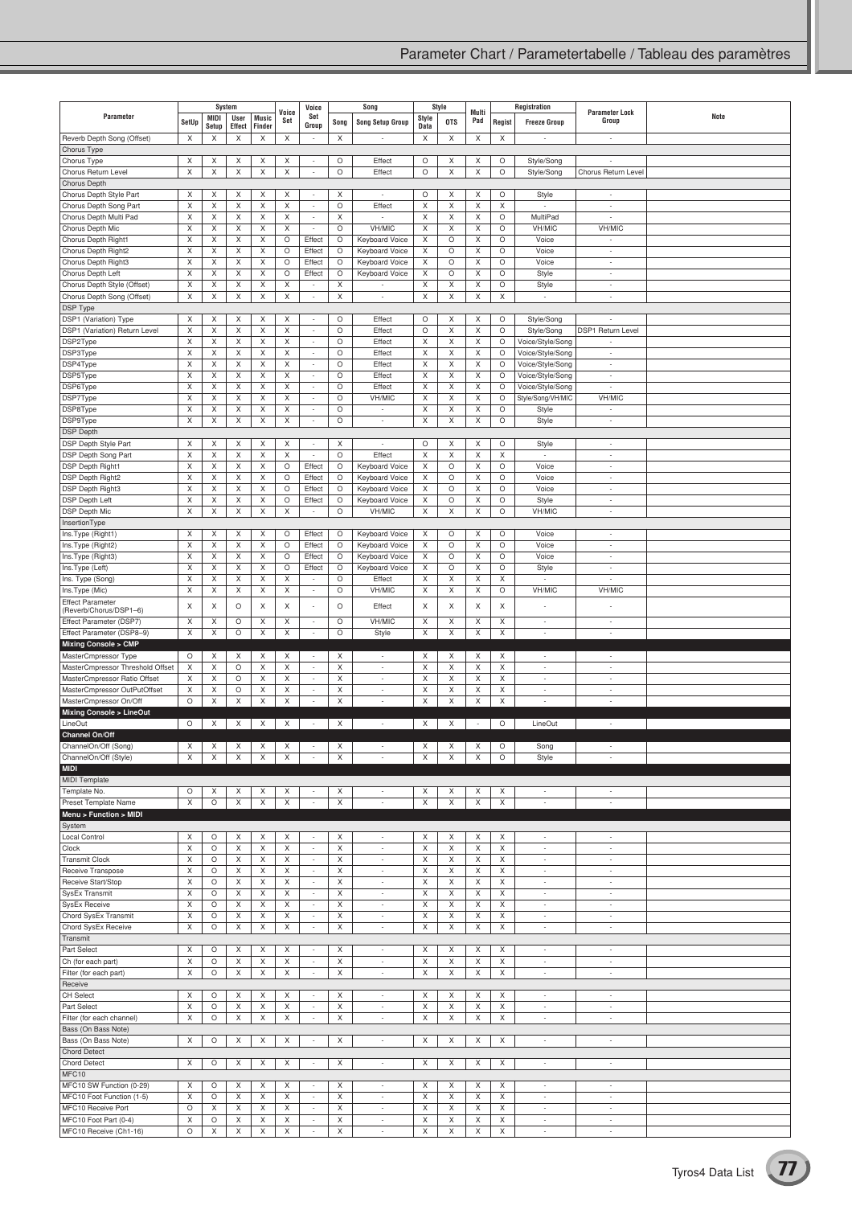| Parameter | System | | | | Voice Set | Voice Set Group | Song | | Style | | Multi Pad | Registration | | Parameter Lock Group | Note |
|---|---|---|---|---|---|---|---|---|---|---|---|---|---|---|---|
| | SetUp | MIDI Setup | User Effect | Music Finder | | | Song | Song Setup Group | Style Data | OTS | | Regist | Freeze Group | | |
| Reverb Depth Song (Offset) | X | X | X | X | X | - | X | - | X | X | X | X | - | - | |
| Chorus Type | | | | | | | | | | | | | | | |
| Chorus Type | X | X | X | X | X | - | O | Effect | O | X | X | O | Style/Song | - | |
| Chorus Return Level | X | X | X | X | X | - | O | Effect | O | X | X | O | Style/Song | Chorus Return Level | |
| Chorus Depth | | | | | | | | | | | | | | | |
| Chorus Depth Style Part | X | X | X | X | X | - | X | - | O | X | X | O | Style | - | |
| Chorus Depth Song Part | X | X | X | X | X | - | O | Effect | X | X | X | X | - | - | |
| Chorus Depth Multi Pad | X | X | X | X | X | - | X | - | X | X | X | O | MultiPad | - | |
| Chorus Depth Mic | X | X | X | X | X | - | O | VH/MIC | X | X | X | O | VH/MIC | VH/MIC | |
| Chorus Depth Right1 | X | X | X | X | O | Effect | O | Keyboard Voice | X | O | X | O | Voice | - | |
| Chorus Depth Right2 | X | X | X | X | O | Effect | O | Keyboard Voice | X | O | X | O | Voice | - | |
| Chorus Depth Right3 | X | X | X | X | O | Effect | O | Keyboard Voice | X | O | X | O | Voice | - | |
| Chorus Depth Left | X | X | X | X | O | Effect | O | Keyboard Voice | X | O | X | O | Style | - | |
| Chorus Depth Style (Offset) | X | X | X | X | X | - | X | - | X | X | X | O | Style | - | |
| Chorus Depth Song (Offset) | X | X | X | X | X | - | X | - | X | X | X | X | - | - | |
| DSP Type | | | | | | | | | | | | | | | |
| DSP1 (Variation) Type | X | X | X | X | X | - | O | Effect | O | X | X | O | Style/Song | - | |
| DSP1 (Variation) Return Level | X | X | X | X | X | - | O | Effect | O | X | X | O | Style/Song | DSP1 Return Level | |
| DSP2Type | X | X | X | X | X | - | O | Effect | X | X | X | O | Voice/Style/Song | - | |
| DSP3Type | X | X | X | X | X | - | O | Effect | X | X | X | O | Voice/Style/Song | - | |
| DSP4Type | X | X | X | X | X | - | O | Effect | X | X | X | O | Voice/Style/Song | - | |
| DSP5Type | X | X | X | X | X | - | O | Effect | X | X | X | O | Voice/Style/Song | - | |
| DSP6Type | X | X | X | X | X | - | O | Effect | X | X | X | O | Voice/Style/Song | - | |
| DSP7Type | X | X | X | X | X | - | O | VH/MIC | X | X | X | O | Style/Song/VH/MIC | VH/MIC | |
| DSP8Type | X | X | X | X | X | - | O | - | X | X | X | O | Style | - | |
| DSP9Type | X | X | X | X | X | - | O | - | X | X | X | O | Style | - | |
| DSP Depth | | | | | | | | | | | | | | | |
| DSP Depth Style Part | X | X | X | X | X | - | X | - | O | X | X | O | Style | - | |
| DSP Depth Song Part | X | X | X | X | X | - | O | Effect | X | X | X | X | - | - | |
| DSP Depth Right1 | X | X | X | X | O | Effect | O | Keyboard Voice | X | O | X | O | Voice | - | |
| DSP Depth Right2 | X | X | X | X | O | Effect | O | Keyboard Voice | X | O | X | O | Voice | - | |
| DSP Depth Right3 | X | X | X | X | O | Effect | O | Keyboard Voice | X | O | X | O | Voice | - | |
| DSP Depth Left | X | X | X | X | O | Effect | O | Keyboard Voice | X | O | X | O | Style | - | |
| DSP Depth Mic | X | X | X | X | X | - | O | VH/MIC | X | X | X | O | VH/MIC | - | |
| InsertionType | | | | | | | | | | | | | | | |
| Ins.Type (Right1) | X | X | X | X | O | Effect | O | Keyboard Voice | X | O | X | O | Voice | - | |
| Ins.Type (Right2) | X | X | X | X | O | Effect | O | Keyboard Voice | X | O | X | O | Voice | - | |
| Ins.Type (Right3) | X | X | X | X | O | Effect | O | Keyboard Voice | X | O | X | O | Voice | - | |
| Ins.Type (Left) | X | X | X | X | O | Effect | O | Keyboard Voice | X | O | X | O | Style | - | |
| Ins. Type (Song) | X | X | X | X | X | - | O | Effect | X | X | X | X | - | - | |
| Ins.Type (Mic) | X | X | X | X | X | - | O | VH/MIC | X | X | X | O | VH/MIC | VH/MIC | |
| Effect Parameter (Reverb/Chorus/DSP1–6) | X | X | O | X | X | - | O | Effect | X | X | X | X | - | - | |
| Effect Parameter (DSP7) | X | X | O | X | X | - | O | VH/MIC | X | X | X | X | - | - | |
| Effect Parameter (DSP8–9) | X | X | O | X | X | - | O | Style | X | X | X | X | - | - | |
| **Mixing Console > CMP** | | | | | | | | | | | | | | | |
| MasterCmpressor Type | O | X | X | X | X | - | X | - | X | X | X | X | - | - | |
| MasterCmpressor Threshold Offset | X | X | O | X | X | - | X | - | X | X | X | X | - | - | |
| MasterCmpressor Ratio Offset | X | X | O | X | X | - | X | - | X | X | X | X | - | - | |
| MasterCmpressor OutPutOffset | X | X | O | X | X | - | X | - | X | X | X | X | - | - | |
| MasterCmpressor On/Off | O | X | X | X | X | - | X | - | X | X | X | X | - | - | |
| **Mixing Console > LineOut** | | | | | | | | | | | | | | | |
| LineOut | O | X | X | X | X | - | X | - | X | X | - | O | LineOut | - | |
| **Channel On/Off** | | | | | | | | | | | | | | | |
| ChannelOn/Off (Song) | X | X | X | X | X | - | X | - | X | X | X | O | Song | - | |
| ChannelOn/Off (Style) | X | X | X | X | X | - | X | - | X | X | X | O | Style | - | |
| **MIDI** | | | | | | | | | | | | | | | |
| MIDI Template | | | | | | | | | | | | | | | |
| Template No. | O | X | X | X | X | - | X | - | X | X | X | X | - | - | |
| Preset Template Name | X | O | X | X | X | - | X | - | X | X | X | X | - | - | |
| **Menu > Function > MIDI** | | | | | | | | | | | | | | | |
| System | | | | | | | | | | | | | | | |
| Local Control | X | O | X | X | X | - | X | - | X | X | X | X | - | - | |
| Clock | X | O | X | X | X | - | X | - | X | X | X | X | - | - | |
| Transmit Clock | X | O | X | X | X | - | X | - | X | X | X | X | - | - | |
| Receive Transpose | X | O | X | X | X | - | X | - | X | X | X | X | - | - | |
| Receive Start/Stop | X | O | X | X | X | - | X | - | X | X | X | X | - | - | |
| SysEx Transmit | X | O | X | X | X | - | X | - | X | X | X | X | - | - | |
| SysEx Receive | X | O | X | X | X | - | X | - | X | X | X | X | - | - | |
| Chord SysEx Transmit | X | O | X | X | X | - | X | - | X | X | X | X | - | - | |
| Chord SysEx Receive | X | O | X | X | X | - | X | - | X | X | X | X | - | - | |
| Transmit | | | | | | | | | | | | | | | |
| Part Select | X | O | X | X | X | - | X | - | X | X | X | X | - | - | |
| Ch (for each part) | X | O | X | X | X | - | X | - | X | X | X | X | - | - | |
| Filter (for each part) | X | O | X | X | X | - | X | - | X | X | X | X | - | - | |
| Receive | | | | | | | | | | | | | | | |
| CH Select | X | O | X | X | X | - | X | - | X | X | X | X | - | - | |
| Part Select | X | O | X | X | X | - | X | - | X | X | X | X | - | - | |
| Filter (for each channel) | X | O | X | X | X | - | X | - | X | X | X | X | - | - | |
| Bass (On Bass Note) | | | | | | | | | | | | | | | |
| Bass (On Bass Note) | X | O | X | X | X | - | X | - | X | X | X | X | - | - | |
| Chord Detect | | | | | | | | | | | | | | | |
| Chord Detect | X | O | X | X | X | - | X | - | X | X | X | X | - | - | |
| MFC10 | | | | | | | | | | | | | | | |
| MFC10 SW Function (0-29) | X | O | X | X | X | - | X | - | X | X | X | X | - | - | |
| MFC10 Foot Function (1-5) | X | O | X | X | X | - | X | - | X | X | X | X | - | - | |
| MFC10 Receive Port | O | X | X | X | X | - | X | - | X | X | X | X | - | - | |
| MFC10 Foot Part (0-4) | X | O | X | X | X | - | X | - | X | X | X | X | - | - | |
| MFC10 Receive (Ch1-16) | O | X | X | X | X | - | X | - | X | X | X | X | - | - | |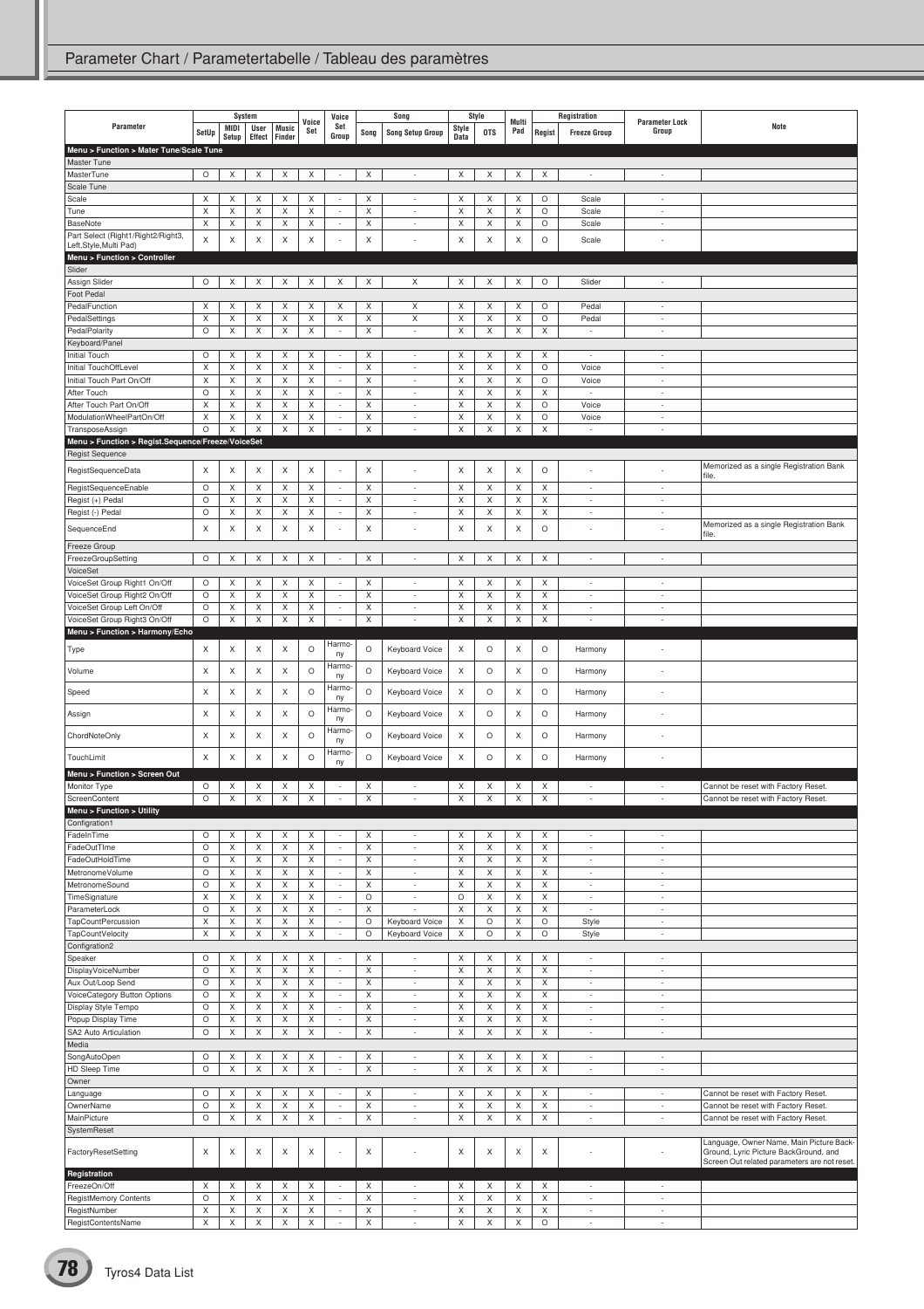## Parameter Chart / Parametertabelle / Tableau des paramètres

| Parameter | System | | | | Voice Set | Voice Set Group | Song | | Style | | Multi Pad | Registration | | Parameter Lock Group | Note |
|---|---|---|---|---|---|---|---|---|---|---|---|---|---|---|---|
| | SetUp | MIDI Setup | User Effect | Music Finder | | | Song | Song Setup Group | Style Data | OTS | | Regist | Freeze Group | | |
| **Menu > Function > Mater Tune/Scale Tune** | | | | | | | | | | | | | | | |
| Master Tune | | | | | | | | | | | | | | | |
| MasterTune | O | X | X | X | X | - | X | - | X | X | X | X | - | - | |
| Scale Tune | | | | | | | | | | | | | | | |
| Scale | X | X | X | X | X | - | X | - | X | X | X | O | Scale | - | |
| Tune | X | X | X | X | X | - | X | - | X | X | X | O | Scale | - | |
| BaseNote | X | X | X | X | X | - | X | - | X | X | X | O | Scale | - | |
| Part Select (Right1/Right2/Right3, Left,Style,Multi Pad) | X | X | X | X | X | - | X | - | X | X | X | O | Scale | - | |
| **Menu > Function > Controller** | | | | | | | | | | | | | | | |
| Slider | | | | | | | | | | | | | | | |
| Assign Slider | O | X | X | X | X | X | X | X | X | X | X | O | Slider | - | |
| Foot Pedal | | | | | | | | | | | | | | | |
| PedalFunction | X | X | X | X | X | X | X | X | X | X | X | O | Pedal | - | |
| PedalSettings | X | X | X | X | X | X | X | X | X | X | X | O | Pedal | - | |
| PedalPolarity | O | X | X | X | X | - | X | - | X | X | X | X | - | - | |
| Keyboard/Panel | | | | | | | | | | | | | | | |
| Initial Touch | O | X | X | X | X | - | X | - | X | X | X | X | - | - | |
| Initial TouchOffLevel | X | X | X | X | X | - | X | - | X | X | X | O | Voice | - | |
| Initial Touch Part On/Off | X | X | X | X | X | - | X | - | X | X | X | O | Voice | - | |
| After Touch | O | X | X | X | X | - | X | - | X | X | X | X | - | - | |
| After Touch Part On/Off | X | X | X | X | X | - | X | - | X | X | X | O | Voice | - | |
| ModulationWheelPartOn/Off | X | X | X | X | X | - | X | - | X | X | X | O | Voice | - | |
| TransposeAssign | O | X | X | X | X | - | X | - | X | X | X | X | - | - | |
| **Menu > Function > Regist.Sequence/Freeze/VoiceSet** | | | | | | | | | | | | | | | |
| Regist Sequence | | | | | | | | | | | | | | | |
| RegistSequenceData | X | X | X | X | X | - | X | - | X | X | X | O | - | - | Memorized as a single Registration Bank file. |
| RegistSequenceEnable | O | X | X | X | X | - | X | - | X | X | X | X | - | - | |
| Regist (+) Pedal | O | X | X | X | X | - | X | - | X | X | X | X | - | - | |
| Regist (-) Pedal | O | X | X | X | X | - | X | - | X | X | X | X | - | - | |
| SequenceEnd | X | X | X | X | X | - | X | - | X | X | X | O | - | - | Memorized as a single Registration Bank file. |
| Freeze Group | | | | | | | | | | | | | | | |
| FreezeGroupSetting | O | X | X | X | X | - | X | - | X | X | X | X | - | - | |
| VoiceSet | | | | | | | | | | | | | | | |
| VoiceSet Group Right1 On/Off | O | X | X | X | X | - | X | - | X | X | X | X | - | - | |
| VoiceSet Group Right2 On/Off | O | X | X | X | X | - | X | - | X | X | X | X | - | - | |
| VoiceSet Group Left On/Off | O | X | X | X | X | - | X | - | X | X | X | X | - | - | |
| VoiceSet Group Right3 On/Off | O | X | X | X | X | - | X | - | X | X | X | X | - | - | |
| **Menu > Function > Harmony/Echo** | | | | | | | | | | | | | | | |
| Type | X | X | X | X | O | Harmony | O | Keyboard Voice | X | O | X | O | Harmony | - | |
| Volume | X | X | X | X | O | Harmony | O | Keyboard Voice | X | O | X | O | Harmony | - | |
| Speed | X | X | X | X | O | Harmony | O | Keyboard Voice | X | O | X | O | Harmony | - | |
| Assign | X | X | X | X | O | Harmony | O | Keyboard Voice | X | O | X | O | Harmony | - | |
| ChordNoteOnly | X | X | X | X | O | Harmony | O | Keyboard Voice | X | O | X | O | Harmony | - | |
| TouchLimit | X | X | X | X | O | Harmony | O | Keyboard Voice | X | O | X | O | Harmony | - | |
| **Menu > Function > Screen Out** | | | | | | | | | | | | | | | |
| Monitor Type | O | X | X | X | X | - | X | - | X | X | X | X | - | - | Cannot be reset with Factory Reset. |
| ScreenContent | O | X | X | X | X | - | X | - | X | X | X | X | - | - | Cannot be reset with Factory Reset. |
| **Menu > Function > Utility** | | | | | | | | | | | | | | | |
| Configration1 | | | | | | | | | | | | | | | |
| FadeInTime | O | X | X | X | X | - | X | - | X | X | X | X | - | - | |
| FadeOutTIme | O | X | X | X | X | - | X | - | X | X | X | X | - | - | |
| FadeOutHoldTime | O | X | X | X | X | - | X | - | X | X | X | X | - | - | |
| MetronomeVolume | O | X | X | X | X | - | X | - | X | X | X | X | - | - | |
| MetronomeSound | O | X | X | X | X | - | X | - | X | X | X | X | - | - | |
| TimeSignature | X | X | X | X | X | - | O | - | O | X | X | X | - | - | |
| ParameterLock | O | X | X | X | X | - | X | - | X | X | X | X | - | - | |
| TapCountPercussion | X | X | X | X | X | - | O | Keyboard Voice | X | O | X | O | Style | - | |
| TapCountVelocity | X | X | X | X | X | - | O | Keyboard Voice | X | O | X | O | Style | - | |
| Configration2 | | | | | | | | | | | | | | | |
| Speaker | O | X | X | X | X | - | X | - | X | X | X | X | - | - | |
| DisplayVoiceNumber | O | X | X | X | X | - | X | - | X | X | X | X | - | - | |
| Aux Out/Loop Send | O | X | X | X | X | - | X | - | X | X | X | X | - | - | |
| VoiceCategory Button Options | O | X | X | X | X | - | X | - | X | X | X | X | - | - | |
| Display Style Tempo | O | X | X | X | X | - | X | - | X | X | X | X | - | - | |
| Popup Display Time | O | X | X | X | X | - | X | - | X | X | X | X | - | - | |
| SA2 Auto Articulation | O | X | X | X | X | - | X | - | X | X | X | X | - | - | |
| Media | | | | | | | | | | | | | | | |
| SongAutoOpen | O | X | X | X | X | - | X | - | X | X | X | X | - | - | |
| HD Sleep Time | O | X | X | X | X | - | X | - | X | X | X | X | - | - | |
| Owner | | | | | | | | | | | | | | | |
| Language | O | X | X | X | X | - | X | - | X | X | X | X | - | - | Cannot be reset with Factory Reset. |
| OwnerName | O | X | X | X | X | - | X | - | X | X | X | X | - | - | Cannot be reset with Factory Reset. |
| MainPicture | O | X | X | X | X | - | X | - | X | X | X | X | - | - | Cannot be reset with Factory Reset. |
| SystemReset | | | | | | | | | | | | | | | |
| FactoryResetSetting | X | X | X | X | X | - | X | - | X | X | X | X | - | - | Language, Owner Name, Main Picture BackGround, Lyric Picture BackGround, and Screen Out related parameters are not reset. |
| **Registration** | | | | | | | | | | | | | | | |
| FreezeOn/Off | X | X | X | X | X | - | X | - | X | X | X | X | - | - | |
| RegistMemory Contents | O | X | X | X | X | - | X | - | X | X | X | X | - | - | |
| RegistNumber | X | X | X | X | X | - | X | - | X | X | X | X | - | - | |
| RegistContentsName | X | X | X | X | X | - | X | - | X | X | X | O | - | - | |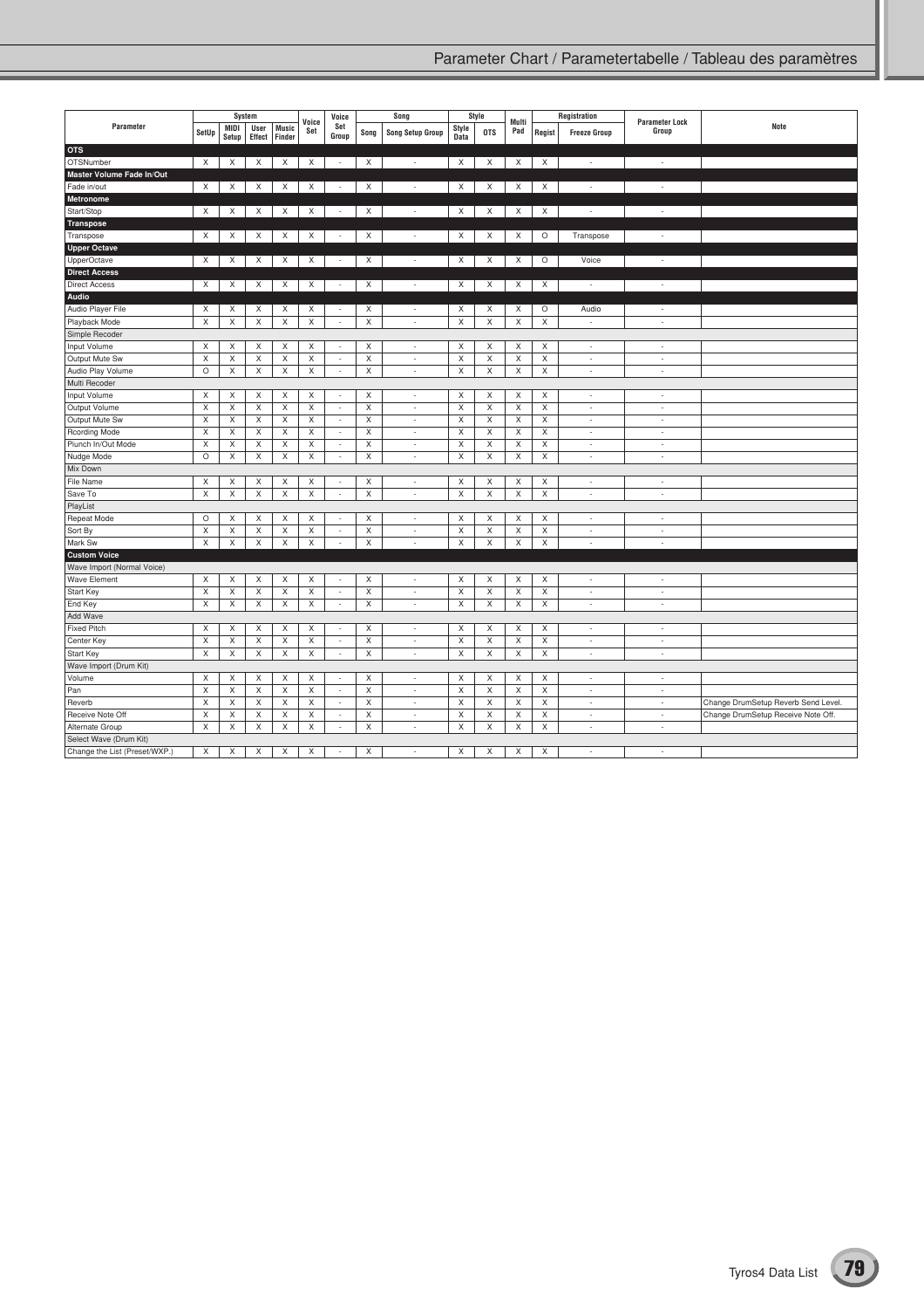# Parameter Chart / Parametertabelle / Tableau des paramètres

| Parameter | System | | | | Voice Set | Voice Set Group | Song | | Style | | Multi Pad | Registration | | Parameter Lock Group | Note |
|---|---|---|---|---|---|---|---|---|---|---|---|---|---|---|---|
| | SetUp | MIDI Setup | User Effect | Music Finder | | | Song | Song Setup Group | Style Data | OTS | | Regist | Freeze Group | | |
| **OTS** | | | | | | | | | | | | | | | |
| OTSNumber | X | X | X | X | X | - | X | - | X | X | X | X | - | - | |
| **Master Volume Fade In/Out** | | | | | | | | | | | | | | | |
| Fade in/out | X | X | X | X | X | - | X | - | X | X | X | X | - | - | |
| **Metronome** | | | | | | | | | | | | | | | |
| Start/Stop | X | X | X | X | X | - | X | - | X | X | X | X | - | - | |
| **Transpose** | | | | | | | | | | | | | | | |
| Transpose | X | X | X | X | X | - | X | - | X | X | X | O | Transpose | - | |
| **Upper Octave** | | | | | | | | | | | | | | | |
| UpperOctave | X | X | X | X | X | - | X | - | X | X | X | O | Voice | - | |
| **Direct Access** | | | | | | | | | | | | | | | |
| Direct Access | X | X | X | X | X | - | X | - | X | X | X | X | - | - | |
| **Audio** | | | | | | | | | | | | | | | |
| Audio Player File | X | X | X | X | X | - | X | - | X | X | X | O | Audio | - | |
| Playback Mode | X | X | X | X | X | - | X | - | X | X | X | X | - | - | |
| Simple Recoder | | | | | | | | | | | | | | | |
| Input Volume | X | X | X | X | X | - | X | - | X | X | X | X | - | - | |
| Output Mute Sw | X | X | X | X | X | - | X | - | X | X | X | X | - | - | |
| Audio Play Volume | O | X | X | X | X | - | X | - | X | X | X | X | - | - | |
| Multi Recoder | | | | | | | | | | | | | | | |
| Input Volume | X | X | X | X | X | - | X | - | X | X | X | X | - | - | |
| Output Volume | X | X | X | X | X | - | X | - | X | X | X | X | - | - | |
| Output Mute Sw | X | X | X | X | X | - | X | - | X | X | X | X | - | - | |
| Rcording Mode | X | X | X | X | X | - | X | - | X | X | X | X | - | - | |
| Piunch In/Out Mode | X | X | X | X | X | - | X | - | X | X | X | X | - | - | |
| Nudge Mode | O | X | X | X | X | - | X | - | X | X | X | X | - | - | |
| Mix Down | | | | | | | | | | | | | | | |
| File Name | X | X | X | X | X | - | X | - | X | X | X | X | - | - | |
| Save To | X | X | X | X | X | - | X | - | X | X | X | X | - | - | |
| PlayList | | | | | | | | | | | | | | | |
| Repeat Mode | O | X | X | X | X | - | X | - | X | X | X | X | - | - | |
| Sort By | X | X | X | X | X | - | X | - | X | X | X | X | - | - | |
| Mark Sw | X | X | X | X | X | - | X | - | X | X | X | X | - | - | |
| **Custom Voice** | | | | | | | | | | | | | | | |
| Wave Import (Normal Voice) | | | | | | | | | | | | | | | |
| Wave Element | X | X | X | X | X | - | X | - | X | X | X | X | - | - | |
| Start Key | X | X | X | X | X | - | X | - | X | X | X | X | - | - | |
| End Key | X | X | X | X | X | - | X | - | X | X | X | X | - | - | |
| Add Wave | | | | | | | | | | | | | | | |
| Fixed Pitch | X | X | X | X | X | - | X | - | X | X | X | X | - | - | |
| Center Key | X | X | X | X | X | - | X | - | X | X | X | X | - | - | |
| Start Key | X | X | X | X | X | - | X | - | X | X | X | X | - | - | |
| Wave Import (Drum Kit) | | | | | | | | | | | | | | | |
| Volume | X | X | X | X | X | - | X | - | X | X | X | X | - | - | |
| Pan | X | X | X | X | X | - | X | - | X | X | X | X | - | - | |
| Reverb | X | X | X | X | X | - | X | - | X | X | X | X | - | - | Change DrumSetup Reverb Send Level. |
| Receive Note Off | X | X | X | X | X | - | X | - | X | X | X | X | - | - | Change DrumSetup Receive Note Off. |
| Alternate Group | X | X | X | X | X | - | X | - | X | X | X | X | - | - | |
| Select Wave (Drum Kit) | | | | | | | | | | | | | | | |
| Change the List (Preset/WXP.) | X | X | X | X | X | - | X | - | X | X | X | X | - | - | |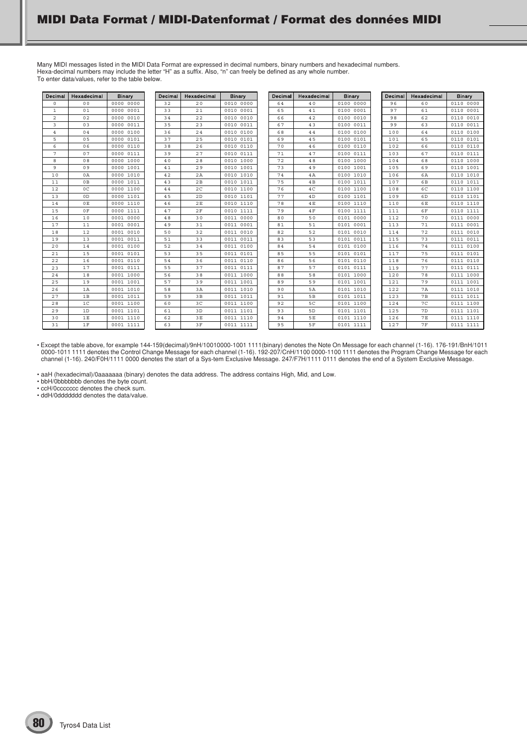# MIDI Data Format / MIDI-Datenformat / Format des données MIDI

Many MIDI messages listed in the MIDI Data Format are expressed in decimal numbers, binary numbers and hexadecimal numbers. Hexa-decimal numbers may include the letter "H" as a suffix. Also, "n" can freely be defined as any whole number.
To enter data/values, refer to the table below.

| Decimal | Hexadecimal | Binary | Decimal | Hexadecimal | Binary | Decimal | Hexadecimal | Binary | Decimal | Hexadecimal | Binary |
|---|---|---|---|---|---|---|---|---|---|---|---|
| 0 | 00 | 0000 0000 | 32 | 20 | 0010 0000 | 64 | 40 | 0100 0000 | 96 | 60 | 0110 0000 |
| 1 | 01 | 0000 0001 | 33 | 21 | 0010 0001 | 65 | 41 | 0100 0001 | 97 | 61 | 0110 0001 |
| 2 | 02 | 0000 0010 | 34 | 22 | 0010 0010 | 66 | 42 | 0100 0010 | 98 | 62 | 0110 0010 |
| 3 | 03 | 0000 0011 | 35 | 23 | 0010 0011 | 67 | 43 | 0100 0011 | 99 | 63 | 0110 0011 |
| 4 | 04 | 0000 0100 | 36 | 24 | 0010 0100 | 68 | 44 | 0100 0100 | 100 | 64 | 0110 0100 |
| 5 | 05 | 0000 0101 | 37 | 25 | 0010 0101 | 69 | 45 | 0100 0101 | 101 | 65 | 0110 0101 |
| 6 | 06 | 0000 0110 | 38 | 26 | 0010 0110 | 70 | 46 | 0100 0110 | 102 | 66 | 0110 0110 |
| 7 | 07 | 0000 0111 | 39 | 27 | 0010 0111 | 71 | 47 | 0100 0111 | 103 | 67 | 0110 0111 |
| 8 | 08 | 0000 1000 | 40 | 28 | 0010 1000 | 72 | 48 | 0100 1000 | 104 | 68 | 0110 1000 |
| 9 | 09 | 0000 1001 | 41 | 29 | 0010 1001 | 73 | 49 | 0100 1001 | 105 | 69 | 0110 1001 |
| 10 | 0A | 0000 1010 | 42 | 2A | 0010 1010 | 74 | 4A | 0100 1010 | 106 | 6A | 0110 1010 |
| 11 | 0B | 0000 1011 | 43 | 2B | 0010 1011 | 75 | 4B | 0100 1011 | 107 | 6B | 0110 1011 |
| 12 | 0C | 0000 1100 | 44 | 2C | 0010 1100 | 76 | 4C | 0100 1100 | 108 | 6C | 0110 1100 |
| 13 | 0D | 0000 1101 | 45 | 2D | 0010 1101 | 77 | 4D | 0100 1101 | 109 | 6D | 0110 1101 |
| 14 | 0E | 0000 1110 | 46 | 2E | 0010 1110 | 78 | 4E | 0100 1110 | 110 | 6E | 0110 1110 |
| 15 | 0F | 0000 1111 | 47 | 2F | 0010 1111 | 79 | 4F | 0100 1111 | 111 | 6F | 0110 1111 |
| 16 | 10 | 0001 0000 | 48 | 30 | 0011 0000 | 80 | 50 | 0101 0000 | 112 | 70 | 0111 0000 |
| 17 | 11 | 0001 0001 | 49 | 31 | 0011 0001 | 81 | 51 | 0101 0001 | 113 | 71 | 0111 0001 |
| 18 | 12 | 0001 0010 | 50 | 32 | 0011 0010 | 82 | 52 | 0101 0010 | 114 | 72 | 0111 0010 |
| 19 | 13 | 0001 0011 | 51 | 33 | 0011 0011 | 83 | 53 | 0101 0011 | 115 | 73 | 0111 0011 |
| 20 | 14 | 0001 0100 | 52 | 34 | 0011 0100 | 84 | 54 | 0101 0100 | 116 | 74 | 0111 0100 |
| 21 | 15 | 0001 0101 | 53 | 35 | 0011 0101 | 85 | 55 | 0101 0101 | 117 | 75 | 0111 0101 |
| 22 | 16 | 0001 0110 | 54 | 36 | 0011 0110 | 86 | 56 | 0101 0110 | 118 | 76 | 0111 0110 |
| 23 | 17 | 0001 0111 | 55 | 37 | 0011 0111 | 87 | 57 | 0101 0111 | 119 | 77 | 0111 0111 |
| 24 | 18 | 0001 1000 | 56 | 38 | 0011 1000 | 88 | 58 | 0101 1000 | 120 | 78 | 0111 1000 |
| 25 | 19 | 0001 1001 | 57 | 39 | 0011 1001 | 89 | 59 | 0101 1001 | 121 | 79 | 0111 1001 |
| 26 | 1A | 0001 1010 | 58 | 3A | 0011 1010 | 90 | 5A | 0101 1010 | 122 | 7A | 0111 1010 |
| 27 | 1B | 0001 1011 | 59 | 3B | 0011 1011 | 91 | 5B | 0101 1011 | 123 | 7B | 0111 1011 |
| 28 | 1C | 0001 1100 | 60 | 3C | 0011 1100 | 92 | 5C | 0101 1100 | 124 | 7C | 0111 1100 |
| 29 | 1D | 0001 1101 | 61 | 3D | 0011 1101 | 93 | 5D | 0101 1101 | 125 | 7D | 0111 1101 |
| 30 | 1E | 0001 1110 | 62 | 3E | 0011 1110 | 94 | 5E | 0101 1110 | 126 | 7E | 0111 1110 |
| 31 | 1F | 0001 1111 | 63 | 3F | 0011 1111 | 95 | 5F | 0101 1111 | 127 | 7F | 0111 1111 |

- Except the table above, for example 144-159(decimal)/9nH/10010000-1001 1111(binary) denotes the Note On Message for each channel (1-16). 176-191/BnH/1011 0000-1011 1111 denotes the Control Change Message for each channel (1-16). 192-207/CnH/1100 0000-1100 1111 denotes the Program Change Message for each channel (1-16). 240/F0H/1111 0000 denotes the start of a Sys-tem Exclusive Message. 247/F7H/1111 0111 denotes the end of a System Exclusive Message.

- aaH (hexadecimal)/0aaaaaaa (binary) denotes the data address. The address contains High, Mid, and Low.
- bbH/0bbbbbbb denotes the byte count.
- ccH/0ccccccc denotes the check sum.
- ddH/0ddddddd denotes the data/value.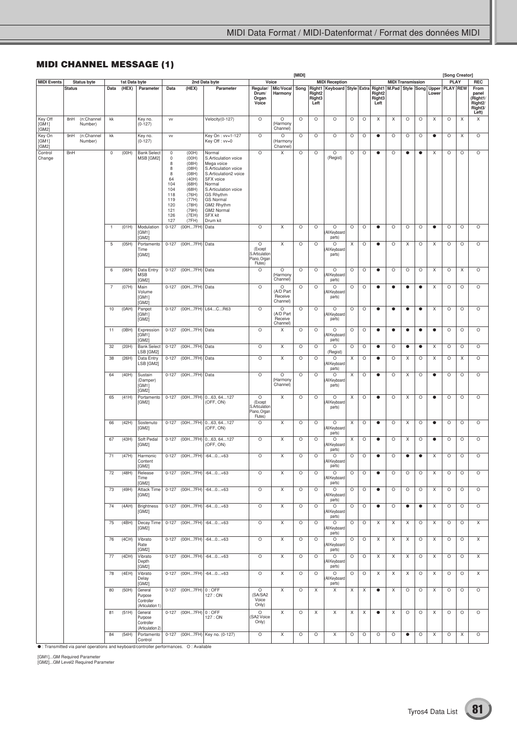## MIDI CHANNEL MESSAGE (1)

| MIDI Events | Status byte | | 1st Data byte | | | 2nd Data byte | | | [MIDI] Voice | | MIDI Reception | | | | | MIDI Transmission | | | | | [Song Creator] PLAY | | REC |
|---|---|---|---|---|---|---|---|---|---|---|---|---|---|---|---|---|---|---|---|---|---|---|---|
| | Status | | Data | (HEX) | Parameter | Data | (HEX) | Parameter | Regular/ Drum/ Organ Voice | Mic/Vocal Harmony | Song | Right1 Right2 Right3 Left | Keyboard | Style | Extra | Right1 Right2 Right3 Left | M.Pad | Style | Song | Upper Lower | PLAY | REW | From panel (Right1/ Right2/ Right3/ Left) |
| Key Off [GM1] [GM2] | 8nH | (n:Channel Number) | kk | | Key no. (0-127) | vv | | Velocity(0-127) | O | O (Harmony Channel) | O | O | O | O | O | X | X | O | O | X | O | X | X |
| Key On [GM1] [GM2] | 9nH | (n:Channel Number) | kk | | Key no. (0-127) | vv | | Key On : vv=1-127 Key Off : vv=0 | O | O (Harmony Channel) | O | O | O | O | O | ● | O | O | O | ● | O | X | O |
| Control Change | BnH | | 0 | (00H) | Bank Select MSB [GM2] | 0 0 8 8 8 64 104 104 118 119 120 121 126 127 | (00H) (00H) (08H) (08H) (08H) (40H) (68H) (68H) (76H) (77H) (78H) (79H) (7EH) (7FH) | Normal S.Articulation voice Mega voice S.Articulation voice S.Articulation2 voice SFX voice Normal S.Articulation voice GS Rhythm GS Normal GM2 Rhythm GM2 Normal SFX kit Drum kit | O | X | O | O | O (Regist) | O | O | ● | O | ● | ● | X | O | O | O |
| | | | 1 | (01H) | Modulation [GM1] [GM2] | 0-127 | (00H...7FH) | Data | O | X | O | O | O (AllKeyboard parts) | O | O | ● | O | O | O | ● | O | O | O |
| | | | 5 | (05H) | Portamento Time [GM2] | 0-127 | (00H...7FH) | Data | O (Except S.Articulation Piano, Organ Flutes) | X | O | O | O (AllKeyboard parts) | X | O | ● | O | X | O | X | O | O | O |
| | | | 6 | (06H) | Data Entry MSB [GM2] | 0-127 | (00H...7FH) | Data | O | O (Harmony Channel) | O | O | O (AllKeyboard parts) | O | O | ● | O | O | O | X | O | X | O |
| | | | 7 | (07H) | Main Volume [GM1] [GM2] | 0-127 | (00H...7FH) | Data | O | O (A/D Part Receive Channel) | O | O | O (AllKeyboard parts) | O | O | ● | ● | ● | ● | X | O | O | O |
| | | | 10 | (0AH) | Panpot [GM1] [GM2] | 0-127 | (00H...7FH) | L64...C...R63 | O | O (A/D Part Receive Channel) | O | O | O (AllKeyboard parts) | O | O | ● | ● | ● | ● | X | O | O | O |
| | | | 11 | (0BH) | Expression [GM1] [GM2] | 0-127 | (00H...7FH) | Data | O | X | O | O | O (AllKeyboard parts) | O | O | ● | ● | ● | ● | ● | O | O | O |
| | | | 32 | (20H) | Bank Select LSB [GM2] | 0-127 | (00H...7FH) | Data | O | X | O | O | O (Regist) | O | O | ● | O | ● | ● | X | O | O | O |
| | | | 38 | (26H) | Data Entry LSB [GM2] | 0-127 | (00H...7FH) | Data | O | X | O | O | O (AllKeyboard parts) | X | O | ● | O | X | O | X | O | X | O |
| | | | 64 | (40H) | Sustain (Damper) [GM1] [GM2] | 0-127 | (00H...7FH) | Data | O | O (Harmony Channel) | O | O | O (AllKeyboard parts) | X | O | ● | O | X | O | ● | O | O | O |
| | | | 65 | (41H) | Portamento [GM2] | 0-127 | (00H...7FH) | 0...63, 64...127 (OFF, ON) | O (Except S.Articulation Piano, Organ Flutes) | X | O | O | O (AllKeyboard parts) | X | O | ● | O | X | O | ● | O | O | O |
| | | | 66 | (42H) | Sostenuto [GM2] | 0-127 | (00H...7FH) | 0...63, 64...127 (OFF, ON) | O | X | O | O | O (AllKeyboard parts) | X | O | ● | O | X | O | ● | O | O | O |
| | | | 67 | (43H) | Soft Pedal [GM2] | 0-127 | (00H...7FH) | 0...63, 64...127 (OFF, ON) | O | X | O | O | O (AllKeyboard parts) | X | O | ● | O | X | O | ● | O | O | O |
| | | | 71 | (47H) | Harmonic Content [GM2] | 0-127 | (00H...7FH) | -64...0...+63 | O | X | O | O | O (AllKeyboard parts) | O | O | ● | O | ● | ● | X | O | O | O |
| | | | 72 | (48H) | Release Time [GM2] | 0-127 | (00H...7FH) | -64...0...+63 | O | X | O | O | O (AllKeyboard parts) | O | O | ● | O | O | O | X | O | O | O |
| | | | 73 | (49H) | Attack Time [GM2] | 0-127 | (00H...7FH) | -64...0...+63 | O | X | O | O | O (AllKeyboard parts) | O | O | ● | O | O | O | X | O | O | O |
| | | | 74 | (4AH) | Brightness [GM2] | 0-127 | (00H...7FH) | -64...0...+63 | O | X | O | O | O (AllKeyboard parts) | O | O | ● | O | ● | ● | X | O | O | O |
| | | | 75 | (4BH) | Decay Time [GM2] | 0-127 | (00H...7FH) | -64...0...+63 | O | X | O | O | O (AllKeyboard parts) | O | O | X | X | X | O | X | O | O | X |
| | | | 76 | (4CH) | Vibrato Rate [GM2] | 0-127 | (00H...7FH) | -64...0...+63 | O | X | O | O | O (AllKeyboard parts) | O | O | X | X | X | O | X | O | O | X |
| | | | 77 | (4DH) | Vibrato Depth [GM2] | 0-127 | (00H...7FH) | -64...0...+63 | O | X | O | O | O (AllKeyboard parts) | O | O | X | X | X | O | X | O | O | X |
| | | | 78 | (4EH) | Vibrato Delay [GM2] | 0-127 | (00H...7FH) | -64...0...+63 | O | X | O | O | O (AllKeyboard parts) | O | O | X | X | X | O | X | O | O | X |
| | | | 80 | (50H) | General Purpose Controller (Articulation 1) | 0-127 | (00H...7FH) | 0 : OFF 127 : ON | O (SA/SA2 Voice Only) | X | O | X | X | X | X | ● | X | O | O | X | O | O | O |
| | | | 81 | (51H) | General Purpose Controller (Articulation 2) | 0-127 | (00H...7FH) | 0 : OFF 127 : ON | O (SA2 Voice Only) | X | O | X | X | X | X | ● | X | O | O | X | O | O | O |
| | | | 84 | (54H) | Portamento Control | 0-127 | (00H...7FH) | Key no. (0-127) | O | X | O | O | X | O | O | O | O | ● | O | X | O | X | O |

● : Transmitted via panel operations and keyboard/controller performances. O : Available

[GM1]...GM Required Parameter
[GM2]...GM Level2 Required Parameter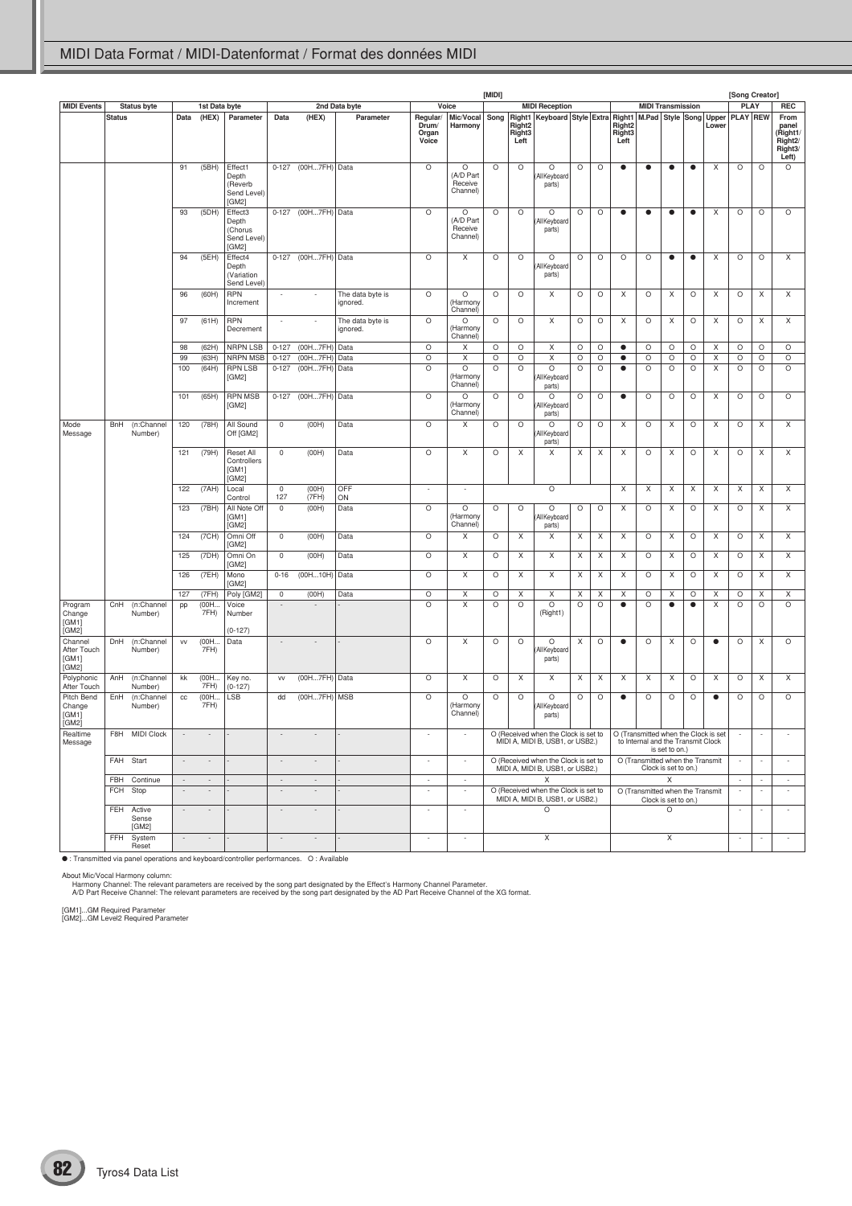# MIDI Data Format / MIDI-Datenformat / Format des données MIDI

| MIDI Events | Status byte | | 1st Data byte | | | 2nd Data byte | | | Voice | | [MIDI] MIDI Reception | | | | | MIDI Transmission | | | | | [Song Creator] PLAY | | REC |
|---|---|---|---|---|---|---|---|---|---|---|---|---|---|---|---|---|---|---|---|---|---|---|---|
| | Status | | Data | (HEX) | Parameter | Data | (HEX) | Parameter | Regular/ Drum/ Organ Voice | Mic/Vocal Harmony | Song | Right1 Right2 Right3 Left | Keyboard | Style | Extra | Right1 Right2 Right3 Left | M.Pad | Style | Song | Upper Lower | PLAY | REW | From panel (Right1/ Right2/ Right3/ Left) |
| | | | 91 | (5BH) | Effect1 Depth (Reverb Send Level) [GM2] | 0-127 | (00H...7FH) | Data | O | O (A/D Part Receive Channel) | O | O | O (AllKeyboard parts) | O | O | ● | ● | ● | ● | X | O | O | O |
| | | | 93 | (5DH) | Effect3 Depth (Chorus Send Level) [GM2] | 0-127 | (00H...7FH) | Data | O | O (A/D Part Receive Channel) | O | O | O (AllKeyboard parts) | O | O | ● | ● | ● | ● | X | O | O | O |
| | | | 94 | (5EH) | Effect4 Depth (Variation Send Level) | 0-127 | (00H...7FH) | Data | O | X | O | O | O (AllKeyboard parts) | O | O | O | O | ● | ● | X | O | O | X |
| | | | 96 | (60H) | RPN Increment | - | - | The data byte is ignored. | O | O (Harmony Channel) | O | O | X | O | O | X | O | X | O | X | O | X | X |
| | | | 97 | (61H) | RPN Decrement | - | - | The data byte is ignored. | O | O (Harmony Channel) | O | O | X | O | O | X | O | X | O | X | O | X | X |
| | | | 98 | (62H) | NRPN LSB | 0-127 | (00H...7FH) | Data | O | X | O | O | X | O | O | ● | O | O | O | X | O | O | O |
| | | | 99 | (63H) | NRPN MSB | 0-127 | (00H...7FH) | Data | O | X | O | O | X | O | O | ● | O | O | O | X | O | O | O |
| | | | 100 | (64H) | RPN LSB [GM2] | 0-127 | (00H...7FH) | Data | O | O (Harmony Channel) | O | O | O (AllKeyboard parts) | O | O | ● | O | O | O | X | O | O | O |
| | | | 101 | (65H) | RPN MSB [GM2] | 0-127 | (00H...7FH) | Data | O | O (Harmony Channel) | O | O | O (AllKeyboard parts) | O | O | ● | O | O | O | X | O | O | O |
| Mode Message | BnH | (n:Channel Number) | 120 | (78H) | All Sound Off [GM2] | 0 | (00H) | Data | O | X | O | O | O (AllKeyboard parts) | O | O | X | O | X | O | X | O | X | X |
| | | | 121 | (79H) | Reset All Controllers [GM1] [GM2] | 0 | (00H) | Data | O | X | O | X | X | X | X | X | O | X | O | X | O | X | X |
| | | | 122 | (7AH) | Local Control | 0 127 | (00H) (7FH) | OFF ON | - | - | O | | | | | X | X | X | X | X | X | X | X |
| | | | 123 | (7BH) | All Note Off [GM1] [GM2] | 0 | (00H) | Data | O | O (Harmony Channel) | O | O | O (AllKeyboard parts) | O | O | X | O | X | O | X | O | X | X |
| | | | 124 | (7CH) | Omni Off [GM2] | 0 | (00H) | Data | O | X | O | X | X | X | X | X | O | X | O | X | O | X | X |
| | | | 125 | (7DH) | Omni On [GM2] | 0 | (00H) | Data | O | X | O | X | X | X | X | X | O | X | O | X | O | X | X |
| | | | 126 | (7EH) | Mono [GM2] | 0-16 | (00H...10H) | Data | O | X | O | X | X | X | X | X | O | X | O | X | O | X | X |
| | | | 127 | (7FH) | Poly [GM2] | 0 | (00H) | Data | O | X | O | X | X | X | X | X | O | X | O | X | O | X | X |
| Program Change [GM1] [GM2] | CnH | (n:Channel Number) | pp | (00H... 7FH) | Voice Number (0-127) | - | - | - | O | X | O | O | O (Right1) | O | O | ● | O | ● | ● | X | O | O | O |
| Channel After Touch [GM1] [GM2] | DnH | (n:Channel Number) | vv | (00H... 7FH) | Data | - | - | - | O | X | O | O | O (AllKeyboard parts) | X | O | ● | O | X | O | ● | O | X | O |
| Polyphonic After Touch | AnH | (n:Channel Number) | kk | (00H... 7FH) | Key no. (0-127) | vv | (00H...7FH) | Data | O | X | O | X | X | X | X | X | X | X | O | X | O | X | X |
| Pitch Bend Change [GM1] [GM2] | EnH | (n:Channel Number) | cc | (00H... 7FH) | LSB | dd | (00H...7FH) | MSB | O | O (Harmony Channel) | O | O | O (AllKeyboard parts) | O | O | ● | O | O | O | ● | O | O | O |
| Realtime Message | F8H | MIDI Clock | - | - | - | - | - | - | - | - | O (Received when the Clock is set to MIDI A, MIDI B, USB1, or USB2.) | | | | | O (Transmitted when the Clock is set to Internal and the Transmit Clock is set to on.) | | | | | - | - | - |
| | FAH | Start | - | - | - | - | - | - | - | - | O (Received when the Clock is set to MIDI A, MIDI B, USB1, or USB2.) | | | | | O (Transmitted when the Transmit Clock is set to on.) | | | | | - | - | - |
| | FBH | Continue | - | - | - | - | - | - | - | - | X | | | | | X | | | | | - | - | - |
| | FCH | Stop | - | - | - | - | - | - | - | - | O (Received when the Clock is set to MIDI A, MIDI B, USB1, or USB2.) | | | | | O (Transmitted when the Transmit Clock is set to on.) | | | | | - | - | - |
| | FEH | Active Sense [GM2] | - | - | - | - | - | - | - | - | O | | | | | O | | | | | - | - | - |
| | FFH | System Reset | - | - | - | - | - | - | - | - | X | | | | | X | | | | | - | - | - |

● : Transmitted via panel operations and keyboard/controller performances. O : Available

About Mic/Vocal Harmony column:
Harmony Channel: The relevant parameters are received by the song part designated by the Effect's Harmony Channel Parameter.
A/D Part Receive Channel: The relevant parameters are received by the song part designated by the AD Part Receive Channel of the XG format.

[GM1]...GM Required Parameter
[GM2]...GM Level2 Required Parameter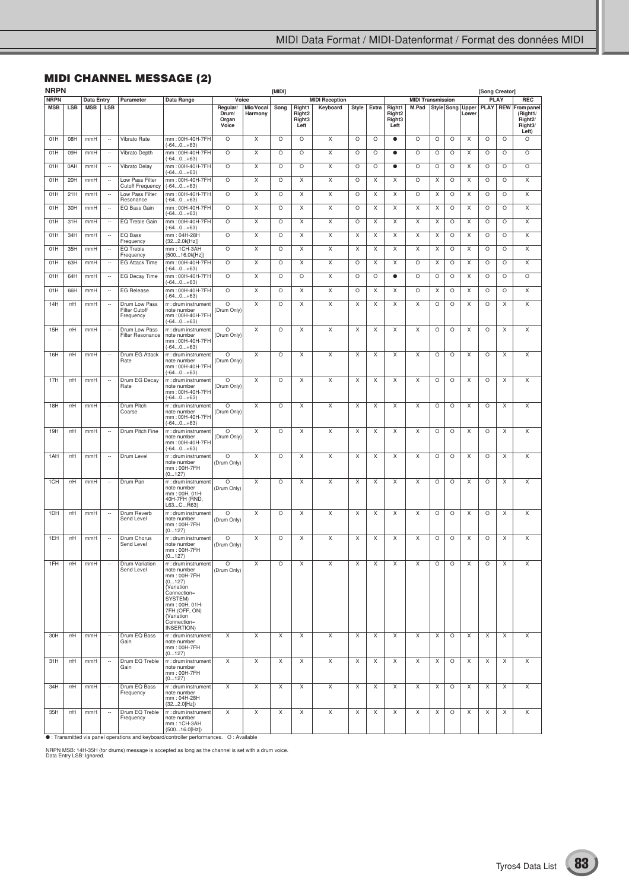## MIDI CHANNEL MESSAGE (2)

### NRPN

| NRPN | | Data Entry | | Parameter | Data Range | [MIDI] Voice | | | MIDI Reception | | | | MIDI Transmission | | | | | [Song Creator] PLAY | | REC |
|---|---|---|---|---|---|---|---|---|---|---|---|---|---|---|---|---|---|---|---|---|
| MSB | LSB | MSB | LSB | | | Regular/ Drum/ Organ Voice | Mic/Vocal Harmony | Song | Right1 Right2 Right3 Left | Keyboard | Style | Extra | Right1 Right2 Right3 Left | M.Pad | Style | Song | Upper Lower | PLAY | REW | From panel (Right1/ Right2/ Right3/ Left) |
| 01H | 08H | mmH | -- | Vibrato Rate | mm : 00H-40H-7FH (-64...0...+63) | O | X | O | O | X | O | O | ● | O | O | O | X | O | O | O |
| 01H | 09H | mmH | -- | Vibrato Depth | mm : 00H-40H-7FH (-64...0...+63) | O | X | O | O | X | O | O | ● | O | O | O | X | O | O | O |
| 01H | 0AH | mmH | -- | Vibrato Delay | mm : 00H-40H-7FH (-64...0...+63) | O | X | O | O | X | O | O | ● | O | O | O | X | O | O | O |
| 01H | 20H | mmH | -- | Low Pass Filter Cutoff Frequency | mm : 00H-40H-7FH (-64...0...+63) | O | X | O | X | X | O | X | X | O | X | O | X | O | O | X |
| 01H | 21H | mmH | -- | Low Pass Filter Resonance | mm : 00H-40H-7FH (-64...0...+63) | O | X | O | X | X | O | X | X | O | X | O | X | O | O | X |
| 01H | 30H | mmH | -- | EQ Bass Gain | mm : 00H-40H-7FH (-64...0...+63) | O | X | O | X | X | O | X | X | X | X | O | X | O | O | X |
| 01H | 31H | mmH | -- | EQ Treble Gain | mm : 00H-40H-7FH (-64...0...+63) | O | X | O | X | X | O | X | X | X | X | O | X | O | O | X |
| 01H | 34H | mmH | -- | EQ Bass Frequency | mm : 04H-28H (32...2.0k[Hz]) | O | X | O | X | X | X | X | X | X | X | O | X | O | O | X |
| 01H | 35H | mmH | -- | EQ Treble Frequency | mm : 1CH-3AH (500...16.0k[Hz]) | O | X | O | X | X | X | X | X | X | X | O | X | O | O | X |
| 01H | 63H | mmH | -- | EG Attack Time | mm : 00H-40H-7FH (-64...0...+63) | O | X | O | X | X | O | X | X | O | X | O | X | O | O | X |
| 01H | 64H | mmH | -- | EG Decay Time | mm : 00H-40H-7FH (-64...0...+63) | O | X | O | O | X | O | O | ● | O | O | O | X | O | O | O |
| 01H | 66H | mmH | -- | EG Release | mm : 00H-40H-7FH (-64...0...+63) | O | X | O | X | X | O | X | X | O | X | O | X | O | O | X |
| 14H | rrH | mmH | -- | Drum Low Pass Filter Cutoff Frequency | rr : drum instrument note number mm : 00H-40H-7FH (-64...0...+63) | O (Drum Only) | X | O | X | X | X | X | X | X | O | O | X | O | X | X |
| 15H | rrH | mmH | -- | Drum Low Pass Filter Resonance | rr : drum instrument note number mm : 00H-40H-7FH (-64...0...+63) | O (Drum Only) | X | O | X | X | X | X | X | X | O | O | X | O | X | X |
| 16H | rrH | mmH | -- | Drum EG Attack Rate | rr : drum instrument note number mm : 00H-40H-7FH (-64...0...+63) | O (Drum Only) | X | O | X | X | X | X | X | X | O | O | X | O | X | X |
| 17H | rrH | mmH | -- | Drum EG Decay Rate | rr : drum instrument note number mm : 00H-40H-7FH (-64...0...+63) | O (Drum Only) | X | O | X | X | X | X | X | X | O | O | X | O | X | X |
| 18H | rrH | mmH | -- | Drum Pitch Coarse | rr : drum instrument note number mm : 00H-40H-7FH (-64...0...+63) | O (Drum Only) | X | O | X | X | X | X | X | X | O | O | X | O | X | X |
| 19H | rrH | mmH | -- | Drum Pitch Fine | rr : drum instrument note number mm : 00H-40H-7FH (-64...0...+63) | O (Drum Only) | X | O | X | X | X | X | X | X | O | O | X | O | X | X |
| 1AH | rrH | mmH | -- | Drum Level | rr : drum instrument note number mm : 00H-7FH (0...127) | O (Drum Only) | X | O | X | X | X | X | X | X | O | O | X | O | X | X |
| 1CH | rrH | mmH | -- | Drum Pan | rr : drum instrument note number mm : 00H, 01H-40H-7FH (RND, L63...C...R63) | O (Drum Only) | X | O | X | X | X | X | X | X | O | O | X | O | X | X |
| 1DH | rrH | mmH | -- | Drum Reverb Send Level | rr : drum instrument note number mm : 00H-7FH (0...127) | O (Drum Only) | X | O | X | X | X | X | X | X | O | O | X | O | X | X |
| 1EH | rrH | mmH | -- | Drum Chorus Send Level | rr : drum instrument note number mm : 00H-7FH (0...127) | O (Drum Only) | X | O | X | X | X | X | X | X | O | O | X | O | X | X |
| 1FH | rrH | mmH | -- | Drum Variation Send Level | rr : drum instrument note number mm : 00H-7FH (0...127) (Variation Connection= SYSTEM) mm : 00H, 01H-7FH (OFF, ON) (Variation Connection= INSERTION) | O (Drum Only) | X | O | X | X | X | X | X | X | O | O | X | O | X | X |
| 30H | rrH | mmH | -- | Drum EQ Bass Gain | rr : drum instrument note number mm : 00H-7FH (0...127) | X | X | X | X | X | X | X | X | X | X | O | X | X | X | X |
| 31H | rrH | mmH | -- | Drum EQ Treble Gain | rr : drum instrument note number mm : 00H-7FH (0...127) | X | X | X | X | X | X | X | X | X | X | O | X | X | X | X |
| 34H | rrH | mmH | -- | Drum EQ Bass Frequency | rr : drum instrument note number mm : 04H-28H (32...2.0[Hz]) | X | X | X | X | X | X | X | X | X | X | O | X | X | X | X |
| 35H | rrH | mmH | -- | Drum EQ Treble Frequency | rr : drum instrument note number mm : 1CH-3AH (500...16.0[Hz]) | X | X | X | X | X | X | X | X | X | X | O | X | X | X | X |

● : Transmitted via panel operations and keyboard/controller performances. O : Available

NRPN MSB: 14H-35H (for drums) message is accepted as long as the channel is set with a drum voice.
Data Entry LSB: Ignored.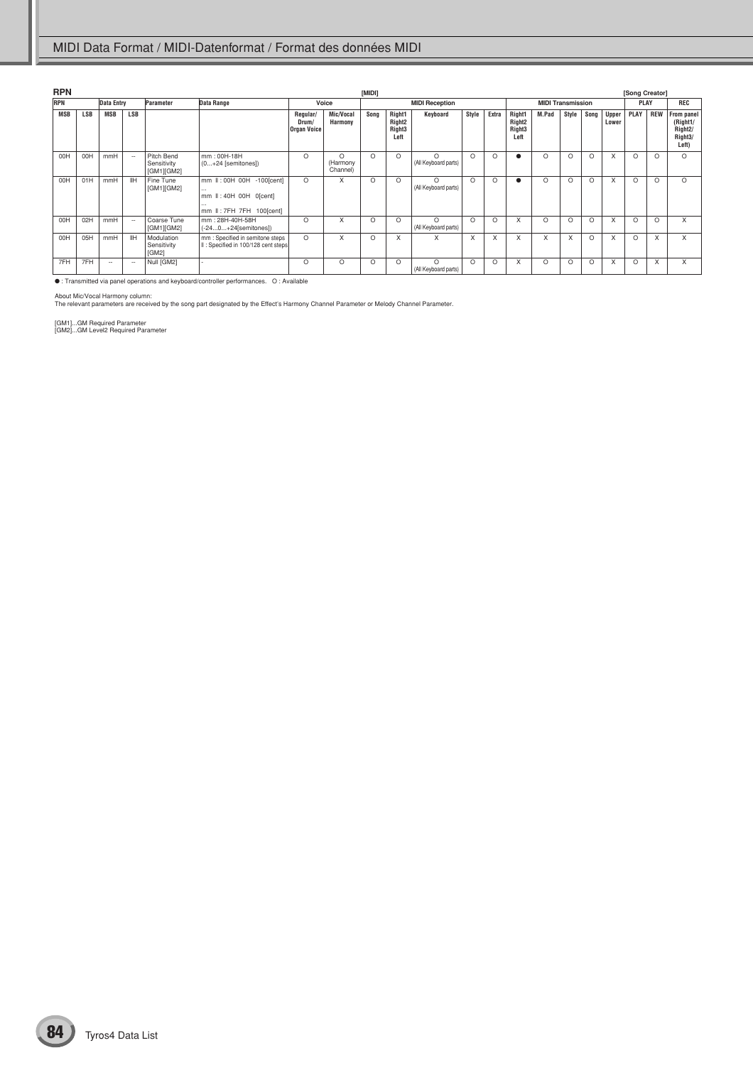## RPN

| RPN | | Data Entry | | Parameter | Data Range | [MIDI] Voice | | | | | | | | | | | | | | [Song Creator] PLAY | | REC |
|---|---|---|---|---|---|---|---|---|---|---|---|---|---|---|---|---|---|---|---|---|---|---|
| | | | | | | Voice | | MIDI Reception | | | | | MIDI Transmission | | | | | | | PLAY | | REC |
| MSB | LSB | MSB | LSB | | | Regular/ Drum/ Organ Voice | Mic/Vocal Harmony | Song | Right1 Right2 Right3 Left | Keyboard | Style | Extra | Right1 Right2 Right3 Left | M.Pad | Style | Song | Upper Lower | PLAY | REW | From panel (Right1/ Right2/ Right3/ Left) |
| 00H | 00H | mmH | -- | Pitch Bend Sensitivity [GM1][GM2] | mm : 00H-18H (0...+24 [semitones]) | O | O (Harmony Channel) | O | O | O (All Keyboard parts) | O | O | ● | O | O | O | X | O | O | O |
| 00H | 01H | mmH | llH | Fine Tune [GM1][GM2] | mm ll : 00H 00H -100[cent] ... mm ll : 40H 00H 0[cent] ... mm ll : 7FH 7FH 100[cent] | O | X | O | O | O (All Keyboard parts) | O | O | ● | O | O | O | X | O | O | O |
| 00H | 02H | mmH | -- | Coarse Tune [GM1][GM2] | mm : 28H-40H-58H (-24...0...+24[semitones]) | O | X | O | O | O (All Keyboard parts) | O | O | X | O | O | O | X | O | O | X |
| 00H | 05H | mmH | llH | Modulation Sensitivity [GM2] | mm : Specified in semitone steps ll : Specified in 100/128 cent steps | O | X | O | X | X | X | X | X | X | X | O | X | O | X | X |
| 7FH | 7FH | -- | -- | Null [GM2] | - | O | O | O | O | O (All Keyboard parts) | O | O | X | O | O | O | X | O | X | X |

● : Transmitted via panel operations and keyboard/controller performances.  O : Available

About Mic/Vocal Harmony column:
The relevant parameters are received by the song part designated by the Effect's Harmony Channel Parameter or Melody Channel Parameter.

[GM1]...GM Required Parameter
[GM2]...GM Level2 Required Parameter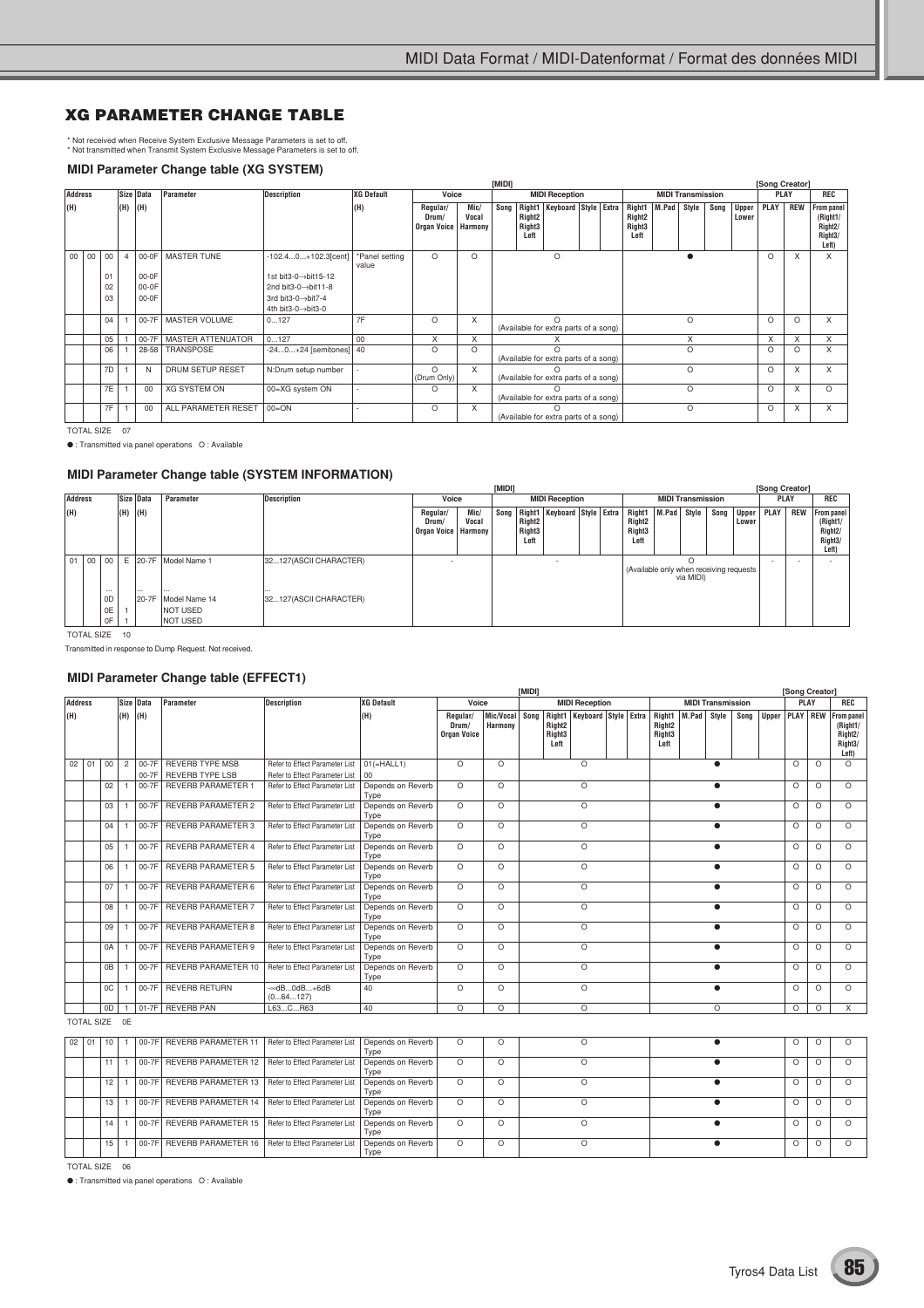## XG PARAMETER CHANGE TABLE

\* Not received when Receive System Exclusive Message Parameters is set to off.
\* Not transmitted when Transmit System Exclusive Message Parameters is set to off.

### MIDI Parameter Change table (XG SYSTEM)

| Address (H) | | | Size (H) | Data (H) | Parameter | Description | XG Default (H) | Voice: Regular/ Drum/ Organ Voice | Voice: Mic/ Vocal Harmony | [MIDI] MIDI Reception: Song | Right1 Right2 Right3 Left | Keyboard | Style | Extra | MIDI Transmission: Right1 Right2 Right3 Left | M.Pad | Style | Song | Upper Lower | [Song Creator] PLAY | REW | REC: From panel (Right1/ Right2/ Right3/ Left) |
|---|---|---|---|---|---|---|---|---|---|---|---|---|---|---|---|---|---|---|---|---|---|---|
| 00 | 00 | 00 | 4 | 00-0F | MASTER TUNE | -102.4...0...+102.3[cent] | *Panel setting value | O | O | O | | | | | ● | | | | | O | X | X |
| | | 01 | | 00-0F | | 1st bit3-0→bit15-12 | | | | | | | | | | | | | | | | |
| | | 02 | | 00-0F | | 2nd bit3-0→bit11-8 | | | | | | | | | | | | | | | | |
| | | 03 | | 00-0F | | 3rd bit3-0→bit7-4<br>4th bit3-0→bit3-0 | | | | | | | | | | | | | | | | |
| | | 04 | 1 | 00-7F | MASTER VOLUME | 0...127 | 7F | O | X | O (Available for extra parts of a song) | | | | | O | | | | | O | O | X |
| | | 05 | 1 | 00-7F | MASTER ATTENUATOR | 0...127 | 00 | X | X | X | | | | | X | | | | | X | X | X |
| | | 06 | 1 | 28-58 | TRANSPOSE | -24...0...+24 [semitones] | 40 | O | O | O (Available for extra parts of a song) | | | | | O | | | | | O | O | X |
| | | 7D | 1 | N | DRUM SETUP RESET | N:Drum setup number | - | O (Drum Only) | X | O (Available for extra parts of a song) | | | | | O | | | | | O | X | X |
| | | 7E | 1 | 00 | XG SYSTEM ON | 00=XG system ON | - | O | X | O (Available for extra parts of a song) | | | | | O | | | | | O | X | O |
| | | 7F | 1 | 00 | ALL PARAMETER RESET | 00=ON | - | O | X | O (Available for extra parts of a song) | | | | | O | | | | | O | X | X |

TOTAL SIZE 07

● : Transmitted via panel operations O : Available

### MIDI Parameter Change table (SYSTEM INFORMATION)

| Address (H) | | | Size (H) | Data (H) | Parameter | Description | Voice: Regular/ Drum/ Organ Voice | Voice: Mic/ Vocal Harmony | [MIDI] MIDI Reception: Song | Right1 Right2 Right3 Left | Keyboard | Style | Extra | MIDI Transmission: Right1 Right2 Right3 Left | M.Pad | Style | Song | Upper Lower | [Song Creator] PLAY | REW | REC: From panel (Right1/ Right2/ Right3/ Left) |
|---|---|---|---|---|---|---|---|---|---|---|---|---|---|---|---|---|---|---|---|---|---|
| 01 | 00 | 00 | E | 20-7F | Model Name 1 | 32...127(ASCII CHARACTER) | - | | - | | | | | O (Available only when receiving requests via MIDI) | | | | | - | - | - |
| | | ... | | ... | ... | ... | | | | | | | | | | | | | | | |
| | | 0D | | 20-7F | Model Name 14 | 32...127(ASCII CHARACTER) | | | | | | | | | | | | | | | |
| | | 0E | 1 | | NOT USED | | | | | | | | | | | | | | | | |
| | | 0F | 1 | | NOT USED | | | | | | | | | | | | | | | | |

TOTAL SIZE 10

Transmitted in response to Dump Request. Not received.

### MIDI Parameter Change table (EFFECT1)

| Address (H) | | | Size (H) | Data (H) | Parameter | Description | XG Default (H) | Voice: Regular/ Drum/ Organ Voice | Voice: Mic/Vocal Harmony | [MIDI] MIDI Reception: Song | Right1 Right2 Right3 Left | Keyboard | Style | Extra | MIDI Transmission: Right1 Right2 Right3 Left | M.Pad | Style | Song | Upper | [Song Creator] PLAY | REW | REC: From panel (Right1/ Right2/ Right3/ Left) |
|---|---|---|---|---|---|---|---|---|---|---|---|---|---|---|---|---|---|---|---|---|---|---|
| 02 | 01 | 00 | 2 | 00-7F<br>00-7F | REVERB TYPE MSB<br>REVERB TYPE LSB | Refer to Effect Parameter List<br>Refer to Effect Parameter List | 01(=HALL1)<br>00 | O | O | O | | | | | ● | | | | | O | O | O |
| | | 02 | 1 | 00-7F | REVERB PARAMETER 1 | Refer to Effect Parameter List | Depends on Reverb Type | O | O | O | | | | | ● | | | | | O | O | O |
| | | 03 | 1 | 00-7F | REVERB PARAMETER 2 | Refer to Effect Parameter List | Depends on Reverb Type | O | O | O | | | | | ● | | | | | O | O | O |
| | | 04 | 1 | 00-7F | REVERB PARAMETER 3 | Refer to Effect Parameter List | Depends on Reverb Type | O | O | O | | | | | ● | | | | | O | O | O |
| | | 05 | 1 | 00-7F | REVERB PARAMETER 4 | Refer to Effect Parameter List | Depends on Reverb Type | O | O | O | | | | | ● | | | | | O | O | O |
| | | 06 | 1 | 00-7F | REVERB PARAMETER 5 | Refer to Effect Parameter List | Depends on Reverb Type | O | O | O | | | | | ● | | | | | O | O | O |
| | | 07 | 1 | 00-7F | REVERB PARAMETER 6 | Refer to Effect Parameter List | Depends on Reverb Type | O | O | O | | | | | ● | | | | | O | O | O |
| | | 08 | 1 | 00-7F | REVERB PARAMETER 7 | Refer to Effect Parameter List | Depends on Reverb Type | O | O | O | | | | | ● | | | | | O | O | O |
| | | 09 | 1 | 00-7F | REVERB PARAMETER 8 | Refer to Effect Parameter List | Depends on Reverb Type | O | O | O | | | | | ● | | | | | O | O | O |
| | | 0A | 1 | 00-7F | REVERB PARAMETER 9 | Refer to Effect Parameter List | Depends on Reverb Type | O | O | O | | | | | ● | | | | | O | O | O |
| | | 0B | 1 | 00-7F | REVERB PARAMETER 10 | Refer to Effect Parameter List | Depends on Reverb Type | O | O | O | | | | | ● | | | | | O | O | O |
| | | 0C | 1 | 00-7F | REVERB RETURN | -∞dB...0dB...+6dB (0...64...127) | 40 | O | O | O | | | | | ● | | | | | O | O | O |
| | | 0D | 1 | 01-7F | REVERB PAN | L63...C...R63 | 40 | O | O | O | | | | | O | | | | | O | O | X |

TOTAL SIZE 0E

| Address (H) | | | Size (H) | Data (H) | Parameter | Description | XG Default (H) | Voice: Regular/ Drum/ Organ Voice | Voice: Mic/Vocal Harmony | [MIDI] MIDI Reception: Song | Right1 Right2 Right3 Left | Keyboard | Style | Extra | MIDI Transmission: Right1 Right2 Right3 Left | M.Pad | Style | Song | Upper | [Song Creator] PLAY | REW | REC: From panel (Right1/ Right2/ Right3/ Left) |
|---|---|---|---|---|---|---|---|---|---|---|---|---|---|---|---|---|---|---|---|---|---|---|
| 02 | 01 | 10 | 1 | 00-7F | REVERB PARAMETER 11 | Refer to Effect Parameter List | Depends on Reverb Type | O | O | O | | | | | ● | | | | | O | O | O |
| | | 11 | 1 | 00-7F | REVERB PARAMETER 12 | Refer to Effect Parameter List | Depends on Reverb Type | O | O | O | | | | | ● | | | | | O | O | O |
| | | 12 | 1 | 00-7F | REVERB PARAMETER 13 | Refer to Effect Parameter List | Depends on Reverb Type | O | O | O | | | | | ● | | | | | O | O | O |
| | | 13 | 1 | 00-7F | REVERB PARAMETER 14 | Refer to Effect Parameter List | Depends on Reverb Type | O | O | O | | | | | ● | | | | | O | O | O |
| | | 14 | 1 | 00-7F | REVERB PARAMETER 15 | Refer to Effect Parameter List | Depends on Reverb Type | O | O | O | | | | | ● | | | | | O | O | O |
| | | 15 | 1 | 00-7F | REVERB PARAMETER 16 | Refer to Effect Parameter List | Depends on Reverb Type | O | O | O | | | | | ● | | | | | O | O | O |

TOTAL SIZE 06

● : Transmitted via panel operations O : Available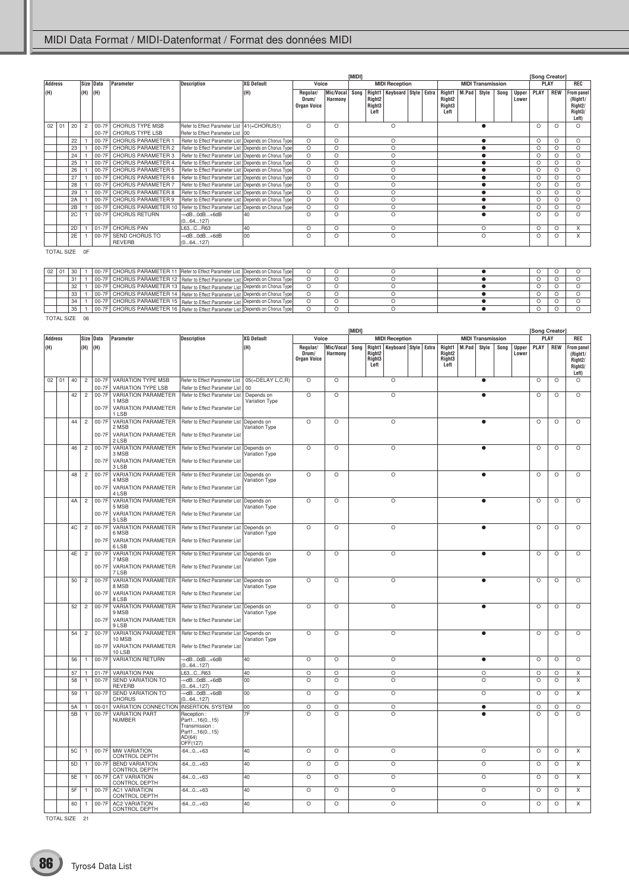# MIDI Data Format / MIDI-Datenformat / Format des données MIDI

| Address (H) | | | Size (H) | Data (H) | Parameter | Description | XG Default (H) | Voice: Regular/Drum/Organ Voice | Voice: Mic/Vocal Harmony | [MIDI] MIDI Reception: Song | MIDI Reception: Right1 Right2 Right3 Left | MIDI Reception: Keyboard | MIDI Reception: Style | MIDI Reception: Extra | MIDI Transmission: Right1 Right2 Right3 Left | MIDI Transmission: M.Pad | MIDI Transmission: Style | MIDI Transmission: Song | MIDI Transmission: Upper Lower | [Song Creator] PLAY: PLAY | PLAY: REW | REC: From panel (Right1/ Right2/ Right3/ Left) |
|---|---|---|---|---|---|---|---|---|---|---|---|---|---|---|---|---|---|---|---|---|---|---|
| 02 | 01 | 20 | 2 | 00-7F | CHORUS TYPE MSB | Refer to Effect Parameter List | 41(=CHORUS1) | O | O | | | O | | | | | ● | | | O | O | O |
| | | | | 00-7F | CHORUS TYPE LSB | Refer to Effect Parameter List | 00 | | | | | | | | | | | | | | | |
| | | 22 | 1 | 00-7F | CHORUS PARAMETER 1 | Refer to Effect Parameter List | Depends on Chorus Type | O | O | | | O | | | | | ● | | | O | O | O |
| | | 23 | 1 | 00-7F | CHORUS PARAMETER 2 | Refer to Effect Parameter List | Depends on Chorus Type | O | O | | | O | | | | | ● | | | O | O | O |
| | | 24 | 1 | 00-7F | CHORUS PARAMETER 3 | Refer to Effect Parameter List | Depends on Chorus Type | O | O | | | O | | | | | ● | | | O | O | O |
| | | 25 | 1 | 00-7F | CHORUS PARAMETER 4 | Refer to Effect Parameter List | Depends on Chorus Type | O | O | | | O | | | | | ● | | | O | O | O |
| | | 26 | 1 | 00-7F | CHORUS PARAMETER 5 | Refer to Effect Parameter List | Depends on Chorus Type | O | O | | | O | | | | | ● | | | O | O | O |
| | | 27 | 1 | 00-7F | CHORUS PARAMETER 6 | Refer to Effect Parameter List | Depends on Chorus Type | O | O | | | O | | | | | ● | | | O | O | O |
| | | 28 | 1 | 00-7F | CHORUS PARAMETER 7 | Refer to Effect Parameter List | Depends on Chorus Type | O | O | | | O | | | | | ● | | | O | O | O |
| | | 29 | 1 | 00-7F | CHORUS PARAMETER 8 | Refer to Effect Parameter List | Depends on Chorus Type | O | O | | | O | | | | | ● | | | O | O | O |
| | | 2A | 1 | 00-7F | CHORUS PARAMETER 9 | Refer to Effect Parameter List | Depends on Chorus Type | O | O | | | O | | | | | ● | | | O | O | O |
| | | 2B | 1 | 00-7F | CHORUS PARAMETER 10 | Refer to Effect Parameter List | Depends on Chorus Type | O | O | | | O | | | | | ● | | | O | O | O |
| | | 2C | 1 | 00-7F | CHORUS RETURN | -∞dB...0dB...+6dB (0...64...127) | 40 | O | O | | | O | | | | | ● | | | O | O | O |
| | | 2D | 1 | 01-7F | CHORUS PAN | L63...C...R63 | 40 | O | O | | | O | | | | | O | | | O | O | X |
| | | 2E | 1 | 00-7F | SEND CHORUS TO REVERB | -∞dB...0dB...+6dB (0...64...127) | 00 | O | O | | | O | | | | | O | | | O | O | X |

TOTAL SIZE 0F

| Address (H) | | | Size (H) | Data (H) | Parameter | Description | XG Default (H) | Voice: Regular/Drum/Organ Voice | Voice: Mic/Vocal Harmony | [MIDI] MIDI Reception: Song | MIDI Reception: Right1 Right2 Right3 Left | MIDI Reception: Keyboard | MIDI Reception: Style | MIDI Reception: Extra | MIDI Transmission: Right1 Right2 Right3 Left | MIDI Transmission: M.Pad | MIDI Transmission: Style | MIDI Transmission: Song | MIDI Transmission: Upper Lower | [Song Creator] PLAY: PLAY | PLAY: REW | REC: From panel |
|---|---|---|---|---|---|---|---|---|---|---|---|---|---|---|---|---|---|---|---|---|---|---|
| 02 | 01 | 30 | 1 | 00-7F | CHORUS PARAMETER 11 | Refer to Effect Parameter List | Depends on Chorus Type | O | O | | | O | | | | | ● | | | O | O | O |
| | | 31 | 1 | 00-7F | CHORUS PARAMETER 12 | Refer to Effect Parameter List | Depends on Chorus Type | O | O | | | O | | | | | ● | | | O | O | O |
| | | 32 | 1 | 00-7F | CHORUS PARAMETER 13 | Refer to Effect Parameter List | Depends on Chorus Type | O | O | | | O | | | | | ● | | | O | O | O |
| | | 33 | 1 | 00-7F | CHORUS PARAMETER 14 | Refer to Effect Parameter List | Depends on Chorus Type | O | O | | | O | | | | | ● | | | O | O | O |
| | | 34 | 1 | 00-7F | CHORUS PARAMETER 15 | Refer to Effect Parameter List | Depends on Chorus Type | O | O | | | O | | | | | ● | | | O | O | O |
| | | 35 | 1 | 00-7F | CHORUS PARAMETER 16 | Refer to Effect Parameter List | Depends on Chorus Type | O | O | | | O | | | | | ● | | | O | O | O |

TOTAL SIZE 06

| Address (H) | | | Size (H) | Data (H) | Parameter | Description | XG Default (H) | Voice: Regular/Drum/Organ Voice | Voice: Mic/Vocal Harmony | [MIDI] MIDI Reception: Song | MIDI Reception: Right1 Right2 Right3 Left | MIDI Reception: Keyboard | MIDI Reception: Style | MIDI Reception: Extra | MIDI Transmission: Right1 Right2 Right3 Left | MIDI Transmission: M.Pad | MIDI Transmission: Style | MIDI Transmission: Song | MIDI Transmission: Upper Lower | [Song Creator] PLAY: PLAY | PLAY: REW | REC: From panel (Right1/ Right2/ Right3/ Left) |
|---|---|---|---|---|---|---|---|---|---|---|---|---|---|---|---|---|---|---|---|---|---|---|
| 02 | 01 | 40 | 2 | 00-7F | VARIATION TYPE MSB | Refer to Effect Parameter List | 05(=DELAY L,C,R) | O | O | | | O | | | | | ● | | | O | O | O |
| | | | | 00-7F | VARIATION TYPE LSB | Refer to Effect Parameter List | 00 | | | | | | | | | | | | | | | |
| | | 42 | 2 | 00-7F | VARIATION PARAMETER 1 MSB | Refer to Effect Parameter List | Depends on Variation Type | O | O | | | O | | | | | ● | | | O | O | O |
| | | | | 00-7F | VARIATION PARAMETER 1 LSB | Refer to Effect Parameter List | | | | | | | | | | | | | | | | |
| | | 44 | 2 | 00-7F | VARIATION PARAMETER 2 MSB | Refer to Effect Parameter List | Depends on Variation Type | O | O | | | O | | | | | ● | | | O | O | O |
| | | | | 00-7F | VARIATION PARAMETER 2 LSB | Refer to Effect Parameter List | | | | | | | | | | | | | | | | |
| | | 46 | 2 | 00-7F | VARIATION PARAMETER 3 MSB | Refer to Effect Parameter List | Depends on Variation Type | O | O | | | O | | | | | ● | | | O | O | O |
| | | | | 00-7F | VARIATION PARAMETER 3 LSB | Refer to Effect Parameter List | | | | | | | | | | | | | | | | |
| | | 48 | 2 | 00-7F | VARIATION PARAMETER 4 MSB | Refer to Effect Parameter List | Depends on Variation Type | O | O | | | O | | | | | ● | | | O | O | O |
| | | | | 00-7F | VARIATION PARAMETER 4 LSB | Refer to Effect Parameter List | | | | | | | | | | | | | | | | |
| | | 4A | 2 | 00-7F | VARIATION PARAMETER 5 MSB | Refer to Effect Parameter List | Depends on Variation Type | O | O | | | O | | | | | ● | | | O | O | O |
| | | | | 00-7F | VARIATION PARAMETER 5 LSB | Refer to Effect Parameter List | | | | | | | | | | | | | | | | |
| | | 4C | 2 | 00-7F | VARIATION PARAMETER 6 MSB | Refer to Effect Parameter List | Depends on Variation Type | O | O | | | O | | | | | ● | | | O | O | O |
| | | | | 00-7F | VARIATION PARAMETER 6 LSB | Refer to Effect Parameter List | | | | | | | | | | | | | | | | |
| | | 4E | 2 | 00-7F | VARIATION PARAMETER 7 MSB | Refer to Effect Parameter List | Depends on Variation Type | O | O | | | O | | | | | ● | | | O | O | O |
| | | | | 00-7F | VARIATION PARAMETER 7 LSB | Refer to Effect Parameter List | | | | | | | | | | | | | | | | |
| | | 50 | 2 | 00-7F | VARIATION PARAMETER 8 MSB | Refer to Effect Parameter List | Depends on Variation Type | O | O | | | O | | | | | ● | | | O | O | O |
| | | | | 00-7F | VARIATION PARAMETER 8 LSB | Refer to Effect Parameter List | | | | | | | | | | | | | | | | |
| | | 52 | 2 | 00-7F | VARIATION PARAMETER 9 MSB | Refer to Effect Parameter List | Depends on Variation Type | O | O | | | O | | | | | ● | | | O | O | O |
| | | | | 00-7F | VARIATION PARAMETER 9 LSB | Refer to Effect Parameter List | | | | | | | | | | | | | | | | |
| | | 54 | 2 | 00-7F | VARIATION PARAMETER 10 MSB | Refer to Effect Parameter List | Depends on Variation Type | O | O | | | O | | | | | ● | | | O | O | O |
| | | | | 00-7F | VARIATION PARAMETER 10 LSB | Refer to Effect Parameter List | | | | | | | | | | | | | | | | |
| | | 56 | 1 | 00-7F | VARIATION RETURN | -∞dB...0dB...+6dB (0...64...127) | 40 | O | O | | | O | | | | | ● | | | O | O | O |
| | | 57 | 1 | 01-7F | VARIATION PAN | L63...C...R63 | 40 | O | O | | | O | | | | | O | | | O | O | X |
| | | 58 | 1 | 00-7F | SEND VARIATION TO REVERB | -∞dB...0dB...+6dB (0...64...127) | 00 | O | O | | | O | | | | | O | | | O | O | X |
| | | 59 | 1 | 00-7F | SEND VARIATION TO CHORUS | -∞dB...0dB...+6dB (0...64...127) | 00 | O | O | | | O | | | | | O | | | O | O | X |
| | | 5A | 1 | 00-01 | VARIATION CONNECTION | INSERTION, SYSTEM | 00 | O | O | | | O | | | | | ● | | | O | O | O |
| | | 5B | 1 | 00-7F | VARIATION PART NUMBER | Reception : Part1...16(0...15) Transmission : Part1...16(0...15) AD(64) OFF(127) | 7F | O | O | | | O | | | | | ● | | | O | O | O |
| | | 5C | 1 | 00-7F | MW VARIATION CONTROL DEPTH | -64...0...+63 | 40 | O | O | | | O | | | | | O | | | O | O | X |
| | | 5D | 1 | 00-7F | BEND VARIATION CONTROL DEPTH | -64...0...+63 | 40 | O | O | | | O | | | | | O | | | O | O | X |
| | | 5E | 1 | 00-7F | CAT VARIATION CONTROL DEPTH | -64...0...+63 | 40 | O | O | | | O | | | | | O | | | O | O | X |
| | | 5F | 1 | 00-7F | AC1 VARIATION CONTROL DEPTH | -64...0...+63 | 40 | O | O | | | O | | | | | O | | | O | O | X |
| | | 60 | 1 | 00-7F | AC2 VARIATION CONTROL DEPTH | -64...0...+63 | 40 | O | O | | | O | | | | | O | | | O | O | X |

TOTAL SIZE 21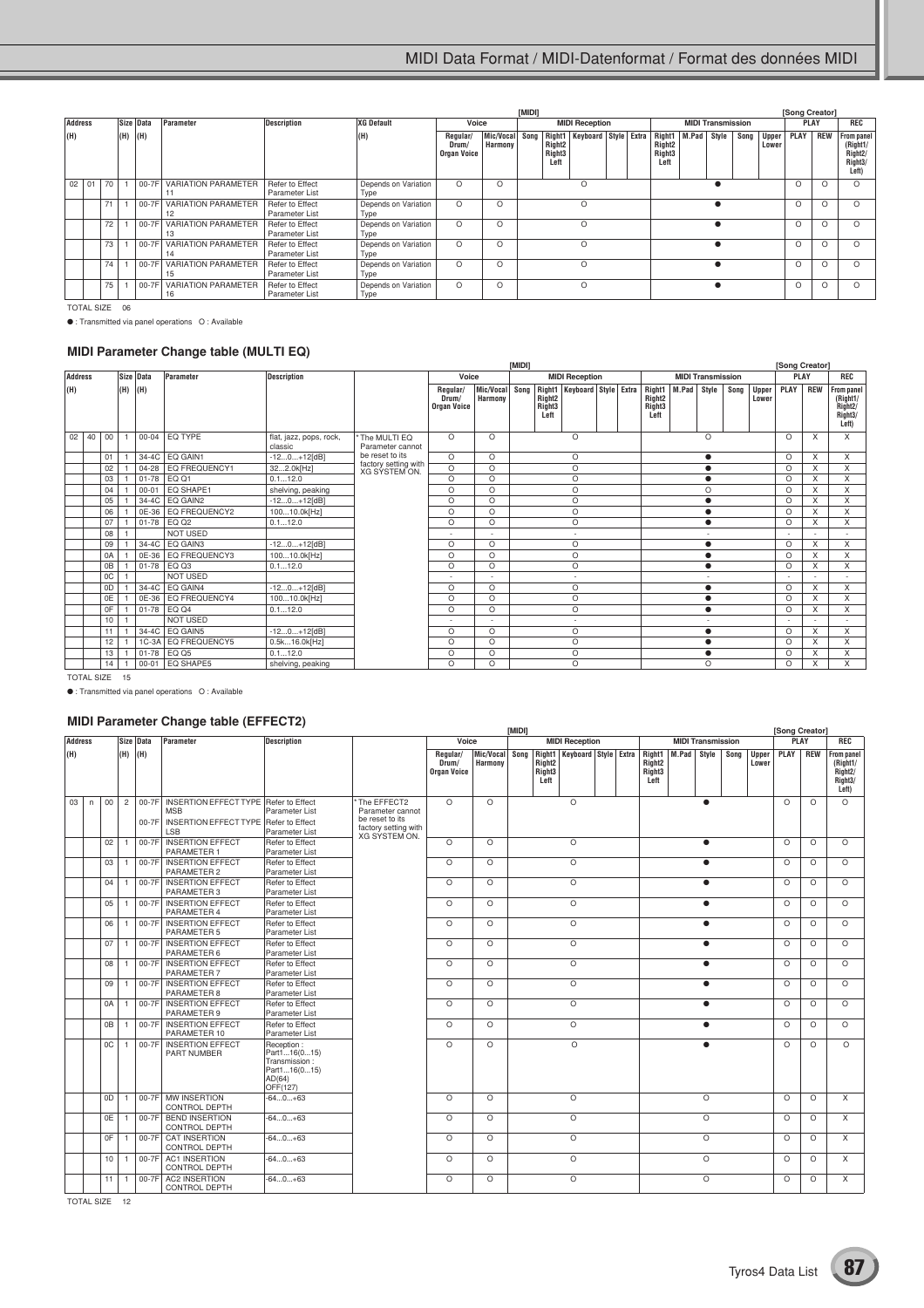| Address | | | Size | Data | Parameter | Description | XG Default | Voice | | [MIDI] MIDI Reception | | | | | MIDI Transmission | | | | | [Song Creator] PLAY | | REC |
|---|---|---|---|---|---|---|---|---|---|---|---|---|---|---|---|---|---|---|---|---|---|---|
| (H) | | | (H) | (H) | | | (H) | Regular/ Drum/ Organ Voice | Mic/Vocal Harmony | Song | Right1 Right2 Right3 Left | Keyboard | Style | Extra | Right1 Right2 Right3 Left | M.Pad | Style | Song | Upper Lower | PLAY | REW | From panel (Right1/ Right2/ Right3/ Left) |
| 02 | 01 | 70 | 1 | 00-7F | VARIATION PARAMETER 11 | Refer to Effect Parameter List | Depends on Variation Type | O | O | | | O | | | | | ● | | | O | O | O |
| | | 71 | 1 | 00-7F | VARIATION PARAMETER 12 | Refer to Effect Parameter List | Depends on Variation Type | O | O | | | O | | | | | ● | | | O | O | O |
| | | 72 | 1 | 00-7F | VARIATION PARAMETER 13 | Refer to Effect Parameter List | Depends on Variation Type | O | O | | | O | | | | | ● | | | O | O | O |
| | | 73 | 1 | 00-7F | VARIATION PARAMETER 14 | Refer to Effect Parameter List | Depends on Variation Type | O | O | | | O | | | | | ● | | | O | O | O |
| | | 74 | 1 | 00-7F | VARIATION PARAMETER 15 | Refer to Effect Parameter List | Depends on Variation Type | O | O | | | O | | | | | ● | | | O | O | O |
| | | 75 | 1 | 00-7F | VARIATION PARAMETER 16 | Refer to Effect Parameter List | Depends on Variation Type | O | O | | | O | | | | | ● | | | O | O | O |

TOTAL SIZE 06

● : Transmitted via panel operations O : Available

### MIDI Parameter Change table (MULTI EQ)

| Address | | | Size | Data | Parameter | Description | | Voice | | [MIDI] MIDI Reception | | | | | MIDI Transmission | | | | | [Song Creator] PLAY | | REC |
|---|---|---|---|---|---|---|---|---|---|---|---|---|---|---|---|---|---|---|---|---|---|---|
| (H) | | | (H) | (H) | | | | Regular/ Drum/ Organ Voice | Mic/Vocal Harmony | Song | Right1 Right2 Right3 Left | Keyboard | Style | Extra | Right1 Right2 Right3 Left | M.Pad | Style | Song | Upper Lower | PLAY | REW | From panel (Right1/ Right2/ Right3/ Left) |
| 02 | 40 | 00 | 1 | 00-04 | EQ TYPE | flat, jazz, pops, rock, classic | * The MULTI EQ Parameter cannot be reset to its factory setting with XG SYSTEM ON. | O | O | | | O | | | | | O | | | O | X | X |
| | | 01 | 1 | 34-4C | EQ GAIN1 | -12...0...+12[dB] | | O | O | | | O | | | | | ● | | | O | X | X |
| | | 02 | 1 | 04-28 | EQ FREQUENCY1 | 32...2.0k[Hz] | | O | O | | | O | | | | | ● | | | O | X | X |
| | | 03 | 1 | 01-78 | EQ Q1 | 0.1...12.0 | | O | O | | | O | | | | | ● | | | O | X | X |
| | | 04 | 1 | 00-01 | EQ SHAPE1 | shelving, peaking | | O | O | | | O | | | | | O | | | O | X | X |
| | | 05 | 1 | 34-4C | EQ GAIN2 | -12...0...+12[dB] | | O | O | | | O | | | | | ● | | | O | X | X |
| | | 06 | 1 | 0E-36 | EQ FREQUENCY2 | 100...10.0k[Hz] | | O | O | | | O | | | | | ● | | | O | X | X |
| | | 07 | 1 | 01-78 | EQ Q2 | 0.1...12.0 | | O | O | | | O | | | | | ● | | | O | X | X |
| | | 08 | 1 | | NOT USED | | | - | - | | | - | | | | | - | | | - | - | - |
| | | 09 | 1 | 34-4C | EQ GAIN3 | -12...0...+12[dB] | | O | O | | | O | | | | | ● | | | O | X | X |
| | | 0A | 1 | 0E-36 | EQ FREQUENCY3 | 100...10.0k[Hz] | | O | O | | | O | | | | | ● | | | O | X | X |
| | | 0B | 1 | 01-78 | EQ Q3 | 0.1...12.0 | | O | O | | | O | | | | | ● | | | O | X | X |
| | | 0C | 1 | | NOT USED | | | - | - | | | - | | | | | - | | | - | - | - |
| | | 0D | 1 | 34-4C | EQ GAIN4 | -12...0...+12[dB] | | O | O | | | O | | | | | ● | | | O | X | X |
| | | 0E | 1 | 0E-36 | EQ FREQUENCY4 | 100...10.0k[Hz] | | O | O | | | O | | | | | ● | | | O | X | X |
| | | 0F | 1 | 01-78 | EQ Q4 | 0.1...12.0 | | O | O | | | O | | | | | ● | | | O | X | X |
| | | 10 | 1 | | NOT USED | | | - | - | | | - | | | | | - | | | - | - | - |
| | | 11 | 1 | 34-4C | EQ GAIN5 | -12...0...+12[dB] | | O | O | | | O | | | | | ● | | | O | X | X |
| | | 12 | 1 | 1C-3A | EQ FREQUENCY5 | 0.5k...16.0k[Hz] | | O | O | | | O | | | | | ● | | | O | X | X |
| | | 13 | 1 | 01-78 | EQ Q5 | 0.1...12.0 | | O | O | | | O | | | | | ● | | | O | X | X |
| | | 14 | 1 | 00-01 | EQ SHAPE5 | shelving, peaking | | O | O | | | O | | | | | O | | | O | X | X |

TOTAL SIZE 15

● : Transmitted via panel operations O : Available

### MIDI Parameter Change table (EFFECT2)

| Address | | | Size | Data | Parameter | Description | | Voice | | [MIDI] MIDI Reception | | | | | MIDI Transmission | | | | | [Song Creator] PLAY | | REC |
|---|---|---|---|---|---|---|---|---|---|---|---|---|---|---|---|---|---|---|---|---|---|---|
| (H) | | | (H) | (H) | | | | Regular/ Drum/ Organ Voice | Mic/Vocal Harmony | Song | Right1 Right2 Right3 Left | Keyboard | Style | Extra | Right1 Right2 Right3 Left | M.Pad | Style | Song | Upper Lower | PLAY | REW | From panel (Right1/ Right2/ Right3/ Left) |
| 03 | n | 00 | 2 | 00-7F<br>00-7F | INSERTION EFFECT TYPE MSB<br>INSERTION EFFECT TYPE LSB | Refer to Effect Parameter List<br>Refer to Effect Parameter List | * The EFFECT2 Parameter cannot be reset to its factory setting with XG SYSTEM ON. | O | O | | | O | | | | | ● | | | O | O | O |
| | | 02 | 1 | 00-7F | INSERTION EFFECT PARAMETER 1 | Refer to Effect Parameter List | | O | O | | | O | | | | | ● | | | O | O | O |
| | | 03 | 1 | 00-7F | INSERTION EFFECT PARAMETER 2 | Refer to Effect Parameter List | | O | O | | | O | | | | | ● | | | O | O | O |
| | | 04 | 1 | 00-7F | INSERTION EFFECT PARAMETER 3 | Refer to Effect Parameter List | | O | O | | | O | | | | | ● | | | O | O | O |
| | | 05 | 1 | 00-7F | INSERTION EFFECT PARAMETER 4 | Refer to Effect Parameter List | | O | O | | | O | | | | | ● | | | O | O | O |
| | | 06 | 1 | 00-7F | INSERTION EFFECT PARAMETER 5 | Refer to Effect Parameter List | | O | O | | | O | | | | | ● | | | O | O | O |
| | | 07 | 1 | 00-7F | INSERTION EFFECT PARAMETER 6 | Refer to Effect Parameter List | | O | O | | | O | | | | | ● | | | O | O | O |
| | | 08 | 1 | 00-7F | INSERTION EFFECT PARAMETER 7 | Refer to Effect Parameter List | | O | O | | | O | | | | | ● | | | O | O | O |
| | | 09 | 1 | 00-7F | INSERTION EFFECT PARAMETER 8 | Refer to Effect Parameter List | | O | O | | | O | | | | | ● | | | O | O | O |
| | | 0A | 1 | 00-7F | INSERTION EFFECT PARAMETER 9 | Refer to Effect Parameter List | | O | O | | | O | | | | | ● | | | O | O | O |
| | | 0B | 1 | 00-7F | INSERTION EFFECT PARAMETER 10 | Refer to Effect Parameter List | | O | O | | | O | | | | | ● | | | O | O | O |
| | | 0C | 1 | 00-7F | INSERTION EFFECT PART NUMBER | Reception : Part1...16(0...15) Transmission : Part1...16(0...15) AD(64) OFF(127) | | O | O | | | O | | | | | ● | | | O | O | O |
| | | 0D | 1 | 00-7F | MW INSERTION CONTROL DEPTH | -64...0...+63 | | O | O | | | O | | | | | O | | | O | O | X |
| | | 0E | 1 | 00-7F | BEND INSERTION CONTROL DEPTH | -64...0...+63 | | O | O | | | O | | | | | O | | | O | O | X |
| | | 0F | 1 | 00-7F | CAT INSERTION CONTROL DEPTH | -64...0...+63 | | O | O | | | O | | | | | O | | | O | O | X |
| | | 10 | 1 | 00-7F | AC1 INSERTION CONTROL DEPTH | -64...0...+63 | | O | O | | | O | | | | | O | | | O | O | X |
| | | 11 | 1 | 00-7F | AC2 INSERTION CONTROL DEPTH | -64...0...+63 | | O | O | | | O | | | | | O | | | O | O | X |

TOTAL SIZE 12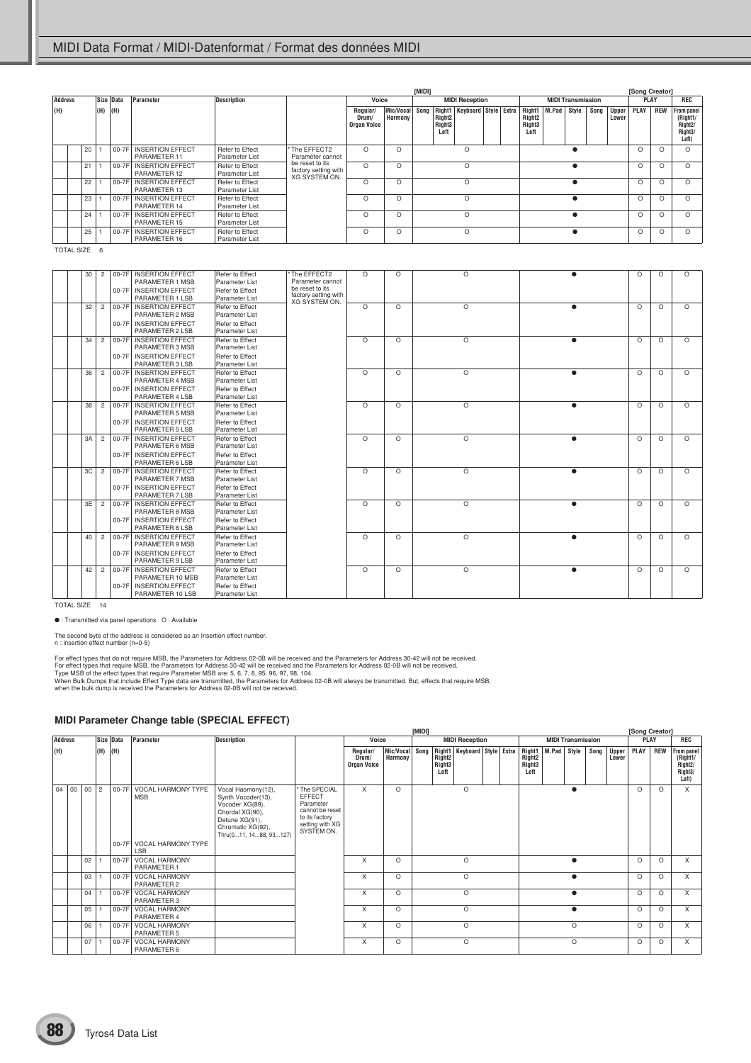| Address (H) | | | Size (H) | Data (H) | Parameter | Description | | Voice: Regular/Drum/Organ Voice | Voice: Mic/Vocal Harmony | MIDI Reception: Song | MIDI Reception: Right1 Right2 Right3 Left | MIDI Reception: Keyboard | MIDI Reception: Style | MIDI Reception: Extra | MIDI Transmission: Right1 Right2 Right3 Left | MIDI Transmission: M.Pad | MIDI Transmission: Style | MIDI Transmission: Song | MIDI Transmission: Upper Lower | Song Creator PLAY: PLAY | Song Creator PLAY: REW | Song Creator REC: From panel (Right1/ Right2/ Right3/ Left) |
|---|---|---|---|---|---|---|---|---|---|---|---|---|---|---|---|---|---|---|---|---|---|---|
| | | 20 | 1 | 00-7F | INSERTION EFFECT PARAMETER 11 | Refer to Effect Parameter List | * The EFFECT2 Parameter cannot be reset to its factory setting with XG SYSTEM ON. | O | O | | | O | | | | | ● | | | O | O | O |
| | | 21 | 1 | 00-7F | INSERTION EFFECT PARAMETER 12 | Refer to Effect Parameter List | | O | O | | | O | | | | | ● | | | O | O | O |
| | | 22 | 1 | 00-7F | INSERTION EFFECT PARAMETER 13 | Refer to Effect Parameter List | | O | O | | | O | | | | | ● | | | O | O | O |
| | | 23 | 1 | 00-7F | INSERTION EFFECT PARAMETER 14 | Refer to Effect Parameter List | | O | O | | | O | | | | | ● | | | O | O | O |
| | | 24 | 1 | 00-7F | INSERTION EFFECT PARAMETER 15 | Refer to Effect Parameter List | | O | O | | | O | | | | | ● | | | O | O | O |
| | | 25 | 1 | 00-7F | INSERTION EFFECT PARAMETER 16 | Refer to Effect Parameter List | | O | O | | | O | | | | | ● | | | O | O | O |

TOTAL SIZE 6

| Address (H) | | | Size (H) | Data (H) | Parameter | Description | | Voice: Regular/Drum/Organ Voice | Voice: Mic/Vocal Harmony | MIDI Reception: Song | MIDI Reception: Right1 Right2 Right3 Left | MIDI Reception: Keyboard | MIDI Reception: Style | MIDI Reception: Extra | MIDI Transmission: Right1 Right2 Right3 Left | MIDI Transmission: M.Pad | MIDI Transmission: Style | MIDI Transmission: Song | MIDI Transmission: Upper Lower | Song Creator PLAY: PLAY | Song Creator PLAY: REW | Song Creator REC: From panel (Right1/ Right2/ Right3/ Left) |
|---|---|---|---|---|---|---|---|---|---|---|---|---|---|---|---|---|---|---|---|---|---|---|
| | | 30 | 2 | 00-7F | INSERTION EFFECT PARAMETER 1 MSB | Refer to Effect Parameter List | * The EFFECT2 Parameter cannot be reset to its factory setting with XG SYSTEM ON. | O | O | | | O | | | | | ● | | | O | O | O |
| | | | | 00-7F | INSERTION EFFECT PARAMETER 1 LSB | Refer to Effect Parameter List | | | | | | | | | | | | | | | | |
| | | 32 | 2 | 00-7F | INSERTION EFFECT PARAMETER 2 MSB | Refer to Effect Parameter List | | O | O | | | O | | | | | ● | | | O | O | O |
| | | | | 00-7F | INSERTION EFFECT PARAMETER 2 LSB | Refer to Effect Parameter List | | | | | | | | | | | | | | | | |
| | | 34 | 2 | 00-7F | INSERTION EFFECT PARAMETER 3 MSB | Refer to Effect Parameter List | | O | O | | | O | | | | | ● | | | O | O | O |
| | | | | 00-7F | INSERTION EFFECT PARAMETER 3 LSB | Refer to Effect Parameter List | | | | | | | | | | | | | | | | |
| | | 36 | 2 | 00-7F | INSERTION EFFECT PARAMETER 4 MSB | Refer to Effect Parameter List | | O | O | | | O | | | | | ● | | | O | O | O |
| | | | | 00-7F | INSERTION EFFECT PARAMETER 4 LSB | Refer to Effect Parameter List | | | | | | | | | | | | | | | | |
| | | 38 | 2 | 00-7F | INSERTION EFFECT PARAMETER 5 MSB | Refer to Effect Parameter List | | O | O | | | O | | | | | ● | | | O | O | O |
| | | | | 00-7F | INSERTION EFFECT PARAMETER 5 LSB | Refer to Effect Parameter List | | | | | | | | | | | | | | | | |
| | | 3A | 2 | 00-7F | INSERTION EFFECT PARAMETER 6 MSB | Refer to Effect Parameter List | | O | O | | | O | | | | | ● | | | O | O | O |
| | | | | 00-7F | INSERTION EFFECT PARAMETER 6 LSB | Refer to Effect Parameter List | | | | | | | | | | | | | | | | |
| | | 3C | 2 | 00-7F | INSERTION EFFECT PARAMETER 7 MSB | Refer to Effect Parameter List | | O | O | | | O | | | | | ● | | | O | O | O |
| | | | | 00-7F | INSERTION EFFECT PARAMETER 7 LSB | Refer to Effect Parameter List | | | | | | | | | | | | | | | | |
| | | 3E | 2 | 00-7F | INSERTION EFFECT PARAMETER 8 MSB | Refer to Effect Parameter List | | O | O | | | O | | | | | ● | | | O | O | O |
| | | | | 00-7F | INSERTION EFFECT PARAMETER 8 LSB | Refer to Effect Parameter List | | | | | | | | | | | | | | | | |
| | | 40 | 2 | 00-7F | INSERTION EFFECT PARAMETER 9 MSB | Refer to Effect Parameter List | | O | O | | | O | | | | | ● | | | O | O | O |
| | | | | 00-7F | INSERTION EFFECT PARAMETER 9 LSB | Refer to Effect Parameter List | | | | | | | | | | | | | | | | |
| | | 42 | 2 | 00-7F | INSERTION EFFECT PARAMETER 10 MSB | Refer to Effect Parameter List | | O | O | | | O | | | | | ● | | | O | O | O |
| | | | | 00-7F | INSERTION EFFECT PARAMETER 10 LSB | Refer to Effect Parameter List | | | | | | | | | | | | | | | | |

TOTAL SIZE 14

● : Transmitted via panel operations O : Available

The second byte of the address is considered as an Insertion effect number.
n : insertion effect number (n=0-5)

For effect types that do not require MSB, the Parameters for Address 02-0B will be received and the Parameters for Address 30-42 will not be received.
For effect types that require MSB, the Parameters for Address 30-42 will be received and the Parameters for Address 02-0B will not be received.
Type MSB of the effect types that require Parameter MSB are: 5, 6, 7, 8, 95, 96, 97, 98, 104.
When Bulk Dumps that include Effect Type data are transmitted, the Parameters for Address 02-0B will always be transmitted. But, effects that require MSB, when the bulk dump is received the Parameters for Address 02-0B will not be received.

## MIDI Parameter Change table (SPECIAL EFFECT)

| Address (H) | | | Size (H) | Data (H) | Parameter | Description | | Voice: Regular/Drum/Organ Voice | Voice: Mic/Vocal Harmony | MIDI Reception: Song | MIDI Reception: Right1 Right2 Right3 Left | MIDI Reception: Keyboard | MIDI Reception: Style | MIDI Reception: Extra | MIDI Transmission: Right1 Right2 Right3 Left | MIDI Transmission: M.Pad | MIDI Transmission: Style | MIDI Transmission: Song | MIDI Transmission: Upper Lower | Song Creator PLAY: PLAY | Song Creator PLAY: REW | Song Creator REC: From panel (Right1/ Right2/ Right3/ Left) |
|---|---|---|---|---|---|---|---|---|---|---|---|---|---|---|---|---|---|---|---|---|---|---|
| 04 | 00 | 00 | 2 | 00-7F | VOCAL HARMONY TYPE MSB | Vocal Haomony(12), Synth Vocoder(13), Vocoder XG(89), Chordal XG(90), Detune XG(91), Chromatic XG(92), Thru(0...11, 14...88, 93...127) | * The SPECIAL EFFECT Parameter cannot be reset to its factory setting with XG SYSTEM ON. | X | O | | | O | | | | | ● | | | O | O | X |
| | | | | 00-7F | VOCAL HARMONY TYPE LSB | | | | | | | | | | | | | | | | | |
| | | 02 | 1 | 00-7F | VOCAL HARMONY PARAMETER 1 | | | X | O | | | O | | | | | ● | | | O | O | X |
| | | 03 | 1 | 00-7F | VOCAL HARMONY PARAMETER 2 | | | X | O | | | O | | | | | ● | | | O | O | X |
| | | 04 | 1 | 00-7F | VOCAL HARMONY PARAMETER 3 | | | X | O | | | O | | | | | ● | | | O | O | X |
| | | 05 | 1 | 00-7F | VOCAL HARMONY PARAMETER 4 | | | X | O | | | O | | | | | ● | | | O | O | X |
| | | 06 | 1 | 00-7F | VOCAL HARMONY PARAMETER 5 | | | X | O | | | O | | | | | O | | | O | O | X |
| | | 07 | 1 | 00-7F | VOCAL HARMONY PARAMETER 6 | | | X | O | | | O | | | | | O | | | O | O | X |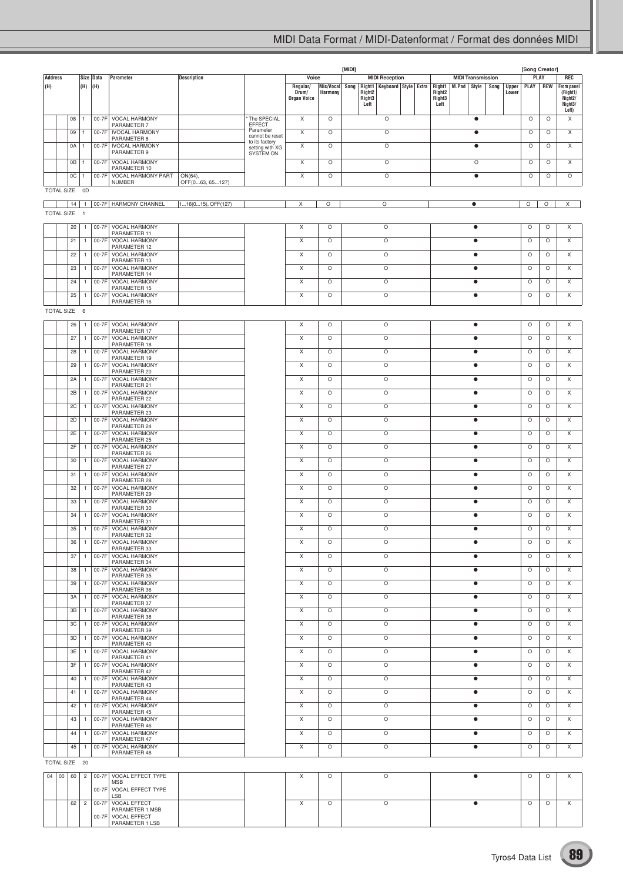| Address (H) | | | Size (H) | Data (H) | Parameter | Description | | [MIDI] Voice: Regular/ Drum/ Organ Voice | Mic/Vocal Harmony | MIDI Reception: Song, Right1 Right2 Right3 Left, Keyboard, Style, Extra | MIDI Transmission: Right1 Right2 Right3 Left, M.Pad, Style, Song, Upper Lower | [Song Creator] PLAY: PLAY | REW | REC: From panel (Right1/ Right2/ Right3/ Left) |
|---|---|---|---|---|---|---|---|---|---|---|---|---|---|---|
| | | 08 | 1 | 00-7F | VOCAL HARMONY PARAMETER 7 | | * The SPECIAL EFFECT Parameter cannot be reset to its factory setting with XG SYSTEM ON. | X | O | O | ● | O | O | X |
| | | 09 | 1 | 00-7F | IVOCAL HARMONY PARAMETER 8 | | | X | O | O | ● | O | O | X |
| | | 0A | 1 | 00-7F | IVOCAL HARMONY PARAMETER 9 | | | X | O | O | ● | O | O | X |
| | | 0B | 1 | 00-7F | VOCAL HARMONY PARAMETER 10 | | | X | O | O | O | O | O | X |
| | | 0C | 1 | 00-7F | VOCAL HARMONY PART NUMBER | ON(64), OFF(0...63, 65...127) | | X | O | O | ● | O | O | O |
| TOTAL SIZE | | 0D | | | | | | | | | | | | |
| | | 14 | 1 | 00-7F | HARMONY CHANNEL | 1...16(0...15), OFF(127) | | X | O | O | ● | O | O | X |
| TOTAL SIZE | | 1 | | | | | | | | | | | | |
| | | 20 | 1 | 00-7F | VOCAL HARMONY PARAMETER 11 | | | X | O | O | ● | O | O | X |
| | | 21 | 1 | 00-7F | VOCAL HARMONY PARAMETER 12 | | | X | O | O | ● | O | O | X |
| | | 22 | 1 | 00-7F | VOCAL HARMONY PARAMETER 13 | | | X | O | O | ● | O | O | X |
| | | 23 | 1 | 00-7F | VOCAL HARMONY PARAMETER 14 | | | X | O | O | ● | O | O | X |
| | | 24 | 1 | 00-7F | VOCAL HARMONY PARAMETER 15 | | | X | O | O | ● | O | O | X |
| | | 25 | 1 | 00-7F | VOCAL HARMONY PARAMETER 16 | | | X | O | O | ● | O | O | X |
| TOTAL SIZE | | 6 | | | | | | | | | | | | |
| | | 26 | 1 | 00-7F | VOCAL HARMONY PARAMETER 17 | | | X | O | O | ● | O | O | X |
| | | 27 | 1 | 00-7F | VOCAL HARMONY PARAMETER 18 | | | X | O | O | ● | O | O | X |
| | | 28 | 1 | 00-7F | VOCAL HARMONY PARAMETER 19 | | | X | O | O | ● | O | O | X |
| | | 29 | 1 | 00-7F | VOCAL HARMONY PARAMETER 20 | | | X | O | O | ● | O | O | X |
| | | 2A | 1 | 00-7F | VOCAL HARMONY PARAMETER 21 | | | X | O | O | ● | O | O | X |
| | | 2B | 1 | 00-7F | VOCAL HARMONY PARAMETER 22 | | | X | O | O | ● | O | O | X |
| | | 2C | 1 | 00-7F | VOCAL HARMONY PARAMETER 23 | | | X | O | O | ● | O | O | X |
| | | 2D | 1 | 00-7F | VOCAL HARMONY PARAMETER 24 | | | X | O | O | ● | O | O | X |
| | | 2E | 1 | 00-7F | VOCAL HARMONY PARAMETER 25 | | | X | O | O | ● | O | O | X |
| | | 2F | 1 | 00-7F | VOCAL HARMONY PARAMETER 26 | | | X | O | O | ● | O | O | X |
| | | 30 | 1 | 00-7F | VOCAL HARMONY PARAMETER 27 | | | X | O | O | ● | O | O | X |
| | | 31 | 1 | 00-7F | VOCAL HARMONY PARAMETER 28 | | | X | O | O | ● | O | O | X |
| | | 32 | 1 | 00-7F | VOCAL HARMONY PARAMETER 29 | | | X | O | O | ● | O | O | X |
| | | 33 | 1 | 00-7F | VOCAL HARMONY PARAMETER 30 | | | X | O | O | ● | O | O | X |
| | | 34 | 1 | 00-7F | VOCAL HARMONY PARAMETER 31 | | | X | O | O | ● | O | O | X |
| | | 35 | 1 | 00-7F | VOCAL HARMONY PARAMETER 32 | | | X | O | O | ● | O | O | X |
| | | 36 | 1 | 00-7F | VOCAL HARMONY PARAMETER 33 | | | X | O | O | ● | O | O | X |
| | | 37 | 1 | 00-7F | VOCAL HARMONY PARAMETER 34 | | | X | O | O | ● | O | O | X |
| | | 38 | 1 | 00-7F | VOCAL HARMONY PARAMETER 35 | | | X | O | O | ● | O | O | X |
| | | 39 | 1 | 00-7F | VOCAL HARMONY PARAMETER 36 | | | X | O | O | ● | O | O | X |
| | | 3A | 1 | 00-7F | VOCAL HARMONY PARAMETER 37 | | | X | O | O | ● | O | O | X |
| | | 3B | 1 | 00-7F | VOCAL HARMONY PARAMETER 38 | | | X | O | O | ● | O | O | X |
| | | 3C | 1 | 00-7F | VOCAL HARMONY PARAMETER 39 | | | X | O | O | ● | O | O | X |
| | | 3D | 1 | 00-7F | VOCAL HARMONY PARAMETER 40 | | | X | O | O | ● | O | O | X |
| | | 3E | 1 | 00-7F | VOCAL HARMONY PARAMETER 41 | | | X | O | O | ● | O | O | X |
| | | 3F | 1 | 00-7F | VOCAL HARMONY PARAMETER 42 | | | X | O | O | ● | O | O | X |
| | | 40 | 1 | 00-7F | VOCAL HARMONY PARAMETER 43 | | | X | O | O | ● | O | O | X |
| | | 41 | 1 | 00-7F | VOCAL HARMONY PARAMETER 44 | | | X | O | O | ● | O | O | X |
| | | 42 | 1 | 00-7F | VOCAL HARMONY PARAMETER 45 | | | X | O | O | ● | O | O | X |
| | | 43 | 1 | 00-7F | VOCAL HARMONY PARAMETER 46 | | | X | O | O | ● | O | O | X |
| | | 44 | 1 | 00-7F | VOCAL HARMONY PARAMETER 47 | | | X | O | O | ● | O | O | X |
| | | 45 | 1 | 00-7F | VOCAL HARMONY PARAMETER 48 | | | X | O | O | ● | O | O | X |
| TOTAL SIZE | | 20 | | | | | | | | | | | | |
| 04 | 00 | 60 | 2 | 00-7F | VOCAL EFFECT TYPE MSB | | | X | O | O | ● | O | O | X |
| | | | | 00-7F | VOCAL EFFECT TYPE LSB | | | | | | | | | |
| | | 62 | 2 | 00-7F | VOCAL EFFECT PARAMETER 1 MSB | | | X | O | O | ● | O | O | X |
| | | | | 00-7F | VOCAL EFFECT PARAMETER 1 LSB | | | | | | | | | |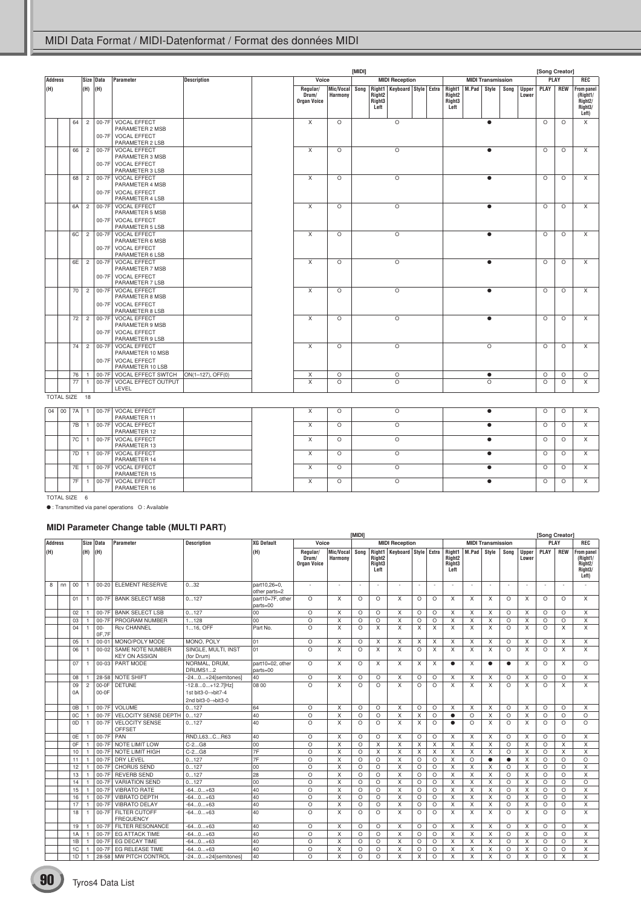| Address (H) | | | Size (H) | Data (H) | Parameter | Description | | Voice: Regular/ Drum/ Organ Voice | Voice: Mic/Vocal Harmony | [MIDI] MIDI Reception: Song | Right1 Right2 Right3 Left | Keyboard | Style | Extra | MIDI Transmission: Right1 Right2 Right3 Left | M.Pad | Style | Song | Upper Lower | [Song Creator] PLAY: PLAY | REW | REC: From panel (Right1/ Right2/ Right3/ Left) |
|---|---|---|---|---|---|---|---|---|---|---|---|---|---|---|---|---|---|---|---|---|---|---|
| | | 64 | 2 | 00-7F | VOCAL EFFECT PARAMETER 2 MSB | | | X | O | | | O | | | | | ● | | | O | O | X |
| | | | | 00-7F | VOCAL EFFECT PARAMETER 2 LSB | | | | | | | | | | | | | | | | | |
| | | 66 | 2 | 00-7F | VOCAL EFFECT PARAMETER 3 MSB | | | X | O | | | O | | | | | ● | | | O | O | X |
| | | | | 00-7F | VOCAL EFFECT PARAMETER 3 LSB | | | | | | | | | | | | | | | | | |
| | | 68 | 2 | 00-7F | VOCAL EFFECT PARAMETER 4 MSB | | | X | O | | | O | | | | | ● | | | O | O | X |
| | | | | 00-7F | VOCAL EFFECT PARAMETER 4 LSB | | | | | | | | | | | | | | | | | |
| | | 6A | 2 | 00-7F | VOCAL EFFECT PARAMETER 5 MSB | | | X | O | | | O | | | | | ● | | | O | O | X |
| | | | | 00-7F | VOCAL EFFECT PARAMETER 5 LSB | | | | | | | | | | | | | | | | | |
| | | 6C | 2 | 00-7F | VOCAL EFFECT PARAMETER 6 MSB | | | X | O | | | O | | | | | ● | | | O | O | X |
| | | | | 00-7F | VOCAL EFFECT PARAMETER 6 LSB | | | | | | | | | | | | | | | | | |
| | | 6E | 2 | 00-7F | VOCAL EFFECT PARAMETER 7 MSB | | | X | O | | | O | | | | | ● | | | O | O | X |
| | | | | 00-7F | VOCAL EFFECT PARAMETER 7 LSB | | | | | | | | | | | | | | | | | |
| | | 70 | 2 | 00-7F | VOCAL EFFECT PARAMETER 8 MSB | | | X | O | | | O | | | | | ● | | | O | O | X |
| | | | | 00-7F | VOCAL EFFECT PARAMETER 8 LSB | | | | | | | | | | | | | | | | | |
| | | 72 | 2 | 00-7F | VOCAL EFFECT PARAMETER 9 MSB | | | X | O | | | O | | | | | ● | | | O | O | X |
| | | | | 00-7F | VOCAL EFFECT PARAMETER 9 LSB | | | | | | | | | | | | | | | | | |
| | | 74 | 2 | 00-7F | VOCAL EFFECT PARAMETER 10 MSB | | | X | O | | | O | | | | | O | | | O | O | X |
| | | | | 00-7F | VOCAL EFFECT PARAMETER 10 LSB | | | | | | | | | | | | | | | | | |
| | | 76 | 1 | 00-7F | VOCAL EFFECT SWTCH | ON(1–127), OFF(0) | | X | O | | | O | | | | | ● | | | O | O | O |
| | | 77 | 1 | 00-7F | VOCAL EFFECT OUTPUT LEVEL | | | X | O | | | O | | | | | O | | | O | O | X |

TOTAL SIZE 18

| Address (H) | | | Size (H) | Data (H) | Parameter | Description | | Voice: Regular/ Drum/ Organ Voice | Voice: Mic/Vocal Harmony | Song | Right1 Right2 Right3 Left | Keyboard | Style | Extra | Right1 Right2 Right3 Left | M.Pad | Style | Song | Upper Lower | PLAY | REW | From panel |
|---|---|---|---|---|---|---|---|---|---|---|---|---|---|---|---|---|---|---|---|---|---|---|
| 04 | 00 | 7A | 1 | 00-7F | VOCAL EFFECT PARAMETER 11 | | | X | O | | | O | | | | | ● | | | O | O | X |
| | | 7B | 1 | 00-7F | VOCAL EFFECT PARAMETER 12 | | | X | O | | | O | | | | | ● | | | O | O | X |
| | | 7C | 1 | 00-7F | VOCAL EFFECT PARAMETER 13 | | | X | O | | | O | | | | | ● | | | O | O | X |
| | | 7D | 1 | 00-7F | VOCAL EFFECT PARAMETER 14 | | | X | O | | | O | | | | | ● | | | O | O | X |
| | | 7E | 1 | 00-7F | VOCAL EFFECT PARAMETER 15 | | | X | O | | | O | | | | | ● | | | O | O | X |
| | | 7F | 1 | 00-7F | VOCAL EFFECT PARAMETER 16 | | | X | O | | | O | | | | | ● | | | O | O | X |

TOTAL SIZE 6

● : Transmitted via panel operations O : Available

## MIDI Parameter Change table (MULTI PART)

| Address (H) | | | Size (H) | Data (H) | Parameter | Description | XG Default (H) | Voice: Regular/ Drum/ Organ Voice | Voice: Mic/Vocal Harmony | [MIDI] MIDI Reception: Song | Right1 Right2 Right3 Left | Keyboard | Style | Extra | MIDI Transmission: Right1 Right2 Right3 Left | M.Pad | Style | Song | Upper Lower | [Song Creator] PLAY: PLAY | REW | REC: From panel (Right1/ Right2/ Right3/ Left) |
|---|---|---|---|---|---|---|---|---|---|---|---|---|---|---|---|---|---|---|---|---|---|---|
| 8 | nn | 00 | 1 | 00-20 | ELEMENT RESERVE | 0...32 | part10,26=0, other parts=2 | - | - | - | - | - | - | - | - | - | - | - | - | - | - | - |
| | | 01 | 1 | 00-7F | BANK SELECT MSB | 0...127 | part10=7F, other parts=00 | O | X | O | O | X | O | O | X | X | X | O | X | O | O | X |
| | | 02 | 1 | 00-7F | BANK SELECT LSB | 0...127 | 00 | O | X | O | O | X | O | O | X | X | X | O | X | O | O | X |
| | | 03 | 1 | 00-7F | PROGRAM NUMBER | 1...128 | 00 | O | X | O | O | X | O | O | X | X | X | O | X | O | O | X |
| | | 04 | 1 | 00-0F,7F | Rcv CHANNEL | 1...16, OFF | Part No. | O | X | O | X | X | X | X | X | X | X | O | X | O | X | X |
| | | 05 | 1 | 00-01 | MONO/POLY MODE | MONO, POLY | 01 | O | X | O | X | X | X | X | X | X | X | O | X | O | X | X |
| | | 06 | 1 | 00-02 | SAME NOTE NUMBER KEY ON ASSIGN | SINGLE, MULTI, INST (for Drum) | 01 | O | X | O | X | X | O | X | X | X | X | O | X | O | X | X |
| | | 07 | 1 | 00-03 | PART MODE | NORMAL, DRUM, DRUMS1...2 | part10=02, other parts=00 | O | X | O | X | X | X | X | ● | X | ● | ● | X | O | X | O |
| | | 08 | 1 | 28-58 | NOTE SHIFT | -24...0...+24[semitones] | 40 | O | X | O | O | X | O | O | X | X | X | O | X | O | O | X |
| | | 09 | 2 | 00-0F | DETUNE | -12.8...0...+12.7[Hz] | 08 00 | O | X | O | O | X | O | O | X | X | X | O | X | O | X | X |
| | | 0A | | 00-0F | | 1st bit3-0→bit7-4 2nd bit3-0→bit3-0 | | | | | | | | | | | | | | | | |
| | | 0B | 1 | 00-7F | VOLUME | 0...127 | 64 | O | X | O | O | X | O | O | X | X | X | O | X | O | O | X |
| | | 0C | 1 | 00-7F | VELOCITY SENSE DEPTH | 0...127 | 40 | O | X | O | O | X | X | O | ● | O | X | O | X | O | O | O |
| | | 0D | 1 | 00-7F | VELOCITY SENSE OFFSET | 0...127 | 40 | O | X | O | O | X | X | O | ● | O | X | O | X | O | O | O |
| | | 0E | 1 | 00-7F | PAN | RND,L63...C...R63 | 40 | O | X | O | O | X | O | O | X | X | X | O | X | O | O | X |
| | | 0F | 1 | 00-7F | NOTE LIMIT LOW | C-2...G8 | 00 | O | X | O | X | X | X | X | X | X | X | O | X | O | X | X |
| | | 10 | 1 | 00-7F | NOTE LIMIT HIGH | C-2...G8 | 7F | O | X | O | X | X | X | X | X | X | X | O | X | O | X | X |
| | | 11 | 1 | 00-7F | DRY LEVEL | 0...127 | 7F | O | X | O | O | X | O | O | X | O | ● | ● | X | O | O | O |
| | | 12 | 1 | 00-7F | CHORUS SEND | 0...127 | 00 | O | X | O | O | X | O | O | X | X | X | O | X | O | O | X |
| | | 13 | 1 | 00-7F | REVERB SEND | 0...127 | 28 | O | X | O | O | X | O | O | X | X | X | O | X | O | O | X |
| | | 14 | 1 | 00-7F | VARIATION SEND | 0...127 | 00 | O | X | O | O | X | O | O | X | X | X | O | X | O | O | O |
| | | 15 | 1 | 00-7F | VIBRATO RATE | -64...0...+63 | 40 | O | X | O | O | X | O | O | X | X | X | O | X | O | O | X |
| | | 16 | 1 | 00-7F | VIBRATO DEPTH | -64...0...+63 | 40 | O | X | O | O | X | O | O | X | X | X | O | X | O | O | X |
| | | 17 | 1 | 00-7F | VIBRATO DELAY | -64...0...+63 | 40 | O | X | O | O | X | O | O | X | X | X | O | X | O | O | X |
| | | 18 | 1 | 00-7F | FILTER CUTOFF FREQUENCY | -64...0...+63 | 40 | O | X | O | O | X | O | O | X | X | X | O | X | O | O | X |
| | | 19 | 1 | 00-7F | FILTER RESONANCE | -64...0...+63 | 40 | O | X | O | O | X | O | O | X | X | X | O | X | O | O | X |
| | | 1A | 1 | 00-7F | EG ATTACK TIME | -64...0...+63 | 40 | O | X | O | O | X | O | O | X | X | X | O | X | O | O | X |
| | | 1B | 1 | 00-7F | EG DECAY TIME | -64...0...+63 | 40 | O | X | O | O | X | O | O | X | X | X | O | X | O | O | X |
| | | 1C | 1 | 00-7F | EG RELEASE TIME | -64...0...+63 | 40 | O | X | O | O | X | O | O | X | X | X | O | X | O | O | X |
| | | 1D | 1 | 28-58 | MW PITCH CONTROL | -24...0...+24[semitones] | 40 | O | X | O | O | X | X | O | X | X | X | O | X | O | X | X |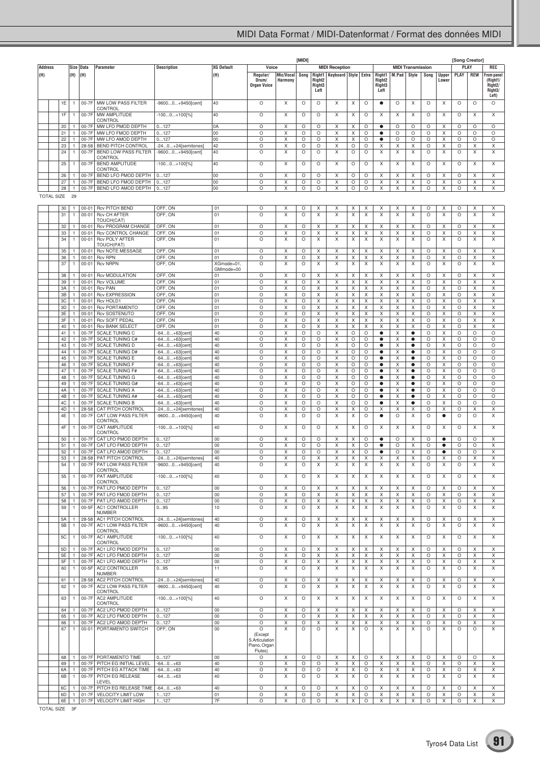| Address (H) | | Size (H) | Data (H) | Parameter | Description | XG Default (H) | [MIDI] Voice: Regular/ Drum/ Organ Voice | Voice: Mic/Vocal Harmony | Song | MIDI Reception: Right1 Right2 Right3 Left | MIDI Reception: Keyboard | MIDI Reception: Style | MIDI Reception: Extra | MIDI Transmission: Right1 Right2 Right3 Left | MIDI Transmission: M.Pad | MIDI Transmission: Style | MIDI Transmission: Song | MIDI Transmission: Upper Lower | [Song Creator] PLAY: PLAY | PLAY: REW | REC: From panel (Right1/ Right2/ Right3/ Left) |
|---|---|---|---|---|---|---|---|---|---|---|---|---|---|---|---|---|---|---|---|---|---|
| | 1E | 1 | 00-7F | MW LOW PASS FILTER CONTROL | -9600...0...+9450[cent] | 40 | O | X | O | O | X | X | O | ● | O | X | O | X | O | O | O |
| | 1F | 1 | 00-7F | MW AMPLITUDE CONTROL | -100...0...+100[%] | 40 | O | X | O | O | X | X | O | X | X | X | O | X | O | X | X |
| | 20 | 1 | 00-7F | MW LFO PMOD DEPTH | 0...127 | 0A | O | X | O | O | X | X | O | ● | O | O | O | X | O | O | O |
| | 21 | 1 | 00-7F | MW LFO FMOD DEPTH | 0...127 | 00 | O | X | O | O | X | X | O | ● | O | O | O | X | O | O | O |
| | 22 | 1 | 00-7F | MW LFO AMOD DEPTH | 0...127 | 00 | O | X | O | O | X | X | O | ● | O | O | O | X | O | O | O |
| | 23 | 1 | 28-58 | BEND PITCH CONTROL | -24...0...+24[semitones] | 42 | O | X | O | O | X | O | O | X | X | X | O | X | O | X | X |
| | 24 | 1 | 00-7F | BEND LOW PASS FILTER CONTROL | -9600...0...+9450[cent] | 40 | O | X | O | O | X | O | O | X | X | X | O | X | O | X | X |
| | 25 | 1 | 00-7F | BEND AMPLITUDE CONTROL | -100...0...+100[%] | 40 | O | X | O | O | X | O | O | X | X | X | O | X | O | X | X |
| | 26 | 1 | 00-7F | BEND LFO PMOD DEPTH | 0...127 | 00 | O | X | O | O | X | O | O | X | X | X | O | X | O | X | X |
| | 27 | 1 | 00-7F | BEND LFO FMOD DEPTH | 0...127 | 00 | O | X | O | O | X | O | O | X | X | X | O | X | O | X | X |
| | 28 | 1 | 00-7F | BEND LFO AMOD DEPTH | 0...127 | 00 | O | X | O | O | X | O | O | X | X | X | O | X | O | X | X |
| TOTAL SIZE | 29 | | | | | | | | | | | | | | | | | | | | |
| | 30 | 1 | 00-01 | Rcv PITCH BEND | OFF, ON | 01 | O | X | O | X | X | X | X | X | X | X | O | X | O | X | X |
| | 31 | 1 | 00-01 | Rcv CH AFTER TOUCH(CAT) | OFF, ON | 01 | O | X | O | X | X | X | X | X | X | X | O | X | O | X | X |
| | 32 | 1 | 00-01 | Rcv PROGRAM CHANGE | OFF, ON | 01 | O | X | O | X | X | X | X | X | X | X | O | X | O | X | X |
| | 33 | 1 | 00-01 | Rcv CONTROL CHANGE | OFF, ON | 01 | O | X | O | X | X | X | X | X | X | X | O | X | O | X | X |
| | 34 | 1 | 00-01 | Rcv POLY AFTER TOUCH(PAT) | OFF, ON | 01 | O | X | O | X | X | X | X | X | X | X | O | X | O | X | X |
| | 35 | 1 | 00-01 | Rcv NOTE MESSAGE | OFF, ON | 01 | O | X | O | X | X | X | X | X | X | X | O | X | O | X | X |
| | 36 | 1 | 00-01 | Rcv RPN | OFF, ON | 01 | O | X | O | X | X | X | X | X | X | X | O | X | O | X | X |
| | 37 | 1 | 00-01 | Rcv NRPN | OFF, ON | XGmode=01, GMmode=00 | O | X | O | X | X | X | X | X | X | X | O | X | O | X | X |
| | 38 | 1 | 00-01 | Rcv MODULATION | OFF, ON | 01 | O | X | O | X | X | X | X | X | X | X | O | X | O | X | X |
| | 39 | 1 | 00-01 | Rcv VOLUME | OFF, ON | 01 | O | X | O | X | X | X | X | X | X | X | O | X | O | X | X |
| | 3A | 1 | 00-01 | Rcv PAN | OFF, ON | 01 | O | X | O | X | X | X | X | X | X | X | O | X | O | X | X |
| | 3B | 1 | 00-01 | Rcv EXPRESSION | OFF, ON | 01 | O | X | O | X | X | X | X | X | X | X | O | X | O | X | X |
| | 3C | 1 | 00-01 | Rcv HOLD1 | OFF, ON | 01 | O | X | O | X | X | X | X | X | X | X | O | X | O | X | X |
| | 3D | 1 | 00-01 | Rcv PORTAMENTO | OFF, ON | 01 | O | X | O | X | X | X | X | X | X | X | O | X | O | X | X |
| | 3E | 1 | 00-01 | Rcv SOSTENUTO | OFF, ON | 01 | O | X | O | X | X | X | X | X | X | X | O | X | O | X | X |
| | 3F | 1 | 00-01 | Rcv SOFT PEDAL | OFF, ON | 01 | O | X | O | X | X | X | X | X | X | X | O | X | O | X | X |
| | 40 | 1 | 00-01 | Rcv BANK SELECT | OFF, ON | 01 | O | X | O | X | X | X | X | X | X | X | O | X | O | X | X |
| | 41 | 1 | 00-7F | SCALE TUNING C | -64...0...+63[cent] | 40 | O | X | O | O | X | O | O | ● | X | ● | O | X | O | O | O |
| | 42 | 1 | 00-7F | SCALE TUNING C# | -64...0...+63[cent] | 40 | O | X | O | O | X | O | O | ● | X | ● | O | X | O | O | O |
| | 43 | 1 | 00-7F | SCALE TUNING D | -64...0...+63[cent] | 40 | O | X | O | O | X | O | O | ● | X | ● | O | X | O | O | O |
| | 44 | 1 | 00-7F | SCALE TUNING D# | -64...0...+63[cent] | 40 | O | X | O | O | X | O | O | ● | X | ● | O | X | O | O | O |
| | 45 | 1 | 00-7F | SCALE TUNING E | -64...0...+63[cent] | 40 | O | X | O | O | X | O | O | ● | X | ● | O | X | O | O | O |
| | 46 | 1 | 00-7F | SCALE TUNING F | -64...0...+63[cent] | 40 | O | X | O | O | X | O | O | ● | X | ● | O | X | O | O | O |
| | 47 | 1 | 00-7F | SCALE TUNING F# | -64...0...+63[cent] | 40 | O | X | O | O | X | O | O | ● | X | ● | O | X | O | O | O |
| | 48 | 1 | 00-7F | SCALE TUNING G | -64...0...+63[cent] | 40 | O | X | O | O | X | O | O | ● | X | ● | O | X | O | O | O |
| | 49 | 1 | 00-7F | SCALE TUNING G# | -64...0...+63[cent] | 40 | O | X | O | O | X | O | O | ● | X | ● | O | X | O | O | O |
| | 4A | 1 | 00-7F | SCALE TUNING A | -64...0...+63[cent] | 40 | O | X | O | O | X | O | O | ● | X | ● | O | X | O | O | O |
| | 4B | 1 | 00-7F | SCALE TUNING A# | -64...0...+63[cent] | 40 | O | X | O | O | X | O | O | ● | X | ● | O | X | O | O | O |
| | 4C | 1 | 00-7F | SCALE TUNING B | -64...0...+63[cent] | 40 | O | X | O | O | X | O | O | ● | X | ● | O | X | O | O | O |
| | 4D | 1 | 28-58 | CAT PITCH CONTROL | -24...0...+24[semitones] | 40 | O | X | O | O | X | X | O | X | X | X | O | X | O | X | X |
| | 4E | 1 | 00-7F | CAT LOW PASS FILTER CONTROL | -9600...0...+9450[cent] | 40 | O | X | O | O | X | X | O | ● | O | X | O | ● | O | O | X |
| | 4F | 1 | 00-7F | CAT AMPLITUDE CONTROL | -100...0...+100[%] | 40 | O | X | O | O | X | X | O | X | X | X | O | X | O | X | X |
| | 50 | 1 | 00-7F | CAT LFO PMOD DEPTH | 0...127 | 00 | O | X | O | O | X | X | O | ● | O | X | O | ● | O | O | X |
| | 51 | 1 | 00-7F | CAT LFO FMOD DEPTH | 0...127 | 00 | O | X | O | O | X | X | O | ● | O | X | O | ● | O | O | X |
| | 52 | 1 | 00-7F | CAT LFO AMOD DEPTH | 0...127 | 00 | O | X | O | O | X | X | O | ● | O | X | O | ● | O | O | X |
| | 53 | 1 | 28-58 | PAT PITCH CONTROL | -24...0...+24[semitones] | 40 | O | X | O | X | X | X | X | X | X | X | O | X | O | X | X |
| | 54 | 1 | 00-7F | PAT LOW PASS FILTER CONTROL | -9600...0...+9450[cent] | 40 | O | X | O | X | X | X | X | X | X | X | O | X | O | X | X |
| | 55 | 1 | 00-7F | PAT AMPLITUDE CONTROL | -100...0...+100[%] | 40 | O | X | O | X | X | X | X | X | X | X | O | X | O | X | X |
| | 56 | 1 | 00-7F | PAT LFO PMOD DEPTH | 0...127 | 00 | O | X | O | X | X | X | X | X | X | X | O | X | O | X | X |
| | 57 | 1 | 00-7F | PAT LFO FMOD DEPTH | 0...127 | 00 | O | X | O | X | X | X | X | X | X | X | O | X | O | X | X |
| | 58 | 1 | 00-7F | PAT LFO AMOD DEPTH | 0...127 | 00 | O | X | O | X | X | X | X | X | X | X | O | X | O | X | X |
| | 59 | 1 | 00-5F | AC1 CONTROLLER NUMBER | 0...95 | 10 | O | X | O | X | X | X | X | X | X | X | O | X | O | X | X |
| | 5A | 1 | 28-58 | AC1 PITCH CONTROL | -24...0...+24[semitones] | 40 | O | X | O | X | X | X | X | X | X | X | O | X | O | X | X |
| | 5B | 1 | 00-7F | AC1 LOW PASS FILTER CONTROL | -9600...0...+9450[cent] | 40 | O | X | O | X | X | X | X | X | X | X | O | X | O | X | X |
| | 5C | 1 | 00-7F | AC1 AMPLITUDE CONTROL | -100...0...+100[%] | 40 | O | X | O | X | X | X | X | X | X | X | O | X | O | X | X |
| | 5D | 1 | 00-7F | AC1 LFO PMOD DEPTH | 0...127 | 00 | O | X | O | X | X | X | X | X | X | X | O | X | O | X | X |
| | 5E | 1 | 00-7F | AC1 LFO FMOD DEPTH | 0...127 | 00 | O | X | O | X | X | X | X | X | X | X | O | X | O | X | X |
| | 5F | 1 | 00-7F | AC1 LFO AMOD DEPTH | 0...127 | 00 | O | X | O | X | X | X | X | X | X | X | O | X | O | X | X |
| | 60 | 1 | 00-5F | AC2 CONTROLLER NUMBER | 0...95 | 11 | O | X | O | X | X | X | X | X | X | X | O | X | O | X | X |
| | 61 | 1 | 28-58 | AC2 PITCH CONTROL | -24...0...+24[semitones] | 40 | O | X | O | X | X | X | X | X | X | X | O | X | O | X | X |
| | 62 | 1 | 00-7F | AC2 LOW PASS FILTER CONTROL | -9600...0...+9450[cent] | 40 | O | X | O | X | X | X | X | X | X | X | O | X | O | X | X |
| | 63 | 1 | 00-7F | AC2 AMPLITUDE CONTROL | -100...0...+100[%] | 40 | O | X | O | X | X | X | X | X | X | X | O | X | O | X | X |
| | 64 | 1 | 00-7F | AC2 LFO PMOD DEPTH | 0...127 | 00 | O | X | O | X | X | X | X | X | X | X | O | X | O | X | X |
| | 65 | 1 | 00-7F | AC2 LFO FMOD DEPTH | 0...127 | 00 | O | X | O | X | X | X | X | X | X | X | O | X | O | X | X |
| | 66 | 1 | 00-7F | AC2 LFO AMOD DEPTH | 0...127 | 00 | O | X | O | X | X | X | X | X | X | X | O | X | O | X | X |
| | 67 | 1 | 00-01 | PORTAMENTO SWITCH | OFF, ON | 00 | O (Except S.Articulation Piano, Organ Flutes) | X | O | O | X | X | O | X | X | X | O | X | O | O | X |
| | 68 | 1 | 00-7F | PORTAMENTO TIME | 0...127 | 00 | O | X | O | O | X | X | O | X | X | X | O | X | O | O | X |
| | 69 | 1 | 00-7F | PITCH EG INITIAL LEVEL | -64...0...+63 | 40 | O | X | O | O | X | X | O | X | X | X | O | X | O | X | X |
| | 6A | 1 | 00-7F | PITCH EG ATTACK TIME | -64...0...+63 | 40 | O | X | O | O | X | X | O | X | X | X | O | X | O | X | X |
| | 6B | 1 | 00-7F | PITCH EG RELEASE LEVEL | -64...0...+63 | 40 | O | X | O | O | X | X | O | X | X | X | O | X | O | X | X |
| | 6C | 1 | 00-7F | PITCH EG RELEASE TIME | -64...0...+63 | 40 | O | X | O | O | X | X | O | X | X | X | O | X | O | X | X |
| | 6D | 1 | 01-7F | VELOCITY LIMIT LOW | 1...127 | 01 | O | X | O | O | X | X | O | X | X | X | O | X | O | X | X |
| | 6E | 1 | 01-7F | VELOCITY LIMIT HIGH | 1...127 | 7F | O | X | O | O | X | X | O | X | X | X | O | X | O | X | X |
| TOTAL SIZE | 3F | | | | | | | | | | | | | | | | | | | | |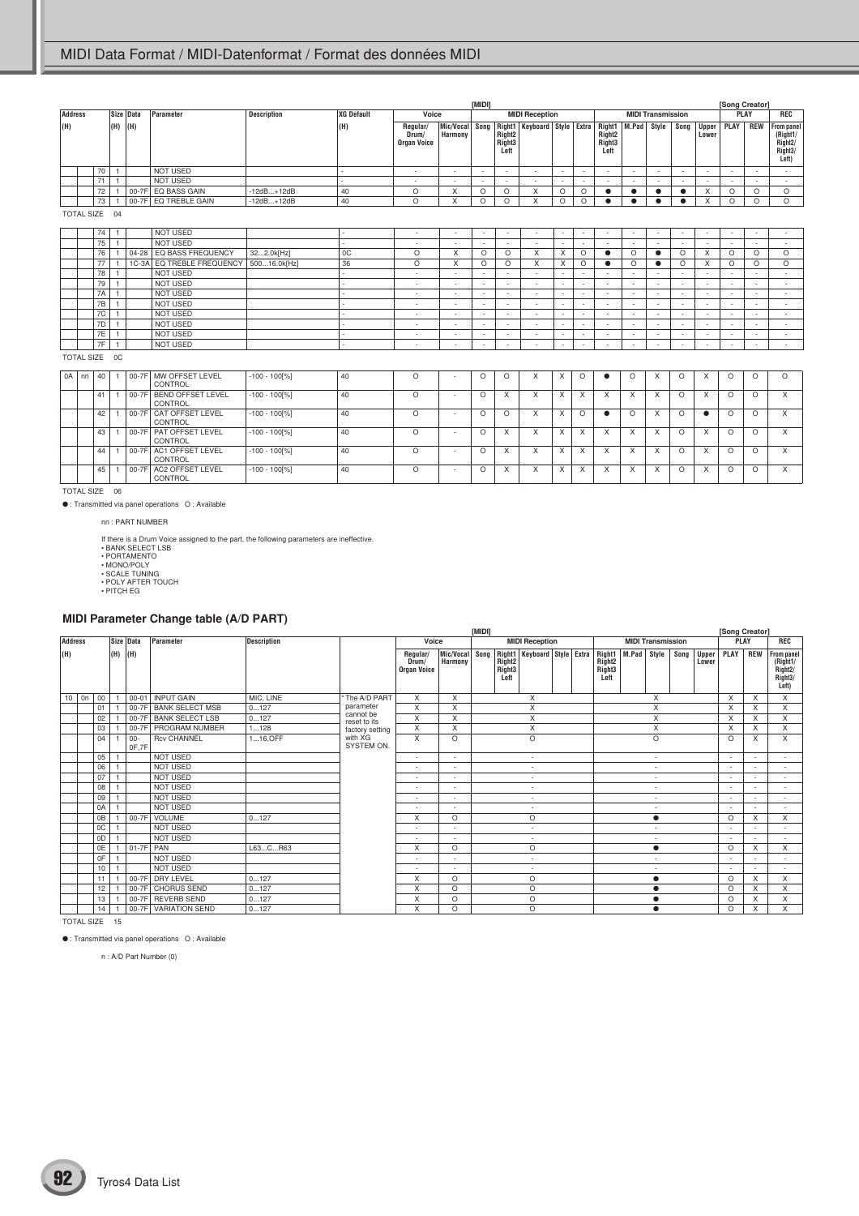## MIDI Data Format / MIDI-Datenformat / Format des données MIDI

| Address (H) | | | Size (H) | Data (H) | Parameter | Description | XG Default (H) | Voice: Regular/ Drum/ Organ Voice | Voice: Mic/Vocal Harmony | MIDI Reception: Song | MIDI Reception: Right1 Right2 Right3 Left | MIDI Reception: Keyboard | MIDI Reception: Style | MIDI Reception: Extra | MIDI Transmission: Right1 Right2 Right3 Left | MIDI Transmission: M.Pad | MIDI Transmission: Style | MIDI Transmission: Song | MIDI Transmission: Upper Lower | Song Creator PLAY: PLAY | Song Creator PLAY: REW | Song Creator REC: From panel (Right1/ Right2/ Right3/ Left) |
|---|---|---|---|---|---|---|---|---|---|---|---|---|---|---|---|---|---|---|---|---|---|---|
| | | 70 | 1 | | NOT USED | | - | - | - | - | - | - | - | - | - | - | - | - | - | - | - | - |
| | | 71 | 1 | | NOT USED | | - | - | - | - | - | - | - | - | - | - | - | - | - | - | - | - |
| | | 72 | 1 | 00-7F | EQ BASS GAIN | -12dB...+12dB | 40 | O | X | O | O | X | O | O | ● | ● | ● | ● | X | O | O | O |
| | | 73 | 1 | 00-7F | EQ TREBLE GAIN | -12dB...+12dB | 40 | O | X | O | O | X | O | O | ● | ● | ● | ● | X | O | O | O |

TOTAL SIZE 04

| Address (H) | | | Size (H) | Data (H) | Parameter | Description | XG Default (H) | Voice: Regular/ Drum/ Organ Voice | Voice: Mic/Vocal Harmony | MIDI Reception: Song | MIDI Reception: Right1 Right2 Right3 Left | MIDI Reception: Keyboard | MIDI Reception: Style | MIDI Reception: Extra | MIDI Transmission: Right1 Right2 Right3 Left | MIDI Transmission: M.Pad | MIDI Transmission: Style | MIDI Transmission: Song | MIDI Transmission: Upper Lower | PLAY | REW | REC: From panel |
|---|---|---|---|---|---|---|---|---|---|---|---|---|---|---|---|---|---|---|---|---|---|---|
| | | 74 | 1 | | NOT USED | | - | - | - | - | - | - | - | - | - | - | - | - | - | - | - | - |
| | | 75 | 1 | | NOT USED | | - | - | - | - | - | - | - | - | - | - | - | - | - | - | - | - |
| | | 76 | 1 | 04-28 | EQ BASS FREQUENCY | 32...2.0k[Hz] | 0C | O | X | O | O | X | X | O | ● | O | ● | O | X | O | O | O |
| | | 77 | 1 | 1C-3A | EQ TREBLE FREQUENCY | 500...16.0k[Hz] | 36 | O | X | O | O | X | X | O | ● | O | ● | O | X | O | O | O |
| | | 78 | 1 | | NOT USED | | - | - | - | - | - | - | - | - | - | - | - | - | - | - | - | - |
| | | 79 | 1 | | NOT USED | | - | - | - | - | - | - | - | - | - | - | - | - | - | - | - | - |
| | | 7A | 1 | | NOT USED | | - | - | - | - | - | - | - | - | - | - | - | - | - | - | - | - |
| | | 7B | 1 | | NOT USED | | - | - | - | - | - | - | - | - | - | - | - | - | - | - | - | - |
| | | 7C | 1 | | NOT USED | | - | - | - | - | - | - | - | - | - | - | - | - | - | - | - | - |
| | | 7D | 1 | | NOT USED | | - | - | - | - | - | - | - | - | - | - | - | - | - | - | - | - |
| | | 7E | 1 | | NOT USED | | - | - | - | - | - | - | - | - | - | - | - | - | - | - | - | - |
| | | 7F | 1 | | NOT USED | | - | - | - | - | - | - | - | - | - | - | - | - | - | - | - | - |

TOTAL SIZE 0C

| Address (H) | | | Size (H) | Data (H) | Parameter | Description | XG Default (H) | Voice: Regular/ Drum/ Organ Voice | Voice: Mic/Vocal Harmony | MIDI Reception: Song | MIDI Reception: Right1 Right2 Right3 Left | MIDI Reception: Keyboard | MIDI Reception: Style | MIDI Reception: Extra | MIDI Transmission: Right1 Right2 Right3 Left | MIDI Transmission: M.Pad | MIDI Transmission: Style | MIDI Transmission: Song | MIDI Transmission: Upper Lower | PLAY | REW | REC: From panel |
|---|---|---|---|---|---|---|---|---|---|---|---|---|---|---|---|---|---|---|---|---|---|---|
| 0A | nn | 40 | 1 | 00-7F | MW OFFSET LEVEL CONTROL | -100 - 100[%] | 40 | O | - | O | O | X | X | O | ● | O | X | O | X | O | O | O |
| | | 41 | 1 | 00-7F | BEND OFFSET LEVEL CONTROL | -100 - 100[%] | 40 | O | - | O | X | X | X | X | X | X | X | O | X | O | O | X |
| | | 42 | 1 | 00-7F | CAT OFFSET LEVEL CONTROL | -100 - 100[%] | 40 | O | - | O | O | X | X | O | ● | O | X | O | ● | O | O | X |
| | | 43 | 1 | 00-7F | PAT OFFSET LEVEL CONTROL | -100 - 100[%] | 40 | O | - | O | X | X | X | X | X | X | X | O | X | O | O | X |
| | | 44 | 1 | 00-7F | AC1 OFFSET LEVEL CONTROL | -100 - 100[%] | 40 | O | - | O | X | X | X | X | X | X | X | O | X | O | O | X |
| | | 45 | 1 | 00-7F | AC2 OFFSET LEVEL CONTROL | -100 - 100[%] | 40 | O | - | O | X | X | X | X | X | X | X | O | X | O | O | X |

TOTAL SIZE 06

● : Transmitted via panel operations O : Available

nn : PART NUMBER

If there is a Drum Voice assigned to the part, the following parameters are ineffective.
- BANK SELECT LSB
- PORTAMENTO
- MONO/POLY
- SCALE TUNING
- POLY AFTER TOUCH
- PITCH EG

### MIDI Parameter Change table (A/D PART)

| Address (H) | | | Size (H) | Data (H) | Parameter | Description | | Voice: Regular/ Drum/ Organ Voice | Voice: Mic/Vocal Harmony | MIDI Reception (Song / Right1 Right2 Right3 Left / Keyboard / Style / Extra) | MIDI Transmission (Right1 Right2 Right3 Left / M.Pad / Style / Song / Upper Lower) | PLAY | REW | REC: From panel (Right1/ Right2/ Right3/ Left) |
|---|---|---|---|---|---|---|---|---|---|---|---|---|---|---|
| 10 | 0n | 00 | 1 | 00-01 | INPUT GAIN | MIC, LINE | * The A/D PART parameter cannot be reset to its factory setting with XG SYSTEM ON. | X | X | X | X | X | X | X |
| | | 01 | 1 | 00-7F | BANK SELECT MSB | 0...127 | | X | X | X | X | X | X | X |
| | | 02 | 1 | 00-7F | BANK SELECT LSB | 0...127 | | X | X | X | X | X | X | X |
| | | 03 | 1 | 00-7F | PROGRAM NUMBER | 1...128 | | X | X | X | X | X | X | X |
| | | 04 | 1 | 00-0F,7F | Rcv CHANNEL | 1...16,OFF | | X | O | O | O | O | X | X |
| | | 05 | 1 | | NOT USED | | | - | - | - | - | - | - | - |
| | | 06 | 1 | | NOT USED | | | - | - | - | - | - | - | - |
| | | 07 | 1 | | NOT USED | | | - | - | - | - | - | - | - |
| | | 08 | 1 | | NOT USED | | | - | - | - | - | - | - | - |
| | | 09 | 1 | | NOT USED | | | - | - | - | - | - | - | - |
| | | 0A | 1 | | NOT USED | | | - | - | - | - | - | - | - |
| | | 0B | 1 | 00-7F | VOLUME | 0...127 | | X | O | O | ● | O | X | X |
| | | 0C | 1 | | NOT USED | | | - | - | - | - | - | - | - |
| | | 0D | 1 | | NOT USED | | | - | - | - | - | - | - | - |
| | | 0E | 1 | 01-7F | PAN | L63...C...R63 | | X | O | O | ● | O | X | X |
| | | 0F | 1 | | NOT USED | | | - | - | - | - | - | - | - |
| | | 10 | 1 | | NOT USED | | | - | - | - | - | - | - | - |
| | | 11 | 1 | 00-7F | DRY LEVEL | 0...127 | | X | O | O | ● | O | X | X |
| | | 12 | 1 | 00-7F | CHORUS SEND | 0...127 | | X | O | O | ● | O | X | X |
| | | 13 | 1 | 00-7F | REVERB SEND | 0...127 | | X | O | O | ● | O | X | X |
| | | 14 | 1 | 00-7F | VARIATION SEND | 0...127 | | X | O | O | ● | O | X | X |

TOTAL SIZE 15

● : Transmitted via panel operations O : Available

n : A/D Part Number (0)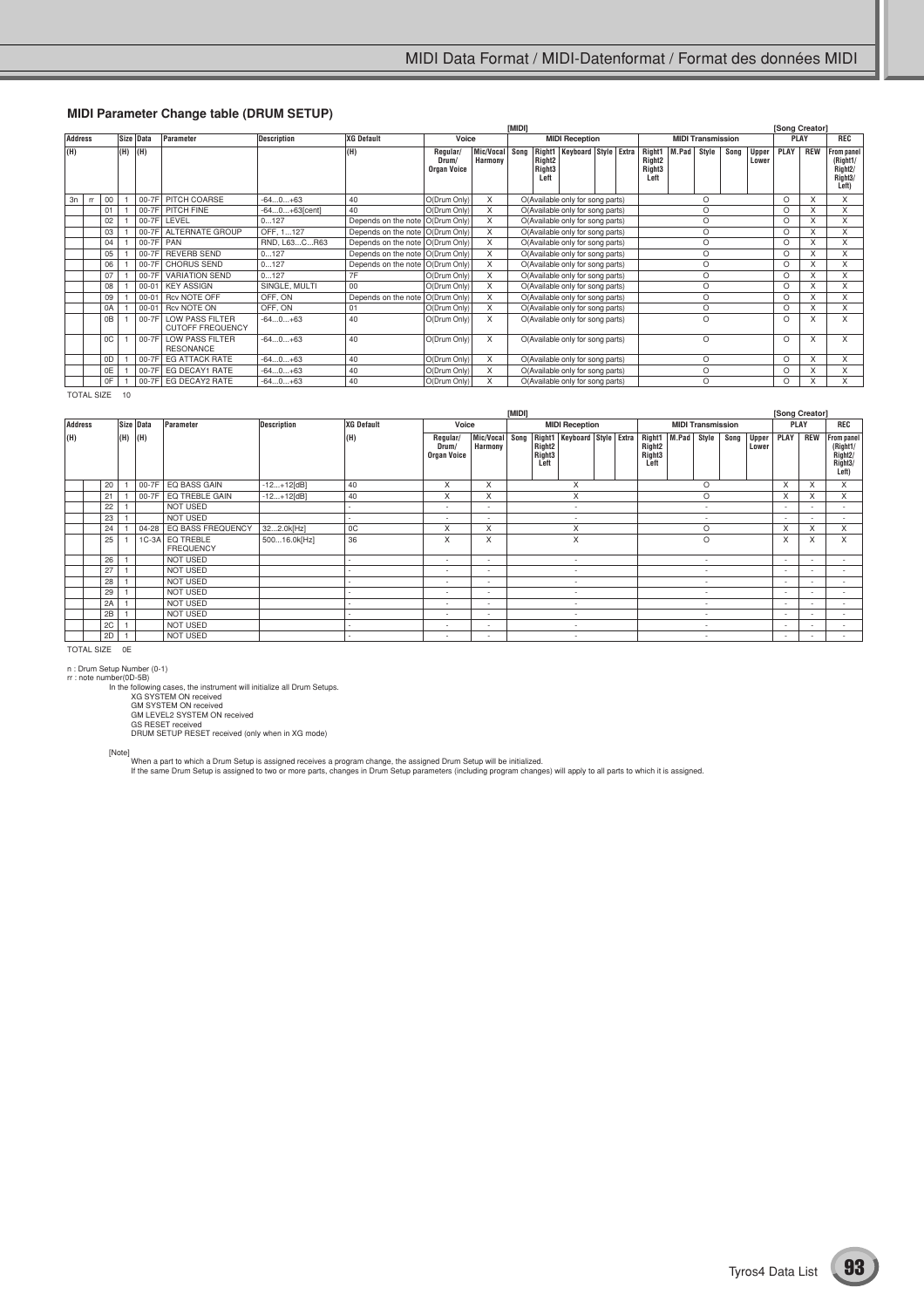### MIDI Parameter Change table (DRUM SETUP)

| Address | | | Size | Data | Parameter | Description | XG Default | [MIDI] Voice | | MIDI Reception | | | | | MIDI Transmission | | | | | [Song Creator] PLAY | | REC |
|---|---|---|---|---|---|---|---|---|---|---|---|---|---|---|---|---|---|---|---|---|---|---|
| (H) | | | (H) | (H) | | | (H) | Regular/ Drum/ Organ Voice | Mic/Vocal Harmony | Song | Right1 Right2 Right3 Left | Keyboard | Style | Extra | Right1 Right2 Right3 Left | M.Pad | Style | Song | Upper Lower | PLAY | REW | From panel (Right1/ Right2/ Right3/ Left) |
| 3n | rr | 00 | 1 | 00-7F | PITCH COARSE | -64...0...+63 | 40 | O(Drum Only) | X | O(Available only for song parts) | | | | | O | | | | | O | X | X |
| | | 01 | 1 | 00-7F | PITCH FINE | -64...0...+63[cent] | 40 | O(Drum Only) | X | O(Available only for song parts) | | | | | O | | | | | O | X | X |
| | | 02 | 1 | 00-7F | LEVEL | 0...127 | Depends on the note | O(Drum Only) | X | O(Available only for song parts) | | | | | O | | | | | O | X | X |
| | | 03 | 1 | 00-7F | ALTERNATE GROUP | OFF, 1...127 | Depends on the note | O(Drum Only) | X | O(Available only for song parts) | | | | | O | | | | | O | X | X |
| | | 04 | 1 | 00-7F | PAN | RND, L63...C...R63 | Depends on the note | O(Drum Only) | X | O(Available only for song parts) | | | | | O | | | | | O | X | X |
| | | 05 | 1 | 00-7F | REVERB SEND | 0...127 | Depends on the note | O(Drum Only) | X | O(Available only for song parts) | | | | | O | | | | | O | X | X |
| | | 06 | 1 | 00-7F | CHORUS SEND | 0...127 | Depends on the note | O(Drum Only) | X | O(Available only for song parts) | | | | | O | | | | | O | X | X |
| | | 07 | 1 | 00-7F | VARIATION SEND | 0...127 | 7F | O(Drum Only) | X | O(Available only for song parts) | | | | | O | | | | | O | X | X |
| | | 08 | 1 | 00-01 | KEY ASSIGN | SINGLE, MULTI | 00 | O(Drum Only) | X | O(Available only for song parts) | | | | | O | | | | | O | X | X |
| | | 09 | 1 | 00-01 | Rcv NOTE OFF | OFF, ON | Depends on the note | O(Drum Only) | X | O(Available only for song parts) | | | | | O | | | | | O | X | X |
| | | 0A | 1 | 00-01 | Rcv NOTE ON | OFF, ON | 01 | O(Drum Only) | X | O(Available only for song parts) | | | | | O | | | | | O | X | X |
| | | 0B | 1 | 00-7F | LOW PASS FILTER CUTOFF FREQUENCY | -64...0...+63 | 40 | O(Drum Only) | X | O(Available only for song parts) | | | | | O | | | | | O | X | X |
| | | 0C | 1 | 00-7F | LOW PASS FILTER RESONANCE | -64...0...+63 | 40 | O(Drum Only) | X | O(Available only for song parts) | | | | | O | | | | | O | X | X |
| | | 0D | 1 | 00-7F | EG ATTACK RATE | -64...0...+63 | 40 | O(Drum Only) | X | O(Available only for song parts) | | | | | O | | | | | O | X | X |
| | | 0E | 1 | 00-7F | EG DECAY1 RATE | -64...0...+63 | 40 | O(Drum Only) | X | O(Available only for song parts) | | | | | O | | | | | O | X | X |
| | | 0F | 1 | 00-7F | EG DECAY2 RATE | -64...0...+63 | 40 | O(Drum Only) | X | O(Available only for song parts) | | | | | O | | | | | O | X | X |

TOTAL SIZE 10

| Address | | | Size | Data | Parameter | Description | XG Default | [MIDI] Voice | | MIDI Reception | | | | | MIDI Transmission | | | | | [Song Creator] PLAY | | REC |
|---|---|---|---|---|---|---|---|---|---|---|---|---|---|---|---|---|---|---|---|---|---|---|
| (H) | | | (H) | (H) | | | (H) | Regular/ Drum/ Organ Voice | Mic/Vocal Harmony | Song | Right1 Right2 Right3 Left | Keyboard | Style | Extra | Right1 Right2 Right3 Left | M.Pad | Style | Song | Upper Lower | PLAY | REW | From panel (Right1/ Right2/ Right3/ Left) |
| | | 20 | 1 | 00-7F | EQ BASS GAIN | -12...+12[dB] | 40 | X | X | X | | | | | O | | | | | X | X | X |
| | | 21 | 1 | 00-7F | EQ TREBLE GAIN | -12...+12[dB] | 40 | X | X | X | | | | | O | | | | | X | X | X |
| | | 22 | 1 | | NOT USED | | - | - | - | - | | | | | - | | | | | - | - | - |
| | | 23 | 1 | | NOT USED | | - | - | - | - | | | | | - | | | | | - | - | - |
| | | 24 | 1 | 04-28 | EQ BASS FREQUENCY | 32...2.0k[Hz] | 0C | X | X | X | | | | | O | | | | | X | X | X |
| | | 25 | 1 | 1C-3A | EQ TREBLE FREQUENCY | 500...16.0k[Hz] | 36 | X | X | X | | | | | O | | | | | X | X | X |
| | | 26 | 1 | | NOT USED | | - | - | - | - | | | | | - | | | | | - | - | - |
| | | 27 | 1 | | NOT USED | | - | - | - | - | | | | | - | | | | | - | - | - |
| | | 28 | 1 | | NOT USED | | - | - | - | - | | | | | - | | | | | - | - | - |
| | | 29 | 1 | | NOT USED | | - | - | - | - | | | | | - | | | | | - | - | - |
| | | 2A | 1 | | NOT USED | | - | - | - | - | | | | | - | | | | | - | - | - |
| | | 2B | 1 | | NOT USED | | - | - | - | - | | | | | - | | | | | - | - | - |
| | | 2C | 1 | | NOT USED | | - | - | - | - | | | | | - | | | | | - | - | - |
| | | 2D | 1 | | NOT USED | | - | - | - | - | | | | | - | | | | | - | - | - |

TOTAL SIZE 0E

n : Drum Setup Number (0-1)
rr : note number(0D-5B)

In the following cases, the instrument will initialize all Drum Setups.
- XG SYSTEM ON received
- GM SYSTEM ON received
- GM LEVEL2 SYSTEM ON received
- GS RESET received
- DRUM SETUP RESET received (only when in XG mode)

[Note]
When a part to which a Drum Setup is assigned receives a program change, the assigned Drum Setup will be initialized.
If the same Drum Setup is assigned to two or more parts, changes in Drum Setup parameters (including program changes) will apply to all parts to which it is assigned.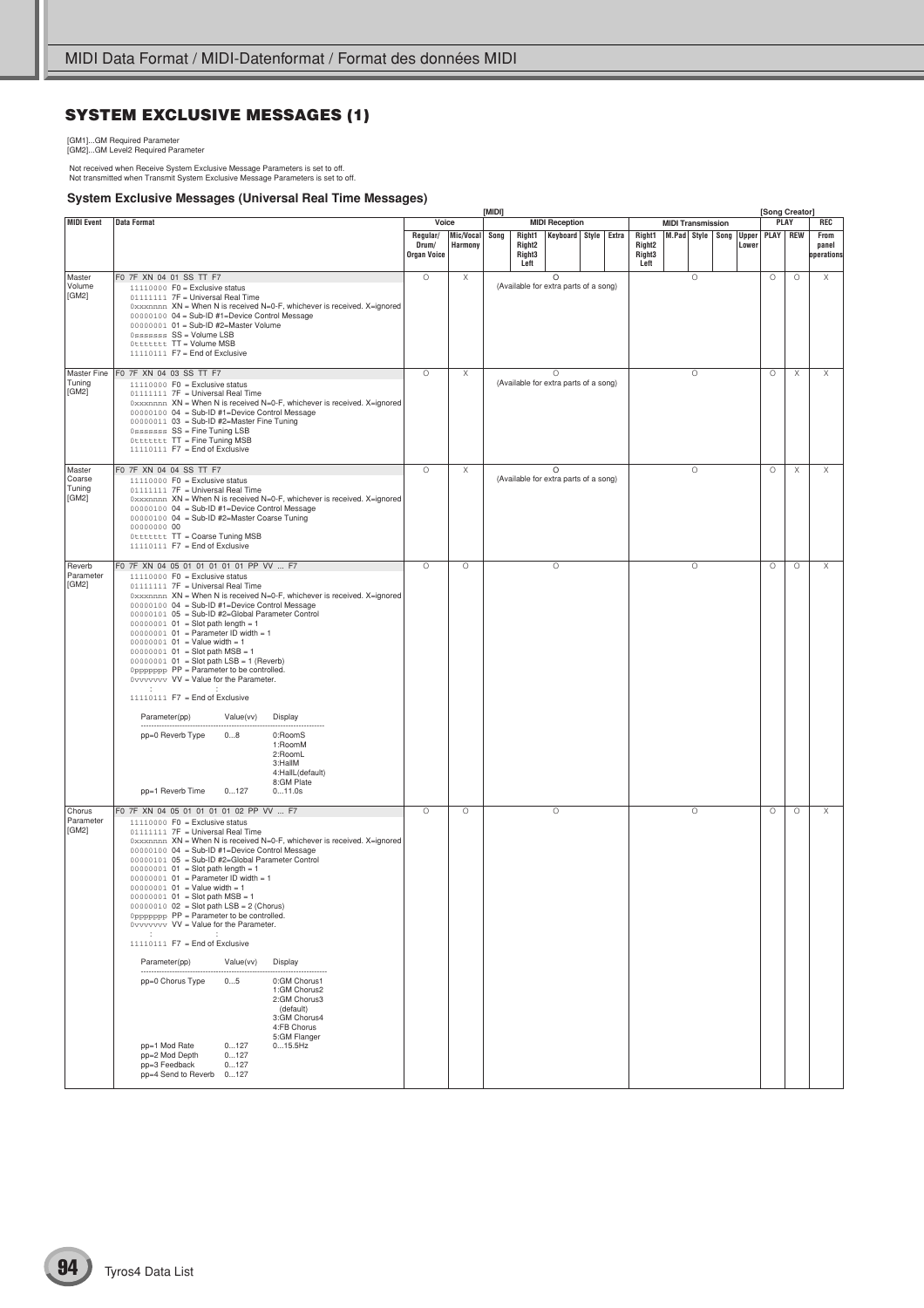## SYSTEM EXCLUSIVE MESSAGES (1)

[GM1]...GM Required Parameter
[GM2]...GM Level2 Required Parameter

Not received when Receive System Exclusive Message Parameters is set to off.
Not transmitted when Transmit System Exclusive Message Parameters is set to off.

### System Exclusive Messages (Universal Real Time Messages)

| MIDI Event | Data Format | [MIDI] Voice Regular/ Drum/ Organ Voice | Voice Mic/Vocal Harmony | MIDI Reception Song | MIDI Reception Right1 Right2 Right3 Left | MIDI Reception Keyboard | MIDI Reception Style | MIDI Reception Extra | MIDI Transmission Right1 Right2 Right3 Left | MIDI Transmission M.Pad | MIDI Transmission Style | MIDI Transmission Song | MIDI Transmission Upper Lower | [Song Creator] PLAY PLAY | PLAY REW | REC From panel operations |
|---|---|---|---|---|---|---|---|---|---|---|---|---|---|---|---|---|
| Master Volume [GM2] | F0 7F XN 04 01 SS TT F7<br>11110000 F0 = Exclusive status<br>01111111 7F = Universal Real Time<br>0xxxnnnn XN = When N is received N=0-F, whichever is received. X=ignored<br>00000100 04 = Sub-ID #1=Device Control Message<br>00000001 01 = Sub-ID #2=Master Volume<br>0sssssss SS = Volume LSB<br>0ttttttt TT = Volume MSB<br>11110111 F7 = End of Exclusive | O | X | O (Available for extra parts of a song) | | | | | O | | | | | O | O | X |
| Master Fine Tuning [GM2] | F0 7F XN 04 03 SS TT F7<br>11110000 F0 = Exclusive status<br>01111111 7F = Universal Real Time<br>0xxxnnnn XN = When N is received N=0-F, whichever is received. X=ignored<br>00000100 04 = Sub-ID #1=Device Control Message<br>00000011 03 = Sub-ID #2=Master Fine Tuning<br>0sssssss SS = Fine Tuning LSB<br>0ttttttt TT = Fine Tuning MSB<br>11110111 F7 = End of Exclusive | O | X | O (Available for extra parts of a song) | | | | | O | | | | | O | X | X |
| Master Coarse Tuning [GM2] | F0 7F XN 04 04 SS TT F7<br>11110000 F0 = Exclusive status<br>01111111 7F = Universal Real Time<br>0xxxnnnn XN = When N is received N=0-F, whichever is received. X=ignored<br>00000100 04 = Sub-ID #1=Device Control Message<br>00000100 04 = Sub-ID #2=Master Coarse Tuning<br>00000000 00<br>0ttttttt TT = Coarse Tuning MSB<br>11110111 F7 = End of Exclusive | O | X | O (Available for extra parts of a song) | | | | | O | | | | | O | X | X |
| Reverb Parameter [GM2] | F0 7F XN 04 05 01 01 01 01 01 PP VV ... F7<br>11110000 F0 = Exclusive status<br>01111111 7F = Universal Real Time<br>0xxxnnnn XN = When N is received N=0-F, whichever is received. X=ignored<br>00000100 04 = Sub-ID #1=Device Control Message<br>00000101 05 = Sub-ID #2=Global Parameter Control<br>00000001 01 = Slot path length = 1<br>00000001 01 = Parameter ID width = 1<br>00000001 01 = Value width = 1<br>00000001 01 = Slot path MSB = 1<br>00000001 01 = Slot path LSB = 1 (Reverb)<br>0ppppppp PP = Parameter to be controlled.<br>0vvvvvvv VV = Value for the Parameter.<br>: :<br>11110111 F7 = End of Exclusive<br><br>Parameter(pp) / Value(vv) / Display<br>pp=0 Reverb Type / 0...8 / 0:RoomS, 1:RoomM, 2:RoomL, 3:HallM, 4:HallL(default), 8:GM Plate<br>pp=1 Reverb Time / 0...127 / 0...11.0s | O | O | O | | | | | O | | | | | O | O | X |
| Chorus Parameter [GM2] | F0 7F XN 04 05 01 01 01 01 02 PP VV ... F7<br>11110000 F0 = Exclusive status<br>01111111 7F = Universal Real Time<br>0xxxnnnn XN = When N is received N=0-F, whichever is received. X=ignored<br>00000100 04 = Sub-ID #1=Device Control Message<br>00000101 05 = Sub-ID #2=Global Parameter Control<br>00000001 01 = Slot path length = 1<br>00000001 01 = Parameter ID width = 1<br>00000001 01 = Value width = 1<br>00000001 01 = Slot path MSB = 1<br>00000010 02 = Slot path LSB = 2 (Chorus)<br>0ppppppp PP = Parameter to be controlled.<br>0vvvvvvv VV = Value for the Parameter.<br>: :<br>11110111 F7 = End of Exclusive<br><br>Parameter(pp) / Value(vv) / Display<br>pp=0 Chorus Type / 0...5 / 0:GM Chorus1, 1:GM Chorus2, 2:GM Chorus3 (default), 3:GM Chorus4, 4:FB Chorus, 5:GM Flanger<br>pp=1 Mod Rate / 0...127 / 0...15.5Hz<br>pp=2 Mod Depth / 0...127<br>pp=3 Feedback / 0...127<br>pp=4 Send to Reverb / 0...127 | O | O | O | | | | | O | | | | | O | O | X |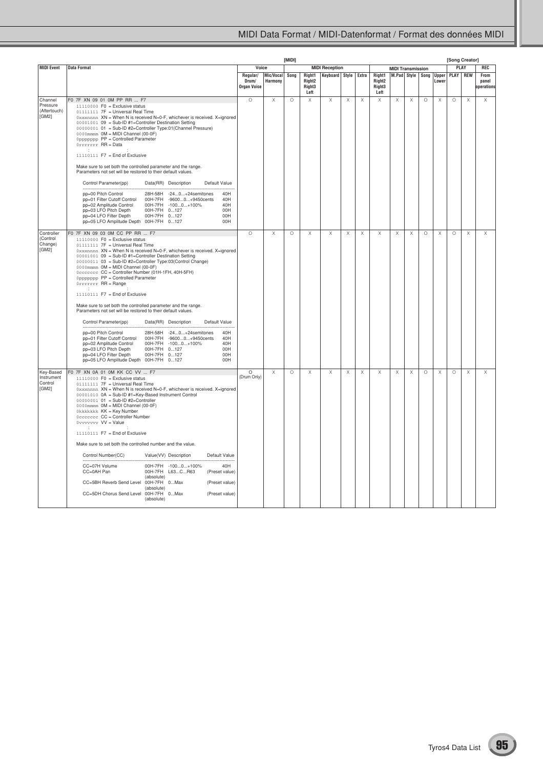| MIDI Event | Data Format | [MIDI] Voice | | | | | | | | | | | | | [Song Creator] | | |
|---|---|---|---|---|---|---|---|---|---|---|---|---|---|---|---|---|---|
| | | Voice | | MIDI Reception | | | | | MIDI Transmission | | | | | | PLAY | | REC |
| | | Regular/ Drum/ Organ Voice | Mic/Vocal Harmony | Song | Right1 Right2 Right3 Left | Keyboard | Style | Extra | Right1 Right2 Right3 Left | M.Pad | Style | Song | Upper Lower | PLAY | REW | From panel operations |
| Channel Pressure (Aftertouch) [GM2] | F0 7F XN 09 01 0M PP RR ... F7<br>11110000 F0 = Exclusive status<br>01111111 7F = Universal Real Time<br>0xxxnnnn XN = When N is received N=0-F, whichever is received. X=ignored<br>00001001 09 = Sub-ID #1=Controller Destination Setting<br>00000001 01 = Sub-ID #2=Controller Type:01(Channel Pressure)<br>0000mmmm 0M = MIDI Channel (00-0F)<br>0ppppppp PP = Controlled Parameter<br>0rrrrrrr RR = Data<br>: :<br>11110111 F7 = End of Exclusive<br><br>Make sure to set both the controlled parameter and the range.<br>Parameters not set will be restored to their default values.<br><br>Control Parameter(pp) / Data(RR) / Description / Default Value<br>pp=00 Pitch Control / 28H-58H / -24...0...+24semitones / 40H<br>pp=01 Filter Cutoff Control / 00H-7FH / -9600...0...+9450cents / 40H<br>pp=02 Amplitude Control / 00H-7FH / -100...0...+100% / 40H<br>pp=03 LFO Pitch Depth / 00H-7FH / 0...127 / 00H<br>pp=04 LFO Filter Depth / 00H-7FH / 0...127 / 00H<br>pp=05 LFO Amplitude Depth / 00H-7FH / 0...127 / 00H | O | X | O | X | X | X | X | X | X | X | O | X | O | X | X |
| Controller (Control Change) [GM2] | F0 7F XN 09 03 0M CC PP RR ... F7<br>11110000 F0 = Exclusive status<br>01111111 7F = Universal Real Time<br>0xxxnnnn XN = When N is received N=0-F, whichever is received. X=ignored<br>00001001 09 = Sub-ID #1=Controller Destination Setting<br>00000011 03 = Sub-ID #2=Controller Type:03(Control Change)<br>0000mmmm 0M = MIDI Channel (00-0F)<br>0ccccccc CC = Controller Number (01H-1FH, 40H-5FH)<br>0ppppppp PP = Controlled Parameter<br>0rrrrrrr RR = Range<br>: :<br>11110111 F7 = End of Exclusive<br><br>Make sure to set both the controlled parameter and the range.<br>Parameters not set will be restored to their default values.<br><br>Control Parameter(pp) / Data(RR) / Description / Default Value<br>pp=00 Pitch Control / 28H-58H / -24...0...+24semitones / 40H<br>pp=01 Filter Cutoff Control / 00H-7FH / -9600...0...+9450cents / 40H<br>pp=02 Amplitude Control / 00H-7FH / -100...0...+100% / 40H<br>pp=03 LFO Pitch Depth / 00H-7FH / 0...127 / 00H<br>pp=04 LFO Filter Depth / 00H-7FH / 0...127 / 00H<br>pp=05 LFO Amplitude Depth / 00H-7FH / 0...127 / 00H | O | X | O | X | X | X | X | X | X | X | O | X | O | X | X |
| Key-Based Instrument Control [GM2] | F0 7F XN 0A 01 0M KK CC VV ... F7<br>11110000 F0 = Exclusive status<br>01111111 7F = Universal Real Time<br>0xxxnnnn XN = When N is received N=0-F, whichever is received. X=ignored<br>00001010 0A = Sub-ID #1=Key-Based Instrument Control<br>00000001 01 = Sub-ID #2=Controller<br>0000mmmm 0M = MIDI Channel (00-0F)<br>0kkkkkkk KK = Key Number<br>0ccccccc CC = Controller Number<br>0vvvvvvv VV = Value<br>: :<br>11110111 F7 = End of Exclusive<br><br>Make sure to set both the controlled number and the value.<br><br>Control Number(CC) / Value(VV) / Description / Default Value<br>CC=07H Volume / 00H-7FH / -100...0...+100% / 40H<br>CC=0AH Pan / 00H-7FH (absolute) / L63...C...R63 / (Preset value)<br>CC=5BH Reverb Send Level / 00H-7FH (absolute) / 0...Max / (Preset value)<br>CC=5DH Chorus Send Level / 00H-7FH (absolute) / 0...Max / (Preset value) | O (Drum Only) | X | O | X | X | X | X | X | X | X | O | X | O | X | X |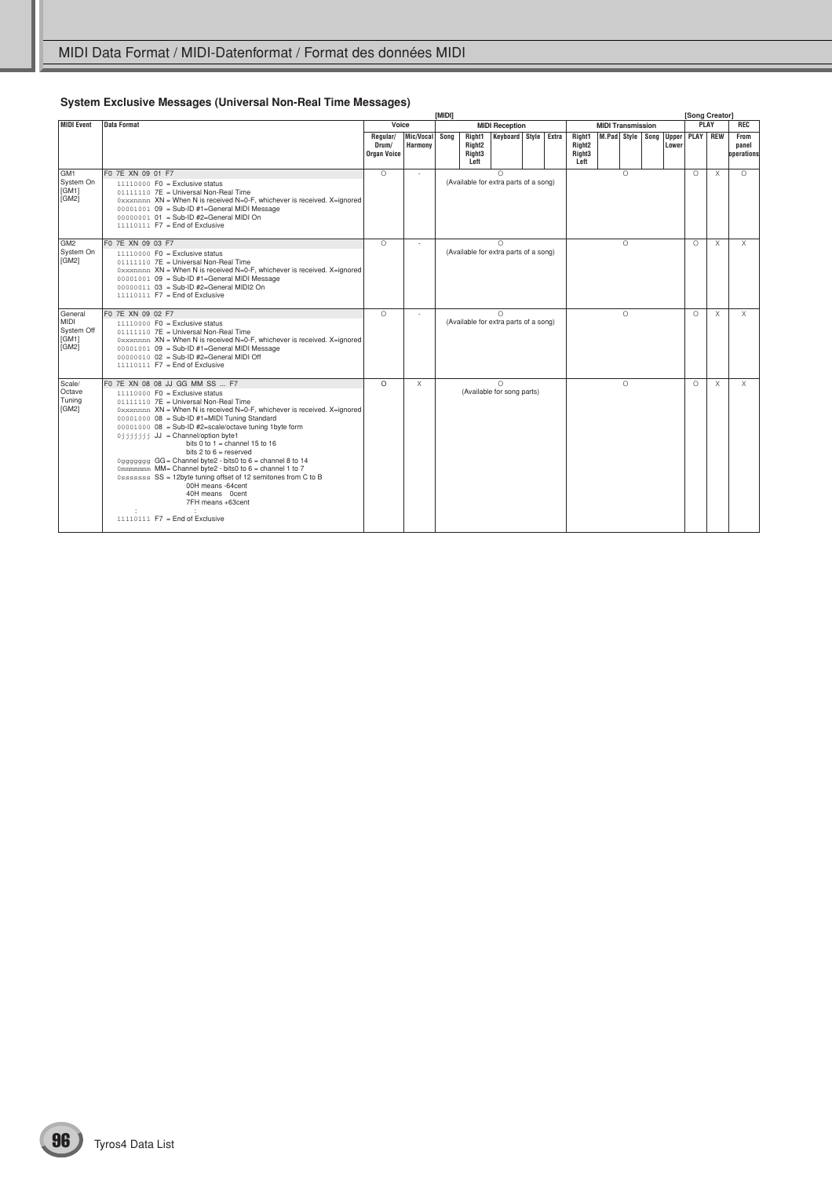## System Exclusive Messages (Universal Non-Real Time Messages)

| MIDI Event | Data Format | [MIDI] Voice | | MIDI Reception | | | | | MIDI Transmission | | | | | [Song Creator] PLAY | | REC |
|---|---|---|---|---|---|---|---|---|---|---|---|---|---|---|---|---|
| | | Regular/ Drum/ Organ Voice | Mic/Vocal Harmony | Song | Right1 Right2 Right3 Left | Keyboard | Style | Extra | Right1 Right2 Right3 Left | M.Pad | Style | Song | Upper Lower | PLAY | REW | From panel operations |
| GM1 System On [GM1] [GM2] | F0 7E XN 09 01 F7<br>11110000 F0 = Exclusive status<br>01111110 7E = Universal Non-Real Time<br>0xxxnnnn XN = When N is received N=0-F, whichever is received. X=ignored<br>00001001 09 = Sub-ID #1=General MIDI Message<br>00000001 01 = Sub-ID #2=General MIDI On<br>11110111 F7 = End of Exclusive | O | - | O (Available for extra parts of a song) | | | | | O | | | | | O | X | O |
| GM2 System On [GM2] | F0 7E XN 09 03 F7<br>11110000 F0 = Exclusive status<br>01111110 7E = Universal Non-Real Time<br>0xxxnnnn XN = When N is received N=0-F, whichever is received. X=ignored<br>00001001 09 = Sub-ID #1=General MIDI Message<br>00000011 03 = Sub-ID #2=General MIDI2 On<br>11110111 F7 = End of Exclusive | O | - | O (Available for extra parts of a song) | | | | | O | | | | | O | X | X |
| General MIDI System Off [GM1] [GM2] | F0 7E XN 09 02 F7<br>11110000 F0 = Exclusive status<br>01111110 7E = Universal Non-Real Time<br>0xxxnnnn XN = When N is received N=0-F, whichever is received. X=ignored<br>00001001 09 = Sub-ID #1=General MIDI Message<br>00000010 02 = Sub-ID #2=General MIDI Off<br>11110111 F7 = End of Exclusive | O | - | O (Available for extra parts of a song) | | | | | O | | | | | O | X | X |
| Scale/ Octave Tuning [GM2] | F0 7E XN 08 08 JJ GG MM SS ... F7<br>11110000 F0 = Exclusive status<br>01111110 7E = Universal Non-Real Time<br>0xxxnnnn XN = When N is received N=0-F, whichever is received. X=ignored<br>00001000 08 = Sub-ID #1=MIDI Tuning Standard<br>00001000 08 = Sub-ID #2=scale/octave tuning 1byte form<br>0jjjjjjj JJ = Channel/option byte1<br>bits 0 to 1 = channel 15 to 16<br>bits 2 to 6 = reserved<br>0ggggggg GG= Channel byte2 - bits0 to 6 = channel 8 to 14<br>0mmmmmmm MM= Channel byte2 - bits0 to 6 = channel 1 to 7<br>0sssssss SS = 12byte tuning offset of 12 semitones from C to B<br>00H means -64cent<br>40H means 0cent<br>7FH means +63cent<br>: :<br>11110111 F7 = End of Exclusive | O | X | O (Available for song parts) | | | | | O | | | | | O | X | X |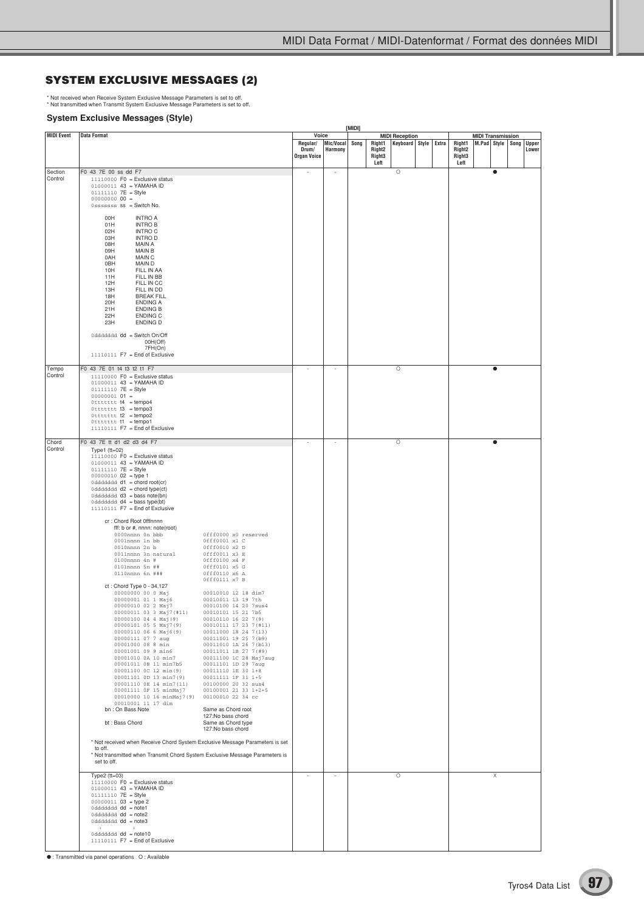## SYSTEM EXCLUSIVE MESSAGES (2)

* Not received when Receive System Exclusive Message Parameters is set to off.
* Not transmitted when Transmit System Exclusive Message Parameters is set to off.

### System Exclusive Messages (Style)

| MIDI Event | Data Format | Voice: Regular/Drum/Organ Voice | Voice: Mic/Vocal Harmony | MIDI Reception: Song | MIDI Reception: Right1 Right2 Right3 Left | MIDI Reception: Keyboard | MIDI Reception: Style | MIDI Reception: Extra | MIDI Transmission: Right1 Right2 Right3 Left | MIDI Transmission: M.Pad | MIDI Transmission: Style | MIDI Transmission: Song | MIDI Transmission: Upper Lower |
|---|---|---|---|---|---|---|---|---|---|---|---|---|---|
| Section Control | F0 43 7E 00 ss dd F7<br>11110000 F0 = Exclusive status<br>01000011 43 = YAMAHA ID<br>01111110 7E = Style<br>00000000 00 =<br>0sssssss ss = Switch No.<br>00H INTRO A<br>01H INTRO B<br>02H INTRO C<br>03H INTRO D<br>08H MAIN A<br>09H MAIN B<br>0AH MAIN C<br>0BH MAIN D<br>10H FILL IN AA<br>11H FILL IN BB<br>12H FILL IN CC<br>13H FILL IN DD<br>18H BREAK FILL<br>20H ENDING A<br>21H ENDING B<br>22H ENDING C<br>23H ENDING D<br>0ddddddd dd = Switch On/Off<br>00H(Off)<br>7FH(On)<br>11110111 F7 = End of Exclusive | - | - | | | ○ | | | | | ● | | |
| Tempo Control | F0 43 7E 01 t4 t3 t2 t1 F7<br>11110000 F0 = Exclusive status<br>01000011 43 = YAMAHA ID<br>01111110 7E = Style<br>00000001 01 =<br>0ttttttt t4 = tempo4<br>0ttttttt t3 = tempo3<br>0ttttttt t2 = tempo2<br>0ttttttt t1 = tempo1<br>11110111 F7 = End of Exclusive | - | - | | | ○ | | | | | ● | | |
| Chord Control | F0 43 7E tt d1 d2 d3 d4 F7<br>Type1 (tt=02)<br>11110000 F0 = Exclusive status<br>01000011 43 = YAMAHA ID<br>01111110 7E = Style<br>00000010 02 = type 1<br>0ddddddd d1 = chord root(cr)<br>0ddddddd d2 = chord type(ct)<br>0ddddddd d3 = bass note(bn)<br>0ddddddd d4 = bass type(bt)<br>11110111 F7 = End of Exclusive<br>cr : Chord Root 0fffnnnn<br>fff: b or #, nnnn: note(root)<br>0000nnnn 0n bbb / 0fff0000 x0 reserved<br>0001nnnn 1n bb / 0fff0001 x1 C<br>0010nnnn 2n b / 0fff0010 x2 D<br>0011nnnn 3n natural / 0fff0011 x3 E<br>0100nnnn 4n # / 0fff0100 x4 F<br>0101nnnn 5n ## / 0fff0101 x5 G<br>0110nnnn 6n ### / 0fff0110 x6 A<br>0fff0111 x7 B<br>ct : Chord Type 0 - 34,127<br>00000000 00 0 Maj / 00010010 12 18 dim7<br>00000001 01 1 Maj6 / 00010011 13 19 7th<br>00000010 02 2 Maj7 / 00010100 14 20 7sus4<br>00000011 03 3 Maj7(#11) / 00010101 15 21 7b5<br>00000100 04 4 Maj(9) / 00010110 16 22 7(9)<br>00000101 05 5 Maj7(9) / 00010111 17 23 7(#11)<br>00000110 06 6 Maj6(9) / 00011000 18 24 7(13)<br>00000111 07 7 aug / 00011001 19 25 7(b9)<br>00001000 08 8 min / 00011010 1A 26 7(b13)<br>00001001 09 9 min6 / 00011011 1B 27 7(#9)<br>00001010 0A 10 min7 / 00011100 1C 28 Maj7aug<br>00001011 0B 11 min7b5 / 00011101 1D 29 7aug<br>00001100 0C 12 min(9) / 00011110 1E 30 1+8<br>00001101 0D 13 min7(9) / 00011111 1F 31 1+5<br>00001110 0E 14 min7(11) / 00100000 20 32 sus4<br>00001111 0F 15 minMaj7 / 00100001 21 33 1+2+5<br>00010000 10 16 minMaj7(9) / 00100010 22 34 cc<br>00010001 11 17 dim<br>bn : On Bass Note — Same as Chord root, 127:No bass chord<br>bt : Bass Chord — Same as Chord type, 127:No bass chord<br>* Not received when Receive Chord System Exclusive Message Parameters is set to off.<br>* Not transmitted when Transmit Chord System Exclusive Message Parameters is set to off. | - | - | | | ○ | | | | | ● | | |
| | Type2 (tt=03)<br>11110000 F0 = Exclusive status<br>01000011 43 = YAMAHA ID<br>01111110 7E = Style<br>00000011 03 = type 2<br>0ddddddd dd = note1<br>0ddddddd dd = note2<br>0ddddddd dd = note3<br>: :<br>0ddddddd dd = note10<br>11110111 F7 = End of Exclusive | - | - | | | ○ | | | | | X | | |

●: Transmitted via panel operations ○: Available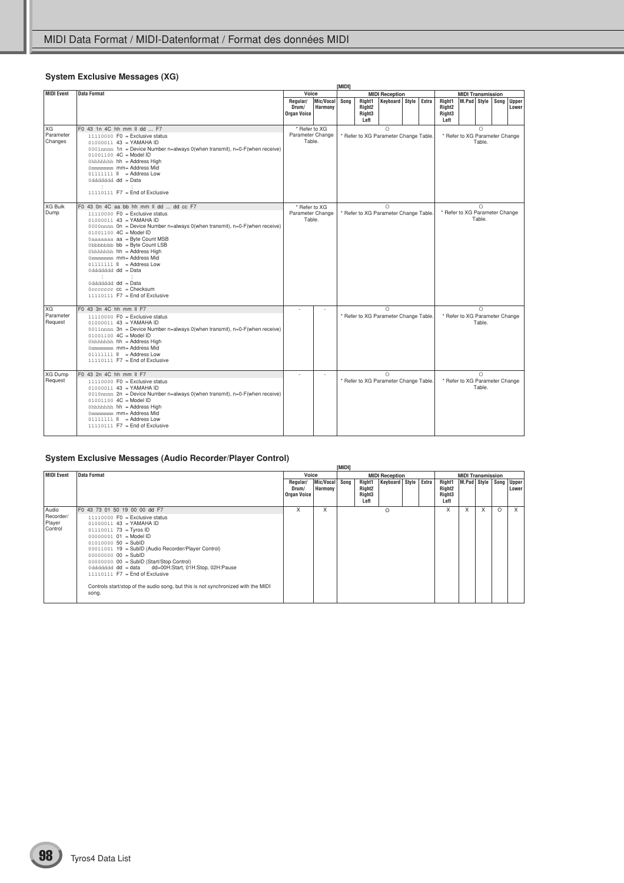## System Exclusive Messages (XG)

[MIDI]

| MIDI Event | Data Format | Voice | | MIDI Reception | | | | | MIDI Transmission | | | | |
|---|---|---|---|---|---|---|---|---|---|---|---|---|---|
| | | Regular/ Drum/ Organ Voice | Mic/Vocal Harmony | Song | Right1 Right2 Right3 Left | Keyboard | Style | Extra | Right1 Right2 Right3 Left | M.Pad | Style | Song | Upper Lower |
| XG Parameter Changes | F0 43 1n 4C hh mm ll dd ... F7<br>11110000 F0 = Exclusive status<br>01000011 43 = YAMAHA ID<br>0001nnnn 1n = Device Number n=always 0(when transmit), n=0-F(when receive)<br>01001100 4C = Model ID<br>0hhhhhhh hh = Address High<br>0mmmmmmm mm= Address Mid<br>01111111 ll = Address Low<br>0ddddddd dd = Data<br>: :<br>11110111 F7 = End of Exclusive | * Refer to XG Parameter Change Table. | | O<br>* Refer to XG Parameter Change Table. | | | | | O<br>* Refer to XG Parameter Change Table. | | | | |
| XG Bulk Dump | F0 43 0n 4C aa bb hh mm ll dd ... dd cc F7<br>11110000 F0 = Exclusive status<br>01000011 43 = YAMAHA ID<br>0000nnnn 0n = Device Number n=always 0(when transmit), n=0-F(when receive)<br>01001100 4C = Model ID<br>0aaaaaaa aa = Byte Count MSB<br>0bbbbbbb bb = Byte Count LSB<br>0hhhhhhh hh = Address High<br>0mmmmmmm mm= Address Mid<br>01111111 ll = Address Low<br>0ddddddd dd = Data<br>: :<br>0ddddddd dd = Data<br>0ccccccc cc = Checksum<br>11110111 F7 = End of Exclusive | * Refer to XG Parameter Change Table. | | O<br>* Refer to XG Parameter Change Table. | | | | | O<br>* Refer to XG Parameter Change Table. | | | | |
| XG Parameter Request | F0 43 3n 4C hh mm ll F7<br>11110000 F0 = Exclusive status<br>01000011 43 = YAMAHA ID<br>0011nnnn 3n = Device Number n=always 0(when transmit), n=0-F(when receive)<br>01001100 4C = Model ID<br>0hhhhhhh hh = Address High<br>0mmmmmmm mm= Address Mid<br>01111111 ll = Address Low<br>11110111 F7 = End of Exclusive | - | - | O<br>* Refer to XG Parameter Change Table. | | | | | O<br>* Refer to XG Parameter Change Table. | | | | |
| XG Dump Request | F0 43 2n 4C hh mm ll F7<br>11110000 F0 = Exclusive status<br>01000011 43 = YAMAHA ID<br>0010nnnn 2n = Device Number n=always 0(when transmit), n=0-F(when receive)<br>01001100 4C = Model ID<br>0hhhhhhh hh = Address High<br>0mmmmmmm mm= Address Mid<br>01111111 ll = Address Low<br>11110111 F7 = End of Exclusive | - | - | O<br>* Refer to XG Parameter Change Table. | | | | | O<br>* Refer to XG Parameter Change Table. | | | | |

## System Exclusive Messages (Audio Recorder/Player Control)

[MIDI]

| MIDI Event | Data Format | Voice | | MIDI Reception | | | | | MIDI Transmission | | | | |
|---|---|---|---|---|---|---|---|---|---|---|---|---|---|
| | | Regular/ Drum/ Organ Voice | Mic/Vocal Harmony | Song | Right1 Right2 Right3 Left | Keyboard | Style | Extra | Right1 Right2 Right3 Left | M.Pad | Style | Song | Upper Lower |
| Audio Recorder/ Player Control | F0 43 73 01 50 19 00 00 dd F7<br>11110000 F0 = Exclusive status<br>01000011 43 = YAMAHA ID<br>01110011 73 = Tyros ID<br>00000001 01 = Model ID<br>01010000 50 = SubID<br>00011001 19 = SubID (Audio Recorder/Player Control)<br>00000000 00 = SubID<br>00000000 00 = SubID (Start/Stop Control)<br>0ddddddd dd = data dd=00H:Start, 01H:Stop, 02H:Pause<br>11110111 F7 = End of Exclusive<br><br>Controls start/stop of the audio song, but this is not synchronized with the MIDI song. | X | X | O | | | | | X | X | X | O | X |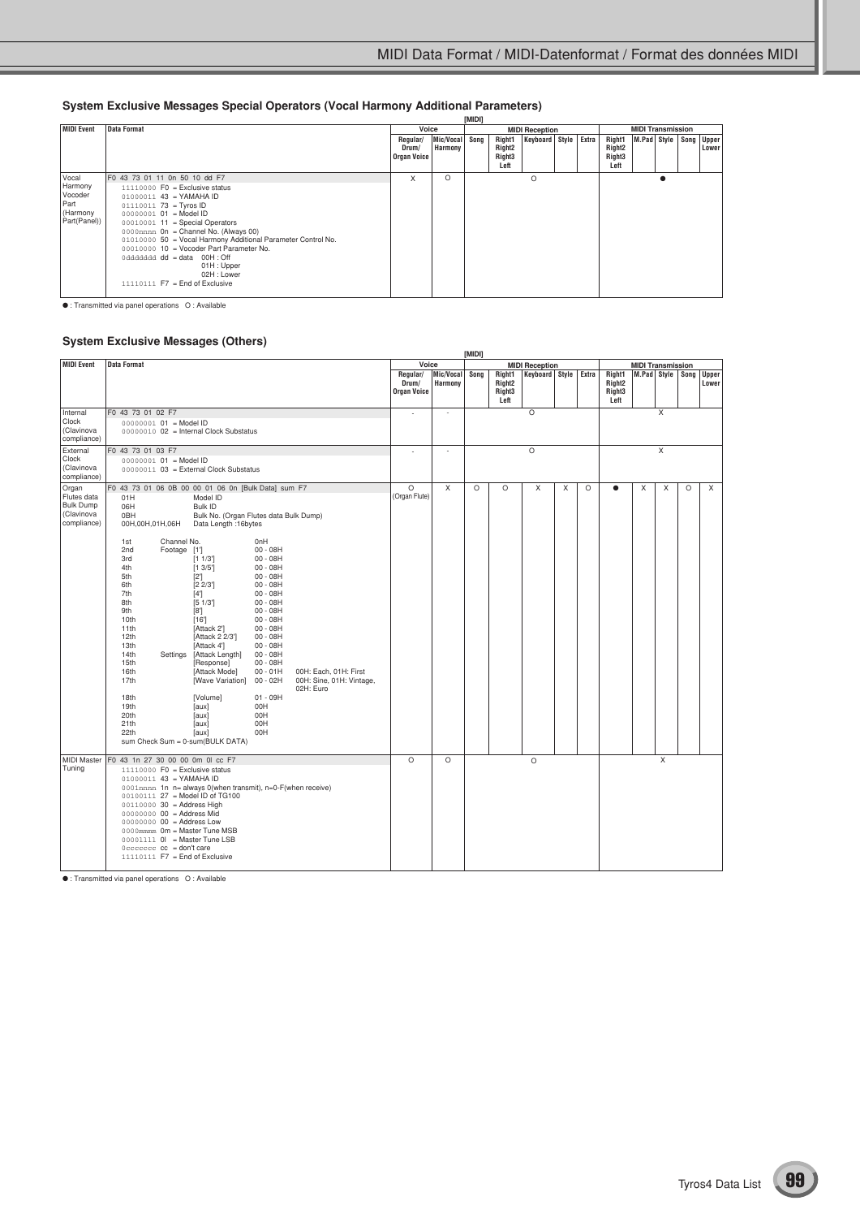## System Exclusive Messages Special Operators (Vocal Harmony Additional Parameters)

| MIDI Event | Data Format | [MIDI] Voice | | MIDI Reception | | | | | MIDI Transmission | | | | |
|---|---|---|---|---|---|---|---|---|---|---|---|---|---|
| | | Regular/ Drum/ Organ Voice | Mic/Vocal Harmony | Song | Right1 Right2 Right3 Left | Keyboard | Style | Extra | Right1 Right2 Right3 Left | M.Pad | Style | Song | Upper Lower |
| Vocal Harmony Vocoder Part (Harmony Part(Panel)) | F0 43 73 01 11 0n 50 10 dd F7<br>11110000 F0 = Exclusive status<br>01000011 43 = YAMAHA ID<br>01110011 73 = Tyros ID<br>00000001 01 = Model ID<br>00010001 11 = Special Operators<br>0000nnnn 0n = Channel No. (Always 00)<br>01010000 50 = Vocal Harmony Additional Parameter Control No.<br>00010000 10 = Vocoder Part Parameter No.<br>0ddddddd dd = data 00H : Off<br>01H : Upper<br>02H : Lower<br>11110111 F7 = End of Exclusive | X | O | O | | | | | ● | | | | |

● : Transmitted via panel operations O : Available

## System Exclusive Messages (Others)

| MIDI Event | Data Format | [MIDI] Voice | | MIDI Reception | | | | | MIDI Transmission | | | | |
|---|---|---|---|---|---|---|---|---|---|---|---|---|---|
| | | Regular/ Drum/ Organ Voice | Mic/Vocal Harmony | Song | Right1 Right2 Right3 Left | Keyboard | Style | Extra | Right1 Right2 Right3 Left | M.Pad | Style | Song | Upper Lower |
| Internal Clock (Clavinova compliance) | F0 43 73 01 02 F7<br>00000001 01 = Model ID<br>00000010 02 = Internal Clock Substatus | - | - | O | | | | | X | | | | |
| External Clock (Clavinova compliance) | F0 43 73 01 03 F7<br>00000001 01 = Model ID<br>00000011 03 = External Clock Substatus | - | - | O | | | | | X | | | | |
| Organ Flutes data Bulk Dump (Clavinova compliance) | F0 43 73 01 06 0B 00 00 01 06 0n [Bulk Data] sum F7<br>01H Model ID<br>06H Bulk ID<br>0BH Bulk No. (Organ Flutes data Bulk Dump)<br>00H,00H,01H,06H Data Length :16bytes<br><br>1st Channel No. 0nH<br>2nd Footage [1'] 00 - 08H<br>3rd [1 1/3'] 00 - 08H<br>4th [1 3/5'] 00 - 08H<br>5th [2'] 00 - 08H<br>6th [2 2/3'] 00 - 08H<br>7th [4'] 00 - 08H<br>8th [5 1/3'] 00 - 08H<br>9th [8'] 00 - 08H<br>10th [16'] 00 - 08H<br>11th [Attack 2'] 00 - 08H<br>12th [Attack 2 2/3'] 00 - 08H<br>13th [Attack 4'] 00 - 08H<br>14th Settings [Attack Length] 00 - 08H<br>15th [Response] 00 - 08H<br>16th [Attack Mode] 00 - 01H 00H: Each, 01H: First<br>17th [Wave Variation] 00 - 02H 00H: Sine, 01H: Vintage, 02H: Euro<br>18th [Volume] 01 - 09H<br>19th [aux] 00H<br>20th [aux] 00H<br>21th [aux] 00H<br>22th [aux] 00H<br>sum Check Sum = 0-sum(BULK DATA) | O (Organ Flute) | X | O | O | X | X | O | ● | X | X | O | X |
| MIDI Master Tuning | F0 43 1n 27 30 00 00 0m 0l cc F7<br>11110000 F0 = Exclusive status<br>01000011 43 = YAMAHA ID<br>0001nnnn 1n n= always 0(when transmit), n=0-F(when receive)<br>00100111 27 = Model ID of TG100<br>00110000 30 = Address High<br>00000000 00 = Address Mid<br>00000000 00 = Address Low<br>0000mmmm 0m = Master Tune MSB<br>00001111 0l = Master Tune LSB<br>0ccccccc cc = don't care<br>11110111 F7 = End of Exclusive | O | O | O | | | | | X | | | | |

● : Transmitted via panel operations O : Available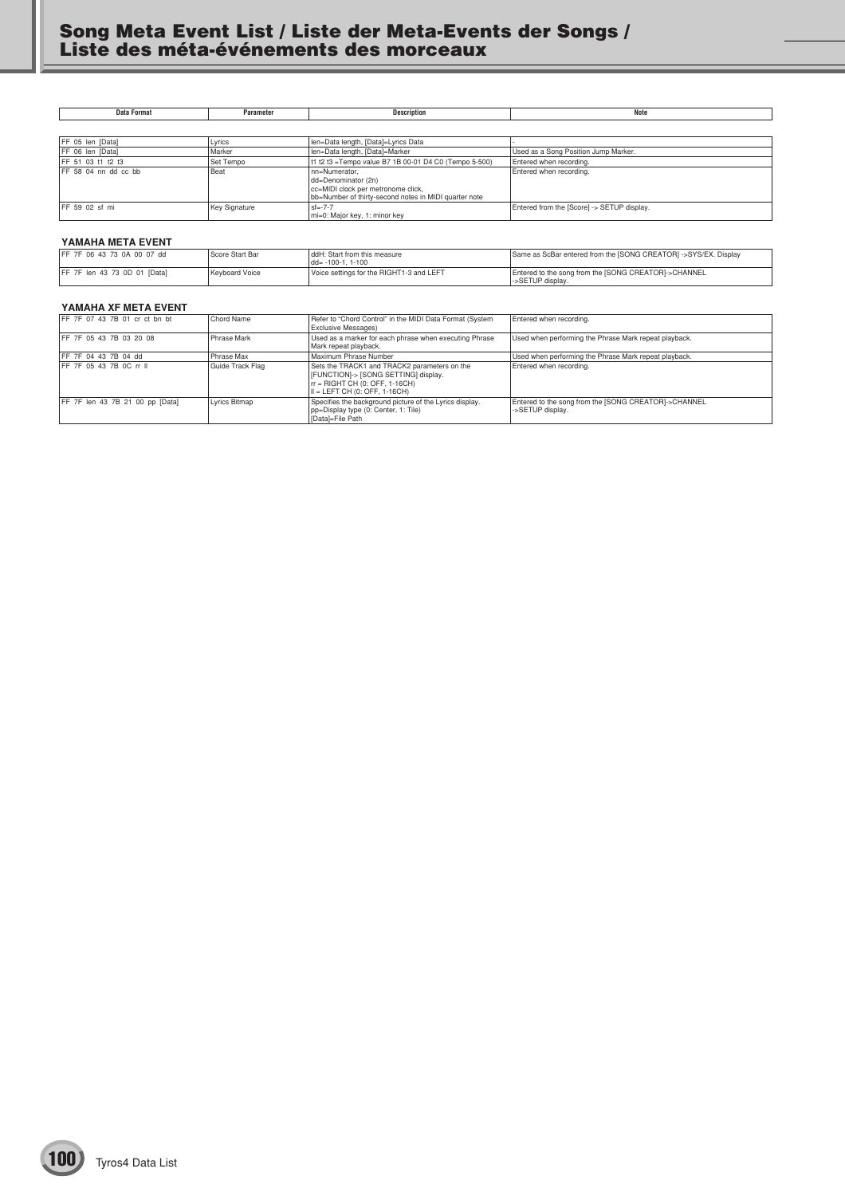# Song Meta Event List / Liste der Meta-Events der Songs / Liste des méta-événements des morceaux

| Data Format | Parameter | Description | Note |
|---|---|---|---|
| FF 05 len [Data] | Lyrics | len=Data length, [Data]=Lyrics Data | - |
| FF 06 len [Data] | Marker | len=Data length, [Data]=Marker | Used as a Song Position Jump Marker. |
| FF 51 03 t1 t2 t3 | Set Tempo | t1 t2 t3 =Tempo value B7 1B 00-01 D4 C0 (Tempo 5-500) | Entered when recording. |
| FF 58 04 nn dd cc bb | Beat | nn=Numerator,<br>dd=Denominator (2n)<br>cc=MIDI clock per metronome click,<br>bb=Number of thirty-second notes in MIDI quarter note | Entered when recording. |
| FF 59 02 sf mi | Key Signature | sf=-7-7<br>mi=0: Major key, 1: minor key | Entered from the [Score] -> SETUP display. |

### YAMAHA META EVENT

| Data Format | Parameter | Description | Note |
|---|---|---|---|
| FF 7F 06 43 73 0A 00 07 dd | Score Start Bar | ddH: Start from this measure<br>dd= -100-1, 1-100 | Same as ScBar entered from the [SONG CREATOR] ->SYS/EX. Display |
| FF 7F len 43 73 0D 01 [Data] | Keyboard Voice | Voice settings for the RIGHT1-3 and LEFT | Entered to the song from the [SONG CREATOR]->CHANNEL ->SETUP display. |

### YAMAHA XF META EVENT

| Data Format | Parameter | Description | Note |
|---|---|---|---|
| FF 7F 07 43 7B 01 cr ct bn bt | Chord Name | Refer to "Chord Control" in the MIDI Data Format (System Exclusive Messages) | Entered when recording. |
| FF 7F 05 43 7B 03 20 08 | Phrase Mark | Used as a marker for each phrase when executing Phrase Mark repeat playback. | Used when performing the Phrase Mark repeat playback. |
| FF 7F 04 43 7B 04 dd | Phrase Max | Maximum Phrase Number | Used when performing the Phrase Mark repeat playback. |
| FF 7F 05 43 7B 0C rr ll | Guide Track Flag | Sets the TRACK1 and TRACK2 parameters on the [FUNCTION]-> [SONG SETTING] display.<br>rr = RIGHT CH (0: OFF, 1-16CH)<br>ll = LEFT CH (0: OFF, 1-16CH) | Entered when recording. |
| FF 7F len 43 7B 21 00 pp [Data] | Lyrics Bitmap | Specifies the background picture of the Lyrics display.<br>pp=Display type (0: Center, 1: Tile)<br>[Data]=File Path | Entered to the song from the [SONG CREATOR]->CHANNEL ->SETUP display. |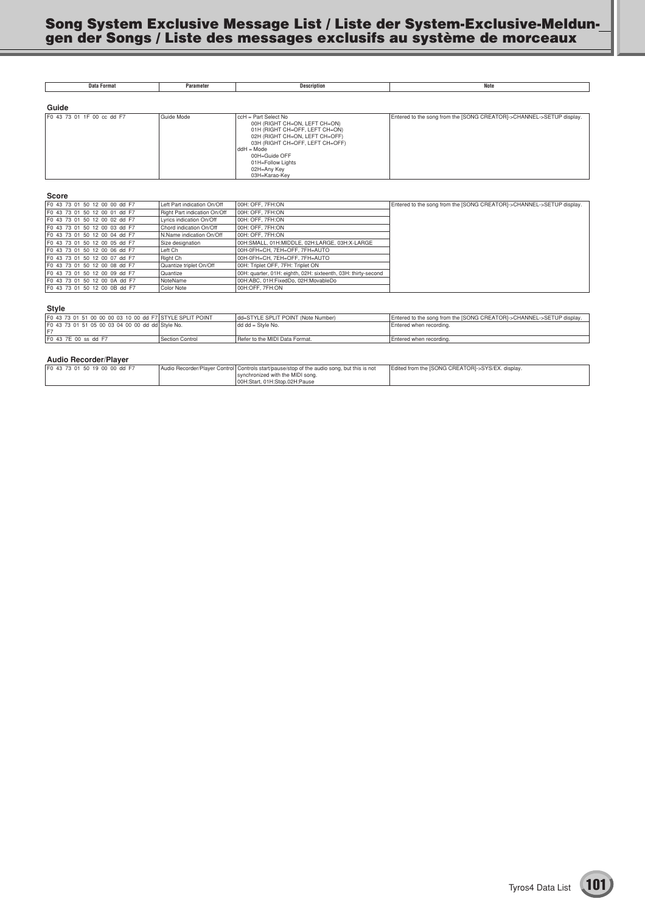# Song System Exclusive Message List / Liste der System-Exclusive-Meldungen der Songs / Liste des messages exclusifs au système de morceaux

| Data Format | Parameter | Description | Note |
|---|---|---|---|

## Guide

| Data Format | Parameter | Description | Note |
|---|---|---|---|
| F0 43 73 01 1F 00 cc dd F7 | Guide Mode | ccH = Part Select No<br>00H (RIGHT CH=ON, LEFT CH=ON)<br>01H (RIGHT CH=OFF, LEFT CH=ON)<br>02H (RIGHT CH=ON, LEFT CH=OFF)<br>03H (RIGHT CH=OFF, LEFT CH=OFF)<br>ddH = Mode<br>00H=Guide OFF<br>01H=Follow Lights<br>02H=Any Key<br>03H=Karao-Key | Entered to the song from the [SONG CREATOR]->CHANNEL->SETUP display. |

## Score

| Data Format | Parameter | Description | Note |
|---|---|---|---|
| F0 43 73 01 50 12 00 00 dd F7 | Left Part indication On/Off | 00H: OFF, 7FH:ON | Entered to the song from the [SONG CREATOR]->CHANNEL->SETUP display. |
| F0 43 73 01 50 12 00 01 dd F7 | Right Part indication On/Off | 00H: OFF, 7FH:ON | |
| F0 43 73 01 50 12 00 02 dd F7 | Lyrics indication On/Off | 00H: OFF, 7FH:ON | |
| F0 43 73 01 50 12 00 03 dd F7 | Chord indication On/Off | 00H: OFF, 7FH:ON | |
| F0 43 73 01 50 12 00 04 dd F7 | N.Name indication On/Off | 00H: OFF, 7FH:ON | |
| F0 43 73 01 50 12 00 05 dd F7 | Size designation | 00H:SMALL, 01H:MIDDLE, 02H:LARGE, 03H:X-LARGE | |
| F0 43 73 01 50 12 00 06 dd F7 | Left Ch | 00H-0FH=CH, 7EH=OFF, 7FH=AUTO | |
| F0 43 73 01 50 12 00 07 dd F7 | Right Ch | 00H-0FH=CH, 7EH=OFF, 7FH=AUTO | |
| F0 43 73 01 50 12 00 08 dd F7 | Quantize triplet On/Off | 00H: Triplet OFF, 7FH: Triplet ON | |
| F0 43 73 01 50 12 00 09 dd F7 | Quantize | 00H: quarter, 01H: eighth, 02H: sixteenth, 03H: thirty-second | |
| F0 43 73 01 50 12 00 0A dd F7 | NoteName | 00H:ABC, 01H:FixedDo, 02H:MovableDo | |
| F0 43 73 01 50 12 00 0B dd F7 | Color Note | 00H:OFF, 7FH:ON | |

## Style

| Data Format | Parameter | Description | Note |
|---|---|---|---|
| F0 43 73 01 51 00 00 00 03 10 00 dd F7 | STYLE SPLIT POINT | dd=STYLE SPLIT POINT (Note Number) | Entered to the song from the [SONG CREATOR]->CHANNEL->SETUP display. |
| F0 43 73 01 51 05 00 03 04 00 00 dd dd F7 | Style No. | dd dd = Style No. | Entered when recording. |
| F0 43 7E 00 ss dd F7 | Section Control | Refer to the MIDI Data Format. | Entered when recording. |

## Audio Recorder/Player

| Data Format | Parameter | Description | Note |
|---|---|---|---|
| F0 43 73 01 50 19 00 00 dd F7 | Audio Recorder/Player Control | Controls start/pause/stop of the audio song, but this is not synchronized with the MIDI song.<br>00H:Start, 01H:Stop.02H:Pause | Edited from the [SONG CREATOR]->SYS/EX. display. |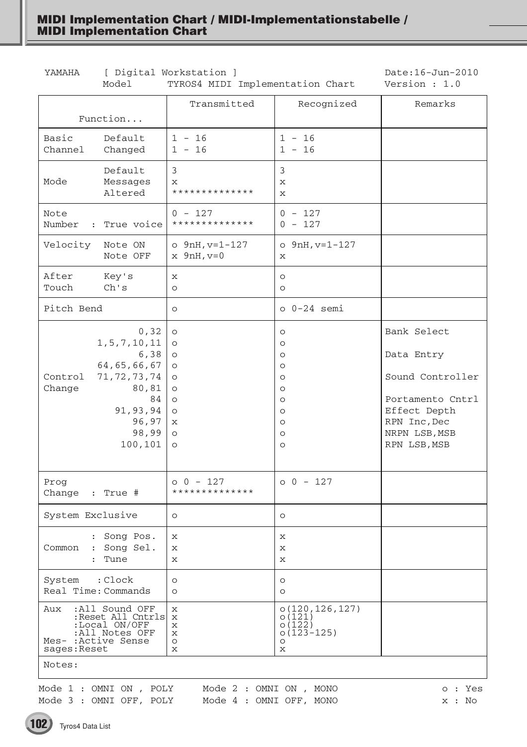# MIDI Implementation Chart / MIDI-Implementationstabelle / MIDI Implementation Chart

YAMAHA [ Digital Workstation ] Date:16-Jun-2010
Model TYROS4 MIDI Implementation Chart Version : 1.0

| Function... | | Transmitted | Recognized | Remarks |
|---|---|---|---|---|
| Basic Channel | Default | 1 - 16 | 1 - 16 | |
| | Changed | 1 - 16 | 1 - 16 | |
| Mode | Default | 3 | 3 | |
| | Messages | x | x | |
| | Altered | ************** | x | |
| Note Number | | 0 - 127 | 0 - 127 | |
| | : True voice | ************** | 0 - 127 | |
| Velocity | Note ON | o 9nH,v=1-127 | o 9nH,v=1-127 | |
| | Note OFF | x 9nH,v=0 | x | |
| After Touch | Key's | x | o | |
| | Ch's | o | o | |
| Pitch Bend | | o | o 0-24 semi | |
| Control Change | 0,32 | o | o | Bank Select |
| | 1,5,7,10,11 | o | o | |
| | 6,38 | o | o | Data Entry |
| | 64,65,66,67 | o | o | |
| | 71,72,73,74 | o | o | Sound Controller |
| | 80,81 | o | o | |
| | 84 | o | o | Portamento Cntrl |
| | 91,93,94 | o | o | Effect Depth |
| | 96,97 | x | o | RPN Inc,Dec |
| | 98,99 | o | o | NRPN LSB,MSB |
| | 100,101 | o | o | RPN LSB,MSB |
| Prog Change | | o 0 - 127 | o 0 - 127 | |
| | : True # | ************** | | |
| System Exclusive | | o | o | |
| Common | : Song Pos. | x | x | |
| | : Song Sel. | x | x | |
| | : Tune | x | x | |
| System Real Time | : Clock | o | o | |
| | : Commands | o | o | |
| Aux Messages | : All Sound OFF | x | o(120,126,127) | |
| | : Reset All Cntrls | x | o(121) | |
| | : Local ON/OFF | x | o(122) | |
| | : All Notes OFF | x | o(123-125) | |
| | : Active Sense | o | o | |
| | : Reset | x | x | |
| Notes: | | | | |

Mode 1 : OMNI ON , POLY Mode 2 : OMNI ON , MONO o : Yes
Mode 3 : OMNI OFF, POLY Mode 4 : OMNI OFF, MONO x : No